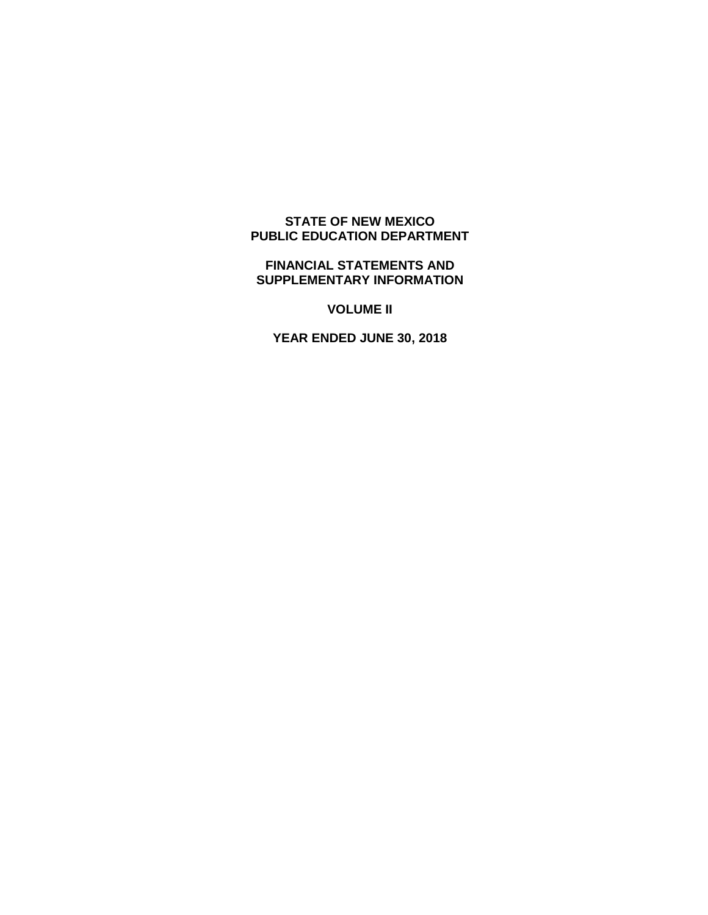# STATE OF NEW MEXICO
# PUBLIC EDUCATION DEPARTMENT

## FINANCIAL STATEMENTS AND SUPPLEMENTARY INFORMATION

## VOLUME II

## YEAR ENDED JUNE 30, 2018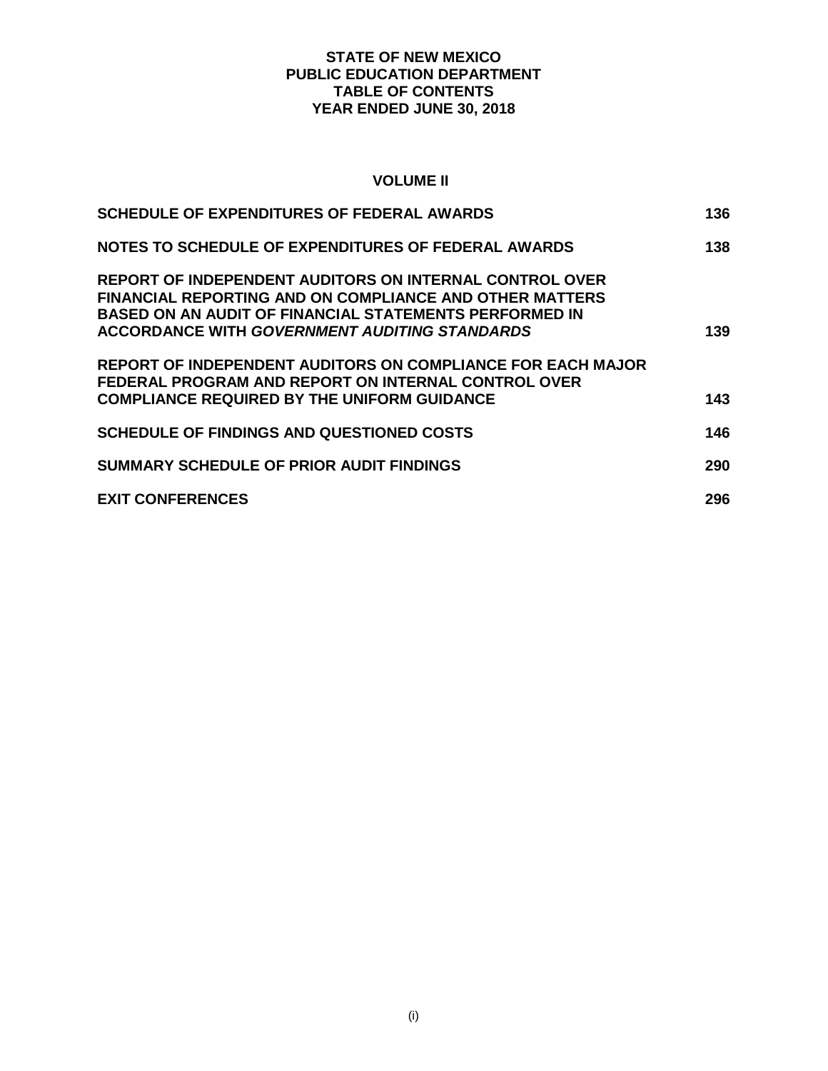# STATE OF NEW MEXICO
# PUBLIC EDUCATION DEPARTMENT
# TABLE OF CONTENTS
# YEAR ENDED JUNE 30, 2018

## VOLUME II

| | |
|---|---|
| **SCHEDULE OF EXPENDITURES OF FEDERAL AWARDS** | **136** |
| **NOTES TO SCHEDULE OF EXPENDITURES OF FEDERAL AWARDS** | **138** |
| **REPORT OF INDEPENDENT AUDITORS ON INTERNAL CONTROL OVER FINANCIAL REPORTING AND ON COMPLIANCE AND OTHER MATTERS BASED ON AN AUDIT OF FINANCIAL STATEMENTS PERFORMED IN ACCORDANCE WITH *GOVERNMENT AUDITING STANDARDS*** | **139** |
| **REPORT OF INDEPENDENT AUDITORS ON COMPLIANCE FOR EACH MAJOR FEDERAL PROGRAM AND REPORT ON INTERNAL CONTROL OVER COMPLIANCE REQUIRED BY THE UNIFORM GUIDANCE** | **143** |
| **SCHEDULE OF FINDINGS AND QUESTIONED COSTS** | **146** |
| **SUMMARY SCHEDULE OF PRIOR AUDIT FINDINGS** | **290** |
| **EXIT CONFERENCES** | **296** |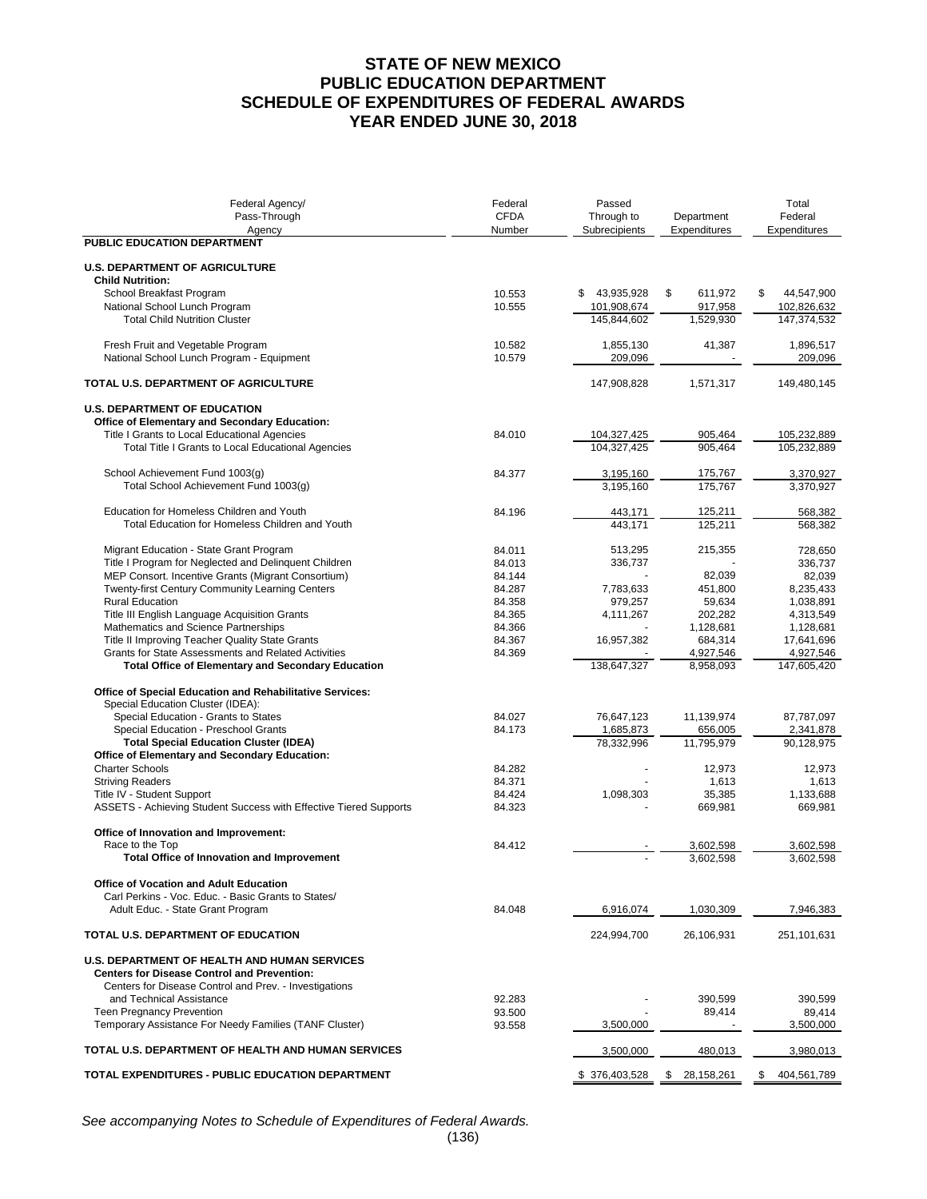# STATE OF NEW MEXICO
# PUBLIC EDUCATION DEPARTMENT
# SCHEDULE OF EXPENDITURES OF FEDERAL AWARDS
# YEAR ENDED JUNE 30, 2018

| Federal Agency/ Pass-Through Agency | Federal CFDA Number | Passed Through to Subrecipients | Department Expenditures | Total Federal Expenditures |
|---|---|---|---|---|
| **PUBLIC EDUCATION DEPARTMENT** | | | | |
| **U.S. DEPARTMENT OF AGRICULTURE** | | | | |
| **Child Nutrition:** | | | | |
| School Breakfast Program | 10.553 | $ 43,935,928 | $ 611,972 | $ 44,547,900 |
| National School Lunch Program | 10.555 | 101,908,674 | 917,958 | 102,826,632 |
| Total Child Nutrition Cluster | | 145,844,602 | 1,529,930 | 147,374,532 |
| Fresh Fruit and Vegetable Program | 10.582 | 1,855,130 | 41,387 | 1,896,517 |
| National School Lunch Program - Equipment | 10.579 | 209,096 | - | 209,096 |
| **TOTAL U.S. DEPARTMENT OF AGRICULTURE** | | 147,908,828 | 1,571,317 | 149,480,145 |
| **U.S. DEPARTMENT OF EDUCATION** | | | | |
| **Office of Elementary and Secondary Education:** | | | | |
| Title I Grants to Local Educational Agencies | 84.010 | 104,327,425 | 905,464 | 105,232,889 |
| Total Title I Grants to Local Educational Agencies | | 104,327,425 | 905,464 | 105,232,889 |
| School Achievement Fund 1003(g) | 84.377 | 3,195,160 | 175,767 | 3,370,927 |
| Total School Achievement Fund 1003(g) | | 3,195,160 | 175,767 | 3,370,927 |
| Education for Homeless Children and Youth | 84.196 | 443,171 | 125,211 | 568,382 |
| Total Education for Homeless Children and Youth | | 443,171 | 125,211 | 568,382 |
| Migrant Education - State Grant Program | 84.011 | 513,295 | 215,355 | 728,650 |
| Title I Program for Neglected and Delinquent Children | 84.013 | 336,737 | - | 336,737 |
| MEP Consort. Incentive Grants (Migrant Consortium) | 84.144 | - | 82,039 | 82,039 |
| Twenty-first Century Community Learning Centers | 84.287 | 7,783,633 | 451,800 | 8,235,433 |
| Rural Education | 84.358 | 979,257 | 59,634 | 1,038,891 |
| Title III English Language Acquisition Grants | 84.365 | 4,111,267 | 202,282 | 4,313,549 |
| Mathematics and Science Partnerships | 84.366 | - | 1,128,681 | 1,128,681 |
| Title II Improving Teacher Quality State Grants | 84.367 | 16,957,382 | 684,314 | 17,641,696 |
| Grants for State Assessments and Related Activities | 84.369 | - | 4,927,546 | 4,927,546 |
| **Total Office of Elementary and Secondary Education** | | 138,647,327 | 8,958,093 | 147,605,420 |
| **Office of Special Education and Rehabilitative Services:** | | | | |
| Special Education Cluster (IDEA): | | | | |
| Special Education - Grants to States | 84.027 | 76,647,123 | 11,139,974 | 87,787,097 |
| Special Education - Preschool Grants | 84.173 | 1,685,873 | 656,005 | 2,341,878 |
| **Total Special Education Cluster (IDEA)** | | 78,332,996 | 11,795,979 | 90,128,975 |
| **Office of Elementary and Secondary Education:** | | | | |
| Charter Schools | 84.282 | - | 12,973 | 12,973 |
| Striving Readers | 84.371 | - | 1,613 | 1,613 |
| Title IV - Student Support | 84.424 | 1,098,303 | 35,385 | 1,133,688 |
| ASSETS - Achieving Student Success with Effective Tiered Supports | 84.323 | - | 669,981 | 669,981 |
| **Office of Innovation and Improvement:** | | | | |
| Race to the Top | 84.412 | - | 3,602,598 | 3,602,598 |
| **Total Office of Innovation and Improvement** | | - | 3,602,598 | 3,602,598 |
| **Office of Vocation and Adult Education** | | | | |
| Carl Perkins - Voc. Educ. - Basic Grants to States/ Adult Educ. - State Grant Program | 84.048 | 6,916,074 | 1,030,309 | 7,946,383 |
| **TOTAL U.S. DEPARTMENT OF EDUCATION** | | 224,994,700 | 26,106,931 | 251,101,631 |
| **U.S. DEPARTMENT OF HEALTH AND HUMAN SERVICES** | | | | |
| **Centers for Disease Control and Prevention:** | | | | |
| Centers for Disease Control and Prev. - Investigations and Technical Assistance | 92.283 | - | 390,599 | 390,599 |
| Teen Pregnancy Prevention | 93.500 | - | 89,414 | 89,414 |
| Temporary Assistance For Needy Families (TANF Cluster) | 93.558 | 3,500,000 | - | 3,500,000 |
| **TOTAL U.S. DEPARTMENT OF HEALTH AND HUMAN SERVICES** | | 3,500,000 | 480,013 | 3,980,013 |
| **TOTAL EXPENDITURES - PUBLIC EDUCATION DEPARTMENT** | | $ 376,403,528 | $ 28,158,261 | $ 404,561,789 |

*See accompanying Notes to Schedule of Expenditures of Federal Awards.*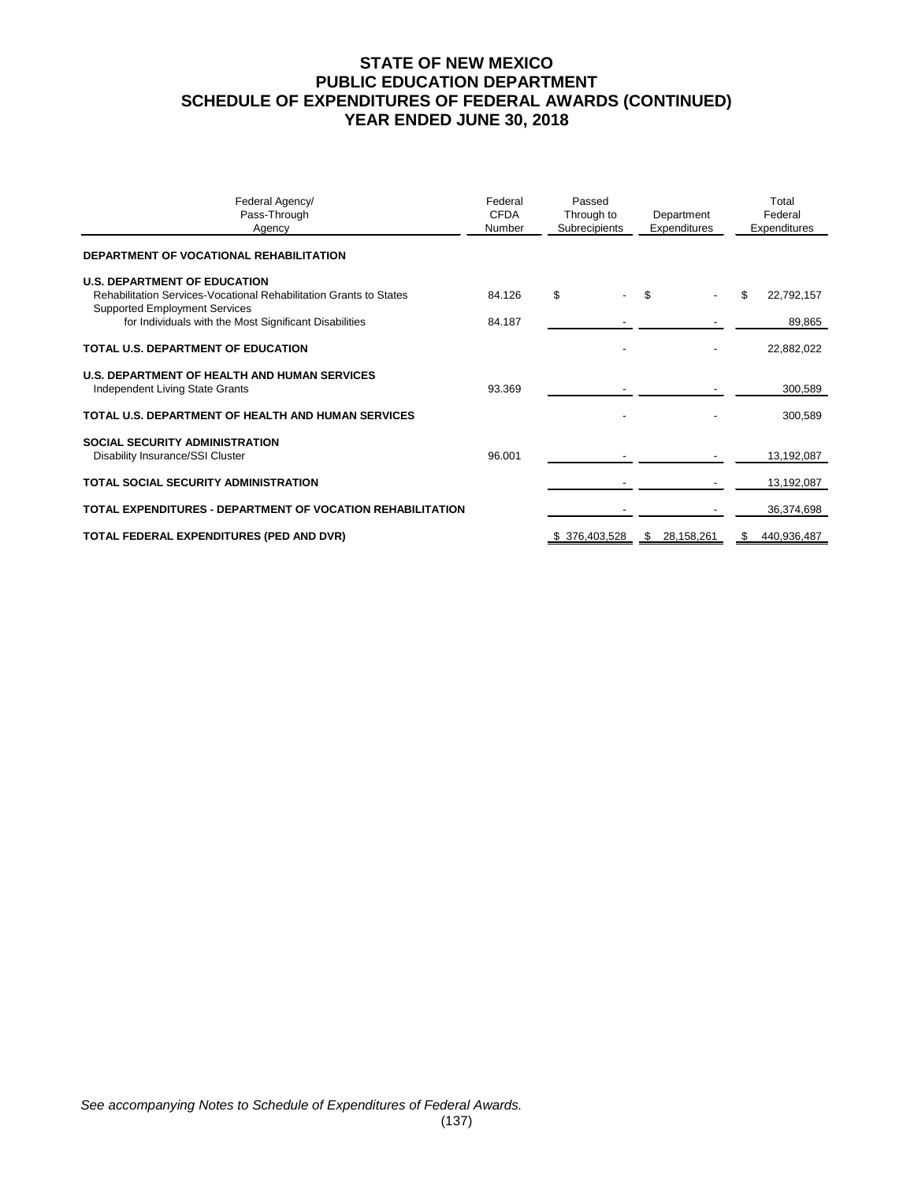# STATE OF NEW MEXICO
# PUBLIC EDUCATION DEPARTMENT
# SCHEDULE OF EXPENDITURES OF FEDERAL AWARDS (CONTINUED)
# YEAR ENDED JUNE 30, 2018

| Federal Agency/ Pass-Through Agency | Federal CFDA Number | Passed Through to Subrecipients | Department Expenditures | Total Federal Expenditures |
|---|---|---|---|---|
| **DEPARTMENT OF VOCATIONAL REHABILITATION** | | | | |
| **U.S. DEPARTMENT OF EDUCATION** | | | | |
| Rehabilitation Services-Vocational Rehabilitation Grants to States | 84.126 | $ - | $ - | $ 22,792,157 |
| Supported Employment Services for Individuals with the Most Significant Disabilities | 84.187 | - | - | 89,865 |
| **TOTAL U.S. DEPARTMENT OF EDUCATION** | | - | - | 22,882,022 |
| **U.S. DEPARTMENT OF HEALTH AND HUMAN SERVICES** | | | | |
| Independent Living State Grants | 93.369 | - | - | 300,589 |
| **TOTAL U.S. DEPARTMENT OF HEALTH AND HUMAN SERVICES** | | - | - | 300,589 |
| **SOCIAL SECURITY ADMINISTRATION** | | | | |
| Disability Insurance/SSI Cluster | 96.001 | - | - | 13,192,087 |
| **TOTAL SOCIAL SECURITY ADMINISTRATION** | | - | - | 13,192,087 |
| **TOTAL EXPENDITURES - DEPARTMENT OF VOCATION REHABILITATION** | | - | - | 36,374,698 |
| **TOTAL FEDERAL EXPENDITURES (PED AND DVR)** | | $ 376,403,528 | $ 28,158,261 | $ 440,936,487 |

*See accompanying Notes to Schedule of Expenditures of Federal Awards.*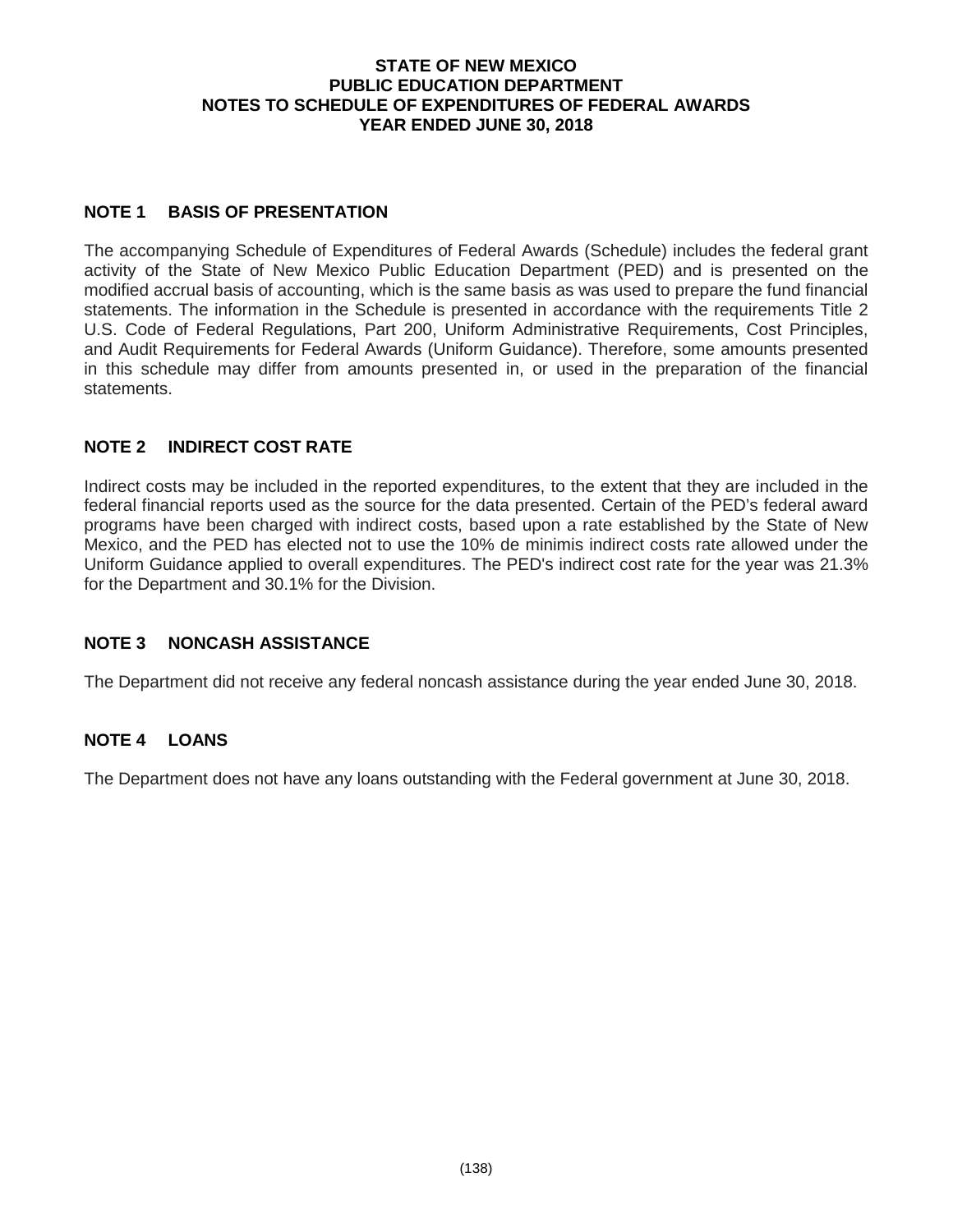# STATE OF NEW MEXICO
# PUBLIC EDUCATION DEPARTMENT
# NOTES TO SCHEDULE OF EXPENDITURES OF FEDERAL AWARDS
# YEAR ENDED JUNE 30, 2018

## NOTE 1 BASIS OF PRESENTATION

The accompanying Schedule of Expenditures of Federal Awards (Schedule) includes the federal grant activity of the State of New Mexico Public Education Department (PED) and is presented on the modified accrual basis of accounting, which is the same basis as was used to prepare the fund financial statements. The information in the Schedule is presented in accordance with the requirements Title 2 U.S. Code of Federal Regulations, Part 200, Uniform Administrative Requirements, Cost Principles, and Audit Requirements for Federal Awards (Uniform Guidance). Therefore, some amounts presented in this schedule may differ from amounts presented in, or used in the preparation of the financial statements.

## NOTE 2 INDIRECT COST RATE

Indirect costs may be included in the reported expenditures, to the extent that they are included in the federal financial reports used as the source for the data presented. Certain of the PED's federal award programs have been charged with indirect costs, based upon a rate established by the State of New Mexico, and the PED has elected not to use the 10% de minimis indirect costs rate allowed under the Uniform Guidance applied to overall expenditures. The PED's indirect cost rate for the year was 21.3% for the Department and 30.1% for the Division.

## NOTE 3 NONCASH ASSISTANCE

The Department did not receive any federal noncash assistance during the year ended June 30, 2018.

## NOTE 4 LOANS

The Department does not have any loans outstanding with the Federal government at June 30, 2018.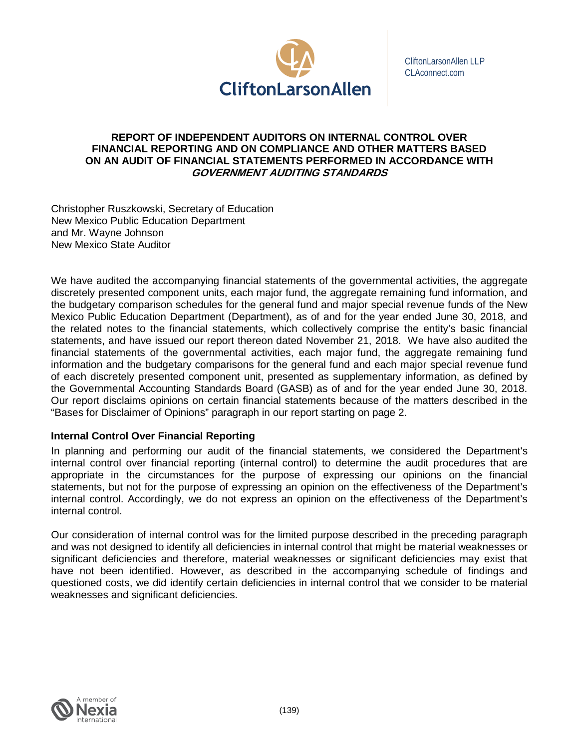CliftonLarsonAllen LLP
CLAconnect.com

# REPORT OF INDEPENDENT AUDITORS ON INTERNAL CONTROL OVER FINANCIAL REPORTING AND ON COMPLIANCE AND OTHER MATTERS BASED ON AN AUDIT OF FINANCIAL STATEMENTS PERFORMED IN ACCORDANCE WITH *GOVERNMENT AUDITING STANDARDS*

Christopher Ruszkowski, Secretary of Education
New Mexico Public Education Department
and Mr. Wayne Johnson
New Mexico State Auditor

We have audited the accompanying financial statements of the governmental activities, the aggregate discretely presented component units, each major fund, the aggregate remaining fund information, and the budgetary comparison schedules for the general fund and major special revenue funds of the New Mexico Public Education Department (Department), as of and for the year ended June 30, 2018, and the related notes to the financial statements, which collectively comprise the entity's basic financial statements, and have issued our report thereon dated November 21, 2018. We have also audited the financial statements of the governmental activities, each major fund, the aggregate remaining fund information and the budgetary comparisons for the general fund and each major special revenue fund of each discretely presented component unit, presented as supplementary information, as defined by the Governmental Accounting Standards Board (GASB) as of and for the year ended June 30, 2018. Our report disclaims opinions on certain financial statements because of the matters described in the "Bases for Disclaimer of Opinions" paragraph in our report starting on page 2.

**Internal Control Over Financial Reporting**

In planning and performing our audit of the financial statements, we considered the Department's internal control over financial reporting (internal control) to determine the audit procedures that are appropriate in the circumstances for the purpose of expressing our opinions on the financial statements, but not for the purpose of expressing an opinion on the effectiveness of the Department's internal control. Accordingly, we do not express an opinion on the effectiveness of the Department's internal control.

Our consideration of internal control was for the limited purpose described in the preceding paragraph and was not designed to identify all deficiencies in internal control that might be material weaknesses or significant deficiencies and therefore, material weaknesses or significant deficiencies may exist that have not been identified. However, as described in the accompanying schedule of findings and questioned costs, we did identify certain deficiencies in internal control that we consider to be material weaknesses and significant deficiencies.

A member of Nexia International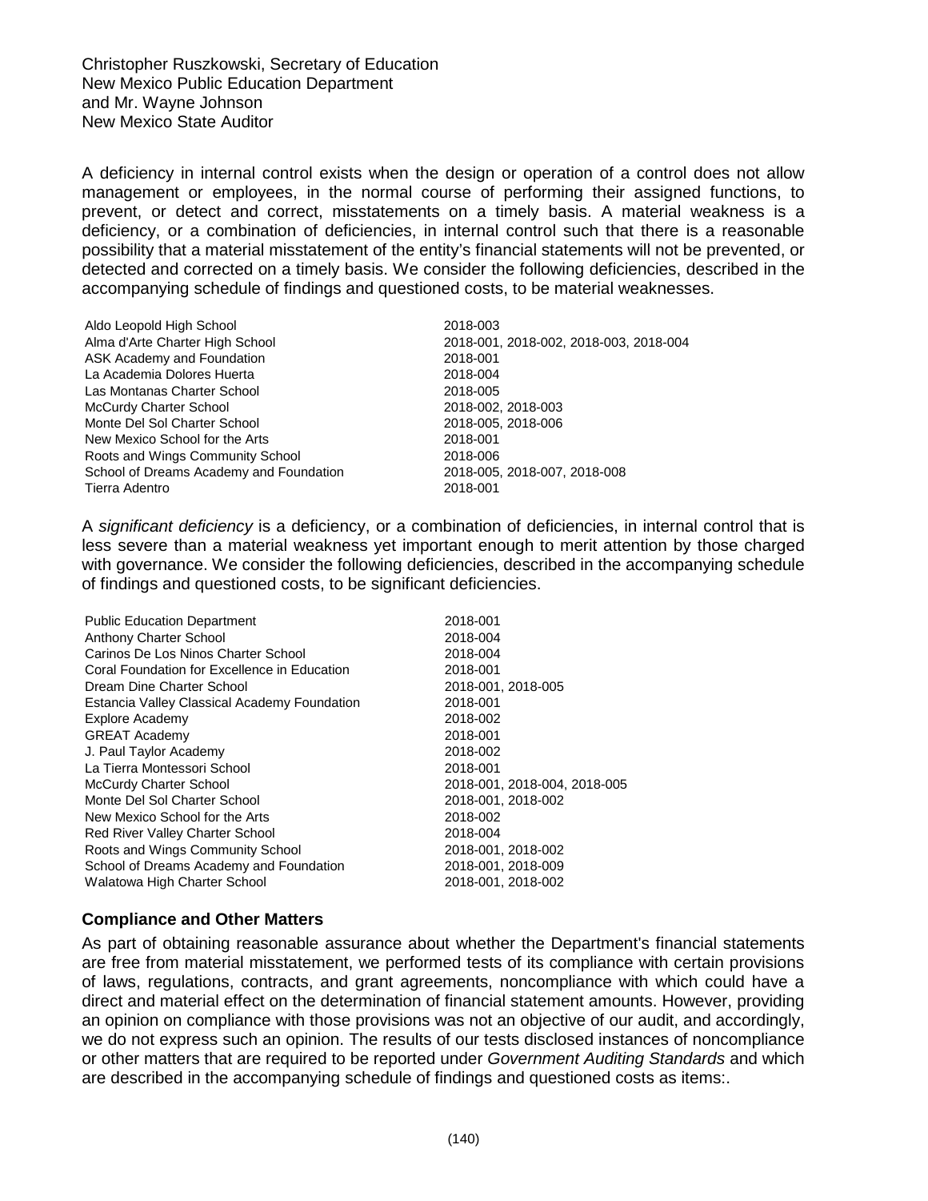Christopher Ruszkowski, Secretary of Education
New Mexico Public Education Department
and Mr. Wayne Johnson
New Mexico State Auditor

A deficiency in internal control exists when the design or operation of a control does not allow management or employees, in the normal course of performing their assigned functions, to prevent, or detect and correct, misstatements on a timely basis. A material weakness is a deficiency, or a combination of deficiencies, in internal control such that there is a reasonable possibility that a material misstatement of the entity's financial statements will not be prevented, or detected and corrected on a timely basis. We consider the following deficiencies, described in the accompanying schedule of findings and questioned costs, to be material weaknesses.

| | |
|---|---|
| Aldo Leopold High School | 2018-003 |
| Alma d'Arte Charter High School | 2018-001, 2018-002, 2018-003, 2018-004 |
| ASK Academy and Foundation | 2018-001 |
| La Academia Dolores Huerta | 2018-004 |
| Las Montanas Charter School | 2018-005 |
| McCurdy Charter School | 2018-002, 2018-003 |
| Monte Del Sol Charter School | 2018-005, 2018-006 |
| New Mexico School for the Arts | 2018-001 |
| Roots and Wings Community School | 2018-006 |
| School of Dreams Academy and Foundation | 2018-005, 2018-007, 2018-008 |
| Tierra Adentro | 2018-001 |

A *significant deficiency* is a deficiency, or a combination of deficiencies, in internal control that is less severe than a material weakness yet important enough to merit attention by those charged with governance. We consider the following deficiencies, described in the accompanying schedule of findings and questioned costs, to be significant deficiencies.

| | |
|---|---|
| Public Education Department | 2018-001 |
| Anthony Charter School | 2018-004 |
| Carinos De Los Ninos Charter School | 2018-004 |
| Coral Foundation for Excellence in Education | 2018-001 |
| Dream Dine Charter School | 2018-001, 2018-005 |
| Estancia Valley Classical Academy Foundation | 2018-001 |
| Explore Academy | 2018-002 |
| GREAT Academy | 2018-001 |
| J. Paul Taylor Academy | 2018-002 |
| La Tierra Montessori School | 2018-001 |
| McCurdy Charter School | 2018-001, 2018-004, 2018-005 |
| Monte Del Sol Charter School | 2018-001, 2018-002 |
| New Mexico School for the Arts | 2018-002 |
| Red River Valley Charter School | 2018-004 |
| Roots and Wings Community School | 2018-001, 2018-002 |
| School of Dreams Academy and Foundation | 2018-001, 2018-009 |
| Walatowa High Charter School | 2018-001, 2018-002 |

### Compliance and Other Matters

As part of obtaining reasonable assurance about whether the Department's financial statements are free from material misstatement, we performed tests of its compliance with certain provisions of laws, regulations, contracts, and grant agreements, noncompliance with which could have a direct and material effect on the determination of financial statement amounts. However, providing an opinion on compliance with those provisions was not an objective of our audit, and accordingly, we do not express such an opinion. The results of our tests disclosed instances of noncompliance or other matters that are required to be reported under *Government Auditing Standards* and which are described in the accompanying schedule of findings and questioned costs as items:.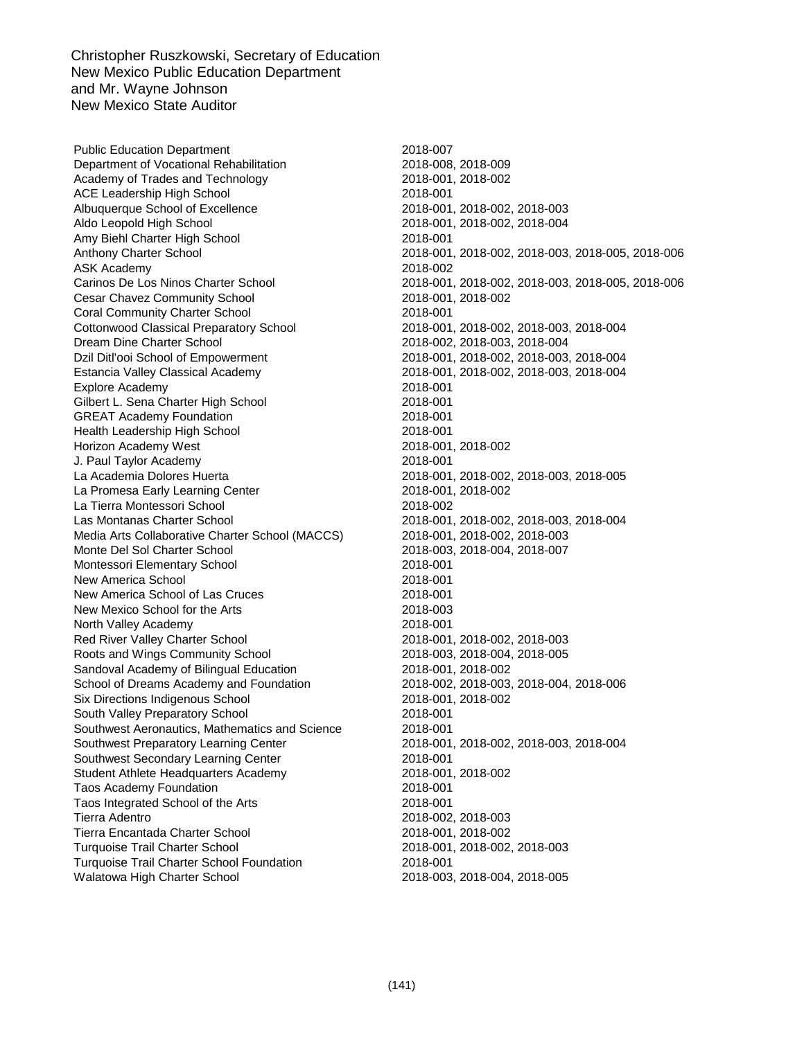Christopher Ruszkowski, Secretary of Education
New Mexico Public Education Department
and Mr. Wayne Johnson
New Mexico State Auditor

| | |
|---|---|
| Public Education Department | 2018-007 |
| Department of Vocational Rehabilitation | 2018-008, 2018-009 |
| Academy of Trades and Technology | 2018-001, 2018-002 |
| ACE Leadership High School | 2018-001 |
| Albuquerque School of Excellence | 2018-001, 2018-002, 2018-003 |
| Aldo Leopold High School | 2018-001, 2018-002, 2018-004 |
| Amy Biehl Charter High School | 2018-001 |
| Anthony Charter School | 2018-001, 2018-002, 2018-003, 2018-005, 2018-006 |
| ASK Academy | 2018-002 |
| Carinos De Los Ninos Charter School | 2018-001, 2018-002, 2018-003, 2018-005, 2018-006 |
| Cesar Chavez Community School | 2018-001, 2018-002 |
| Coral Community Charter School | 2018-001 |
| Cottonwood Classical Preparatory School | 2018-001, 2018-002, 2018-003, 2018-004 |
| Dream Dine Charter School | 2018-002, 2018-003, 2018-004 |
| Dzil Ditl'ooi School of Empowerment | 2018-001, 2018-002, 2018-003, 2018-004 |
| Estancia Valley Classical Academy | 2018-001, 2018-002, 2018-003, 2018-004 |
| Explore Academy | 2018-001 |
| Gilbert L. Sena Charter High School | 2018-001 |
| GREAT Academy Foundation | 2018-001 |
| Health Leadership High School | 2018-001 |
| Horizon Academy West | 2018-001, 2018-002 |
| J. Paul Taylor Academy | 2018-001 |
| La Academia Dolores Huerta | 2018-001, 2018-002, 2018-003, 2018-005 |
| La Promesa Early Learning Center | 2018-001, 2018-002 |
| La Tierra Montessori School | 2018-002 |
| Las Montanas Charter School | 2018-001, 2018-002, 2018-003, 2018-004 |
| Media Arts Collaborative Charter School (MACCS) | 2018-001, 2018-002, 2018-003 |
| Monte Del Sol Charter School | 2018-003, 2018-004, 2018-007 |
| Montessori Elementary School | 2018-001 |
| New America School | 2018-001 |
| New America School of Las Cruces | 2018-001 |
| New Mexico School for the Arts | 2018-003 |
| North Valley Academy | 2018-001 |
| Red River Valley Charter School | 2018-001, 2018-002, 2018-003 |
| Roots and Wings Community School | 2018-003, 2018-004, 2018-005 |
| Sandoval Academy of Bilingual Education | 2018-001, 2018-002 |
| School of Dreams Academy and Foundation | 2018-002, 2018-003, 2018-004, 2018-006 |
| Six Directions Indigenous School | 2018-001, 2018-002 |
| South Valley Preparatory School | 2018-001 |
| Southwest Aeronautics, Mathematics and Science | 2018-001 |
| Southwest Preparatory Learning Center | 2018-001, 2018-002, 2018-003, 2018-004 |
| Southwest Secondary Learning Center | 2018-001 |
| Student Athlete Headquarters Academy | 2018-001, 2018-002 |
| Taos Academy Foundation | 2018-001 |
| Taos Integrated School of the Arts | 2018-001 |
| Tierra Adentro | 2018-002, 2018-003 |
| Tierra Encantada Charter School | 2018-001, 2018-002 |
| Turquoise Trail Charter School | 2018-001, 2018-002, 2018-003 |
| Turquoise Trail Charter School Foundation | 2018-001 |
| Walatowa High Charter School | 2018-003, 2018-004, 2018-005 |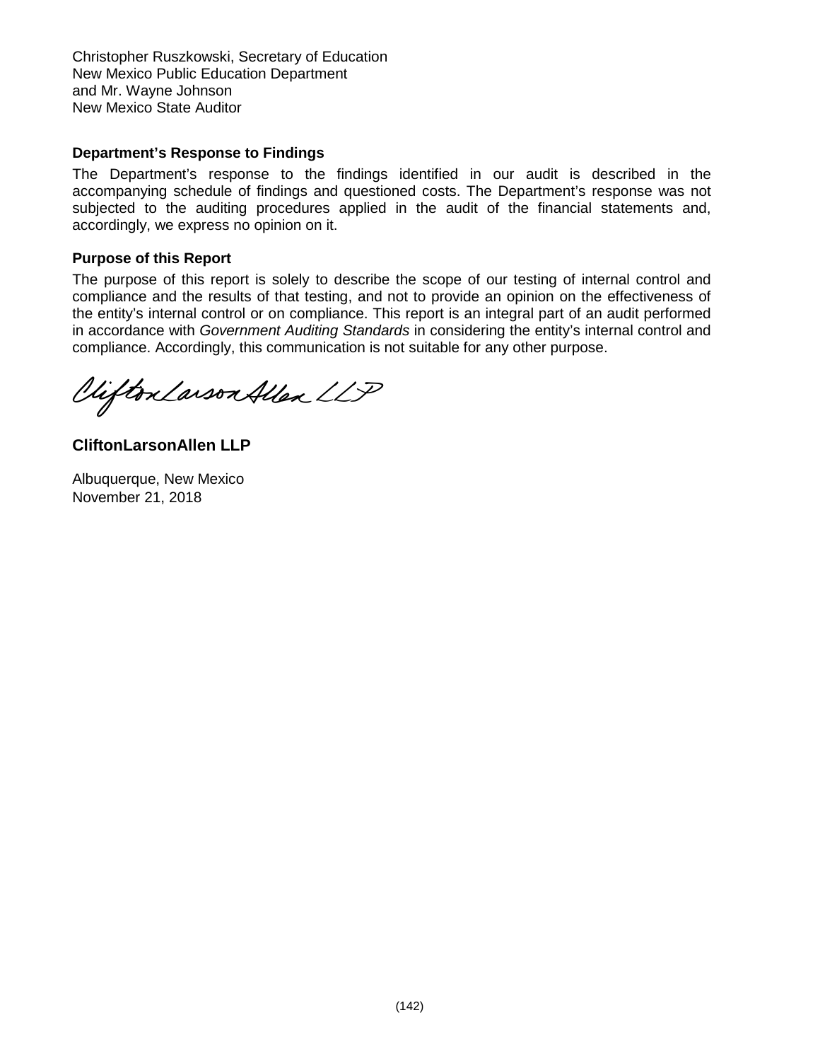Christopher Ruszkowski, Secretary of Education
New Mexico Public Education Department
and Mr. Wayne Johnson
New Mexico State Auditor

**Department's Response to Findings**

The Department's response to the findings identified in our audit is described in the accompanying schedule of findings and questioned costs. The Department's response was not subjected to the auditing procedures applied in the audit of the financial statements and, accordingly, we express no opinion on it.

**Purpose of this Report**

The purpose of this report is solely to describe the scope of our testing of internal control and compliance and the results of that testing, and not to provide an opinion on the effectiveness of the entity's internal control or on compliance. This report is an integral part of an audit performed in accordance with *Government Auditing Standards* in considering the entity's internal control and compliance. Accordingly, this communication is not suitable for any other purpose.

CliftonLarsonAllen LLP

**CliftonLarsonAllen LLP**

Albuquerque, New Mexico
November 21, 2018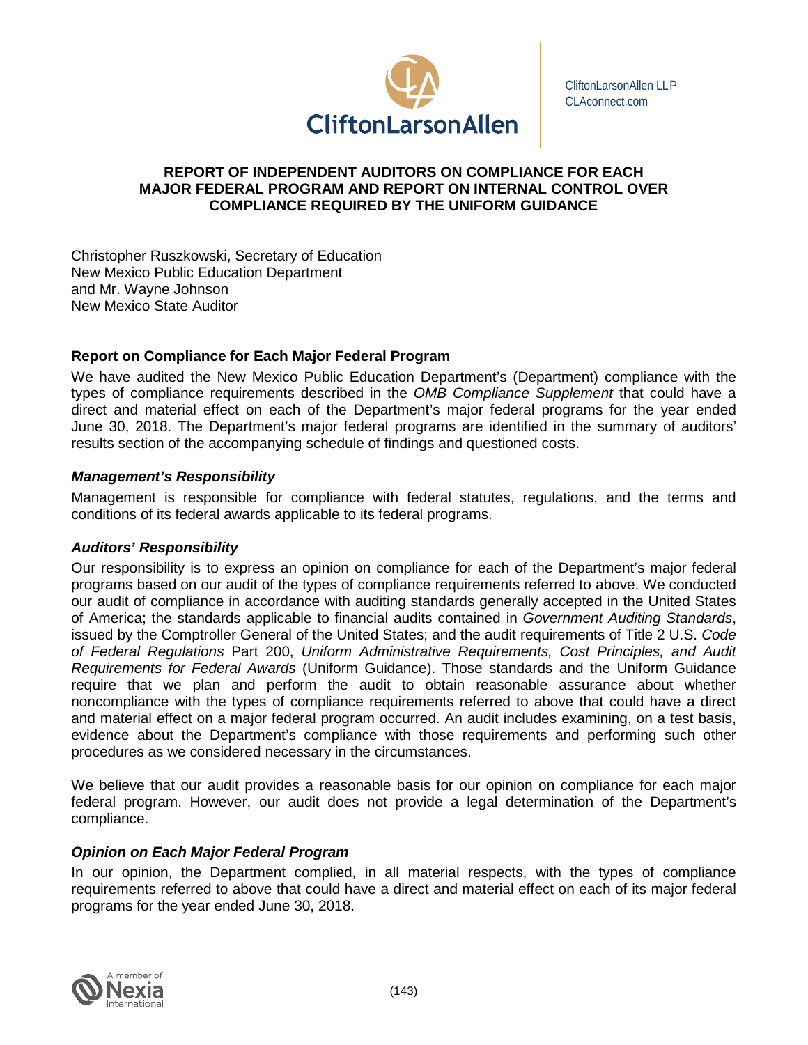CliftonLarsonAllen LLP
CLAconnect.com

# REPORT OF INDEPENDENT AUDITORS ON COMPLIANCE FOR EACH MAJOR FEDERAL PROGRAM AND REPORT ON INTERNAL CONTROL OVER COMPLIANCE REQUIRED BY THE UNIFORM GUIDANCE

Christopher Ruszkowski, Secretary of Education
New Mexico Public Education Department
and Mr. Wayne Johnson
New Mexico State Auditor

## Report on Compliance for Each Major Federal Program

We have audited the New Mexico Public Education Department's (Department) compliance with the types of compliance requirements described in the *OMB Compliance Supplement* that could have a direct and material effect on each of the Department's major federal programs for the year ended June 30, 2018. The Department's major federal programs are identified in the summary of auditors' results section of the accompanying schedule of findings and questioned costs.

### *Management's Responsibility*

Management is responsible for compliance with federal statutes, regulations, and the terms and conditions of its federal awards applicable to its federal programs.

### *Auditors' Responsibility*

Our responsibility is to express an opinion on compliance for each of the Department's major federal programs based on our audit of the types of compliance requirements referred to above. We conducted our audit of compliance in accordance with auditing standards generally accepted in the United States of America; the standards applicable to financial audits contained in *Government Auditing Standards*, issued by the Comptroller General of the United States; and the audit requirements of Title 2 U.S. *Code of Federal Regulations* Part 200, *Uniform Administrative Requirements, Cost Principles, and Audit Requirements for Federal Awards* (Uniform Guidance). Those standards and the Uniform Guidance require that we plan and perform the audit to obtain reasonable assurance about whether noncompliance with the types of compliance requirements referred to above that could have a direct and material effect on a major federal program occurred. An audit includes examining, on a test basis, evidence about the Department's compliance with those requirements and performing such other procedures as we considered necessary in the circumstances.

We believe that our audit provides a reasonable basis for our opinion on compliance for each major federal program. However, our audit does not provide a legal determination of the Department's compliance.

### *Opinion on Each Major Federal Program*

In our opinion, the Department complied, in all material respects, with the types of compliance requirements referred to above that could have a direct and material effect on each of its major federal programs for the year ended June 30, 2018.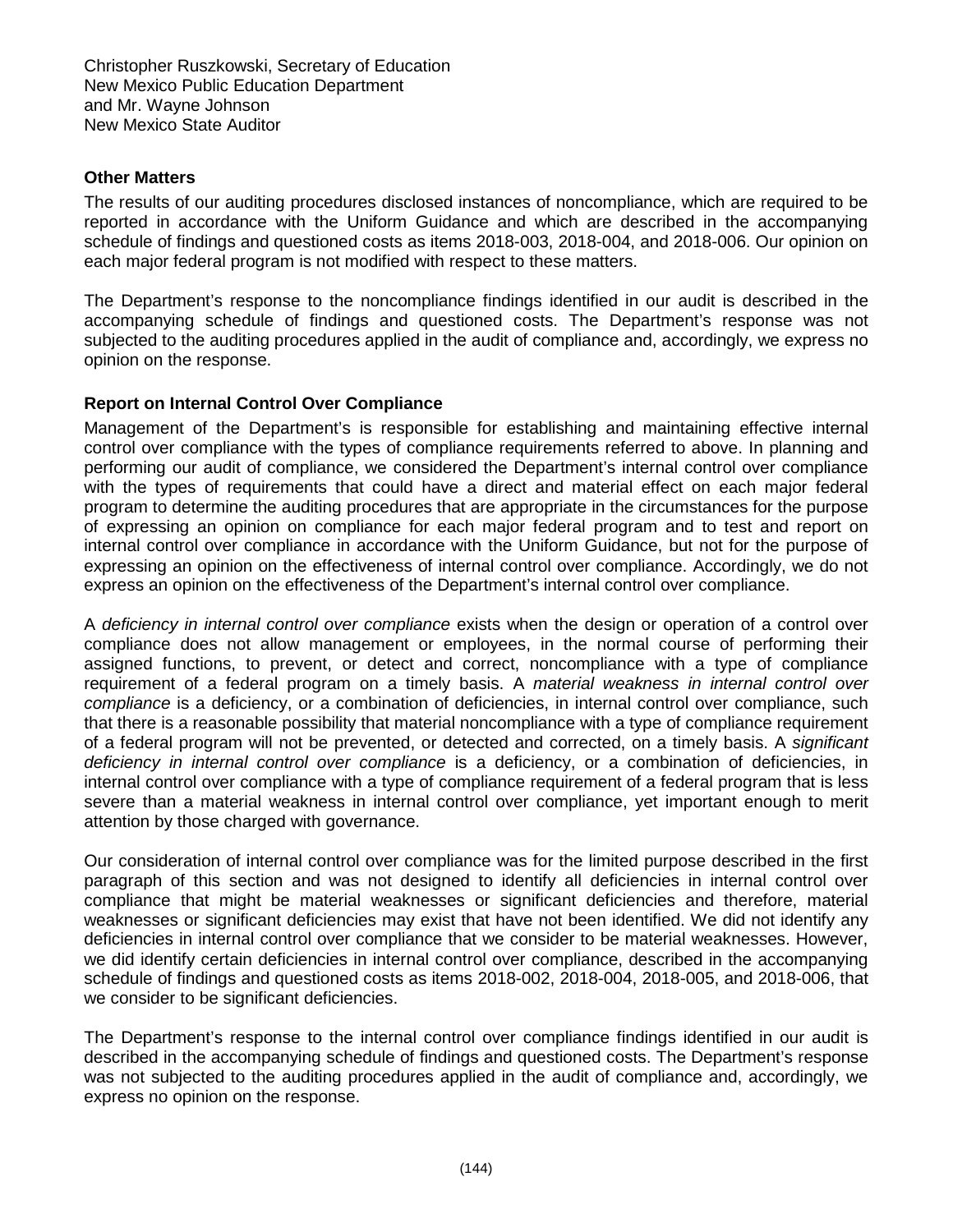Christopher Ruszkowski, Secretary of Education
New Mexico Public Education Department
and Mr. Wayne Johnson
New Mexico State Auditor

**Other Matters**

The results of our auditing procedures disclosed instances of noncompliance, which are required to be reported in accordance with the Uniform Guidance and which are described in the accompanying schedule of findings and questioned costs as items 2018-003, 2018-004, and 2018-006. Our opinion on each major federal program is not modified with respect to these matters.

The Department's response to the noncompliance findings identified in our audit is described in the accompanying schedule of findings and questioned costs. The Department's response was not subjected to the auditing procedures applied in the audit of compliance and, accordingly, we express no opinion on the response.

**Report on Internal Control Over Compliance**

Management of the Department's is responsible for establishing and maintaining effective internal control over compliance with the types of compliance requirements referred to above. In planning and performing our audit of compliance, we considered the Department's internal control over compliance with the types of requirements that could have a direct and material effect on each major federal program to determine the auditing procedures that are appropriate in the circumstances for the purpose of expressing an opinion on compliance for each major federal program and to test and report on internal control over compliance in accordance with the Uniform Guidance, but not for the purpose of expressing an opinion on the effectiveness of internal control over compliance. Accordingly, we do not express an opinion on the effectiveness of the Department's internal control over compliance.

A *deficiency in internal control over compliance* exists when the design or operation of a control over compliance does not allow management or employees, in the normal course of performing their assigned functions, to prevent, or detect and correct, noncompliance with a type of compliance requirement of a federal program on a timely basis. A *material weakness in internal control over compliance* is a deficiency, or a combination of deficiencies, in internal control over compliance, such that there is a reasonable possibility that material noncompliance with a type of compliance requirement of a federal program will not be prevented, or detected and corrected, on a timely basis. A *significant deficiency in internal control over compliance* is a deficiency, or a combination of deficiencies, in internal control over compliance with a type of compliance requirement of a federal program that is less severe than a material weakness in internal control over compliance, yet important enough to merit attention by those charged with governance.

Our consideration of internal control over compliance was for the limited purpose described in the first paragraph of this section and was not designed to identify all deficiencies in internal control over compliance that might be material weaknesses or significant deficiencies and therefore, material weaknesses or significant deficiencies may exist that have not been identified. We did not identify any deficiencies in internal control over compliance that we consider to be material weaknesses. However, we did identify certain deficiencies in internal control over compliance, described in the accompanying schedule of findings and questioned costs as items 2018-002, 2018-004, 2018-005, and 2018-006, that we consider to be significant deficiencies.

The Department's response to the internal control over compliance findings identified in our audit is described in the accompanying schedule of findings and questioned costs. The Department's response was not subjected to the auditing procedures applied in the audit of compliance and, accordingly, we express no opinion on the response.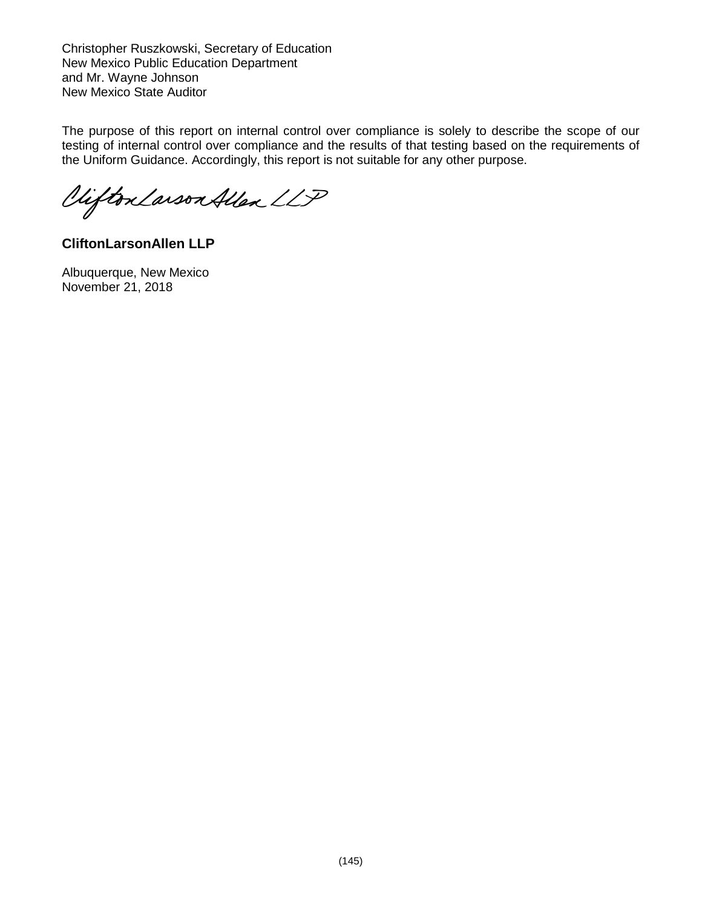Christopher Ruszkowski, Secretary of Education
New Mexico Public Education Department
and Mr. Wayne Johnson
New Mexico State Auditor

The purpose of this report on internal control over compliance is solely to describe the scope of our testing of internal control over compliance and the results of that testing based on the requirements of the Uniform Guidance. Accordingly, this report is not suitable for any other purpose.

CliftonLarsonAllen LLP

**CliftonLarsonAllen LLP**

Albuquerque, New Mexico
November 21, 2018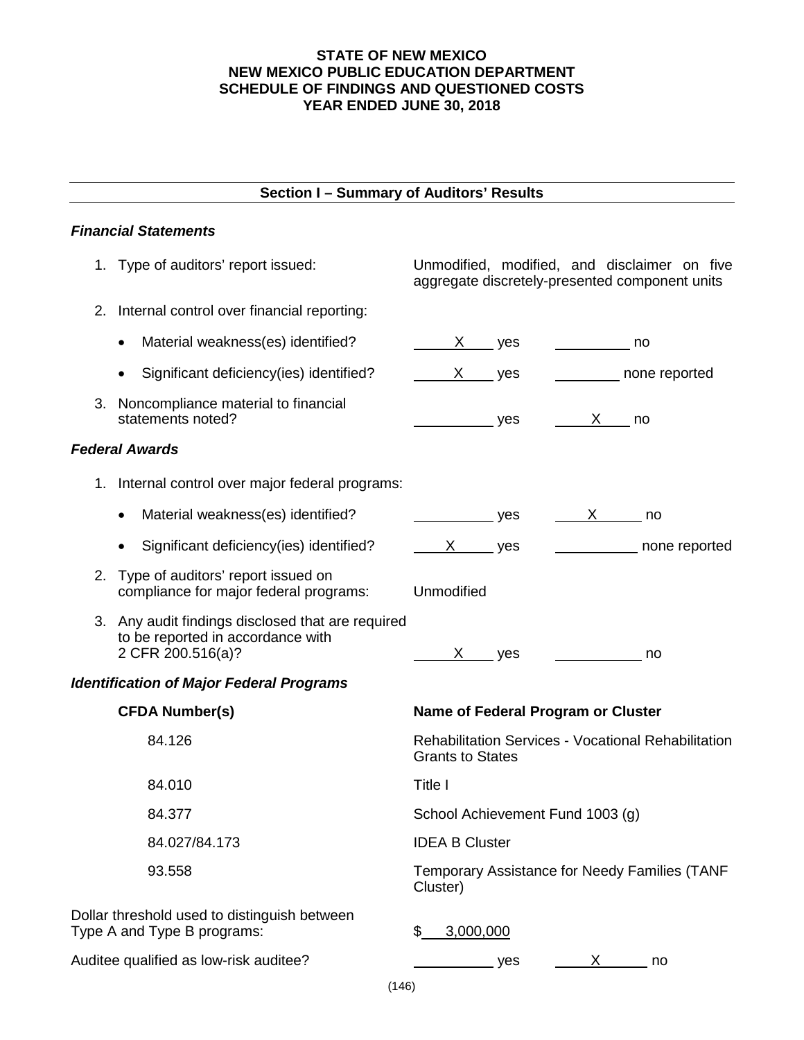**STATE OF NEW MEXICO**
**NEW MEXICO PUBLIC EDUCATION DEPARTMENT**
**SCHEDULE OF FINDINGS AND QUESTIONED COSTS**
**YEAR ENDED JUNE 30, 2018**

## Section I – Summary of Auditors' Results

### *Financial Statements*

1. Type of auditors' report issued: Unmodified, modified, and disclaimer on five aggregate discretely-presented component units

2. Internal control over financial reporting:

   - Material weakness(es) identified? \_\_X\_\_ yes \_\_\_\_\_ no
   - Significant deficiency(ies) identified? \_\_X\_\_ yes \_\_\_\_\_ none reported

3. Noncompliance material to financial statements noted? \_\_\_\_\_ yes \_\_X\_\_ no

### *Federal Awards*

1. Internal control over major federal programs:

   - Material weakness(es) identified? \_\_\_\_\_ yes \_\_X\_\_ no
   - Significant deficiency(ies) identified? \_\_X\_\_ yes \_\_\_\_\_ none reported

2. Type of auditors' report issued on compliance for major federal programs: Unmodified

3. Any audit findings disclosed that are required to be reported in accordance with 2 CFR 200.516(a)? \_\_X\_\_ yes \_\_\_\_\_ no

### *Identification of Major Federal Programs*

| CFDA Number(s) | Name of Federal Program or Cluster |
|---|---|
| 84.126 | Rehabilitation Services - Vocational Rehabilitation Grants to States |
| 84.010 | Title I |
| 84.377 | School Achievement Fund 1003 (g) |
| 84.027/84.173 | IDEA B Cluster |
| 93.558 | Temporary Assistance for Needy Families (TANF Cluster) |

Dollar threshold used to distinguish between Type A and Type B programs: $ 3,000,000

Auditee qualified as low-risk auditee? \_\_\_\_\_ yes \_\_X\_\_ no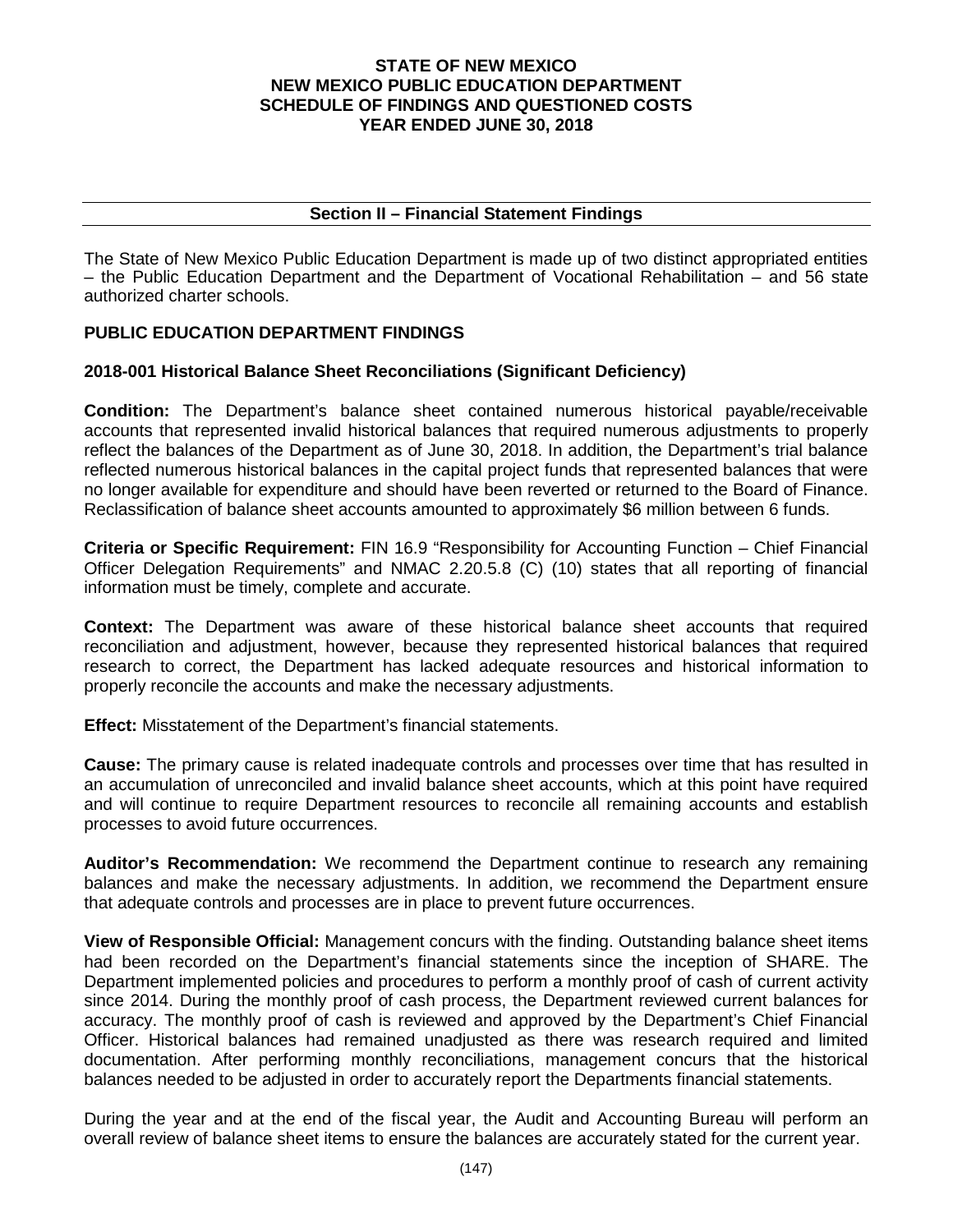# STATE OF NEW MEXICO
# NEW MEXICO PUBLIC EDUCATION DEPARTMENT
# SCHEDULE OF FINDINGS AND QUESTIONED COSTS
# YEAR ENDED JUNE 30, 2018

## Section II – Financial Statement Findings

The State of New Mexico Public Education Department is made up of two distinct appropriated entities – the Public Education Department and the Department of Vocational Rehabilitation – and 56 state authorized charter schools.

### PUBLIC EDUCATION DEPARTMENT FINDINGS

#### 2018-001 Historical Balance Sheet Reconciliations (Significant Deficiency)

**Condition:** The Department's balance sheet contained numerous historical payable/receivable accounts that represented invalid historical balances that required numerous adjustments to properly reflect the balances of the Department as of June 30, 2018. In addition, the Department's trial balance reflected numerous historical balances in the capital project funds that represented balances that were no longer available for expenditure and should have been reverted or returned to the Board of Finance. Reclassification of balance sheet accounts amounted to approximately $6 million between 6 funds.

**Criteria or Specific Requirement:** FIN 16.9 "Responsibility for Accounting Function – Chief Financial Officer Delegation Requirements" and NMAC 2.20.5.8 (C) (10) states that all reporting of financial information must be timely, complete and accurate.

**Context:** The Department was aware of these historical balance sheet accounts that required reconciliation and adjustment, however, because they represented historical balances that required research to correct, the Department has lacked adequate resources and historical information to properly reconcile the accounts and make the necessary adjustments.

**Effect:** Misstatement of the Department's financial statements.

**Cause:** The primary cause is related inadequate controls and processes over time that has resulted in an accumulation of unreconciled and invalid balance sheet accounts, which at this point have required and will continue to require Department resources to reconcile all remaining accounts and establish processes to avoid future occurrences.

**Auditor's Recommendation:** We recommend the Department continue to research any remaining balances and make the necessary adjustments. In addition, we recommend the Department ensure that adequate controls and processes are in place to prevent future occurrences.

**View of Responsible Official:** Management concurs with the finding. Outstanding balance sheet items had been recorded on the Department's financial statements since the inception of SHARE. The Department implemented policies and procedures to perform a monthly proof of cash of current activity since 2014. During the monthly proof of cash process, the Department reviewed current balances for accuracy. The monthly proof of cash is reviewed and approved by the Department's Chief Financial Officer. Historical balances had remained unadjusted as there was research required and limited documentation. After performing monthly reconciliations, management concurs that the historical balances needed to be adjusted in order to accurately report the Departments financial statements.

During the year and at the end of the fiscal year, the Audit and Accounting Bureau will perform an overall review of balance sheet items to ensure the balances are accurately stated for the current year.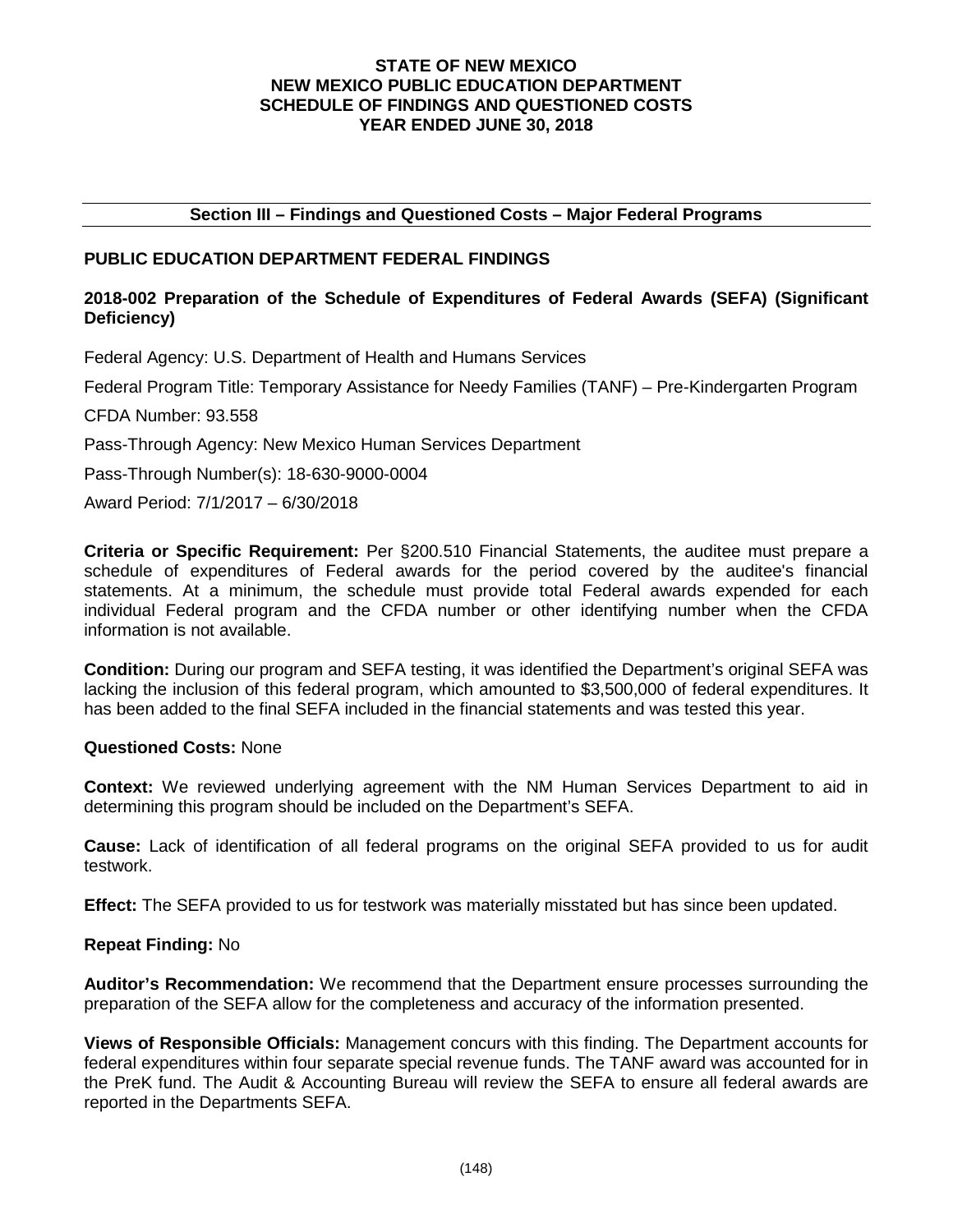**STATE OF NEW MEXICO**
**NEW MEXICO PUBLIC EDUCATION DEPARTMENT**
**SCHEDULE OF FINDINGS AND QUESTIONED COSTS**
**YEAR ENDED JUNE 30, 2018**

## Section III – Findings and Questioned Costs – Major Federal Programs

### PUBLIC EDUCATION DEPARTMENT FEDERAL FINDINGS

### 2018-002 Preparation of the Schedule of Expenditures of Federal Awards (SEFA) (Significant Deficiency)

Federal Agency: U.S. Department of Health and Humans Services

Federal Program Title: Temporary Assistance for Needy Families (TANF) – Pre-Kindergarten Program

CFDA Number: 93.558

Pass-Through Agency: New Mexico Human Services Department

Pass-Through Number(s): 18-630-9000-0004

Award Period: 7/1/2017 – 6/30/2018

**Criteria or Specific Requirement:** Per §200.510 Financial Statements, the auditee must prepare a schedule of expenditures of Federal awards for the period covered by the auditee's financial statements. At a minimum, the schedule must provide total Federal awards expended for each individual Federal program and the CFDA number or other identifying number when the CFDA information is not available.

**Condition:** During our program and SEFA testing, it was identified the Department's original SEFA was lacking the inclusion of this federal program, which amounted to $3,500,000 of federal expenditures. It has been added to the final SEFA included in the financial statements and was tested this year.

**Questioned Costs:** None

**Context:** We reviewed underlying agreement with the NM Human Services Department to aid in determining this program should be included on the Department's SEFA.

**Cause:** Lack of identification of all federal programs on the original SEFA provided to us for audit testwork.

**Effect:** The SEFA provided to us for testwork was materially misstated but has since been updated.

**Repeat Finding:** No

**Auditor's Recommendation:** We recommend that the Department ensure processes surrounding the preparation of the SEFA allow for the completeness and accuracy of the information presented.

**Views of Responsible Officials:** Management concurs with this finding. The Department accounts for federal expenditures within four separate special revenue funds. The TANF award was accounted for in the PreK fund. The Audit & Accounting Bureau will review the SEFA to ensure all federal awards are reported in the Departments SEFA.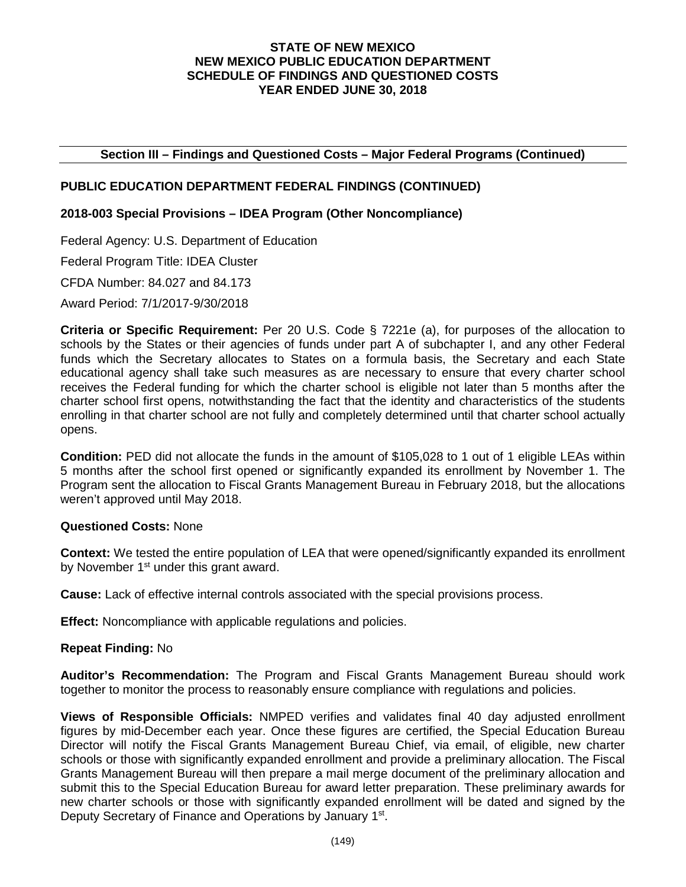**STATE OF NEW MEXICO**
**NEW MEXICO PUBLIC EDUCATION DEPARTMENT**
**SCHEDULE OF FINDINGS AND QUESTIONED COSTS**
**YEAR ENDED JUNE 30, 2018**

## Section III – Findings and Questioned Costs – Major Federal Programs (Continued)

### PUBLIC EDUCATION DEPARTMENT FEDERAL FINDINGS (CONTINUED)

#### 2018-003 Special Provisions – IDEA Program (Other Noncompliance)

Federal Agency: U.S. Department of Education

Federal Program Title: IDEA Cluster

CFDA Number: 84.027 and 84.173

Award Period: 7/1/2017-9/30/2018

**Criteria or Specific Requirement:** Per 20 U.S. Code § 7221e (a), for purposes of the allocation to schools by the States or their agencies of funds under part A of subchapter I, and any other Federal funds which the Secretary allocates to States on a formula basis, the Secretary and each State educational agency shall take such measures as are necessary to ensure that every charter school receives the Federal funding for which the charter school is eligible not later than 5 months after the charter school first opens, notwithstanding the fact that the identity and characteristics of the students enrolling in that charter school are not fully and completely determined until that charter school actually opens.

**Condition:** PED did not allocate the funds in the amount of $105,028 to 1 out of 1 eligible LEAs within 5 months after the school first opened or significantly expanded its enrollment by November 1. The Program sent the allocation to Fiscal Grants Management Bureau in February 2018, but the allocations weren't approved until May 2018.

**Questioned Costs:** None

**Context:** We tested the entire population of LEA that were opened/significantly expanded its enrollment by November 1st under this grant award.

**Cause:** Lack of effective internal controls associated with the special provisions process.

**Effect:** Noncompliance with applicable regulations and policies.

**Repeat Finding:** No

**Auditor's Recommendation:** The Program and Fiscal Grants Management Bureau should work together to monitor the process to reasonably ensure compliance with regulations and policies.

**Views of Responsible Officials:** NMPED verifies and validates final 40 day adjusted enrollment figures by mid-December each year. Once these figures are certified, the Special Education Bureau Director will notify the Fiscal Grants Management Bureau Chief, via email, of eligible, new charter schools or those with significantly expanded enrollment and provide a preliminary allocation. The Fiscal Grants Management Bureau will then prepare a mail merge document of the preliminary allocation and submit this to the Special Education Bureau for award letter preparation. These preliminary awards for new charter schools or those with significantly expanded enrollment will be dated and signed by the Deputy Secretary of Finance and Operations by January 1st.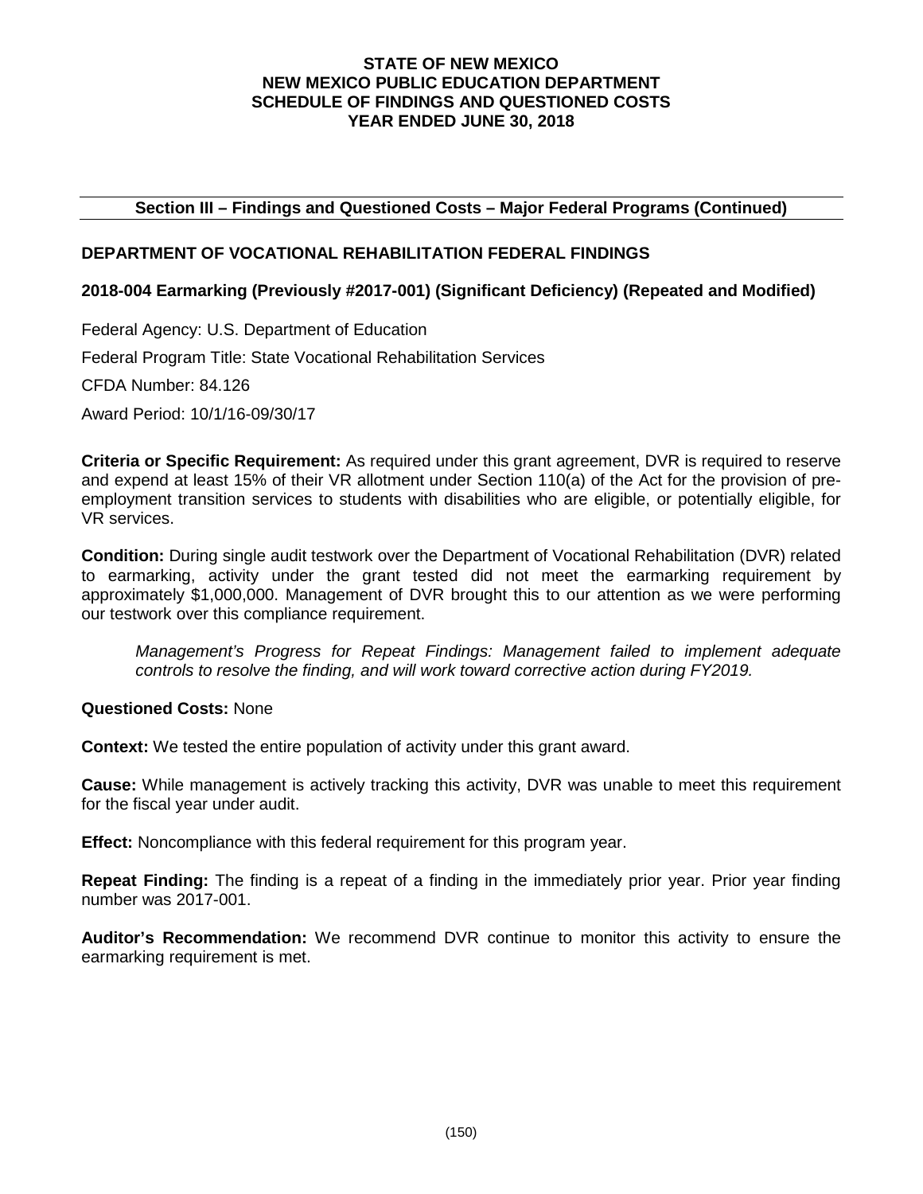## Section III – Findings and Questioned Costs – Major Federal Programs (Continued)

### DEPARTMENT OF VOCATIONAL REHABILITATION FEDERAL FINDINGS

### 2018-004 Earmarking (Previously #2017-001) (Significant Deficiency) (Repeated and Modified)

Federal Agency: U.S. Department of Education

Federal Program Title: State Vocational Rehabilitation Services

CFDA Number: 84.126

Award Period: 10/1/16-09/30/17

**Criteria or Specific Requirement:** As required under this grant agreement, DVR is required to reserve and expend at least 15% of their VR allotment under Section 110(a) of the Act for the provision of pre-employment transition services to students with disabilities who are eligible, or potentially eligible, for VR services.

**Condition:** During single audit testwork over the Department of Vocational Rehabilitation (DVR) related to earmarking, activity under the grant tested did not meet the earmarking requirement by approximately $1,000,000. Management of DVR brought this to our attention as we were performing our testwork over this compliance requirement.

*Management's Progress for Repeat Findings: Management failed to implement adequate controls to resolve the finding, and will work toward corrective action during FY2019.*

**Questioned Costs:** None

**Context:** We tested the entire population of activity under this grant award.

**Cause:** While management is actively tracking this activity, DVR was unable to meet this requirement for the fiscal year under audit.

**Effect:** Noncompliance with this federal requirement for this program year.

**Repeat Finding:** The finding is a repeat of a finding in the immediately prior year. Prior year finding number was 2017-001.

**Auditor's Recommendation:** We recommend DVR continue to monitor this activity to ensure the earmarking requirement is met.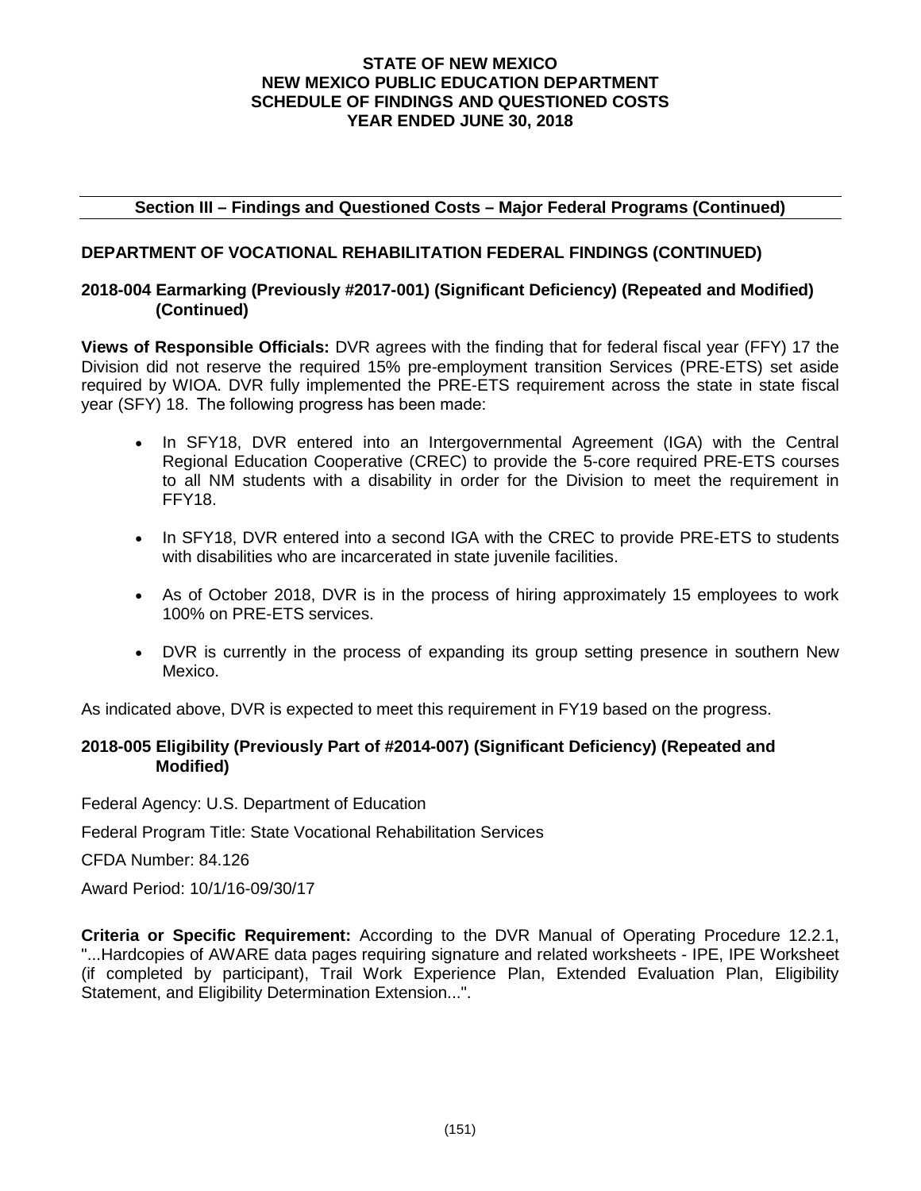# STATE OF NEW MEXICO
# NEW MEXICO PUBLIC EDUCATION DEPARTMENT
# SCHEDULE OF FINDINGS AND QUESTIONED COSTS
# YEAR ENDED JUNE 30, 2018

## Section III – Findings and Questioned Costs – Major Federal Programs (Continued)

### DEPARTMENT OF VOCATIONAL REHABILITATION FEDERAL FINDINGS (CONTINUED)

### 2018-004 Earmarking (Previously #2017-001) (Significant Deficiency) (Repeated and Modified) (Continued)

**Views of Responsible Officials:** DVR agrees with the finding that for federal fiscal year (FFY) 17 the Division did not reserve the required 15% pre-employment transition Services (PRE-ETS) set aside required by WIOA. DVR fully implemented the PRE-ETS requirement across the state in state fiscal year (SFY) 18. The following progress has been made:

- In SFY18, DVR entered into an Intergovernmental Agreement (IGA) with the Central Regional Education Cooperative (CREC) to provide the 5-core required PRE-ETS courses to all NM students with a disability in order for the Division to meet the requirement in FFY18.
- In SFY18, DVR entered into a second IGA with the CREC to provide PRE-ETS to students with disabilities who are incarcerated in state juvenile facilities.
- As of October 2018, DVR is in the process of hiring approximately 15 employees to work 100% on PRE-ETS services.
- DVR is currently in the process of expanding its group setting presence in southern New Mexico.

As indicated above, DVR is expected to meet this requirement in FY19 based on the progress.

### 2018-005 Eligibility (Previously Part of #2014-007) (Significant Deficiency) (Repeated and Modified)

Federal Agency: U.S. Department of Education

Federal Program Title: State Vocational Rehabilitation Services

CFDA Number: 84.126

Award Period: 10/1/16-09/30/17

**Criteria or Specific Requirement:** According to the DVR Manual of Operating Procedure 12.2.1, "...Hardcopies of AWARE data pages requiring signature and related worksheets - IPE, IPE Worksheet (if completed by participant), Trail Work Experience Plan, Extended Evaluation Plan, Eligibility Statement, and Eligibility Determination Extension...".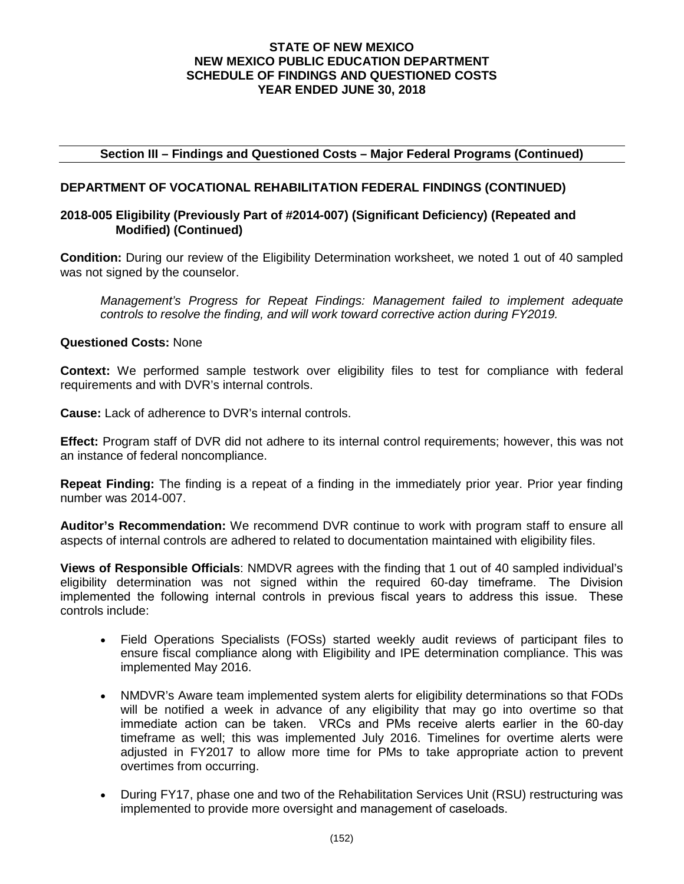**Section III – Findings and Questioned Costs – Major Federal Programs (Continued)**

## DEPARTMENT OF VOCATIONAL REHABILITATION FEDERAL FINDINGS (CONTINUED)

### 2018-005 Eligibility (Previously Part of #2014-007) (Significant Deficiency) (Repeated and Modified) (Continued)

**Condition:** During our review of the Eligibility Determination worksheet, we noted 1 out of 40 sampled was not signed by the counselor.

*Management's Progress for Repeat Findings: Management failed to implement adequate controls to resolve the finding, and will work toward corrective action during FY2019.*

**Questioned Costs:** None

**Context:** We performed sample testwork over eligibility files to test for compliance with federal requirements and with DVR's internal controls.

**Cause:** Lack of adherence to DVR's internal controls.

**Effect:** Program staff of DVR did not adhere to its internal control requirements; however, this was not an instance of federal noncompliance.

**Repeat Finding:** The finding is a repeat of a finding in the immediately prior year. Prior year finding number was 2014-007.

**Auditor's Recommendation:** We recommend DVR continue to work with program staff to ensure all aspects of internal controls are adhered to related to documentation maintained with eligibility files.

**Views of Responsible Officials**: NMDVR agrees with the finding that 1 out of 40 sampled individual's eligibility determination was not signed within the required 60-day timeframe. The Division implemented the following internal controls in previous fiscal years to address this issue. These controls include:

- Field Operations Specialists (FOSs) started weekly audit reviews of participant files to ensure fiscal compliance along with Eligibility and IPE determination compliance. This was implemented May 2016.
- NMDVR's Aware team implemented system alerts for eligibility determinations so that FODs will be notified a week in advance of any eligibility that may go into overtime so that immediate action can be taken. VRCs and PMs receive alerts earlier in the 60-day timeframe as well; this was implemented July 2016. Timelines for overtime alerts were adjusted in FY2017 to allow more time for PMs to take appropriate action to prevent overtimes from occurring.
- During FY17, phase one and two of the Rehabilitation Services Unit (RSU) restructuring was implemented to provide more oversight and management of caseloads.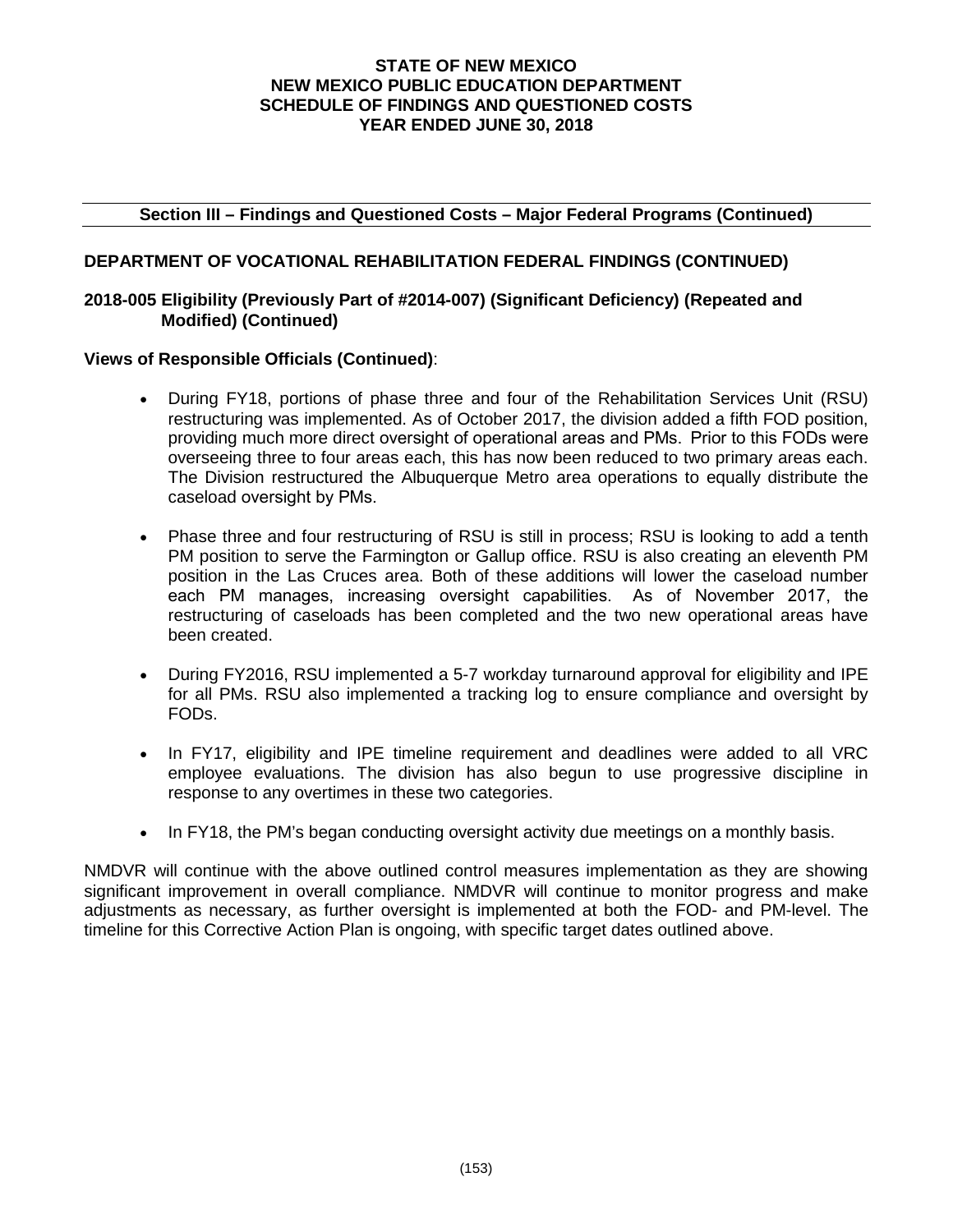**STATE OF NEW MEXICO**
**NEW MEXICO PUBLIC EDUCATION DEPARTMENT**
**SCHEDULE OF FINDINGS AND QUESTIONED COSTS**
**YEAR ENDED JUNE 30, 2018**

## Section III – Findings and Questioned Costs – Major Federal Programs (Continued)

### DEPARTMENT OF VOCATIONAL REHABILITATION FEDERAL FINDINGS (CONTINUED)

### 2018-005 Eligibility (Previously Part of #2014-007) (Significant Deficiency) (Repeated and Modified) (Continued)

**Views of Responsible Officials (Continued)**:

- During FY18, portions of phase three and four of the Rehabilitation Services Unit (RSU) restructuring was implemented. As of October 2017, the division added a fifth FOD position, providing much more direct oversight of operational areas and PMs. Prior to this FODs were overseeing three to four areas each, this has now been reduced to two primary areas each. The Division restructured the Albuquerque Metro area operations to equally distribute the caseload oversight by PMs.

- Phase three and four restructuring of RSU is still in process; RSU is looking to add a tenth PM position to serve the Farmington or Gallup office. RSU is also creating an eleventh PM position in the Las Cruces area. Both of these additions will lower the caseload number each PM manages, increasing oversight capabilities. As of November 2017, the restructuring of caseloads has been completed and the two new operational areas have been created.

- During FY2016, RSU implemented a 5-7 workday turnaround approval for eligibility and IPE for all PMs. RSU also implemented a tracking log to ensure compliance and oversight by FODs.

- In FY17, eligibility and IPE timeline requirement and deadlines were added to all VRC employee evaluations. The division has also begun to use progressive discipline in response to any overtimes in these two categories.

- In FY18, the PM's began conducting oversight activity due meetings on a monthly basis.

NMDVR will continue with the above outlined control measures implementation as they are showing significant improvement in overall compliance. NMDVR will continue to monitor progress and make adjustments as necessary, as further oversight is implemented at both the FOD- and PM-level. The timeline for this Corrective Action Plan is ongoing, with specific target dates outlined above.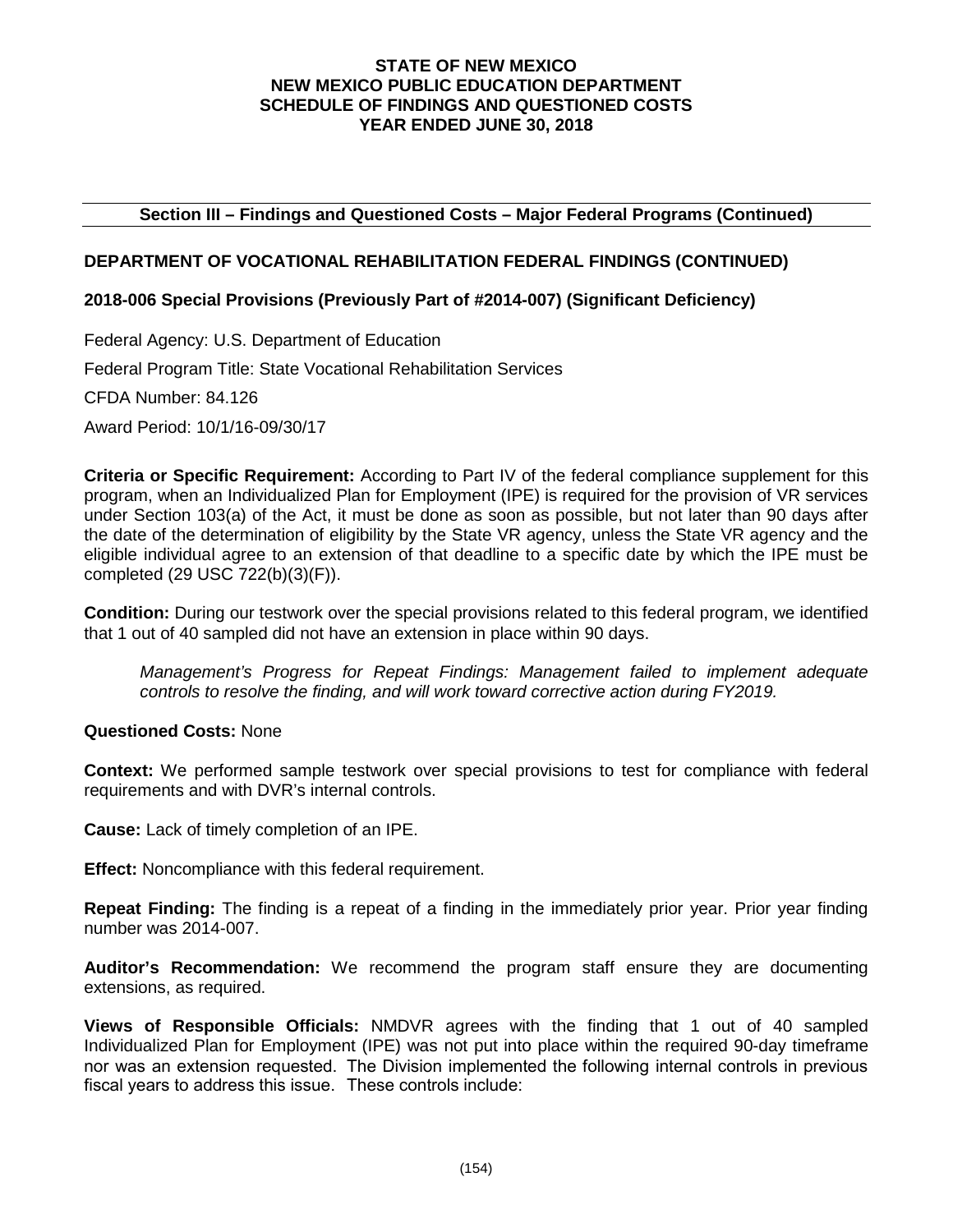**STATE OF NEW MEXICO**
**NEW MEXICO PUBLIC EDUCATION DEPARTMENT**
**SCHEDULE OF FINDINGS AND QUESTIONED COSTS**
**YEAR ENDED JUNE 30, 2018**

## Section III – Findings and Questioned Costs – Major Federal Programs (Continued)

### DEPARTMENT OF VOCATIONAL REHABILITATION FEDERAL FINDINGS (CONTINUED)

### 2018-006 Special Provisions (Previously Part of #2014-007) (Significant Deficiency)

Federal Agency: U.S. Department of Education

Federal Program Title: State Vocational Rehabilitation Services

CFDA Number: 84.126

Award Period: 10/1/16-09/30/17

**Criteria or Specific Requirement:** According to Part IV of the federal compliance supplement for this program, when an Individualized Plan for Employment (IPE) is required for the provision of VR services under Section 103(a) of the Act, it must be done as soon as possible, but not later than 90 days after the date of the determination of eligibility by the State VR agency, unless the State VR agency and the eligible individual agree to an extension of that deadline to a specific date by which the IPE must be completed (29 USC 722(b)(3)(F)).

**Condition:** During our testwork over the special provisions related to this federal program, we identified that 1 out of 40 sampled did not have an extension in place within 90 days.

> *Management's Progress for Repeat Findings: Management failed to implement adequate controls to resolve the finding, and will work toward corrective action during FY2019.*

**Questioned Costs:** None

**Context:** We performed sample testwork over special provisions to test for compliance with federal requirements and with DVR's internal controls.

**Cause:** Lack of timely completion of an IPE.

**Effect:** Noncompliance with this federal requirement.

**Repeat Finding:** The finding is a repeat of a finding in the immediately prior year. Prior year finding number was 2014-007.

**Auditor's Recommendation:** We recommend the program staff ensure they are documenting extensions, as required.

**Views of Responsible Officials:** NMDVR agrees with the finding that 1 out of 40 sampled Individualized Plan for Employment (IPE) was not put into place within the required 90-day timeframe nor was an extension requested. The Division implemented the following internal controls in previous fiscal years to address this issue. These controls include: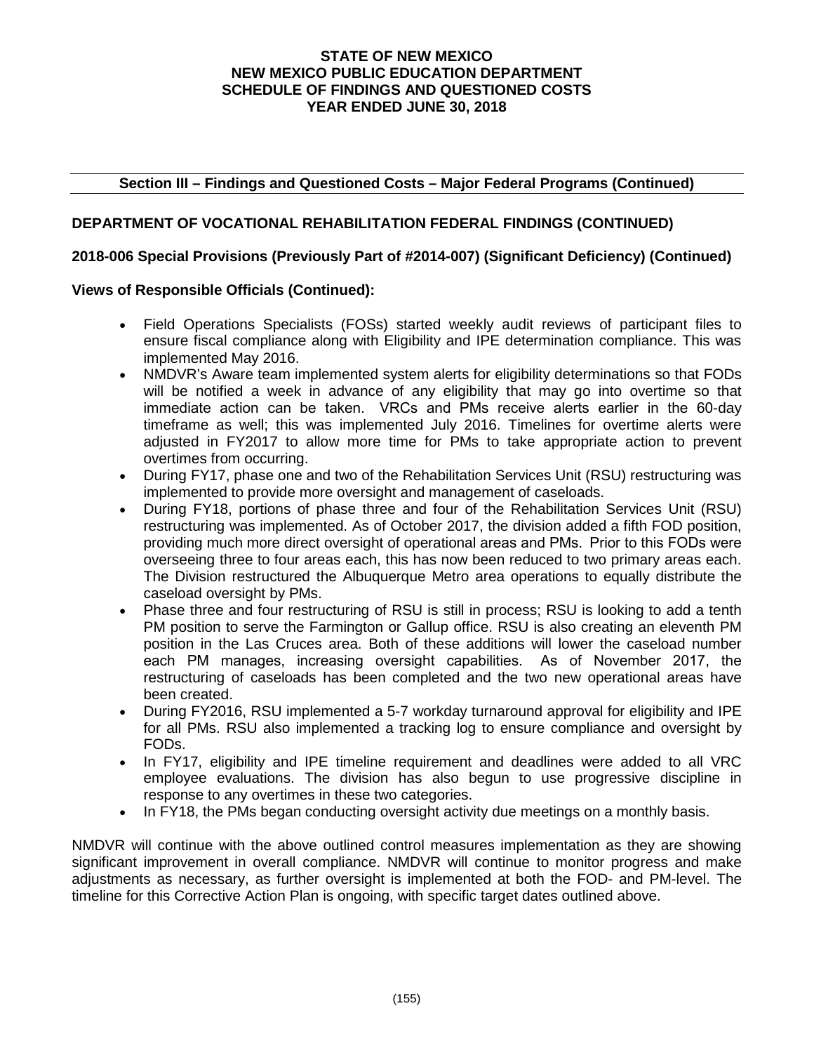## Section III – Findings and Questioned Costs – Major Federal Programs (Continued)

### DEPARTMENT OF VOCATIONAL REHABILITATION FEDERAL FINDINGS (CONTINUED)

### 2018-006 Special Provisions (Previously Part of #2014-007) (Significant Deficiency) (Continued)

**Views of Responsible Officials (Continued):**

- Field Operations Specialists (FOSs) started weekly audit reviews of participant files to ensure fiscal compliance along with Eligibility and IPE determination compliance. This was implemented May 2016.
- NMDVR's Aware team implemented system alerts for eligibility determinations so that FODs will be notified a week in advance of any eligibility that may go into overtime so that immediate action can be taken. VRCs and PMs receive alerts earlier in the 60-day timeframe as well; this was implemented July 2016. Timelines for overtime alerts were adjusted in FY2017 to allow more time for PMs to take appropriate action to prevent overtimes from occurring.
- During FY17, phase one and two of the Rehabilitation Services Unit (RSU) restructuring was implemented to provide more oversight and management of caseloads.
- During FY18, portions of phase three and four of the Rehabilitation Services Unit (RSU) restructuring was implemented. As of October 2017, the division added a fifth FOD position, providing much more direct oversight of operational areas and PMs. Prior to this FODs were overseeing three to four areas each, this has now been reduced to two primary areas each. The Division restructured the Albuquerque Metro area operations to equally distribute the caseload oversight by PMs.
- Phase three and four restructuring of RSU is still in process; RSU is looking to add a tenth PM position to serve the Farmington or Gallup office. RSU is also creating an eleventh PM position in the Las Cruces area. Both of these additions will lower the caseload number each PM manages, increasing oversight capabilities. As of November 2017, the restructuring of caseloads has been completed and the two new operational areas have been created.
- During FY2016, RSU implemented a 5-7 workday turnaround approval for eligibility and IPE for all PMs. RSU also implemented a tracking log to ensure compliance and oversight by FODs.
- In FY17, eligibility and IPE timeline requirement and deadlines were added to all VRC employee evaluations. The division has also begun to use progressive discipline in response to any overtimes in these two categories.
- In FY18, the PMs began conducting oversight activity due meetings on a monthly basis.

NMDVR will continue with the above outlined control measures implementation as they are showing significant improvement in overall compliance. NMDVR will continue to monitor progress and make adjustments as necessary, as further oversight is implemented at both the FOD- and PM-level. The timeline for this Corrective Action Plan is ongoing, with specific target dates outlined above.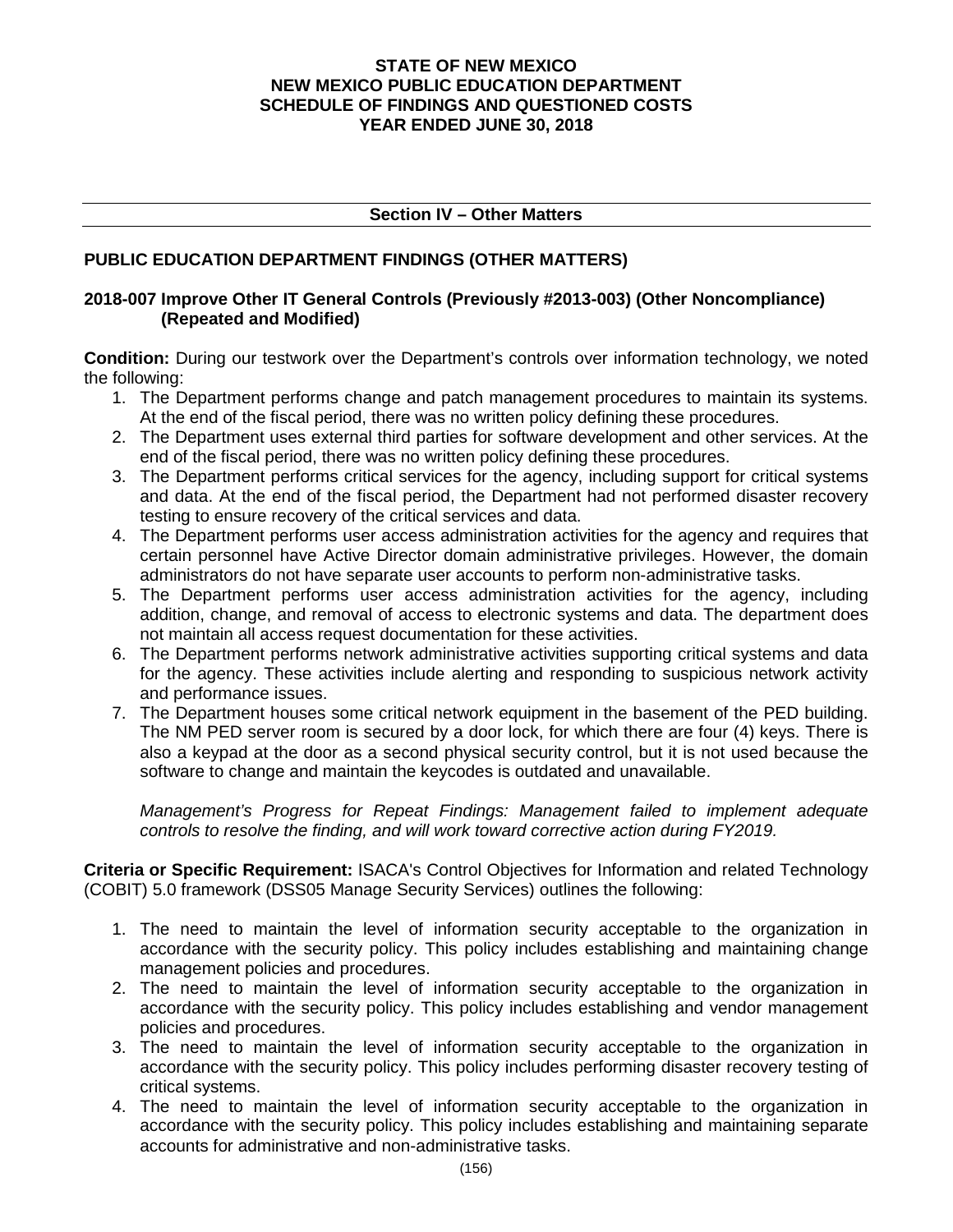STATE OF NEW MEXICO
NEW MEXICO PUBLIC EDUCATION DEPARTMENT
SCHEDULE OF FINDINGS AND QUESTIONED COSTS
YEAR ENDED JUNE 30, 2018

## Section IV – Other Matters

### PUBLIC EDUCATION DEPARTMENT FINDINGS (OTHER MATTERS)

#### 2018-007 Improve Other IT General Controls (Previously #2013-003) (Other Noncompliance) (Repeated and Modified)

**Condition:** During our testwork over the Department's controls over information technology, we noted the following:

1. The Department performs change and patch management procedures to maintain its systems. At the end of the fiscal period, there was no written policy defining these procedures.
2. The Department uses external third parties for software development and other services. At the end of the fiscal period, there was no written policy defining these procedures.
3. The Department performs critical services for the agency, including support for critical systems and data. At the end of the fiscal period, the Department had not performed disaster recovery testing to ensure recovery of the critical services and data.
4. The Department performs user access administration activities for the agency and requires that certain personnel have Active Director domain administrative privileges. However, the domain administrators do not have separate user accounts to perform non-administrative tasks.
5. The Department performs user access administration activities for the agency, including addition, change, and removal of access to electronic systems and data. The department does not maintain all access request documentation for these activities.
6. The Department performs network administrative activities supporting critical systems and data for the agency. These activities include alerting and responding to suspicious network activity and performance issues.
7. The Department houses some critical network equipment in the basement of the PED building. The NM PED server room is secured by a door lock, for which there are four (4) keys. There is also a keypad at the door as a second physical security control, but it is not used because the software to change and maintain the keycodes is outdated and unavailable.

*Management's Progress for Repeat Findings: Management failed to implement adequate controls to resolve the finding, and will work toward corrective action during FY2019.*

**Criteria or Specific Requirement:** ISACA's Control Objectives for Information and related Technology (COBIT) 5.0 framework (DSS05 Manage Security Services) outlines the following:

1. The need to maintain the level of information security acceptable to the organization in accordance with the security policy. This policy includes establishing and maintaining change management policies and procedures.
2. The need to maintain the level of information security acceptable to the organization in accordance with the security policy. This policy includes establishing and vendor management policies and procedures.
3. The need to maintain the level of information security acceptable to the organization in accordance with the security policy. This policy includes performing disaster recovery testing of critical systems.
4. The need to maintain the level of information security acceptable to the organization in accordance with the security policy. This policy includes establishing and maintaining separate accounts for administrative and non-administrative tasks.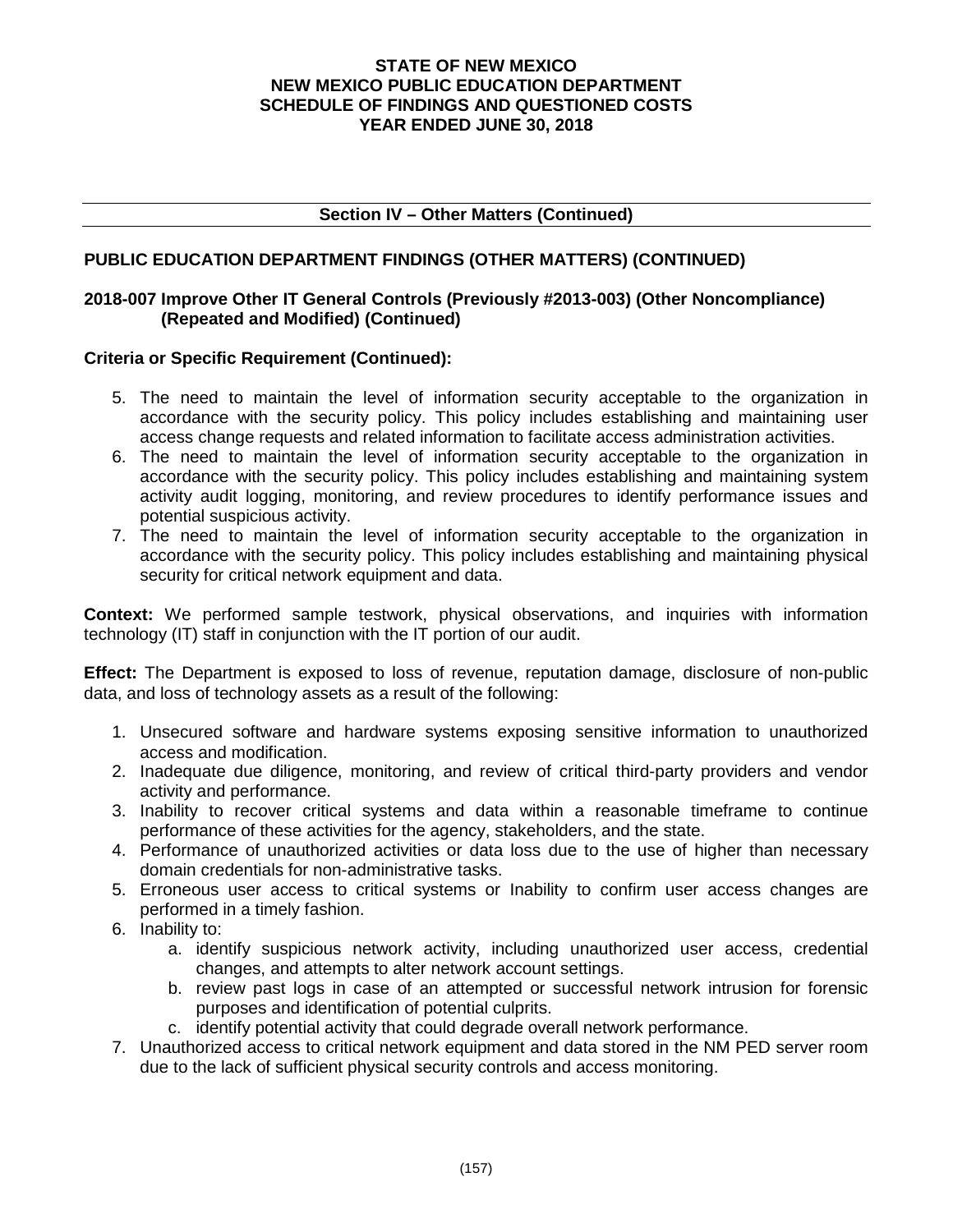## Section IV – Other Matters (Continued)

### PUBLIC EDUCATION DEPARTMENT FINDINGS (OTHER MATTERS) (CONTINUED)

**2018-007 Improve Other IT General Controls (Previously #2013-003) (Other Noncompliance) (Repeated and Modified) (Continued)**

**Criteria or Specific Requirement (Continued):**

5. The need to maintain the level of information security acceptable to the organization in accordance with the security policy. This policy includes establishing and maintaining user access change requests and related information to facilitate access administration activities.
6. The need to maintain the level of information security acceptable to the organization in accordance with the security policy. This policy includes establishing and maintaining system activity audit logging, monitoring, and review procedures to identify performance issues and potential suspicious activity.
7. The need to maintain the level of information security acceptable to the organization in accordance with the security policy. This policy includes establishing and maintaining physical security for critical network equipment and data.

**Context:** We performed sample testwork, physical observations, and inquiries with information technology (IT) staff in conjunction with the IT portion of our audit.

**Effect:** The Department is exposed to loss of revenue, reputation damage, disclosure of non-public data, and loss of technology assets as a result of the following:

1. Unsecured software and hardware systems exposing sensitive information to unauthorized access and modification.
2. Inadequate due diligence, monitoring, and review of critical third-party providers and vendor activity and performance.
3. Inability to recover critical systems and data within a reasonable timeframe to continue performance of these activities for the agency, stakeholders, and the state.
4. Performance of unauthorized activities or data loss due to the use of higher than necessary domain credentials for non-administrative tasks.
5. Erroneous user access to critical systems or Inability to confirm user access changes are performed in a timely fashion.
6. Inability to:
   a. identify suspicious network activity, including unauthorized user access, credential changes, and attempts to alter network account settings.
   b. review past logs in case of an attempted or successful network intrusion for forensic purposes and identification of potential culprits.
   c. identify potential activity that could degrade overall network performance.
7. Unauthorized access to critical network equipment and data stored in the NM PED server room due to the lack of sufficient physical security controls and access monitoring.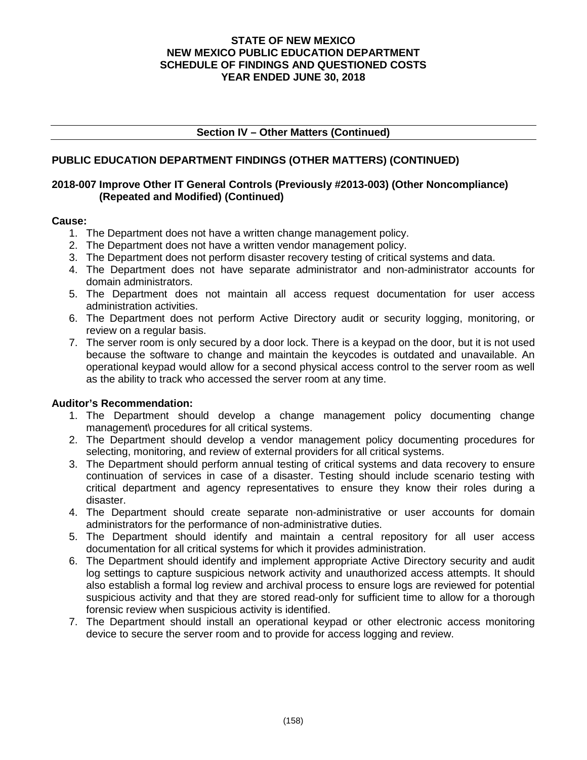**STATE OF NEW MEXICO**
**NEW MEXICO PUBLIC EDUCATION DEPARTMENT**
**SCHEDULE OF FINDINGS AND QUESTIONED COSTS**
**YEAR ENDED JUNE 30, 2018**

## Section IV – Other Matters (Continued)

## PUBLIC EDUCATION DEPARTMENT FINDINGS (OTHER MATTERS) (CONTINUED)

### 2018-007 Improve Other IT General Controls (Previously #2013-003) (Other Noncompliance) (Repeated and Modified) (Continued)

**Cause:**

1. The Department does not have a written change management policy.
2. The Department does not have a written vendor management policy.
3. The Department does not perform disaster recovery testing of critical systems and data.
4. The Department does not have separate administrator and non-administrator accounts for domain administrators.
5. The Department does not maintain all access request documentation for user access administration activities.
6. The Department does not perform Active Directory audit or security logging, monitoring, or review on a regular basis.
7. The server room is only secured by a door lock. There is a keypad on the door, but it is not used because the software to change and maintain the keycodes is outdated and unavailable. An operational keypad would allow for a second physical access control to the server room as well as the ability to track who accessed the server room at any time.

**Auditor's Recommendation:**

1. The Department should develop a change management policy documenting change management\ procedures for all critical systems.
2. The Department should develop a vendor management policy documenting procedures for selecting, monitoring, and review of external providers for all critical systems.
3. The Department should perform annual testing of critical systems and data recovery to ensure continuation of services in case of a disaster. Testing should include scenario testing with critical department and agency representatives to ensure they know their roles during a disaster.
4. The Department should create separate non-administrative or user accounts for domain administrators for the performance of non-administrative duties.
5. The Department should identify and maintain a central repository for all user access documentation for all critical systems for which it provides administration.
6. The Department should identify and implement appropriate Active Directory security and audit log settings to capture suspicious network activity and unauthorized access attempts. It should also establish a formal log review and archival process to ensure logs are reviewed for potential suspicious activity and that they are stored read-only for sufficient time to allow for a thorough forensic review when suspicious activity is identified.
7. The Department should install an operational keypad or other electronic access monitoring device to secure the server room and to provide for access logging and review.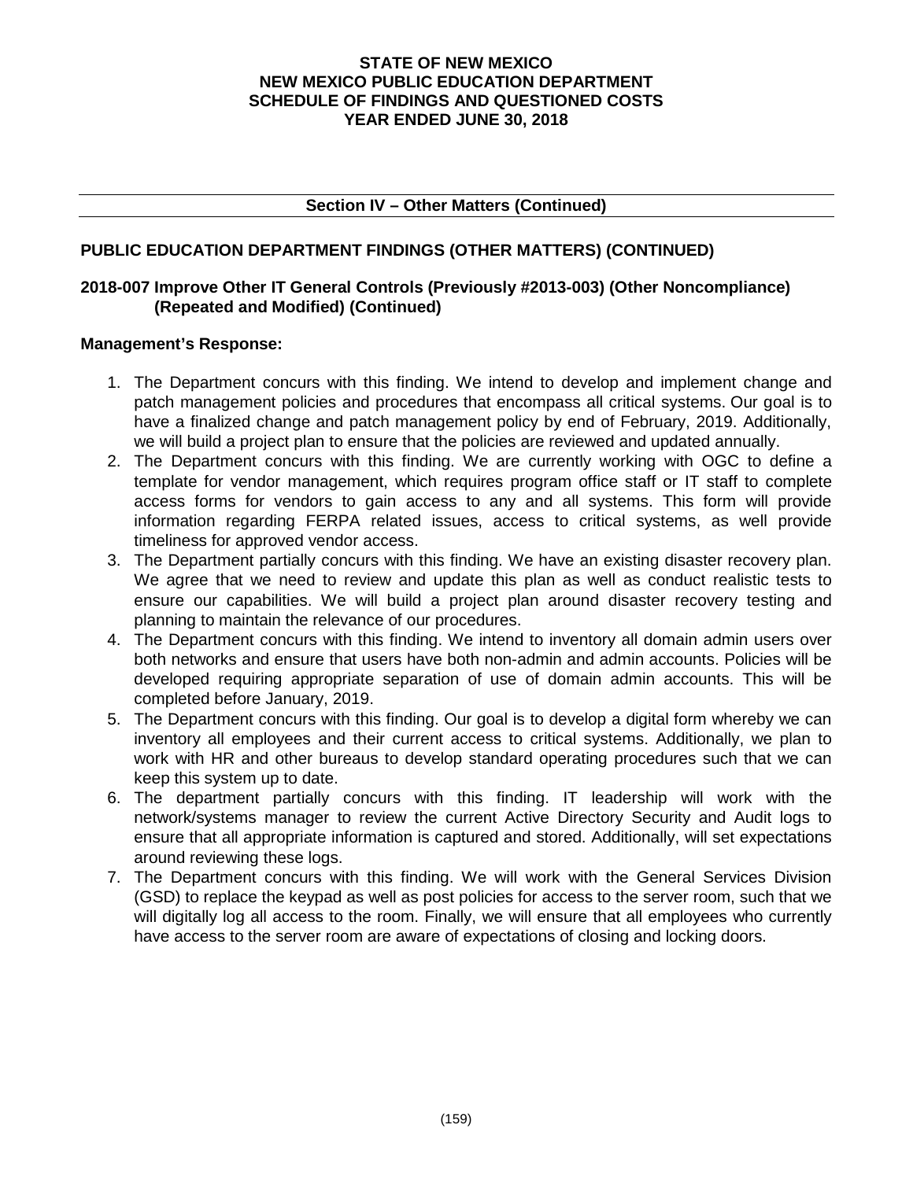# STATE OF NEW MEXICO
# NEW MEXICO PUBLIC EDUCATION DEPARTMENT
# SCHEDULE OF FINDINGS AND QUESTIONED COSTS
# YEAR ENDED JUNE 30, 2018

## Section IV – Other Matters (Continued)

### PUBLIC EDUCATION DEPARTMENT FINDINGS (OTHER MATTERS) (CONTINUED)

### 2018-007 Improve Other IT General Controls (Previously #2013-003) (Other Noncompliance) (Repeated and Modified) (Continued)

**Management's Response:**

1. The Department concurs with this finding. We intend to develop and implement change and patch management policies and procedures that encompass all critical systems. Our goal is to have a finalized change and patch management policy by end of February, 2019. Additionally, we will build a project plan to ensure that the policies are reviewed and updated annually.
2. The Department concurs with this finding. We are currently working with OGC to define a template for vendor management, which requires program office staff or IT staff to complete access forms for vendors to gain access to any and all systems. This form will provide information regarding FERPA related issues, access to critical systems, as well provide timeliness for approved vendor access.
3. The Department partially concurs with this finding. We have an existing disaster recovery plan. We agree that we need to review and update this plan as well as conduct realistic tests to ensure our capabilities. We will build a project plan around disaster recovery testing and planning to maintain the relevance of our procedures.
4. The Department concurs with this finding. We intend to inventory all domain admin users over both networks and ensure that users have both non-admin and admin accounts. Policies will be developed requiring appropriate separation of use of domain admin accounts. This will be completed before January, 2019.
5. The Department concurs with this finding. Our goal is to develop a digital form whereby we can inventory all employees and their current access to critical systems. Additionally, we plan to work with HR and other bureaus to develop standard operating procedures such that we can keep this system up to date.
6. The department partially concurs with this finding. IT leadership will work with the network/systems manager to review the current Active Directory Security and Audit logs to ensure that all appropriate information is captured and stored. Additionally, will set expectations around reviewing these logs.
7. The Department concurs with this finding. We will work with the General Services Division (GSD) to replace the keypad as well as post policies for access to the server room, such that we will digitally log all access to the room. Finally, we will ensure that all employees who currently have access to the server room are aware of expectations of closing and locking doors.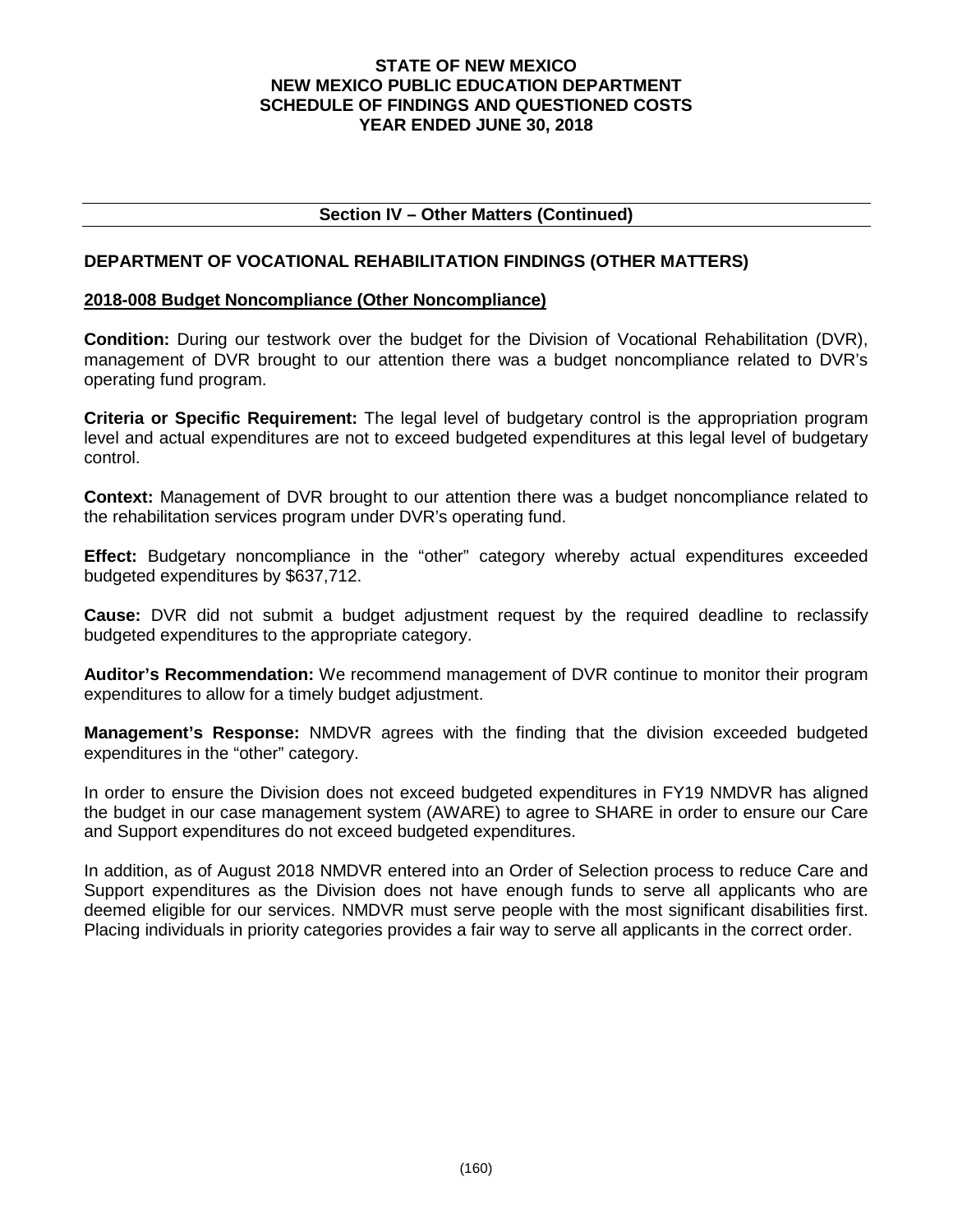**Section IV – Other Matters (Continued)**

## DEPARTMENT OF VOCATIONAL REHABILITATION FINDINGS (OTHER MATTERS)

### 2018-008 Budget Noncompliance (Other Noncompliance)

**Condition:** During our testwork over the budget for the Division of Vocational Rehabilitation (DVR), management of DVR brought to our attention there was a budget noncompliance related to DVR's operating fund program.

**Criteria or Specific Requirement:** The legal level of budgetary control is the appropriation program level and actual expenditures are not to exceed budgeted expenditures at this legal level of budgetary control.

**Context:** Management of DVR brought to our attention there was a budget noncompliance related to the rehabilitation services program under DVR's operating fund.

**Effect:** Budgetary noncompliance in the "other" category whereby actual expenditures exceeded budgeted expenditures by $637,712.

**Cause:** DVR did not submit a budget adjustment request by the required deadline to reclassify budgeted expenditures to the appropriate category.

**Auditor's Recommendation:** We recommend management of DVR continue to monitor their program expenditures to allow for a timely budget adjustment.

**Management's Response:** NMDVR agrees with the finding that the division exceeded budgeted expenditures in the "other" category.

In order to ensure the Division does not exceed budgeted expenditures in FY19 NMDVR has aligned the budget in our case management system (AWARE) to agree to SHARE in order to ensure our Care and Support expenditures do not exceed budgeted expenditures.

In addition, as of August 2018 NMDVR entered into an Order of Selection process to reduce Care and Support expenditures as the Division does not have enough funds to serve all applicants who are deemed eligible for our services. NMDVR must serve people with the most significant disabilities first. Placing individuals in priority categories provides a fair way to serve all applicants in the correct order.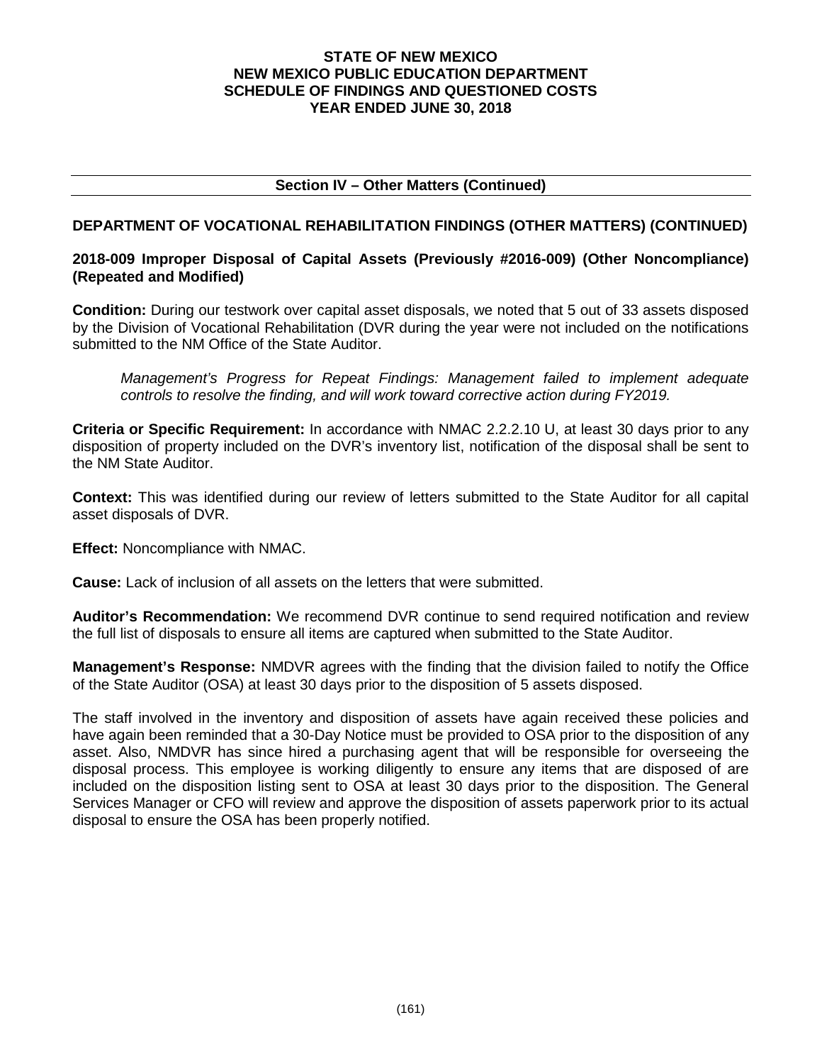**Section IV – Other Matters (Continued)**

**DEPARTMENT OF VOCATIONAL REHABILITATION FINDINGS (OTHER MATTERS) (CONTINUED)**

**2018-009 Improper Disposal of Capital Assets (Previously #2016-009) (Other Noncompliance) (Repeated and Modified)**

**Condition:** During our testwork over capital asset disposals, we noted that 5 out of 33 assets disposed by the Division of Vocational Rehabilitation (DVR during the year were not included on the notifications submitted to the NM Office of the State Auditor.

> *Management's Progress for Repeat Findings: Management failed to implement adequate controls to resolve the finding, and will work toward corrective action during FY2019.*

**Criteria or Specific Requirement:** In accordance with NMAC 2.2.2.10 U, at least 30 days prior to any disposition of property included on the DVR's inventory list, notification of the disposal shall be sent to the NM State Auditor.

**Context:** This was identified during our review of letters submitted to the State Auditor for all capital asset disposals of DVR.

**Effect:** Noncompliance with NMAC.

**Cause:** Lack of inclusion of all assets on the letters that were submitted.

**Auditor's Recommendation:** We recommend DVR continue to send required notification and review the full list of disposals to ensure all items are captured when submitted to the State Auditor.

**Management's Response:** NMDVR agrees with the finding that the division failed to notify the Office of the State Auditor (OSA) at least 30 days prior to the disposition of 5 assets disposed.

The staff involved in the inventory and disposition of assets have again received these policies and have again been reminded that a 30-Day Notice must be provided to OSA prior to the disposition of any asset. Also, NMDVR has since hired a purchasing agent that will be responsible for overseeing the disposal process. This employee is working diligently to ensure any items that are disposed of are included on the disposition listing sent to OSA at least 30 days prior to the disposition. The General Services Manager or CFO will review and approve the disposition of assets paperwork prior to its actual disposal to ensure the OSA has been properly notified.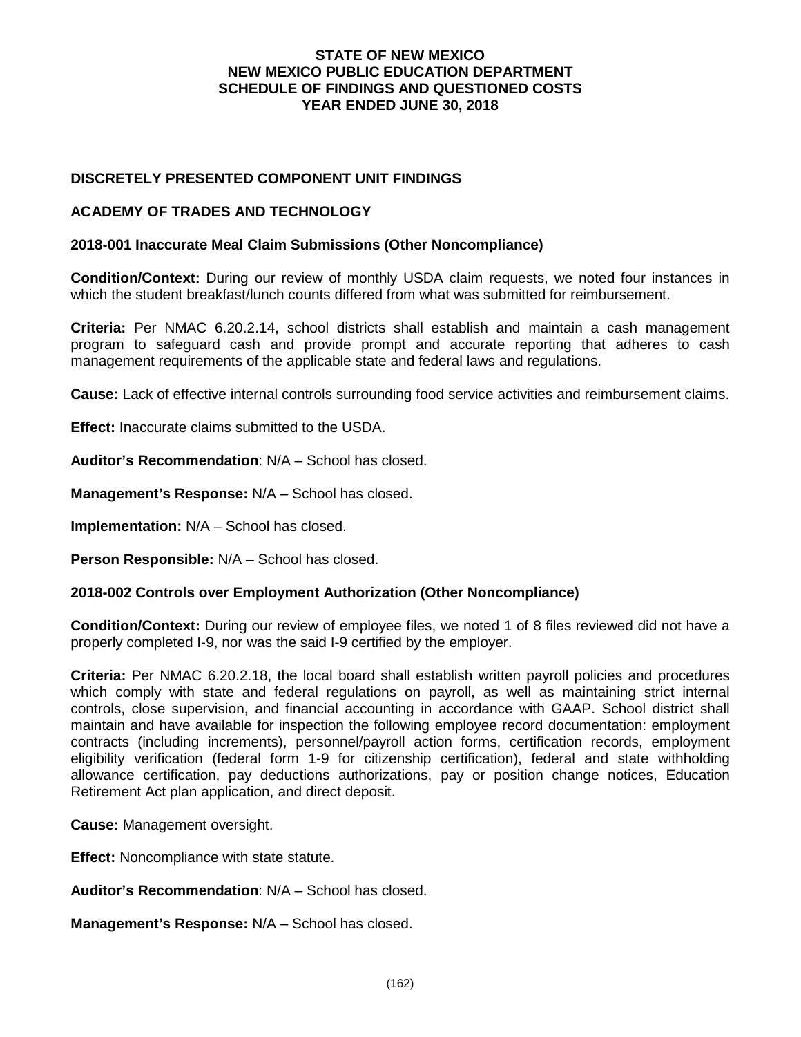**STATE OF NEW MEXICO**
**NEW MEXICO PUBLIC EDUCATION DEPARTMENT**
**SCHEDULE OF FINDINGS AND QUESTIONED COSTS**
**YEAR ENDED JUNE 30, 2018**

## DISCRETELY PRESENTED COMPONENT UNIT FINDINGS

## ACADEMY OF TRADES AND TECHNOLOGY

### 2018-001 Inaccurate Meal Claim Submissions (Other Noncompliance)

**Condition/Context:** During our review of monthly USDA claim requests, we noted four instances in which the student breakfast/lunch counts differed from what was submitted for reimbursement.

**Criteria:** Per NMAC 6.20.2.14, school districts shall establish and maintain a cash management program to safeguard cash and provide prompt and accurate reporting that adheres to cash management requirements of the applicable state and federal laws and regulations.

**Cause:** Lack of effective internal controls surrounding food service activities and reimbursement claims.

**Effect:** Inaccurate claims submitted to the USDA.

**Auditor's Recommendation**: N/A – School has closed.

**Management's Response:** N/A – School has closed.

**Implementation:** N/A – School has closed.

**Person Responsible:** N/A – School has closed.

### 2018-002 Controls over Employment Authorization (Other Noncompliance)

**Condition/Context:** During our review of employee files, we noted 1 of 8 files reviewed did not have a properly completed I-9, nor was the said I-9 certified by the employer.

**Criteria:** Per NMAC 6.20.2.18, the local board shall establish written payroll policies and procedures which comply with state and federal regulations on payroll, as well as maintaining strict internal controls, close supervision, and financial accounting in accordance with GAAP. School district shall maintain and have available for inspection the following employee record documentation: employment contracts (including increments), personnel/payroll action forms, certification records, employment eligibility verification (federal form 1-9 for citizenship certification), federal and state withholding allowance certification, pay deductions authorizations, pay or position change notices, Education Retirement Act plan application, and direct deposit.

**Cause:** Management oversight.

**Effect:** Noncompliance with state statute.

**Auditor's Recommendation**: N/A – School has closed.

**Management's Response:** N/A – School has closed.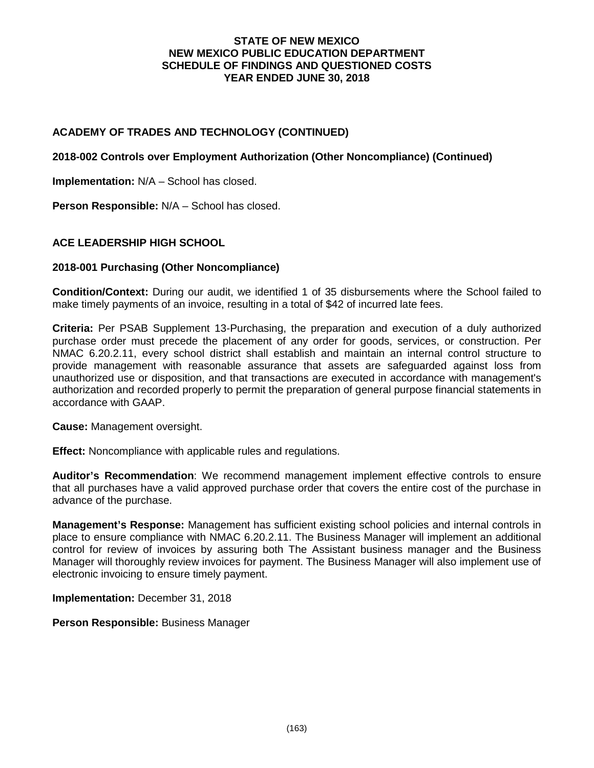## ACADEMY OF TRADES AND TECHNOLOGY (CONTINUED)

### 2018-002 Controls over Employment Authorization (Other Noncompliance) (Continued)

**Implementation:** N/A – School has closed.

**Person Responsible:** N/A – School has closed.

## ACE LEADERSHIP HIGH SCHOOL

### 2018-001 Purchasing (Other Noncompliance)

**Condition/Context:** During our audit, we identified 1 of 35 disbursements where the School failed to make timely payments of an invoice, resulting in a total of $42 of incurred late fees.

**Criteria:** Per PSAB Supplement 13-Purchasing, the preparation and execution of a duly authorized purchase order must precede the placement of any order for goods, services, or construction. Per NMAC 6.20.2.11, every school district shall establish and maintain an internal control structure to provide management with reasonable assurance that assets are safeguarded against loss from unauthorized use or disposition, and that transactions are executed in accordance with management's authorization and recorded properly to permit the preparation of general purpose financial statements in accordance with GAAP.

**Cause:** Management oversight.

**Effect:** Noncompliance with applicable rules and regulations.

**Auditor's Recommendation**: We recommend management implement effective controls to ensure that all purchases have a valid approved purchase order that covers the entire cost of the purchase in advance of the purchase.

**Management's Response:** Management has sufficient existing school policies and internal controls in place to ensure compliance with NMAC 6.20.2.11. The Business Manager will implement an additional control for review of invoices by assuring both The Assistant business manager and the Business Manager will thoroughly review invoices for payment. The Business Manager will also implement use of electronic invoicing to ensure timely payment.

**Implementation:** December 31, 2018

**Person Responsible:** Business Manager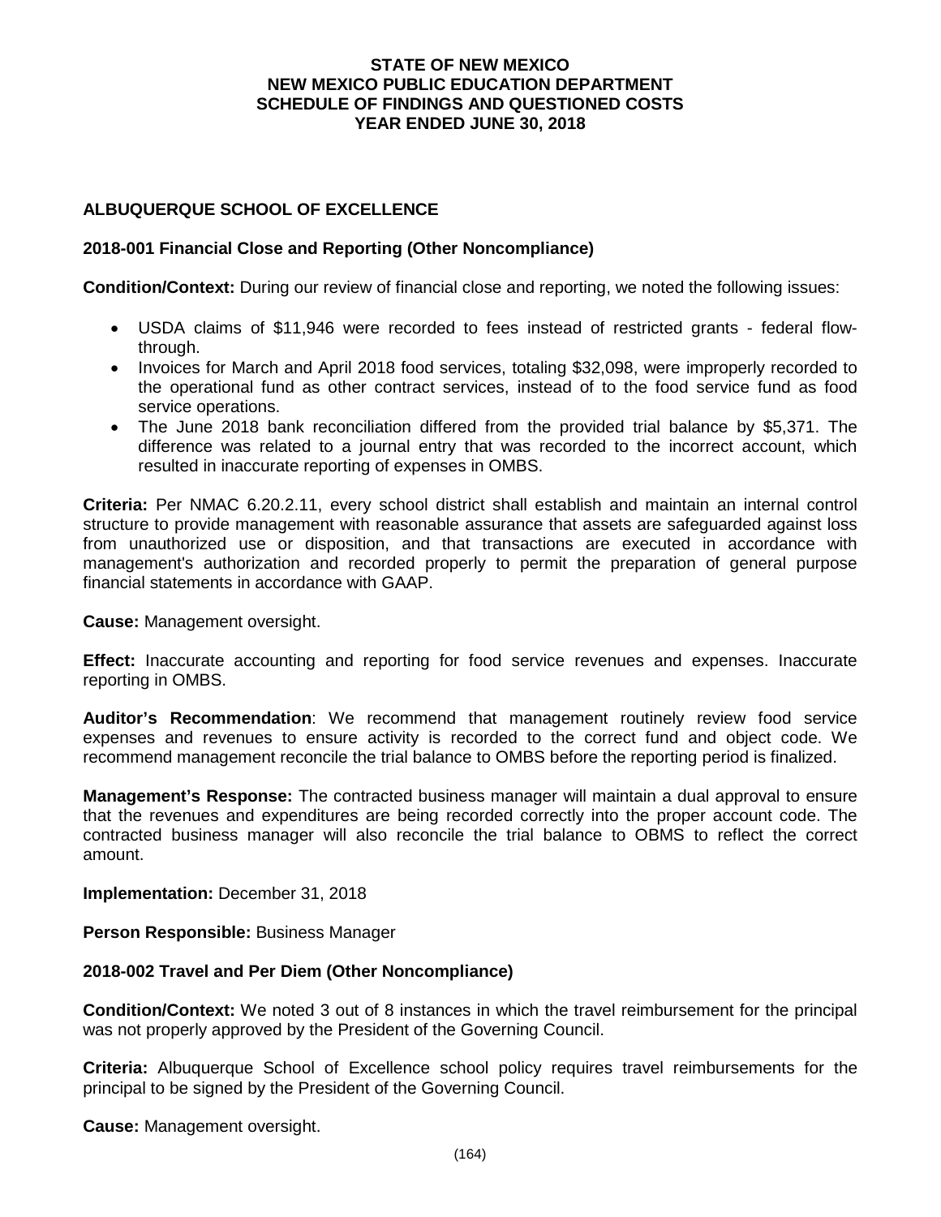# STATE OF NEW MEXICO
# NEW MEXICO PUBLIC EDUCATION DEPARTMENT
# SCHEDULE OF FINDINGS AND QUESTIONED COSTS
# YEAR ENDED JUNE 30, 2018

## ALBUQUERQUE SCHOOL OF EXCELLENCE

### 2018-001 Financial Close and Reporting (Other Noncompliance)

**Condition/Context:** During our review of financial close and reporting, we noted the following issues:

- USDA claims of $11,946 were recorded to fees instead of restricted grants - federal flow-through.
- Invoices for March and April 2018 food services, totaling $32,098, were improperly recorded to the operational fund as other contract services, instead of to the food service fund as food service operations.
- The June 2018 bank reconciliation differed from the provided trial balance by $5,371. The difference was related to a journal entry that was recorded to the incorrect account, which resulted in inaccurate reporting of expenses in OMBS.

**Criteria:** Per NMAC 6.20.2.11, every school district shall establish and maintain an internal control structure to provide management with reasonable assurance that assets are safeguarded against loss from unauthorized use or disposition, and that transactions are executed in accordance with management's authorization and recorded properly to permit the preparation of general purpose financial statements in accordance with GAAP.

**Cause:** Management oversight.

**Effect:** Inaccurate accounting and reporting for food service revenues and expenses. Inaccurate reporting in OMBS.

**Auditor's Recommendation**: We recommend that management routinely review food service expenses and revenues to ensure activity is recorded to the correct fund and object code. We recommend management reconcile the trial balance to OMBS before the reporting period is finalized.

**Management's Response:** The contracted business manager will maintain a dual approval to ensure that the revenues and expenditures are being recorded correctly into the proper account code. The contracted business manager will also reconcile the trial balance to OBMS to reflect the correct amount.

**Implementation:** December 31, 2018

**Person Responsible:** Business Manager

### 2018-002 Travel and Per Diem (Other Noncompliance)

**Condition/Context:** We noted 3 out of 8 instances in which the travel reimbursement for the principal was not properly approved by the President of the Governing Council.

**Criteria:** Albuquerque School of Excellence school policy requires travel reimbursements for the principal to be signed by the President of the Governing Council.

**Cause:** Management oversight.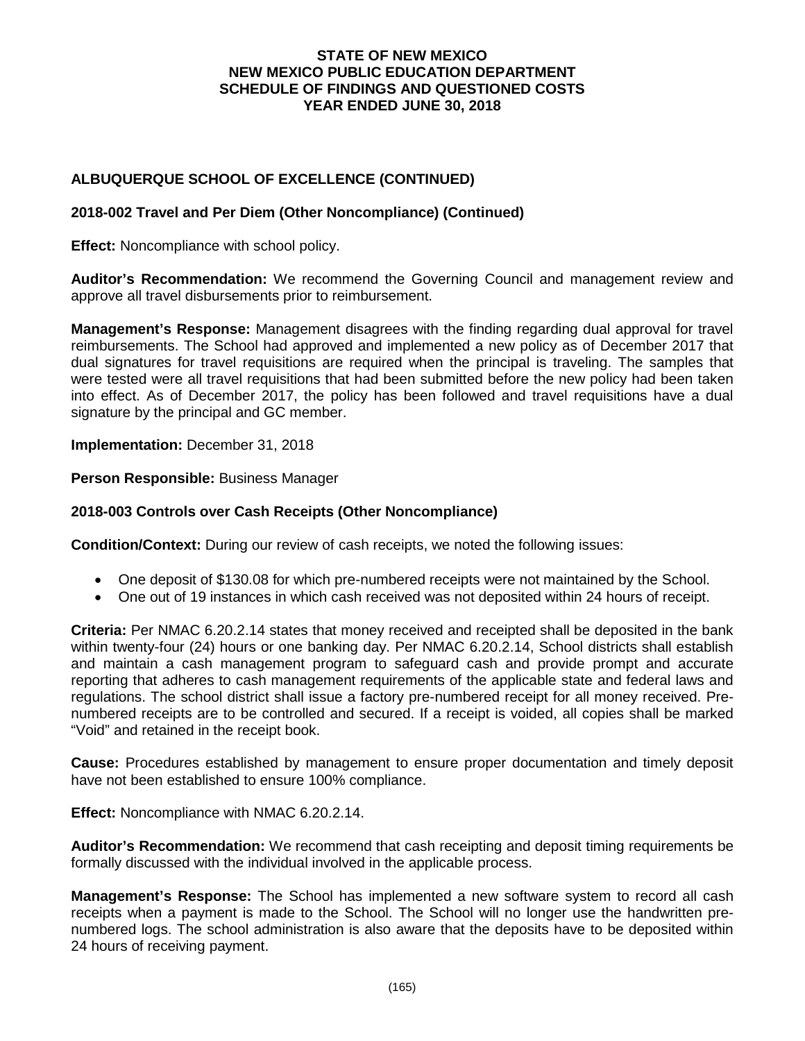# STATE OF NEW MEXICO
# NEW MEXICO PUBLIC EDUCATION DEPARTMENT
# SCHEDULE OF FINDINGS AND QUESTIONED COSTS
# YEAR ENDED JUNE 30, 2018

## ALBUQUERQUE SCHOOL OF EXCELLENCE (CONTINUED)

### 2018-002 Travel and Per Diem (Other Noncompliance) (Continued)

**Effect:** Noncompliance with school policy.

**Auditor's Recommendation:** We recommend the Governing Council and management review and approve all travel disbursements prior to reimbursement.

**Management's Response:** Management disagrees with the finding regarding dual approval for travel reimbursements. The School had approved and implemented a new policy as of December 2017 that dual signatures for travel requisitions are required when the principal is traveling. The samples that were tested were all travel requisitions that had been submitted before the new policy had been taken into effect. As of December 2017, the policy has been followed and travel requisitions have a dual signature by the principal and GC member.

**Implementation:** December 31, 2018

**Person Responsible:** Business Manager

### 2018-003 Controls over Cash Receipts (Other Noncompliance)

**Condition/Context:** During our review of cash receipts, we noted the following issues:

- One deposit of $130.08 for which pre-numbered receipts were not maintained by the School.
- One out of 19 instances in which cash received was not deposited within 24 hours of receipt.

**Criteria:** Per NMAC 6.20.2.14 states that money received and receipted shall be deposited in the bank within twenty-four (24) hours or one banking day. Per NMAC 6.20.2.14, School districts shall establish and maintain a cash management program to safeguard cash and provide prompt and accurate reporting that adheres to cash management requirements of the applicable state and federal laws and regulations. The school district shall issue a factory pre-numbered receipt for all money received. Pre-numbered receipts are to be controlled and secured. If a receipt is voided, all copies shall be marked "Void" and retained in the receipt book.

**Cause:** Procedures established by management to ensure proper documentation and timely deposit have not been established to ensure 100% compliance.

**Effect:** Noncompliance with NMAC 6.20.2.14.

**Auditor's Recommendation:** We recommend that cash receipting and deposit timing requirements be formally discussed with the individual involved in the applicable process.

**Management's Response:** The School has implemented a new software system to record all cash receipts when a payment is made to the School. The School will no longer use the handwritten pre-numbered logs. The school administration is also aware that the deposits have to be deposited within 24 hours of receiving payment.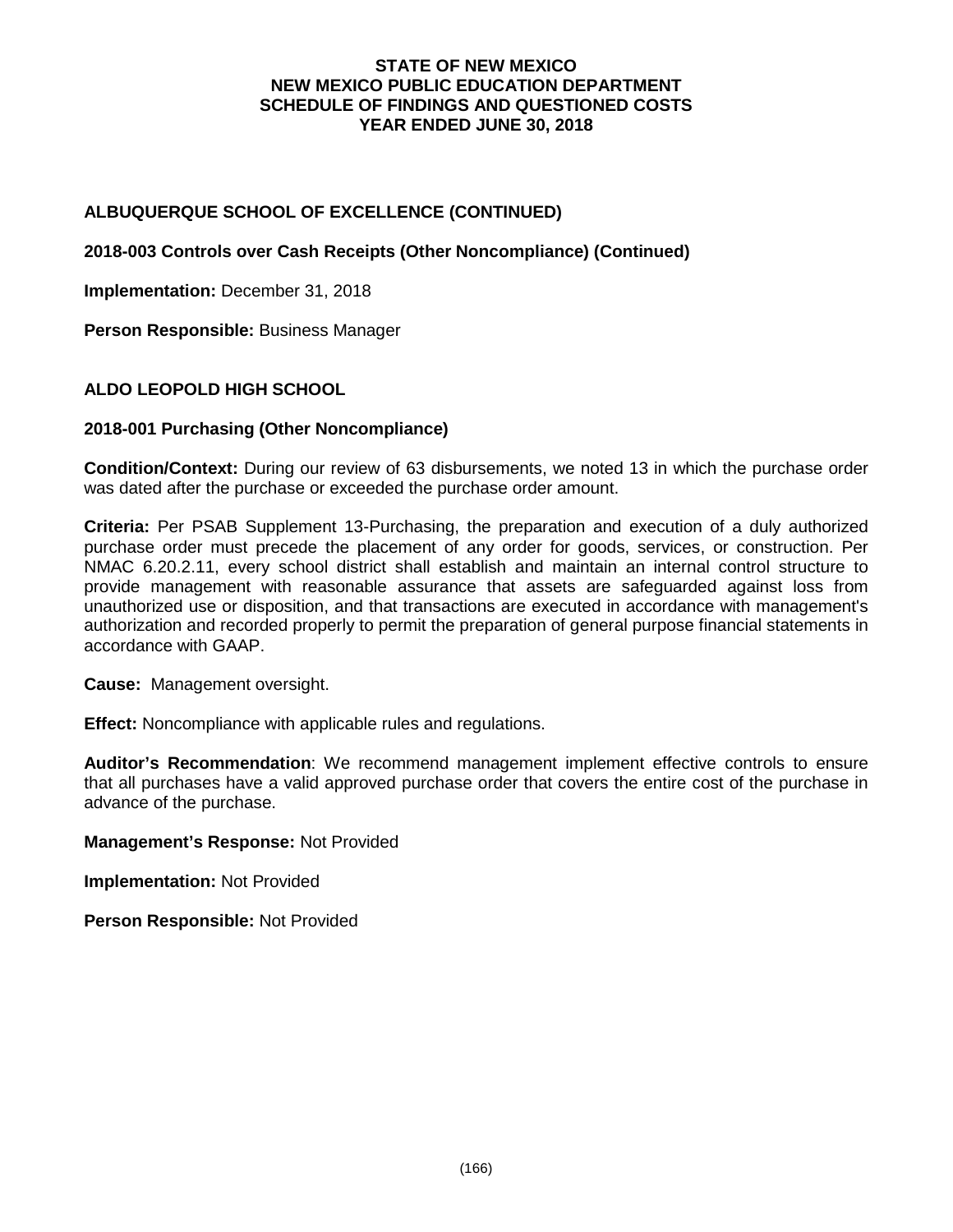## ALBUQUERQUE SCHOOL OF EXCELLENCE (CONTINUED)

### 2018-003 Controls over Cash Receipts (Other Noncompliance) (Continued)

**Implementation:** December 31, 2018

**Person Responsible:** Business Manager

## ALDO LEOPOLD HIGH SCHOOL

### 2018-001 Purchasing (Other Noncompliance)

**Condition/Context:** During our review of 63 disbursements, we noted 13 in which the purchase order was dated after the purchase or exceeded the purchase order amount.

**Criteria:** Per PSAB Supplement 13-Purchasing, the preparation and execution of a duly authorized purchase order must precede the placement of any order for goods, services, or construction. Per NMAC 6.20.2.11, every school district shall establish and maintain an internal control structure to provide management with reasonable assurance that assets are safeguarded against loss from unauthorized use or disposition, and that transactions are executed in accordance with management's authorization and recorded properly to permit the preparation of general purpose financial statements in accordance with GAAP.

**Cause:** Management oversight.

**Effect:** Noncompliance with applicable rules and regulations.

**Auditor's Recommendation**: We recommend management implement effective controls to ensure that all purchases have a valid approved purchase order that covers the entire cost of the purchase in advance of the purchase.

**Management's Response:** Not Provided

**Implementation:** Not Provided

**Person Responsible:** Not Provided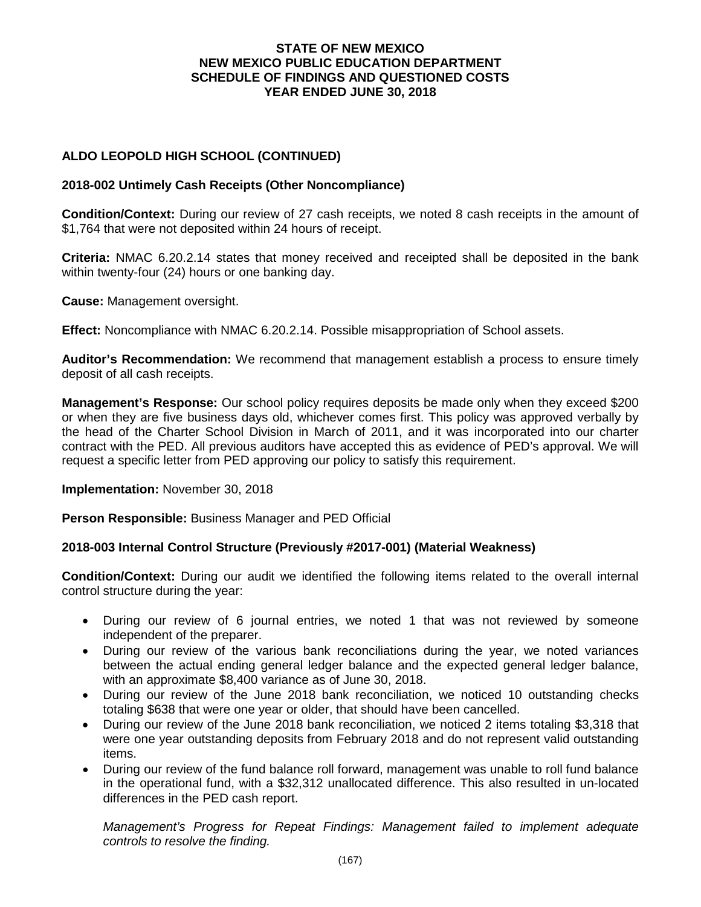**STATE OF NEW MEXICO**
**NEW MEXICO PUBLIC EDUCATION DEPARTMENT**
**SCHEDULE OF FINDINGS AND QUESTIONED COSTS**
**YEAR ENDED JUNE 30, 2018**

## ALDO LEOPOLD HIGH SCHOOL (CONTINUED)

### 2018-002 Untimely Cash Receipts (Other Noncompliance)

**Condition/Context:** During our review of 27 cash receipts, we noted 8 cash receipts in the amount of $1,764 that were not deposited within 24 hours of receipt.

**Criteria:** NMAC 6.20.2.14 states that money received and receipted shall be deposited in the bank within twenty-four (24) hours or one banking day.

**Cause:** Management oversight.

**Effect:** Noncompliance with NMAC 6.20.2.14. Possible misappropriation of School assets.

**Auditor's Recommendation:** We recommend that management establish a process to ensure timely deposit of all cash receipts.

**Management's Response:** Our school policy requires deposits be made only when they exceed $200 or when they are five business days old, whichever comes first. This policy was approved verbally by the head of the Charter School Division in March of 2011, and it was incorporated into our charter contract with the PED. All previous auditors have accepted this as evidence of PED's approval. We will request a specific letter from PED approving our policy to satisfy this requirement.

**Implementation:** November 30, 2018

**Person Responsible:** Business Manager and PED Official

### 2018-003 Internal Control Structure (Previously #2017-001) (Material Weakness)

**Condition/Context:** During our audit we identified the following items related to the overall internal control structure during the year:

- During our review of 6 journal entries, we noted 1 that was not reviewed by someone independent of the preparer.
- During our review of the various bank reconciliations during the year, we noted variances between the actual ending general ledger balance and the expected general ledger balance, with an approximate $8,400 variance as of June 30, 2018.
- During our review of the June 2018 bank reconciliation, we noticed 10 outstanding checks totaling $638 that were one year or older, that should have been cancelled.
- During our review of the June 2018 bank reconciliation, we noticed 2 items totaling $3,318 that were one year outstanding deposits from February 2018 and do not represent valid outstanding items.
- During our review of the fund balance roll forward, management was unable to roll fund balance in the operational fund, with a $32,312 unallocated difference. This also resulted in un-located differences in the PED cash report.

  *Management's Progress for Repeat Findings: Management failed to implement adequate controls to resolve the finding.*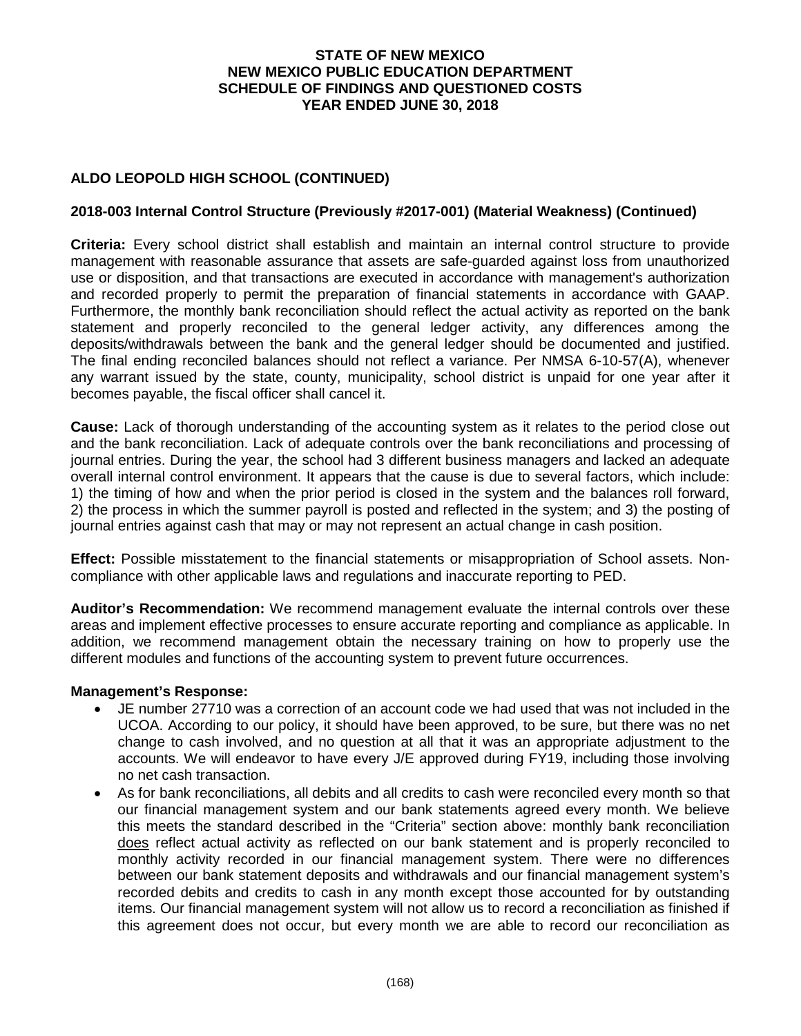## ALDO LEOPOLD HIGH SCHOOL (CONTINUED)

### 2018-003 Internal Control Structure (Previously #2017-001) (Material Weakness) (Continued)

**Criteria:** Every school district shall establish and maintain an internal control structure to provide management with reasonable assurance that assets are safe-guarded against loss from unauthorized use or disposition, and that transactions are executed in accordance with management's authorization and recorded properly to permit the preparation of financial statements in accordance with GAAP. Furthermore, the monthly bank reconciliation should reflect the actual activity as reported on the bank statement and properly reconciled to the general ledger activity, any differences among the deposits/withdrawals between the bank and the general ledger should be documented and justified. The final ending reconciled balances should not reflect a variance. Per NMSA 6-10-57(A), whenever any warrant issued by the state, county, municipality, school district is unpaid for one year after it becomes payable, the fiscal officer shall cancel it.

**Cause:** Lack of thorough understanding of the accounting system as it relates to the period close out and the bank reconciliation. Lack of adequate controls over the bank reconciliations and processing of journal entries. During the year, the school had 3 different business managers and lacked an adequate overall internal control environment. It appears that the cause is due to several factors, which include: 1) the timing of how and when the prior period is closed in the system and the balances roll forward, 2) the process in which the summer payroll is posted and reflected in the system; and 3) the posting of journal entries against cash that may or may not represent an actual change in cash position.

**Effect:** Possible misstatement to the financial statements or misappropriation of School assets. Non-compliance with other applicable laws and regulations and inaccurate reporting to PED.

**Auditor's Recommendation:** We recommend management evaluate the internal controls over these areas and implement effective processes to ensure accurate reporting and compliance as applicable. In addition, we recommend management obtain the necessary training on how to properly use the different modules and functions of the accounting system to prevent future occurrences.

**Management's Response:**

- JE number 27710 was a correction of an account code we had used that was not included in the UCOA. According to our policy, it should have been approved, to be sure, but there was no net change to cash involved, and no question at all that it was an appropriate adjustment to the accounts. We will endeavor to have every J/E approved during FY19, including those involving no net cash transaction.
- As for bank reconciliations, all debits and all credits to cash were reconciled every month so that our financial management system and our bank statements agreed every month. We believe this meets the standard described in the "Criteria" section above: monthly bank reconciliation does reflect actual activity as reflected on our bank statement and is properly reconciled to monthly activity recorded in our financial management system. There were no differences between our bank statement deposits and withdrawals and our financial management system's recorded debits and credits to cash in any month except those accounted for by outstanding items. Our financial management system will not allow us to record a reconciliation as finished if this agreement does not occur, but every month we are able to record our reconciliation as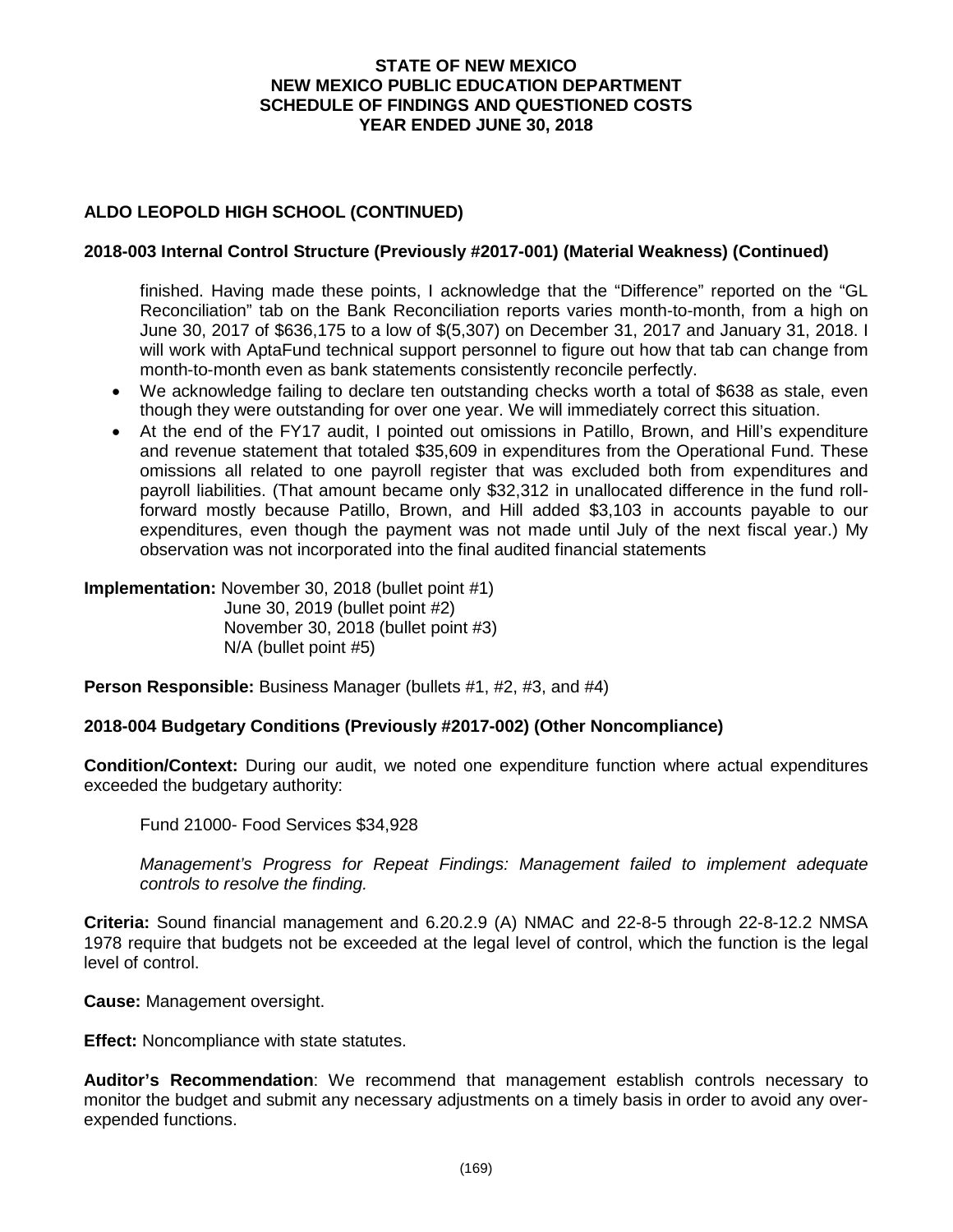## ALDO LEOPOLD HIGH SCHOOL (CONTINUED)

### 2018-003 Internal Control Structure (Previously #2017-001) (Material Weakness) (Continued)

finished. Having made these points, I acknowledge that the "Difference" reported on the "GL Reconciliation" tab on the Bank Reconciliation reports varies month-to-month, from a high on June 30, 2017 of $636,175 to a low of $(5,307) on December 31, 2017 and January 31, 2018. I will work with AptaFund technical support personnel to figure out how that tab can change from month-to-month even as bank statements consistently reconcile perfectly.

- We acknowledge failing to declare ten outstanding checks worth a total of $638 as stale, even though they were outstanding for over one year. We will immediately correct this situation.
- At the end of the FY17 audit, I pointed out omissions in Patillo, Brown, and Hill's expenditure and revenue statement that totaled $35,609 in expenditures from the Operational Fund. These omissions all related to one payroll register that was excluded both from expenditures and payroll liabilities. (That amount became only $32,312 in unallocated difference in the fund roll-forward mostly because Patillo, Brown, and Hill added $3,103 in accounts payable to our expenditures, even though the payment was not made until July of the next fiscal year.) My observation was not incorporated into the final audited financial statements

**Implementation:** November 30, 2018 (bullet point #1)
June 30, 2019 (bullet point #2)
November 30, 2018 (bullet point #3)
N/A (bullet point #5)

**Person Responsible:** Business Manager (bullets #1, #2, #3, and #4)

### 2018-004 Budgetary Conditions (Previously #2017-002) (Other Noncompliance)

**Condition/Context:** During our audit, we noted one expenditure function where actual expenditures exceeded the budgetary authority:

Fund 21000- Food Services $34,928

*Management's Progress for Repeat Findings: Management failed to implement adequate controls to resolve the finding.*

**Criteria:** Sound financial management and 6.20.2.9 (A) NMAC and 22-8-5 through 22-8-12.2 NMSA 1978 require that budgets not be exceeded at the legal level of control, which the function is the legal level of control.

**Cause:** Management oversight.

**Effect:** Noncompliance with state statutes.

**Auditor's Recommendation**: We recommend that management establish controls necessary to monitor the budget and submit any necessary adjustments on a timely basis in order to avoid any over-expended functions.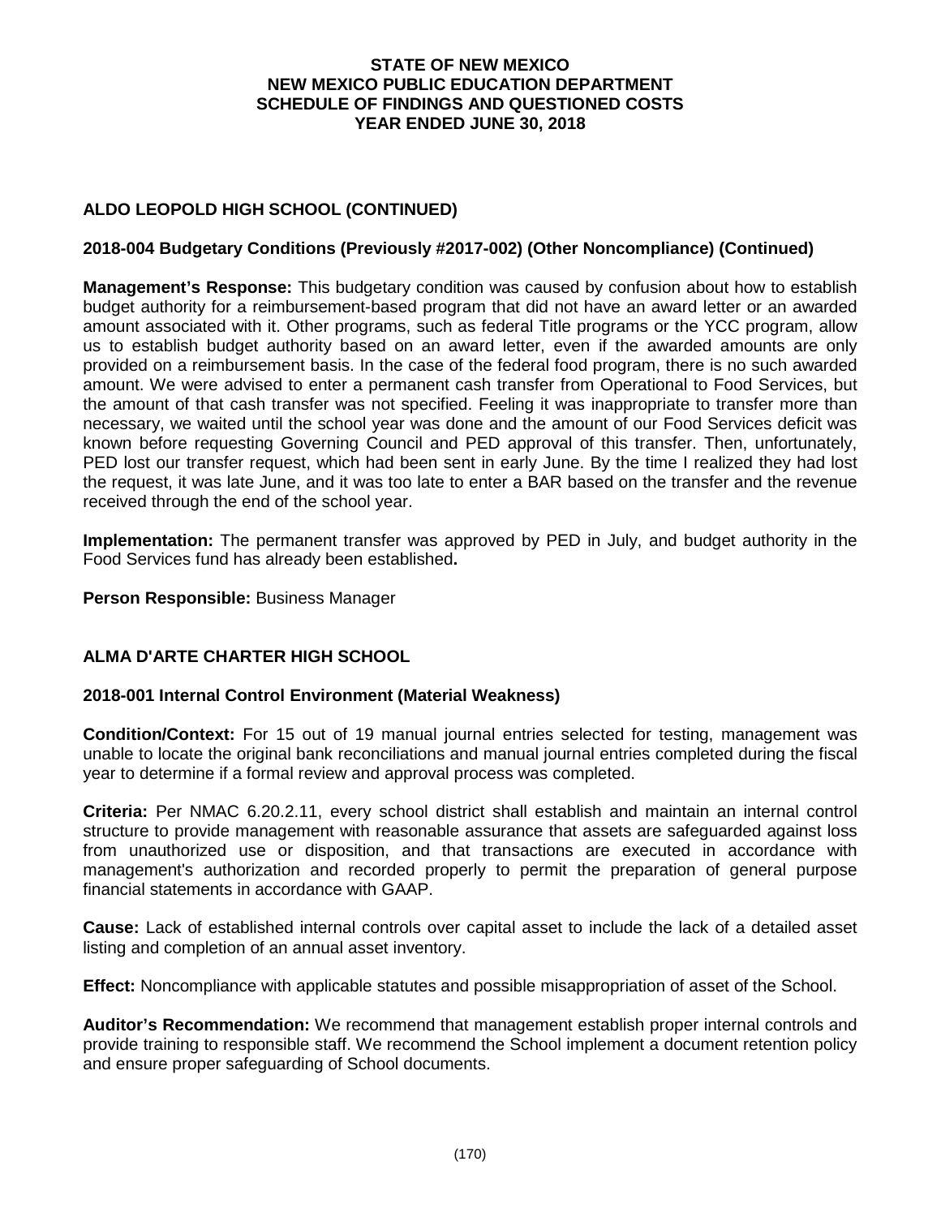# STATE OF NEW MEXICO
# NEW MEXICO PUBLIC EDUCATION DEPARTMENT
# SCHEDULE OF FINDINGS AND QUESTIONED COSTS
# YEAR ENDED JUNE 30, 2018

## ALDO LEOPOLD HIGH SCHOOL (CONTINUED)

### 2018-004 Budgetary Conditions (Previously #2017-002) (Other Noncompliance) (Continued)

**Management's Response:** This budgetary condition was caused by confusion about how to establish budget authority for a reimbursement-based program that did not have an award letter or an awarded amount associated with it. Other programs, such as federal Title programs or the YCC program, allow us to establish budget authority based on an award letter, even if the awarded amounts are only provided on a reimbursement basis. In the case of the federal food program, there is no such awarded amount. We were advised to enter a permanent cash transfer from Operational to Food Services, but the amount of that cash transfer was not specified. Feeling it was inappropriate to transfer more than necessary, we waited until the school year was done and the amount of our Food Services deficit was known before requesting Governing Council and PED approval of this transfer. Then, unfortunately, PED lost our transfer request, which had been sent in early June. By the time I realized they had lost the request, it was late June, and it was too late to enter a BAR based on the transfer and the revenue received through the end of the school year.

**Implementation:** The permanent transfer was approved by PED in July, and budget authority in the Food Services fund has already been established**.**

**Person Responsible:** Business Manager

## ALMA D'ARTE CHARTER HIGH SCHOOL

### 2018-001 Internal Control Environment (Material Weakness)

**Condition/Context:** For 15 out of 19 manual journal entries selected for testing, management was unable to locate the original bank reconciliations and manual journal entries completed during the fiscal year to determine if a formal review and approval process was completed.

**Criteria:** Per NMAC 6.20.2.11, every school district shall establish and maintain an internal control structure to provide management with reasonable assurance that assets are safeguarded against loss from unauthorized use or disposition, and that transactions are executed in accordance with management's authorization and recorded properly to permit the preparation of general purpose financial statements in accordance with GAAP.

**Cause:** Lack of established internal controls over capital asset to include the lack of a detailed asset listing and completion of an annual asset inventory.

**Effect:** Noncompliance with applicable statutes and possible misappropriation of asset of the School.

**Auditor's Recommendation:** We recommend that management establish proper internal controls and provide training to responsible staff. We recommend the School implement a document retention policy and ensure proper safeguarding of School documents.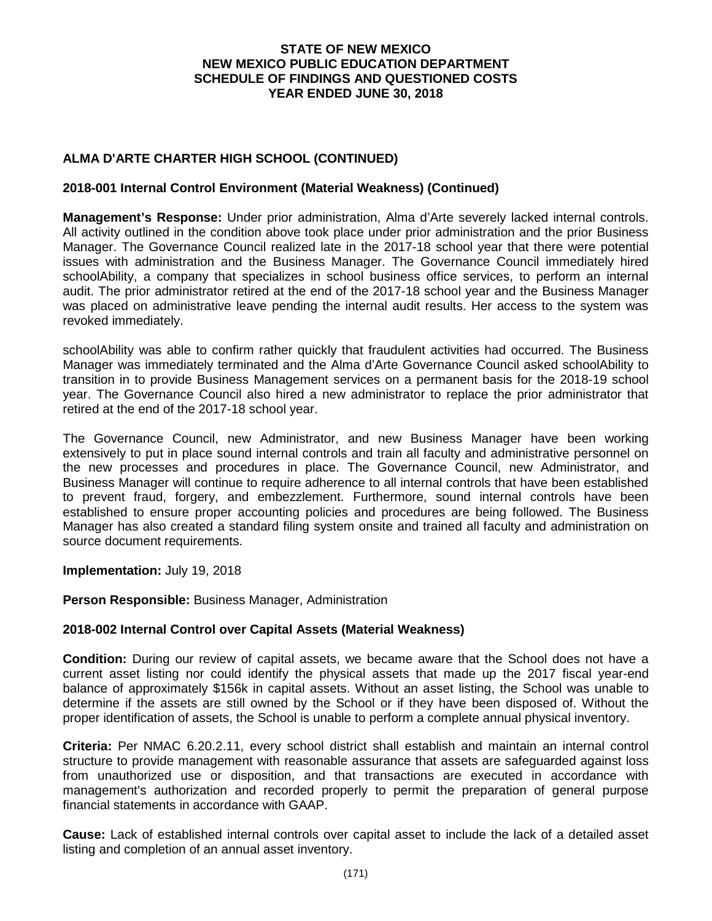**STATE OF NEW MEXICO**
**NEW MEXICO PUBLIC EDUCATION DEPARTMENT**
**SCHEDULE OF FINDINGS AND QUESTIONED COSTS**
**YEAR ENDED JUNE 30, 2018**

### ALMA D'ARTE CHARTER HIGH SCHOOL (CONTINUED)

#### 2018-001 Internal Control Environment (Material Weakness) (Continued)

**Management's Response:** Under prior administration, Alma d'Arte severely lacked internal controls. All activity outlined in the condition above took place under prior administration and the prior Business Manager. The Governance Council realized late in the 2017-18 school year that there were potential issues with administration and the Business Manager. The Governance Council immediately hired schoolAbility, a company that specializes in school business office services, to perform an internal audit. The prior administrator retired at the end of the 2017-18 school year and the Business Manager was placed on administrative leave pending the internal audit results. Her access to the system was revoked immediately.

schoolAbility was able to confirm rather quickly that fraudulent activities had occurred. The Business Manager was immediately terminated and the Alma d'Arte Governance Council asked schoolAbility to transition in to provide Business Management services on a permanent basis for the 2018-19 school year. The Governance Council also hired a new administrator to replace the prior administrator that retired at the end of the 2017-18 school year.

The Governance Council, new Administrator, and new Business Manager have been working extensively to put in place sound internal controls and train all faculty and administrative personnel on the new processes and procedures in place. The Governance Council, new Administrator, and Business Manager will continue to require adherence to all internal controls that have been established to prevent fraud, forgery, and embezzlement. Furthermore, sound internal controls have been established to ensure proper accounting policies and procedures are being followed. The Business Manager has also created a standard filing system onsite and trained all faculty and administration on source document requirements.

**Implementation:** July 19, 2018

**Person Responsible:** Business Manager, Administration

#### 2018-002 Internal Control over Capital Assets (Material Weakness)

**Condition:** During our review of capital assets, we became aware that the School does not have a current asset listing nor could identify the physical assets that made up the 2017 fiscal year-end balance of approximately $156k in capital assets. Without an asset listing, the School was unable to determine if the assets are still owned by the School or if they have been disposed of. Without the proper identification of assets, the School is unable to perform a complete annual physical inventory.

**Criteria:** Per NMAC 6.20.2.11, every school district shall establish and maintain an internal control structure to provide management with reasonable assurance that assets are safeguarded against loss from unauthorized use or disposition, and that transactions are executed in accordance with management's authorization and recorded properly to permit the preparation of general purpose financial statements in accordance with GAAP.

**Cause:** Lack of established internal controls over capital asset to include the lack of a detailed asset listing and completion of an annual asset inventory.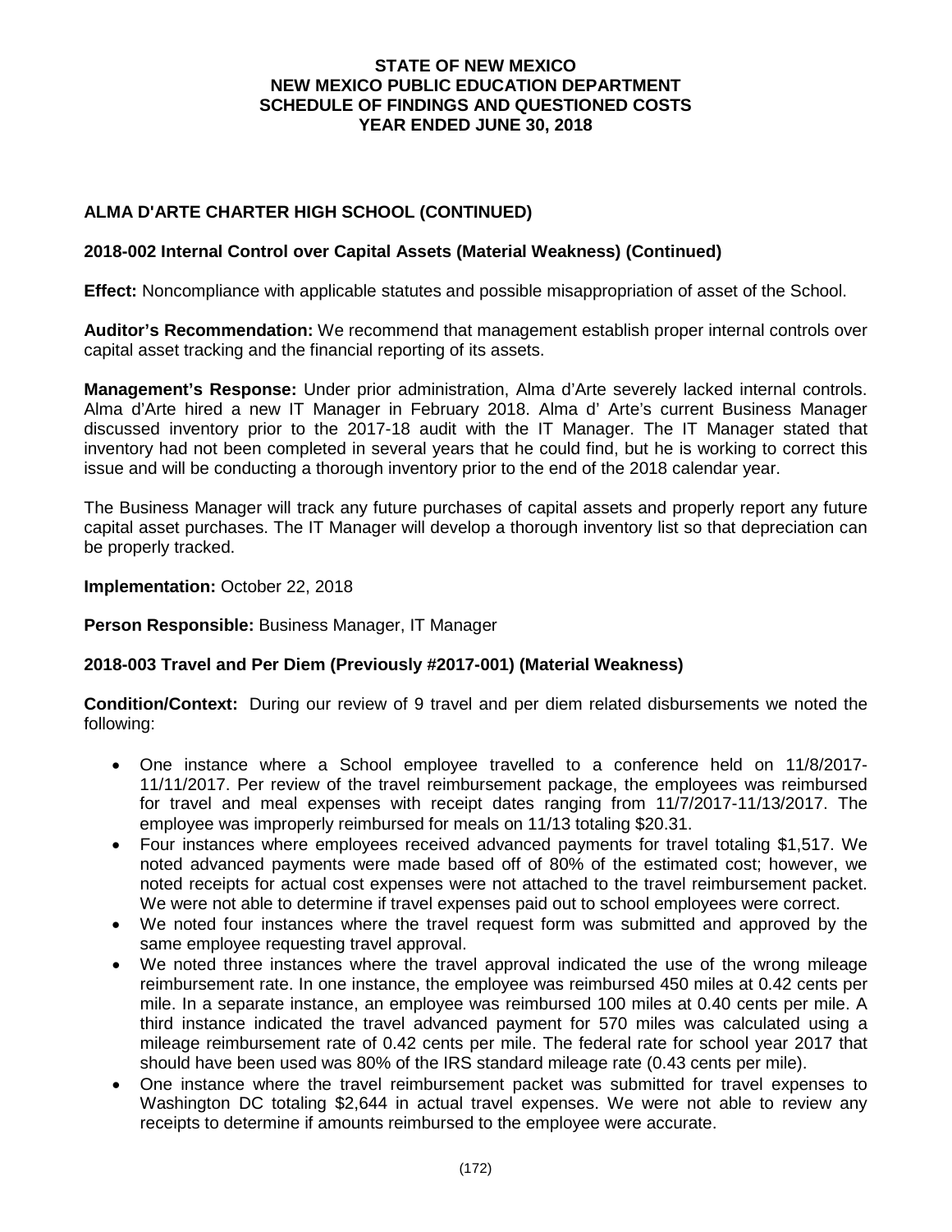# STATE OF NEW MEXICO
# NEW MEXICO PUBLIC EDUCATION DEPARTMENT
# SCHEDULE OF FINDINGS AND QUESTIONED COSTS
# YEAR ENDED JUNE 30, 2018

## ALMA D'ARTE CHARTER HIGH SCHOOL (CONTINUED)

### 2018-002 Internal Control over Capital Assets (Material Weakness) (Continued)

**Effect:** Noncompliance with applicable statutes and possible misappropriation of asset of the School.

**Auditor's Recommendation:** We recommend that management establish proper internal controls over capital asset tracking and the financial reporting of its assets.

**Management's Response:** Under prior administration, Alma d'Arte severely lacked internal controls. Alma d'Arte hired a new IT Manager in February 2018. Alma d' Arte's current Business Manager discussed inventory prior to the 2017-18 audit with the IT Manager. The IT Manager stated that inventory had not been completed in several years that he could find, but he is working to correct this issue and will be conducting a thorough inventory prior to the end of the 2018 calendar year.

The Business Manager will track any future purchases of capital assets and properly report any future capital asset purchases. The IT Manager will develop a thorough inventory list so that depreciation can be properly tracked.

**Implementation:** October 22, 2018

**Person Responsible:** Business Manager, IT Manager

### 2018-003 Travel and Per Diem (Previously #2017-001) (Material Weakness)

**Condition/Context:** During our review of 9 travel and per diem related disbursements we noted the following:

- One instance where a School employee travelled to a conference held on 11/8/2017-11/11/2017. Per review of the travel reimbursement package, the employees was reimbursed for travel and meal expenses with receipt dates ranging from 11/7/2017-11/13/2017. The employee was improperly reimbursed for meals on 11/13 totaling $20.31.
- Four instances where employees received advanced payments for travel totaling $1,517. We noted advanced payments were made based off of 80% of the estimated cost; however, we noted receipts for actual cost expenses were not attached to the travel reimbursement packet. We were not able to determine if travel expenses paid out to school employees were correct.
- We noted four instances where the travel request form was submitted and approved by the same employee requesting travel approval.
- We noted three instances where the travel approval indicated the use of the wrong mileage reimbursement rate. In one instance, the employee was reimbursed 450 miles at 0.42 cents per mile. In a separate instance, an employee was reimbursed 100 miles at 0.40 cents per mile. A third instance indicated the travel advanced payment for 570 miles was calculated using a mileage reimbursement rate of 0.42 cents per mile. The federal rate for school year 2017 that should have been used was 80% of the IRS standard mileage rate (0.43 cents per mile).
- One instance where the travel reimbursement packet was submitted for travel expenses to Washington DC totaling $2,644 in actual travel expenses. We were not able to review any receipts to determine if amounts reimbursed to the employee were accurate.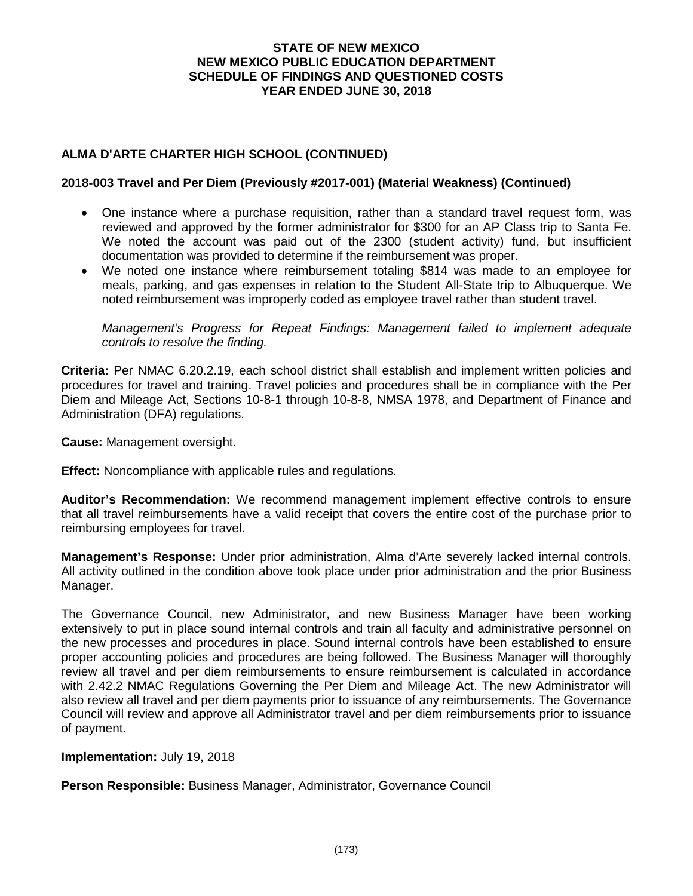# STATE OF NEW MEXICO
# NEW MEXICO PUBLIC EDUCATION DEPARTMENT
# SCHEDULE OF FINDINGS AND QUESTIONED COSTS
# YEAR ENDED JUNE 30, 2018

## ALMA D'ARTE CHARTER HIGH SCHOOL (CONTINUED)

### 2018-003 Travel and Per Diem (Previously #2017-001) (Material Weakness) (Continued)

- One instance where a purchase requisition, rather than a standard travel request form, was reviewed and approved by the former administrator for $300 for an AP Class trip to Santa Fe. We noted the account was paid out of the 2300 (student activity) fund, but insufficient documentation was provided to determine if the reimbursement was proper.
- We noted one instance where reimbursement totaling $814 was made to an employee for meals, parking, and gas expenses in relation to the Student All-State trip to Albuquerque. We noted reimbursement was improperly coded as employee travel rather than student travel.

*Management's Progress for Repeat Findings: Management failed to implement adequate controls to resolve the finding.*

**Criteria:** Per NMAC 6.20.2.19, each school district shall establish and implement written policies and procedures for travel and training. Travel policies and procedures shall be in compliance with the Per Diem and Mileage Act, Sections 10-8-1 through 10-8-8, NMSA 1978, and Department of Finance and Administration (DFA) regulations.

**Cause:** Management oversight.

**Effect:** Noncompliance with applicable rules and regulations.

**Auditor's Recommendation:** We recommend management implement effective controls to ensure that all travel reimbursements have a valid receipt that covers the entire cost of the purchase prior to reimbursing employees for travel.

**Management's Response:** Under prior administration, Alma d'Arte severely lacked internal controls. All activity outlined in the condition above took place under prior administration and the prior Business Manager.

The Governance Council, new Administrator, and new Business Manager have been working extensively to put in place sound internal controls and train all faculty and administrative personnel on the new processes and procedures in place. Sound internal controls have been established to ensure proper accounting policies and procedures are being followed. The Business Manager will thoroughly review all travel and per diem reimbursements to ensure reimbursement is calculated in accordance with 2.42.2 NMAC Regulations Governing the Per Diem and Mileage Act. The new Administrator will also review all travel and per diem payments prior to issuance of any reimbursements. The Governance Council will review and approve all Administrator travel and per diem reimbursements prior to issuance of payment.

**Implementation:** July 19, 2018

**Person Responsible:** Business Manager, Administrator, Governance Council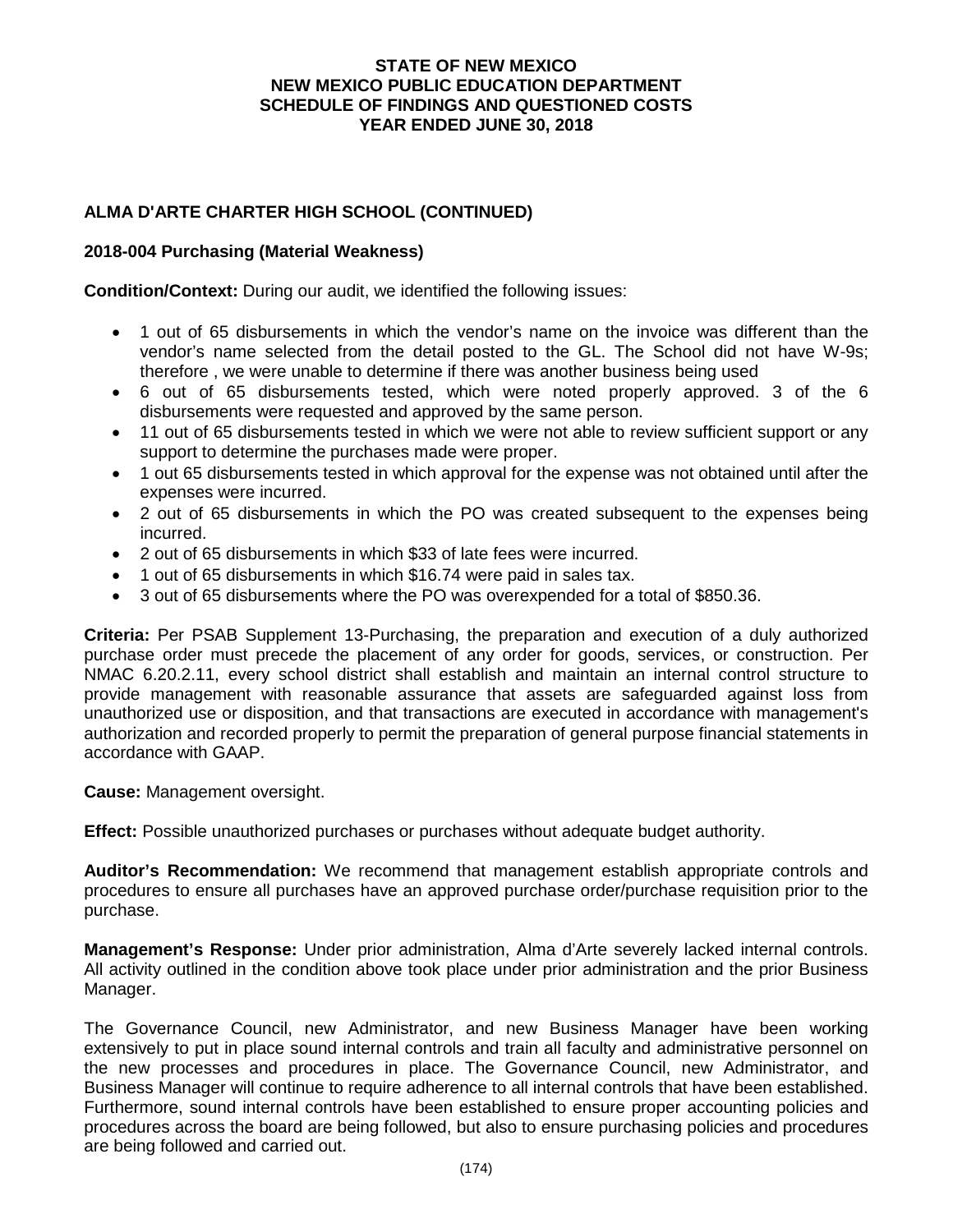**STATE OF NEW MEXICO**
**NEW MEXICO PUBLIC EDUCATION DEPARTMENT**
**SCHEDULE OF FINDINGS AND QUESTIONED COSTS**
**YEAR ENDED JUNE 30, 2018**

## ALMA D'ARTE CHARTER HIGH SCHOOL (CONTINUED)

### 2018-004 Purchasing (Material Weakness)

**Condition/Context:** During our audit, we identified the following issues:

- 1 out of 65 disbursements in which the vendor's name on the invoice was different than the vendor's name selected from the detail posted to the GL. The School did not have W-9s; therefore , we were unable to determine if there was another business being used
- 6 out of 65 disbursements tested, which were noted properly approved. 3 of the 6 disbursements were requested and approved by the same person.
- 11 out of 65 disbursements tested in which we were not able to review sufficient support or any support to determine the purchases made were proper.
- 1 out 65 disbursements tested in which approval for the expense was not obtained until after the expenses were incurred.
- 2 out of 65 disbursements in which the PO was created subsequent to the expenses being incurred.
- 2 out of 65 disbursements in which $33 of late fees were incurred.
- 1 out of 65 disbursements in which $16.74 were paid in sales tax.
- 3 out of 65 disbursements where the PO was overexpended for a total of $850.36.

**Criteria:** Per PSAB Supplement 13-Purchasing, the preparation and execution of a duly authorized purchase order must precede the placement of any order for goods, services, or construction. Per NMAC 6.20.2.11, every school district shall establish and maintain an internal control structure to provide management with reasonable assurance that assets are safeguarded against loss from unauthorized use or disposition, and that transactions are executed in accordance with management's authorization and recorded properly to permit the preparation of general purpose financial statements in accordance with GAAP.

**Cause:** Management oversight.

**Effect:** Possible unauthorized purchases or purchases without adequate budget authority.

**Auditor's Recommendation:** We recommend that management establish appropriate controls and procedures to ensure all purchases have an approved purchase order/purchase requisition prior to the purchase.

**Management's Response:** Under prior administration, Alma d'Arte severely lacked internal controls. All activity outlined in the condition above took place under prior administration and the prior Business Manager.

The Governance Council, new Administrator, and new Business Manager have been working extensively to put in place sound internal controls and train all faculty and administrative personnel on the new processes and procedures in place. The Governance Council, new Administrator, and Business Manager will continue to require adherence to all internal controls that have been established. Furthermore, sound internal controls have been established to ensure proper accounting policies and procedures across the board are being followed, but also to ensure purchasing policies and procedures are being followed and carried out.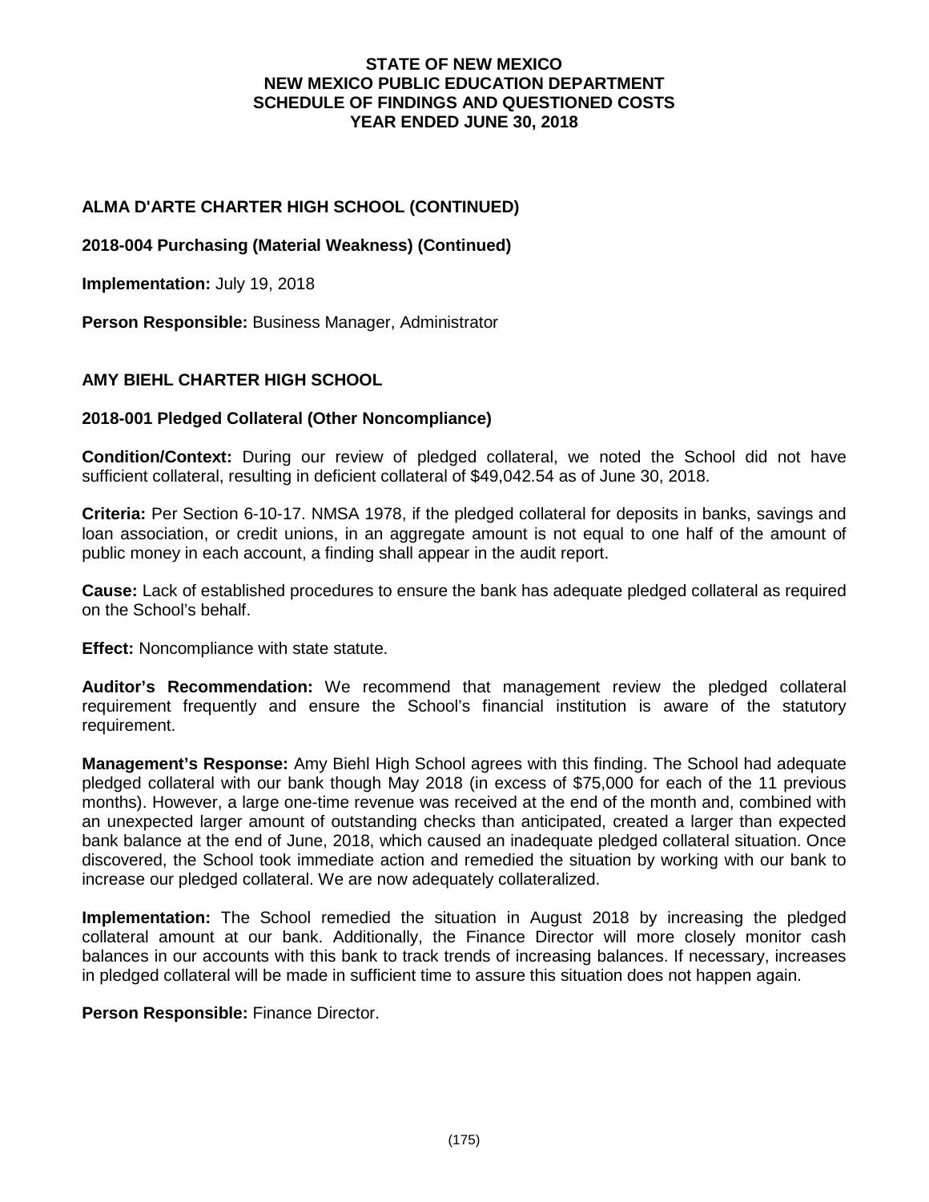# STATE OF NEW MEXICO
# NEW MEXICO PUBLIC EDUCATION DEPARTMENT
# SCHEDULE OF FINDINGS AND QUESTIONED COSTS
# YEAR ENDED JUNE 30, 2018

## ALMA D'ARTE CHARTER HIGH SCHOOL (CONTINUED)

### 2018-004 Purchasing (Material Weakness) (Continued)

**Implementation:** July 19, 2018

**Person Responsible:** Business Manager, Administrator

## AMY BIEHL CHARTER HIGH SCHOOL

### 2018-001 Pledged Collateral (Other Noncompliance)

**Condition/Context:** During our review of pledged collateral, we noted the School did not have sufficient collateral, resulting in deficient collateral of $49,042.54 as of June 30, 2018.

**Criteria:** Per Section 6-10-17. NMSA 1978, if the pledged collateral for deposits in banks, savings and loan association, or credit unions, in an aggregate amount is not equal to one half of the amount of public money in each account, a finding shall appear in the audit report.

**Cause:** Lack of established procedures to ensure the bank has adequate pledged collateral as required on the School's behalf.

**Effect:** Noncompliance with state statute.

**Auditor's Recommendation:** We recommend that management review the pledged collateral requirement frequently and ensure the School's financial institution is aware of the statutory requirement.

**Management's Response:** Amy Biehl High School agrees with this finding. The School had adequate pledged collateral with our bank though May 2018 (in excess of $75,000 for each of the 11 previous months). However, a large one-time revenue was received at the end of the month and, combined with an unexpected larger amount of outstanding checks than anticipated, created a larger than expected bank balance at the end of June, 2018, which caused an inadequate pledged collateral situation. Once discovered, the School took immediate action and remedied the situation by working with our bank to increase our pledged collateral. We are now adequately collateralized.

**Implementation:** The School remedied the situation in August 2018 by increasing the pledged collateral amount at our bank. Additionally, the Finance Director will more closely monitor cash balances in our accounts with this bank to track trends of increasing balances. If necessary, increases in pledged collateral will be made in sufficient time to assure this situation does not happen again.

**Person Responsible:** Finance Director.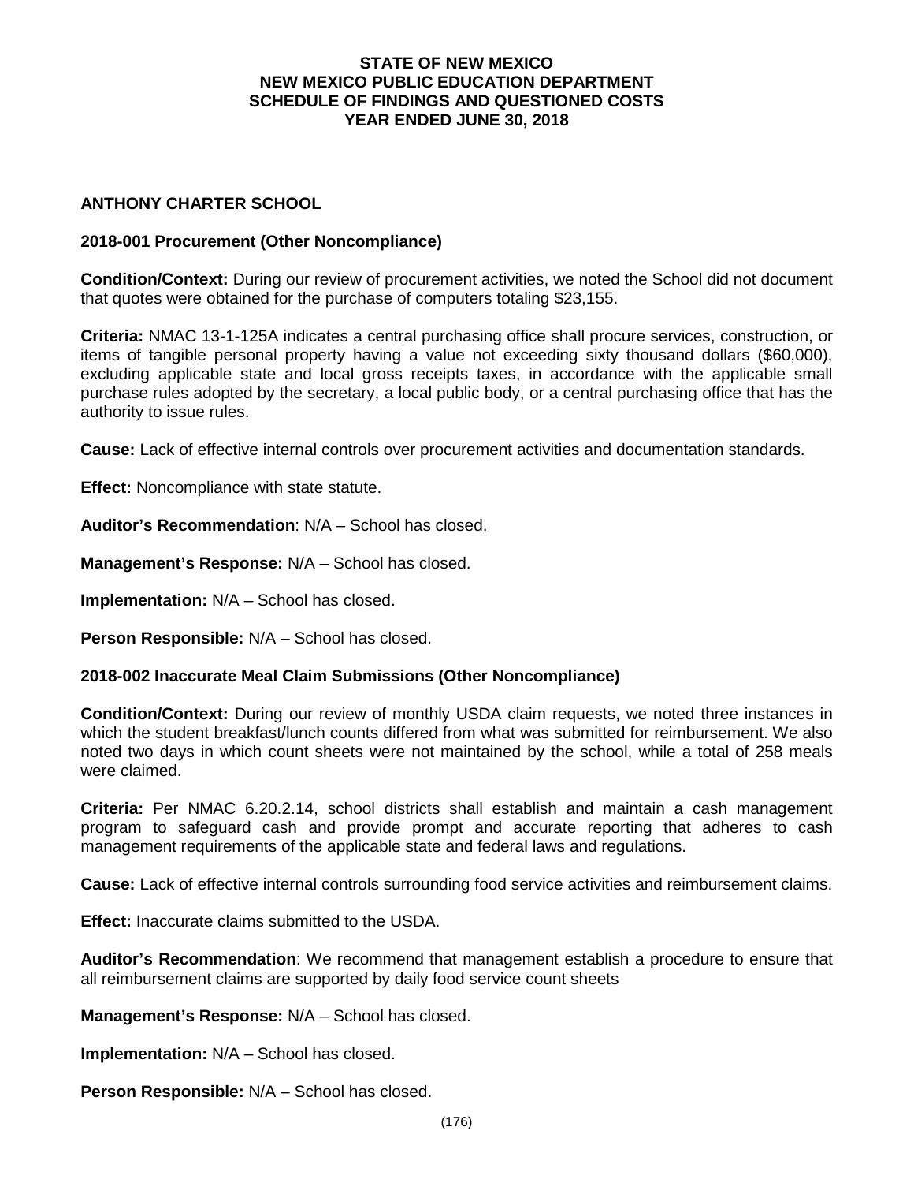# STATE OF NEW MEXICO
# NEW MEXICO PUBLIC EDUCATION DEPARTMENT
# SCHEDULE OF FINDINGS AND QUESTIONED COSTS
# YEAR ENDED JUNE 30, 2018

## ANTHONY CHARTER SCHOOL

### 2018-001 Procurement (Other Noncompliance)

**Condition/Context:** During our review of procurement activities, we noted the School did not document that quotes were obtained for the purchase of computers totaling $23,155.

**Criteria:** NMAC 13-1-125A indicates a central purchasing office shall procure services, construction, or items of tangible personal property having a value not exceeding sixty thousand dollars ($60,000), excluding applicable state and local gross receipts taxes, in accordance with the applicable small purchase rules adopted by the secretary, a local public body, or a central purchasing office that has the authority to issue rules.

**Cause:** Lack of effective internal controls over procurement activities and documentation standards.

**Effect:** Noncompliance with state statute.

**Auditor's Recommendation**: N/A – School has closed.

**Management's Response:** N/A – School has closed.

**Implementation:** N/A – School has closed.

**Person Responsible:** N/A – School has closed.

### 2018-002 Inaccurate Meal Claim Submissions (Other Noncompliance)

**Condition/Context:** During our review of monthly USDA claim requests, we noted three instances in which the student breakfast/lunch counts differed from what was submitted for reimbursement. We also noted two days in which count sheets were not maintained by the school, while a total of 258 meals were claimed.

**Criteria:** Per NMAC 6.20.2.14, school districts shall establish and maintain a cash management program to safeguard cash and provide prompt and accurate reporting that adheres to cash management requirements of the applicable state and federal laws and regulations.

**Cause:** Lack of effective internal controls surrounding food service activities and reimbursement claims.

**Effect:** Inaccurate claims submitted to the USDA.

**Auditor's Recommendation**: We recommend that management establish a procedure to ensure that all reimbursement claims are supported by daily food service count sheets

**Management's Response:** N/A – School has closed.

**Implementation:** N/A – School has closed.

**Person Responsible:** N/A – School has closed.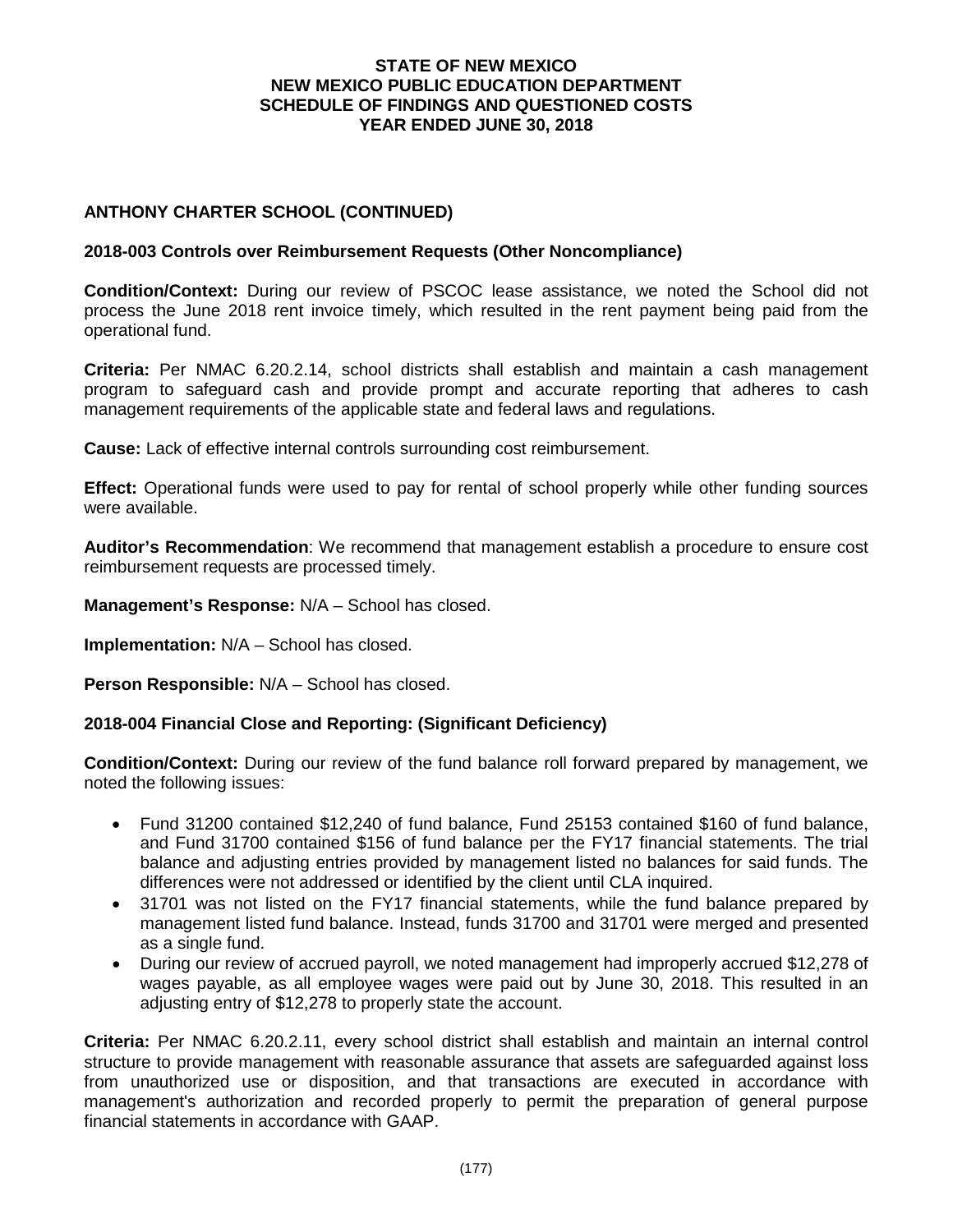**STATE OF NEW MEXICO**
**NEW MEXICO PUBLIC EDUCATION DEPARTMENT**
**SCHEDULE OF FINDINGS AND QUESTIONED COSTS**
**YEAR ENDED JUNE 30, 2018**

## ANTHONY CHARTER SCHOOL (CONTINUED)

### 2018-003 Controls over Reimbursement Requests (Other Noncompliance)

**Condition/Context:** During our review of PSCOC lease assistance, we noted the School did not process the June 2018 rent invoice timely, which resulted in the rent payment being paid from the operational fund.

**Criteria:** Per NMAC 6.20.2.14, school districts shall establish and maintain a cash management program to safeguard cash and provide prompt and accurate reporting that adheres to cash management requirements of the applicable state and federal laws and regulations.

**Cause:** Lack of effective internal controls surrounding cost reimbursement.

**Effect:** Operational funds were used to pay for rental of school properly while other funding sources were available.

**Auditor's Recommendation**: We recommend that management establish a procedure to ensure cost reimbursement requests are processed timely.

**Management's Response:** N/A – School has closed.

**Implementation:** N/A – School has closed.

**Person Responsible:** N/A – School has closed.

### 2018-004 Financial Close and Reporting: (Significant Deficiency)

**Condition/Context:** During our review of the fund balance roll forward prepared by management, we noted the following issues:

- Fund 31200 contained $12,240 of fund balance, Fund 25153 contained $160 of fund balance, and Fund 31700 contained $156 of fund balance per the FY17 financial statements. The trial balance and adjusting entries provided by management listed no balances for said funds. The differences were not addressed or identified by the client until CLA inquired.
- 31701 was not listed on the FY17 financial statements, while the fund balance prepared by management listed fund balance. Instead, funds 31700 and 31701 were merged and presented as a single fund.
- During our review of accrued payroll, we noted management had improperly accrued $12,278 of wages payable, as all employee wages were paid out by June 30, 2018. This resulted in an adjusting entry of $12,278 to properly state the account.

**Criteria:** Per NMAC 6.20.2.11, every school district shall establish and maintain an internal control structure to provide management with reasonable assurance that assets are safeguarded against loss from unauthorized use or disposition, and that transactions are executed in accordance with management's authorization and recorded properly to permit the preparation of general purpose financial statements in accordance with GAAP.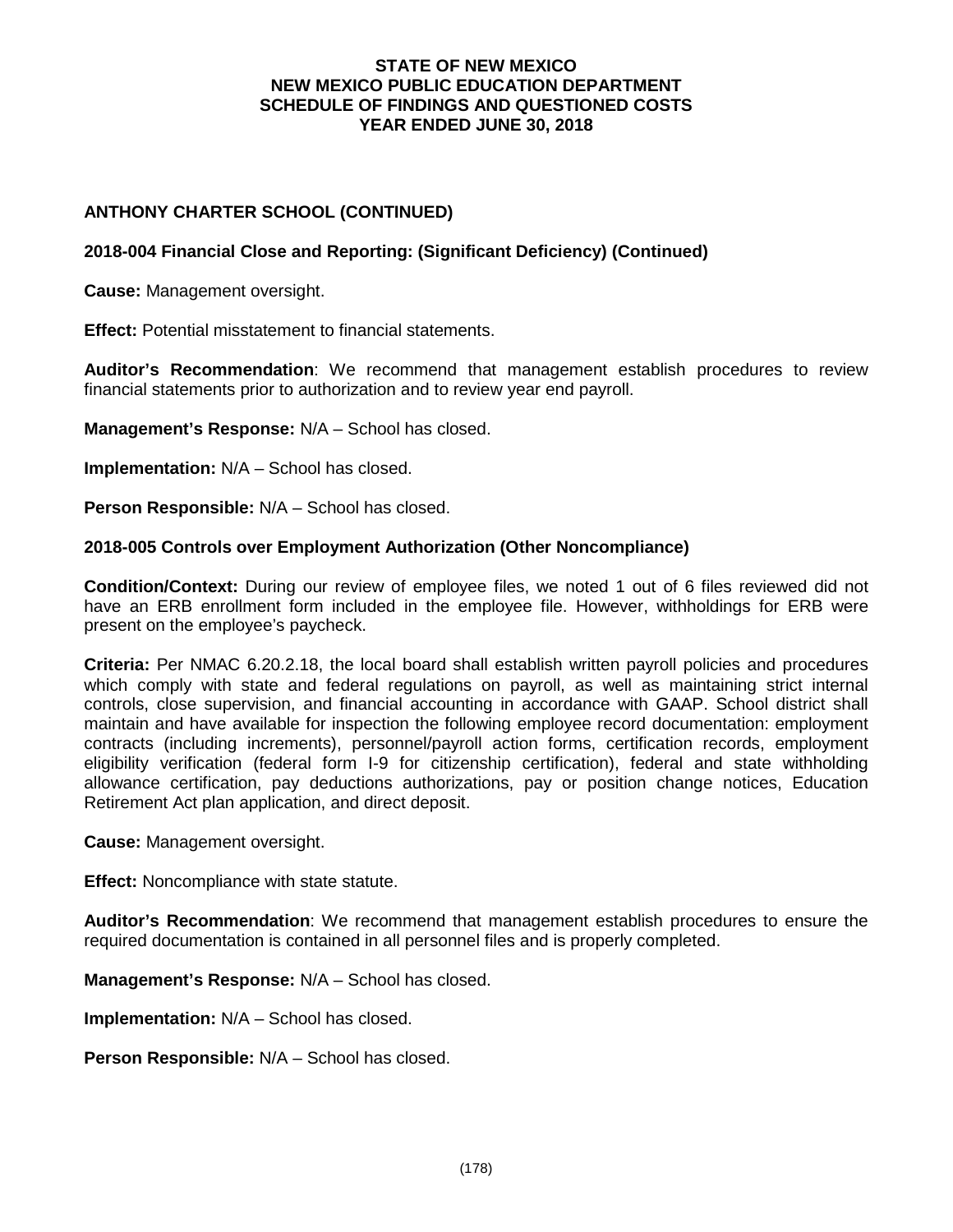# STATE OF NEW MEXICO
# NEW MEXICO PUBLIC EDUCATION DEPARTMENT
# SCHEDULE OF FINDINGS AND QUESTIONED COSTS
# YEAR ENDED JUNE 30, 2018

## ANTHONY CHARTER SCHOOL (CONTINUED)

### 2018-004 Financial Close and Reporting: (Significant Deficiency) (Continued)

**Cause:** Management oversight.

**Effect:** Potential misstatement to financial statements.

**Auditor's Recommendation**: We recommend that management establish procedures to review financial statements prior to authorization and to review year end payroll.

**Management's Response:** N/A – School has closed.

**Implementation:** N/A – School has closed.

**Person Responsible:** N/A – School has closed.

### 2018-005 Controls over Employment Authorization (Other Noncompliance)

**Condition/Context:** During our review of employee files, we noted 1 out of 6 files reviewed did not have an ERB enrollment form included in the employee file. However, withholdings for ERB were present on the employee's paycheck.

**Criteria:** Per NMAC 6.20.2.18, the local board shall establish written payroll policies and procedures which comply with state and federal regulations on payroll, as well as maintaining strict internal controls, close supervision, and financial accounting in accordance with GAAP. School district shall maintain and have available for inspection the following employee record documentation: employment contracts (including increments), personnel/payroll action forms, certification records, employment eligibility verification (federal form I-9 for citizenship certification), federal and state withholding allowance certification, pay deductions authorizations, pay or position change notices, Education Retirement Act plan application, and direct deposit.

**Cause:** Management oversight.

**Effect:** Noncompliance with state statute.

**Auditor's Recommendation**: We recommend that management establish procedures to ensure the required documentation is contained in all personnel files and is properly completed.

**Management's Response:** N/A – School has closed.

**Implementation:** N/A – School has closed.

**Person Responsible:** N/A – School has closed.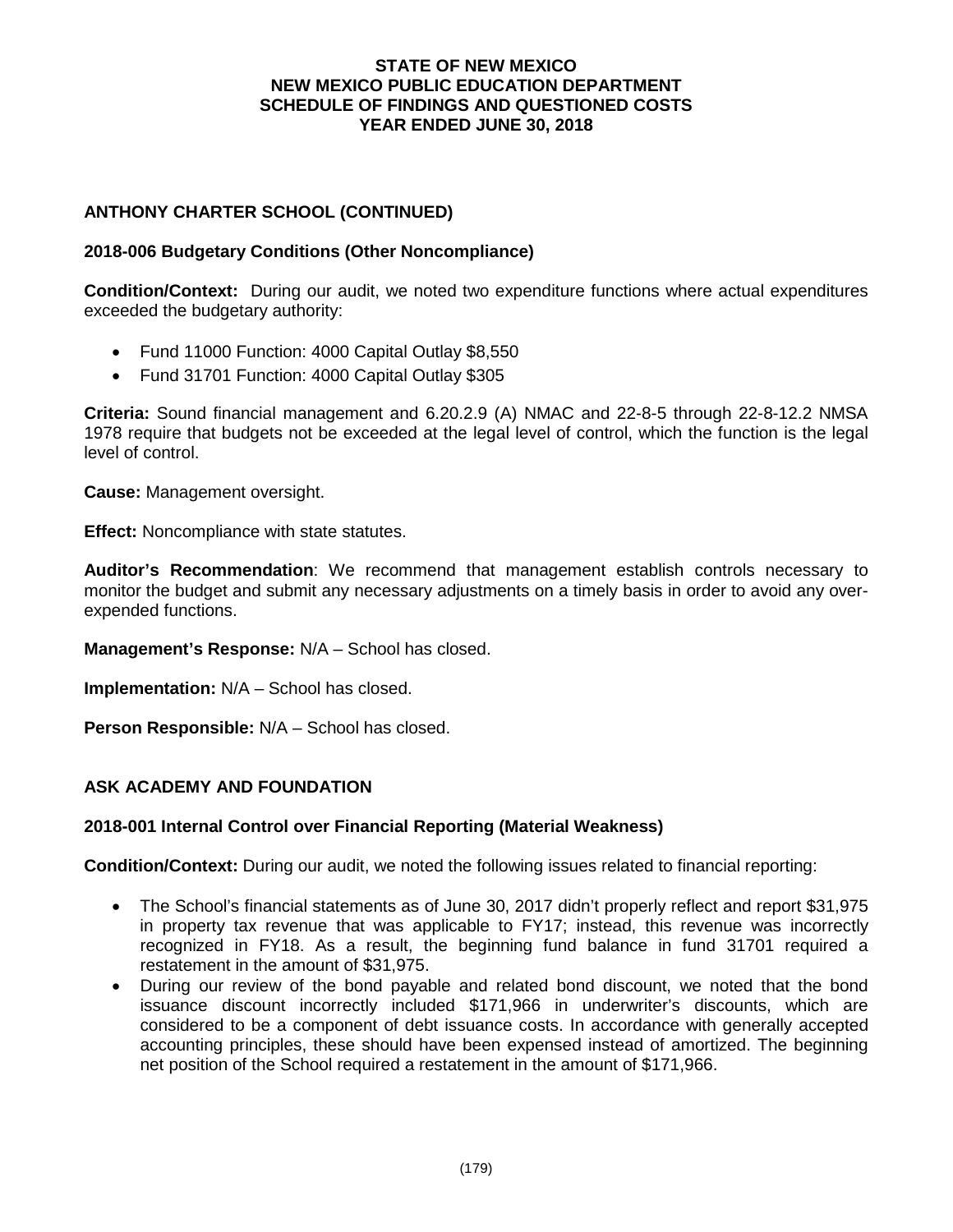## ANTHONY CHARTER SCHOOL (CONTINUED)

### 2018-006 Budgetary Conditions (Other Noncompliance)

**Condition/Context:** During our audit, we noted two expenditure functions where actual expenditures exceeded the budgetary authority:

- Fund 11000 Function: 4000 Capital Outlay $8,550
- Fund 31701 Function: 4000 Capital Outlay $305

**Criteria:** Sound financial management and 6.20.2.9 (A) NMAC and 22-8-5 through 22-8-12.2 NMSA 1978 require that budgets not be exceeded at the legal level of control, which the function is the legal level of control.

**Cause:** Management oversight.

**Effect:** Noncompliance with state statutes.

**Auditor's Recommendation**: We recommend that management establish controls necessary to monitor the budget and submit any necessary adjustments on a timely basis in order to avoid any over-expended functions.

**Management's Response:** N/A – School has closed.

**Implementation:** N/A – School has closed.

**Person Responsible:** N/A – School has closed.

## ASK ACADEMY AND FOUNDATION

### 2018-001 Internal Control over Financial Reporting (Material Weakness)

**Condition/Context:** During our audit, we noted the following issues related to financial reporting:

- The School's financial statements as of June 30, 2017 didn't properly reflect and report $31,975 in property tax revenue that was applicable to FY17; instead, this revenue was incorrectly recognized in FY18. As a result, the beginning fund balance in fund 31701 required a restatement in the amount of $31,975.
- During our review of the bond payable and related bond discount, we noted that the bond issuance discount incorrectly included $171,966 in underwriter's discounts, which are considered to be a component of debt issuance costs. In accordance with generally accepted accounting principles, these should have been expensed instead of amortized. The beginning net position of the School required a restatement in the amount of $171,966.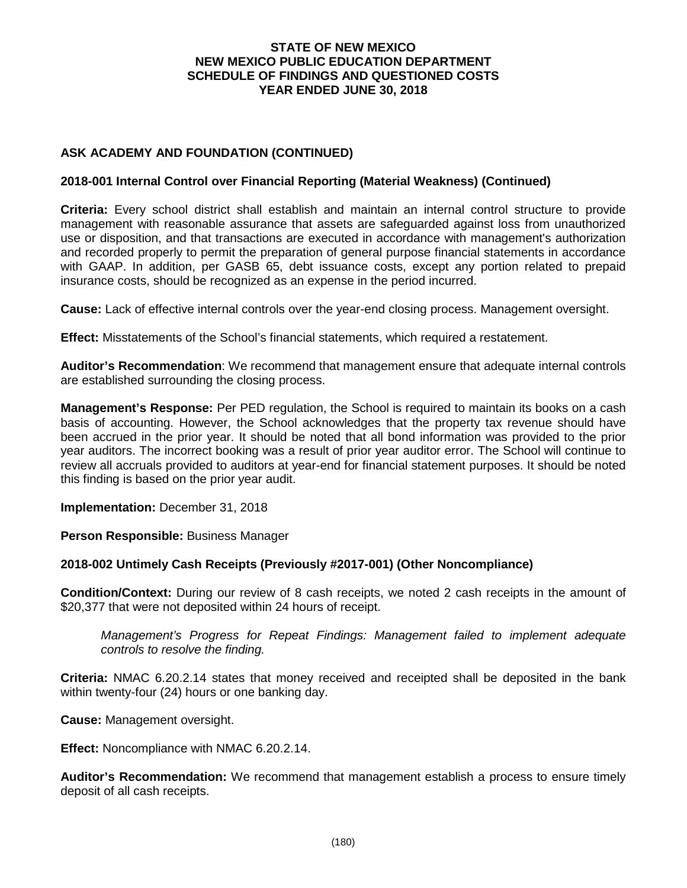**STATE OF NEW MEXICO**
**NEW MEXICO PUBLIC EDUCATION DEPARTMENT**
**SCHEDULE OF FINDINGS AND QUESTIONED COSTS**
**YEAR ENDED JUNE 30, 2018**

## ASK ACADEMY AND FOUNDATION (CONTINUED)

### 2018-001 Internal Control over Financial Reporting (Material Weakness) (Continued)

**Criteria:** Every school district shall establish and maintain an internal control structure to provide management with reasonable assurance that assets are safeguarded against loss from unauthorized use or disposition, and that transactions are executed in accordance with management's authorization and recorded properly to permit the preparation of general purpose financial statements in accordance with GAAP. In addition, per GASB 65, debt issuance costs, except any portion related to prepaid insurance costs, should be recognized as an expense in the period incurred.

**Cause:** Lack of effective internal controls over the year-end closing process. Management oversight.

**Effect:** Misstatements of the School's financial statements, which required a restatement.

**Auditor's Recommendation**: We recommend that management ensure that adequate internal controls are established surrounding the closing process.

**Management's Response:** Per PED regulation, the School is required to maintain its books on a cash basis of accounting. However, the School acknowledges that the property tax revenue should have been accrued in the prior year. It should be noted that all bond information was provided to the prior year auditors. The incorrect booking was a result of prior year auditor error. The School will continue to review all accruals provided to auditors at year-end for financial statement purposes. It should be noted this finding is based on the prior year audit.

**Implementation:** December 31, 2018

**Person Responsible:** Business Manager

### 2018-002 Untimely Cash Receipts (Previously #2017-001) (Other Noncompliance)

**Condition/Context:** During our review of 8 cash receipts, we noted 2 cash receipts in the amount of $20,377 that were not deposited within 24 hours of receipt.

> *Management's Progress for Repeat Findings: Management failed to implement adequate controls to resolve the finding.*

**Criteria:** NMAC 6.20.2.14 states that money received and receipted shall be deposited in the bank within twenty-four (24) hours or one banking day.

**Cause:** Management oversight.

**Effect:** Noncompliance with NMAC 6.20.2.14.

**Auditor's Recommendation:** We recommend that management establish a process to ensure timely deposit of all cash receipts.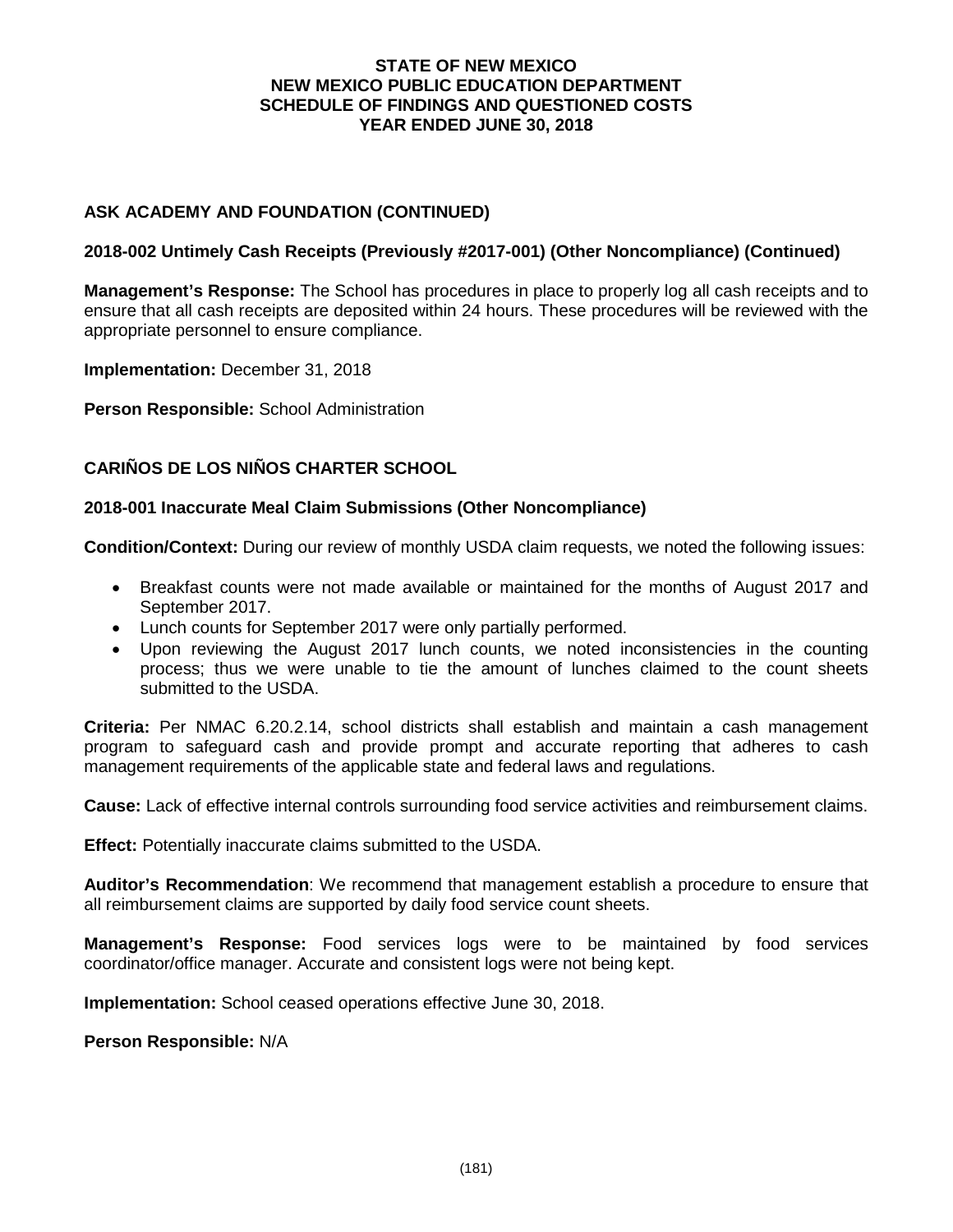# STATE OF NEW MEXICO
# NEW MEXICO PUBLIC EDUCATION DEPARTMENT
# SCHEDULE OF FINDINGS AND QUESTIONED COSTS
# YEAR ENDED JUNE 30, 2018

## ASK ACADEMY AND FOUNDATION (CONTINUED)

### 2018-002 Untimely Cash Receipts (Previously #2017-001) (Other Noncompliance) (Continued)

**Management's Response:** The School has procedures in place to properly log all cash receipts and to ensure that all cash receipts are deposited within 24 hours. These procedures will be reviewed with the appropriate personnel to ensure compliance.

**Implementation:** December 31, 2018

**Person Responsible:** School Administration

## CARIÑOS DE LOS NIÑOS CHARTER SCHOOL

### 2018-001 Inaccurate Meal Claim Submissions (Other Noncompliance)

**Condition/Context:** During our review of monthly USDA claim requests, we noted the following issues:

- Breakfast counts were not made available or maintained for the months of August 2017 and September 2017.
- Lunch counts for September 2017 were only partially performed.
- Upon reviewing the August 2017 lunch counts, we noted inconsistencies in the counting process; thus we were unable to tie the amount of lunches claimed to the count sheets submitted to the USDA.

**Criteria:** Per NMAC 6.20.2.14, school districts shall establish and maintain a cash management program to safeguard cash and provide prompt and accurate reporting that adheres to cash management requirements of the applicable state and federal laws and regulations.

**Cause:** Lack of effective internal controls surrounding food service activities and reimbursement claims.

**Effect:** Potentially inaccurate claims submitted to the USDA.

**Auditor's Recommendation**: We recommend that management establish a procedure to ensure that all reimbursement claims are supported by daily food service count sheets.

**Management's Response:** Food services logs were to be maintained by food services coordinator/office manager. Accurate and consistent logs were not being kept.

**Implementation:** School ceased operations effective June 30, 2018.

**Person Responsible:** N/A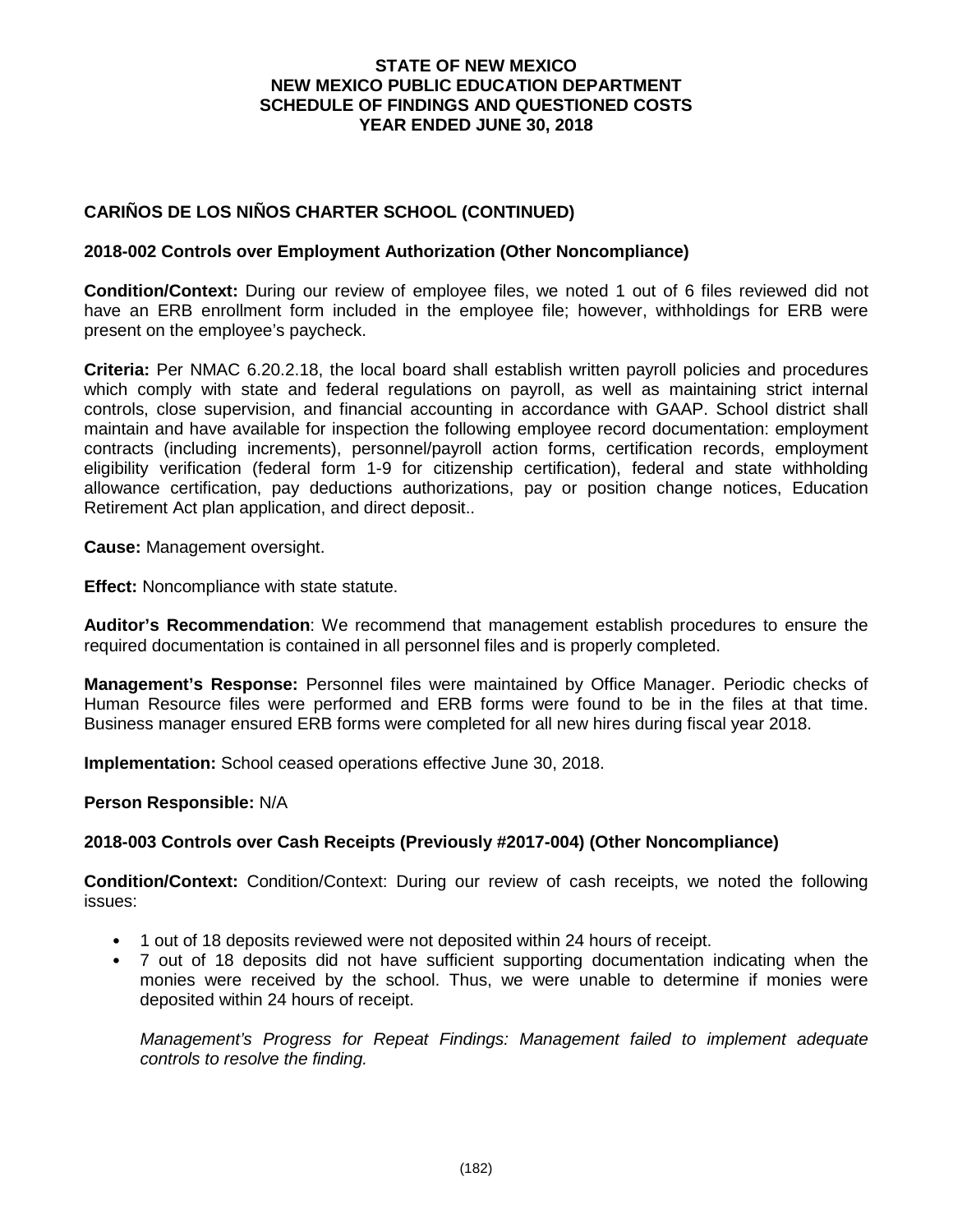# STATE OF NEW MEXICO
# NEW MEXICO PUBLIC EDUCATION DEPARTMENT
# SCHEDULE OF FINDINGS AND QUESTIONED COSTS
# YEAR ENDED JUNE 30, 2018

## CARIÑOS DE LOS NIÑOS CHARTER SCHOOL (CONTINUED)

### 2018-002 Controls over Employment Authorization (Other Noncompliance)

**Condition/Context:** During our review of employee files, we noted 1 out of 6 files reviewed did not have an ERB enrollment form included in the employee file; however, withholdings for ERB were present on the employee's paycheck.

**Criteria:** Per NMAC 6.20.2.18, the local board shall establish written payroll policies and procedures which comply with state and federal regulations on payroll, as well as maintaining strict internal controls, close supervision, and financial accounting in accordance with GAAP. School district shall maintain and have available for inspection the following employee record documentation: employment contracts (including increments), personnel/payroll action forms, certification records, employment eligibility verification (federal form 1-9 for citizenship certification), federal and state withholding allowance certification, pay deductions authorizations, pay or position change notices, Education Retirement Act plan application, and direct deposit..

**Cause:** Management oversight.

**Effect:** Noncompliance with state statute.

**Auditor's Recommendation**: We recommend that management establish procedures to ensure the required documentation is contained in all personnel files and is properly completed.

**Management's Response:** Personnel files were maintained by Office Manager. Periodic checks of Human Resource files were performed and ERB forms were found to be in the files at that time. Business manager ensured ERB forms were completed for all new hires during fiscal year 2018.

**Implementation:** School ceased operations effective June 30, 2018.

**Person Responsible:** N/A

### 2018-003 Controls over Cash Receipts (Previously #2017-004) (Other Noncompliance)

**Condition/Context:** Condition/Context: During our review of cash receipts, we noted the following issues:

- 1 out of 18 deposits reviewed were not deposited within 24 hours of receipt.
- 7 out of 18 deposits did not have sufficient supporting documentation indicating when the monies were received by the school. Thus, we were unable to determine if monies were deposited within 24 hours of receipt.

*Management's Progress for Repeat Findings: Management failed to implement adequate controls to resolve the finding.*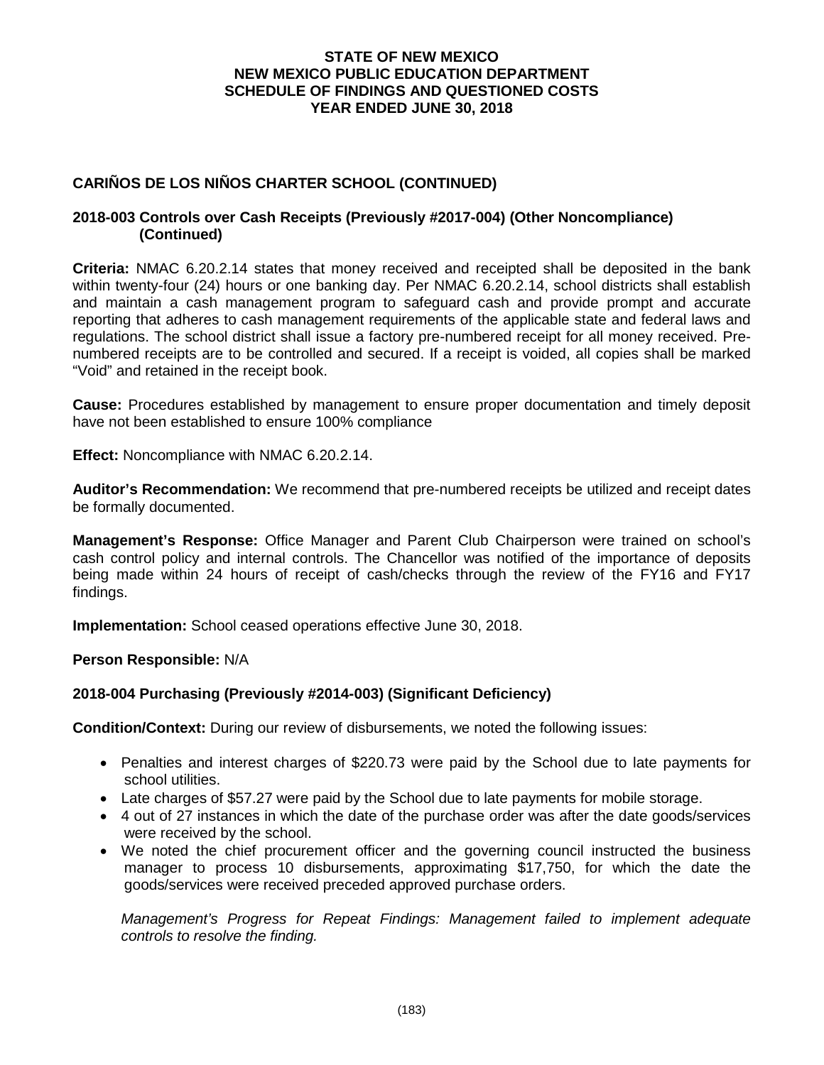## CARIÑOS DE LOS NIÑOS CHARTER SCHOOL (CONTINUED)

### 2018-003 Controls over Cash Receipts (Previously #2017-004) (Other Noncompliance) (Continued)

**Criteria:** NMAC 6.20.2.14 states that money received and receipted shall be deposited in the bank within twenty-four (24) hours or one banking day. Per NMAC 6.20.2.14, school districts shall establish and maintain a cash management program to safeguard cash and provide prompt and accurate reporting that adheres to cash management requirements of the applicable state and federal laws and regulations. The school district shall issue a factory pre-numbered receipt for all money received. Pre-numbered receipts are to be controlled and secured. If a receipt is voided, all copies shall be marked "Void" and retained in the receipt book.

**Cause:** Procedures established by management to ensure proper documentation and timely deposit have not been established to ensure 100% compliance

**Effect:** Noncompliance with NMAC 6.20.2.14.

**Auditor's Recommendation:** We recommend that pre-numbered receipts be utilized and receipt dates be formally documented.

**Management's Response:** Office Manager and Parent Club Chairperson were trained on school's cash control policy and internal controls. The Chancellor was notified of the importance of deposits being made within 24 hours of receipt of cash/checks through the review of the FY16 and FY17 findings.

**Implementation:** School ceased operations effective June 30, 2018.

**Person Responsible:** N/A

### 2018-004 Purchasing (Previously #2014-003) (Significant Deficiency)

**Condition/Context:** During our review of disbursements, we noted the following issues:

- Penalties and interest charges of $220.73 were paid by the School due to late payments for school utilities.
- Late charges of $57.27 were paid by the School due to late payments for mobile storage.
- 4 out of 27 instances in which the date of the purchase order was after the date goods/services were received by the school.
- We noted the chief procurement officer and the governing council instructed the business manager to process 10 disbursements, approximating $17,750, for which the date the goods/services were received preceded approved purchase orders.

*Management's Progress for Repeat Findings: Management failed to implement adequate controls to resolve the finding.*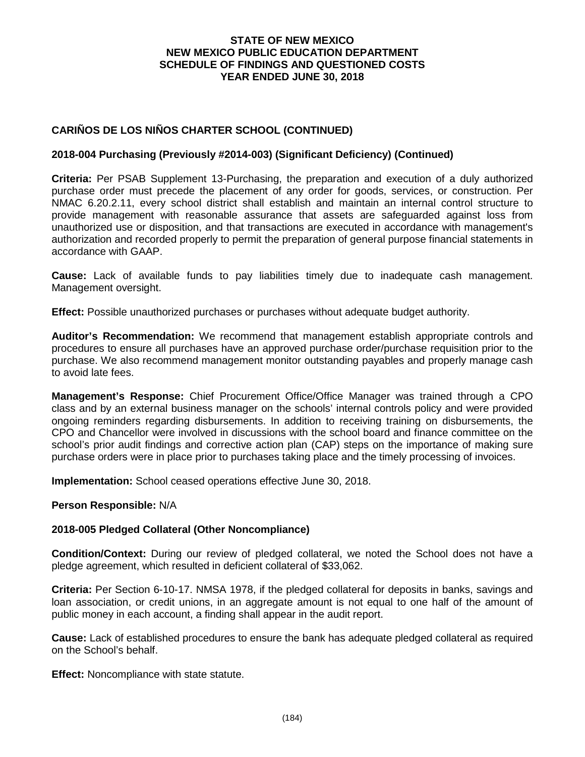**STATE OF NEW MEXICO**
**NEW MEXICO PUBLIC EDUCATION DEPARTMENT**
**SCHEDULE OF FINDINGS AND QUESTIONED COSTS**
**YEAR ENDED JUNE 30, 2018**

## CARIÑOS DE LOS NIÑOS CHARTER SCHOOL (CONTINUED)

### 2018-004 Purchasing (Previously #2014-003) (Significant Deficiency) (Continued)

**Criteria:** Per PSAB Supplement 13-Purchasing, the preparation and execution of a duly authorized purchase order must precede the placement of any order for goods, services, or construction. Per NMAC 6.20.2.11, every school district shall establish and maintain an internal control structure to provide management with reasonable assurance that assets are safeguarded against loss from unauthorized use or disposition, and that transactions are executed in accordance with management's authorization and recorded properly to permit the preparation of general purpose financial statements in accordance with GAAP.

**Cause:** Lack of available funds to pay liabilities timely due to inadequate cash management. Management oversight.

**Effect:** Possible unauthorized purchases or purchases without adequate budget authority.

**Auditor's Recommendation:** We recommend that management establish appropriate controls and procedures to ensure all purchases have an approved purchase order/purchase requisition prior to the purchase. We also recommend management monitor outstanding payables and properly manage cash to avoid late fees.

**Management's Response:** Chief Procurement Office/Office Manager was trained through a CPO class and by an external business manager on the schools' internal controls policy and were provided ongoing reminders regarding disbursements. In addition to receiving training on disbursements, the CPO and Chancellor were involved in discussions with the school board and finance committee on the school's prior audit findings and corrective action plan (CAP) steps on the importance of making sure purchase orders were in place prior to purchases taking place and the timely processing of invoices.

**Implementation:** School ceased operations effective June 30, 2018.

**Person Responsible:** N/A

### 2018-005 Pledged Collateral (Other Noncompliance)

**Condition/Context:** During our review of pledged collateral, we noted the School does not have a pledge agreement, which resulted in deficient collateral of $33,062.

**Criteria:** Per Section 6-10-17. NMSA 1978, if the pledged collateral for deposits in banks, savings and loan association, or credit unions, in an aggregate amount is not equal to one half of the amount of public money in each account, a finding shall appear in the audit report.

**Cause:** Lack of established procedures to ensure the bank has adequate pledged collateral as required on the School's behalf.

**Effect:** Noncompliance with state statute.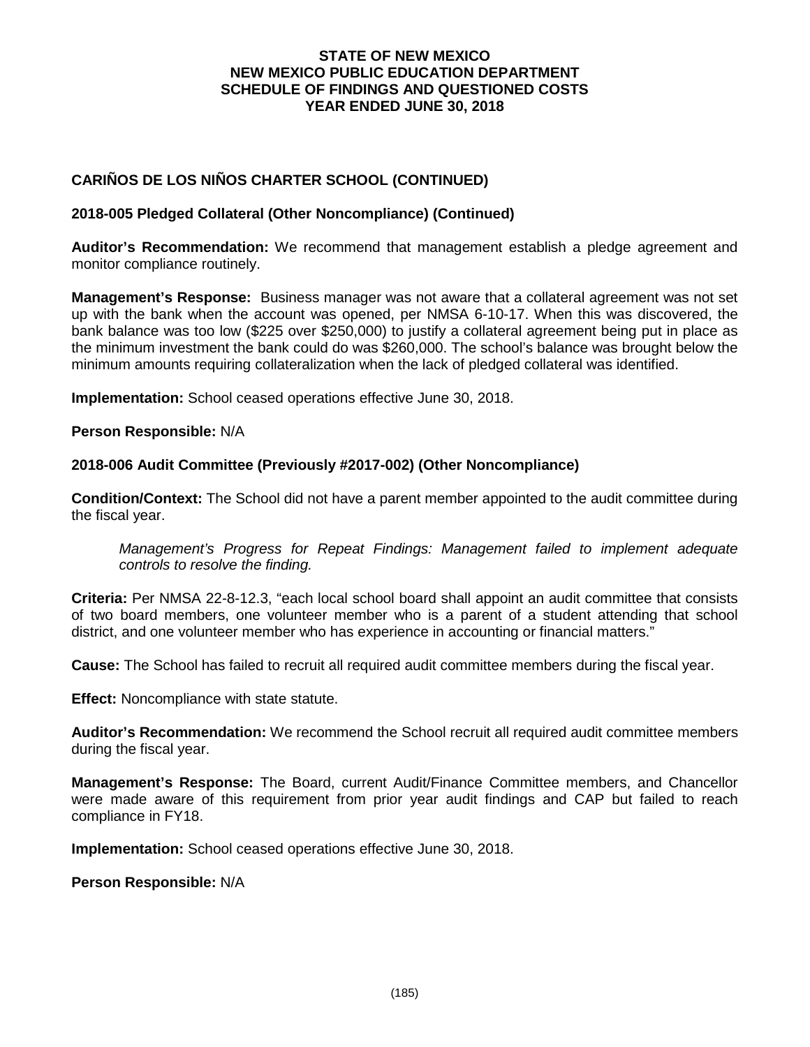## CARIÑOS DE LOS NIÑOS CHARTER SCHOOL (CONTINUED)

### 2018-005 Pledged Collateral (Other Noncompliance) (Continued)

**Auditor's Recommendation:** We recommend that management establish a pledge agreement and monitor compliance routinely.

**Management's Response:** Business manager was not aware that a collateral agreement was not set up with the bank when the account was opened, per NMSA 6-10-17. When this was discovered, the bank balance was too low ($225 over $250,000) to justify a collateral agreement being put in place as the minimum investment the bank could do was $260,000. The school's balance was brought below the minimum amounts requiring collateralization when the lack of pledged collateral was identified.

**Implementation:** School ceased operations effective June 30, 2018.

**Person Responsible:** N/A

### 2018-006 Audit Committee (Previously #2017-002) (Other Noncompliance)

**Condition/Context:** The School did not have a parent member appointed to the audit committee during the fiscal year.

> *Management's Progress for Repeat Findings: Management failed to implement adequate controls to resolve the finding.*

**Criteria:** Per NMSA 22-8-12.3, "each local school board shall appoint an audit committee that consists of two board members, one volunteer member who is a parent of a student attending that school district, and one volunteer member who has experience in accounting or financial matters."

**Cause:** The School has failed to recruit all required audit committee members during the fiscal year.

**Effect:** Noncompliance with state statute.

**Auditor's Recommendation:** We recommend the School recruit all required audit committee members during the fiscal year.

**Management's Response:** The Board, current Audit/Finance Committee members, and Chancellor were made aware of this requirement from prior year audit findings and CAP but failed to reach compliance in FY18.

**Implementation:** School ceased operations effective June 30, 2018.

**Person Responsible:** N/A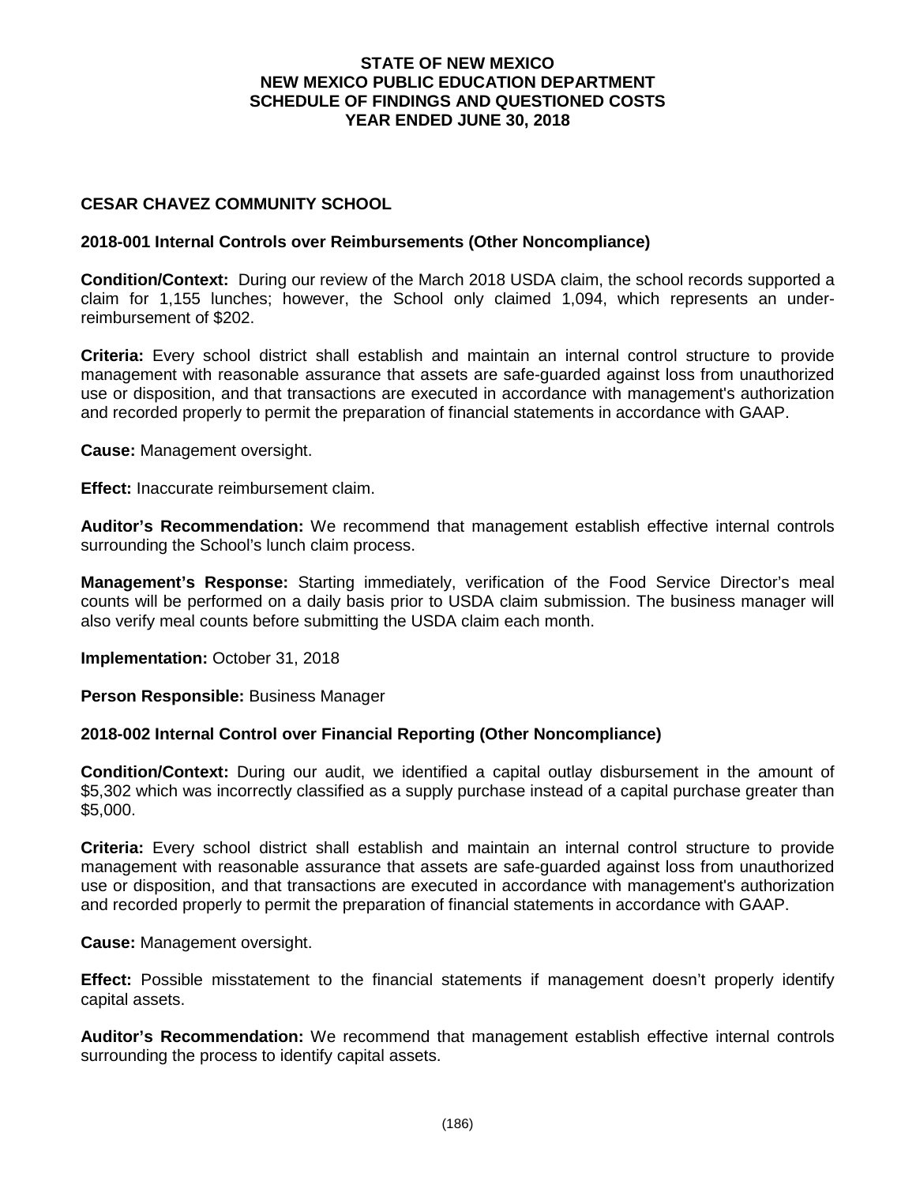**STATE OF NEW MEXICO**
**NEW MEXICO PUBLIC EDUCATION DEPARTMENT**
**SCHEDULE OF FINDINGS AND QUESTIONED COSTS**
**YEAR ENDED JUNE 30, 2018**

## CESAR CHAVEZ COMMUNITY SCHOOL

### 2018-001 Internal Controls over Reimbursements (Other Noncompliance)

**Condition/Context:** During our review of the March 2018 USDA claim, the school records supported a claim for 1,155 lunches; however, the School only claimed 1,094, which represents an under-reimbursement of $202.

**Criteria:** Every school district shall establish and maintain an internal control structure to provide management with reasonable assurance that assets are safe-guarded against loss from unauthorized use or disposition, and that transactions are executed in accordance with management's authorization and recorded properly to permit the preparation of financial statements in accordance with GAAP.

**Cause:** Management oversight.

**Effect:** Inaccurate reimbursement claim.

**Auditor's Recommendation:** We recommend that management establish effective internal controls surrounding the School's lunch claim process.

**Management's Response:** Starting immediately, verification of the Food Service Director's meal counts will be performed on a daily basis prior to USDA claim submission. The business manager will also verify meal counts before submitting the USDA claim each month.

**Implementation:** October 31, 2018

**Person Responsible:** Business Manager

### 2018-002 Internal Control over Financial Reporting (Other Noncompliance)

**Condition/Context:** During our audit, we identified a capital outlay disbursement in the amount of $5,302 which was incorrectly classified as a supply purchase instead of a capital purchase greater than $5,000.

**Criteria:** Every school district shall establish and maintain an internal control structure to provide management with reasonable assurance that assets are safe-guarded against loss from unauthorized use or disposition, and that transactions are executed in accordance with management's authorization and recorded properly to permit the preparation of financial statements in accordance with GAAP.

**Cause:** Management oversight.

**Effect:** Possible misstatement to the financial statements if management doesn't properly identify capital assets.

**Auditor's Recommendation:** We recommend that management establish effective internal controls surrounding the process to identify capital assets.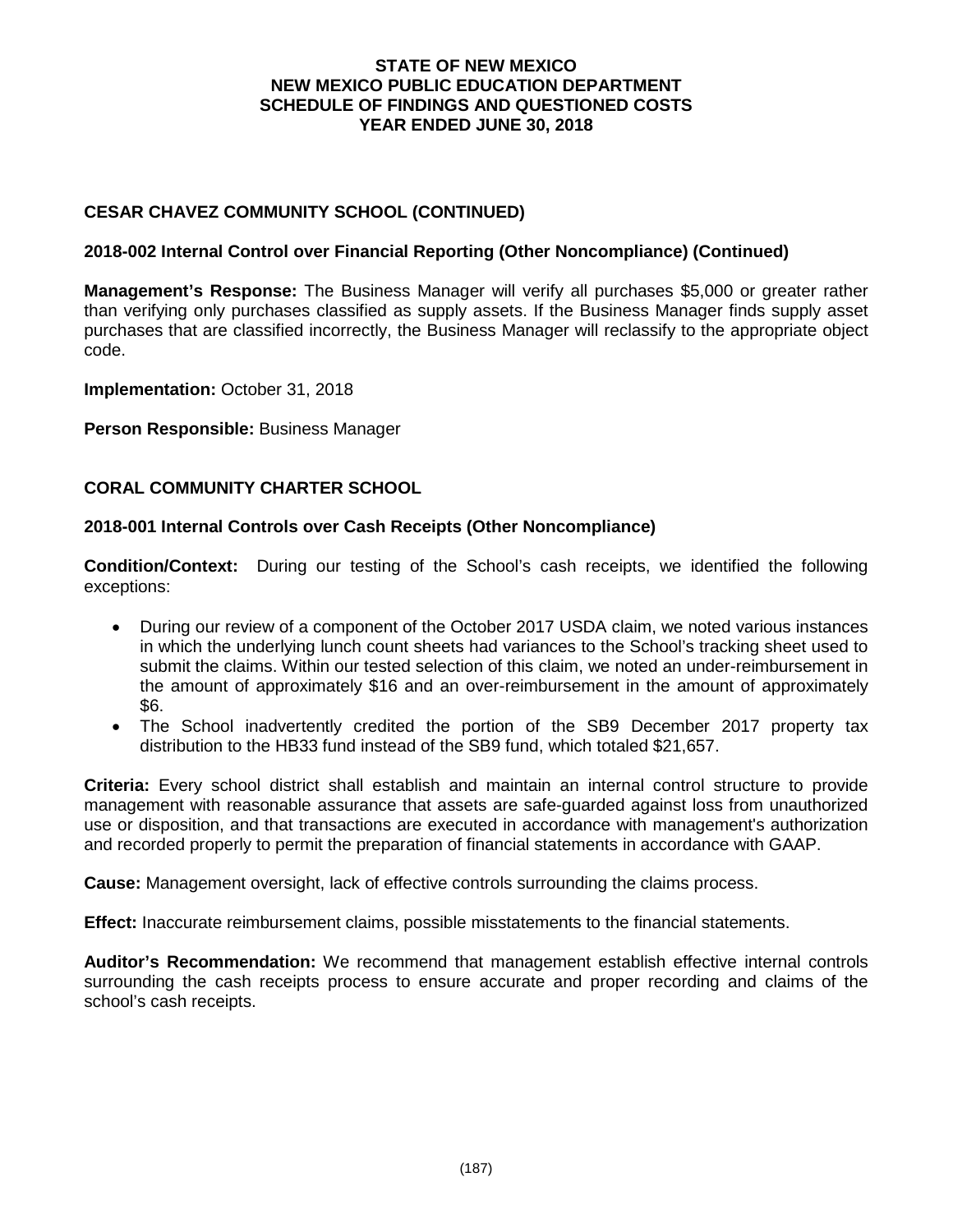**STATE OF NEW MEXICO**
**NEW MEXICO PUBLIC EDUCATION DEPARTMENT**
**SCHEDULE OF FINDINGS AND QUESTIONED COSTS**
**YEAR ENDED JUNE 30, 2018**

## CESAR CHAVEZ COMMUNITY SCHOOL (CONTINUED)

### 2018-002 Internal Control over Financial Reporting (Other Noncompliance) (Continued)

**Management's Response:** The Business Manager will verify all purchases $5,000 or greater rather than verifying only purchases classified as supply assets. If the Business Manager finds supply asset purchases that are classified incorrectly, the Business Manager will reclassify to the appropriate object code.

**Implementation:** October 31, 2018

**Person Responsible:** Business Manager

## CORAL COMMUNITY CHARTER SCHOOL

### 2018-001 Internal Controls over Cash Receipts (Other Noncompliance)

**Condition/Context:** During our testing of the School's cash receipts, we identified the following exceptions:

- During our review of a component of the October 2017 USDA claim, we noted various instances in which the underlying lunch count sheets had variances to the School's tracking sheet used to submit the claims. Within our tested selection of this claim, we noted an under-reimbursement in the amount of approximately $16 and an over-reimbursement in the amount of approximately $6.
- The School inadvertently credited the portion of the SB9 December 2017 property tax distribution to the HB33 fund instead of the SB9 fund, which totaled $21,657.

**Criteria:** Every school district shall establish and maintain an internal control structure to provide management with reasonable assurance that assets are safe-guarded against loss from unauthorized use or disposition, and that transactions are executed in accordance with management's authorization and recorded properly to permit the preparation of financial statements in accordance with GAAP.

**Cause:** Management oversight, lack of effective controls surrounding the claims process.

**Effect:** Inaccurate reimbursement claims, possible misstatements to the financial statements.

**Auditor's Recommendation:** We recommend that management establish effective internal controls surrounding the cash receipts process to ensure accurate and proper recording and claims of the school's cash receipts.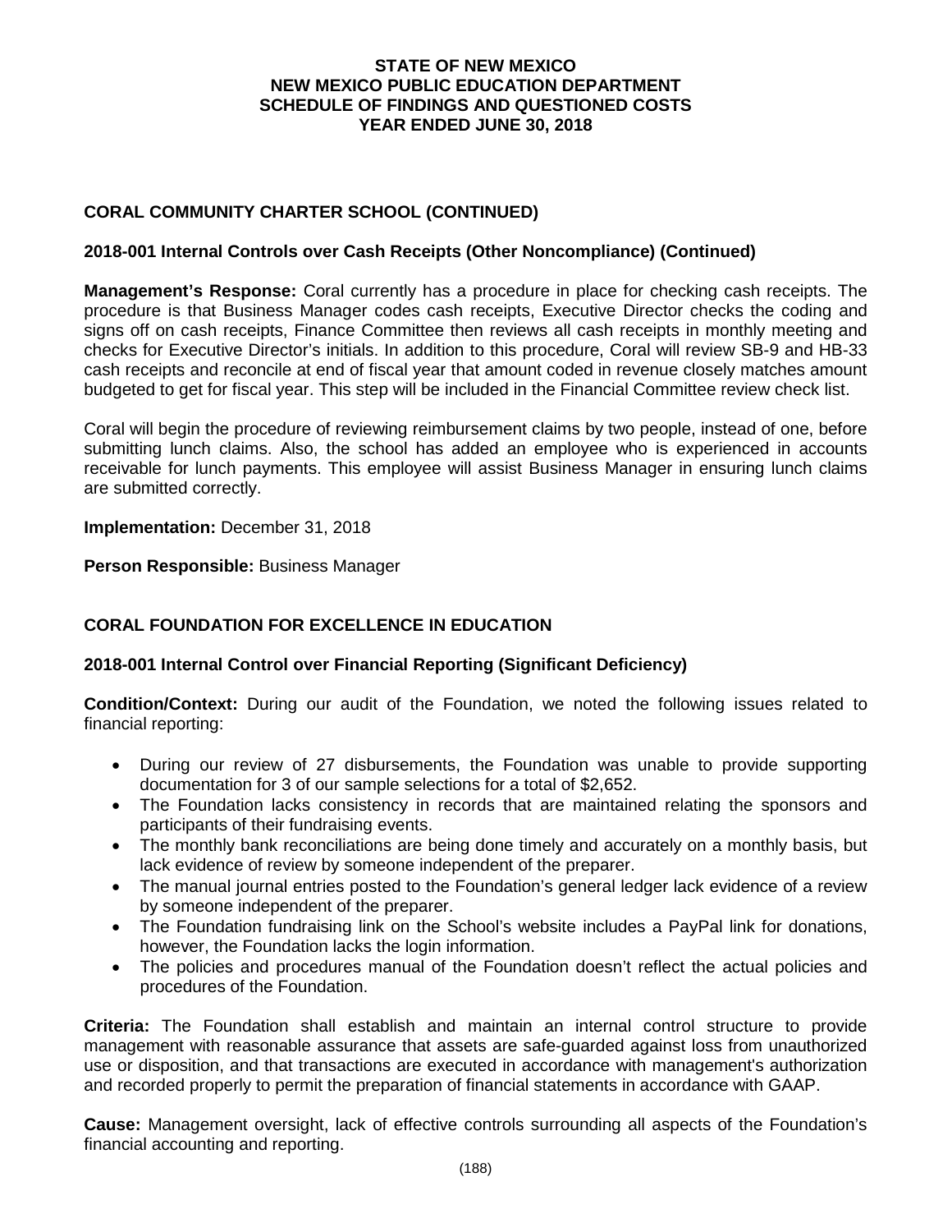# STATE OF NEW MEXICO
# NEW MEXICO PUBLIC EDUCATION DEPARTMENT
# SCHEDULE OF FINDINGS AND QUESTIONED COSTS
# YEAR ENDED JUNE 30, 2018

## CORAL COMMUNITY CHARTER SCHOOL (CONTINUED)

### 2018-001 Internal Controls over Cash Receipts (Other Noncompliance) (Continued)

**Management's Response:** Coral currently has a procedure in place for checking cash receipts. The procedure is that Business Manager codes cash receipts, Executive Director checks the coding and signs off on cash receipts, Finance Committee then reviews all cash receipts in monthly meeting and checks for Executive Director's initials. In addition to this procedure, Coral will review SB-9 and HB-33 cash receipts and reconcile at end of fiscal year that amount coded in revenue closely matches amount budgeted to get for fiscal year. This step will be included in the Financial Committee review check list.

Coral will begin the procedure of reviewing reimbursement claims by two people, instead of one, before submitting lunch claims. Also, the school has added an employee who is experienced in accounts receivable for lunch payments. This employee will assist Business Manager in ensuring lunch claims are submitted correctly.

**Implementation:** December 31, 2018

**Person Responsible:** Business Manager

## CORAL FOUNDATION FOR EXCELLENCE IN EDUCATION

### 2018-001 Internal Control over Financial Reporting (Significant Deficiency)

**Condition/Context:** During our audit of the Foundation, we noted the following issues related to financial reporting:

- During our review of 27 disbursements, the Foundation was unable to provide supporting documentation for 3 of our sample selections for a total of $2,652.
- The Foundation lacks consistency in records that are maintained relating the sponsors and participants of their fundraising events.
- The monthly bank reconciliations are being done timely and accurately on a monthly basis, but lack evidence of review by someone independent of the preparer.
- The manual journal entries posted to the Foundation's general ledger lack evidence of a review by someone independent of the preparer.
- The Foundation fundraising link on the School's website includes a PayPal link for donations, however, the Foundation lacks the login information.
- The policies and procedures manual of the Foundation doesn't reflect the actual policies and procedures of the Foundation.

**Criteria:** The Foundation shall establish and maintain an internal control structure to provide management with reasonable assurance that assets are safe-guarded against loss from unauthorized use or disposition, and that transactions are executed in accordance with management's authorization and recorded properly to permit the preparation of financial statements in accordance with GAAP.

**Cause:** Management oversight, lack of effective controls surrounding all aspects of the Foundation's financial accounting and reporting.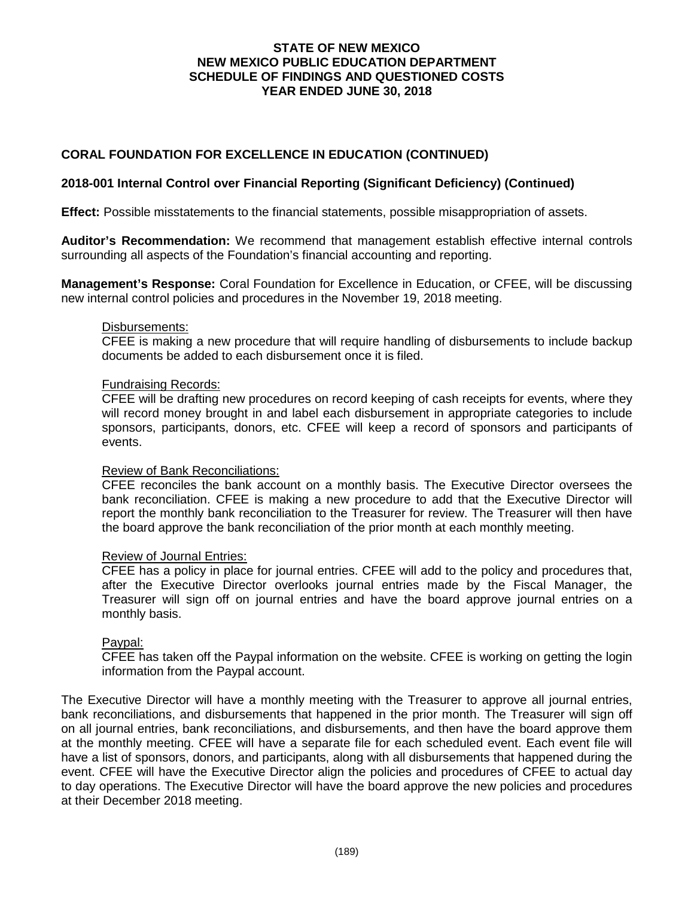## CORAL FOUNDATION FOR EXCELLENCE IN EDUCATION (CONTINUED)

### 2018-001 Internal Control over Financial Reporting (Significant Deficiency) (Continued)

**Effect:** Possible misstatements to the financial statements, possible misappropriation of assets.

**Auditor's Recommendation:** We recommend that management establish effective internal controls surrounding all aspects of the Foundation's financial accounting and reporting.

**Management's Response:** Coral Foundation for Excellence in Education, or CFEE, will be discussing new internal control policies and procedures in the November 19, 2018 meeting.

Disbursements:
CFEE is making a new procedure that will require handling of disbursements to include backup documents be added to each disbursement once it is filed.

Fundraising Records:
CFEE will be drafting new procedures on record keeping of cash receipts for events, where they will record money brought in and label each disbursement in appropriate categories to include sponsors, participants, donors, etc. CFEE will keep a record of sponsors and participants of events.

Review of Bank Reconciliations:
CFEE reconciles the bank account on a monthly basis. The Executive Director oversees the bank reconciliation. CFEE is making a new procedure to add that the Executive Director will report the monthly bank reconciliation to the Treasurer for review. The Treasurer will then have the board approve the bank reconciliation of the prior month at each monthly meeting.

Review of Journal Entries:
CFEE has a policy in place for journal entries. CFEE will add to the policy and procedures that, after the Executive Director overlooks journal entries made by the Fiscal Manager, the Treasurer will sign off on journal entries and have the board approve journal entries on a monthly basis.

Paypal:
CFEE has taken off the Paypal information on the website. CFEE is working on getting the login information from the Paypal account.

The Executive Director will have a monthly meeting with the Treasurer to approve all journal entries, bank reconciliations, and disbursements that happened in the prior month. The Treasurer will sign off on all journal entries, bank reconciliations, and disbursements, and then have the board approve them at the monthly meeting. CFEE will have a separate file for each scheduled event. Each event file will have a list of sponsors, donors, and participants, along with all disbursements that happened during the event. CFEE will have the Executive Director align the policies and procedures of CFEE to actual day to day operations. The Executive Director will have the board approve the new policies and procedures at their December 2018 meeting.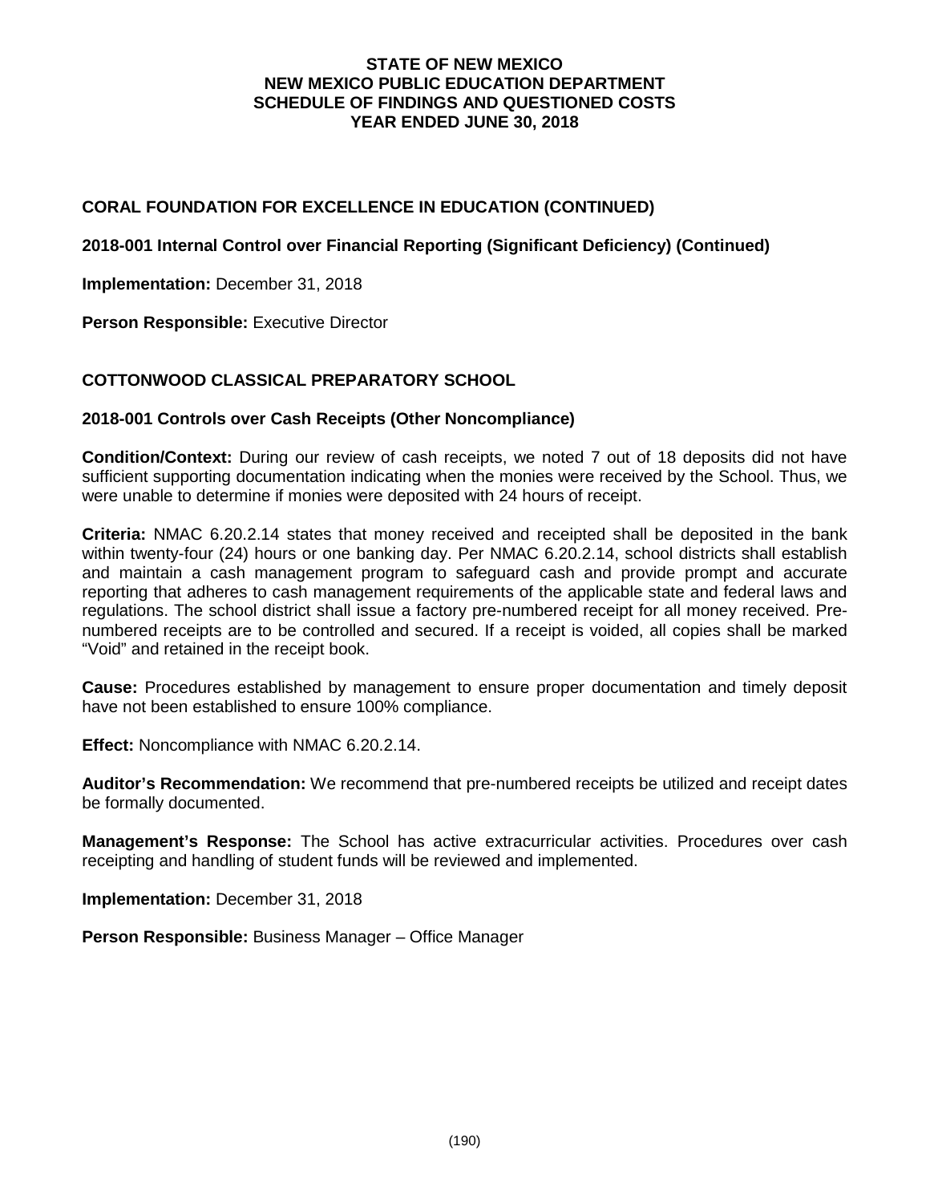# STATE OF NEW MEXICO
# NEW MEXICO PUBLIC EDUCATION DEPARTMENT
# SCHEDULE OF FINDINGS AND QUESTIONED COSTS
# YEAR ENDED JUNE 30, 2018

## CORAL FOUNDATION FOR EXCELLENCE IN EDUCATION (CONTINUED)

### 2018-001 Internal Control over Financial Reporting (Significant Deficiency) (Continued)

**Implementation:** December 31, 2018

**Person Responsible:** Executive Director

## COTTONWOOD CLASSICAL PREPARATORY SCHOOL

### 2018-001 Controls over Cash Receipts (Other Noncompliance)

**Condition/Context:** During our review of cash receipts, we noted 7 out of 18 deposits did not have sufficient supporting documentation indicating when the monies were received by the School. Thus, we were unable to determine if monies were deposited with 24 hours of receipt.

**Criteria:** NMAC 6.20.2.14 states that money received and receipted shall be deposited in the bank within twenty-four (24) hours or one banking day. Per NMAC 6.20.2.14, school districts shall establish and maintain a cash management program to safeguard cash and provide prompt and accurate reporting that adheres to cash management requirements of the applicable state and federal laws and regulations. The school district shall issue a factory pre-numbered receipt for all money received. Pre-numbered receipts are to be controlled and secured. If a receipt is voided, all copies shall be marked "Void" and retained in the receipt book.

**Cause:** Procedures established by management to ensure proper documentation and timely deposit have not been established to ensure 100% compliance.

**Effect:** Noncompliance with NMAC 6.20.2.14.

**Auditor's Recommendation:** We recommend that pre-numbered receipts be utilized and receipt dates be formally documented.

**Management's Response:** The School has active extracurricular activities. Procedures over cash receipting and handling of student funds will be reviewed and implemented.

**Implementation:** December 31, 2018

**Person Responsible:** Business Manager – Office Manager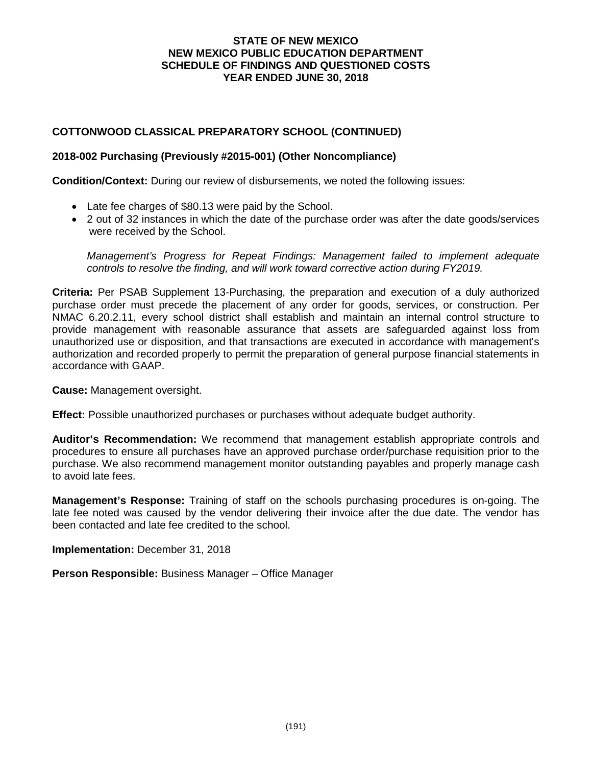# STATE OF NEW MEXICO
# NEW MEXICO PUBLIC EDUCATION DEPARTMENT
# SCHEDULE OF FINDINGS AND QUESTIONED COSTS
# YEAR ENDED JUNE 30, 2018

## COTTONWOOD CLASSICAL PREPARATORY SCHOOL (CONTINUED)

### 2018-002 Purchasing (Previously #2015-001) (Other Noncompliance)

**Condition/Context:** During our review of disbursements, we noted the following issues:

- Late fee charges of $80.13 were paid by the School.
- 2 out of 32 instances in which the date of the purchase order was after the date goods/services were received by the School.

*Management's Progress for Repeat Findings: Management failed to implement adequate controls to resolve the finding, and will work toward corrective action during FY2019.*

**Criteria:** Per PSAB Supplement 13-Purchasing, the preparation and execution of a duly authorized purchase order must precede the placement of any order for goods, services, or construction. Per NMAC 6.20.2.11, every school district shall establish and maintain an internal control structure to provide management with reasonable assurance that assets are safeguarded against loss from unauthorized use or disposition, and that transactions are executed in accordance with management's authorization and recorded properly to permit the preparation of general purpose financial statements in accordance with GAAP.

**Cause:** Management oversight.

**Effect:** Possible unauthorized purchases or purchases without adequate budget authority.

**Auditor's Recommendation:** We recommend that management establish appropriate controls and procedures to ensure all purchases have an approved purchase order/purchase requisition prior to the purchase. We also recommend management monitor outstanding payables and properly manage cash to avoid late fees.

**Management's Response:** Training of staff on the schools purchasing procedures is on-going. The late fee noted was caused by the vendor delivering their invoice after the due date. The vendor has been contacted and late fee credited to the school.

**Implementation:** December 31, 2018

**Person Responsible:** Business Manager – Office Manager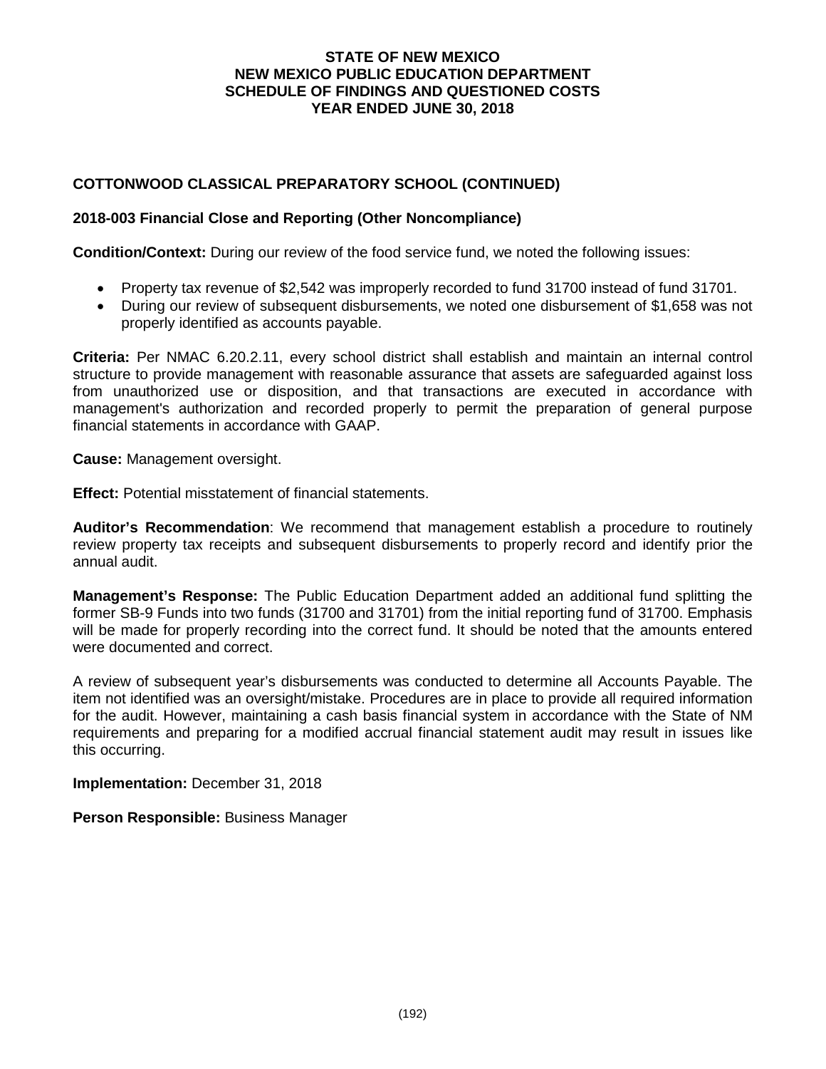# STATE OF NEW MEXICO
# NEW MEXICO PUBLIC EDUCATION DEPARTMENT
# SCHEDULE OF FINDINGS AND QUESTIONED COSTS
# YEAR ENDED JUNE 30, 2018

## COTTONWOOD CLASSICAL PREPARATORY SCHOOL (CONTINUED)

### 2018-003 Financial Close and Reporting (Other Noncompliance)

**Condition/Context:** During our review of the food service fund, we noted the following issues:

- Property tax revenue of $2,542 was improperly recorded to fund 31700 instead of fund 31701.
- During our review of subsequent disbursements, we noted one disbursement of $1,658 was not properly identified as accounts payable.

**Criteria:** Per NMAC 6.20.2.11, every school district shall establish and maintain an internal control structure to provide management with reasonable assurance that assets are safeguarded against loss from unauthorized use or disposition, and that transactions are executed in accordance with management's authorization and recorded properly to permit the preparation of general purpose financial statements in accordance with GAAP.

**Cause:** Management oversight.

**Effect:** Potential misstatement of financial statements.

**Auditor's Recommendation**: We recommend that management establish a procedure to routinely review property tax receipts and subsequent disbursements to properly record and identify prior the annual audit.

**Management's Response:** The Public Education Department added an additional fund splitting the former SB-9 Funds into two funds (31700 and 31701) from the initial reporting fund of 31700. Emphasis will be made for properly recording into the correct fund. It should be noted that the amounts entered were documented and correct.

A review of subsequent year's disbursements was conducted to determine all Accounts Payable. The item not identified was an oversight/mistake. Procedures are in place to provide all required information for the audit. However, maintaining a cash basis financial system in accordance with the State of NM requirements and preparing for a modified accrual financial statement audit may result in issues like this occurring.

**Implementation:** December 31, 2018

**Person Responsible:** Business Manager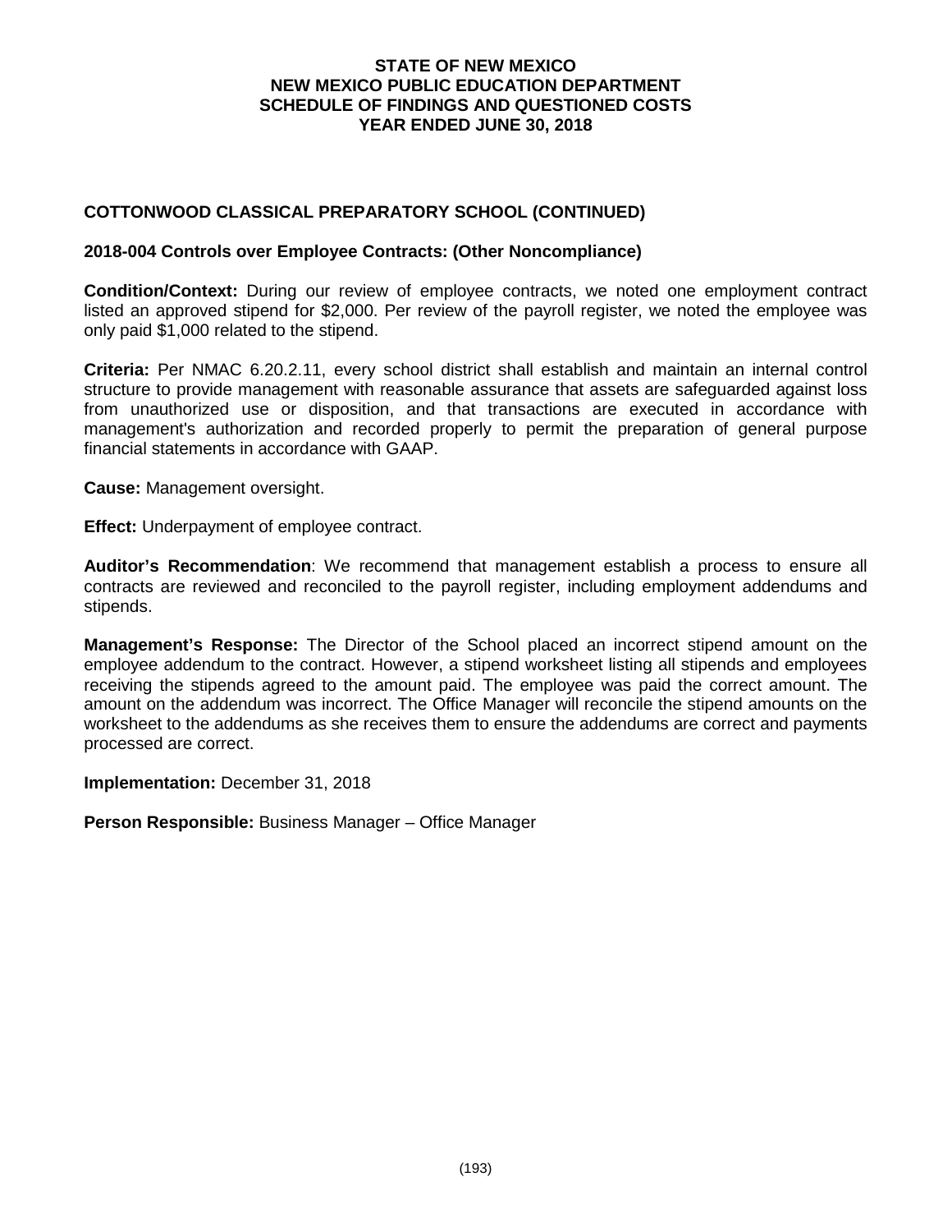# STATE OF NEW MEXICO
# NEW MEXICO PUBLIC EDUCATION DEPARTMENT
# SCHEDULE OF FINDINGS AND QUESTIONED COSTS
# YEAR ENDED JUNE 30, 2018

## COTTONWOOD CLASSICAL PREPARATORY SCHOOL (CONTINUED)

### 2018-004 Controls over Employee Contracts: (Other Noncompliance)

**Condition/Context:** During our review of employee contracts, we noted one employment contract listed an approved stipend for $2,000. Per review of the payroll register, we noted the employee was only paid $1,000 related to the stipend.

**Criteria:** Per NMAC 6.20.2.11, every school district shall establish and maintain an internal control structure to provide management with reasonable assurance that assets are safeguarded against loss from unauthorized use or disposition, and that transactions are executed in accordance with management's authorization and recorded properly to permit the preparation of general purpose financial statements in accordance with GAAP.

**Cause:** Management oversight.

**Effect:** Underpayment of employee contract.

**Auditor's Recommendation**: We recommend that management establish a process to ensure all contracts are reviewed and reconciled to the payroll register, including employment addendums and stipends.

**Management's Response:** The Director of the School placed an incorrect stipend amount on the employee addendum to the contract. However, a stipend worksheet listing all stipends and employees receiving the stipends agreed to the amount paid. The employee was paid the correct amount. The amount on the addendum was incorrect. The Office Manager will reconcile the stipend amounts on the worksheet to the addendums as she receives them to ensure the addendums are correct and payments processed are correct.

**Implementation:** December 31, 2018

**Person Responsible:** Business Manager – Office Manager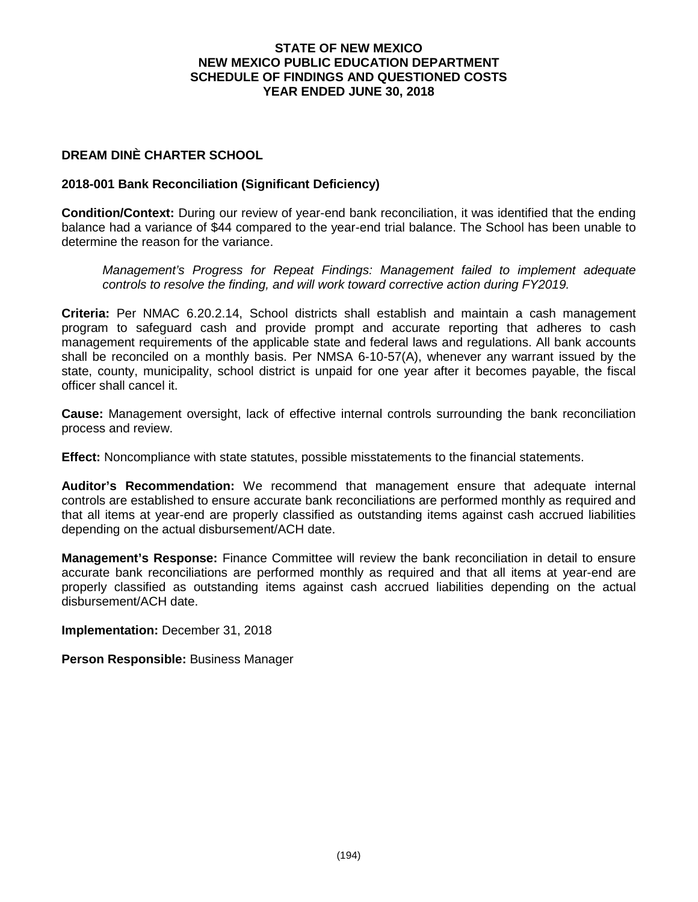**STATE OF NEW MEXICO**
**NEW MEXICO PUBLIC EDUCATION DEPARTMENT**
**SCHEDULE OF FINDINGS AND QUESTIONED COSTS**
**YEAR ENDED JUNE 30, 2018**

## DREAM DINÈ CHARTER SCHOOL

### 2018-001 Bank Reconciliation (Significant Deficiency)

**Condition/Context:** During our review of year-end bank reconciliation, it was identified that the ending balance had a variance of $44 compared to the year-end trial balance. The School has been unable to determine the reason for the variance.

*Management's Progress for Repeat Findings: Management failed to implement adequate controls to resolve the finding, and will work toward corrective action during FY2019.*

**Criteria:** Per NMAC 6.20.2.14, School districts shall establish and maintain a cash management program to safeguard cash and provide prompt and accurate reporting that adheres to cash management requirements of the applicable state and federal laws and regulations. All bank accounts shall be reconciled on a monthly basis. Per NMSA 6-10-57(A), whenever any warrant issued by the state, county, municipality, school district is unpaid for one year after it becomes payable, the fiscal officer shall cancel it.

**Cause:** Management oversight, lack of effective internal controls surrounding the bank reconciliation process and review.

**Effect:** Noncompliance with state statutes, possible misstatements to the financial statements.

**Auditor's Recommendation:** We recommend that management ensure that adequate internal controls are established to ensure accurate bank reconciliations are performed monthly as required and that all items at year-end are properly classified as outstanding items against cash accrued liabilities depending on the actual disbursement/ACH date.

**Management's Response:** Finance Committee will review the bank reconciliation in detail to ensure accurate bank reconciliations are performed monthly as required and that all items at year-end are properly classified as outstanding items against cash accrued liabilities depending on the actual disbursement/ACH date.

**Implementation:** December 31, 2018

**Person Responsible:** Business Manager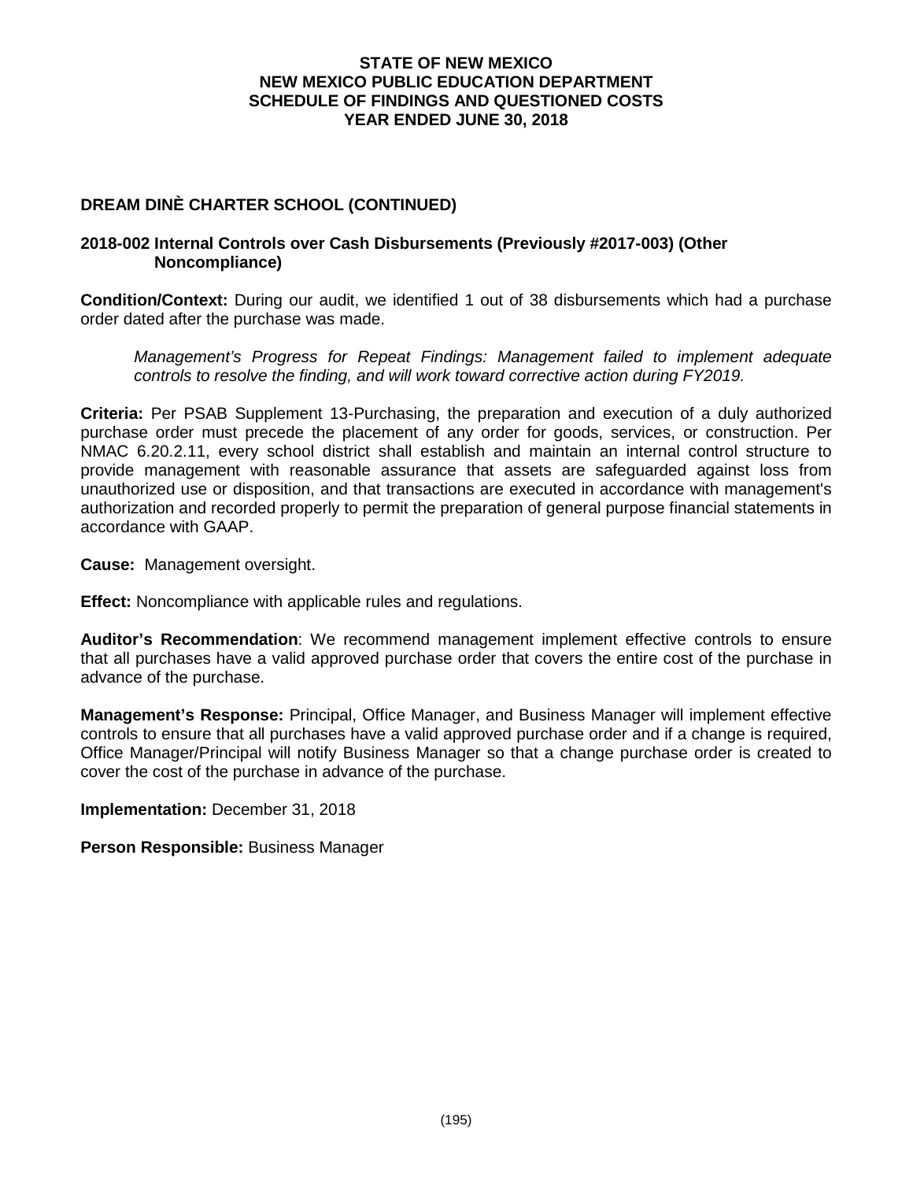**STATE OF NEW MEXICO**
**NEW MEXICO PUBLIC EDUCATION DEPARTMENT**
**SCHEDULE OF FINDINGS AND QUESTIONED COSTS**
**YEAR ENDED JUNE 30, 2018**

## DREAM DINÈ CHARTER SCHOOL (CONTINUED)

### 2018-002 Internal Controls over Cash Disbursements (Previously #2017-003) (Other Noncompliance)

**Condition/Context:** During our audit, we identified 1 out of 38 disbursements which had a purchase order dated after the purchase was made.

*Management's Progress for Repeat Findings: Management failed to implement adequate controls to resolve the finding, and will work toward corrective action during FY2019.*

**Criteria:** Per PSAB Supplement 13-Purchasing, the preparation and execution of a duly authorized purchase order must precede the placement of any order for goods, services, or construction. Per NMAC 6.20.2.11, every school district shall establish and maintain an internal control structure to provide management with reasonable assurance that assets are safeguarded against loss from unauthorized use or disposition, and that transactions are executed in accordance with management's authorization and recorded properly to permit the preparation of general purpose financial statements in accordance with GAAP.

**Cause:** Management oversight.

**Effect:** Noncompliance with applicable rules and regulations.

**Auditor's Recommendation**: We recommend management implement effective controls to ensure that all purchases have a valid approved purchase order that covers the entire cost of the purchase in advance of the purchase.

**Management's Response:** Principal, Office Manager, and Business Manager will implement effective controls to ensure that all purchases have a valid approved purchase order and if a change is required, Office Manager/Principal will notify Business Manager so that a change purchase order is created to cover the cost of the purchase in advance of the purchase.

**Implementation:** December 31, 2018

**Person Responsible:** Business Manager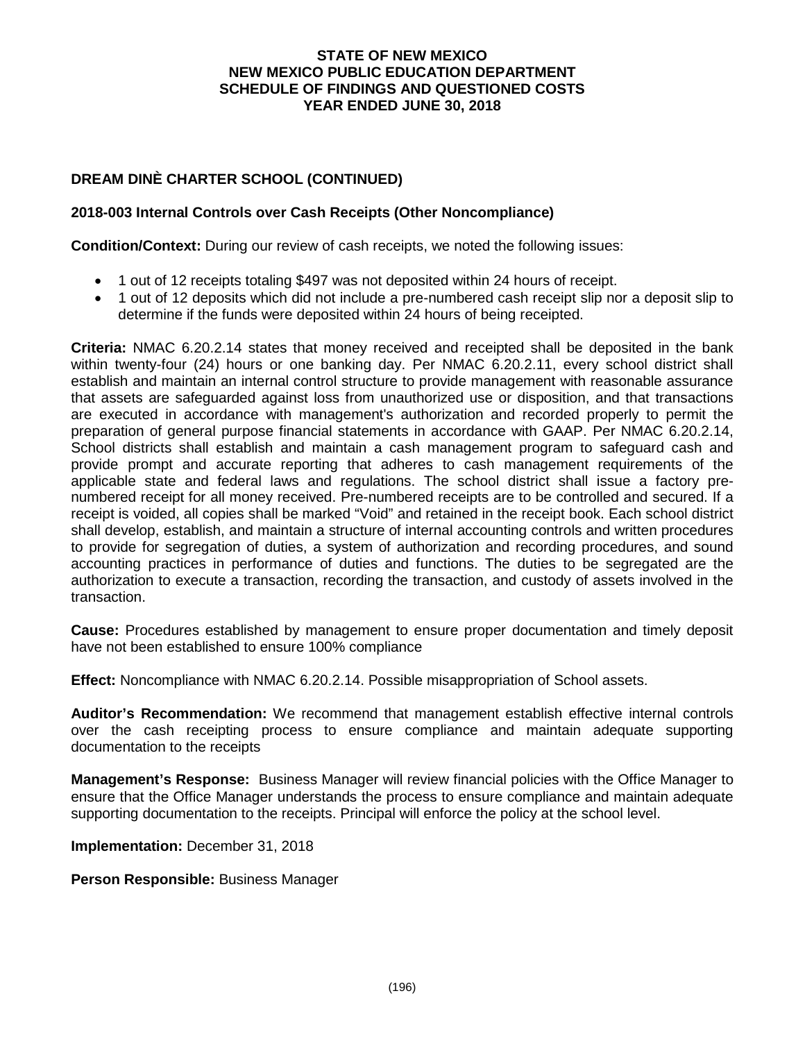# STATE OF NEW MEXICO
# NEW MEXICO PUBLIC EDUCATION DEPARTMENT
# SCHEDULE OF FINDINGS AND QUESTIONED COSTS
# YEAR ENDED JUNE 30, 2018

## DREAM DINÈ CHARTER SCHOOL (CONTINUED)

### 2018-003 Internal Controls over Cash Receipts (Other Noncompliance)

**Condition/Context:** During our review of cash receipts, we noted the following issues:

- 1 out of 12 receipts totaling $497 was not deposited within 24 hours of receipt.
- 1 out of 12 deposits which did not include a pre-numbered cash receipt slip nor a deposit slip to determine if the funds were deposited within 24 hours of being receipted.

**Criteria:** NMAC 6.20.2.14 states that money received and receipted shall be deposited in the bank within twenty-four (24) hours or one banking day. Per NMAC 6.20.2.11, every school district shall establish and maintain an internal control structure to provide management with reasonable assurance that assets are safeguarded against loss from unauthorized use or disposition, and that transactions are executed in accordance with management's authorization and recorded properly to permit the preparation of general purpose financial statements in accordance with GAAP. Per NMAC 6.20.2.14, School districts shall establish and maintain a cash management program to safeguard cash and provide prompt and accurate reporting that adheres to cash management requirements of the applicable state and federal laws and regulations. The school district shall issue a factory pre-numbered receipt for all money received. Pre-numbered receipts are to be controlled and secured. If a receipt is voided, all copies shall be marked "Void" and retained in the receipt book. Each school district shall develop, establish, and maintain a structure of internal accounting controls and written procedures to provide for segregation of duties, a system of authorization and recording procedures, and sound accounting practices in performance of duties and functions. The duties to be segregated are the authorization to execute a transaction, recording the transaction, and custody of assets involved in the transaction.

**Cause:** Procedures established by management to ensure proper documentation and timely deposit have not been established to ensure 100% compliance

**Effect:** Noncompliance with NMAC 6.20.2.14. Possible misappropriation of School assets.

**Auditor's Recommendation:** We recommend that management establish effective internal controls over the cash receipting process to ensure compliance and maintain adequate supporting documentation to the receipts

**Management's Response:** Business Manager will review financial policies with the Office Manager to ensure that the Office Manager understands the process to ensure compliance and maintain adequate supporting documentation to the receipts. Principal will enforce the policy at the school level.

**Implementation:** December 31, 2018

**Person Responsible:** Business Manager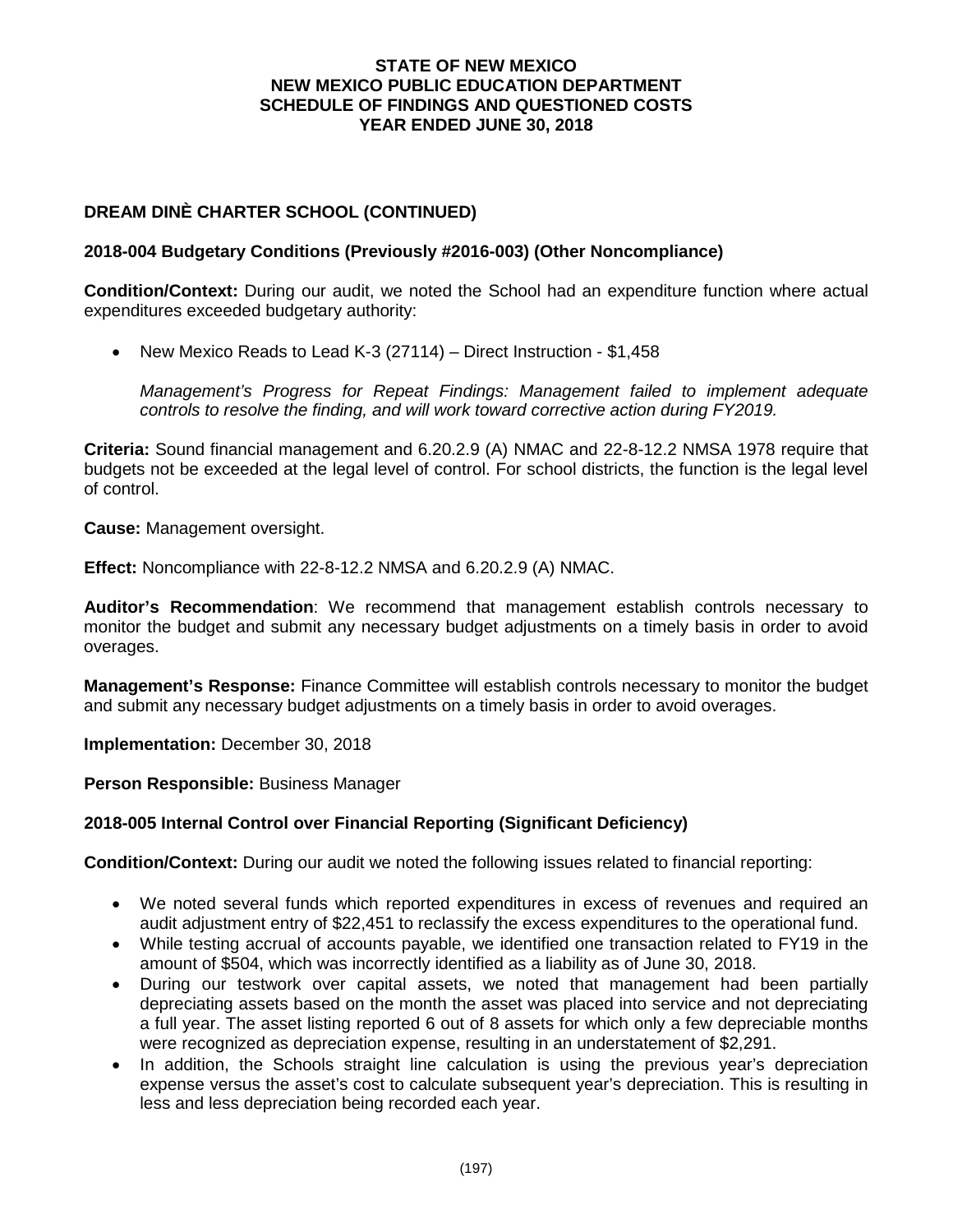# STATE OF NEW MEXICO
# NEW MEXICO PUBLIC EDUCATION DEPARTMENT
# SCHEDULE OF FINDINGS AND QUESTIONED COSTS
# YEAR ENDED JUNE 30, 2018

## DREAM DINÈ CHARTER SCHOOL (CONTINUED)

### 2018-004 Budgetary Conditions (Previously #2016-003) (Other Noncompliance)

**Condition/Context:** During our audit, we noted the School had an expenditure function where actual expenditures exceeded budgetary authority:

- New Mexico Reads to Lead K-3 (27114) – Direct Instruction - $1,458

  *Management's Progress for Repeat Findings: Management failed to implement adequate controls to resolve the finding, and will work toward corrective action during FY2019.*

**Criteria:** Sound financial management and 6.20.2.9 (A) NMAC and 22-8-12.2 NMSA 1978 require that budgets not be exceeded at the legal level of control. For school districts, the function is the legal level of control.

**Cause:** Management oversight.

**Effect:** Noncompliance with 22-8-12.2 NMSA and 6.20.2.9 (A) NMAC.

**Auditor's Recommendation**: We recommend that management establish controls necessary to monitor the budget and submit any necessary budget adjustments on a timely basis in order to avoid overages.

**Management's Response:** Finance Committee will establish controls necessary to monitor the budget and submit any necessary budget adjustments on a timely basis in order to avoid overages.

**Implementation:** December 30, 2018

**Person Responsible:** Business Manager

### 2018-005 Internal Control over Financial Reporting (Significant Deficiency)

**Condition/Context:** During our audit we noted the following issues related to financial reporting:

- We noted several funds which reported expenditures in excess of revenues and required an audit adjustment entry of $22,451 to reclassify the excess expenditures to the operational fund.
- While testing accrual of accounts payable, we identified one transaction related to FY19 in the amount of $504, which was incorrectly identified as a liability as of June 30, 2018.
- During our testwork over capital assets, we noted that management had been partially depreciating assets based on the month the asset was placed into service and not depreciating a full year. The asset listing reported 6 out of 8 assets for which only a few depreciable months were recognized as depreciation expense, resulting in an understatement of $2,291.
- In addition, the Schools straight line calculation is using the previous year's depreciation expense versus the asset's cost to calculate subsequent year's depreciation. This is resulting in less and less depreciation being recorded each year.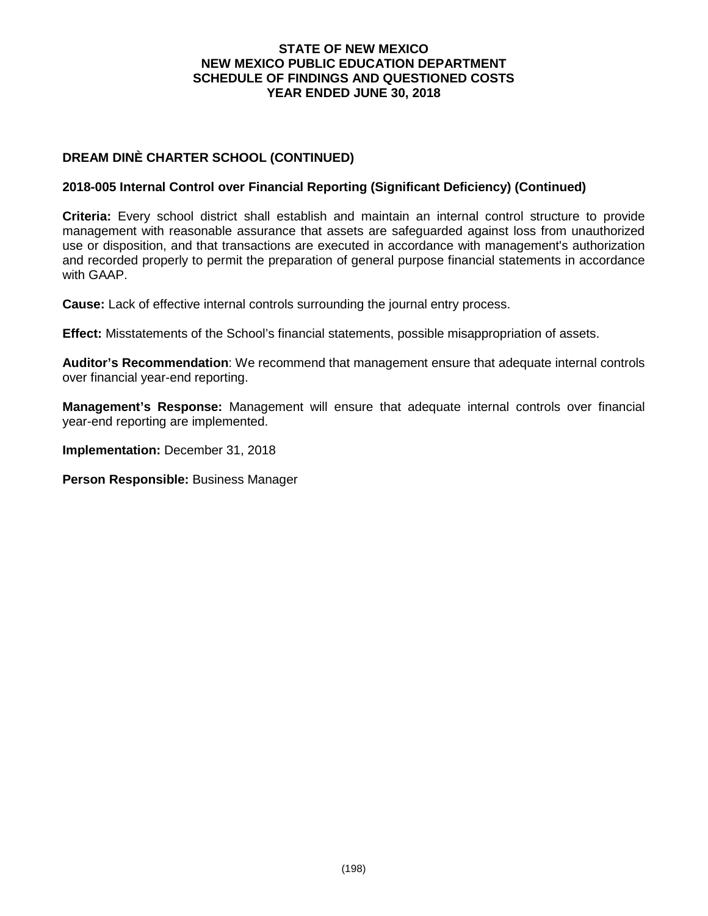## DREAM DINÈ CHARTER SCHOOL (CONTINUED)

### 2018-005 Internal Control over Financial Reporting (Significant Deficiency) (Continued)

**Criteria:** Every school district shall establish and maintain an internal control structure to provide management with reasonable assurance that assets are safeguarded against loss from unauthorized use or disposition, and that transactions are executed in accordance with management's authorization and recorded properly to permit the preparation of general purpose financial statements in accordance with GAAP.

**Cause:** Lack of effective internal controls surrounding the journal entry process.

**Effect:** Misstatements of the School's financial statements, possible misappropriation of assets.

**Auditor's Recommendation**: We recommend that management ensure that adequate internal controls over financial year-end reporting.

**Management's Response:** Management will ensure that adequate internal controls over financial year-end reporting are implemented.

**Implementation:** December 31, 2018

**Person Responsible:** Business Manager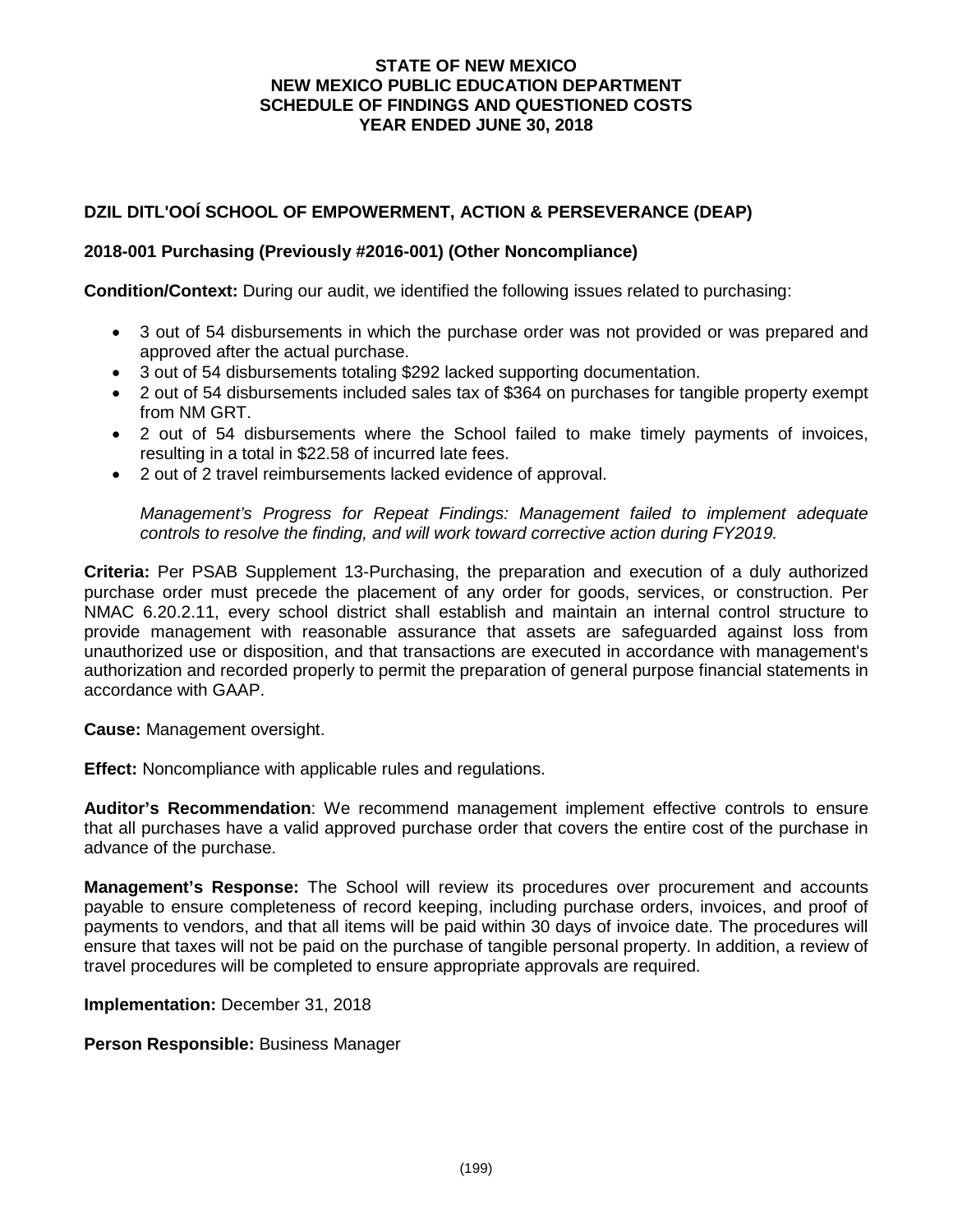**STATE OF NEW MEXICO**
**NEW MEXICO PUBLIC EDUCATION DEPARTMENT**
**SCHEDULE OF FINDINGS AND QUESTIONED COSTS**
**YEAR ENDED JUNE 30, 2018**

## DZIL DITL'OOÍ SCHOOL OF EMPOWERMENT, ACTION & PERSEVERANCE (DEAP)

### 2018-001 Purchasing (Previously #2016-001) (Other Noncompliance)

**Condition/Context:** During our audit, we identified the following issues related to purchasing:

- 3 out of 54 disbursements in which the purchase order was not provided or was prepared and approved after the actual purchase.
- 3 out of 54 disbursements totaling $292 lacked supporting documentation.
- 2 out of 54 disbursements included sales tax of $364 on purchases for tangible property exempt from NM GRT.
- 2 out of 54 disbursements where the School failed to make timely payments of invoices, resulting in a total in $22.58 of incurred late fees.
- 2 out of 2 travel reimbursements lacked evidence of approval.

*Management's Progress for Repeat Findings: Management failed to implement adequate controls to resolve the finding, and will work toward corrective action during FY2019.*

**Criteria:** Per PSAB Supplement 13-Purchasing, the preparation and execution of a duly authorized purchase order must precede the placement of any order for goods, services, or construction. Per NMAC 6.20.2.11, every school district shall establish and maintain an internal control structure to provide management with reasonable assurance that assets are safeguarded against loss from unauthorized use or disposition, and that transactions are executed in accordance with management's authorization and recorded properly to permit the preparation of general purpose financial statements in accordance with GAAP.

**Cause:** Management oversight.

**Effect:** Noncompliance with applicable rules and regulations.

**Auditor's Recommendation**: We recommend management implement effective controls to ensure that all purchases have a valid approved purchase order that covers the entire cost of the purchase in advance of the purchase.

**Management's Response:** The School will review its procedures over procurement and accounts payable to ensure completeness of record keeping, including purchase orders, invoices, and proof of payments to vendors, and that all items will be paid within 30 days of invoice date. The procedures will ensure that taxes will not be paid on the purchase of tangible personal property. In addition, a review of travel procedures will be completed to ensure appropriate approvals are required.

**Implementation:** December 31, 2018

**Person Responsible:** Business Manager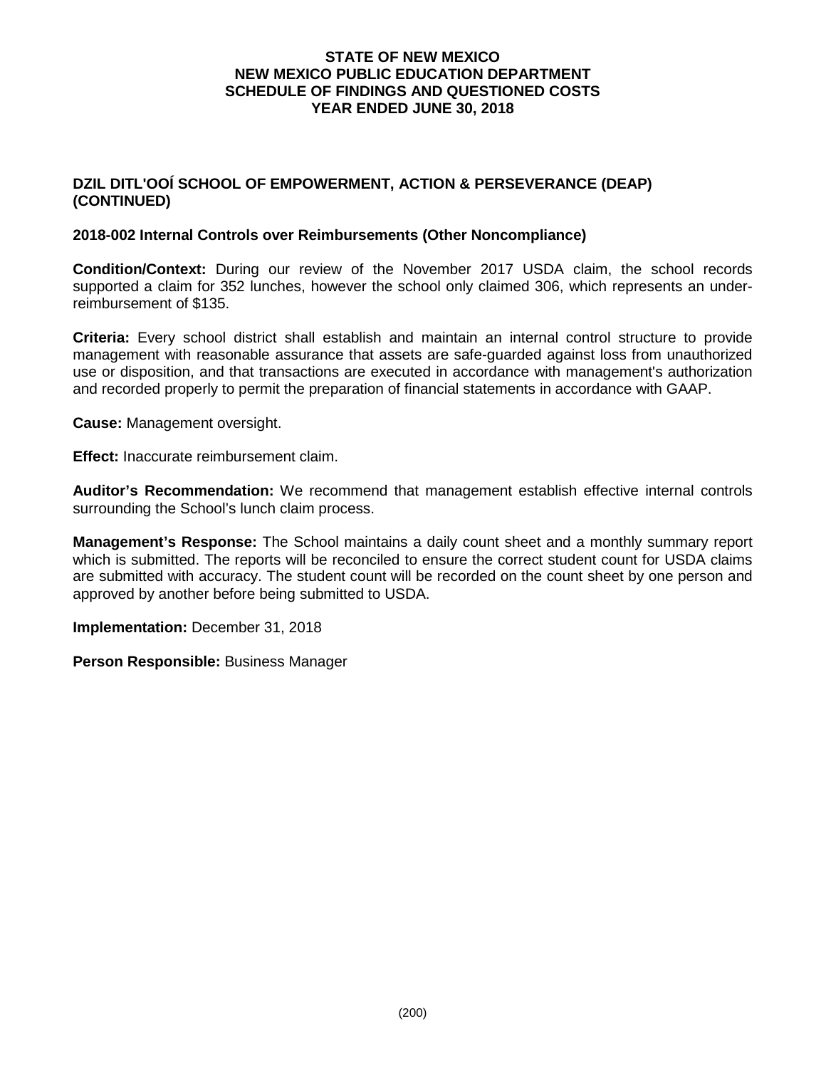# STATE OF NEW MEXICO
# NEW MEXICO PUBLIC EDUCATION DEPARTMENT
# SCHEDULE OF FINDINGS AND QUESTIONED COSTS
# YEAR ENDED JUNE 30, 2018

## DZIL DITL'OOÍ SCHOOL OF EMPOWERMENT, ACTION & PERSEVERANCE (DEAP) (CONTINUED)

### 2018-002 Internal Controls over Reimbursements (Other Noncompliance)

**Condition/Context:** During our review of the November 2017 USDA claim, the school records supported a claim for 352 lunches, however the school only claimed 306, which represents an under-reimbursement of $135.

**Criteria:** Every school district shall establish and maintain an internal control structure to provide management with reasonable assurance that assets are safe-guarded against loss from unauthorized use or disposition, and that transactions are executed in accordance with management's authorization and recorded properly to permit the preparation of financial statements in accordance with GAAP.

**Cause:** Management oversight.

**Effect:** Inaccurate reimbursement claim.

**Auditor's Recommendation:** We recommend that management establish effective internal controls surrounding the School's lunch claim process.

**Management's Response:** The School maintains a daily count sheet and a monthly summary report which is submitted. The reports will be reconciled to ensure the correct student count for USDA claims are submitted with accuracy. The student count will be recorded on the count sheet by one person and approved by another before being submitted to USDA.

**Implementation:** December 31, 2018

**Person Responsible:** Business Manager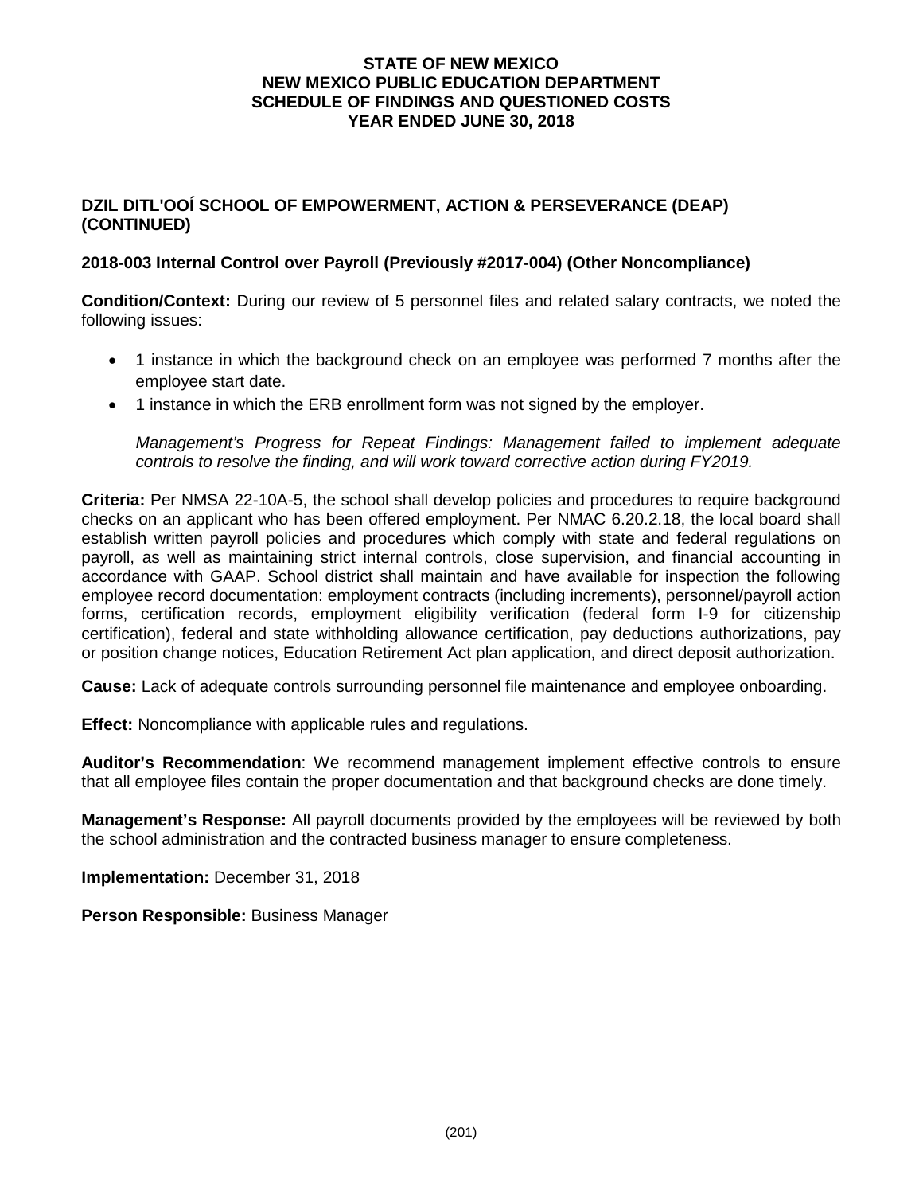**STATE OF NEW MEXICO**
**NEW MEXICO PUBLIC EDUCATION DEPARTMENT**
**SCHEDULE OF FINDINGS AND QUESTIONED COSTS**
**YEAR ENDED JUNE 30, 2018**

## DZIL DITL'OOÍ SCHOOL OF EMPOWERMENT, ACTION & PERSEVERANCE (DEAP) (CONTINUED)

### 2018-003 Internal Control over Payroll (Previously #2017-004) (Other Noncompliance)

**Condition/Context:** During our review of 5 personnel files and related salary contracts, we noted the following issues:

- 1 instance in which the background check on an employee was performed 7 months after the employee start date.
- 1 instance in which the ERB enrollment form was not signed by the employer.

*Management's Progress for Repeat Findings: Management failed to implement adequate controls to resolve the finding, and will work toward corrective action during FY2019.*

**Criteria:** Per NMSA 22-10A-5, the school shall develop policies and procedures to require background checks on an applicant who has been offered employment. Per NMAC 6.20.2.18, the local board shall establish written payroll policies and procedures which comply with state and federal regulations on payroll, as well as maintaining strict internal controls, close supervision, and financial accounting in accordance with GAAP. School district shall maintain and have available for inspection the following employee record documentation: employment contracts (including increments), personnel/payroll action forms, certification records, employment eligibility verification (federal form I-9 for citizenship certification), federal and state withholding allowance certification, pay deductions authorizations, pay or position change notices, Education Retirement Act plan application, and direct deposit authorization.

**Cause:** Lack of adequate controls surrounding personnel file maintenance and employee onboarding.

**Effect:** Noncompliance with applicable rules and regulations.

**Auditor's Recommendation**: We recommend management implement effective controls to ensure that all employee files contain the proper documentation and that background checks are done timely.

**Management's Response:** All payroll documents provided by the employees will be reviewed by both the school administration and the contracted business manager to ensure completeness.

**Implementation:** December 31, 2018

**Person Responsible:** Business Manager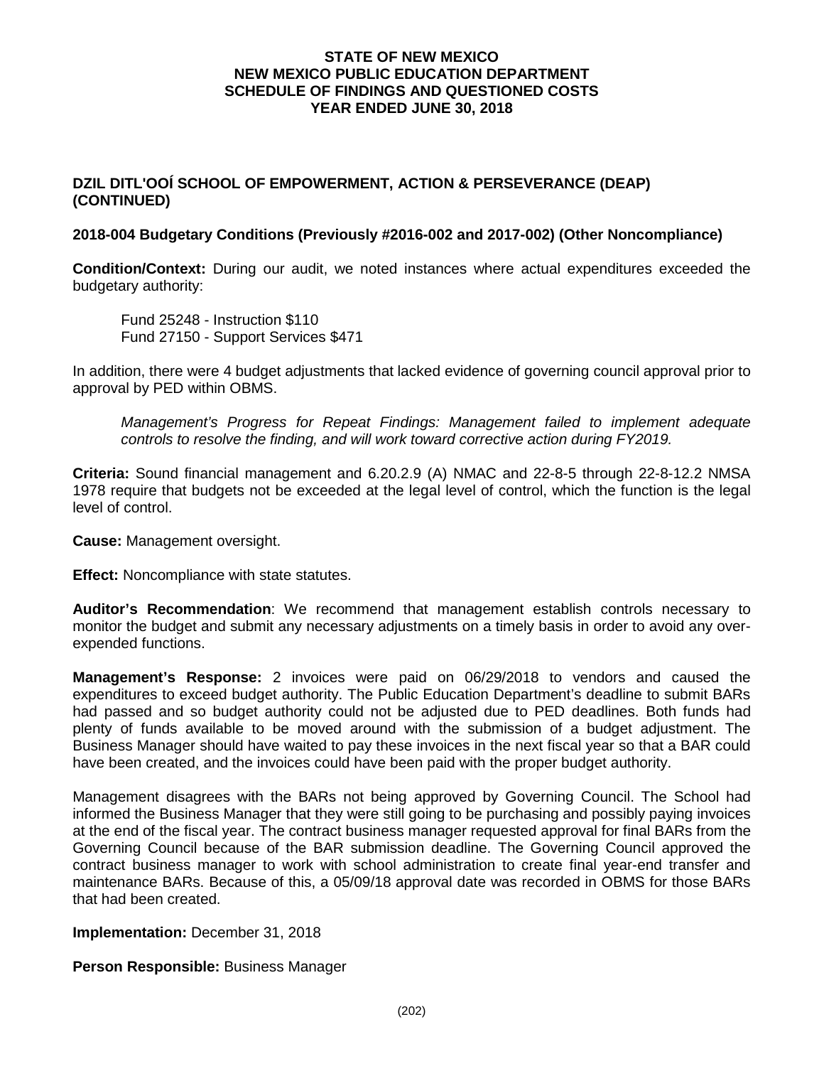# STATE OF NEW MEXICO
# NEW MEXICO PUBLIC EDUCATION DEPARTMENT
# SCHEDULE OF FINDINGS AND QUESTIONED COSTS
# YEAR ENDED JUNE 30, 2018

## DZIL DITL'OOÍ SCHOOL OF EMPOWERMENT, ACTION & PERSEVERANCE (DEAP) (CONTINUED)

### 2018-004 Budgetary Conditions (Previously #2016-002 and 2017-002) (Other Noncompliance)

**Condition/Context:** During our audit, we noted instances where actual expenditures exceeded the budgetary authority:

Fund 25248 - Instruction $110
Fund 27150 - Support Services $471

In addition, there were 4 budget adjustments that lacked evidence of governing council approval prior to approval by PED within OBMS.

*Management's Progress for Repeat Findings: Management failed to implement adequate controls to resolve the finding, and will work toward corrective action during FY2019.*

**Criteria:** Sound financial management and 6.20.2.9 (A) NMAC and 22-8-5 through 22-8-12.2 NMSA 1978 require that budgets not be exceeded at the legal level of control, which the function is the legal level of control.

**Cause:** Management oversight.

**Effect:** Noncompliance with state statutes.

**Auditor's Recommendation**: We recommend that management establish controls necessary to monitor the budget and submit any necessary adjustments on a timely basis in order to avoid any over-expended functions.

**Management's Response:** 2 invoices were paid on 06/29/2018 to vendors and caused the expenditures to exceed budget authority. The Public Education Department's deadline to submit BARs had passed and so budget authority could not be adjusted due to PED deadlines. Both funds had plenty of funds available to be moved around with the submission of a budget adjustment. The Business Manager should have waited to pay these invoices in the next fiscal year so that a BAR could have been created, and the invoices could have been paid with the proper budget authority.

Management disagrees with the BARs not being approved by Governing Council. The School had informed the Business Manager that they were still going to be purchasing and possibly paying invoices at the end of the fiscal year. The contract business manager requested approval for final BARs from the Governing Council because of the BAR submission deadline. The Governing Council approved the contract business manager to work with school administration to create final year-end transfer and maintenance BARs. Because of this, a 05/09/18 approval date was recorded in OBMS for those BARs that had been created.

**Implementation:** December 31, 2018

**Person Responsible:** Business Manager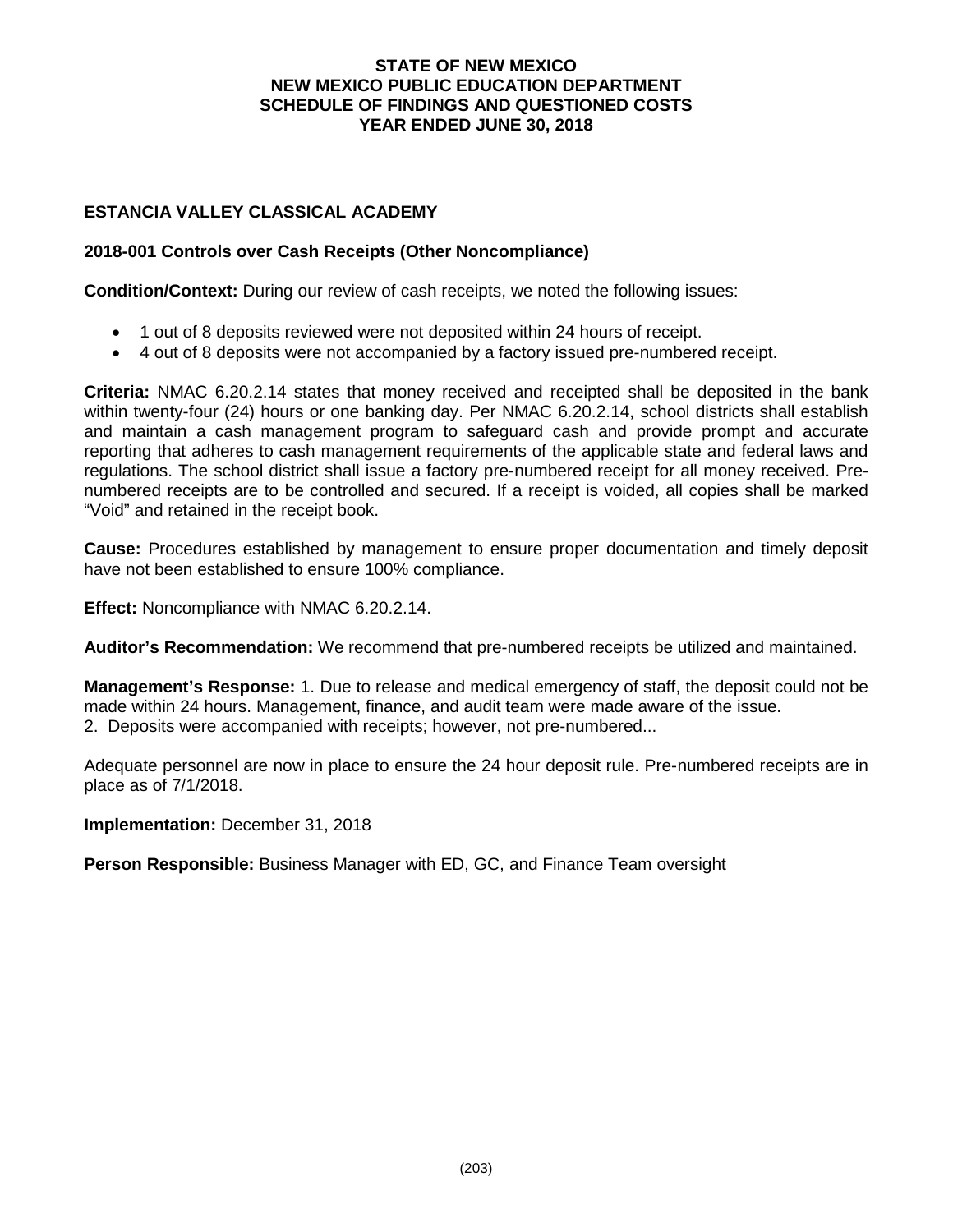# STATE OF NEW MEXICO
# NEW MEXICO PUBLIC EDUCATION DEPARTMENT
# SCHEDULE OF FINDINGS AND QUESTIONED COSTS
# YEAR ENDED JUNE 30, 2018

## ESTANCIA VALLEY CLASSICAL ACADEMY

### 2018-001 Controls over Cash Receipts (Other Noncompliance)

**Condition/Context:** During our review of cash receipts, we noted the following issues:

- 1 out of 8 deposits reviewed were not deposited within 24 hours of receipt.
- 4 out of 8 deposits were not accompanied by a factory issued pre-numbered receipt.

**Criteria:** NMAC 6.20.2.14 states that money received and receipted shall be deposited in the bank within twenty-four (24) hours or one banking day. Per NMAC 6.20.2.14, school districts shall establish and maintain a cash management program to safeguard cash and provide prompt and accurate reporting that adheres to cash management requirements of the applicable state and federal laws and regulations. The school district shall issue a factory pre-numbered receipt for all money received. Pre-numbered receipts are to be controlled and secured. If a receipt is voided, all copies shall be marked "Void" and retained in the receipt book.

**Cause:** Procedures established by management to ensure proper documentation and timely deposit have not been established to ensure 100% compliance.

**Effect:** Noncompliance with NMAC 6.20.2.14.

**Auditor's Recommendation:** We recommend that pre-numbered receipts be utilized and maintained.

**Management's Response:** 1. Due to release and medical emergency of staff, the deposit could not be made within 24 hours. Management, finance, and audit team were made aware of the issue.
2. Deposits were accompanied with receipts; however, not pre-numbered...

Adequate personnel are now in place to ensure the 24 hour deposit rule. Pre-numbered receipts are in place as of 7/1/2018.

**Implementation:** December 31, 2018

**Person Responsible:** Business Manager with ED, GC, and Finance Team oversight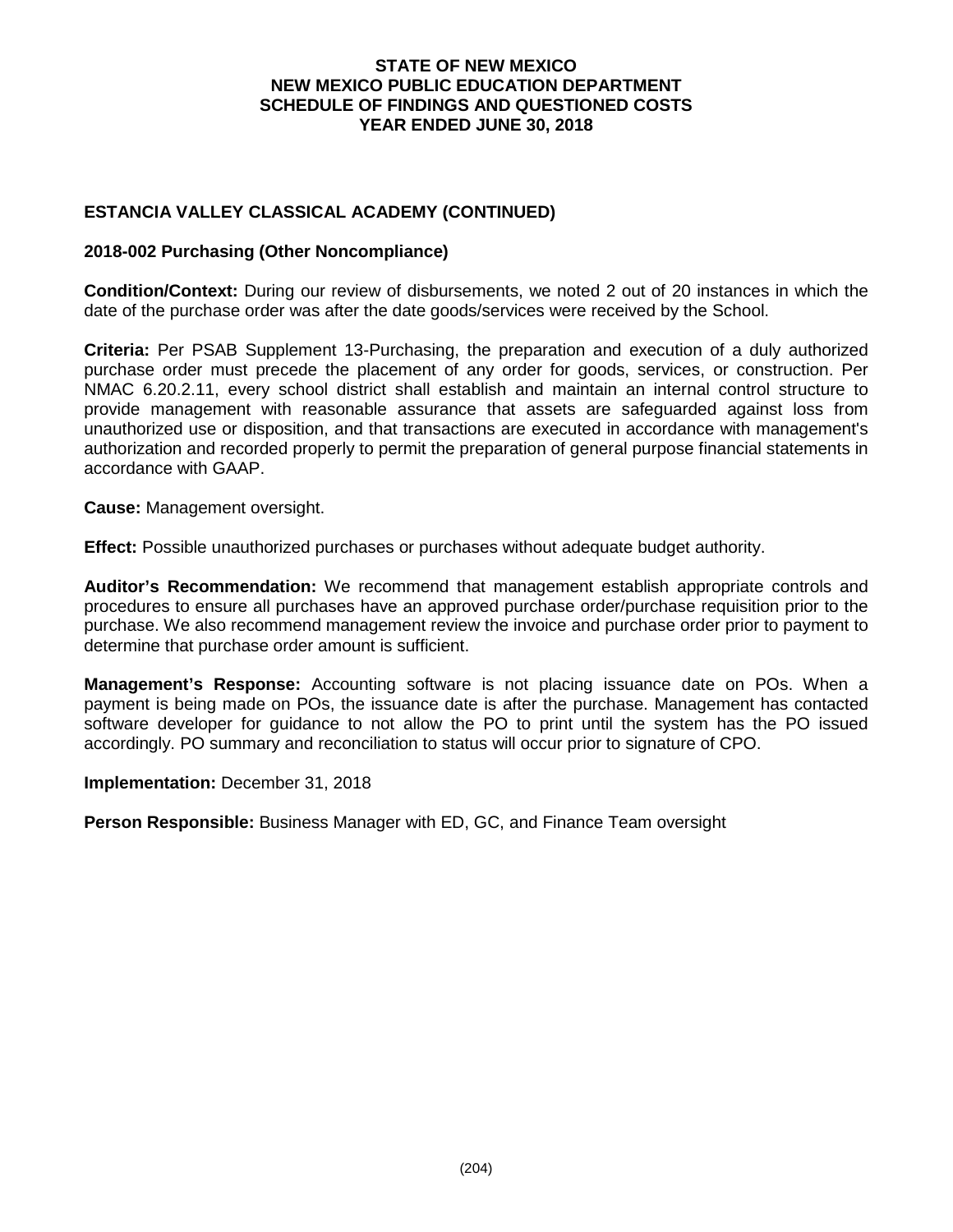# STATE OF NEW MEXICO
# NEW MEXICO PUBLIC EDUCATION DEPARTMENT
# SCHEDULE OF FINDINGS AND QUESTIONED COSTS
# YEAR ENDED JUNE 30, 2018

## ESTANCIA VALLEY CLASSICAL ACADEMY (CONTINUED)

### 2018-002 Purchasing (Other Noncompliance)

**Condition/Context:** During our review of disbursements, we noted 2 out of 20 instances in which the date of the purchase order was after the date goods/services were received by the School.

**Criteria:** Per PSAB Supplement 13-Purchasing, the preparation and execution of a duly authorized purchase order must precede the placement of any order for goods, services, or construction. Per NMAC 6.20.2.11, every school district shall establish and maintain an internal control structure to provide management with reasonable assurance that assets are safeguarded against loss from unauthorized use or disposition, and that transactions are executed in accordance with management's authorization and recorded properly to permit the preparation of general purpose financial statements in accordance with GAAP.

**Cause:** Management oversight.

**Effect:** Possible unauthorized purchases or purchases without adequate budget authority.

**Auditor's Recommendation:** We recommend that management establish appropriate controls and procedures to ensure all purchases have an approved purchase order/purchase requisition prior to the purchase. We also recommend management review the invoice and purchase order prior to payment to determine that purchase order amount is sufficient.

**Management's Response:** Accounting software is not placing issuance date on POs. When a payment is being made on POs, the issuance date is after the purchase. Management has contacted software developer for guidance to not allow the PO to print until the system has the PO issued accordingly. PO summary and reconciliation to status will occur prior to signature of CPO.

**Implementation:** December 31, 2018

**Person Responsible:** Business Manager with ED, GC, and Finance Team oversight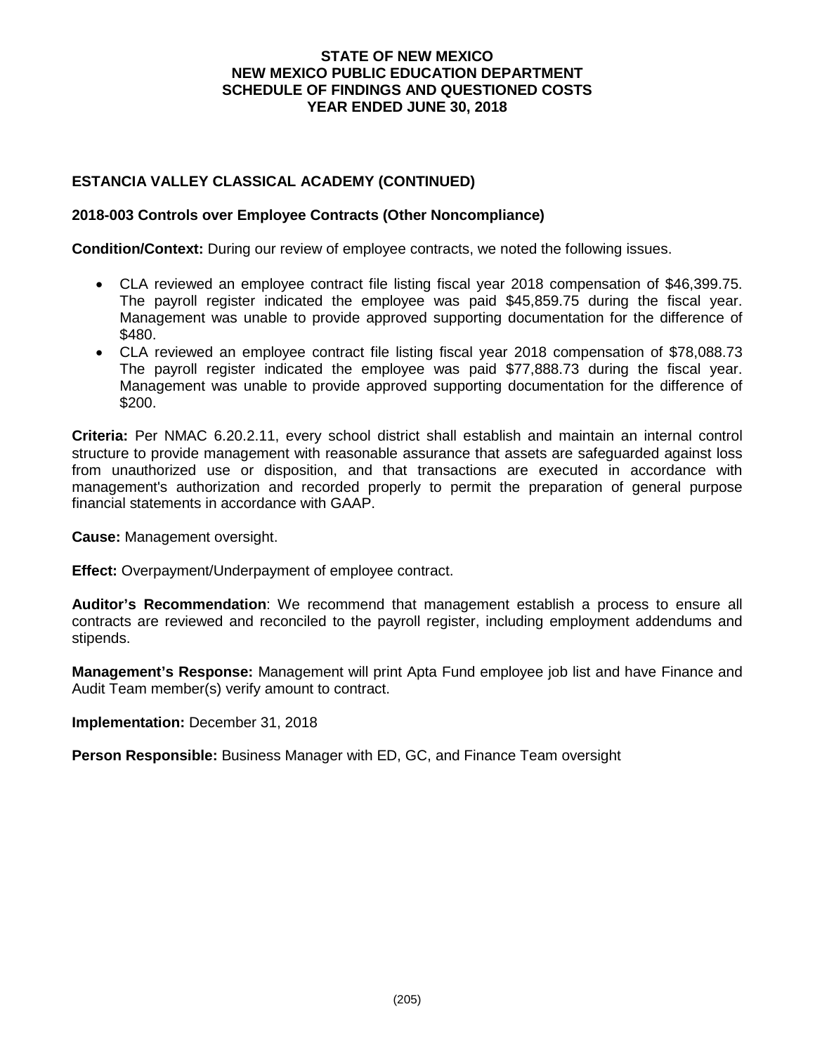# STATE OF NEW MEXICO
# NEW MEXICO PUBLIC EDUCATION DEPARTMENT
# SCHEDULE OF FINDINGS AND QUESTIONED COSTS
# YEAR ENDED JUNE 30, 2018

## ESTANCIA VALLEY CLASSICAL ACADEMY (CONTINUED)

### 2018-003 Controls over Employee Contracts (Other Noncompliance)

**Condition/Context:** During our review of employee contracts, we noted the following issues.

- CLA reviewed an employee contract file listing fiscal year 2018 compensation of $46,399.75. The payroll register indicated the employee was paid $45,859.75 during the fiscal year. Management was unable to provide approved supporting documentation for the difference of $480.
- CLA reviewed an employee contract file listing fiscal year 2018 compensation of $78,088.73 The payroll register indicated the employee was paid $77,888.73 during the fiscal year. Management was unable to provide approved supporting documentation for the difference of $200.

**Criteria:** Per NMAC 6.20.2.11, every school district shall establish and maintain an internal control structure to provide management with reasonable assurance that assets are safeguarded against loss from unauthorized use or disposition, and that transactions are executed in accordance with management's authorization and recorded properly to permit the preparation of general purpose financial statements in accordance with GAAP.

**Cause:** Management oversight.

**Effect:** Overpayment/Underpayment of employee contract.

**Auditor's Recommendation**: We recommend that management establish a process to ensure all contracts are reviewed and reconciled to the payroll register, including employment addendums and stipends.

**Management's Response:** Management will print Apta Fund employee job list and have Finance and Audit Team member(s) verify amount to contract.

**Implementation:** December 31, 2018

**Person Responsible:** Business Manager with ED, GC, and Finance Team oversight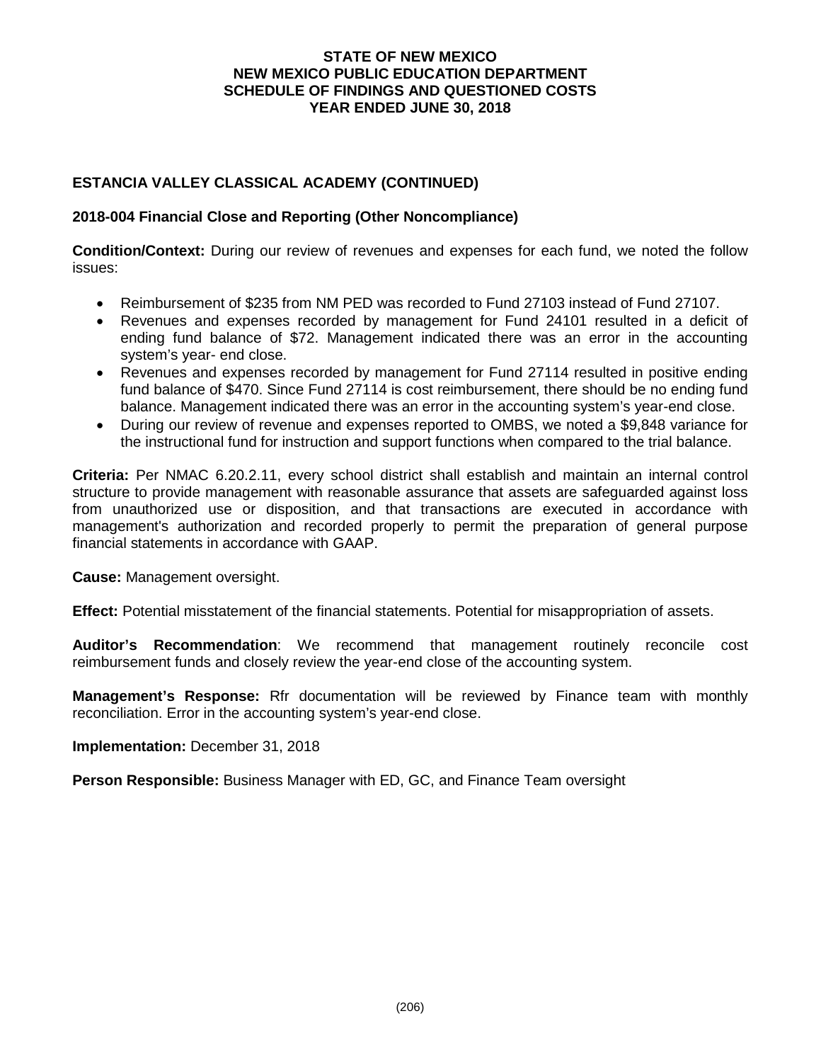**STATE OF NEW MEXICO**
**NEW MEXICO PUBLIC EDUCATION DEPARTMENT**
**SCHEDULE OF FINDINGS AND QUESTIONED COSTS**
**YEAR ENDED JUNE 30, 2018**

## ESTANCIA VALLEY CLASSICAL ACADEMY (CONTINUED)

### 2018-004 Financial Close and Reporting (Other Noncompliance)

**Condition/Context:** During our review of revenues and expenses for each fund, we noted the follow issues:

- Reimbursement of $235 from NM PED was recorded to Fund 27103 instead of Fund 27107.
- Revenues and expenses recorded by management for Fund 24101 resulted in a deficit of ending fund balance of $72. Management indicated there was an error in the accounting system's year- end close.
- Revenues and expenses recorded by management for Fund 27114 resulted in positive ending fund balance of $470. Since Fund 27114 is cost reimbursement, there should be no ending fund balance. Management indicated there was an error in the accounting system's year-end close.
- During our review of revenue and expenses reported to OMBS, we noted a $9,848 variance for the instructional fund for instruction and support functions when compared to the trial balance.

**Criteria:** Per NMAC 6.20.2.11, every school district shall establish and maintain an internal control structure to provide management with reasonable assurance that assets are safeguarded against loss from unauthorized use or disposition, and that transactions are executed in accordance with management's authorization and recorded properly to permit the preparation of general purpose financial statements in accordance with GAAP.

**Cause:** Management oversight.

**Effect:** Potential misstatement of the financial statements. Potential for misappropriation of assets.

**Auditor's Recommendation**: We recommend that management routinely reconcile cost reimbursement funds and closely review the year-end close of the accounting system.

**Management's Response:** Rfr documentation will be reviewed by Finance team with monthly reconciliation. Error in the accounting system's year-end close.

**Implementation:** December 31, 2018

**Person Responsible:** Business Manager with ED, GC, and Finance Team oversight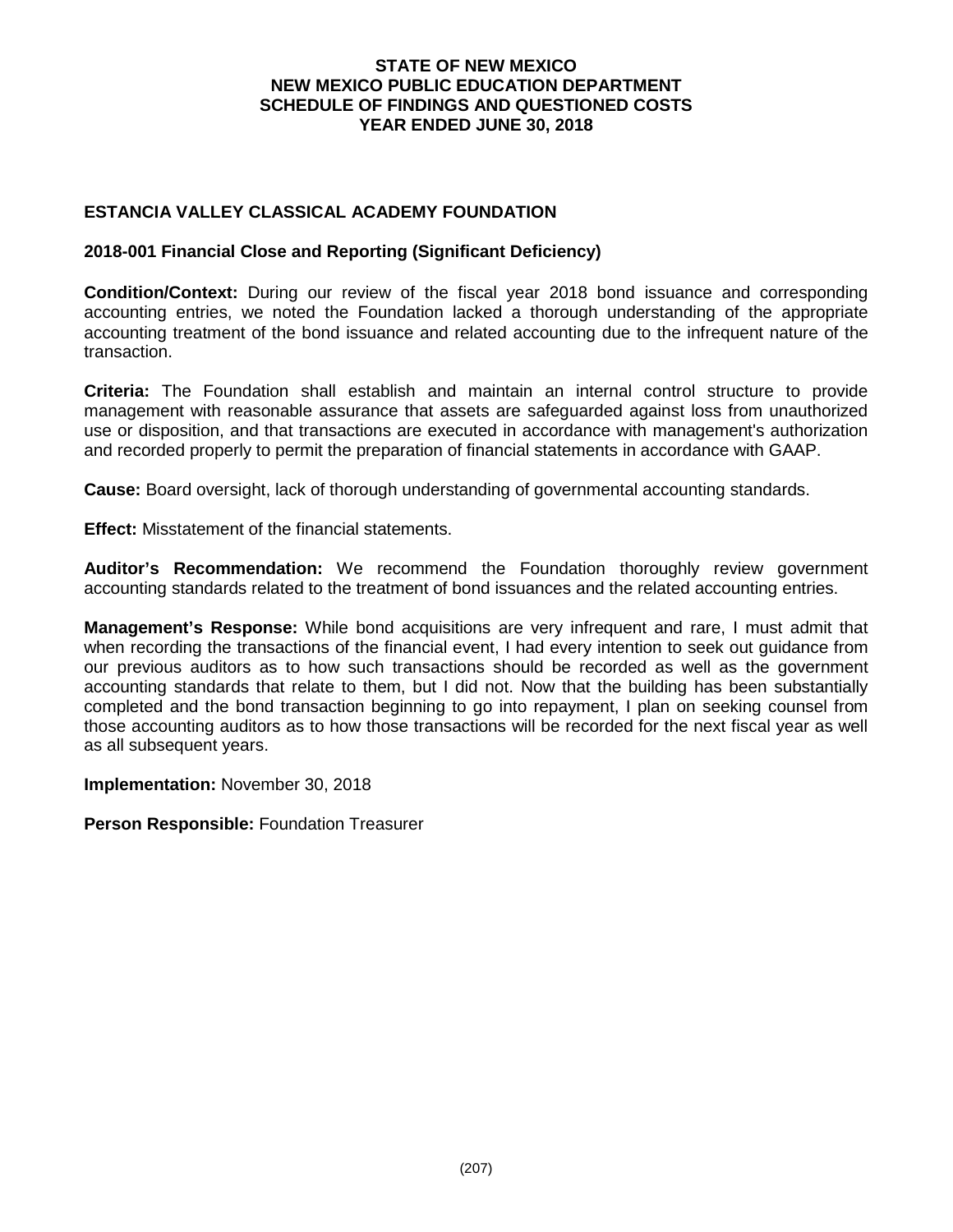# STATE OF NEW MEXICO
# NEW MEXICO PUBLIC EDUCATION DEPARTMENT
# SCHEDULE OF FINDINGS AND QUESTIONED COSTS
# YEAR ENDED JUNE 30, 2018

## ESTANCIA VALLEY CLASSICAL ACADEMY FOUNDATION

### 2018-001 Financial Close and Reporting (Significant Deficiency)

**Condition/Context:** During our review of the fiscal year 2018 bond issuance and corresponding accounting entries, we noted the Foundation lacked a thorough understanding of the appropriate accounting treatment of the bond issuance and related accounting due to the infrequent nature of the transaction.

**Criteria:** The Foundation shall establish and maintain an internal control structure to provide management with reasonable assurance that assets are safeguarded against loss from unauthorized use or disposition, and that transactions are executed in accordance with management's authorization and recorded properly to permit the preparation of financial statements in accordance with GAAP.

**Cause:** Board oversight, lack of thorough understanding of governmental accounting standards.

**Effect:** Misstatement of the financial statements.

**Auditor's Recommendation:** We recommend the Foundation thoroughly review government accounting standards related to the treatment of bond issuances and the related accounting entries.

**Management's Response:** While bond acquisitions are very infrequent and rare, I must admit that when recording the transactions of the financial event, I had every intention to seek out guidance from our previous auditors as to how such transactions should be recorded as well as the government accounting standards that relate to them, but I did not. Now that the building has been substantially completed and the bond transaction beginning to go into repayment, I plan on seeking counsel from those accounting auditors as to how those transactions will be recorded for the next fiscal year as well as all subsequent years.

**Implementation:** November 30, 2018

**Person Responsible:** Foundation Treasurer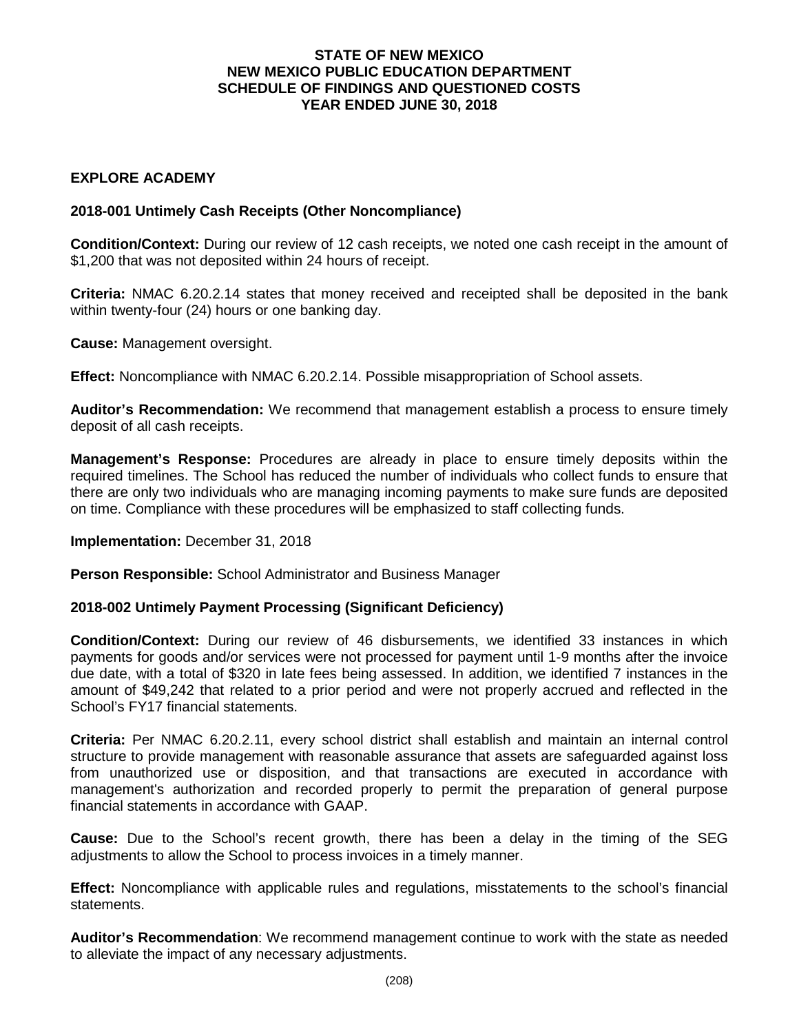# STATE OF NEW MEXICO
# NEW MEXICO PUBLIC EDUCATION DEPARTMENT
# SCHEDULE OF FINDINGS AND QUESTIONED COSTS
# YEAR ENDED JUNE 30, 2018

## EXPLORE ACADEMY

### 2018-001 Untimely Cash Receipts (Other Noncompliance)

**Condition/Context:** During our review of 12 cash receipts, we noted one cash receipt in the amount of $1,200 that was not deposited within 24 hours of receipt.

**Criteria:** NMAC 6.20.2.14 states that money received and receipted shall be deposited in the bank within twenty-four (24) hours or one banking day.

**Cause:** Management oversight.

**Effect:** Noncompliance with NMAC 6.20.2.14. Possible misappropriation of School assets.

**Auditor's Recommendation:** We recommend that management establish a process to ensure timely deposit of all cash receipts.

**Management's Response:** Procedures are already in place to ensure timely deposits within the required timelines. The School has reduced the number of individuals who collect funds to ensure that there are only two individuals who are managing incoming payments to make sure funds are deposited on time. Compliance with these procedures will be emphasized to staff collecting funds.

**Implementation:** December 31, 2018

**Person Responsible:** School Administrator and Business Manager

### 2018-002 Untimely Payment Processing (Significant Deficiency)

**Condition/Context:** During our review of 46 disbursements, we identified 33 instances in which payments for goods and/or services were not processed for payment until 1-9 months after the invoice due date, with a total of $320 in late fees being assessed. In addition, we identified 7 instances in the amount of $49,242 that related to a prior period and were not properly accrued and reflected in the School's FY17 financial statements.

**Criteria:** Per NMAC 6.20.2.11, every school district shall establish and maintain an internal control structure to provide management with reasonable assurance that assets are safeguarded against loss from unauthorized use or disposition, and that transactions are executed in accordance with management's authorization and recorded properly to permit the preparation of general purpose financial statements in accordance with GAAP.

**Cause:** Due to the School's recent growth, there has been a delay in the timing of the SEG adjustments to allow the School to process invoices in a timely manner.

**Effect:** Noncompliance with applicable rules and regulations, misstatements to the school's financial statements.

**Auditor's Recommendation**: We recommend management continue to work with the state as needed to alleviate the impact of any necessary adjustments.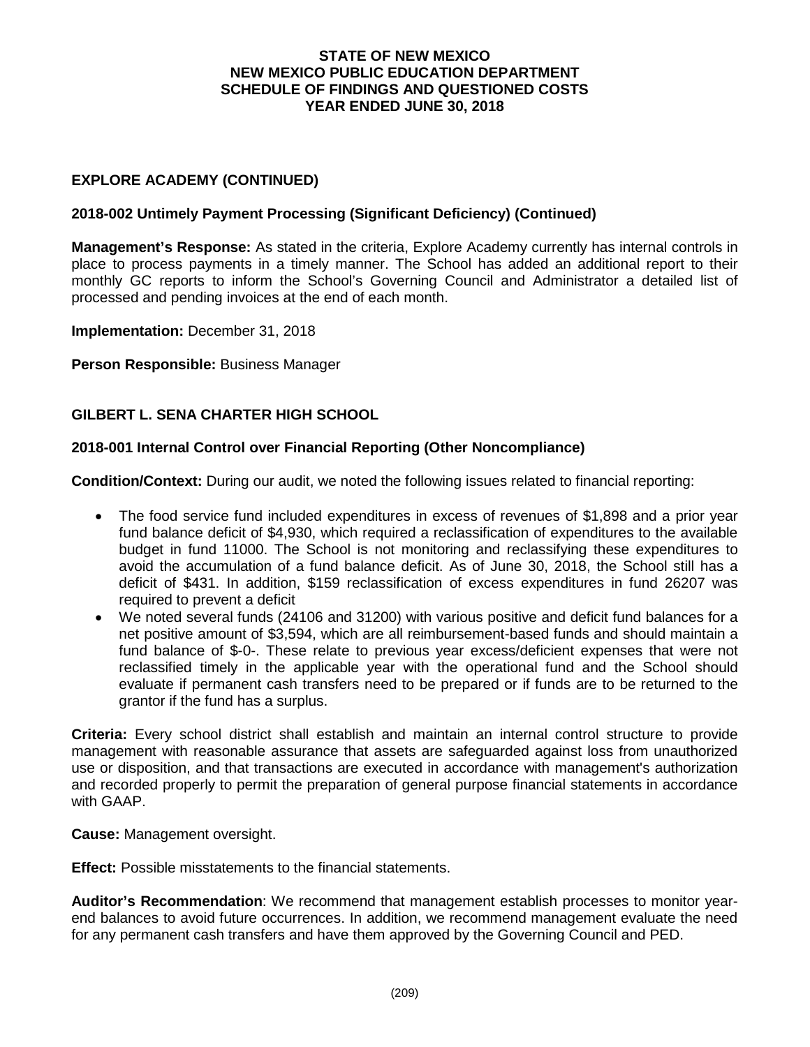**EXPLORE ACADEMY (CONTINUED)**

**2018-002 Untimely Payment Processing (Significant Deficiency) (Continued)**

**Management's Response:** As stated in the criteria, Explore Academy currently has internal controls in place to process payments in a timely manner. The School has added an additional report to their monthly GC reports to inform the School's Governing Council and Administrator a detailed list of processed and pending invoices at the end of each month.

**Implementation:** December 31, 2018

**Person Responsible:** Business Manager

**GILBERT L. SENA CHARTER HIGH SCHOOL**

**2018-001 Internal Control over Financial Reporting (Other Noncompliance)**

**Condition/Context:** During our audit, we noted the following issues related to financial reporting:

- The food service fund included expenditures in excess of revenues of $1,898 and a prior year fund balance deficit of $4,930, which required a reclassification of expenditures to the available budget in fund 11000. The School is not monitoring and reclassifying these expenditures to avoid the accumulation of a fund balance deficit. As of June 30, 2018, the School still has a deficit of $431. In addition, $159 reclassification of excess expenditures in fund 26207 was required to prevent a deficit
- We noted several funds (24106 and 31200) with various positive and deficit fund balances for a net positive amount of $3,594, which are all reimbursement-based funds and should maintain a fund balance of $-0-. These relate to previous year excess/deficient expenses that were not reclassified timely in the applicable year with the operational fund and the School should evaluate if permanent cash transfers need to be prepared or if funds are to be returned to the grantor if the fund has a surplus.

**Criteria:** Every school district shall establish and maintain an internal control structure to provide management with reasonable assurance that assets are safeguarded against loss from unauthorized use or disposition, and that transactions are executed in accordance with management's authorization and recorded properly to permit the preparation of general purpose financial statements in accordance with GAAP.

**Cause:** Management oversight.

**Effect:** Possible misstatements to the financial statements.

**Auditor's Recommendation**: We recommend that management establish processes to monitor year-end balances to avoid future occurrences. In addition, we recommend management evaluate the need for any permanent cash transfers and have them approved by the Governing Council and PED.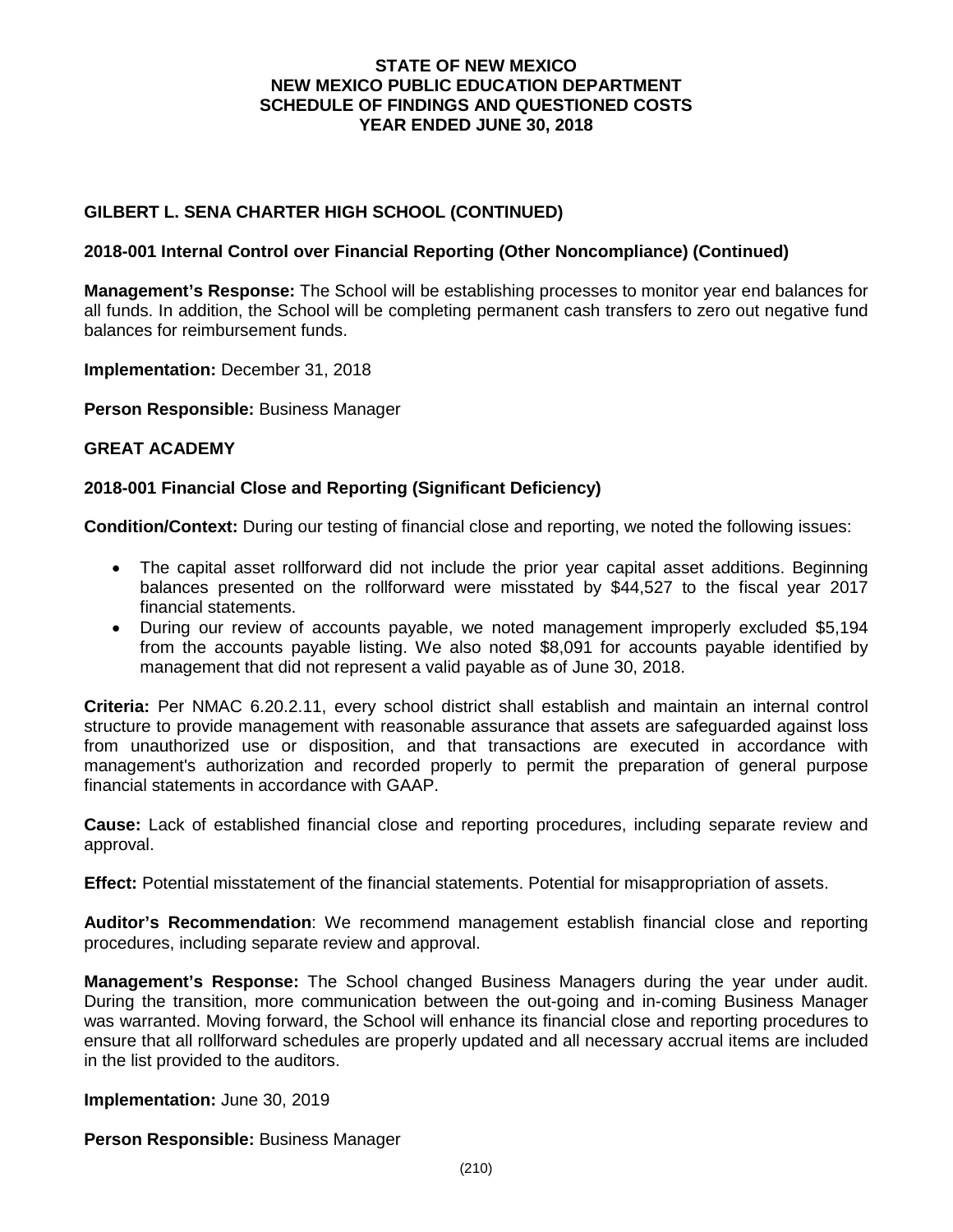**GILBERT L. SENA CHARTER HIGH SCHOOL (CONTINUED)**

**2018-001 Internal Control over Financial Reporting (Other Noncompliance) (Continued)**

**Management's Response:** The School will be establishing processes to monitor year end balances for all funds. In addition, the School will be completing permanent cash transfers to zero out negative fund balances for reimbursement funds.

**Implementation:** December 31, 2018

**Person Responsible:** Business Manager

**GREAT ACADEMY**

**2018-001 Financial Close and Reporting (Significant Deficiency)**

**Condition/Context:** During our testing of financial close and reporting, we noted the following issues:

- The capital asset rollforward did not include the prior year capital asset additions. Beginning balances presented on the rollforward were misstated by $44,527 to the fiscal year 2017 financial statements.
- During our review of accounts payable, we noted management improperly excluded $5,194 from the accounts payable listing. We also noted $8,091 for accounts payable identified by management that did not represent a valid payable as of June 30, 2018.

**Criteria:** Per NMAC 6.20.2.11, every school district shall establish and maintain an internal control structure to provide management with reasonable assurance that assets are safeguarded against loss from unauthorized use or disposition, and that transactions are executed in accordance with management's authorization and recorded properly to permit the preparation of general purpose financial statements in accordance with GAAP.

**Cause:** Lack of established financial close and reporting procedures, including separate review and approval.

**Effect:** Potential misstatement of the financial statements. Potential for misappropriation of assets.

**Auditor's Recommendation**: We recommend management establish financial close and reporting procedures, including separate review and approval.

**Management's Response:** The School changed Business Managers during the year under audit. During the transition, more communication between the out-going and in-coming Business Manager was warranted. Moving forward, the School will enhance its financial close and reporting procedures to ensure that all rollforward schedules are properly updated and all necessary accrual items are included in the list provided to the auditors.

**Implementation:** June 30, 2019

**Person Responsible:** Business Manager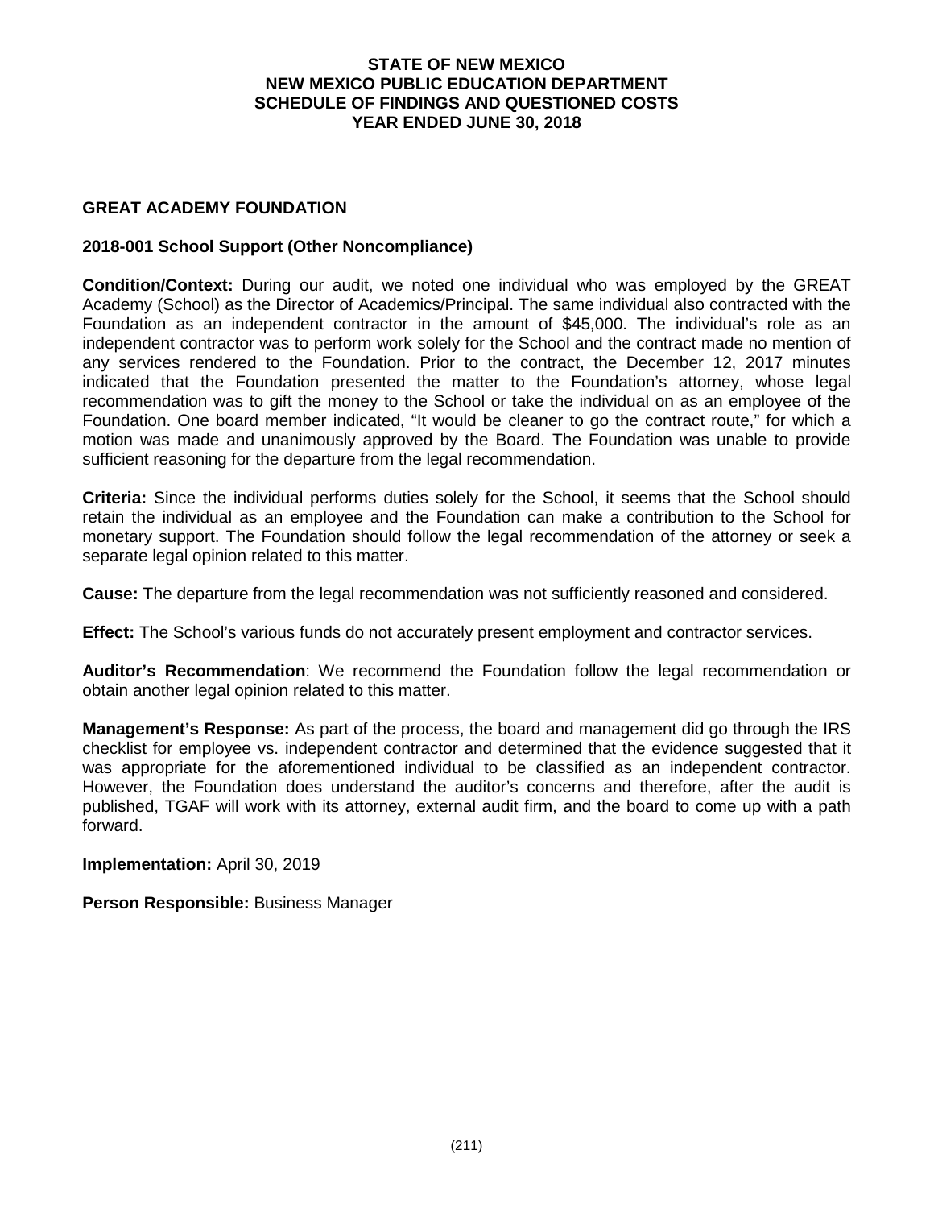# STATE OF NEW MEXICO
# NEW MEXICO PUBLIC EDUCATION DEPARTMENT
# SCHEDULE OF FINDINGS AND QUESTIONED COSTS
# YEAR ENDED JUNE 30, 2018

## GREAT ACADEMY FOUNDATION

### 2018-001 School Support (Other Noncompliance)

**Condition/Context:** During our audit, we noted one individual who was employed by the GREAT Academy (School) as the Director of Academics/Principal. The same individual also contracted with the Foundation as an independent contractor in the amount of $45,000. The individual's role as an independent contractor was to perform work solely for the School and the contract made no mention of any services rendered to the Foundation. Prior to the contract, the December 12, 2017 minutes indicated that the Foundation presented the matter to the Foundation's attorney, whose legal recommendation was to gift the money to the School or take the individual on as an employee of the Foundation. One board member indicated, "It would be cleaner to go the contract route," for which a motion was made and unanimously approved by the Board. The Foundation was unable to provide sufficient reasoning for the departure from the legal recommendation.

**Criteria:** Since the individual performs duties solely for the School, it seems that the School should retain the individual as an employee and the Foundation can make a contribution to the School for monetary support. The Foundation should follow the legal recommendation of the attorney or seek a separate legal opinion related to this matter.

**Cause:** The departure from the legal recommendation was not sufficiently reasoned and considered.

**Effect:** The School's various funds do not accurately present employment and contractor services.

**Auditor's Recommendation**: We recommend the Foundation follow the legal recommendation or obtain another legal opinion related to this matter.

**Management's Response:** As part of the process, the board and management did go through the IRS checklist for employee vs. independent contractor and determined that the evidence suggested that it was appropriate for the aforementioned individual to be classified as an independent contractor. However, the Foundation does understand the auditor's concerns and therefore, after the audit is published, TGAF will work with its attorney, external audit firm, and the board to come up with a path forward.

**Implementation:** April 30, 2019

**Person Responsible:** Business Manager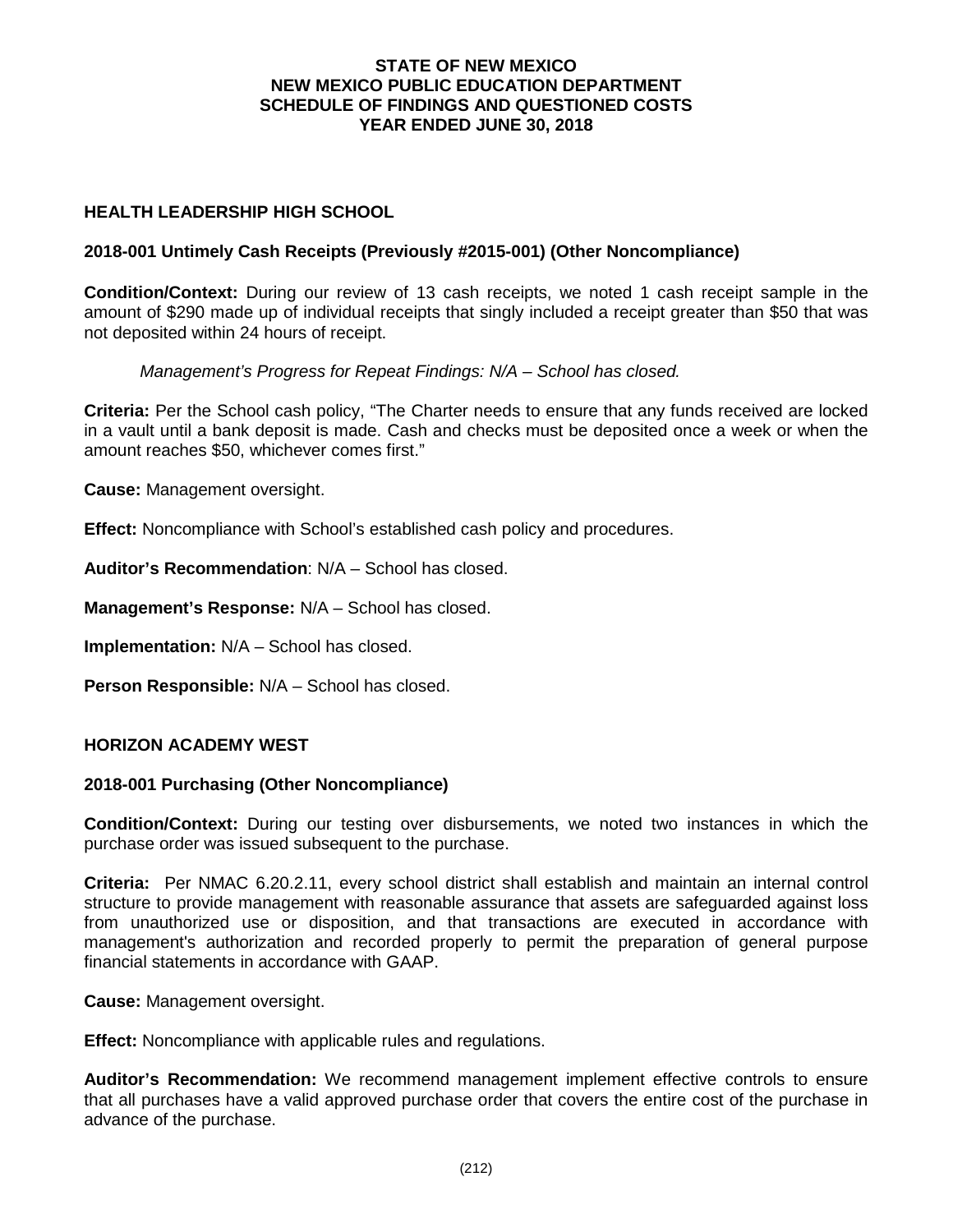**STATE OF NEW MEXICO**
**NEW MEXICO PUBLIC EDUCATION DEPARTMENT**
**SCHEDULE OF FINDINGS AND QUESTIONED COSTS**
**YEAR ENDED JUNE 30, 2018**

### HEALTH LEADERSHIP HIGH SCHOOL

#### 2018-001 Untimely Cash Receipts (Previously #2015-001) (Other Noncompliance)

**Condition/Context:** During our review of 13 cash receipts, we noted 1 cash receipt sample in the amount of $290 made up of individual receipts that singly included a receipt greater than $50 that was not deposited within 24 hours of receipt.

*Management's Progress for Repeat Findings: N/A – School has closed.*

**Criteria:** Per the School cash policy, "The Charter needs to ensure that any funds received are locked in a vault until a bank deposit is made. Cash and checks must be deposited once a week or when the amount reaches $50, whichever comes first."

**Cause:** Management oversight.

**Effect:** Noncompliance with School's established cash policy and procedures.

**Auditor's Recommendation**: N/A – School has closed.

**Management's Response:** N/A – School has closed.

**Implementation:** N/A – School has closed.

**Person Responsible:** N/A – School has closed.

### HORIZON ACADEMY WEST

#### 2018-001 Purchasing (Other Noncompliance)

**Condition/Context:** During our testing over disbursements, we noted two instances in which the purchase order was issued subsequent to the purchase.

**Criteria:** Per NMAC 6.20.2.11, every school district shall establish and maintain an internal control structure to provide management with reasonable assurance that assets are safeguarded against loss from unauthorized use or disposition, and that transactions are executed in accordance with management's authorization and recorded properly to permit the preparation of general purpose financial statements in accordance with GAAP.

**Cause:** Management oversight.

**Effect:** Noncompliance with applicable rules and regulations.

**Auditor's Recommendation:** We recommend management implement effective controls to ensure that all purchases have a valid approved purchase order that covers the entire cost of the purchase in advance of the purchase.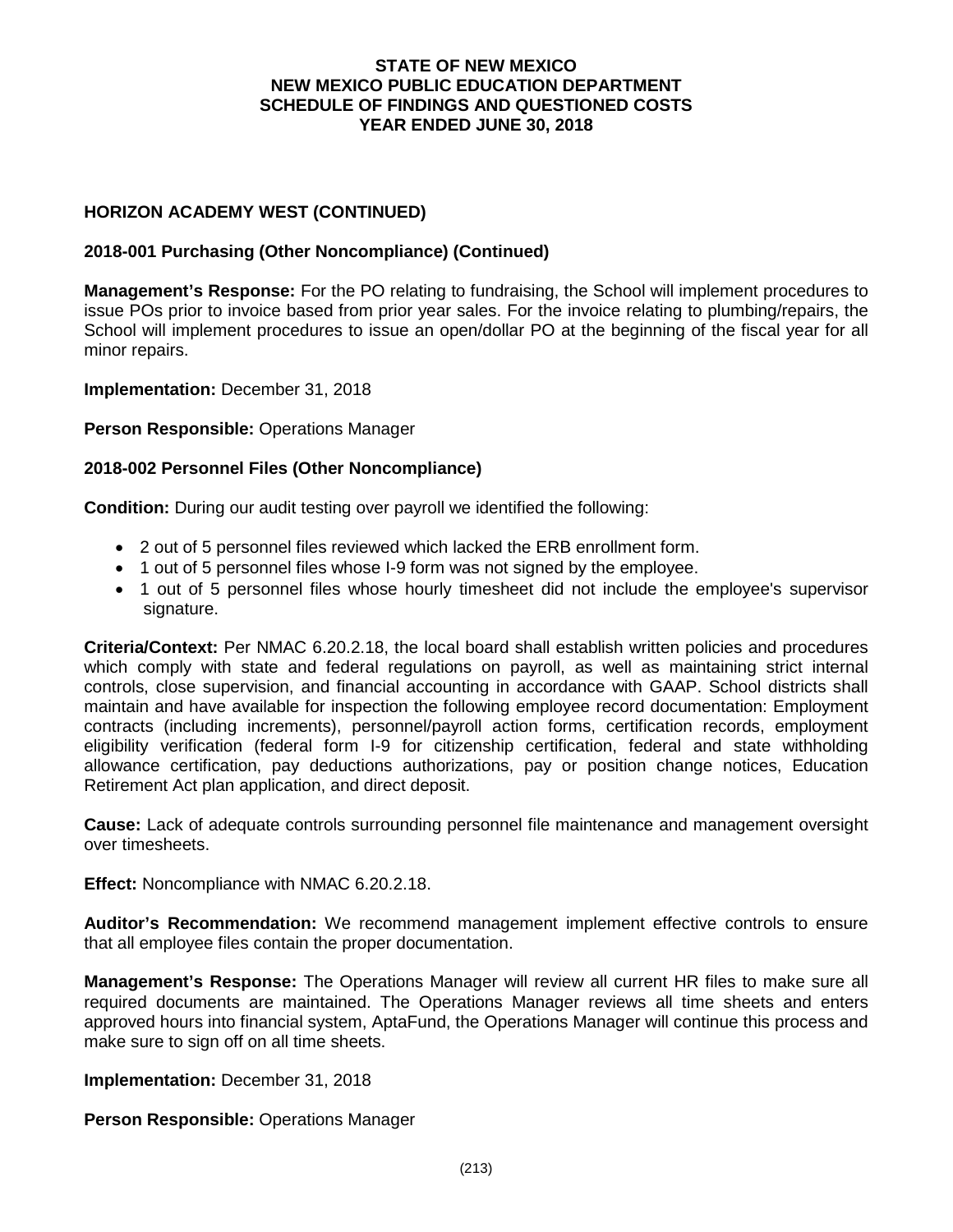# STATE OF NEW MEXICO
# NEW MEXICO PUBLIC EDUCATION DEPARTMENT
# SCHEDULE OF FINDINGS AND QUESTIONED COSTS
# YEAR ENDED JUNE 30, 2018

## HORIZON ACADEMY WEST (CONTINUED)

### 2018-001 Purchasing (Other Noncompliance) (Continued)

**Management's Response:** For the PO relating to fundraising, the School will implement procedures to issue POs prior to invoice based from prior year sales. For the invoice relating to plumbing/repairs, the School will implement procedures to issue an open/dollar PO at the beginning of the fiscal year for all minor repairs.

**Implementation:** December 31, 2018

**Person Responsible:** Operations Manager

### 2018-002 Personnel Files (Other Noncompliance)

**Condition:** During our audit testing over payroll we identified the following:

- 2 out of 5 personnel files reviewed which lacked the ERB enrollment form.
- 1 out of 5 personnel files whose I-9 form was not signed by the employee.
- 1 out of 5 personnel files whose hourly timesheet did not include the employee's supervisor signature.

**Criteria/Context:** Per NMAC 6.20.2.18, the local board shall establish written policies and procedures which comply with state and federal regulations on payroll, as well as maintaining strict internal controls, close supervision, and financial accounting in accordance with GAAP. School districts shall maintain and have available for inspection the following employee record documentation: Employment contracts (including increments), personnel/payroll action forms, certification records, employment eligibility verification (federal form I-9 for citizenship certification, federal and state withholding allowance certification, pay deductions authorizations, pay or position change notices, Education Retirement Act plan application, and direct deposit.

**Cause:** Lack of adequate controls surrounding personnel file maintenance and management oversight over timesheets.

**Effect:** Noncompliance with NMAC 6.20.2.18.

**Auditor's Recommendation:** We recommend management implement effective controls to ensure that all employee files contain the proper documentation.

**Management's Response:** The Operations Manager will review all current HR files to make sure all required documents are maintained. The Operations Manager reviews all time sheets and enters approved hours into financial system, AptaFund, the Operations Manager will continue this process and make sure to sign off on all time sheets.

**Implementation:** December 31, 2018

**Person Responsible:** Operations Manager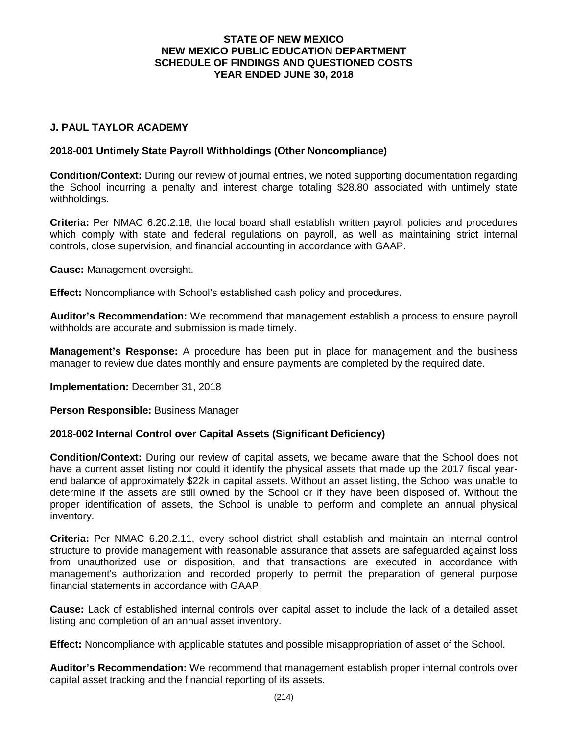**STATE OF NEW MEXICO**
**NEW MEXICO PUBLIC EDUCATION DEPARTMENT**
**SCHEDULE OF FINDINGS AND QUESTIONED COSTS**
**YEAR ENDED JUNE 30, 2018**

## J. PAUL TAYLOR ACADEMY

### 2018-001 Untimely State Payroll Withholdings (Other Noncompliance)

**Condition/Context:** During our review of journal entries, we noted supporting documentation regarding the School incurring a penalty and interest charge totaling $28.80 associated with untimely state withholdings.

**Criteria:** Per NMAC 6.20.2.18, the local board shall establish written payroll policies and procedures which comply with state and federal regulations on payroll, as well as maintaining strict internal controls, close supervision, and financial accounting in accordance with GAAP.

**Cause:** Management oversight.

**Effect:** Noncompliance with School's established cash policy and procedures.

**Auditor's Recommendation:** We recommend that management establish a process to ensure payroll withholds are accurate and submission is made timely.

**Management's Response:** A procedure has been put in place for management and the business manager to review due dates monthly and ensure payments are completed by the required date.

**Implementation:** December 31, 2018

**Person Responsible:** Business Manager

### 2018-002 Internal Control over Capital Assets (Significant Deficiency)

**Condition/Context:** During our review of capital assets, we became aware that the School does not have a current asset listing nor could it identify the physical assets that made up the 2017 fiscal year-end balance of approximately $22k in capital assets. Without an asset listing, the School was unable to determine if the assets are still owned by the School or if they have been disposed of. Without the proper identification of assets, the School is unable to perform and complete an annual physical inventory.

**Criteria:** Per NMAC 6.20.2.11, every school district shall establish and maintain an internal control structure to provide management with reasonable assurance that assets are safeguarded against loss from unauthorized use or disposition, and that transactions are executed in accordance with management's authorization and recorded properly to permit the preparation of general purpose financial statements in accordance with GAAP.

**Cause:** Lack of established internal controls over capital asset to include the lack of a detailed asset listing and completion of an annual asset inventory.

**Effect:** Noncompliance with applicable statutes and possible misappropriation of asset of the School.

**Auditor's Recommendation:** We recommend that management establish proper internal controls over capital asset tracking and the financial reporting of its assets.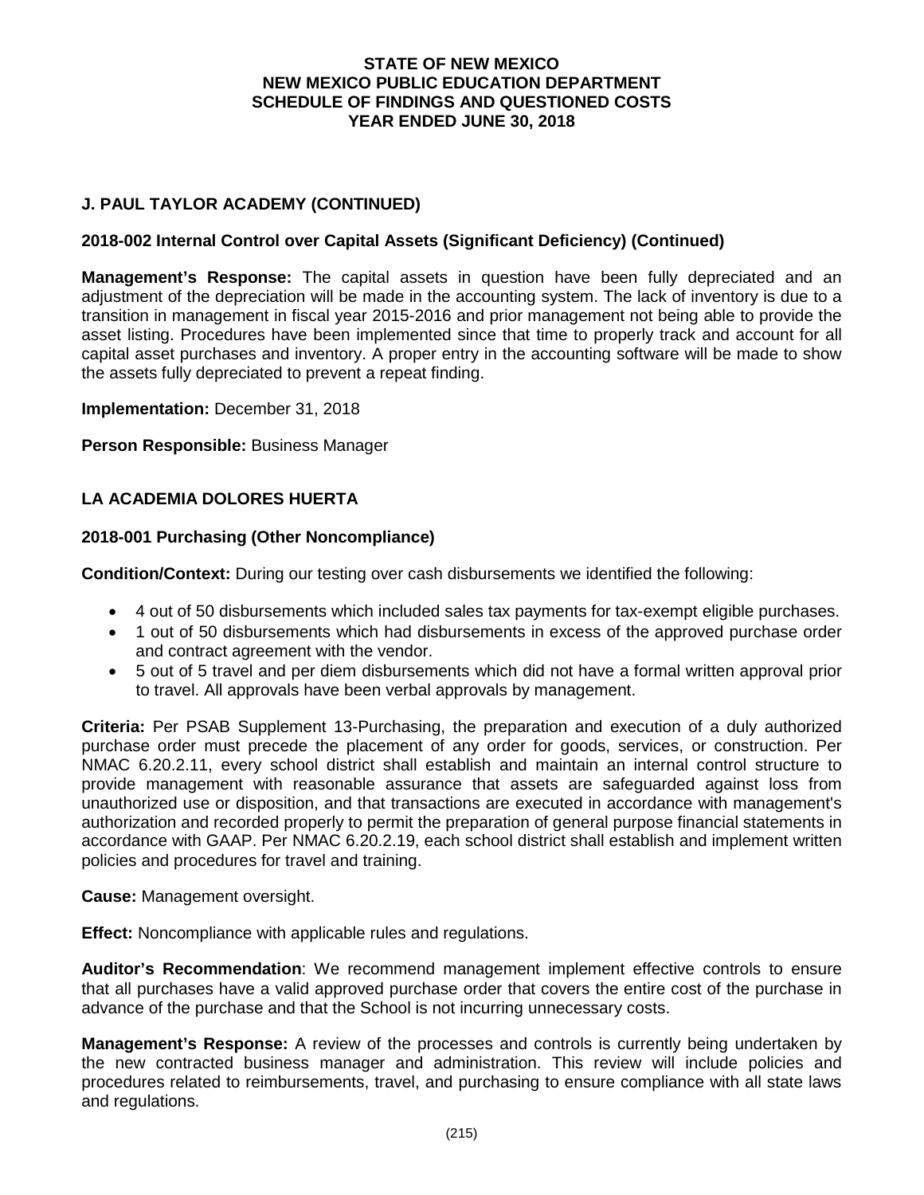## J. PAUL TAYLOR ACADEMY (CONTINUED)

### 2018-002 Internal Control over Capital Assets (Significant Deficiency) (Continued)

**Management's Response:** The capital assets in question have been fully depreciated and an adjustment of the depreciation will be made in the accounting system. The lack of inventory is due to a transition in management in fiscal year 2015-2016 and prior management not being able to provide the asset listing. Procedures have been implemented since that time to properly track and account for all capital asset purchases and inventory. A proper entry in the accounting software will be made to show the assets fully depreciated to prevent a repeat finding.

**Implementation:** December 31, 2018

**Person Responsible:** Business Manager

## LA ACADEMIA DOLORES HUERTA

### 2018-001 Purchasing (Other Noncompliance)

**Condition/Context:** During our testing over cash disbursements we identified the following:

- 4 out of 50 disbursements which included sales tax payments for tax-exempt eligible purchases.
- 1 out of 50 disbursements which had disbursements in excess of the approved purchase order and contract agreement with the vendor.
- 5 out of 5 travel and per diem disbursements which did not have a formal written approval prior to travel. All approvals have been verbal approvals by management.

**Criteria:** Per PSAB Supplement 13-Purchasing, the preparation and execution of a duly authorized purchase order must precede the placement of any order for goods, services, or construction. Per NMAC 6.20.2.11, every school district shall establish and maintain an internal control structure to provide management with reasonable assurance that assets are safeguarded against loss from unauthorized use or disposition, and that transactions are executed in accordance with management's authorization and recorded properly to permit the preparation of general purpose financial statements in accordance with GAAP. Per NMAC 6.20.2.19, each school district shall establish and implement written policies and procedures for travel and training.

**Cause:** Management oversight.

**Effect:** Noncompliance with applicable rules and regulations.

**Auditor's Recommendation**: We recommend management implement effective controls to ensure that all purchases have a valid approved purchase order that covers the entire cost of the purchase in advance of the purchase and that the School is not incurring unnecessary costs.

**Management's Response:** A review of the processes and controls is currently being undertaken by the new contracted business manager and administration. This review will include policies and procedures related to reimbursements, travel, and purchasing to ensure compliance with all state laws and regulations.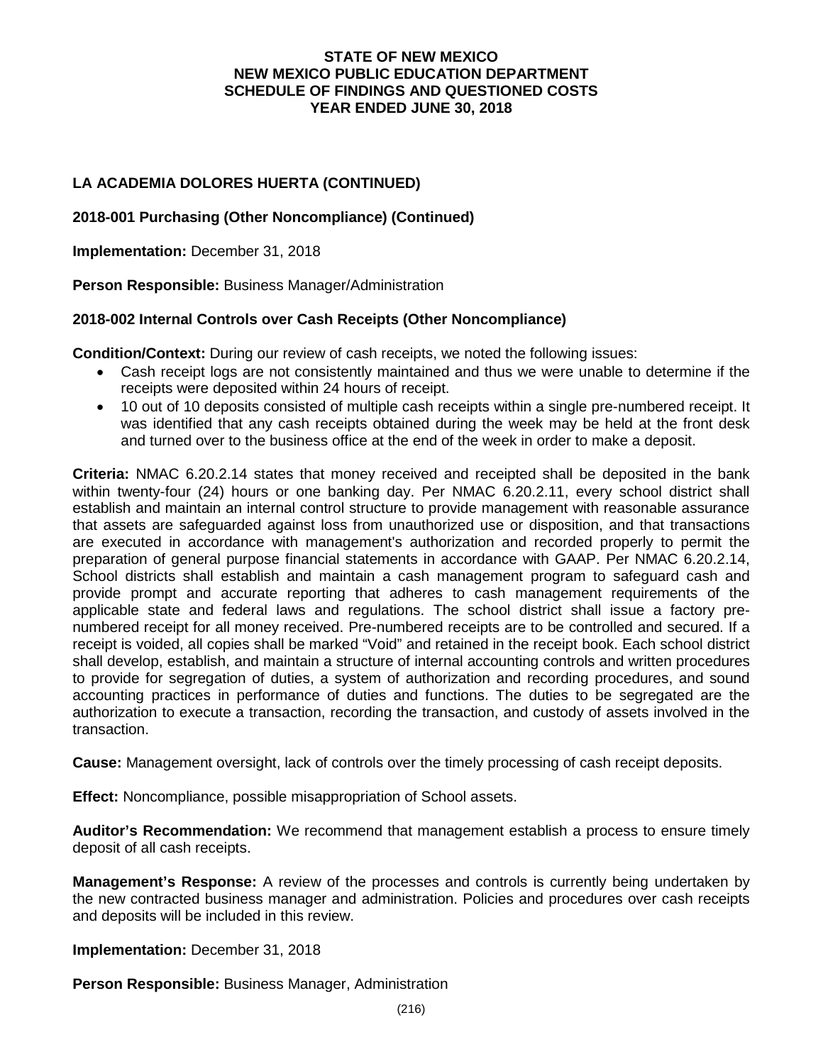**STATE OF NEW MEXICO**
**NEW MEXICO PUBLIC EDUCATION DEPARTMENT**
**SCHEDULE OF FINDINGS AND QUESTIONED COSTS**
**YEAR ENDED JUNE 30, 2018**

## LA ACADEMIA DOLORES HUERTA (CONTINUED)

### 2018-001 Purchasing (Other Noncompliance) (Continued)

**Implementation:** December 31, 2018

**Person Responsible:** Business Manager/Administration

### 2018-002 Internal Controls over Cash Receipts (Other Noncompliance)

**Condition/Context:** During our review of cash receipts, we noted the following issues:

- Cash receipt logs are not consistently maintained and thus we were unable to determine if the receipts were deposited within 24 hours of receipt.
- 10 out of 10 deposits consisted of multiple cash receipts within a single pre-numbered receipt. It was identified that any cash receipts obtained during the week may be held at the front desk and turned over to the business office at the end of the week in order to make a deposit.

**Criteria:** NMAC 6.20.2.14 states that money received and receipted shall be deposited in the bank within twenty-four (24) hours or one banking day. Per NMAC 6.20.2.11, every school district shall establish and maintain an internal control structure to provide management with reasonable assurance that assets are safeguarded against loss from unauthorized use or disposition, and that transactions are executed in accordance with management's authorization and recorded properly to permit the preparation of general purpose financial statements in accordance with GAAP. Per NMAC 6.20.2.14, School districts shall establish and maintain a cash management program to safeguard cash and provide prompt and accurate reporting that adheres to cash management requirements of the applicable state and federal laws and regulations. The school district shall issue a factory pre-numbered receipt for all money received. Pre-numbered receipts are to be controlled and secured. If a receipt is voided, all copies shall be marked "Void" and retained in the receipt book. Each school district shall develop, establish, and maintain a structure of internal accounting controls and written procedures to provide for segregation of duties, a system of authorization and recording procedures, and sound accounting practices in performance of duties and functions. The duties to be segregated are the authorization to execute a transaction, recording the transaction, and custody of assets involved in the transaction.

**Cause:** Management oversight, lack of controls over the timely processing of cash receipt deposits.

**Effect:** Noncompliance, possible misappropriation of School assets.

**Auditor's Recommendation:** We recommend that management establish a process to ensure timely deposit of all cash receipts.

**Management's Response:** A review of the processes and controls is currently being undertaken by the new contracted business manager and administration. Policies and procedures over cash receipts and deposits will be included in this review.

**Implementation:** December 31, 2018

**Person Responsible:** Business Manager, Administration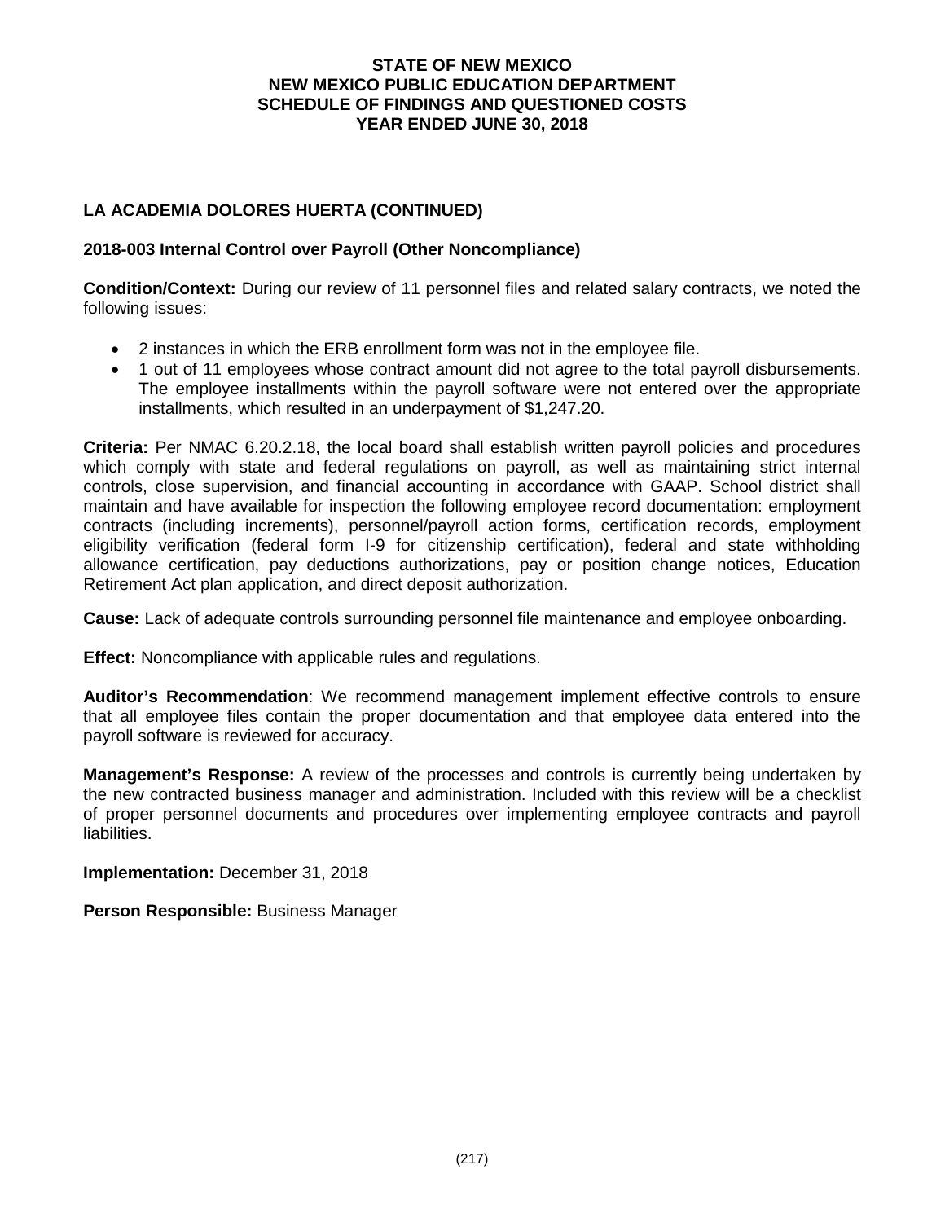# STATE OF NEW MEXICO
# NEW MEXICO PUBLIC EDUCATION DEPARTMENT
# SCHEDULE OF FINDINGS AND QUESTIONED COSTS
# YEAR ENDED JUNE 30, 2018

## LA ACADEMIA DOLORES HUERTA (CONTINUED)

### 2018-003 Internal Control over Payroll (Other Noncompliance)

**Condition/Context:** During our review of 11 personnel files and related salary contracts, we noted the following issues:

- 2 instances in which the ERB enrollment form was not in the employee file.
- 1 out of 11 employees whose contract amount did not agree to the total payroll disbursements. The employee installments within the payroll software were not entered over the appropriate installments, which resulted in an underpayment of $1,247.20.

**Criteria:** Per NMAC 6.20.2.18, the local board shall establish written payroll policies and procedures which comply with state and federal regulations on payroll, as well as maintaining strict internal controls, close supervision, and financial accounting in accordance with GAAP. School district shall maintain and have available for inspection the following employee record documentation: employment contracts (including increments), personnel/payroll action forms, certification records, employment eligibility verification (federal form I-9 for citizenship certification), federal and state withholding allowance certification, pay deductions authorizations, pay or position change notices, Education Retirement Act plan application, and direct deposit authorization.

**Cause:** Lack of adequate controls surrounding personnel file maintenance and employee onboarding.

**Effect:** Noncompliance with applicable rules and regulations.

**Auditor's Recommendation**: We recommend management implement effective controls to ensure that all employee files contain the proper documentation and that employee data entered into the payroll software is reviewed for accuracy.

**Management's Response:** A review of the processes and controls is currently being undertaken by the new contracted business manager and administration. Included with this review will be a checklist of proper personnel documents and procedures over implementing employee contracts and payroll liabilities.

**Implementation:** December 31, 2018

**Person Responsible:** Business Manager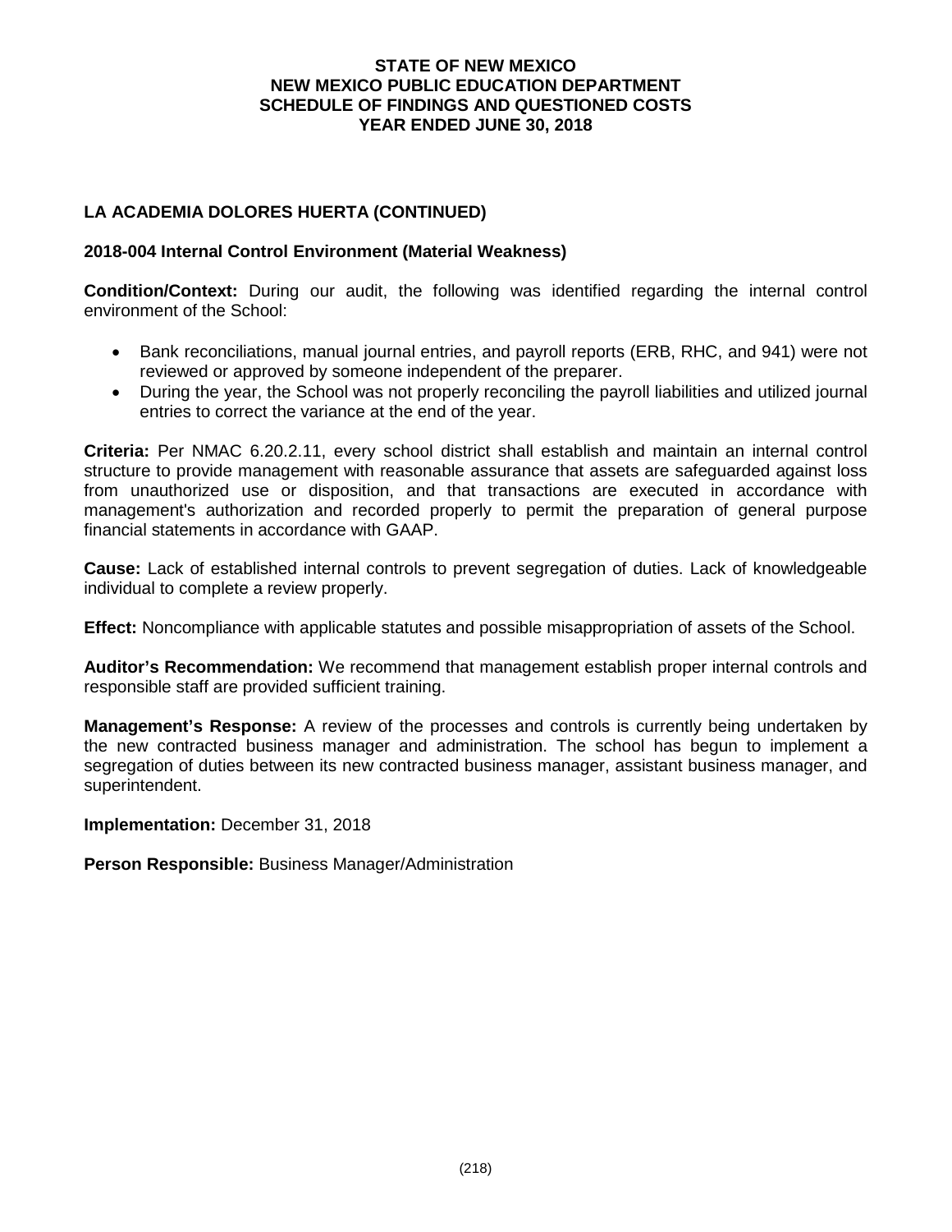# STATE OF NEW MEXICO
# NEW MEXICO PUBLIC EDUCATION DEPARTMENT
# SCHEDULE OF FINDINGS AND QUESTIONED COSTS
# YEAR ENDED JUNE 30, 2018

## LA ACADEMIA DOLORES HUERTA (CONTINUED)

### 2018-004 Internal Control Environment (Material Weakness)

**Condition/Context:** During our audit, the following was identified regarding the internal control environment of the School:

- Bank reconciliations, manual journal entries, and payroll reports (ERB, RHC, and 941) were not reviewed or approved by someone independent of the preparer.
- During the year, the School was not properly reconciling the payroll liabilities and utilized journal entries to correct the variance at the end of the year.

**Criteria:** Per NMAC 6.20.2.11, every school district shall establish and maintain an internal control structure to provide management with reasonable assurance that assets are safeguarded against loss from unauthorized use or disposition, and that transactions are executed in accordance with management's authorization and recorded properly to permit the preparation of general purpose financial statements in accordance with GAAP.

**Cause:** Lack of established internal controls to prevent segregation of duties. Lack of knowledgeable individual to complete a review properly.

**Effect:** Noncompliance with applicable statutes and possible misappropriation of assets of the School.

**Auditor's Recommendation:** We recommend that management establish proper internal controls and responsible staff are provided sufficient training.

**Management's Response:** A review of the processes and controls is currently being undertaken by the new contracted business manager and administration. The school has begun to implement a segregation of duties between its new contracted business manager, assistant business manager, and superintendent.

**Implementation:** December 31, 2018

**Person Responsible:** Business Manager/Administration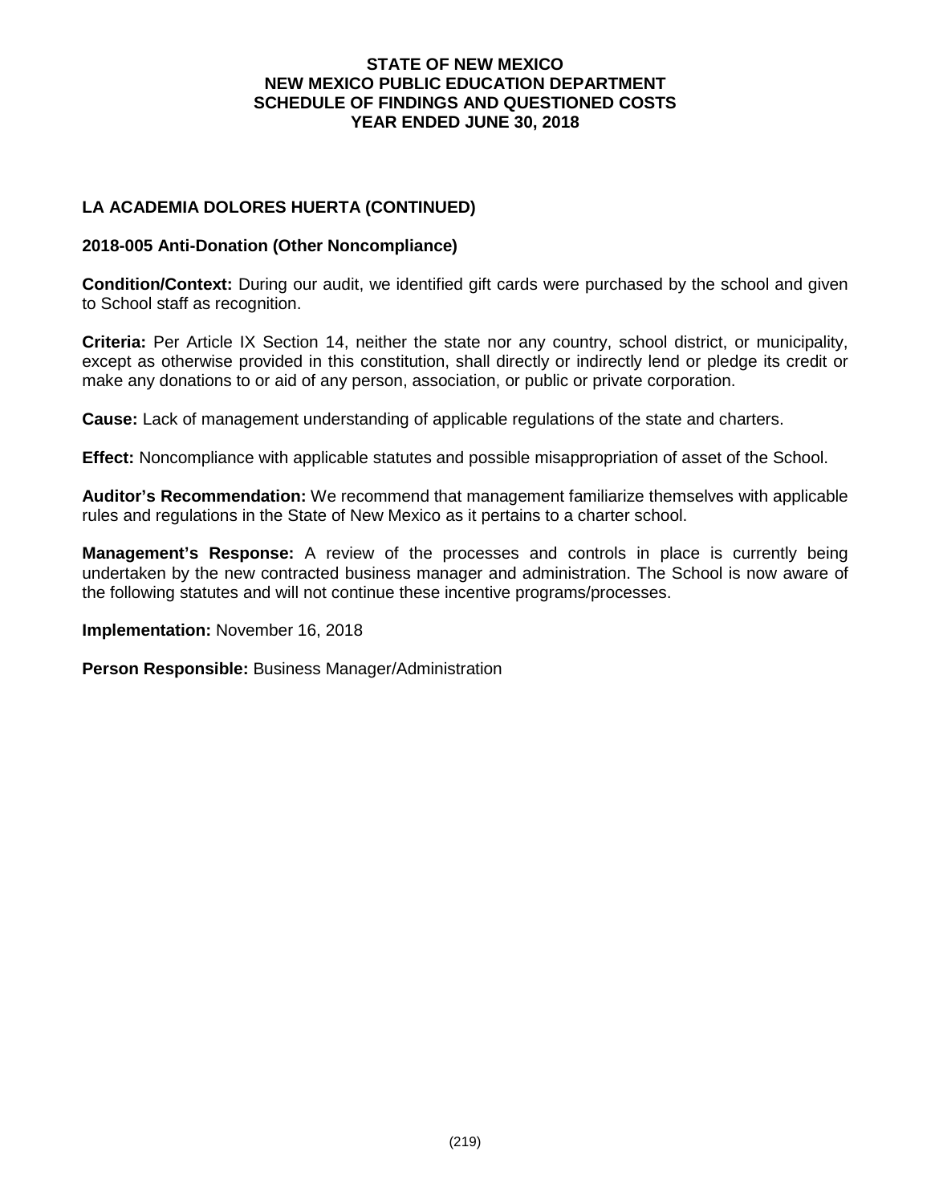**STATE OF NEW MEXICO**
**NEW MEXICO PUBLIC EDUCATION DEPARTMENT**
**SCHEDULE OF FINDINGS AND QUESTIONED COSTS**
**YEAR ENDED JUNE 30, 2018**

## LA ACADEMIA DOLORES HUERTA (CONTINUED)

### 2018-005 Anti-Donation (Other Noncompliance)

**Condition/Context:** During our audit, we identified gift cards were purchased by the school and given to School staff as recognition.

**Criteria:** Per Article IX Section 14, neither the state nor any country, school district, or municipality, except as otherwise provided in this constitution, shall directly or indirectly lend or pledge its credit or make any donations to or aid of any person, association, or public or private corporation.

**Cause:** Lack of management understanding of applicable regulations of the state and charters.

**Effect:** Noncompliance with applicable statutes and possible misappropriation of asset of the School.

**Auditor's Recommendation:** We recommend that management familiarize themselves with applicable rules and regulations in the State of New Mexico as it pertains to a charter school.

**Management's Response:** A review of the processes and controls in place is currently being undertaken by the new contracted business manager and administration. The School is now aware of the following statutes and will not continue these incentive programs/processes.

**Implementation:** November 16, 2018

**Person Responsible:** Business Manager/Administration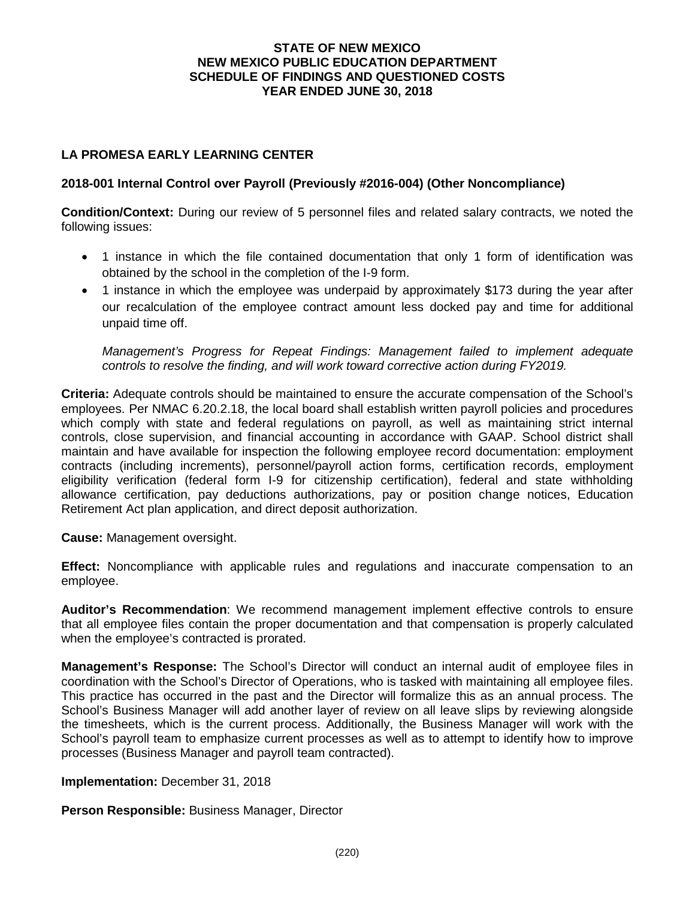**STATE OF NEW MEXICO**
**NEW MEXICO PUBLIC EDUCATION DEPARTMENT**
**SCHEDULE OF FINDINGS AND QUESTIONED COSTS**
**YEAR ENDED JUNE 30, 2018**

## LA PROMESA EARLY LEARNING CENTER

### 2018-001 Internal Control over Payroll (Previously #2016-004) (Other Noncompliance)

**Condition/Context:** During our review of 5 personnel files and related salary contracts, we noted the following issues:

- 1 instance in which the file contained documentation that only 1 form of identification was obtained by the school in the completion of the I-9 form.
- 1 instance in which the employee was underpaid by approximately $173 during the year after our recalculation of the employee contract amount less docked pay and time for additional unpaid time off.

  *Management's Progress for Repeat Findings: Management failed to implement adequate controls to resolve the finding, and will work toward corrective action during FY2019.*

**Criteria:** Adequate controls should be maintained to ensure the accurate compensation of the School's employees. Per NMAC 6.20.2.18, the local board shall establish written payroll policies and procedures which comply with state and federal regulations on payroll, as well as maintaining strict internal controls, close supervision, and financial accounting in accordance with GAAP. School district shall maintain and have available for inspection the following employee record documentation: employment contracts (including increments), personnel/payroll action forms, certification records, employment eligibility verification (federal form I-9 for citizenship certification), federal and state withholding allowance certification, pay deductions authorizations, pay or position change notices, Education Retirement Act plan application, and direct deposit authorization.

**Cause:** Management oversight.

**Effect:** Noncompliance with applicable rules and regulations and inaccurate compensation to an employee.

**Auditor's Recommendation**: We recommend management implement effective controls to ensure that all employee files contain the proper documentation and that compensation is properly calculated when the employee's contracted is prorated.

**Management's Response:** The School's Director will conduct an internal audit of employee files in coordination with the School's Director of Operations, who is tasked with maintaining all employee files. This practice has occurred in the past and the Director will formalize this as an annual process. The School's Business Manager will add another layer of review on all leave slips by reviewing alongside the timesheets, which is the current process. Additionally, the Business Manager will work with the School's payroll team to emphasize current processes as well as to attempt to identify how to improve processes (Business Manager and payroll team contracted).

**Implementation:** December 31, 2018

**Person Responsible:** Business Manager, Director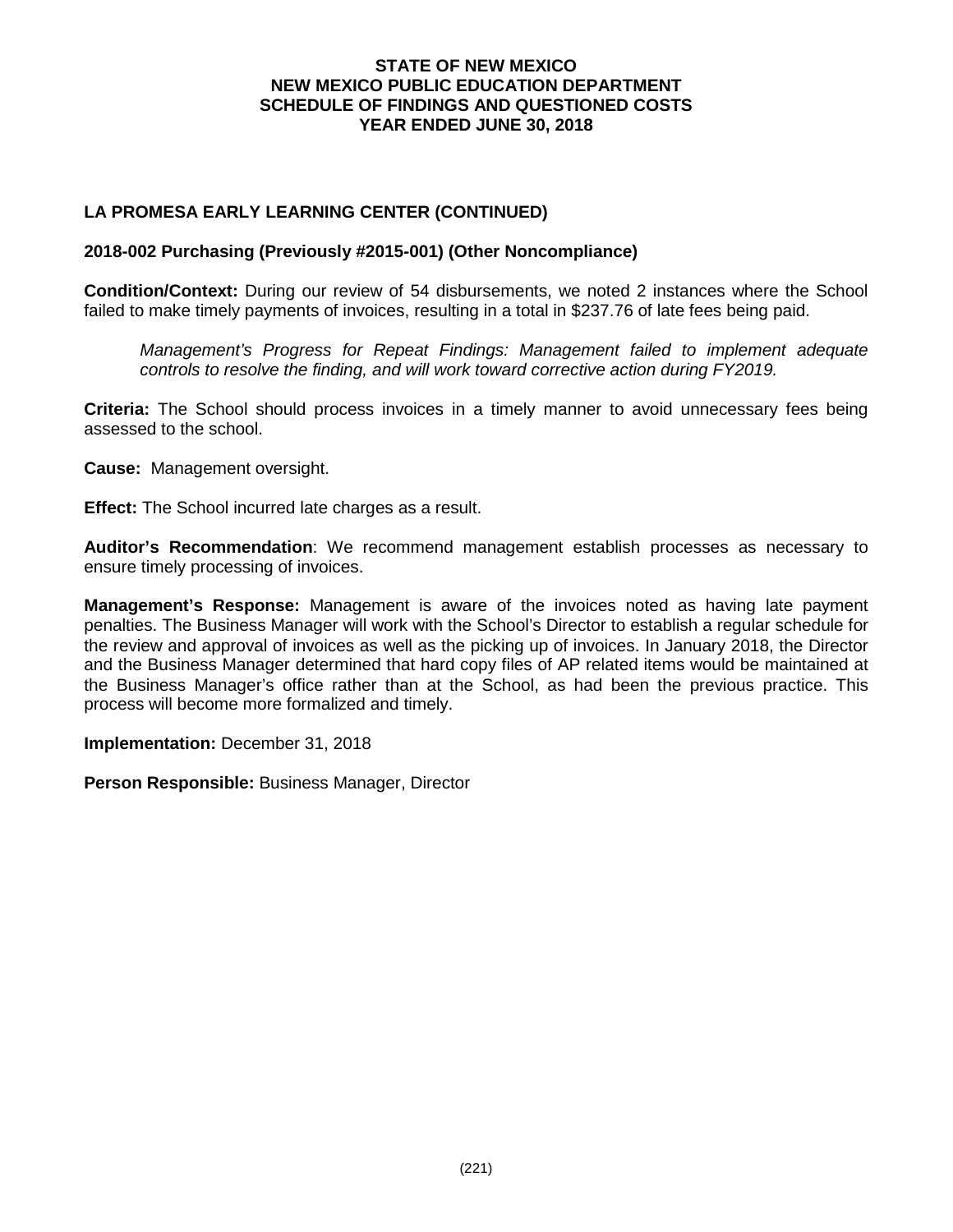**STATE OF NEW MEXICO**
**NEW MEXICO PUBLIC EDUCATION DEPARTMENT**
**SCHEDULE OF FINDINGS AND QUESTIONED COSTS**
**YEAR ENDED JUNE 30, 2018**

## LA PROMESA EARLY LEARNING CENTER (CONTINUED)

### 2018-002 Purchasing (Previously #2015-001) (Other Noncompliance)

**Condition/Context:** During our review of 54 disbursements, we noted 2 instances where the School failed to make timely payments of invoices, resulting in a total in $237.76 of late fees being paid.

> *Management's Progress for Repeat Findings: Management failed to implement adequate controls to resolve the finding, and will work toward corrective action during FY2019.*

**Criteria:** The School should process invoices in a timely manner to avoid unnecessary fees being assessed to the school.

**Cause:** Management oversight.

**Effect:** The School incurred late charges as a result.

**Auditor's Recommendation**: We recommend management establish processes as necessary to ensure timely processing of invoices.

**Management's Response:** Management is aware of the invoices noted as having late payment penalties. The Business Manager will work with the School's Director to establish a regular schedule for the review and approval of invoices as well as the picking up of invoices. In January 2018, the Director and the Business Manager determined that hard copy files of AP related items would be maintained at the Business Manager's office rather than at the School, as had been the previous practice. This process will become more formalized and timely.

**Implementation:** December 31, 2018

**Person Responsible:** Business Manager, Director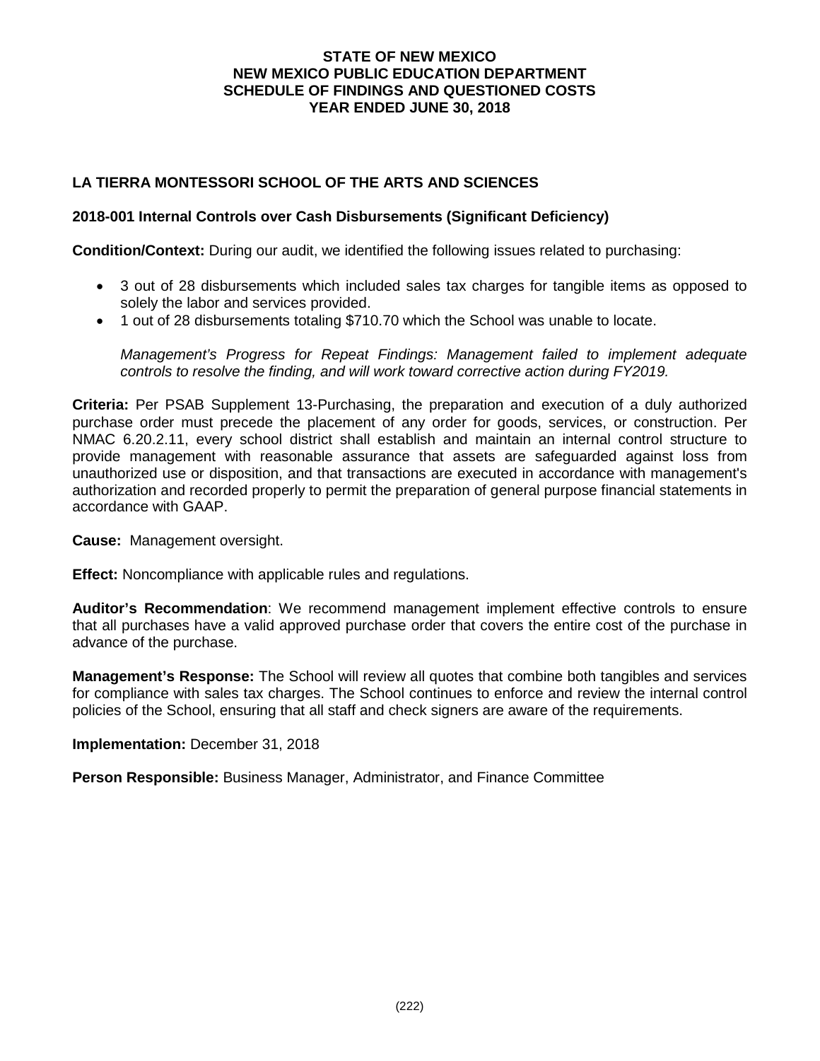**STATE OF NEW MEXICO**
**NEW MEXICO PUBLIC EDUCATION DEPARTMENT**
**SCHEDULE OF FINDINGS AND QUESTIONED COSTS**
**YEAR ENDED JUNE 30, 2018**

### LA TIERRA MONTESSORI SCHOOL OF THE ARTS AND SCIENCES

#### 2018-001 Internal Controls over Cash Disbursements (Significant Deficiency)

**Condition/Context:** During our audit, we identified the following issues related to purchasing:

- 3 out of 28 disbursements which included sales tax charges for tangible items as opposed to solely the labor and services provided.
- 1 out of 28 disbursements totaling $710.70 which the School was unable to locate.

  *Management's Progress for Repeat Findings: Management failed to implement adequate controls to resolve the finding, and will work toward corrective action during FY2019.*

**Criteria:** Per PSAB Supplement 13-Purchasing, the preparation and execution of a duly authorized purchase order must precede the placement of any order for goods, services, or construction. Per NMAC 6.20.2.11, every school district shall establish and maintain an internal control structure to provide management with reasonable assurance that assets are safeguarded against loss from unauthorized use or disposition, and that transactions are executed in accordance with management's authorization and recorded properly to permit the preparation of general purpose financial statements in accordance with GAAP.

**Cause:** Management oversight.

**Effect:** Noncompliance with applicable rules and regulations.

**Auditor's Recommendation**: We recommend management implement effective controls to ensure that all purchases have a valid approved purchase order that covers the entire cost of the purchase in advance of the purchase.

**Management's Response:** The School will review all quotes that combine both tangibles and services for compliance with sales tax charges. The School continues to enforce and review the internal control policies of the School, ensuring that all staff and check signers are aware of the requirements.

**Implementation:** December 31, 2018

**Person Responsible:** Business Manager, Administrator, and Finance Committee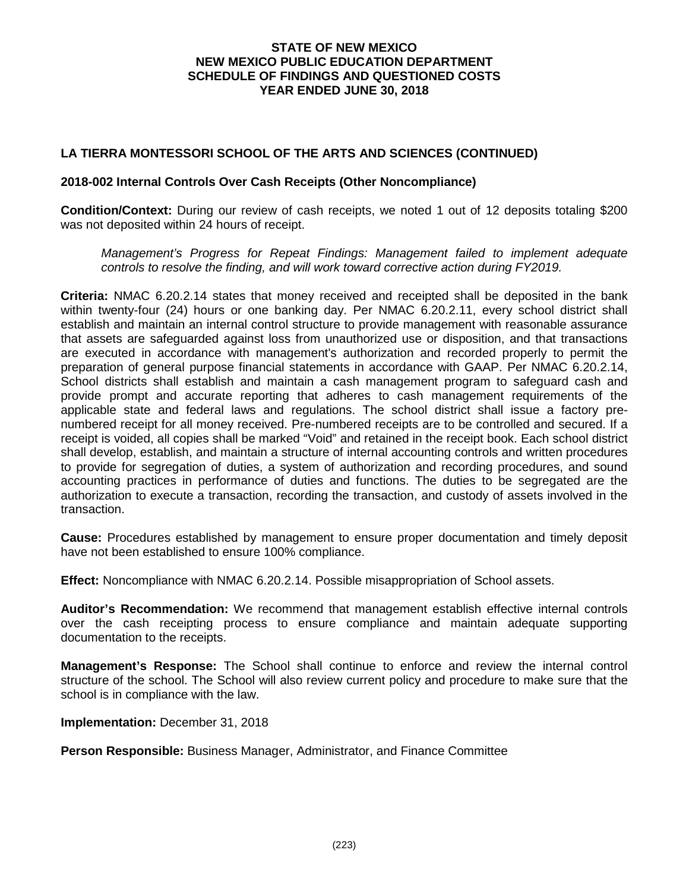# STATE OF NEW MEXICO
# NEW MEXICO PUBLIC EDUCATION DEPARTMENT
# SCHEDULE OF FINDINGS AND QUESTIONED COSTS
# YEAR ENDED JUNE 30, 2018

## LA TIERRA MONTESSORI SCHOOL OF THE ARTS AND SCIENCES (CONTINUED)

### 2018-002 Internal Controls Over Cash Receipts (Other Noncompliance)

**Condition/Context:** During our review of cash receipts, we noted 1 out of 12 deposits totaling $200 was not deposited within 24 hours of receipt.

> *Management's Progress for Repeat Findings: Management failed to implement adequate controls to resolve the finding, and will work toward corrective action during FY2019.*

**Criteria:** NMAC 6.20.2.14 states that money received and receipted shall be deposited in the bank within twenty-four (24) hours or one banking day. Per NMAC 6.20.2.11, every school district shall establish and maintain an internal control structure to provide management with reasonable assurance that assets are safeguarded against loss from unauthorized use or disposition, and that transactions are executed in accordance with management's authorization and recorded properly to permit the preparation of general purpose financial statements in accordance with GAAP. Per NMAC 6.20.2.14, School districts shall establish and maintain a cash management program to safeguard cash and provide prompt and accurate reporting that adheres to cash management requirements of the applicable state and federal laws and regulations. The school district shall issue a factory pre-numbered receipt for all money received. Pre-numbered receipts are to be controlled and secured. If a receipt is voided, all copies shall be marked "Void" and retained in the receipt book. Each school district shall develop, establish, and maintain a structure of internal accounting controls and written procedures to provide for segregation of duties, a system of authorization and recording procedures, and sound accounting practices in performance of duties and functions. The duties to be segregated are the authorization to execute a transaction, recording the transaction, and custody of assets involved in the transaction.

**Cause:** Procedures established by management to ensure proper documentation and timely deposit have not been established to ensure 100% compliance.

**Effect:** Noncompliance with NMAC 6.20.2.14. Possible misappropriation of School assets.

**Auditor's Recommendation:** We recommend that management establish effective internal controls over the cash receipting process to ensure compliance and maintain adequate supporting documentation to the receipts.

**Management's Response:** The School shall continue to enforce and review the internal control structure of the school. The School will also review current policy and procedure to make sure that the school is in compliance with the law.

**Implementation:** December 31, 2018

**Person Responsible:** Business Manager, Administrator, and Finance Committee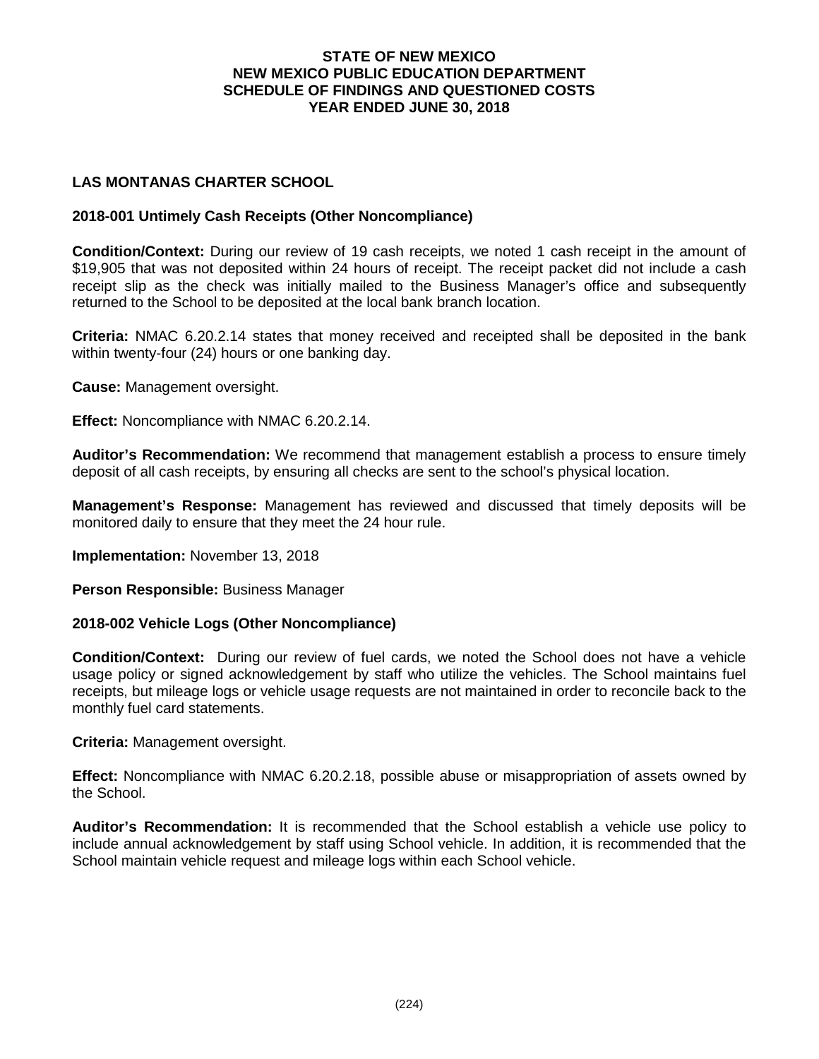# STATE OF NEW MEXICO
# NEW MEXICO PUBLIC EDUCATION DEPARTMENT
# SCHEDULE OF FINDINGS AND QUESTIONED COSTS
# YEAR ENDED JUNE 30, 2018

## LAS MONTANAS CHARTER SCHOOL

### 2018-001 Untimely Cash Receipts (Other Noncompliance)

**Condition/Context:** During our review of 19 cash receipts, we noted 1 cash receipt in the amount of $19,905 that was not deposited within 24 hours of receipt. The receipt packet did not include a cash receipt slip as the check was initially mailed to the Business Manager's office and subsequently returned to the School to be deposited at the local bank branch location.

**Criteria:** NMAC 6.20.2.14 states that money received and receipted shall be deposited in the bank within twenty-four (24) hours or one banking day.

**Cause:** Management oversight.

**Effect:** Noncompliance with NMAC 6.20.2.14.

**Auditor's Recommendation:** We recommend that management establish a process to ensure timely deposit of all cash receipts, by ensuring all checks are sent to the school's physical location.

**Management's Response:** Management has reviewed and discussed that timely deposits will be monitored daily to ensure that they meet the 24 hour rule.

**Implementation:** November 13, 2018

**Person Responsible:** Business Manager

### 2018-002 Vehicle Logs (Other Noncompliance)

**Condition/Context:** During our review of fuel cards, we noted the School does not have a vehicle usage policy or signed acknowledgement by staff who utilize the vehicles. The School maintains fuel receipts, but mileage logs or vehicle usage requests are not maintained in order to reconcile back to the monthly fuel card statements.

**Criteria:** Management oversight.

**Effect:** Noncompliance with NMAC 6.20.2.18, possible abuse or misappropriation of assets owned by the School.

**Auditor's Recommendation:** It is recommended that the School establish a vehicle use policy to include annual acknowledgement by staff using School vehicle. In addition, it is recommended that the School maintain vehicle request and mileage logs within each School vehicle.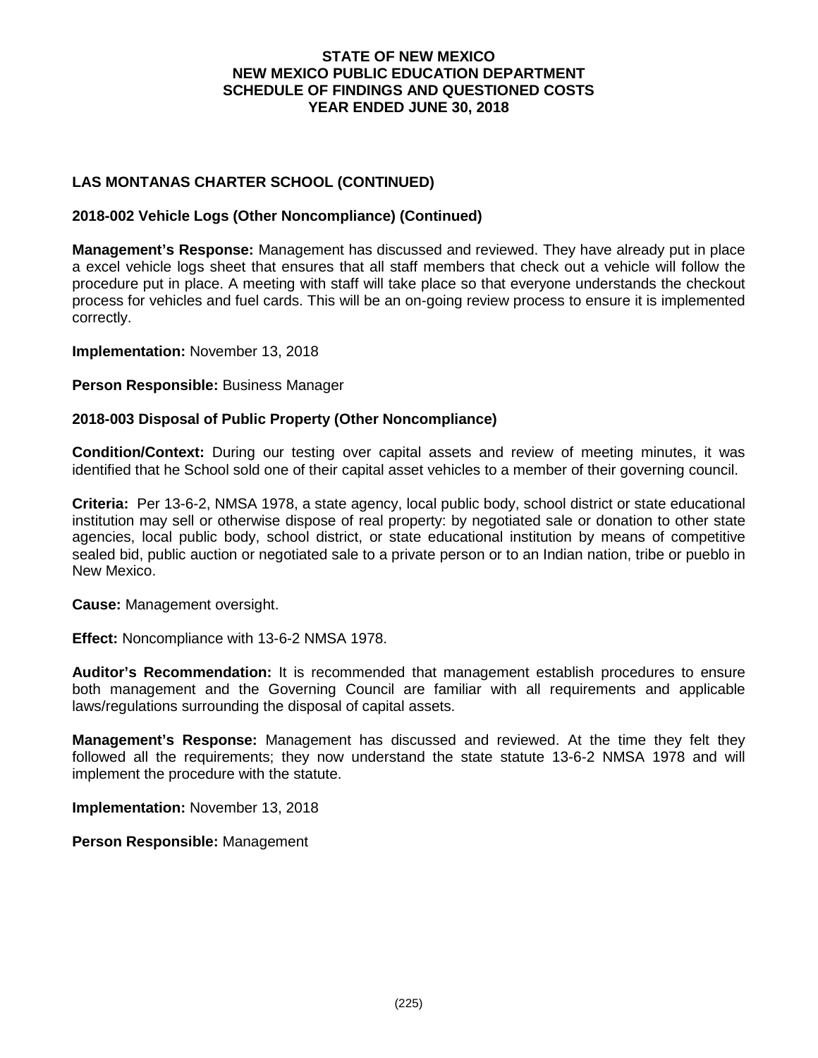# STATE OF NEW MEXICO
# NEW MEXICO PUBLIC EDUCATION DEPARTMENT
# SCHEDULE OF FINDINGS AND QUESTIONED COSTS
# YEAR ENDED JUNE 30, 2018

## LAS MONTANAS CHARTER SCHOOL (CONTINUED)

### 2018-002 Vehicle Logs (Other Noncompliance) (Continued)

**Management's Response:** Management has discussed and reviewed. They have already put in place a excel vehicle logs sheet that ensures that all staff members that check out a vehicle will follow the procedure put in place. A meeting with staff will take place so that everyone understands the checkout process for vehicles and fuel cards. This will be an on-going review process to ensure it is implemented correctly.

**Implementation:** November 13, 2018

**Person Responsible:** Business Manager

### 2018-003 Disposal of Public Property (Other Noncompliance)

**Condition/Context:** During our testing over capital assets and review of meeting minutes, it was identified that he School sold one of their capital asset vehicles to a member of their governing council.

**Criteria:** Per 13-6-2, NMSA 1978, a state agency, local public body, school district or state educational institution may sell or otherwise dispose of real property: by negotiated sale or donation to other state agencies, local public body, school district, or state educational institution by means of competitive sealed bid, public auction or negotiated sale to a private person or to an Indian nation, tribe or pueblo in New Mexico.

**Cause:** Management oversight.

**Effect:** Noncompliance with 13-6-2 NMSA 1978.

**Auditor's Recommendation:** It is recommended that management establish procedures to ensure both management and the Governing Council are familiar with all requirements and applicable laws/regulations surrounding the disposal of capital assets.

**Management's Response:** Management has discussed and reviewed. At the time they felt they followed all the requirements; they now understand the state statute 13-6-2 NMSA 1978 and will implement the procedure with the statute.

**Implementation:** November 13, 2018

**Person Responsible:** Management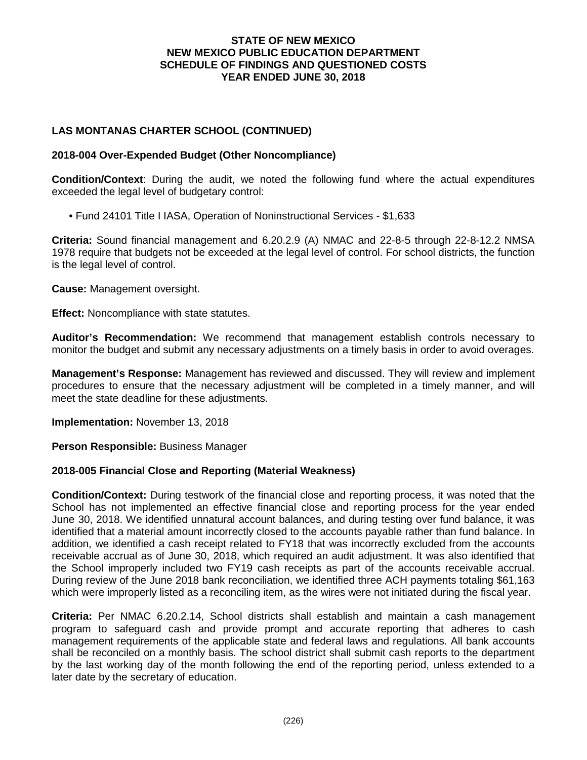# STATE OF NEW MEXICO
# NEW MEXICO PUBLIC EDUCATION DEPARTMENT
# SCHEDULE OF FINDINGS AND QUESTIONED COSTS
# YEAR ENDED JUNE 30, 2018

## LAS MONTANAS CHARTER SCHOOL (CONTINUED)

### 2018-004 Over-Expended Budget (Other Noncompliance)

**Condition/Context**: During the audit, we noted the following fund where the actual expenditures exceeded the legal level of budgetary control:

- Fund 24101 Title I IASA, Operation of Noninstructional Services - $1,633

**Criteria:** Sound financial management and 6.20.2.9 (A) NMAC and 22-8-5 through 22-8-12.2 NMSA 1978 require that budgets not be exceeded at the legal level of control. For school districts, the function is the legal level of control.

**Cause:** Management oversight.

**Effect:** Noncompliance with state statutes.

**Auditor's Recommendation:** We recommend that management establish controls necessary to monitor the budget and submit any necessary adjustments on a timely basis in order to avoid overages.

**Management's Response:** Management has reviewed and discussed. They will review and implement procedures to ensure that the necessary adjustment will be completed in a timely manner, and will meet the state deadline for these adjustments.

**Implementation:** November 13, 2018

**Person Responsible:** Business Manager

### 2018-005 Financial Close and Reporting (Material Weakness)

**Condition/Context:** During testwork of the financial close and reporting process, it was noted that the School has not implemented an effective financial close and reporting process for the year ended June 30, 2018. We identified unnatural account balances, and during testing over fund balance, it was identified that a material amount incorrectly closed to the accounts payable rather than fund balance. In addition, we identified a cash receipt related to FY18 that was incorrectly excluded from the accounts receivable accrual as of June 30, 2018, which required an audit adjustment. It was also identified that the School improperly included two FY19 cash receipts as part of the accounts receivable accrual. During review of the June 2018 bank reconciliation, we identified three ACH payments totaling $61,163 which were improperly listed as a reconciling item, as the wires were not initiated during the fiscal year.

**Criteria:** Per NMAC 6.20.2.14, School districts shall establish and maintain a cash management program to safeguard cash and provide prompt and accurate reporting that adheres to cash management requirements of the applicable state and federal laws and regulations. All bank accounts shall be reconciled on a monthly basis. The school district shall submit cash reports to the department by the last working day of the month following the end of the reporting period, unless extended to a later date by the secretary of education.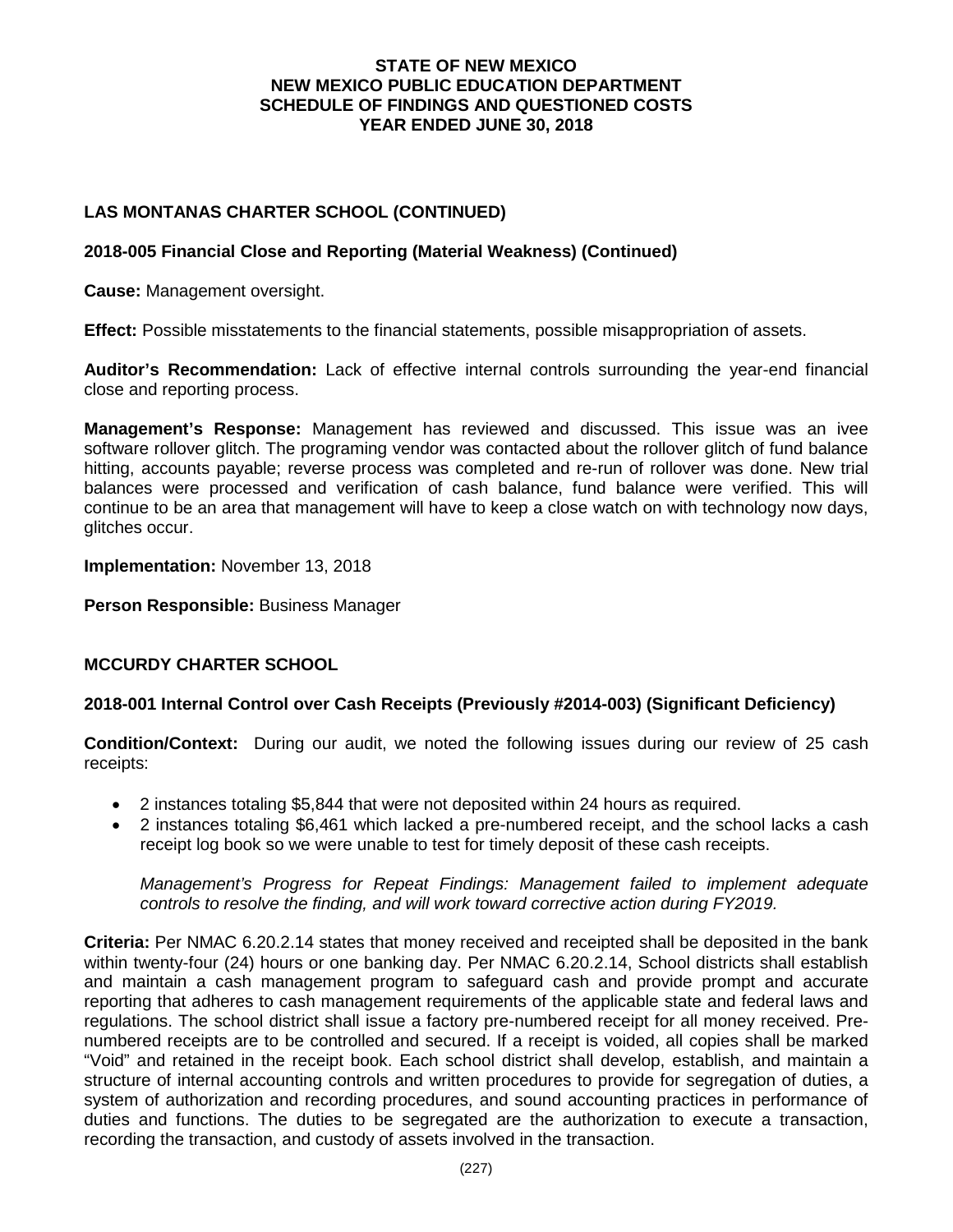# STATE OF NEW MEXICO
# NEW MEXICO PUBLIC EDUCATION DEPARTMENT
# SCHEDULE OF FINDINGS AND QUESTIONED COSTS
# YEAR ENDED JUNE 30, 2018

## LAS MONTANAS CHARTER SCHOOL (CONTINUED)

### 2018-005 Financial Close and Reporting (Material Weakness) (Continued)

**Cause:** Management oversight.

**Effect:** Possible misstatements to the financial statements, possible misappropriation of assets.

**Auditor's Recommendation:** Lack of effective internal controls surrounding the year-end financial close and reporting process.

**Management's Response:** Management has reviewed and discussed. This issue was an ivee software rollover glitch. The programing vendor was contacted about the rollover glitch of fund balance hitting, accounts payable; reverse process was completed and re-run of rollover was done. New trial balances were processed and verification of cash balance, fund balance were verified. This will continue to be an area that management will have to keep a close watch on with technology now days, glitches occur.

**Implementation:** November 13, 2018

**Person Responsible:** Business Manager

## MCCURDY CHARTER SCHOOL

### 2018-001 Internal Control over Cash Receipts (Previously #2014-003) (Significant Deficiency)

**Condition/Context:** During our audit, we noted the following issues during our review of 25 cash receipts:

- 2 instances totaling $5,844 that were not deposited within 24 hours as required.
- 2 instances totaling $6,461 which lacked a pre-numbered receipt, and the school lacks a cash receipt log book so we were unable to test for timely deposit of these cash receipts.

*Management's Progress for Repeat Findings: Management failed to implement adequate controls to resolve the finding, and will work toward corrective action during FY2019.*

**Criteria:** Per NMAC 6.20.2.14 states that money received and receipted shall be deposited in the bank within twenty-four (24) hours or one banking day. Per NMAC 6.20.2.14, School districts shall establish and maintain a cash management program to safeguard cash and provide prompt and accurate reporting that adheres to cash management requirements of the applicable state and federal laws and regulations. The school district shall issue a factory pre-numbered receipt for all money received. Pre-numbered receipts are to be controlled and secured. If a receipt is voided, all copies shall be marked "Void" and retained in the receipt book. Each school district shall develop, establish, and maintain a structure of internal accounting controls and written procedures to provide for segregation of duties, a system of authorization and recording procedures, and sound accounting practices in performance of duties and functions. The duties to be segregated are the authorization to execute a transaction, recording the transaction, and custody of assets involved in the transaction.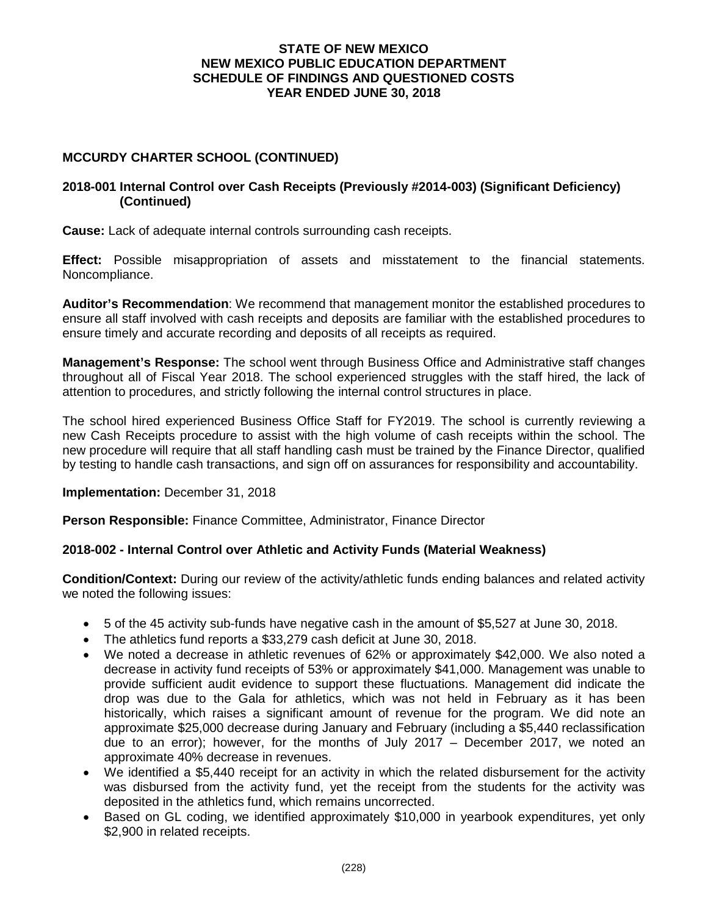## MCCURDY CHARTER SCHOOL (CONTINUED)

### 2018-001 Internal Control over Cash Receipts (Previously #2014-003) (Significant Deficiency) (Continued)

**Cause:** Lack of adequate internal controls surrounding cash receipts.

**Effect:** Possible misappropriation of assets and misstatement to the financial statements. Noncompliance.

**Auditor's Recommendation**: We recommend that management monitor the established procedures to ensure all staff involved with cash receipts and deposits are familiar with the established procedures to ensure timely and accurate recording and deposits of all receipts as required.

**Management's Response:** The school went through Business Office and Administrative staff changes throughout all of Fiscal Year 2018. The school experienced struggles with the staff hired, the lack of attention to procedures, and strictly following the internal control structures in place.

The school hired experienced Business Office Staff for FY2019. The school is currently reviewing a new Cash Receipts procedure to assist with the high volume of cash receipts within the school. The new procedure will require that all staff handling cash must be trained by the Finance Director, qualified by testing to handle cash transactions, and sign off on assurances for responsibility and accountability.

**Implementation:** December 31, 2018

**Person Responsible:** Finance Committee, Administrator, Finance Director

### 2018-002 - Internal Control over Athletic and Activity Funds (Material Weakness)

**Condition/Context:** During our review of the activity/athletic funds ending balances and related activity we noted the following issues:

- 5 of the 45 activity sub-funds have negative cash in the amount of $5,527 at June 30, 2018.
- The athletics fund reports a $33,279 cash deficit at June 30, 2018.
- We noted a decrease in athletic revenues of 62% or approximately $42,000. We also noted a decrease in activity fund receipts of 53% or approximately $41,000. Management was unable to provide sufficient audit evidence to support these fluctuations. Management did indicate the drop was due to the Gala for athletics, which was not held in February as it has been historically, which raises a significant amount of revenue for the program. We did note an approximate $25,000 decrease during January and February (including a $5,440 reclassification due to an error); however, for the months of July 2017 – December 2017, we noted an approximate 40% decrease in revenues.
- We identified a $5,440 receipt for an activity in which the related disbursement for the activity was disbursed from the activity fund, yet the receipt from the students for the activity was deposited in the athletics fund, which remains uncorrected.
- Based on GL coding, we identified approximately $10,000 in yearbook expenditures, yet only $2,900 in related receipts.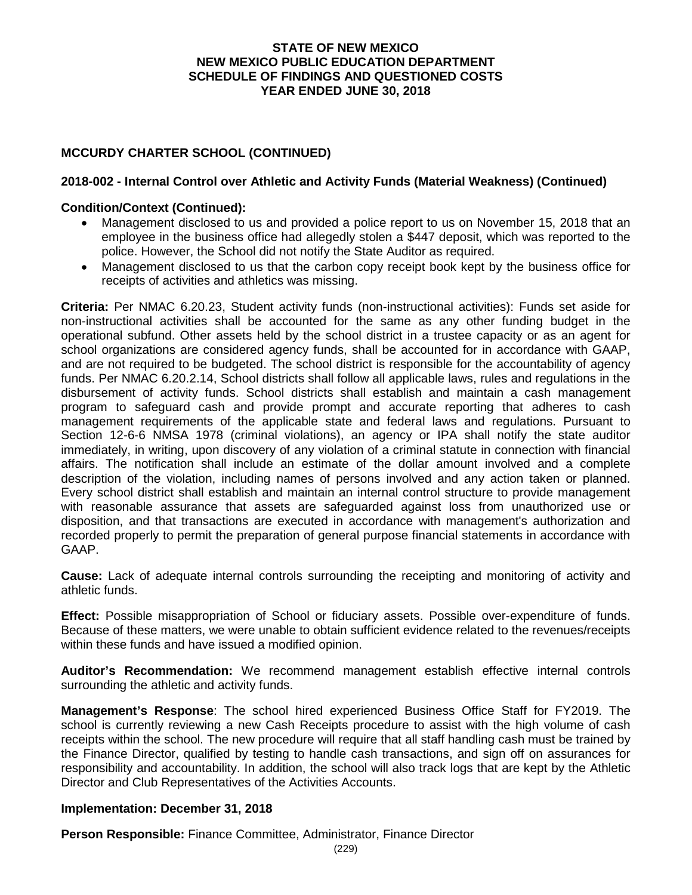**STATE OF NEW MEXICO**
**NEW MEXICO PUBLIC EDUCATION DEPARTMENT**
**SCHEDULE OF FINDINGS AND QUESTIONED COSTS**
**YEAR ENDED JUNE 30, 2018**

## MCCURDY CHARTER SCHOOL (CONTINUED)

### 2018-002 - Internal Control over Athletic and Activity Funds (Material Weakness) (Continued)

**Condition/Context (Continued):**

- Management disclosed to us and provided a police report to us on November 15, 2018 that an employee in the business office had allegedly stolen a $447 deposit, which was reported to the police. However, the School did not notify the State Auditor as required.
- Management disclosed to us that the carbon copy receipt book kept by the business office for receipts of activities and athletics was missing.

**Criteria:** Per NMAC 6.20.23, Student activity funds (non-instructional activities): Funds set aside for non-instructional activities shall be accounted for the same as any other funding budget in the operational subfund. Other assets held by the school district in a trustee capacity or as an agent for school organizations are considered agency funds, shall be accounted for in accordance with GAAP, and are not required to be budgeted. The school district is responsible for the accountability of agency funds. Per NMAC 6.20.2.14, School districts shall follow all applicable laws, rules and regulations in the disbursement of activity funds. School districts shall establish and maintain a cash management program to safeguard cash and provide prompt and accurate reporting that adheres to cash management requirements of the applicable state and federal laws and regulations. Pursuant to Section 12-6-6 NMSA 1978 (criminal violations), an agency or IPA shall notify the state auditor immediately, in writing, upon discovery of any violation of a criminal statute in connection with financial affairs. The notification shall include an estimate of the dollar amount involved and a complete description of the violation, including names of persons involved and any action taken or planned. Every school district shall establish and maintain an internal control structure to provide management with reasonable assurance that assets are safeguarded against loss from unauthorized use or disposition, and that transactions are executed in accordance with management's authorization and recorded properly to permit the preparation of general purpose financial statements in accordance with GAAP.

**Cause:** Lack of adequate internal controls surrounding the receipting and monitoring of activity and athletic funds.

**Effect:** Possible misappropriation of School or fiduciary assets. Possible over-expenditure of funds. Because of these matters, we were unable to obtain sufficient evidence related to the revenues/receipts within these funds and have issued a modified opinion.

**Auditor's Recommendation:** We recommend management establish effective internal controls surrounding the athletic and activity funds.

**Management's Response**: The school hired experienced Business Office Staff for FY2019. The school is currently reviewing a new Cash Receipts procedure to assist with the high volume of cash receipts within the school. The new procedure will require that all staff handling cash must be trained by the Finance Director, qualified by testing to handle cash transactions, and sign off on assurances for responsibility and accountability. In addition, the school will also track logs that are kept by the Athletic Director and Club Representatives of the Activities Accounts.

**Implementation: December 31, 2018**

**Person Responsible:** Finance Committee, Administrator, Finance Director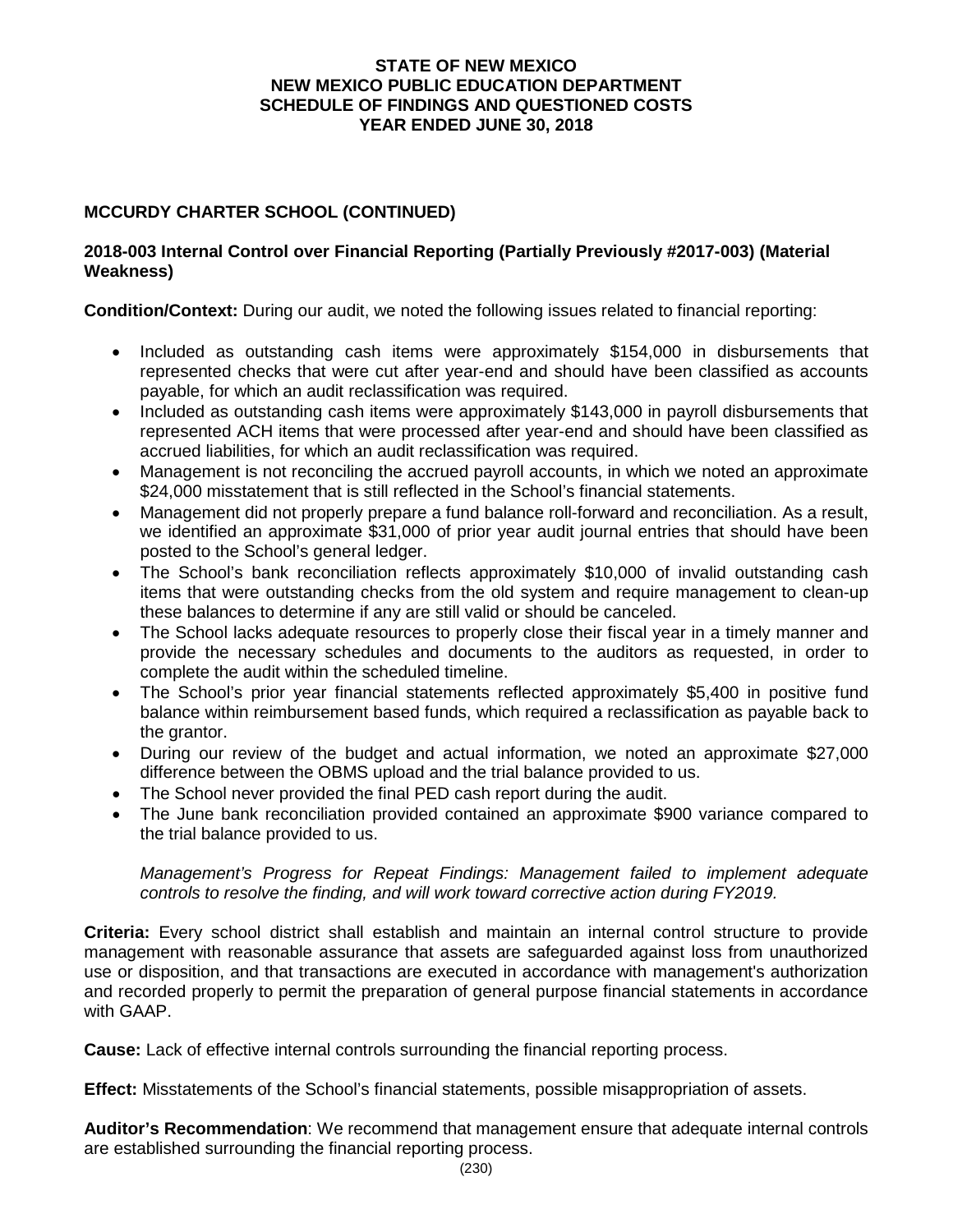# STATE OF NEW MEXICO
# NEW MEXICO PUBLIC EDUCATION DEPARTMENT
# SCHEDULE OF FINDINGS AND QUESTIONED COSTS
# YEAR ENDED JUNE 30, 2018

## MCCURDY CHARTER SCHOOL (CONTINUED)

### 2018-003 Internal Control over Financial Reporting (Partially Previously #2017-003) (Material Weakness)

**Condition/Context:** During our audit, we noted the following issues related to financial reporting:

- Included as outstanding cash items were approximately $154,000 in disbursements that represented checks that were cut after year-end and should have been classified as accounts payable, for which an audit reclassification was required.
- Included as outstanding cash items were approximately $143,000 in payroll disbursements that represented ACH items that were processed after year-end and should have been classified as accrued liabilities, for which an audit reclassification was required.
- Management is not reconciling the accrued payroll accounts, in which we noted an approximate $24,000 misstatement that is still reflected in the School's financial statements.
- Management did not properly prepare a fund balance roll-forward and reconciliation. As a result, we identified an approximate $31,000 of prior year audit journal entries that should have been posted to the School's general ledger.
- The School's bank reconciliation reflects approximately $10,000 of invalid outstanding cash items that were outstanding checks from the old system and require management to clean-up these balances to determine if any are still valid or should be canceled.
- The School lacks adequate resources to properly close their fiscal year in a timely manner and provide the necessary schedules and documents to the auditors as requested, in order to complete the audit within the scheduled timeline.
- The School's prior year financial statements reflected approximately $5,400 in positive fund balance within reimbursement based funds, which required a reclassification as payable back to the grantor.
- During our review of the budget and actual information, we noted an approximate $27,000 difference between the OBMS upload and the trial balance provided to us.
- The School never provided the final PED cash report during the audit.
- The June bank reconciliation provided contained an approximate $900 variance compared to the trial balance provided to us.

*Management's Progress for Repeat Findings: Management failed to implement adequate controls to resolve the finding, and will work toward corrective action during FY2019.*

**Criteria:** Every school district shall establish and maintain an internal control structure to provide management with reasonable assurance that assets are safeguarded against loss from unauthorized use or disposition, and that transactions are executed in accordance with management's authorization and recorded properly to permit the preparation of general purpose financial statements in accordance with GAAP.

**Cause:** Lack of effective internal controls surrounding the financial reporting process.

**Effect:** Misstatements of the School's financial statements, possible misappropriation of assets.

**Auditor's Recommendation**: We recommend that management ensure that adequate internal controls are established surrounding the financial reporting process.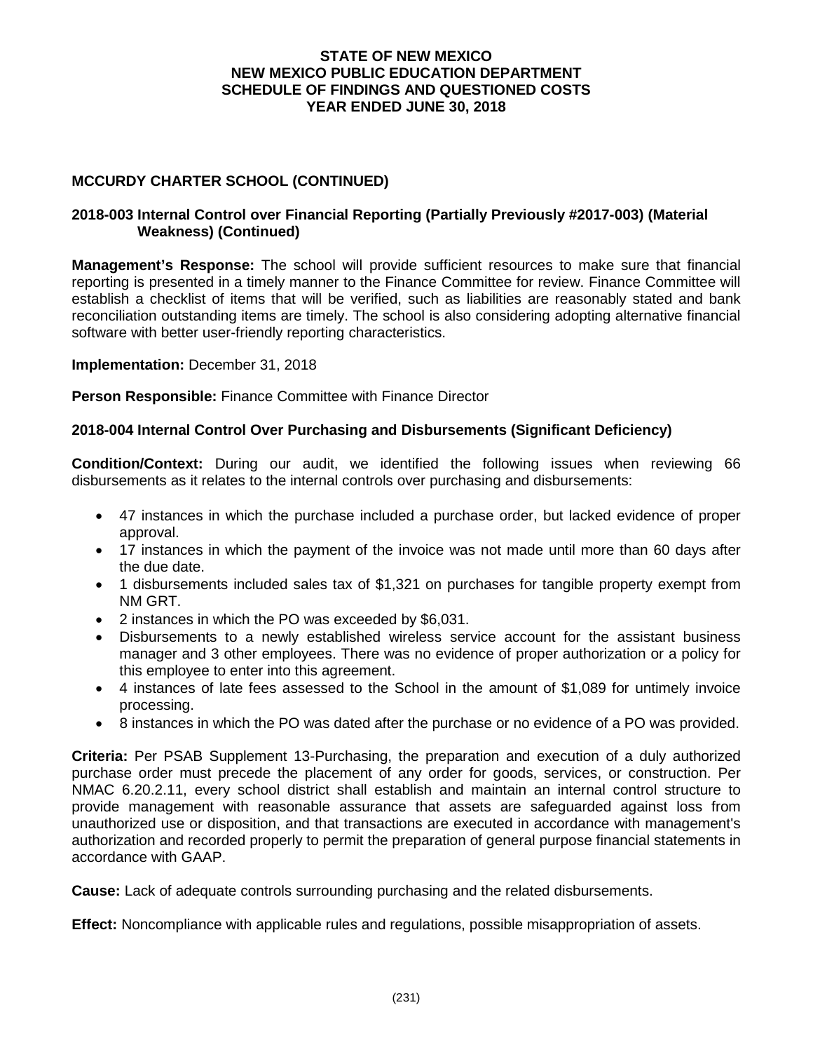**STATE OF NEW MEXICO**
**NEW MEXICO PUBLIC EDUCATION DEPARTMENT**
**SCHEDULE OF FINDINGS AND QUESTIONED COSTS**
**YEAR ENDED JUNE 30, 2018**

## MCCURDY CHARTER SCHOOL (CONTINUED)

### 2018-003 Internal Control over Financial Reporting (Partially Previously #2017-003) (Material Weakness) (Continued)

**Management's Response:** The school will provide sufficient resources to make sure that financial reporting is presented in a timely manner to the Finance Committee for review. Finance Committee will establish a checklist of items that will be verified, such as liabilities are reasonably stated and bank reconciliation outstanding items are timely. The school is also considering adopting alternative financial software with better user-friendly reporting characteristics.

**Implementation:** December 31, 2018

**Person Responsible:** Finance Committee with Finance Director

### 2018-004 Internal Control Over Purchasing and Disbursements (Significant Deficiency)

**Condition/Context:** During our audit, we identified the following issues when reviewing 66 disbursements as it relates to the internal controls over purchasing and disbursements:

- 47 instances in which the purchase included a purchase order, but lacked evidence of proper approval.
- 17 instances in which the payment of the invoice was not made until more than 60 days after the due date.
- 1 disbursements included sales tax of $1,321 on purchases for tangible property exempt from NM GRT.
- 2 instances in which the PO was exceeded by $6,031.
- Disbursements to a newly established wireless service account for the assistant business manager and 3 other employees. There was no evidence of proper authorization or a policy for this employee to enter into this agreement.
- 4 instances of late fees assessed to the School in the amount of $1,089 for untimely invoice processing.
- 8 instances in which the PO was dated after the purchase or no evidence of a PO was provided.

**Criteria:** Per PSAB Supplement 13-Purchasing, the preparation and execution of a duly authorized purchase order must precede the placement of any order for goods, services, or construction. Per NMAC 6.20.2.11, every school district shall establish and maintain an internal control structure to provide management with reasonable assurance that assets are safeguarded against loss from unauthorized use or disposition, and that transactions are executed in accordance with management's authorization and recorded properly to permit the preparation of general purpose financial statements in accordance with GAAP.

**Cause:** Lack of adequate controls surrounding purchasing and the related disbursements.

**Effect:** Noncompliance with applicable rules and regulations, possible misappropriation of assets.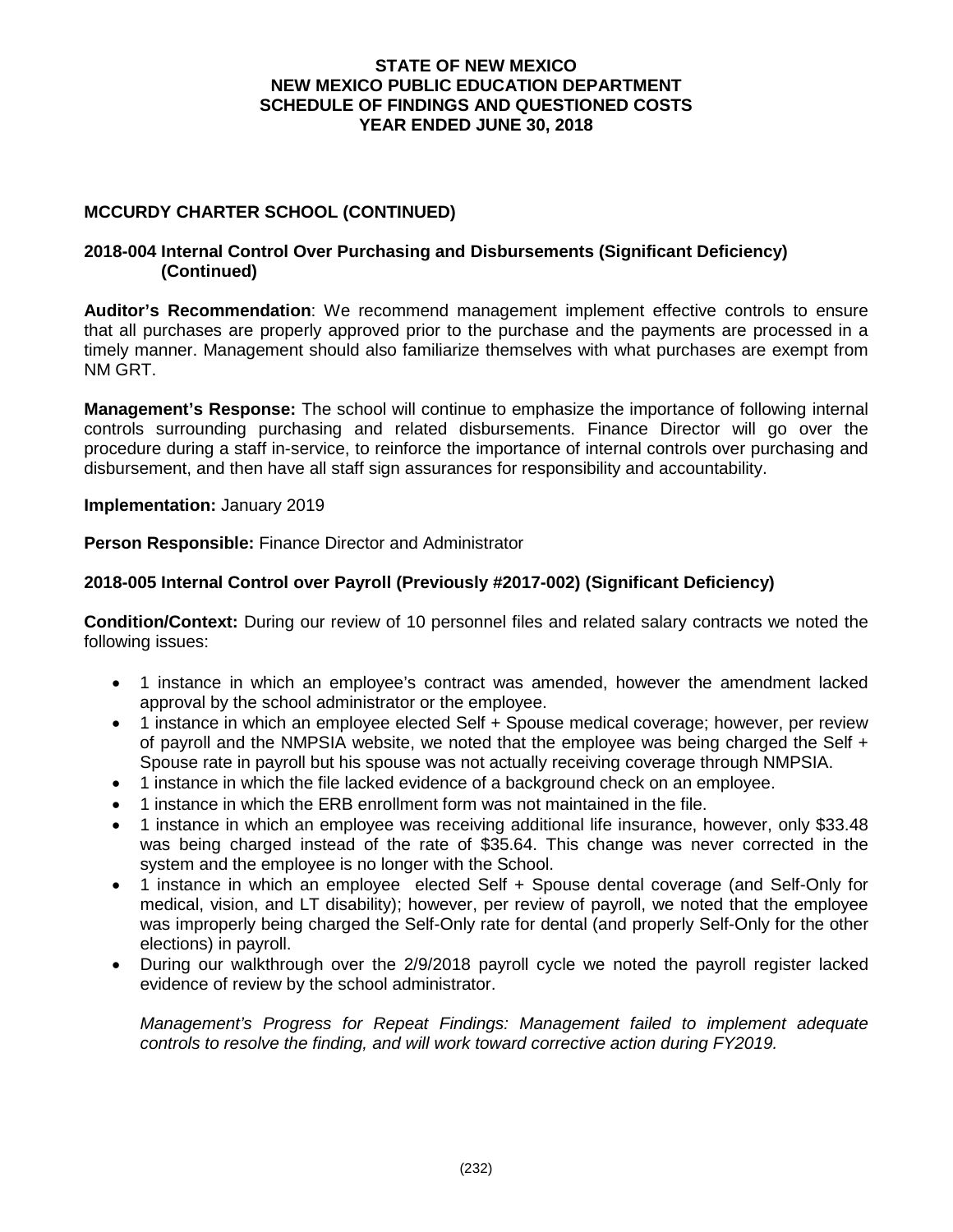## MCCURDY CHARTER SCHOOL (CONTINUED)

### 2018-004 Internal Control Over Purchasing and Disbursements (Significant Deficiency) (Continued)

**Auditor's Recommendation**: We recommend management implement effective controls to ensure that all purchases are properly approved prior to the purchase and the payments are processed in a timely manner. Management should also familiarize themselves with what purchases are exempt from NM GRT.

**Management's Response:** The school will continue to emphasize the importance of following internal controls surrounding purchasing and related disbursements. Finance Director will go over the procedure during a staff in-service, to reinforce the importance of internal controls over purchasing and disbursement, and then have all staff sign assurances for responsibility and accountability.

**Implementation:** January 2019

**Person Responsible:** Finance Director and Administrator

### 2018-005 Internal Control over Payroll (Previously #2017-002) (Significant Deficiency)

**Condition/Context:** During our review of 10 personnel files and related salary contracts we noted the following issues:

- 1 instance in which an employee's contract was amended, however the amendment lacked approval by the school administrator or the employee.
- 1 instance in which an employee elected Self + Spouse medical coverage; however, per review of payroll and the NMPSIA website, we noted that the employee was being charged the Self + Spouse rate in payroll but his spouse was not actually receiving coverage through NMPSIA.
- 1 instance in which the file lacked evidence of a background check on an employee.
- 1 instance in which the ERB enrollment form was not maintained in the file.
- 1 instance in which an employee was receiving additional life insurance, however, only $33.48 was being charged instead of the rate of $35.64. This change was never corrected in the system and the employee is no longer with the School.
- 1 instance in which an employee elected Self + Spouse dental coverage (and Self-Only for medical, vision, and LT disability); however, per review of payroll, we noted that the employee was improperly being charged the Self-Only rate for dental (and properly Self-Only for the other elections) in payroll.
- During our walkthrough over the 2/9/2018 payroll cycle we noted the payroll register lacked evidence of review by the school administrator.

*Management's Progress for Repeat Findings: Management failed to implement adequate controls to resolve the finding, and will work toward corrective action during FY2019.*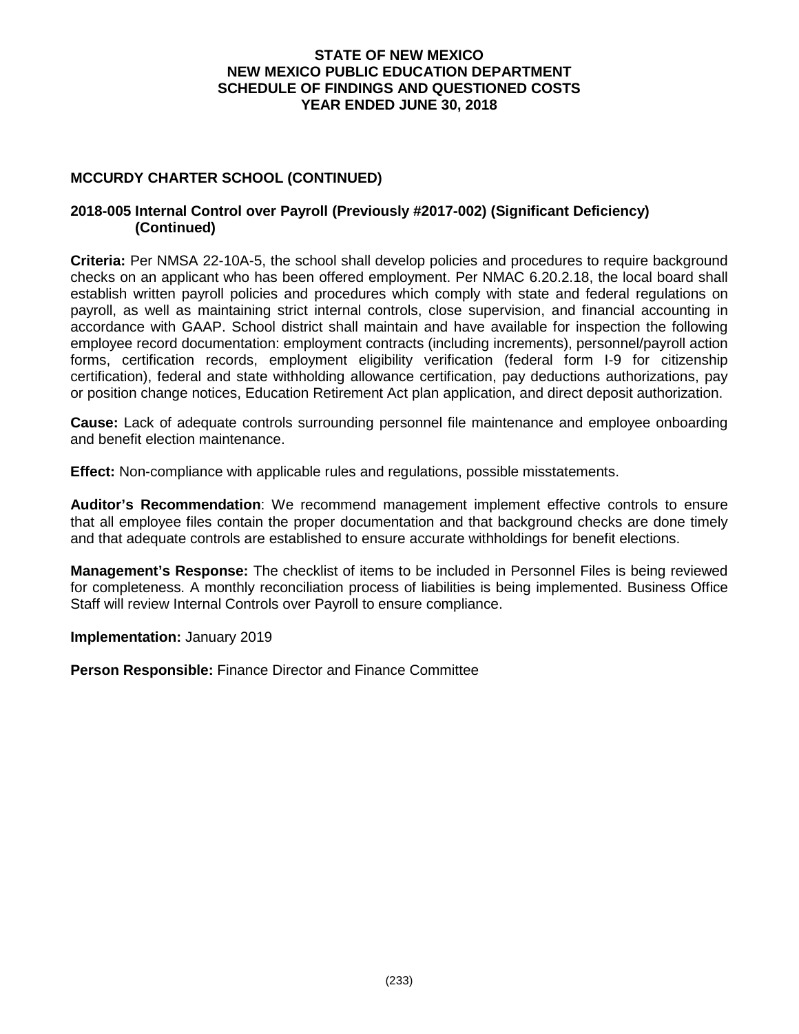**STATE OF NEW MEXICO**
**NEW MEXICO PUBLIC EDUCATION DEPARTMENT**
**SCHEDULE OF FINDINGS AND QUESTIONED COSTS**
**YEAR ENDED JUNE 30, 2018**

## MCCURDY CHARTER SCHOOL (CONTINUED)

### 2018-005 Internal Control over Payroll (Previously #2017-002) (Significant Deficiency) (Continued)

**Criteria:** Per NMSA 22-10A-5, the school shall develop policies and procedures to require background checks on an applicant who has been offered employment. Per NMAC 6.20.2.18, the local board shall establish written payroll policies and procedures which comply with state and federal regulations on payroll, as well as maintaining strict internal controls, close supervision, and financial accounting in accordance with GAAP. School district shall maintain and have available for inspection the following employee record documentation: employment contracts (including increments), personnel/payroll action forms, certification records, employment eligibility verification (federal form I-9 for citizenship certification), federal and state withholding allowance certification, pay deductions authorizations, pay or position change notices, Education Retirement Act plan application, and direct deposit authorization.

**Cause:** Lack of adequate controls surrounding personnel file maintenance and employee onboarding and benefit election maintenance.

**Effect:** Non-compliance with applicable rules and regulations, possible misstatements.

**Auditor's Recommendation**: We recommend management implement effective controls to ensure that all employee files contain the proper documentation and that background checks are done timely and that adequate controls are established to ensure accurate withholdings for benefit elections.

**Management's Response:** The checklist of items to be included in Personnel Files is being reviewed for completeness. A monthly reconciliation process of liabilities is being implemented. Business Office Staff will review Internal Controls over Payroll to ensure compliance.

**Implementation:** January 2019

**Person Responsible:** Finance Director and Finance Committee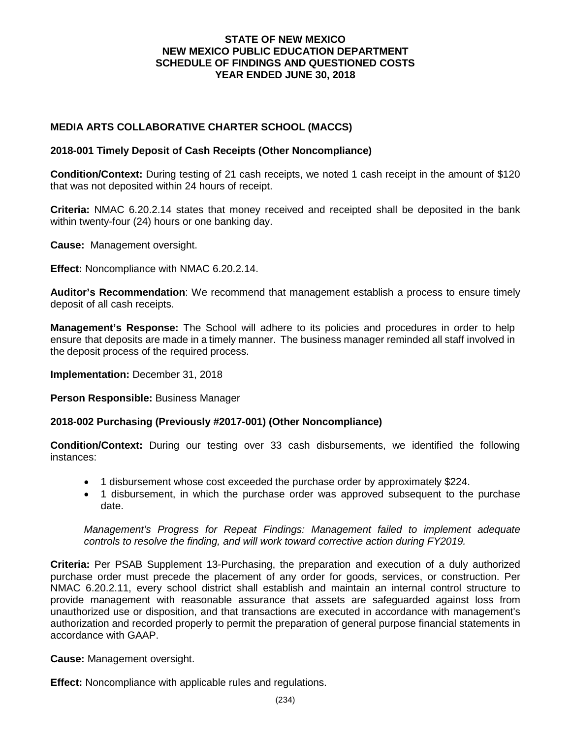**STATE OF NEW MEXICO**
**NEW MEXICO PUBLIC EDUCATION DEPARTMENT**
**SCHEDULE OF FINDINGS AND QUESTIONED COSTS**
**YEAR ENDED JUNE 30, 2018**

## MEDIA ARTS COLLABORATIVE CHARTER SCHOOL (MACCS)

### 2018-001 Timely Deposit of Cash Receipts (Other Noncompliance)

**Condition/Context:** During testing of 21 cash receipts, we noted 1 cash receipt in the amount of $120 that was not deposited within 24 hours of receipt.

**Criteria:** NMAC 6.20.2.14 states that money received and receipted shall be deposited in the bank within twenty-four (24) hours or one banking day.

**Cause:** Management oversight.

**Effect:** Noncompliance with NMAC 6.20.2.14.

**Auditor's Recommendation**: We recommend that management establish a process to ensure timely deposit of all cash receipts.

**Management's Response:** The School will adhere to its policies and procedures in order to help ensure that deposits are made in a timely manner. The business manager reminded all staff involved in the deposit process of the required process.

**Implementation:** December 31, 2018

**Person Responsible:** Business Manager

### 2018-002 Purchasing (Previously #2017-001) (Other Noncompliance)

**Condition/Context:** During our testing over 33 cash disbursements, we identified the following instances:

- 1 disbursement whose cost exceeded the purchase order by approximately $224.
- 1 disbursement, in which the purchase order was approved subsequent to the purchase date.

*Management's Progress for Repeat Findings: Management failed to implement adequate controls to resolve the finding, and will work toward corrective action during FY2019.*

**Criteria:** Per PSAB Supplement 13-Purchasing, the preparation and execution of a duly authorized purchase order must precede the placement of any order for goods, services, or construction. Per NMAC 6.20.2.11, every school district shall establish and maintain an internal control structure to provide management with reasonable assurance that assets are safeguarded against loss from unauthorized use or disposition, and that transactions are executed in accordance with management's authorization and recorded properly to permit the preparation of general purpose financial statements in accordance with GAAP.

**Cause:** Management oversight.

**Effect:** Noncompliance with applicable rules and regulations.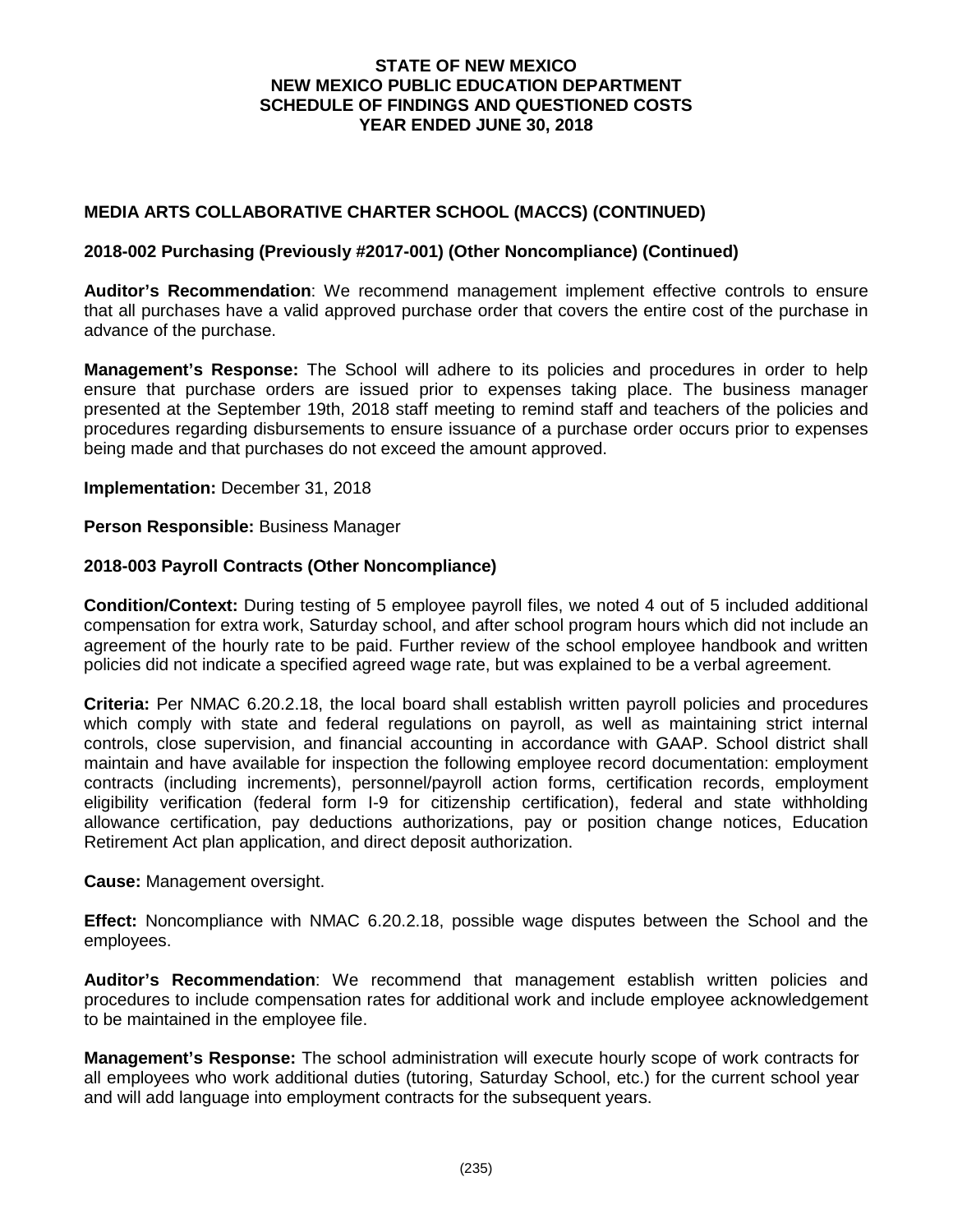**STATE OF NEW MEXICO**
**NEW MEXICO PUBLIC EDUCATION DEPARTMENT**
**SCHEDULE OF FINDINGS AND QUESTIONED COSTS**
**YEAR ENDED JUNE 30, 2018**

## MEDIA ARTS COLLABORATIVE CHARTER SCHOOL (MACCS) (CONTINUED)

### 2018-002 Purchasing (Previously #2017-001) (Other Noncompliance) (Continued)

**Auditor's Recommendation**: We recommend management implement effective controls to ensure that all purchases have a valid approved purchase order that covers the entire cost of the purchase in advance of the purchase.

**Management's Response:** The School will adhere to its policies and procedures in order to help ensure that purchase orders are issued prior to expenses taking place. The business manager presented at the September 19th, 2018 staff meeting to remind staff and teachers of the policies and procedures regarding disbursements to ensure issuance of a purchase order occurs prior to expenses being made and that purchases do not exceed the amount approved.

**Implementation:** December 31, 2018

**Person Responsible:** Business Manager

### 2018-003 Payroll Contracts (Other Noncompliance)

**Condition/Context:** During testing of 5 employee payroll files, we noted 4 out of 5 included additional compensation for extra work, Saturday school, and after school program hours which did not include an agreement of the hourly rate to be paid. Further review of the school employee handbook and written policies did not indicate a specified agreed wage rate, but was explained to be a verbal agreement.

**Criteria:** Per NMAC 6.20.2.18, the local board shall establish written payroll policies and procedures which comply with state and federal regulations on payroll, as well as maintaining strict internal controls, close supervision, and financial accounting in accordance with GAAP. School district shall maintain and have available for inspection the following employee record documentation: employment contracts (including increments), personnel/payroll action forms, certification records, employment eligibility verification (federal form I-9 for citizenship certification), federal and state withholding allowance certification, pay deductions authorizations, pay or position change notices, Education Retirement Act plan application, and direct deposit authorization.

**Cause:** Management oversight.

**Effect:** Noncompliance with NMAC 6.20.2.18, possible wage disputes between the School and the employees.

**Auditor's Recommendation**: We recommend that management establish written policies and procedures to include compensation rates for additional work and include employee acknowledgement to be maintained in the employee file.

**Management's Response:** The school administration will execute hourly scope of work contracts for all employees who work additional duties (tutoring, Saturday School, etc.) for the current school year and will add language into employment contracts for the subsequent years.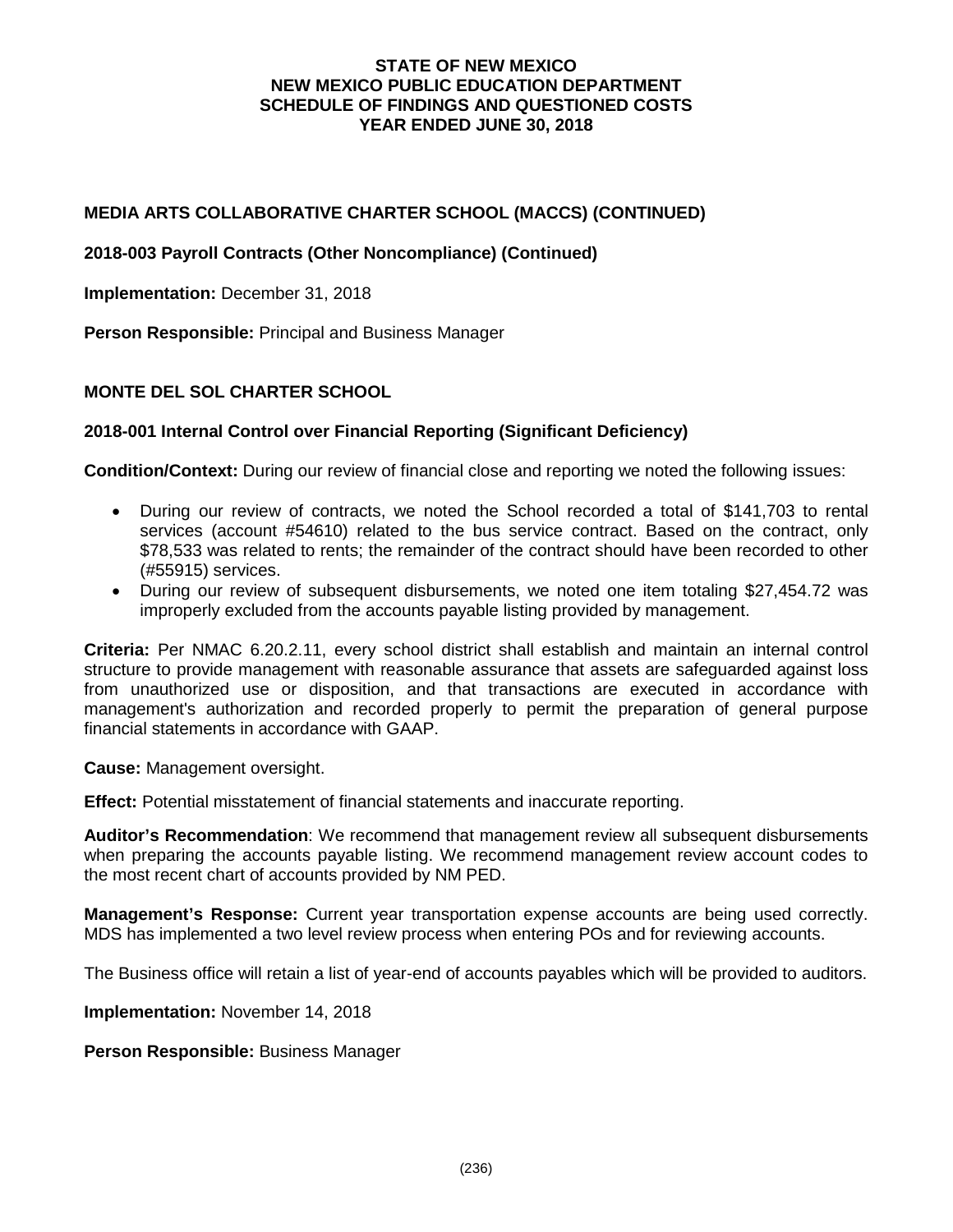**MEDIA ARTS COLLABORATIVE CHARTER SCHOOL (MACCS) (CONTINUED)**

**2018-003 Payroll Contracts (Other Noncompliance) (Continued)**

**Implementation:** December 31, 2018

**Person Responsible:** Principal and Business Manager

**MONTE DEL SOL CHARTER SCHOOL**

**2018-001 Internal Control over Financial Reporting (Significant Deficiency)**

**Condition/Context:** During our review of financial close and reporting we noted the following issues:

- During our review of contracts, we noted the School recorded a total of $141,703 to rental services (account #54610) related to the bus service contract. Based on the contract, only $78,533 was related to rents; the remainder of the contract should have been recorded to other (#55915) services.
- During our review of subsequent disbursements, we noted one item totaling $27,454.72 was improperly excluded from the accounts payable listing provided by management.

**Criteria:** Per NMAC 6.20.2.11, every school district shall establish and maintain an internal control structure to provide management with reasonable assurance that assets are safeguarded against loss from unauthorized use or disposition, and that transactions are executed in accordance with management's authorization and recorded properly to permit the preparation of general purpose financial statements in accordance with GAAP.

**Cause:** Management oversight.

**Effect:** Potential misstatement of financial statements and inaccurate reporting.

**Auditor's Recommendation**: We recommend that management review all subsequent disbursements when preparing the accounts payable listing. We recommend management review account codes to the most recent chart of accounts provided by NM PED.

**Management's Response:** Current year transportation expense accounts are being used correctly. MDS has implemented a two level review process when entering POs and for reviewing accounts.

The Business office will retain a list of year-end of accounts payables which will be provided to auditors.

**Implementation:** November 14, 2018

**Person Responsible:** Business Manager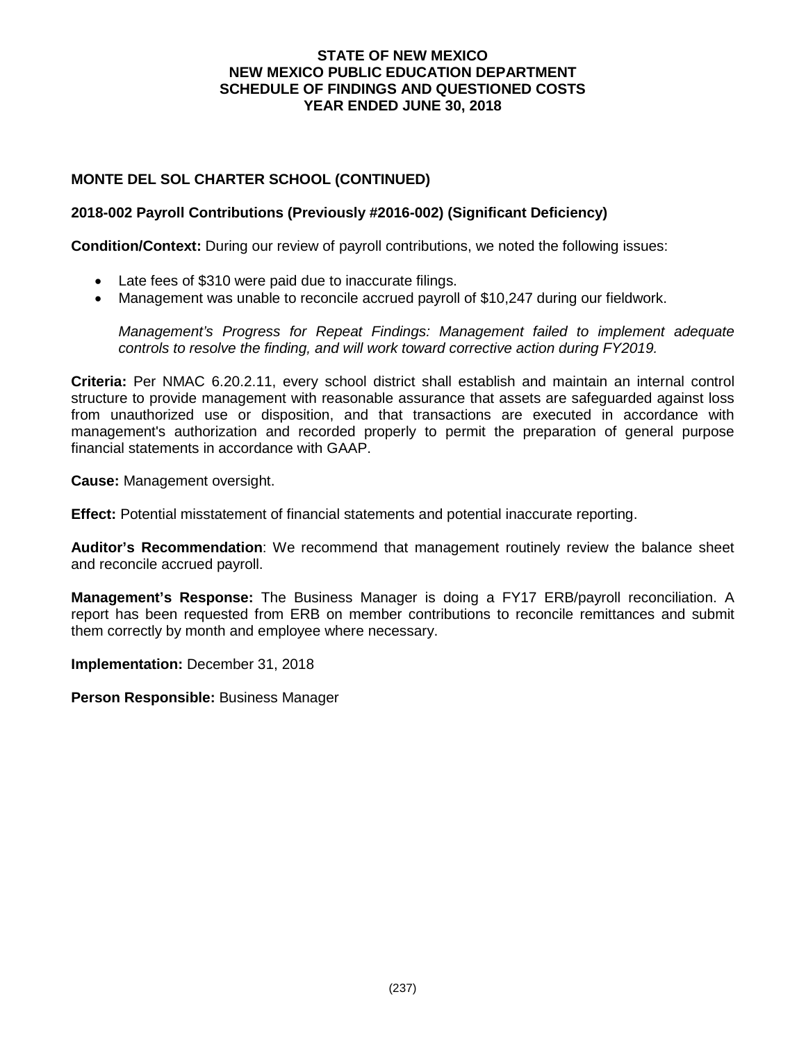# STATE OF NEW MEXICO
# NEW MEXICO PUBLIC EDUCATION DEPARTMENT
# SCHEDULE OF FINDINGS AND QUESTIONED COSTS
# YEAR ENDED JUNE 30, 2018

## MONTE DEL SOL CHARTER SCHOOL (CONTINUED)

### 2018-002 Payroll Contributions (Previously #2016-002) (Significant Deficiency)

**Condition/Context:** During our review of payroll contributions, we noted the following issues:

- Late fees of $310 were paid due to inaccurate filings.
- Management was unable to reconcile accrued payroll of $10,247 during our fieldwork.

  *Management's Progress for Repeat Findings: Management failed to implement adequate controls to resolve the finding, and will work toward corrective action during FY2019.*

**Criteria:** Per NMAC 6.20.2.11, every school district shall establish and maintain an internal control structure to provide management with reasonable assurance that assets are safeguarded against loss from unauthorized use or disposition, and that transactions are executed in accordance with management's authorization and recorded properly to permit the preparation of general purpose financial statements in accordance with GAAP.

**Cause:** Management oversight.

**Effect:** Potential misstatement of financial statements and potential inaccurate reporting.

**Auditor's Recommendation**: We recommend that management routinely review the balance sheet and reconcile accrued payroll.

**Management's Response:** The Business Manager is doing a FY17 ERB/payroll reconciliation. A report has been requested from ERB on member contributions to reconcile remittances and submit them correctly by month and employee where necessary.

**Implementation:** December 31, 2018

**Person Responsible:** Business Manager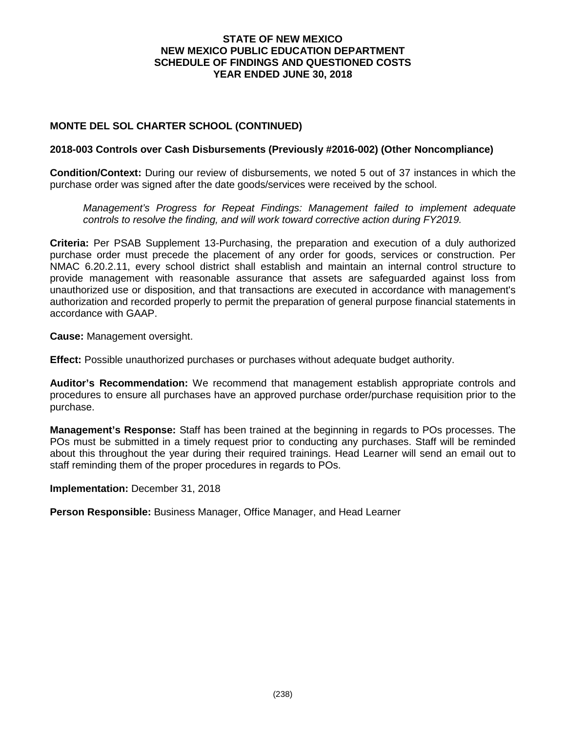## MONTE DEL SOL CHARTER SCHOOL (CONTINUED)

### 2018-003 Controls over Cash Disbursements (Previously #2016-002) (Other Noncompliance)

**Condition/Context:** During our review of disbursements, we noted 5 out of 37 instances in which the purchase order was signed after the date goods/services were received by the school.

> *Management's Progress for Repeat Findings: Management failed to implement adequate controls to resolve the finding, and will work toward corrective action during FY2019.*

**Criteria:** Per PSAB Supplement 13-Purchasing, the preparation and execution of a duly authorized purchase order must precede the placement of any order for goods, services or construction. Per NMAC 6.20.2.11, every school district shall establish and maintain an internal control structure to provide management with reasonable assurance that assets are safeguarded against loss from unauthorized use or disposition, and that transactions are executed in accordance with management's authorization and recorded properly to permit the preparation of general purpose financial statements in accordance with GAAP.

**Cause:** Management oversight.

**Effect:** Possible unauthorized purchases or purchases without adequate budget authority.

**Auditor's Recommendation:** We recommend that management establish appropriate controls and procedures to ensure all purchases have an approved purchase order/purchase requisition prior to the purchase.

**Management's Response:** Staff has been trained at the beginning in regards to POs processes. The POs must be submitted in a timely request prior to conducting any purchases. Staff will be reminded about this throughout the year during their required trainings. Head Learner will send an email out to staff reminding them of the proper procedures in regards to POs.

**Implementation:** December 31, 2018

**Person Responsible:** Business Manager, Office Manager, and Head Learner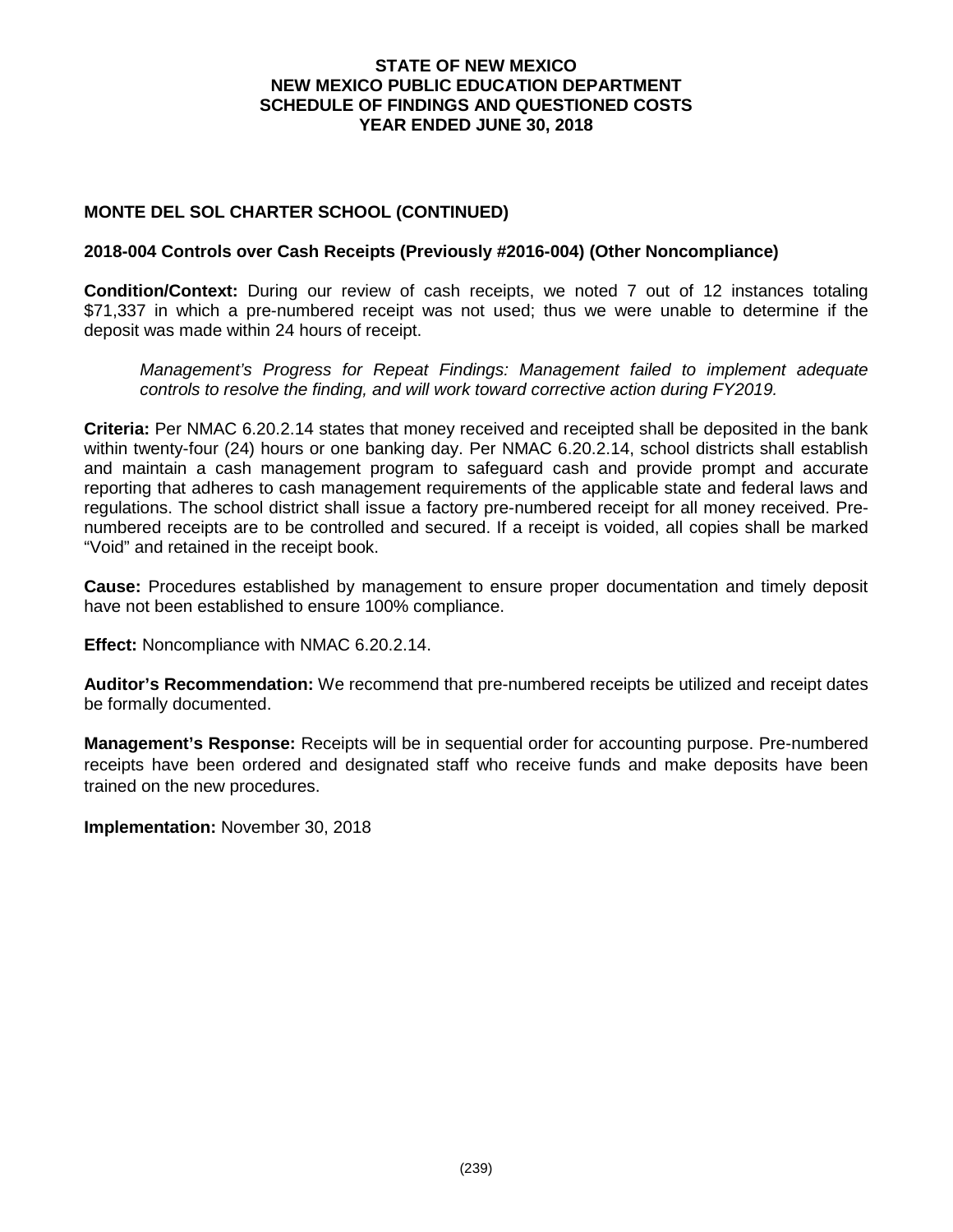**MONTE DEL SOL CHARTER SCHOOL (CONTINUED)**

**2018-004 Controls over Cash Receipts (Previously #2016-004) (Other Noncompliance)**

**Condition/Context:** During our review of cash receipts, we noted 7 out of 12 instances totaling $71,337 in which a pre-numbered receipt was not used; thus we were unable to determine if the deposit was made within 24 hours of receipt.

> *Management's Progress for Repeat Findings: Management failed to implement adequate controls to resolve the finding, and will work toward corrective action during FY2019.*

**Criteria:** Per NMAC 6.20.2.14 states that money received and receipted shall be deposited in the bank within twenty-four (24) hours or one banking day. Per NMAC 6.20.2.14, school districts shall establish and maintain a cash management program to safeguard cash and provide prompt and accurate reporting that adheres to cash management requirements of the applicable state and federal laws and regulations. The school district shall issue a factory pre-numbered receipt for all money received. Pre-numbered receipts are to be controlled and secured. If a receipt is voided, all copies shall be marked "Void" and retained in the receipt book.

**Cause:** Procedures established by management to ensure proper documentation and timely deposit have not been established to ensure 100% compliance.

**Effect:** Noncompliance with NMAC 6.20.2.14.

**Auditor's Recommendation:** We recommend that pre-numbered receipts be utilized and receipt dates be formally documented.

**Management's Response:** Receipts will be in sequential order for accounting purpose. Pre-numbered receipts have been ordered and designated staff who receive funds and make deposits have been trained on the new procedures.

**Implementation:** November 30, 2018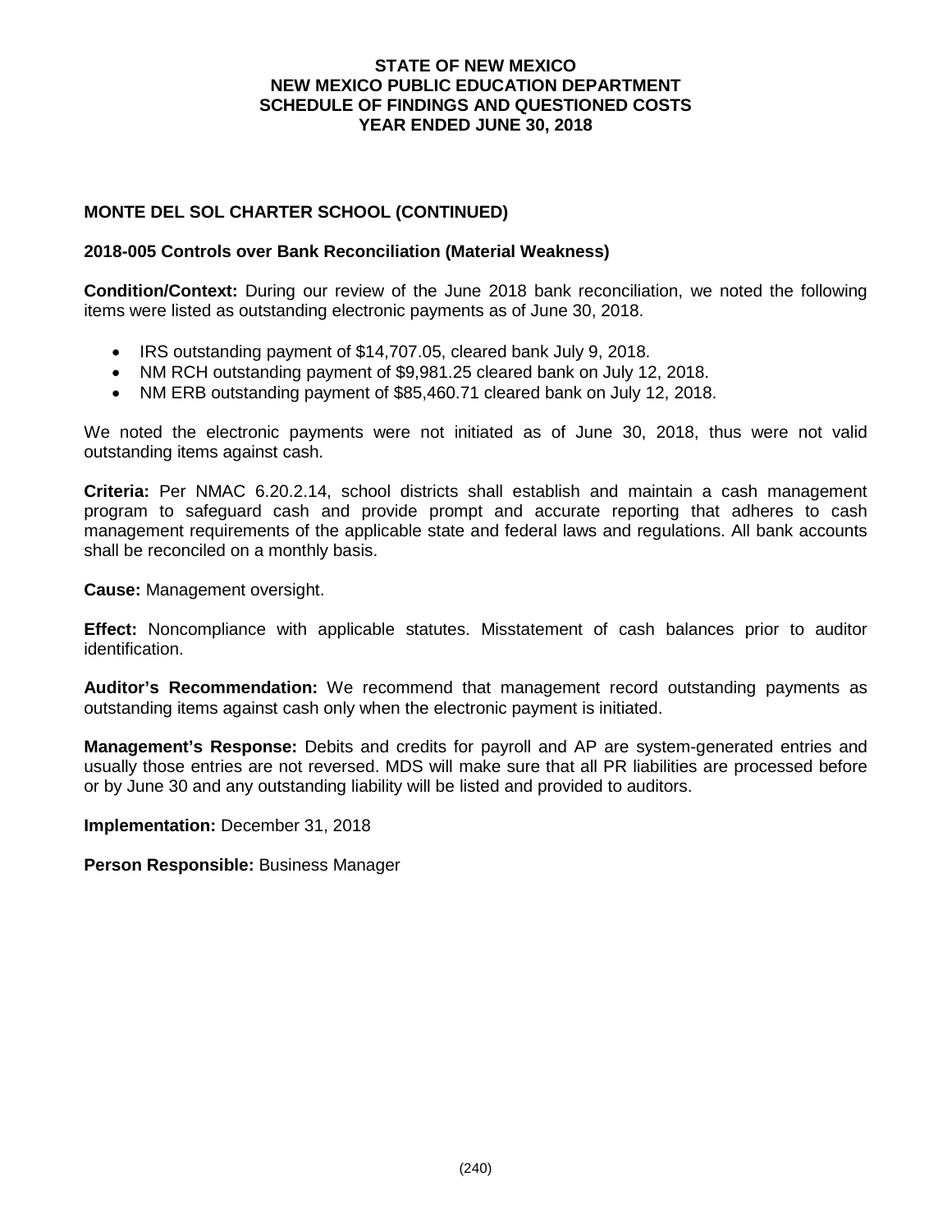**STATE OF NEW MEXICO**
**NEW MEXICO PUBLIC EDUCATION DEPARTMENT**
**SCHEDULE OF FINDINGS AND QUESTIONED COSTS**
**YEAR ENDED JUNE 30, 2018**

## MONTE DEL SOL CHARTER SCHOOL (CONTINUED)

### 2018-005 Controls over Bank Reconciliation (Material Weakness)

**Condition/Context:** During our review of the June 2018 bank reconciliation, we noted the following items were listed as outstanding electronic payments as of June 30, 2018.

- IRS outstanding payment of $14,707.05, cleared bank July 9, 2018.
- NM RCH outstanding payment of $9,981.25 cleared bank on July 12, 2018.
- NM ERB outstanding payment of $85,460.71 cleared bank on July 12, 2018.

We noted the electronic payments were not initiated as of June 30, 2018, thus were not valid outstanding items against cash.

**Criteria:** Per NMAC 6.20.2.14, school districts shall establish and maintain a cash management program to safeguard cash and provide prompt and accurate reporting that adheres to cash management requirements of the applicable state and federal laws and regulations. All bank accounts shall be reconciled on a monthly basis.

**Cause:** Management oversight.

**Effect:** Noncompliance with applicable statutes. Misstatement of cash balances prior to auditor identification.

**Auditor's Recommendation:** We recommend that management record outstanding payments as outstanding items against cash only when the electronic payment is initiated.

**Management's Response:** Debits and credits for payroll and AP are system-generated entries and usually those entries are not reversed. MDS will make sure that all PR liabilities are processed before or by June 30 and any outstanding liability will be listed and provided to auditors.

**Implementation:** December 31, 2018

**Person Responsible:** Business Manager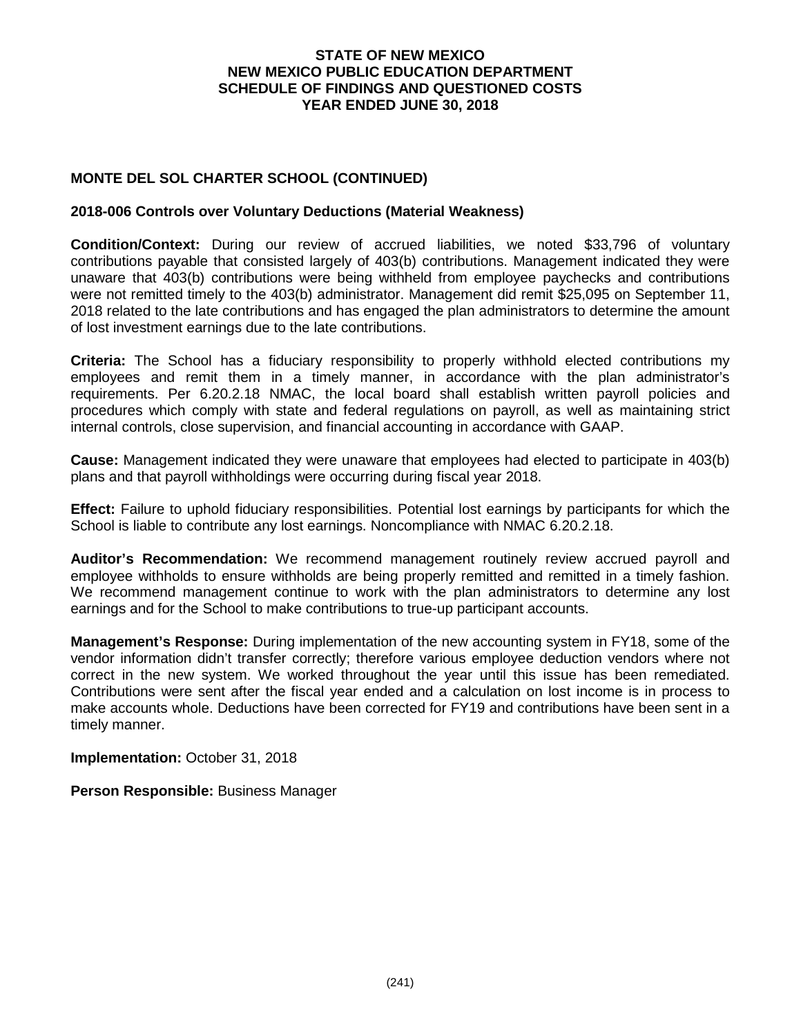# STATE OF NEW MEXICO
# NEW MEXICO PUBLIC EDUCATION DEPARTMENT
# SCHEDULE OF FINDINGS AND QUESTIONED COSTS
# YEAR ENDED JUNE 30, 2018

## MONTE DEL SOL CHARTER SCHOOL (CONTINUED)

### 2018-006 Controls over Voluntary Deductions (Material Weakness)

**Condition/Context:** During our review of accrued liabilities, we noted $33,796 of voluntary contributions payable that consisted largely of 403(b) contributions. Management indicated they were unaware that 403(b) contributions were being withheld from employee paychecks and contributions were not remitted timely to the 403(b) administrator. Management did remit $25,095 on September 11, 2018 related to the late contributions and has engaged the plan administrators to determine the amount of lost investment earnings due to the late contributions.

**Criteria:** The School has a fiduciary responsibility to properly withhold elected contributions my employees and remit them in a timely manner, in accordance with the plan administrator's requirements. Per 6.20.2.18 NMAC, the local board shall establish written payroll policies and procedures which comply with state and federal regulations on payroll, as well as maintaining strict internal controls, close supervision, and financial accounting in accordance with GAAP.

**Cause:** Management indicated they were unaware that employees had elected to participate in 403(b) plans and that payroll withholdings were occurring during fiscal year 2018.

**Effect:** Failure to uphold fiduciary responsibilities. Potential lost earnings by participants for which the School is liable to contribute any lost earnings. Noncompliance with NMAC 6.20.2.18.

**Auditor's Recommendation:** We recommend management routinely review accrued payroll and employee withholds to ensure withholds are being properly remitted and remitted in a timely fashion. We recommend management continue to work with the plan administrators to determine any lost earnings and for the School to make contributions to true-up participant accounts.

**Management's Response:** During implementation of the new accounting system in FY18, some of the vendor information didn't transfer correctly; therefore various employee deduction vendors where not correct in the new system. We worked throughout the year until this issue has been remediated. Contributions were sent after the fiscal year ended and a calculation on lost income is in process to make accounts whole. Deductions have been corrected for FY19 and contributions have been sent in a timely manner.

**Implementation:** October 31, 2018

**Person Responsible:** Business Manager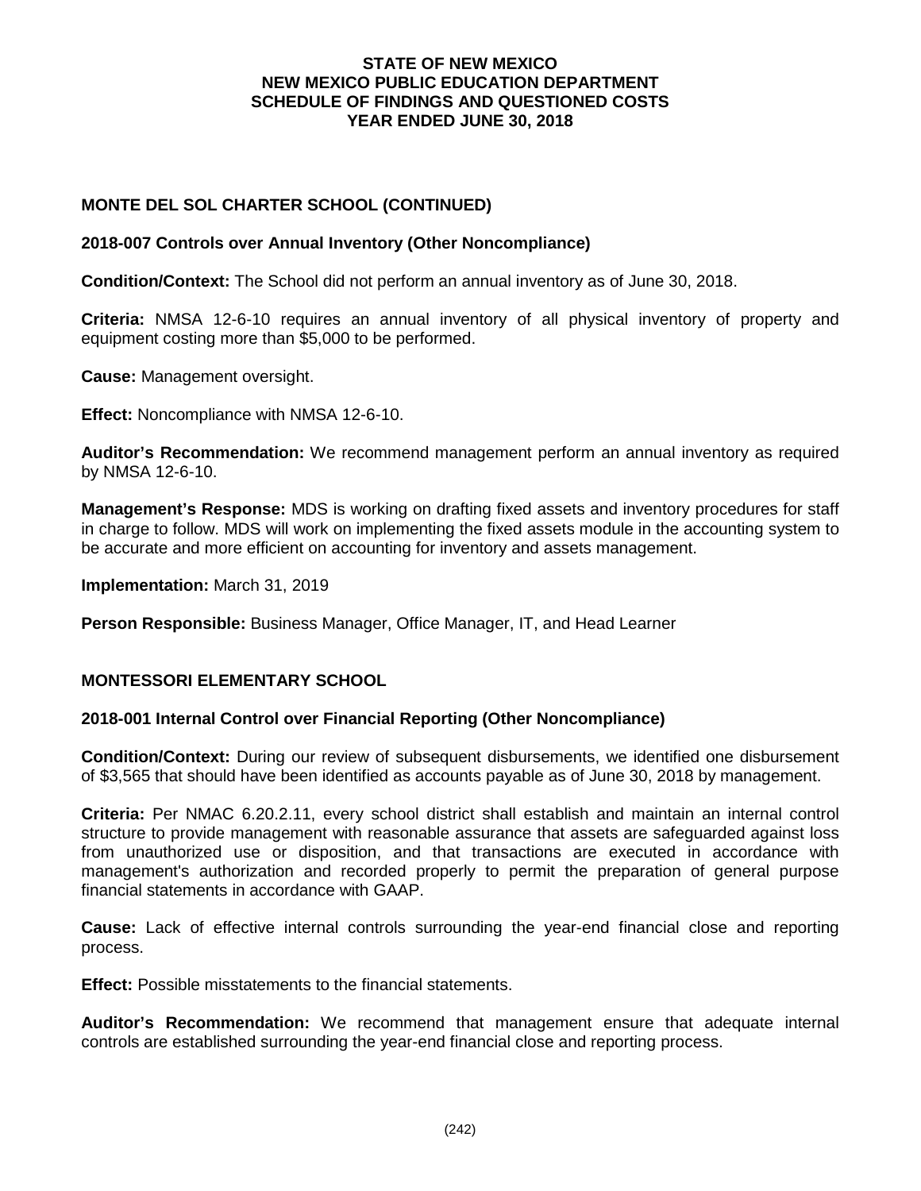# STATE OF NEW MEXICO
# NEW MEXICO PUBLIC EDUCATION DEPARTMENT
# SCHEDULE OF FINDINGS AND QUESTIONED COSTS
# YEAR ENDED JUNE 30, 2018

## MONTE DEL SOL CHARTER SCHOOL (CONTINUED)

### 2018-007 Controls over Annual Inventory (Other Noncompliance)

**Condition/Context:** The School did not perform an annual inventory as of June 30, 2018.

**Criteria:** NMSA 12-6-10 requires an annual inventory of all physical inventory of property and equipment costing more than $5,000 to be performed.

**Cause:** Management oversight.

**Effect:** Noncompliance with NMSA 12-6-10.

**Auditor's Recommendation:** We recommend management perform an annual inventory as required by NMSA 12-6-10.

**Management's Response:** MDS is working on drafting fixed assets and inventory procedures for staff in charge to follow. MDS will work on implementing the fixed assets module in the accounting system to be accurate and more efficient on accounting for inventory and assets management.

**Implementation:** March 31, 2019

**Person Responsible:** Business Manager, Office Manager, IT, and Head Learner

## MONTESSORI ELEMENTARY SCHOOL

### 2018-001 Internal Control over Financial Reporting (Other Noncompliance)

**Condition/Context:** During our review of subsequent disbursements, we identified one disbursement of $3,565 that should have been identified as accounts payable as of June 30, 2018 by management.

**Criteria:** Per NMAC 6.20.2.11, every school district shall establish and maintain an internal control structure to provide management with reasonable assurance that assets are safeguarded against loss from unauthorized use or disposition, and that transactions are executed in accordance with management's authorization and recorded properly to permit the preparation of general purpose financial statements in accordance with GAAP.

**Cause:** Lack of effective internal controls surrounding the year-end financial close and reporting process.

**Effect:** Possible misstatements to the financial statements.

**Auditor's Recommendation:** We recommend that management ensure that adequate internal controls are established surrounding the year-end financial close and reporting process.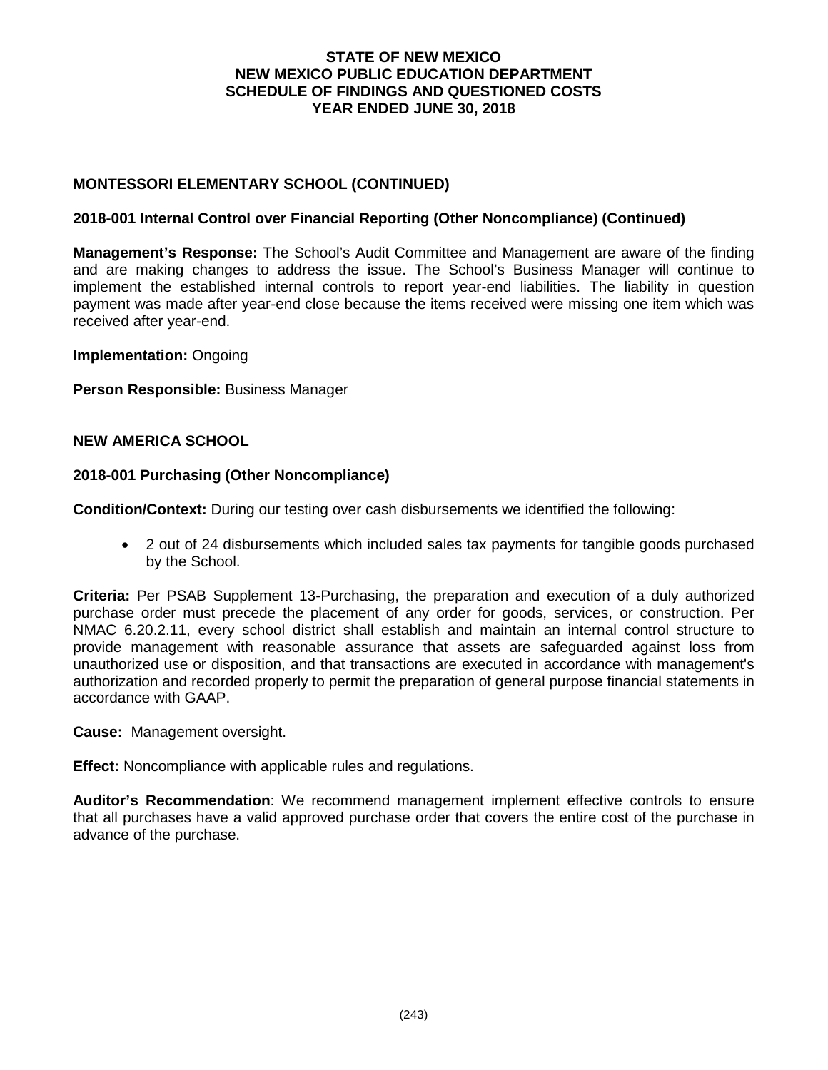## MONTESSORI ELEMENTARY SCHOOL (CONTINUED)

### 2018-001 Internal Control over Financial Reporting (Other Noncompliance) (Continued)

**Management's Response:** The School's Audit Committee and Management are aware of the finding and are making changes to address the issue. The School's Business Manager will continue to implement the established internal controls to report year-end liabilities. The liability in question payment was made after year-end close because the items received were missing one item which was received after year-end.

**Implementation:** Ongoing

**Person Responsible:** Business Manager

## NEW AMERICA SCHOOL

### 2018-001 Purchasing (Other Noncompliance)

**Condition/Context:** During our testing over cash disbursements we identified the following:

- 2 out of 24 disbursements which included sales tax payments for tangible goods purchased by the School.

**Criteria:** Per PSAB Supplement 13-Purchasing, the preparation and execution of a duly authorized purchase order must precede the placement of any order for goods, services, or construction. Per NMAC 6.20.2.11, every school district shall establish and maintain an internal control structure to provide management with reasonable assurance that assets are safeguarded against loss from unauthorized use or disposition, and that transactions are executed in accordance with management's authorization and recorded properly to permit the preparation of general purpose financial statements in accordance with GAAP.

**Cause:** Management oversight.

**Effect:** Noncompliance with applicable rules and regulations.

**Auditor's Recommendation**: We recommend management implement effective controls to ensure that all purchases have a valid approved purchase order that covers the entire cost of the purchase in advance of the purchase.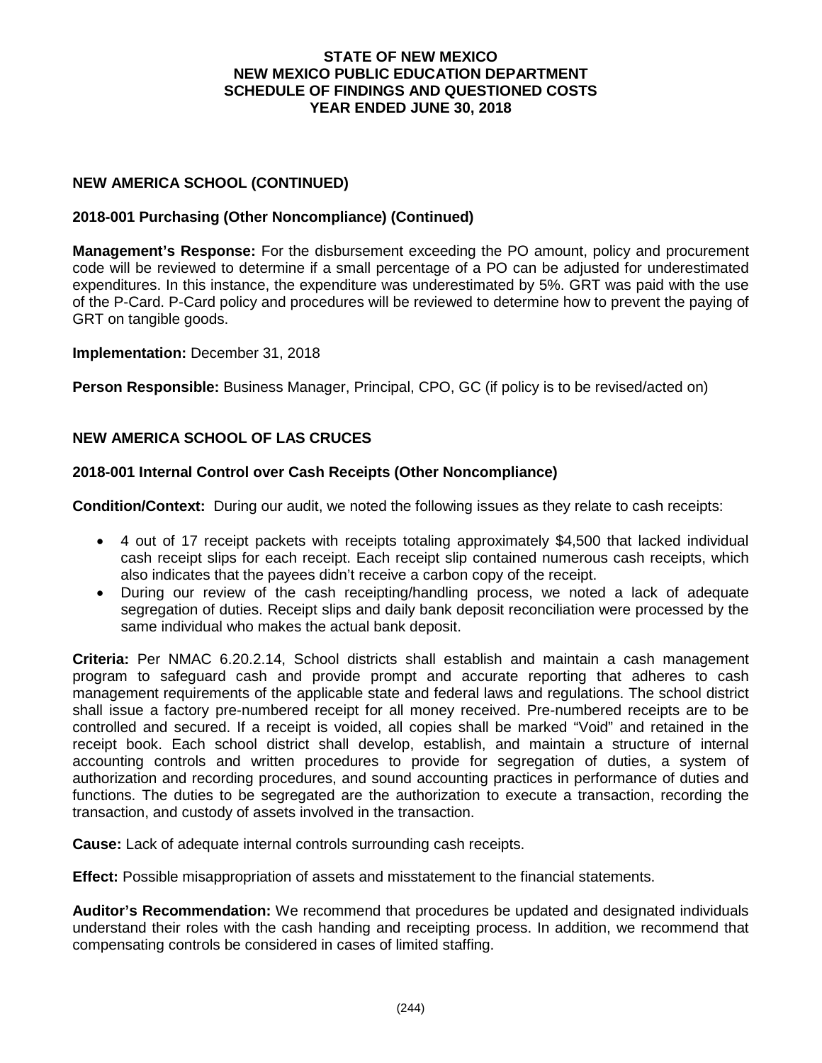# STATE OF NEW MEXICO
# NEW MEXICO PUBLIC EDUCATION DEPARTMENT
# SCHEDULE OF FINDINGS AND QUESTIONED COSTS
# YEAR ENDED JUNE 30, 2018

## NEW AMERICA SCHOOL (CONTINUED)

### 2018-001 Purchasing (Other Noncompliance) (Continued)

**Management's Response:** For the disbursement exceeding the PO amount, policy and procurement code will be reviewed to determine if a small percentage of a PO can be adjusted for underestimated expenditures. In this instance, the expenditure was underestimated by 5%. GRT was paid with the use of the P-Card. P-Card policy and procedures will be reviewed to determine how to prevent the paying of GRT on tangible goods.

**Implementation:** December 31, 2018

**Person Responsible:** Business Manager, Principal, CPO, GC (if policy is to be revised/acted on)

## NEW AMERICA SCHOOL OF LAS CRUCES

### 2018-001 Internal Control over Cash Receipts (Other Noncompliance)

**Condition/Context:** During our audit, we noted the following issues as they relate to cash receipts:

- 4 out of 17 receipt packets with receipts totaling approximately $4,500 that lacked individual cash receipt slips for each receipt. Each receipt slip contained numerous cash receipts, which also indicates that the payees didn't receive a carbon copy of the receipt.
- During our review of the cash receipting/handling process, we noted a lack of adequate segregation of duties. Receipt slips and daily bank deposit reconciliation were processed by the same individual who makes the actual bank deposit.

**Criteria:** Per NMAC 6.20.2.14, School districts shall establish and maintain a cash management program to safeguard cash and provide prompt and accurate reporting that adheres to cash management requirements of the applicable state and federal laws and regulations. The school district shall issue a factory pre-numbered receipt for all money received. Pre-numbered receipts are to be controlled and secured. If a receipt is voided, all copies shall be marked "Void" and retained in the receipt book. Each school district shall develop, establish, and maintain a structure of internal accounting controls and written procedures to provide for segregation of duties, a system of authorization and recording procedures, and sound accounting practices in performance of duties and functions. The duties to be segregated are the authorization to execute a transaction, recording the transaction, and custody of assets involved in the transaction.

**Cause:** Lack of adequate internal controls surrounding cash receipts.

**Effect:** Possible misappropriation of assets and misstatement to the financial statements.

**Auditor's Recommendation:** We recommend that procedures be updated and designated individuals understand their roles with the cash handing and receipting process. In addition, we recommend that compensating controls be considered in cases of limited staffing.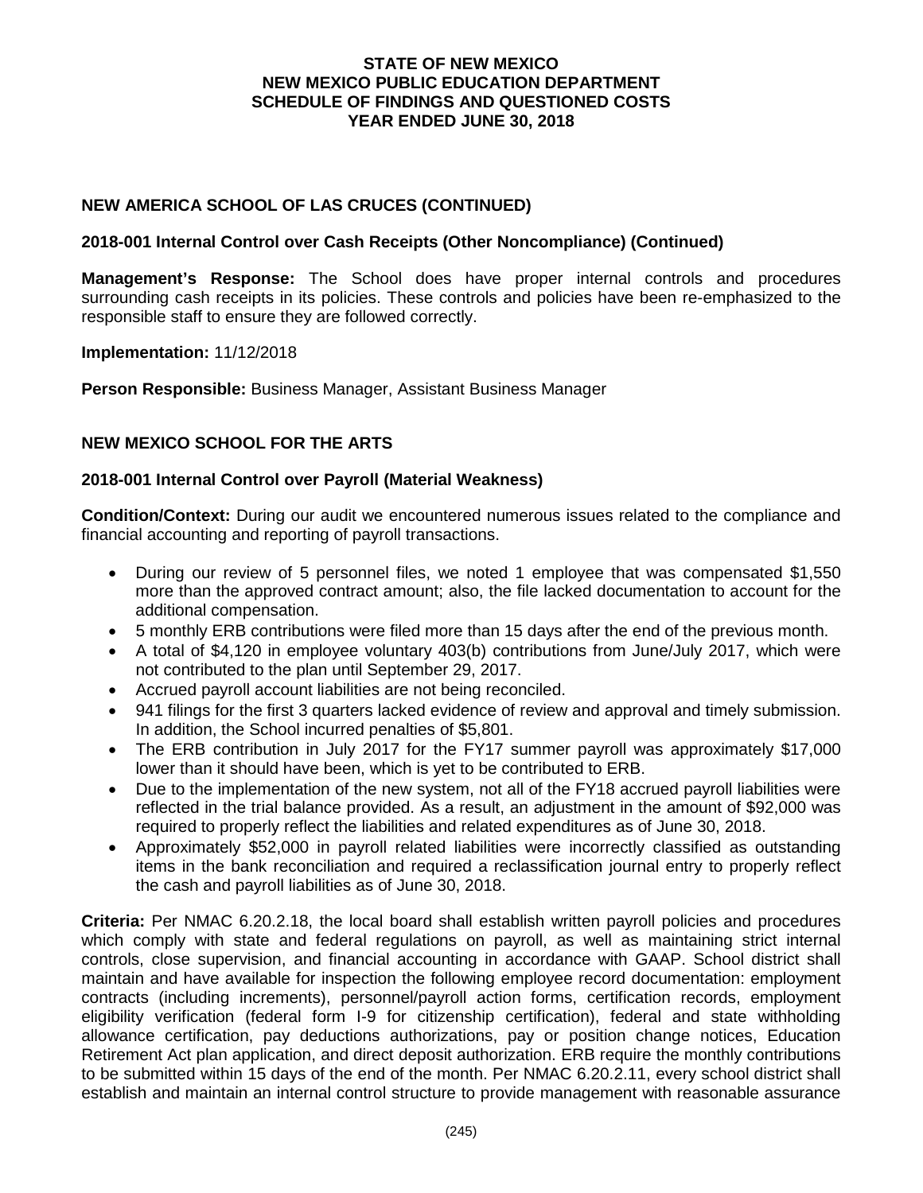**STATE OF NEW MEXICO**
**NEW MEXICO PUBLIC EDUCATION DEPARTMENT**
**SCHEDULE OF FINDINGS AND QUESTIONED COSTS**
**YEAR ENDED JUNE 30, 2018**

### NEW AMERICA SCHOOL OF LAS CRUCES (CONTINUED)

**2018-001 Internal Control over Cash Receipts (Other Noncompliance) (Continued)**

**Management's Response:** The School does have proper internal controls and procedures surrounding cash receipts in its policies. These controls and policies have been re-emphasized to the responsible staff to ensure they are followed correctly.

**Implementation:** 11/12/2018

**Person Responsible:** Business Manager, Assistant Business Manager

### NEW MEXICO SCHOOL FOR THE ARTS

**2018-001 Internal Control over Payroll (Material Weakness)**

**Condition/Context:** During our audit we encountered numerous issues related to the compliance and financial accounting and reporting of payroll transactions.

- During our review of 5 personnel files, we noted 1 employee that was compensated $1,550 more than the approved contract amount; also, the file lacked documentation to account for the additional compensation.
- 5 monthly ERB contributions were filed more than 15 days after the end of the previous month.
- A total of $4,120 in employee voluntary 403(b) contributions from June/July 2017, which were not contributed to the plan until September 29, 2017.
- Accrued payroll account liabilities are not being reconciled.
- 941 filings for the first 3 quarters lacked evidence of review and approval and timely submission. In addition, the School incurred penalties of $5,801.
- The ERB contribution in July 2017 for the FY17 summer payroll was approximately $17,000 lower than it should have been, which is yet to be contributed to ERB.
- Due to the implementation of the new system, not all of the FY18 accrued payroll liabilities were reflected in the trial balance provided. As a result, an adjustment in the amount of $92,000 was required to properly reflect the liabilities and related expenditures as of June 30, 2018.
- Approximately $52,000 in payroll related liabilities were incorrectly classified as outstanding items in the bank reconciliation and required a reclassification journal entry to properly reflect the cash and payroll liabilities as of June 30, 2018.

**Criteria:** Per NMAC 6.20.2.18, the local board shall establish written payroll policies and procedures which comply with state and federal regulations on payroll, as well as maintaining strict internal controls, close supervision, and financial accounting in accordance with GAAP. School district shall maintain and have available for inspection the following employee record documentation: employment contracts (including increments), personnel/payroll action forms, certification records, employment eligibility verification (federal form I-9 for citizenship certification), federal and state withholding allowance certification, pay deductions authorizations, pay or position change notices, Education Retirement Act plan application, and direct deposit authorization. ERB require the monthly contributions to be submitted within 15 days of the end of the month. Per NMAC 6.20.2.11, every school district shall establish and maintain an internal control structure to provide management with reasonable assurance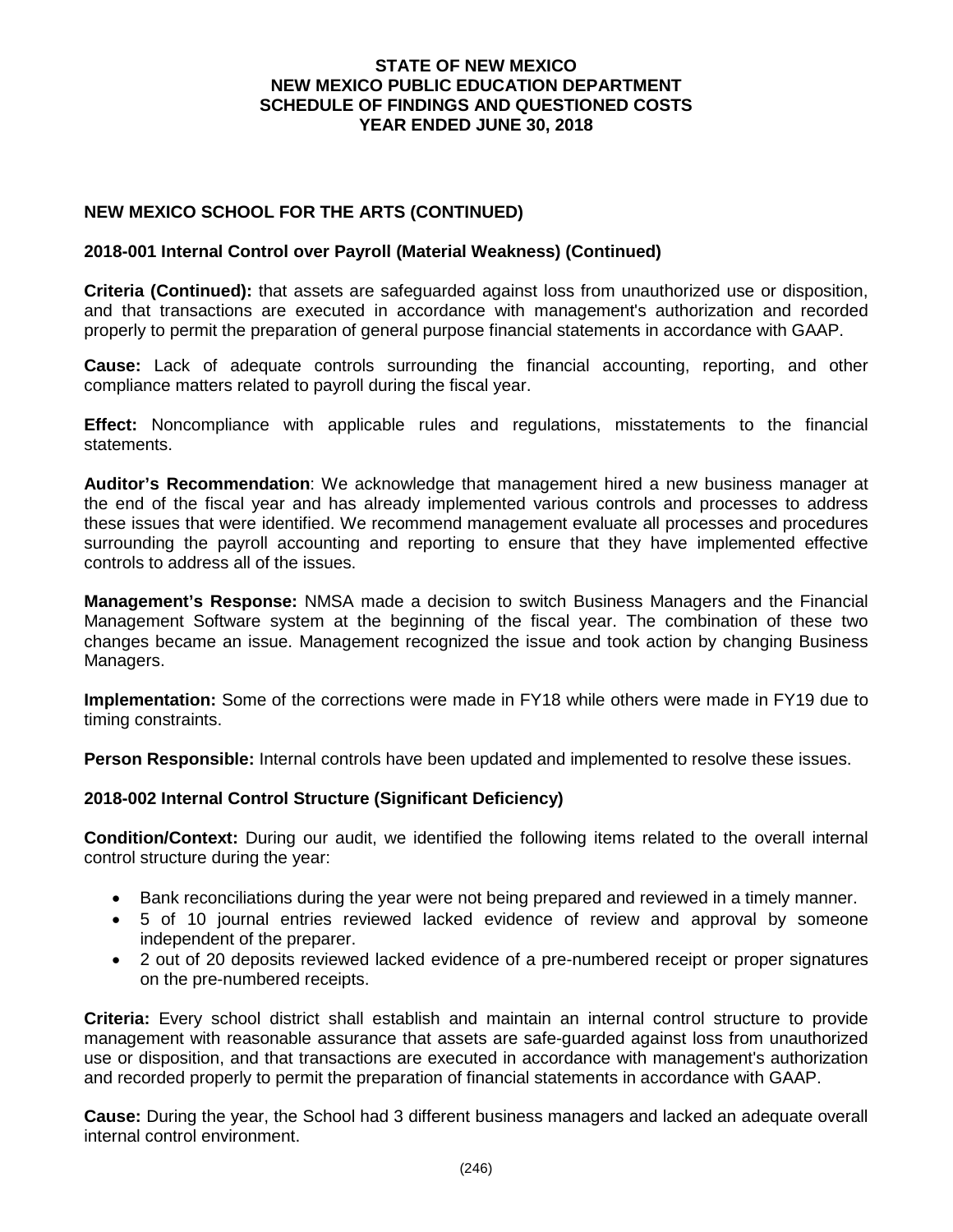# STATE OF NEW MEXICO
# NEW MEXICO PUBLIC EDUCATION DEPARTMENT
# SCHEDULE OF FINDINGS AND QUESTIONED COSTS
# YEAR ENDED JUNE 30, 2018

## NEW MEXICO SCHOOL FOR THE ARTS (CONTINUED)

### 2018-001 Internal Control over Payroll (Material Weakness) (Continued)

**Criteria (Continued):** that assets are safeguarded against loss from unauthorized use or disposition, and that transactions are executed in accordance with management's authorization and recorded properly to permit the preparation of general purpose financial statements in accordance with GAAP.

**Cause:** Lack of adequate controls surrounding the financial accounting, reporting, and other compliance matters related to payroll during the fiscal year.

**Effect:** Noncompliance with applicable rules and regulations, misstatements to the financial statements.

**Auditor's Recommendation**: We acknowledge that management hired a new business manager at the end of the fiscal year and has already implemented various controls and processes to address these issues that were identified. We recommend management evaluate all processes and procedures surrounding the payroll accounting and reporting to ensure that they have implemented effective controls to address all of the issues.

**Management's Response:** NMSA made a decision to switch Business Managers and the Financial Management Software system at the beginning of the fiscal year. The combination of these two changes became an issue. Management recognized the issue and took action by changing Business Managers.

**Implementation:** Some of the corrections were made in FY18 while others were made in FY19 due to timing constraints.

**Person Responsible:** Internal controls have been updated and implemented to resolve these issues.

### 2018-002 Internal Control Structure (Significant Deficiency)

**Condition/Context:** During our audit, we identified the following items related to the overall internal control structure during the year:

- Bank reconciliations during the year were not being prepared and reviewed in a timely manner.
- 5 of 10 journal entries reviewed lacked evidence of review and approval by someone independent of the preparer.
- 2 out of 20 deposits reviewed lacked evidence of a pre-numbered receipt or proper signatures on the pre-numbered receipts.

**Criteria:** Every school district shall establish and maintain an internal control structure to provide management with reasonable assurance that assets are safe-guarded against loss from unauthorized use or disposition, and that transactions are executed in accordance with management's authorization and recorded properly to permit the preparation of financial statements in accordance with GAAP.

**Cause:** During the year, the School had 3 different business managers and lacked an adequate overall internal control environment.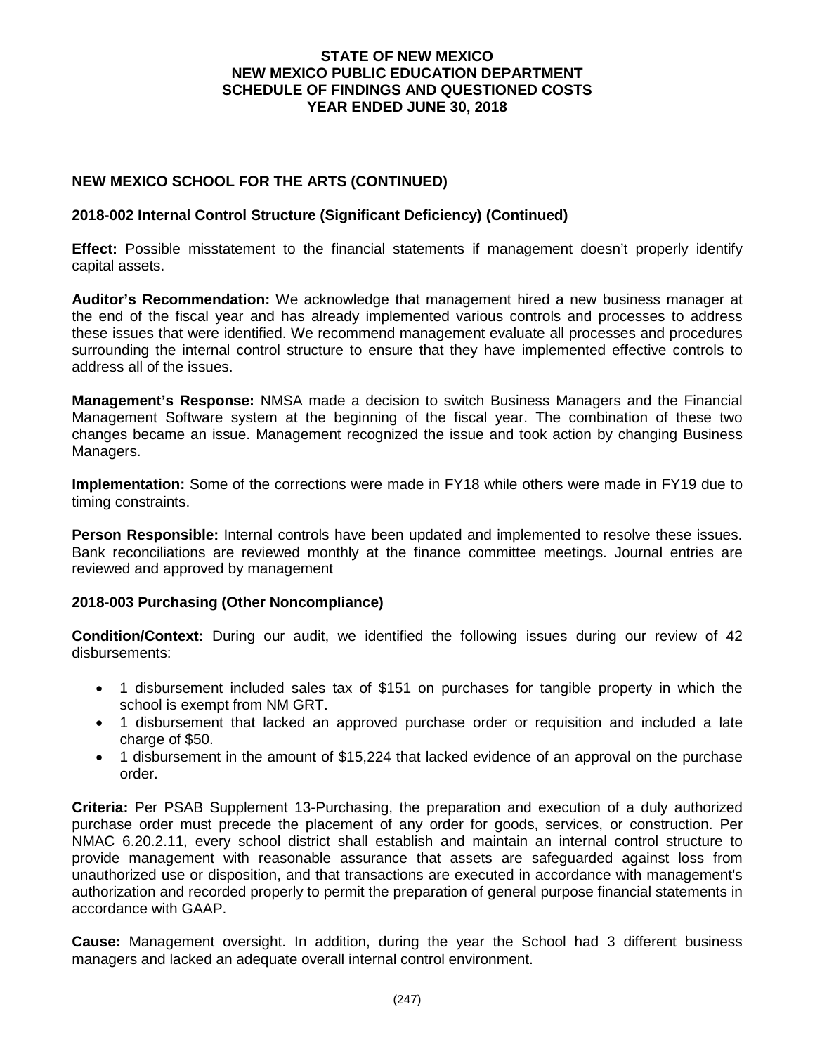**STATE OF NEW MEXICO**
**NEW MEXICO PUBLIC EDUCATION DEPARTMENT**
**SCHEDULE OF FINDINGS AND QUESTIONED COSTS**
**YEAR ENDED JUNE 30, 2018**

### NEW MEXICO SCHOOL FOR THE ARTS (CONTINUED)

### 2018-002 Internal Control Structure (Significant Deficiency) (Continued)

**Effect:** Possible misstatement to the financial statements if management doesn't properly identify capital assets.

**Auditor's Recommendation:** We acknowledge that management hired a new business manager at the end of the fiscal year and has already implemented various controls and processes to address these issues that were identified. We recommend management evaluate all processes and procedures surrounding the internal control structure to ensure that they have implemented effective controls to address all of the issues.

**Management's Response:** NMSA made a decision to switch Business Managers and the Financial Management Software system at the beginning of the fiscal year. The combination of these two changes became an issue. Management recognized the issue and took action by changing Business Managers.

**Implementation:** Some of the corrections were made in FY18 while others were made in FY19 due to timing constraints.

**Person Responsible:** Internal controls have been updated and implemented to resolve these issues. Bank reconciliations are reviewed monthly at the finance committee meetings. Journal entries are reviewed and approved by management

### 2018-003 Purchasing (Other Noncompliance)

**Condition/Context:** During our audit, we identified the following issues during our review of 42 disbursements:

- 1 disbursement included sales tax of $151 on purchases for tangible property in which the school is exempt from NM GRT.
- 1 disbursement that lacked an approved purchase order or requisition and included a late charge of $50.
- 1 disbursement in the amount of $15,224 that lacked evidence of an approval on the purchase order.

**Criteria:** Per PSAB Supplement 13-Purchasing, the preparation and execution of a duly authorized purchase order must precede the placement of any order for goods, services, or construction. Per NMAC 6.20.2.11, every school district shall establish and maintain an internal control structure to provide management with reasonable assurance that assets are safeguarded against loss from unauthorized use or disposition, and that transactions are executed in accordance with management's authorization and recorded properly to permit the preparation of general purpose financial statements in accordance with GAAP.

**Cause:** Management oversight. In addition, during the year the School had 3 different business managers and lacked an adequate overall internal control environment.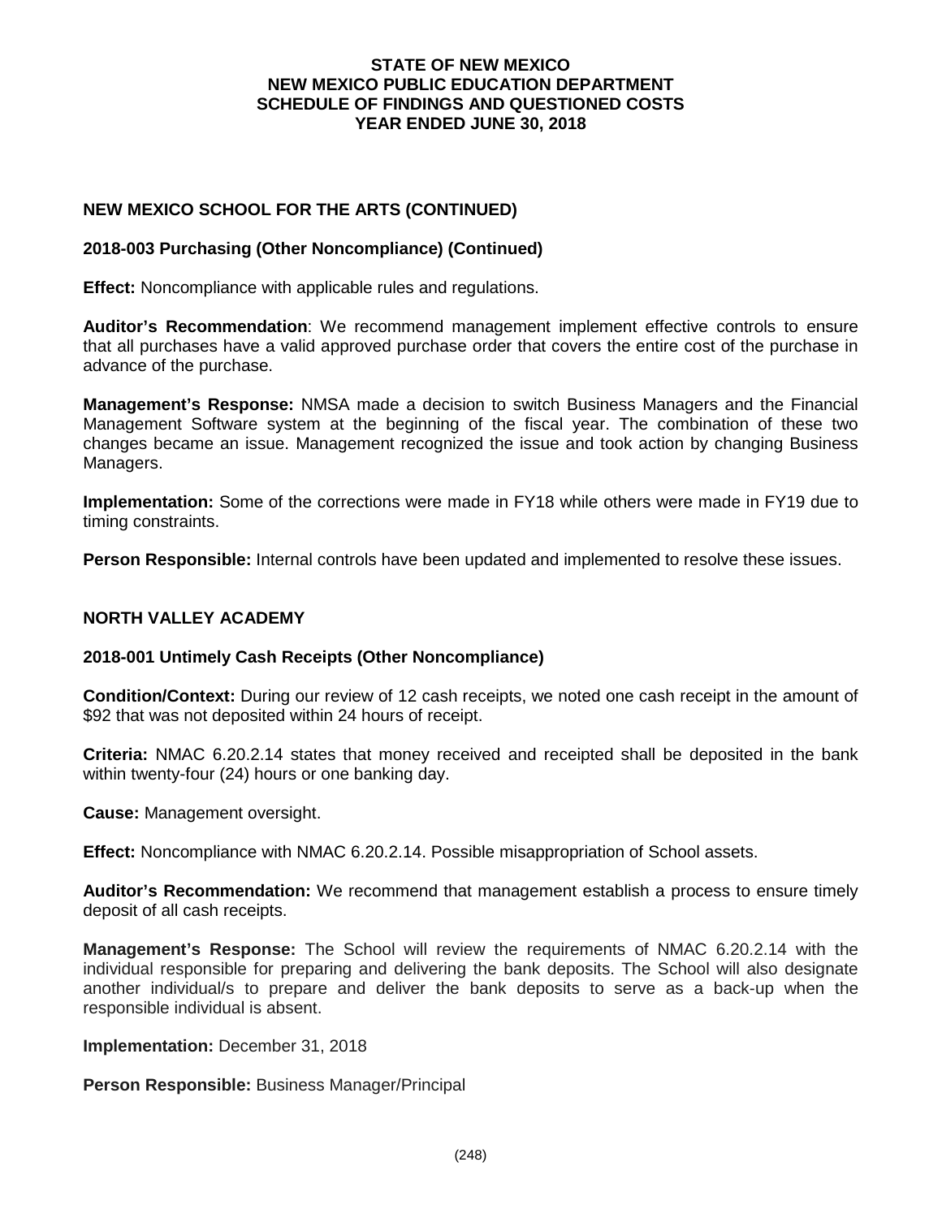**STATE OF NEW MEXICO**
**NEW MEXICO PUBLIC EDUCATION DEPARTMENT**
**SCHEDULE OF FINDINGS AND QUESTIONED COSTS**
**YEAR ENDED JUNE 30, 2018**

## NEW MEXICO SCHOOL FOR THE ARTS (CONTINUED)

### 2018-003 Purchasing (Other Noncompliance) (Continued)

**Effect:** Noncompliance with applicable rules and regulations.

**Auditor's Recommendation**: We recommend management implement effective controls to ensure that all purchases have a valid approved purchase order that covers the entire cost of the purchase in advance of the purchase.

**Management's Response:** NMSA made a decision to switch Business Managers and the Financial Management Software system at the beginning of the fiscal year. The combination of these two changes became an issue. Management recognized the issue and took action by changing Business Managers.

**Implementation:** Some of the corrections were made in FY18 while others were made in FY19 due to timing constraints.

**Person Responsible:** Internal controls have been updated and implemented to resolve these issues.

## NORTH VALLEY ACADEMY

### 2018-001 Untimely Cash Receipts (Other Noncompliance)

**Condition/Context:** During our review of 12 cash receipts, we noted one cash receipt in the amount of $92 that was not deposited within 24 hours of receipt.

**Criteria:** NMAC 6.20.2.14 states that money received and receipted shall be deposited in the bank within twenty-four (24) hours or one banking day.

**Cause:** Management oversight.

**Effect:** Noncompliance with NMAC 6.20.2.14. Possible misappropriation of School assets.

**Auditor's Recommendation:** We recommend that management establish a process to ensure timely deposit of all cash receipts.

**Management's Response:** The School will review the requirements of NMAC 6.20.2.14 with the individual responsible for preparing and delivering the bank deposits. The School will also designate another individual/s to prepare and deliver the bank deposits to serve as a back-up when the responsible individual is absent.

**Implementation:** December 31, 2018

**Person Responsible:** Business Manager/Principal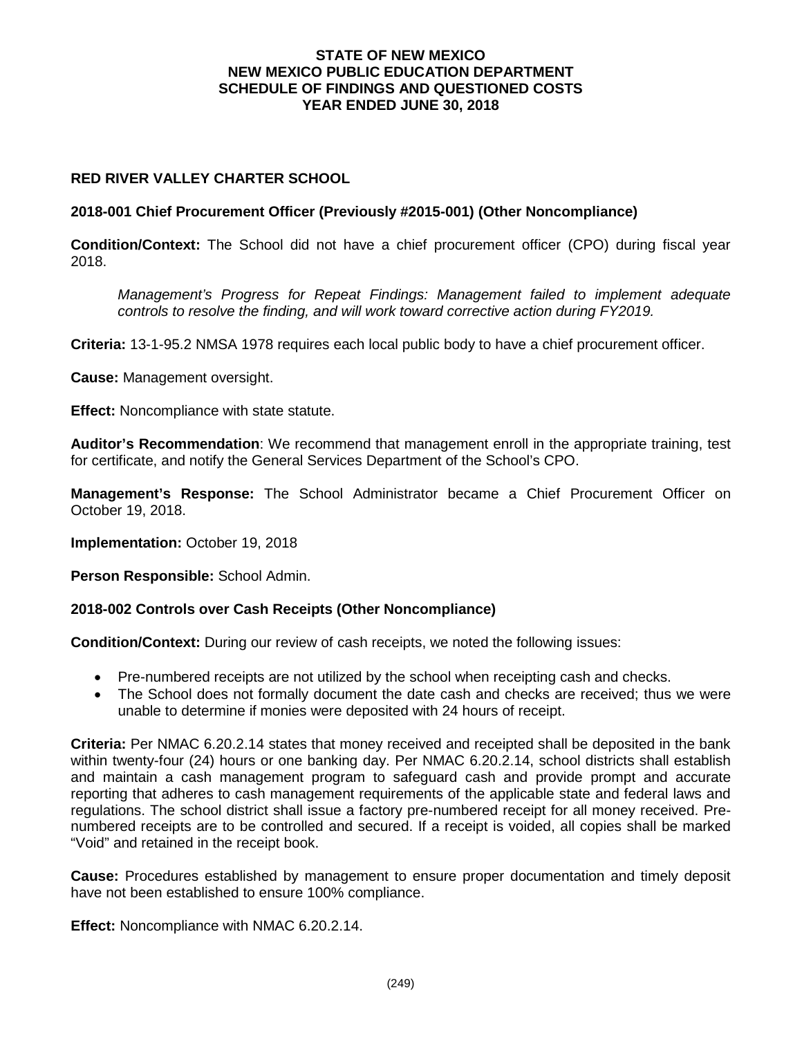**STATE OF NEW MEXICO**
**NEW MEXICO PUBLIC EDUCATION DEPARTMENT**
**SCHEDULE OF FINDINGS AND QUESTIONED COSTS**
**YEAR ENDED JUNE 30, 2018**

## RED RIVER VALLEY CHARTER SCHOOL

### 2018-001 Chief Procurement Officer (Previously #2015-001) (Other Noncompliance)

**Condition/Context:** The School did not have a chief procurement officer (CPO) during fiscal year 2018.

*Management's Progress for Repeat Findings: Management failed to implement adequate controls to resolve the finding, and will work toward corrective action during FY2019.*

**Criteria:** 13-1-95.2 NMSA 1978 requires each local public body to have a chief procurement officer.

**Cause:** Management oversight.

**Effect:** Noncompliance with state statute.

**Auditor's Recommendation**: We recommend that management enroll in the appropriate training, test for certificate, and notify the General Services Department of the School's CPO.

**Management's Response:** The School Administrator became a Chief Procurement Officer on October 19, 2018.

**Implementation:** October 19, 2018

**Person Responsible:** School Admin.

### 2018-002 Controls over Cash Receipts (Other Noncompliance)

**Condition/Context:** During our review of cash receipts, we noted the following issues:

- Pre-numbered receipts are not utilized by the school when receipting cash and checks.
- The School does not formally document the date cash and checks are received; thus we were unable to determine if monies were deposited with 24 hours of receipt.

**Criteria:** Per NMAC 6.20.2.14 states that money received and receipted shall be deposited in the bank within twenty-four (24) hours or one banking day. Per NMAC 6.20.2.14, school districts shall establish and maintain a cash management program to safeguard cash and provide prompt and accurate reporting that adheres to cash management requirements of the applicable state and federal laws and regulations. The school district shall issue a factory pre-numbered receipt for all money received. Pre-numbered receipts are to be controlled and secured. If a receipt is voided, all copies shall be marked "Void" and retained in the receipt book.

**Cause:** Procedures established by management to ensure proper documentation and timely deposit have not been established to ensure 100% compliance.

**Effect:** Noncompliance with NMAC 6.20.2.14.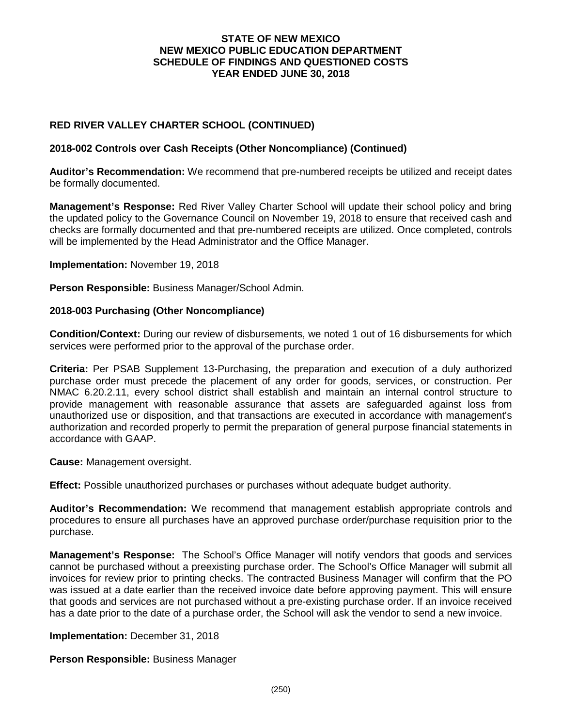# STATE OF NEW MEXICO
# NEW MEXICO PUBLIC EDUCATION DEPARTMENT
# SCHEDULE OF FINDINGS AND QUESTIONED COSTS
# YEAR ENDED JUNE 30, 2018

## RED RIVER VALLEY CHARTER SCHOOL (CONTINUED)

### 2018-002 Controls over Cash Receipts (Other Noncompliance) (Continued)

**Auditor's Recommendation:** We recommend that pre-numbered receipts be utilized and receipt dates be formally documented.

**Management's Response:** Red River Valley Charter School will update their school policy and bring the updated policy to the Governance Council on November 19, 2018 to ensure that received cash and checks are formally documented and that pre-numbered receipts are utilized. Once completed, controls will be implemented by the Head Administrator and the Office Manager.

**Implementation:** November 19, 2018

**Person Responsible:** Business Manager/School Admin.

### 2018-003 Purchasing (Other Noncompliance)

**Condition/Context:** During our review of disbursements, we noted 1 out of 16 disbursements for which services were performed prior to the approval of the purchase order.

**Criteria:** Per PSAB Supplement 13-Purchasing, the preparation and execution of a duly authorized purchase order must precede the placement of any order for goods, services, or construction. Per NMAC 6.20.2.11, every school district shall establish and maintain an internal control structure to provide management with reasonable assurance that assets are safeguarded against loss from unauthorized use or disposition, and that transactions are executed in accordance with management's authorization and recorded properly to permit the preparation of general purpose financial statements in accordance with GAAP.

**Cause:** Management oversight.

**Effect:** Possible unauthorized purchases or purchases without adequate budget authority.

**Auditor's Recommendation:** We recommend that management establish appropriate controls and procedures to ensure all purchases have an approved purchase order/purchase requisition prior to the purchase.

**Management's Response:** The School's Office Manager will notify vendors that goods and services cannot be purchased without a preexisting purchase order. The School's Office Manager will submit all invoices for review prior to printing checks. The contracted Business Manager will confirm that the PO was issued at a date earlier than the received invoice date before approving payment. This will ensure that goods and services are not purchased without a pre-existing purchase order. If an invoice received has a date prior to the date of a purchase order, the School will ask the vendor to send a new invoice.

**Implementation:** December 31, 2018

**Person Responsible:** Business Manager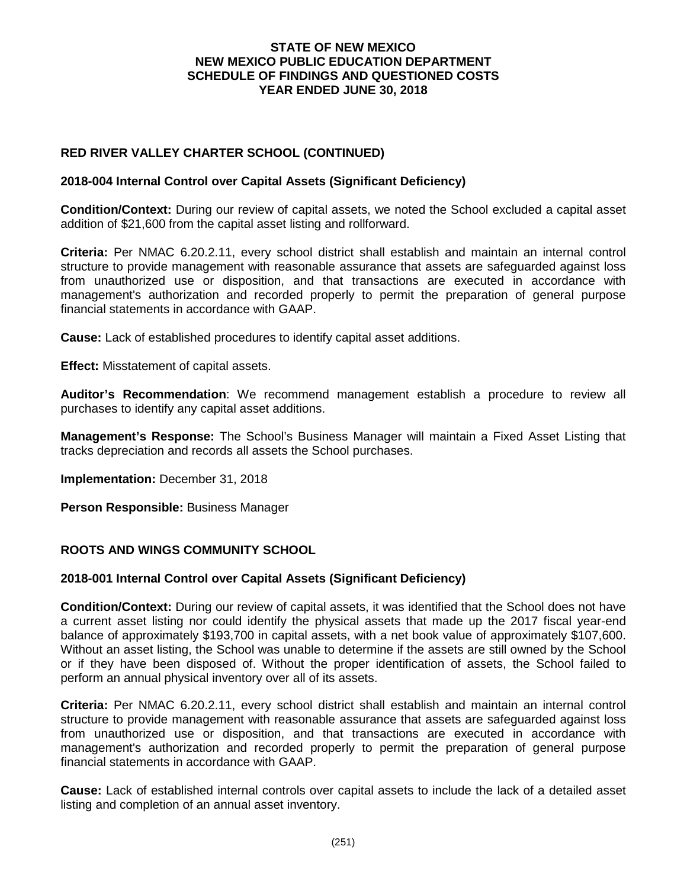**STATE OF NEW MEXICO**
**NEW MEXICO PUBLIC EDUCATION DEPARTMENT**
**SCHEDULE OF FINDINGS AND QUESTIONED COSTS**
**YEAR ENDED JUNE 30, 2018**

## RED RIVER VALLEY CHARTER SCHOOL (CONTINUED)

### 2018-004 Internal Control over Capital Assets (Significant Deficiency)

**Condition/Context:** During our review of capital assets, we noted the School excluded a capital asset addition of $21,600 from the capital asset listing and rollforward.

**Criteria:** Per NMAC 6.20.2.11, every school district shall establish and maintain an internal control structure to provide management with reasonable assurance that assets are safeguarded against loss from unauthorized use or disposition, and that transactions are executed in accordance with management's authorization and recorded properly to permit the preparation of general purpose financial statements in accordance with GAAP.

**Cause:** Lack of established procedures to identify capital asset additions.

**Effect:** Misstatement of capital assets.

**Auditor's Recommendation**: We recommend management establish a procedure to review all purchases to identify any capital asset additions.

**Management's Response:** The School's Business Manager will maintain a Fixed Asset Listing that tracks depreciation and records all assets the School purchases.

**Implementation:** December 31, 2018

**Person Responsible:** Business Manager

## ROOTS AND WINGS COMMUNITY SCHOOL

### 2018-001 Internal Control over Capital Assets (Significant Deficiency)

**Condition/Context:** During our review of capital assets, it was identified that the School does not have a current asset listing nor could identify the physical assets that made up the 2017 fiscal year-end balance of approximately $193,700 in capital assets, with a net book value of approximately $107,600. Without an asset listing, the School was unable to determine if the assets are still owned by the School or if they have been disposed of. Without the proper identification of assets, the School failed to perform an annual physical inventory over all of its assets.

**Criteria:** Per NMAC 6.20.2.11, every school district shall establish and maintain an internal control structure to provide management with reasonable assurance that assets are safeguarded against loss from unauthorized use or disposition, and that transactions are executed in accordance with management's authorization and recorded properly to permit the preparation of general purpose financial statements in accordance with GAAP.

**Cause:** Lack of established internal controls over capital assets to include the lack of a detailed asset listing and completion of an annual asset inventory.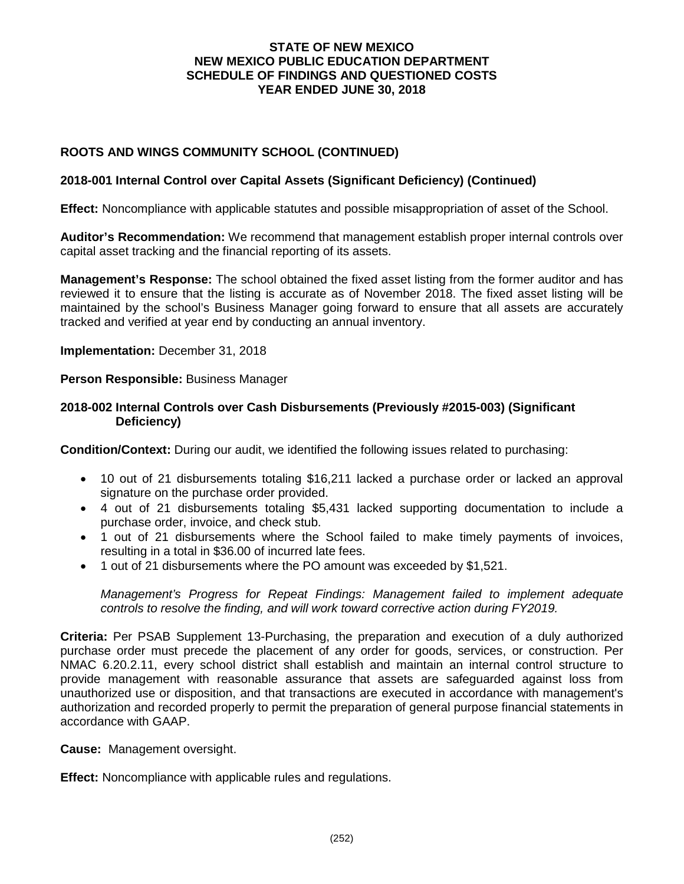**STATE OF NEW MEXICO**
**NEW MEXICO PUBLIC EDUCATION DEPARTMENT**
**SCHEDULE OF FINDINGS AND QUESTIONED COSTS**
**YEAR ENDED JUNE 30, 2018**

## ROOTS AND WINGS COMMUNITY SCHOOL (CONTINUED)

### 2018-001 Internal Control over Capital Assets (Significant Deficiency) (Continued)

**Effect:** Noncompliance with applicable statutes and possible misappropriation of asset of the School.

**Auditor's Recommendation:** We recommend that management establish proper internal controls over capital asset tracking and the financial reporting of its assets.

**Management's Response:** The school obtained the fixed asset listing from the former auditor and has reviewed it to ensure that the listing is accurate as of November 2018. The fixed asset listing will be maintained by the school's Business Manager going forward to ensure that all assets are accurately tracked and verified at year end by conducting an annual inventory.

**Implementation:** December 31, 2018

**Person Responsible:** Business Manager

### 2018-002 Internal Controls over Cash Disbursements (Previously #2015-003) (Significant Deficiency)

**Condition/Context:** During our audit, we identified the following issues related to purchasing:

- 10 out of 21 disbursements totaling $16,211 lacked a purchase order or lacked an approval signature on the purchase order provided.
- 4 out of 21 disbursements totaling $5,431 lacked supporting documentation to include a purchase order, invoice, and check stub.
- 1 out of 21 disbursements where the School failed to make timely payments of invoices, resulting in a total in $36.00 of incurred late fees.
- 1 out of 21 disbursements where the PO amount was exceeded by $1,521.

*Management's Progress for Repeat Findings: Management failed to implement adequate controls to resolve the finding, and will work toward corrective action during FY2019.*

**Criteria:** Per PSAB Supplement 13-Purchasing, the preparation and execution of a duly authorized purchase order must precede the placement of any order for goods, services, or construction. Per NMAC 6.20.2.11, every school district shall establish and maintain an internal control structure to provide management with reasonable assurance that assets are safeguarded against loss from unauthorized use or disposition, and that transactions are executed in accordance with management's authorization and recorded properly to permit the preparation of general purpose financial statements in accordance with GAAP.

**Cause:** Management oversight.

**Effect:** Noncompliance with applicable rules and regulations.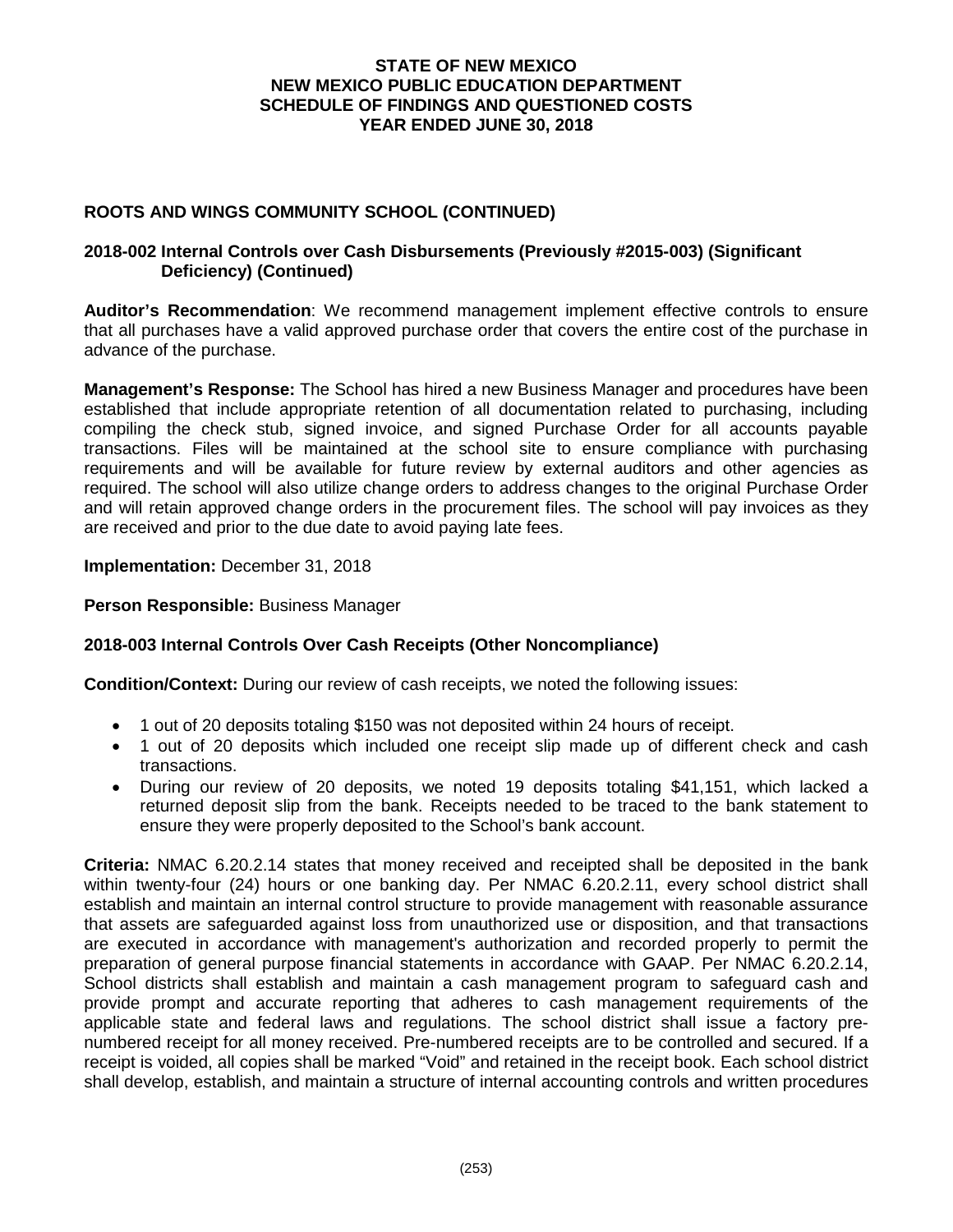**ROOTS AND WINGS COMMUNITY SCHOOL (CONTINUED)**

**2018-002 Internal Controls over Cash Disbursements (Previously #2015-003) (Significant Deficiency) (Continued)**

**Auditor's Recommendation**: We recommend management implement effective controls to ensure that all purchases have a valid approved purchase order that covers the entire cost of the purchase in advance of the purchase.

**Management's Response:** The School has hired a new Business Manager and procedures have been established that include appropriate retention of all documentation related to purchasing, including compiling the check stub, signed invoice, and signed Purchase Order for all accounts payable transactions. Files will be maintained at the school site to ensure compliance with purchasing requirements and will be available for future review by external auditors and other agencies as required. The school will also utilize change orders to address changes to the original Purchase Order and will retain approved change orders in the procurement files. The school will pay invoices as they are received and prior to the due date to avoid paying late fees.

**Implementation:** December 31, 2018

**Person Responsible:** Business Manager

**2018-003 Internal Controls Over Cash Receipts (Other Noncompliance)**

**Condition/Context:** During our review of cash receipts, we noted the following issues:

- 1 out of 20 deposits totaling $150 was not deposited within 24 hours of receipt.
- 1 out of 20 deposits which included one receipt slip made up of different check and cash transactions.
- During our review of 20 deposits, we noted 19 deposits totaling $41,151, which lacked a returned deposit slip from the bank. Receipts needed to be traced to the bank statement to ensure they were properly deposited to the School's bank account.

**Criteria:** NMAC 6.20.2.14 states that money received and receipted shall be deposited in the bank within twenty-four (24) hours or one banking day. Per NMAC 6.20.2.11, every school district shall establish and maintain an internal control structure to provide management with reasonable assurance that assets are safeguarded against loss from unauthorized use or disposition, and that transactions are executed in accordance with management's authorization and recorded properly to permit the preparation of general purpose financial statements in accordance with GAAP. Per NMAC 6.20.2.14, School districts shall establish and maintain a cash management program to safeguard cash and provide prompt and accurate reporting that adheres to cash management requirements of the applicable state and federal laws and regulations. The school district shall issue a factory pre-numbered receipt for all money received. Pre-numbered receipts are to be controlled and secured. If a receipt is voided, all copies shall be marked "Void" and retained in the receipt book. Each school district shall develop, establish, and maintain a structure of internal accounting controls and written procedures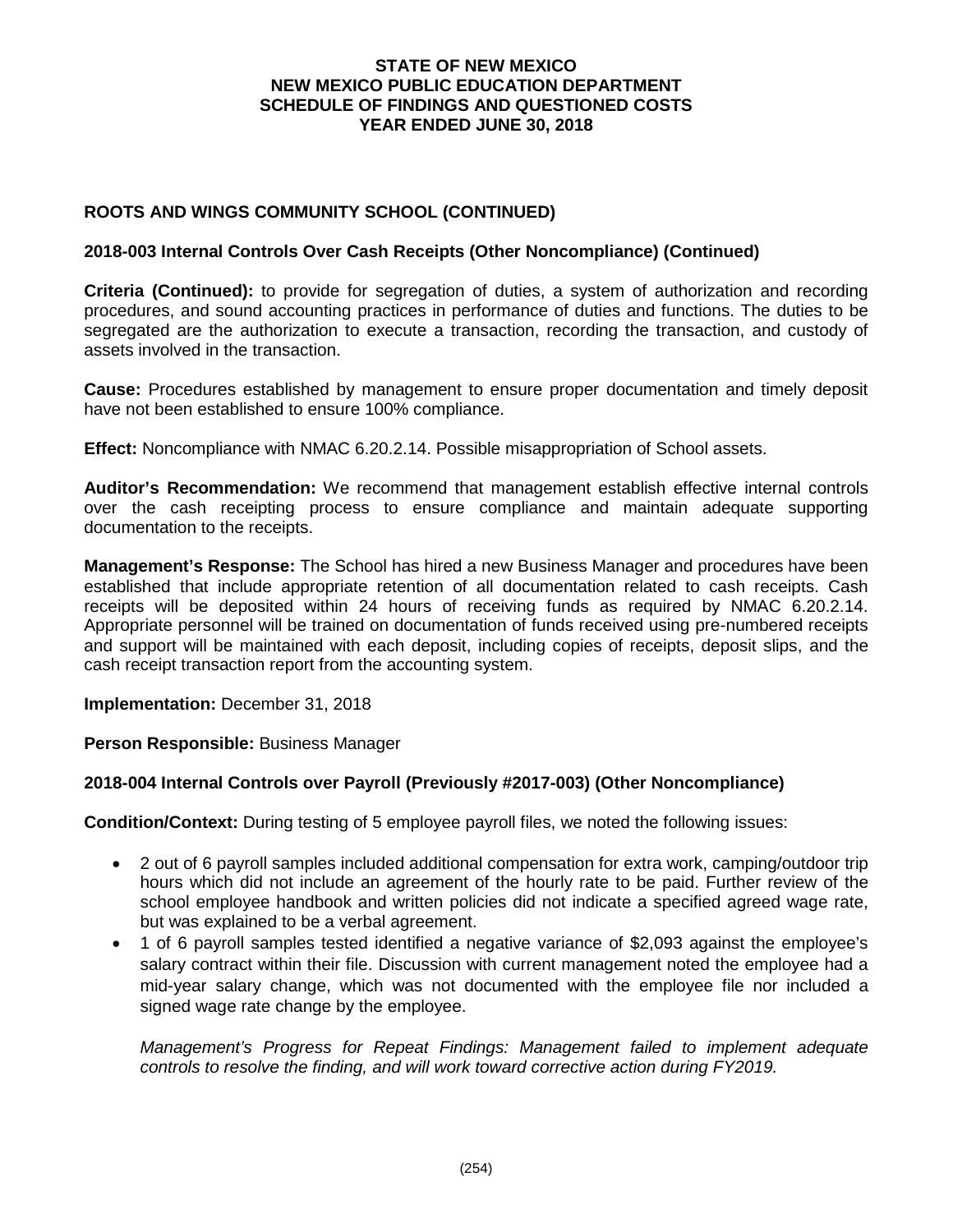# STATE OF NEW MEXICO
# NEW MEXICO PUBLIC EDUCATION DEPARTMENT
# SCHEDULE OF FINDINGS AND QUESTIONED COSTS
# YEAR ENDED JUNE 30, 2018

## ROOTS AND WINGS COMMUNITY SCHOOL (CONTINUED)

### 2018-003 Internal Controls Over Cash Receipts (Other Noncompliance) (Continued)

**Criteria (Continued):** to provide for segregation of duties, a system of authorization and recording procedures, and sound accounting practices in performance of duties and functions. The duties to be segregated are the authorization to execute a transaction, recording the transaction, and custody of assets involved in the transaction.

**Cause:** Procedures established by management to ensure proper documentation and timely deposit have not been established to ensure 100% compliance.

**Effect:** Noncompliance with NMAC 6.20.2.14. Possible misappropriation of School assets.

**Auditor's Recommendation:** We recommend that management establish effective internal controls over the cash receipting process to ensure compliance and maintain adequate supporting documentation to the receipts.

**Management's Response:** The School has hired a new Business Manager and procedures have been established that include appropriate retention of all documentation related to cash receipts. Cash receipts will be deposited within 24 hours of receiving funds as required by NMAC 6.20.2.14. Appropriate personnel will be trained on documentation of funds received using pre-numbered receipts and support will be maintained with each deposit, including copies of receipts, deposit slips, and the cash receipt transaction report from the accounting system.

**Implementation:** December 31, 2018

**Person Responsible:** Business Manager

### 2018-004 Internal Controls over Payroll (Previously #2017-003) (Other Noncompliance)

**Condition/Context:** During testing of 5 employee payroll files, we noted the following issues:

- 2 out of 6 payroll samples included additional compensation for extra work, camping/outdoor trip hours which did not include an agreement of the hourly rate to be paid. Further review of the school employee handbook and written policies did not indicate a specified agreed wage rate, but was explained to be a verbal agreement.
- 1 of 6 payroll samples tested identified a negative variance of $2,093 against the employee's salary contract within their file. Discussion with current management noted the employee had a mid-year salary change, which was not documented with the employee file nor included a signed wage rate change by the employee.

*Management's Progress for Repeat Findings: Management failed to implement adequate controls to resolve the finding, and will work toward corrective action during FY2019.*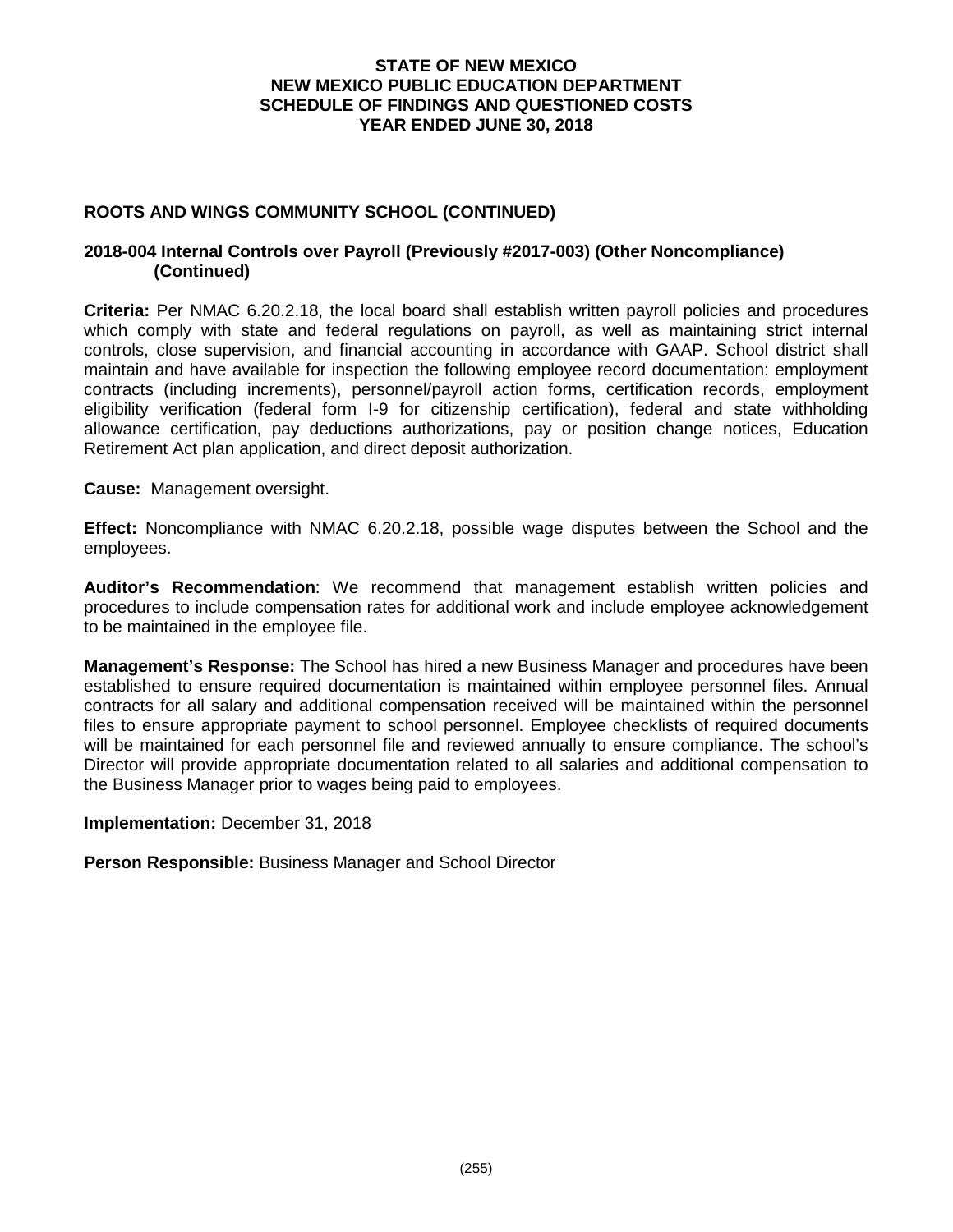**STATE OF NEW MEXICO**
**NEW MEXICO PUBLIC EDUCATION DEPARTMENT**
**SCHEDULE OF FINDINGS AND QUESTIONED COSTS**
**YEAR ENDED JUNE 30, 2018**

## ROOTS AND WINGS COMMUNITY SCHOOL (CONTINUED)

### 2018-004 Internal Controls over Payroll (Previously #2017-003) (Other Noncompliance) (Continued)

**Criteria:** Per NMAC 6.20.2.18, the local board shall establish written payroll policies and procedures which comply with state and federal regulations on payroll, as well as maintaining strict internal controls, close supervision, and financial accounting in accordance with GAAP. School district shall maintain and have available for inspection the following employee record documentation: employment contracts (including increments), personnel/payroll action forms, certification records, employment eligibility verification (federal form I-9 for citizenship certification), federal and state withholding allowance certification, pay deductions authorizations, pay or position change notices, Education Retirement Act plan application, and direct deposit authorization.

**Cause:** Management oversight.

**Effect:** Noncompliance with NMAC 6.20.2.18, possible wage disputes between the School and the employees.

**Auditor's Recommendation**: We recommend that management establish written policies and procedures to include compensation rates for additional work and include employee acknowledgement to be maintained in the employee file.

**Management's Response:** The School has hired a new Business Manager and procedures have been established to ensure required documentation is maintained within employee personnel files. Annual contracts for all salary and additional compensation received will be maintained within the personnel files to ensure appropriate payment to school personnel. Employee checklists of required documents will be maintained for each personnel file and reviewed annually to ensure compliance. The school's Director will provide appropriate documentation related to all salaries and additional compensation to the Business Manager prior to wages being paid to employees.

**Implementation:** December 31, 2018

**Person Responsible:** Business Manager and School Director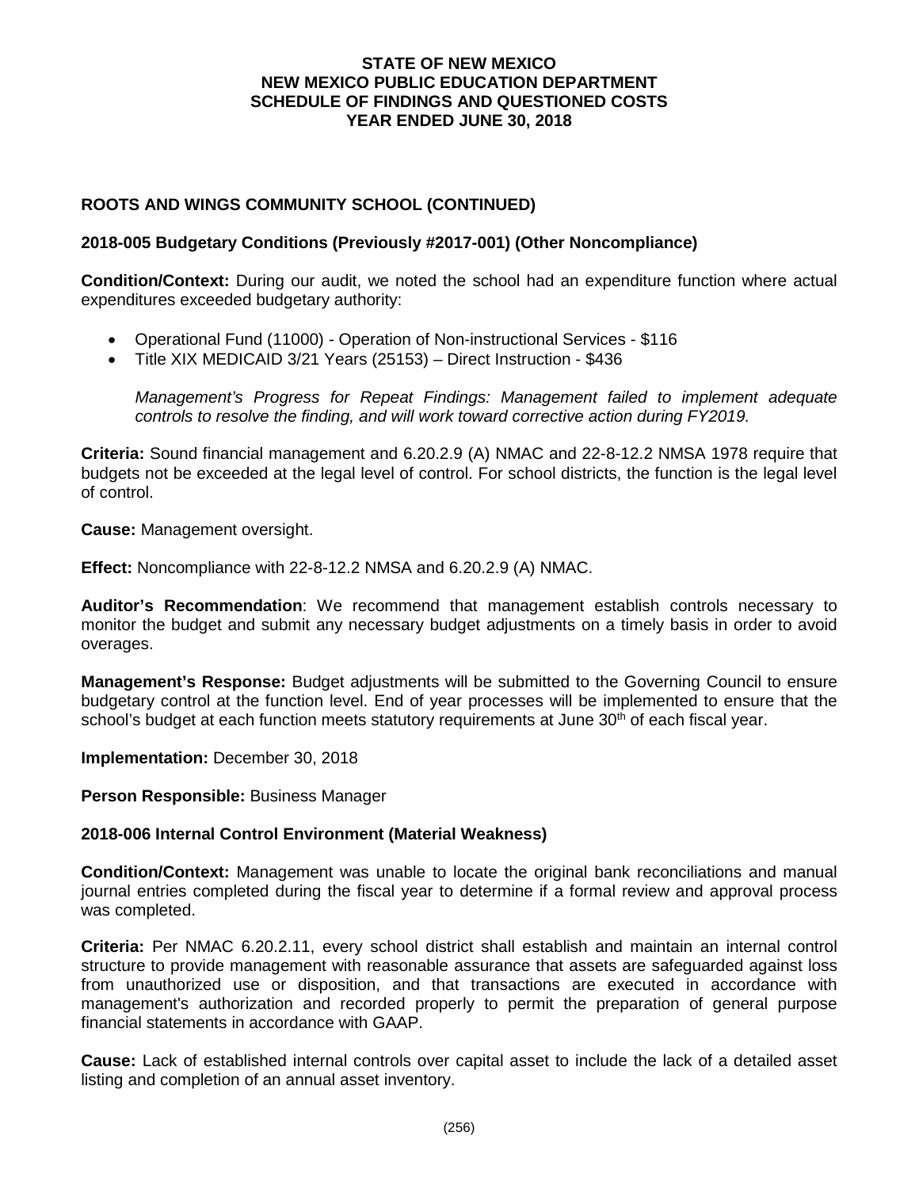**ROOTS AND WINGS COMMUNITY SCHOOL (CONTINUED)**

**2018-005 Budgetary Conditions (Previously #2017-001) (Other Noncompliance)**

**Condition/Context:** During our audit, we noted the school had an expenditure function where actual expenditures exceeded budgetary authority:

- Operational Fund (11000) - Operation of Non-instructional Services - $116
- Title XIX MEDICAID 3/21 Years (25153) – Direct Instruction - $436

*Management's Progress for Repeat Findings: Management failed to implement adequate controls to resolve the finding, and will work toward corrective action during FY2019.*

**Criteria:** Sound financial management and 6.20.2.9 (A) NMAC and 22-8-12.2 NMSA 1978 require that budgets not be exceeded at the legal level of control. For school districts, the function is the legal level of control.

**Cause:** Management oversight.

**Effect:** Noncompliance with 22-8-12.2 NMSA and 6.20.2.9 (A) NMAC.

**Auditor's Recommendation**: We recommend that management establish controls necessary to monitor the budget and submit any necessary budget adjustments on a timely basis in order to avoid overages.

**Management's Response:** Budget adjustments will be submitted to the Governing Council to ensure budgetary control at the function level. End of year processes will be implemented to ensure that the school's budget at each function meets statutory requirements at June 30th of each fiscal year.

**Implementation:** December 30, 2018

**Person Responsible:** Business Manager

**2018-006 Internal Control Environment (Material Weakness)**

**Condition/Context:** Management was unable to locate the original bank reconciliations and manual journal entries completed during the fiscal year to determine if a formal review and approval process was completed.

**Criteria:** Per NMAC 6.20.2.11, every school district shall establish and maintain an internal control structure to provide management with reasonable assurance that assets are safeguarded against loss from unauthorized use or disposition, and that transactions are executed in accordance with management's authorization and recorded properly to permit the preparation of general purpose financial statements in accordance with GAAP.

**Cause:** Lack of established internal controls over capital asset to include the lack of a detailed asset listing and completion of an annual asset inventory.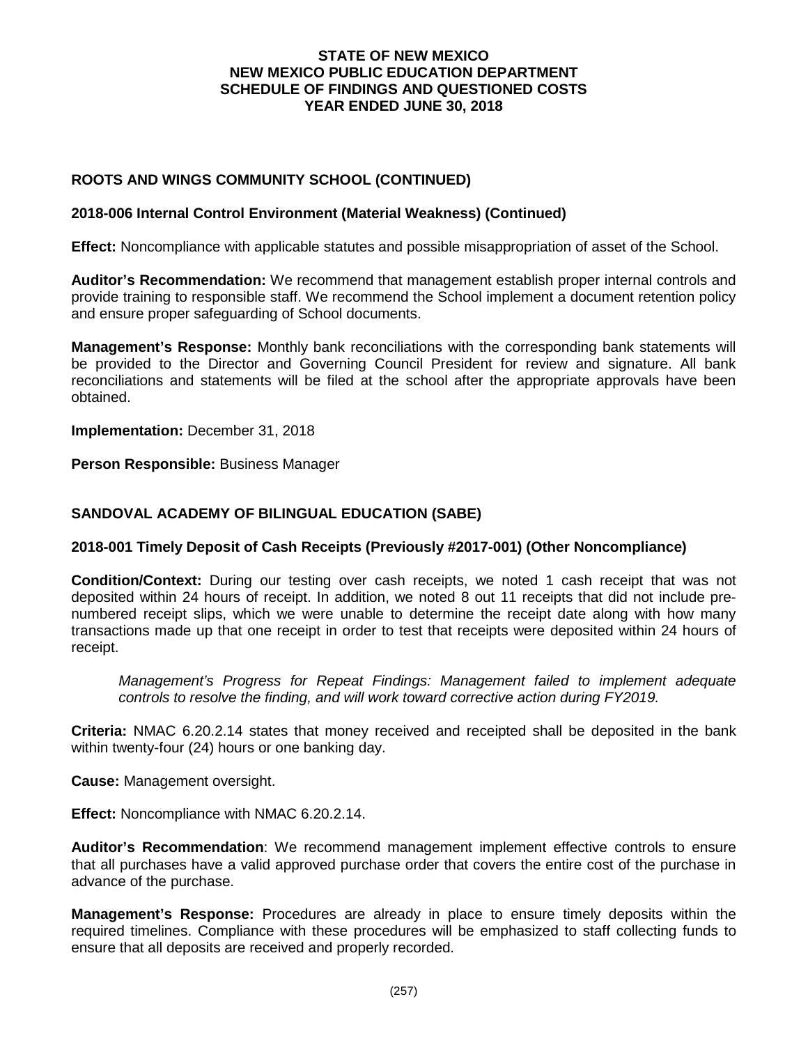**STATE OF NEW MEXICO**
**NEW MEXICO PUBLIC EDUCATION DEPARTMENT**
**SCHEDULE OF FINDINGS AND QUESTIONED COSTS**
**YEAR ENDED JUNE 30, 2018**

## ROOTS AND WINGS COMMUNITY SCHOOL (CONTINUED)

### 2018-006 Internal Control Environment (Material Weakness) (Continued)

**Effect:** Noncompliance with applicable statutes and possible misappropriation of asset of the School.

**Auditor's Recommendation:** We recommend that management establish proper internal controls and provide training to responsible staff. We recommend the School implement a document retention policy and ensure proper safeguarding of School documents.

**Management's Response:** Monthly bank reconciliations with the corresponding bank statements will be provided to the Director and Governing Council President for review and signature. All bank reconciliations and statements will be filed at the school after the appropriate approvals have been obtained.

**Implementation:** December 31, 2018

**Person Responsible:** Business Manager

## SANDOVAL ACADEMY OF BILINGUAL EDUCATION (SABE)

### 2018-001 Timely Deposit of Cash Receipts (Previously #2017-001) (Other Noncompliance)

**Condition/Context:** During our testing over cash receipts, we noted 1 cash receipt that was not deposited within 24 hours of receipt. In addition, we noted 8 out 11 receipts that did not include pre-numbered receipt slips, which we were unable to determine the receipt date along with how many transactions made up that one receipt in order to test that receipts were deposited within 24 hours of receipt.

> *Management's Progress for Repeat Findings: Management failed to implement adequate controls to resolve the finding, and will work toward corrective action during FY2019.*

**Criteria:** NMAC 6.20.2.14 states that money received and receipted shall be deposited in the bank within twenty-four (24) hours or one banking day.

**Cause:** Management oversight.

**Effect:** Noncompliance with NMAC 6.20.2.14.

**Auditor's Recommendation**: We recommend management implement effective controls to ensure that all purchases have a valid approved purchase order that covers the entire cost of the purchase in advance of the purchase.

**Management's Response:** Procedures are already in place to ensure timely deposits within the required timelines. Compliance with these procedures will be emphasized to staff collecting funds to ensure that all deposits are received and properly recorded.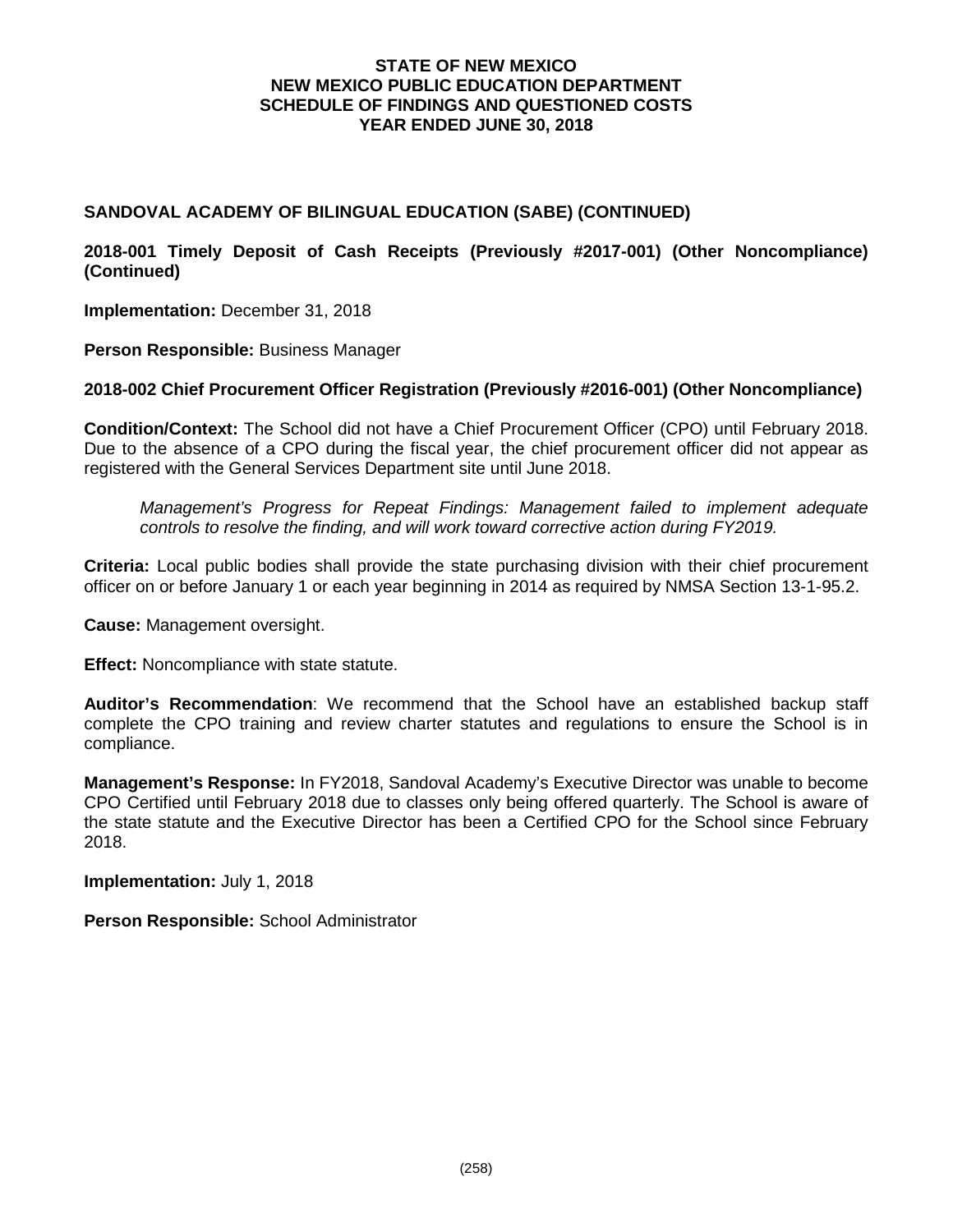# STATE OF NEW MEXICO
# NEW MEXICO PUBLIC EDUCATION DEPARTMENT
# SCHEDULE OF FINDINGS AND QUESTIONED COSTS
# YEAR ENDED JUNE 30, 2018

## SANDOVAL ACADEMY OF BILINGUAL EDUCATION (SABE) (CONTINUED)

### 2018-001 Timely Deposit of Cash Receipts (Previously #2017-001) (Other Noncompliance) (Continued)

**Implementation:** December 31, 2018

**Person Responsible:** Business Manager

### 2018-002 Chief Procurement Officer Registration (Previously #2016-001) (Other Noncompliance)

**Condition/Context:** The School did not have a Chief Procurement Officer (CPO) until February 2018. Due to the absence of a CPO during the fiscal year, the chief procurement officer did not appear as registered with the General Services Department site until June 2018.

*Management's Progress for Repeat Findings: Management failed to implement adequate controls to resolve the finding, and will work toward corrective action during FY2019.*

**Criteria:** Local public bodies shall provide the state purchasing division with their chief procurement officer on or before January 1 or each year beginning in 2014 as required by NMSA Section 13-1-95.2.

**Cause:** Management oversight.

**Effect:** Noncompliance with state statute.

**Auditor's Recommendation**: We recommend that the School have an established backup staff complete the CPO training and review charter statutes and regulations to ensure the School is in compliance.

**Management's Response:** In FY2018, Sandoval Academy's Executive Director was unable to become CPO Certified until February 2018 due to classes only being offered quarterly. The School is aware of the state statute and the Executive Director has been a Certified CPO for the School since February 2018.

**Implementation:** July 1, 2018

**Person Responsible:** School Administrator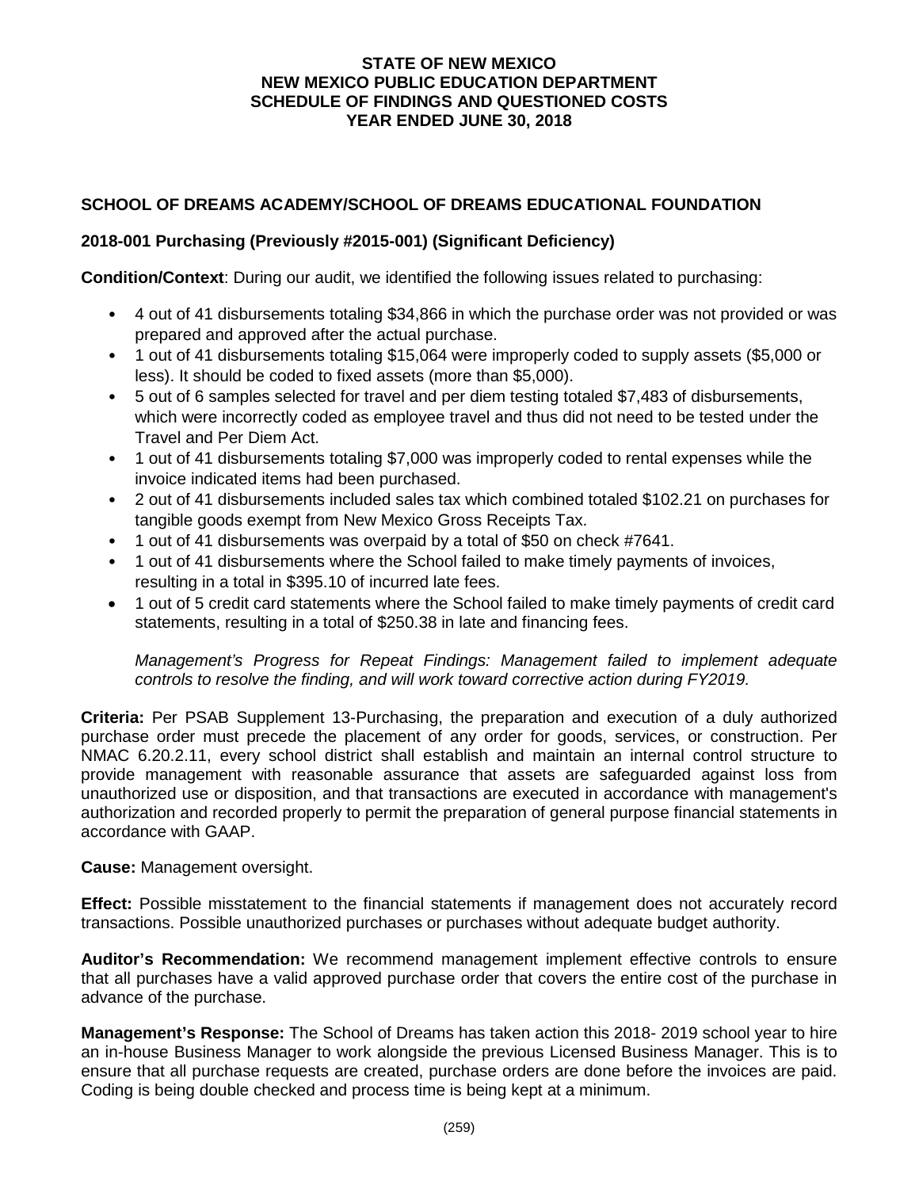# STATE OF NEW MEXICO
# NEW MEXICO PUBLIC EDUCATION DEPARTMENT
# SCHEDULE OF FINDINGS AND QUESTIONED COSTS
# YEAR ENDED JUNE 30, 2018

## SCHOOL OF DREAMS ACADEMY/SCHOOL OF DREAMS EDUCATIONAL FOUNDATION

### 2018-001 Purchasing (Previously #2015-001) (Significant Deficiency)

**Condition/Context**: During our audit, we identified the following issues related to purchasing:

- 4 out of 41 disbursements totaling $34,866 in which the purchase order was not provided or was prepared and approved after the actual purchase.
- 1 out of 41 disbursements totaling $15,064 were improperly coded to supply assets ($5,000 or less). It should be coded to fixed assets (more than $5,000).
- 5 out of 6 samples selected for travel and per diem testing totaled $7,483 of disbursements, which were incorrectly coded as employee travel and thus did not need to be tested under the Travel and Per Diem Act.
- 1 out of 41 disbursements totaling $7,000 was improperly coded to rental expenses while the invoice indicated items had been purchased.
- 2 out of 41 disbursements included sales tax which combined totaled $102.21 on purchases for tangible goods exempt from New Mexico Gross Receipts Tax.
- 1 out of 41 disbursements was overpaid by a total of $50 on check #7641.
- 1 out of 41 disbursements where the School failed to make timely payments of invoices, resulting in a total in $395.10 of incurred late fees.
- 1 out of 5 credit card statements where the School failed to make timely payments of credit card statements, resulting in a total of $250.38 in late and financing fees.

*Management's Progress for Repeat Findings: Management failed to implement adequate controls to resolve the finding, and will work toward corrective action during FY2019.*

**Criteria:** Per PSAB Supplement 13-Purchasing, the preparation and execution of a duly authorized purchase order must precede the placement of any order for goods, services, or construction. Per NMAC 6.20.2.11, every school district shall establish and maintain an internal control structure to provide management with reasonable assurance that assets are safeguarded against loss from unauthorized use or disposition, and that transactions are executed in accordance with management's authorization and recorded properly to permit the preparation of general purpose financial statements in accordance with GAAP.

**Cause:** Management oversight.

**Effect:** Possible misstatement to the financial statements if management does not accurately record transactions. Possible unauthorized purchases or purchases without adequate budget authority.

**Auditor's Recommendation:** We recommend management implement effective controls to ensure that all purchases have a valid approved purchase order that covers the entire cost of the purchase in advance of the purchase.

**Management's Response:** The School of Dreams has taken action this 2018- 2019 school year to hire an in-house Business Manager to work alongside the previous Licensed Business Manager. This is to ensure that all purchase requests are created, purchase orders are done before the invoices are paid. Coding is being double checked and process time is being kept at a minimum.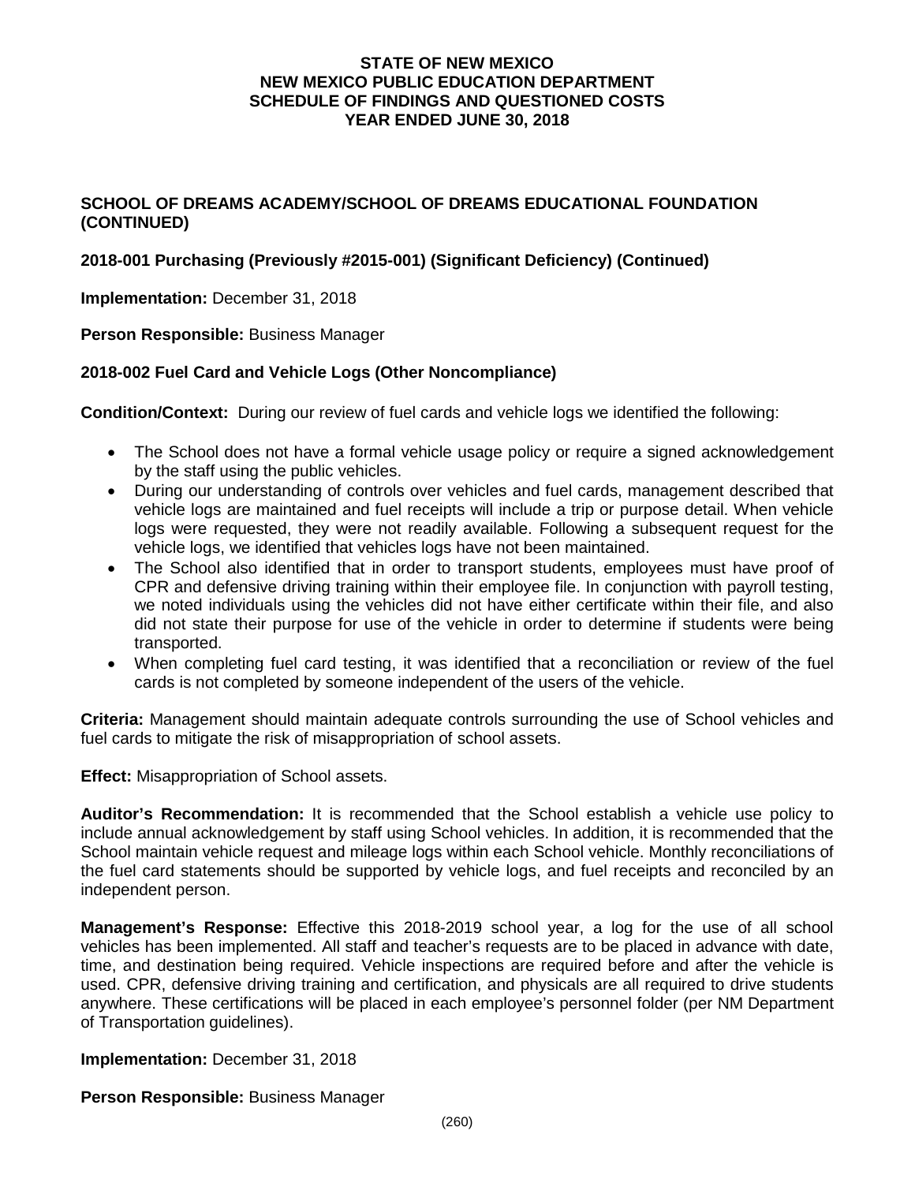## SCHOOL OF DREAMS ACADEMY/SCHOOL OF DREAMS EDUCATIONAL FOUNDATION (CONTINUED)

### 2018-001 Purchasing (Previously #2015-001) (Significant Deficiency) (Continued)

**Implementation:** December 31, 2018

**Person Responsible:** Business Manager

### 2018-002 Fuel Card and Vehicle Logs (Other Noncompliance)

**Condition/Context:** During our review of fuel cards and vehicle logs we identified the following:

- The School does not have a formal vehicle usage policy or require a signed acknowledgement by the staff using the public vehicles.
- During our understanding of controls over vehicles and fuel cards, management described that vehicle logs are maintained and fuel receipts will include a trip or purpose detail. When vehicle logs were requested, they were not readily available. Following a subsequent request for the vehicle logs, we identified that vehicles logs have not been maintained.
- The School also identified that in order to transport students, employees must have proof of CPR and defensive driving training within their employee file. In conjunction with payroll testing, we noted individuals using the vehicles did not have either certificate within their file, and also did not state their purpose for use of the vehicle in order to determine if students were being transported.
- When completing fuel card testing, it was identified that a reconciliation or review of the fuel cards is not completed by someone independent of the users of the vehicle.

**Criteria:** Management should maintain adequate controls surrounding the use of School vehicles and fuel cards to mitigate the risk of misappropriation of school assets.

**Effect:** Misappropriation of School assets.

**Auditor's Recommendation:** It is recommended that the School establish a vehicle use policy to include annual acknowledgement by staff using School vehicles. In addition, it is recommended that the School maintain vehicle request and mileage logs within each School vehicle. Monthly reconciliations of the fuel card statements should be supported by vehicle logs, and fuel receipts and reconciled by an independent person.

**Management's Response:** Effective this 2018-2019 school year, a log for the use of all school vehicles has been implemented. All staff and teacher's requests are to be placed in advance with date, time, and destination being required. Vehicle inspections are required before and after the vehicle is used. CPR, defensive driving training and certification, and physicals are all required to drive students anywhere. These certifications will be placed in each employee's personnel folder (per NM Department of Transportation guidelines).

**Implementation:** December 31, 2018

**Person Responsible:** Business Manager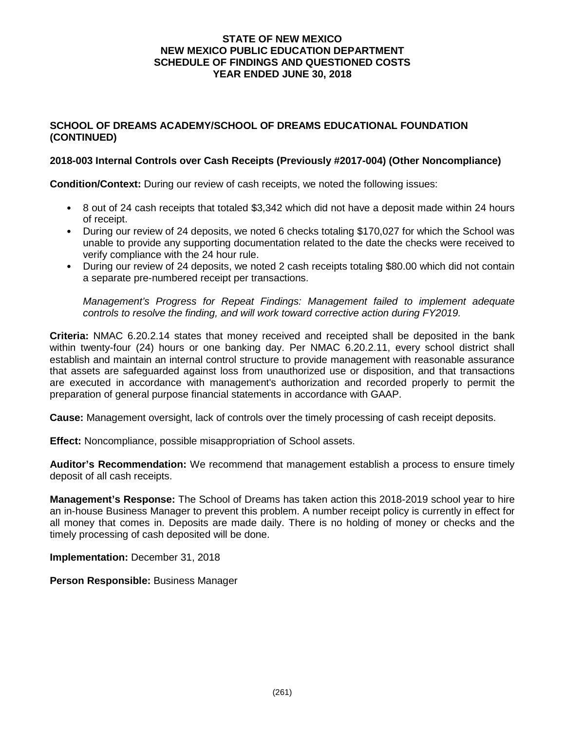# STATE OF NEW MEXICO
# NEW MEXICO PUBLIC EDUCATION DEPARTMENT
# SCHEDULE OF FINDINGS AND QUESTIONED COSTS
# YEAR ENDED JUNE 30, 2018

## SCHOOL OF DREAMS ACADEMY/SCHOOL OF DREAMS EDUCATIONAL FOUNDATION (CONTINUED)

### 2018-003 Internal Controls over Cash Receipts (Previously #2017-004) (Other Noncompliance)

**Condition/Context:** During our review of cash receipts, we noted the following issues:

- 8 out of 24 cash receipts that totaled $3,342 which did not have a deposit made within 24 hours of receipt.
- During our review of 24 deposits, we noted 6 checks totaling $170,027 for which the School was unable to provide any supporting documentation related to the date the checks were received to verify compliance with the 24 hour rule.
- During our review of 24 deposits, we noted 2 cash receipts totaling $80.00 which did not contain a separate pre-numbered receipt per transactions.

*Management's Progress for Repeat Findings: Management failed to implement adequate controls to resolve the finding, and will work toward corrective action during FY2019.*

**Criteria:** NMAC 6.20.2.14 states that money received and receipted shall be deposited in the bank within twenty-four (24) hours or one banking day. Per NMAC 6.20.2.11, every school district shall establish and maintain an internal control structure to provide management with reasonable assurance that assets are safeguarded against loss from unauthorized use or disposition, and that transactions are executed in accordance with management's authorization and recorded properly to permit the preparation of general purpose financial statements in accordance with GAAP.

**Cause:** Management oversight, lack of controls over the timely processing of cash receipt deposits.

**Effect:** Noncompliance, possible misappropriation of School assets.

**Auditor's Recommendation:** We recommend that management establish a process to ensure timely deposit of all cash receipts.

**Management's Response:** The School of Dreams has taken action this 2018-2019 school year to hire an in-house Business Manager to prevent this problem. A number receipt policy is currently in effect for all money that comes in. Deposits are made daily. There is no holding of money or checks and the timely processing of cash deposited will be done.

**Implementation:** December 31, 2018

**Person Responsible:** Business Manager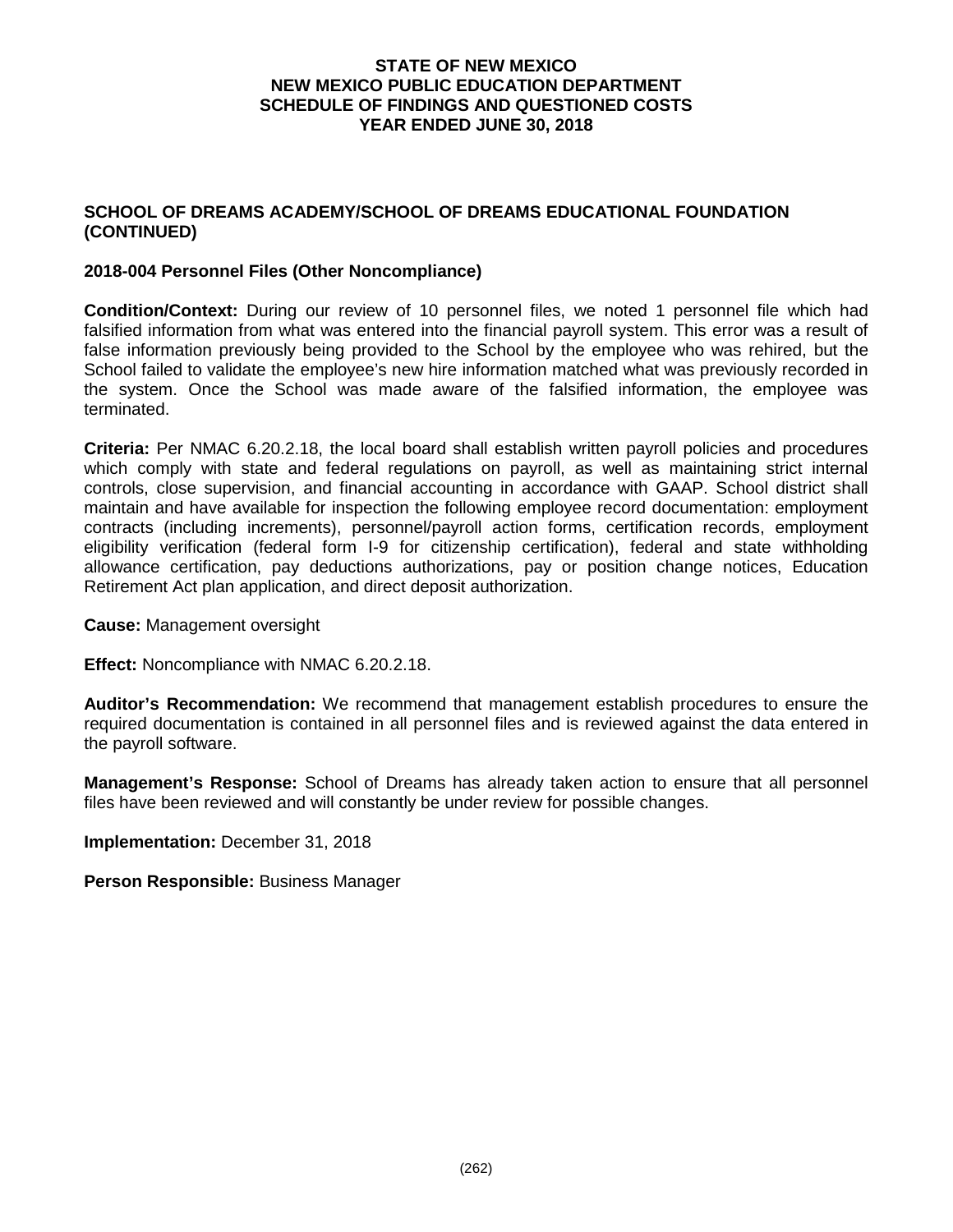# STATE OF NEW MEXICO
# NEW MEXICO PUBLIC EDUCATION DEPARTMENT
# SCHEDULE OF FINDINGS AND QUESTIONED COSTS
# YEAR ENDED JUNE 30, 2018

## SCHOOL OF DREAMS ACADEMY/SCHOOL OF DREAMS EDUCATIONAL FOUNDATION (CONTINUED)

### 2018-004 Personnel Files (Other Noncompliance)

**Condition/Context:** During our review of 10 personnel files, we noted 1 personnel file which had falsified information from what was entered into the financial payroll system. This error was a result of false information previously being provided to the School by the employee who was rehired, but the School failed to validate the employee's new hire information matched what was previously recorded in the system. Once the School was made aware of the falsified information, the employee was terminated.

**Criteria:** Per NMAC 6.20.2.18, the local board shall establish written payroll policies and procedures which comply with state and federal regulations on payroll, as well as maintaining strict internal controls, close supervision, and financial accounting in accordance with GAAP. School district shall maintain and have available for inspection the following employee record documentation: employment contracts (including increments), personnel/payroll action forms, certification records, employment eligibility verification (federal form I-9 for citizenship certification), federal and state withholding allowance certification, pay deductions authorizations, pay or position change notices, Education Retirement Act plan application, and direct deposit authorization.

**Cause:** Management oversight

**Effect:** Noncompliance with NMAC 6.20.2.18.

**Auditor's Recommendation:** We recommend that management establish procedures to ensure the required documentation is contained in all personnel files and is reviewed against the data entered in the payroll software.

**Management's Response:** School of Dreams has already taken action to ensure that all personnel files have been reviewed and will constantly be under review for possible changes.

**Implementation:** December 31, 2018

**Person Responsible:** Business Manager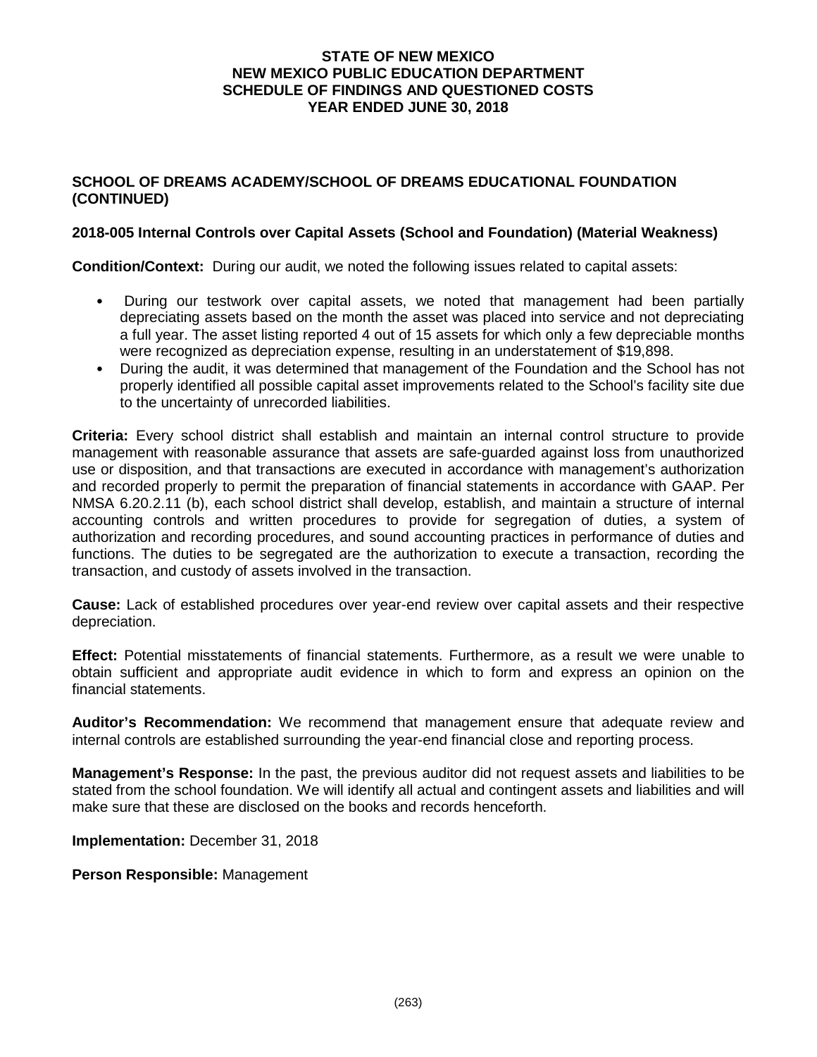**STATE OF NEW MEXICO**
**NEW MEXICO PUBLIC EDUCATION DEPARTMENT**
**SCHEDULE OF FINDINGS AND QUESTIONED COSTS**
**YEAR ENDED JUNE 30, 2018**

## SCHOOL OF DREAMS ACADEMY/SCHOOL OF DREAMS EDUCATIONAL FOUNDATION (CONTINUED)

### 2018-005 Internal Controls over Capital Assets (School and Foundation) (Material Weakness)

**Condition/Context:** During our audit, we noted the following issues related to capital assets:

- During our testwork over capital assets, we noted that management had been partially depreciating assets based on the month the asset was placed into service and not depreciating a full year. The asset listing reported 4 out of 15 assets for which only a few depreciable months were recognized as depreciation expense, resulting in an understatement of $19,898.
- During the audit, it was determined that management of the Foundation and the School has not properly identified all possible capital asset improvements related to the School's facility site due to the uncertainty of unrecorded liabilities.

**Criteria:** Every school district shall establish and maintain an internal control structure to provide management with reasonable assurance that assets are safe-guarded against loss from unauthorized use or disposition, and that transactions are executed in accordance with management's authorization and recorded properly to permit the preparation of financial statements in accordance with GAAP. Per NMSA 6.20.2.11 (b), each school district shall develop, establish, and maintain a structure of internal accounting controls and written procedures to provide for segregation of duties, a system of authorization and recording procedures, and sound accounting practices in performance of duties and functions. The duties to be segregated are the authorization to execute a transaction, recording the transaction, and custody of assets involved in the transaction.

**Cause:** Lack of established procedures over year-end review over capital assets and their respective depreciation.

**Effect:** Potential misstatements of financial statements. Furthermore, as a result we were unable to obtain sufficient and appropriate audit evidence in which to form and express an opinion on the financial statements.

**Auditor's Recommendation:** We recommend that management ensure that adequate review and internal controls are established surrounding the year-end financial close and reporting process.

**Management's Response:** In the past, the previous auditor did not request assets and liabilities to be stated from the school foundation. We will identify all actual and contingent assets and liabilities and will make sure that these are disclosed on the books and records henceforth.

**Implementation:** December 31, 2018

**Person Responsible:** Management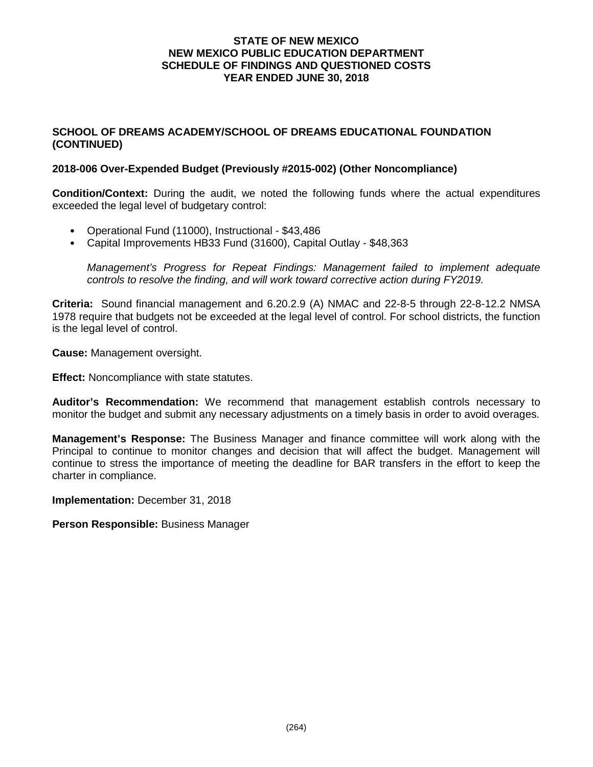**STATE OF NEW MEXICO**
**NEW MEXICO PUBLIC EDUCATION DEPARTMENT**
**SCHEDULE OF FINDINGS AND QUESTIONED COSTS**
**YEAR ENDED JUNE 30, 2018**

## SCHOOL OF DREAMS ACADEMY/SCHOOL OF DREAMS EDUCATIONAL FOUNDATION (CONTINUED)

### 2018-006 Over-Expended Budget (Previously #2015-002) (Other Noncompliance)

**Condition/Context:** During the audit, we noted the following funds where the actual expenditures exceeded the legal level of budgetary control:

- Operational Fund (11000), Instructional - $43,486
- Capital Improvements HB33 Fund (31600), Capital Outlay - $48,363

*Management's Progress for Repeat Findings: Management failed to implement adequate controls to resolve the finding, and will work toward corrective action during FY2019.*

**Criteria:** Sound financial management and 6.20.2.9 (A) NMAC and 22-8-5 through 22-8-12.2 NMSA 1978 require that budgets not be exceeded at the legal level of control. For school districts, the function is the legal level of control.

**Cause:** Management oversight.

**Effect:** Noncompliance with state statutes.

**Auditor's Recommendation:** We recommend that management establish controls necessary to monitor the budget and submit any necessary adjustments on a timely basis in order to avoid overages.

**Management's Response:** The Business Manager and finance committee will work along with the Principal to continue to monitor changes and decision that will affect the budget. Management will continue to stress the importance of meeting the deadline for BAR transfers in the effort to keep the charter in compliance.

**Implementation:** December 31, 2018

**Person Responsible:** Business Manager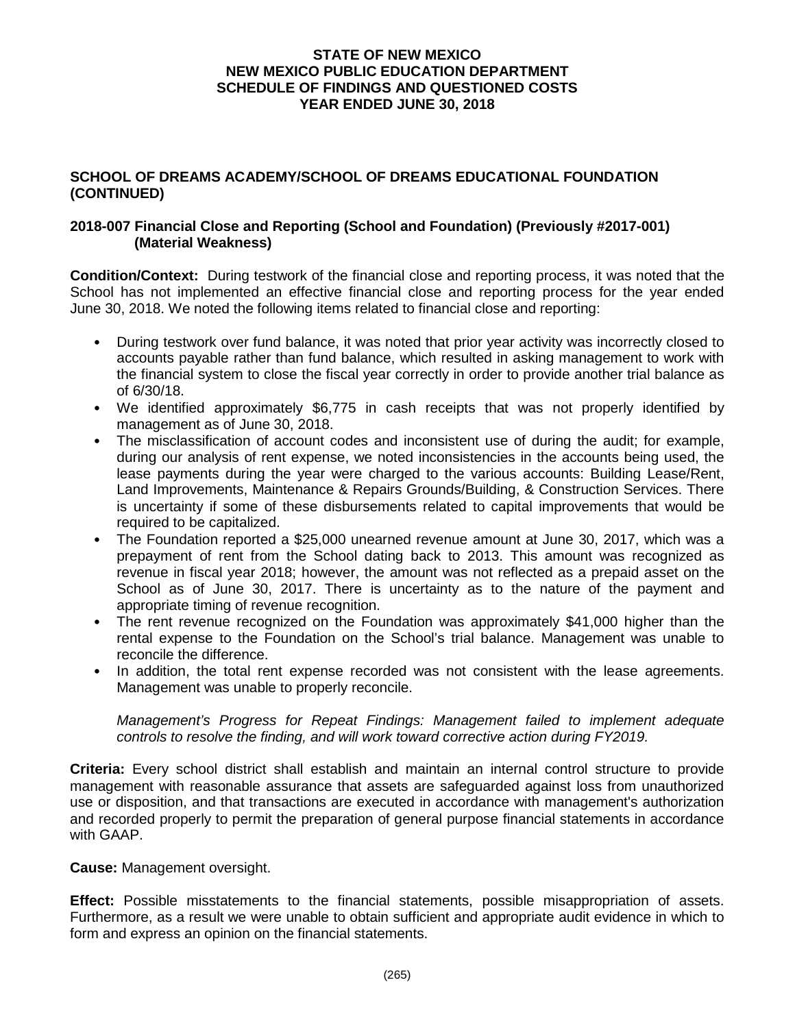**STATE OF NEW MEXICO**
**NEW MEXICO PUBLIC EDUCATION DEPARTMENT**
**SCHEDULE OF FINDINGS AND QUESTIONED COSTS**
**YEAR ENDED JUNE 30, 2018**

## SCHOOL OF DREAMS ACADEMY/SCHOOL OF DREAMS EDUCATIONAL FOUNDATION (CONTINUED)

### 2018-007 Financial Close and Reporting (School and Foundation) (Previously #2017-001) (Material Weakness)

**Condition/Context:** During testwork of the financial close and reporting process, it was noted that the School has not implemented an effective financial close and reporting process for the year ended June 30, 2018. We noted the following items related to financial close and reporting:

- During testwork over fund balance, it was noted that prior year activity was incorrectly closed to accounts payable rather than fund balance, which resulted in asking management to work with the financial system to close the fiscal year correctly in order to provide another trial balance as of 6/30/18.
- We identified approximately $6,775 in cash receipts that was not properly identified by management as of June 30, 2018.
- The misclassification of account codes and inconsistent use of during the audit; for example, during our analysis of rent expense, we noted inconsistencies in the accounts being used, the lease payments during the year were charged to the various accounts: Building Lease/Rent, Land Improvements, Maintenance & Repairs Grounds/Building, & Construction Services. There is uncertainty if some of these disbursements related to capital improvements that would be required to be capitalized.
- The Foundation reported a $25,000 unearned revenue amount at June 30, 2017, which was a prepayment of rent from the School dating back to 2013. This amount was recognized as revenue in fiscal year 2018; however, the amount was not reflected as a prepaid asset on the School as of June 30, 2017. There is uncertainty as to the nature of the payment and appropriate timing of revenue recognition.
- The rent revenue recognized on the Foundation was approximately $41,000 higher than the rental expense to the Foundation on the School's trial balance. Management was unable to reconcile the difference.
- In addition, the total rent expense recorded was not consistent with the lease agreements. Management was unable to properly reconcile.

*Management's Progress for Repeat Findings: Management failed to implement adequate controls to resolve the finding, and will work toward corrective action during FY2019.*

**Criteria:** Every school district shall establish and maintain an internal control structure to provide management with reasonable assurance that assets are safeguarded against loss from unauthorized use or disposition, and that transactions are executed in accordance with management's authorization and recorded properly to permit the preparation of general purpose financial statements in accordance with GAAP.

**Cause:** Management oversight.

**Effect:** Possible misstatements to the financial statements, possible misappropriation of assets. Furthermore, as a result we were unable to obtain sufficient and appropriate audit evidence in which to form and express an opinion on the financial statements.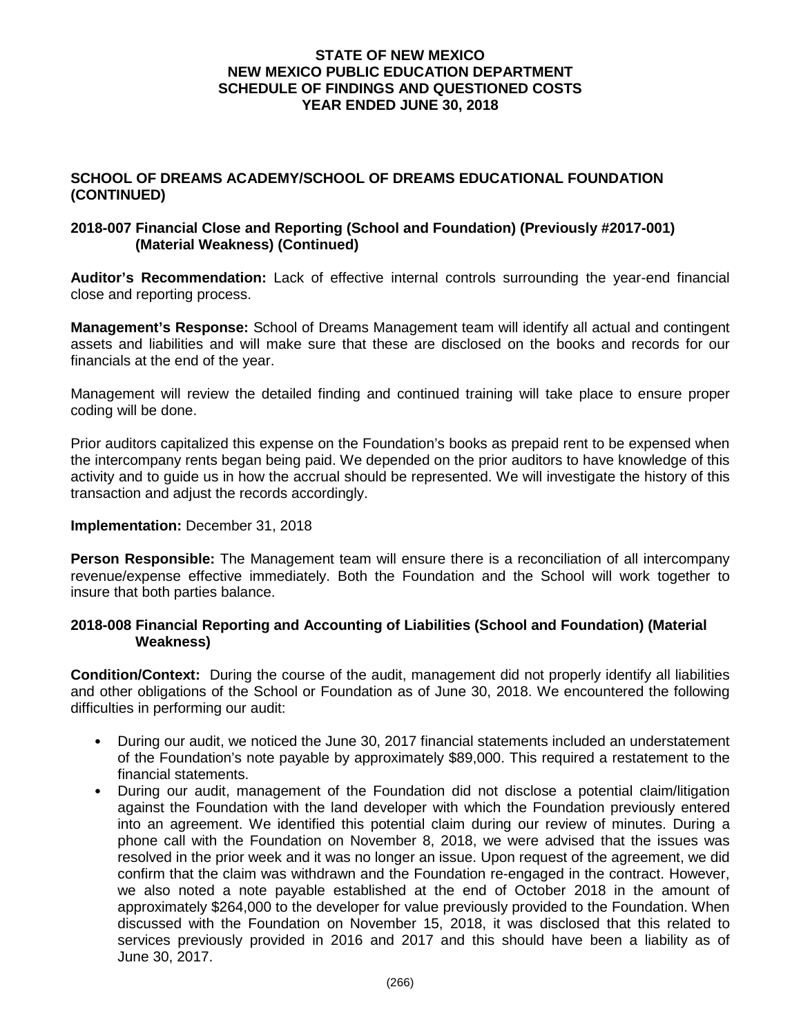# STATE OF NEW MEXICO
# NEW MEXICO PUBLIC EDUCATION DEPARTMENT
# SCHEDULE OF FINDINGS AND QUESTIONED COSTS
# YEAR ENDED JUNE 30, 2018

## SCHOOL OF DREAMS ACADEMY/SCHOOL OF DREAMS EDUCATIONAL FOUNDATION (CONTINUED)

### 2018-007 Financial Close and Reporting (School and Foundation) (Previously #2017-001) (Material Weakness) (Continued)

**Auditor's Recommendation:** Lack of effective internal controls surrounding the year-end financial close and reporting process.

**Management's Response:** School of Dreams Management team will identify all actual and contingent assets and liabilities and will make sure that these are disclosed on the books and records for our financials at the end of the year.

Management will review the detailed finding and continued training will take place to ensure proper coding will be done.

Prior auditors capitalized this expense on the Foundation's books as prepaid rent to be expensed when the intercompany rents began being paid. We depended on the prior auditors to have knowledge of this activity and to guide us in how the accrual should be represented. We will investigate the history of this transaction and adjust the records accordingly.

**Implementation:** December 31, 2018

**Person Responsible:** The Management team will ensure there is a reconciliation of all intercompany revenue/expense effective immediately. Both the Foundation and the School will work together to insure that both parties balance.

### 2018-008 Financial Reporting and Accounting of Liabilities (School and Foundation) (Material Weakness)

**Condition/Context:** During the course of the audit, management did not properly identify all liabilities and other obligations of the School or Foundation as of June 30, 2018. We encountered the following difficulties in performing our audit:

- During our audit, we noticed the June 30, 2017 financial statements included an understatement of the Foundation's note payable by approximately $89,000. This required a restatement to the financial statements.
- During our audit, management of the Foundation did not disclose a potential claim/litigation against the Foundation with the land developer with which the Foundation previously entered into an agreement. We identified this potential claim during our review of minutes. During a phone call with the Foundation on November 8, 2018, we were advised that the issues was resolved in the prior week and it was no longer an issue. Upon request of the agreement, we did confirm that the claim was withdrawn and the Foundation re-engaged in the contract. However, we also noted a note payable established at the end of October 2018 in the amount of approximately $264,000 to the developer for value previously provided to the Foundation. When discussed with the Foundation on November 15, 2018, it was disclosed that this related to services previously provided in 2016 and 2017 and this should have been a liability as of June 30, 2017.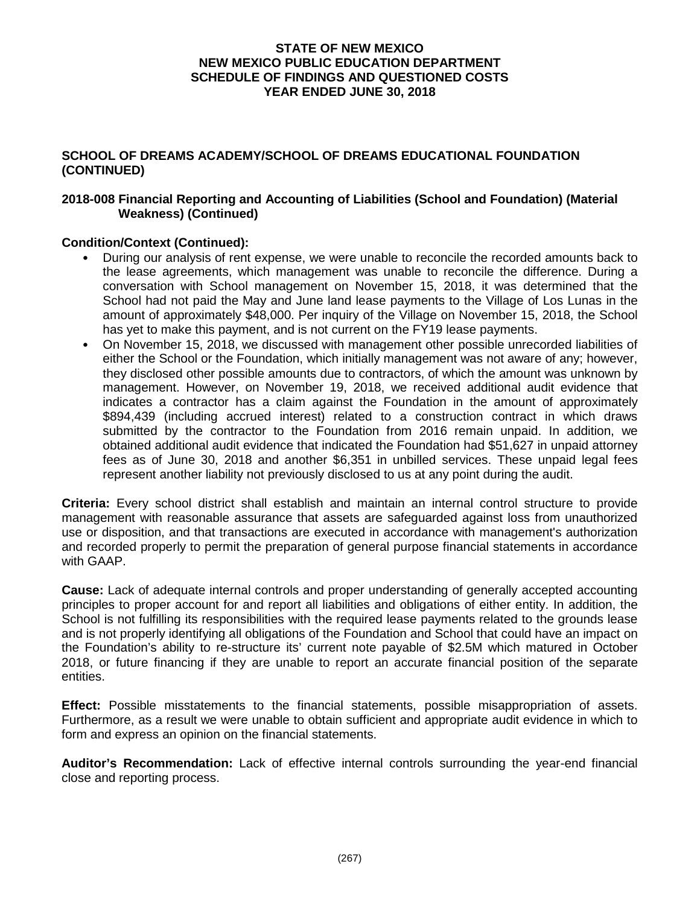# STATE OF NEW MEXICO
# NEW MEXICO PUBLIC EDUCATION DEPARTMENT
# SCHEDULE OF FINDINGS AND QUESTIONED COSTS
# YEAR ENDED JUNE 30, 2018

## SCHOOL OF DREAMS ACADEMY/SCHOOL OF DREAMS EDUCATIONAL FOUNDATION (CONTINUED)

### 2018-008 Financial Reporting and Accounting of Liabilities (School and Foundation) (Material Weakness) (Continued)

**Condition/Context (Continued):**

- During our analysis of rent expense, we were unable to reconcile the recorded amounts back to the lease agreements, which management was unable to reconcile the difference. During a conversation with School management on November 15, 2018, it was determined that the School had not paid the May and June land lease payments to the Village of Los Lunas in the amount of approximately $48,000. Per inquiry of the Village on November 15, 2018, the School has yet to make this payment, and is not current on the FY19 lease payments.
- On November 15, 2018, we discussed with management other possible unrecorded liabilities of either the School or the Foundation, which initially management was not aware of any; however, they disclosed other possible amounts due to contractors, of which the amount was unknown by management. However, on November 19, 2018, we received additional audit evidence that indicates a contractor has a claim against the Foundation in the amount of approximately $894,439 (including accrued interest) related to a construction contract in which draws submitted by the contractor to the Foundation from 2016 remain unpaid. In addition, we obtained additional audit evidence that indicated the Foundation had $51,627 in unpaid attorney fees as of June 30, 2018 and another $6,351 in unbilled services. These unpaid legal fees represent another liability not previously disclosed to us at any point during the audit.

**Criteria:** Every school district shall establish and maintain an internal control structure to provide management with reasonable assurance that assets are safeguarded against loss from unauthorized use or disposition, and that transactions are executed in accordance with management's authorization and recorded properly to permit the preparation of general purpose financial statements in accordance with GAAP.

**Cause:** Lack of adequate internal controls and proper understanding of generally accepted accounting principles to proper account for and report all liabilities and obligations of either entity. In addition, the School is not fulfilling its responsibilities with the required lease payments related to the grounds lease and is not properly identifying all obligations of the Foundation and School that could have an impact on the Foundation's ability to re-structure its' current note payable of $2.5M which matured in October 2018, or future financing if they are unable to report an accurate financial position of the separate entities.

**Effect:** Possible misstatements to the financial statements, possible misappropriation of assets. Furthermore, as a result we were unable to obtain sufficient and appropriate audit evidence in which to form and express an opinion on the financial statements.

**Auditor's Recommendation:** Lack of effective internal controls surrounding the year-end financial close and reporting process.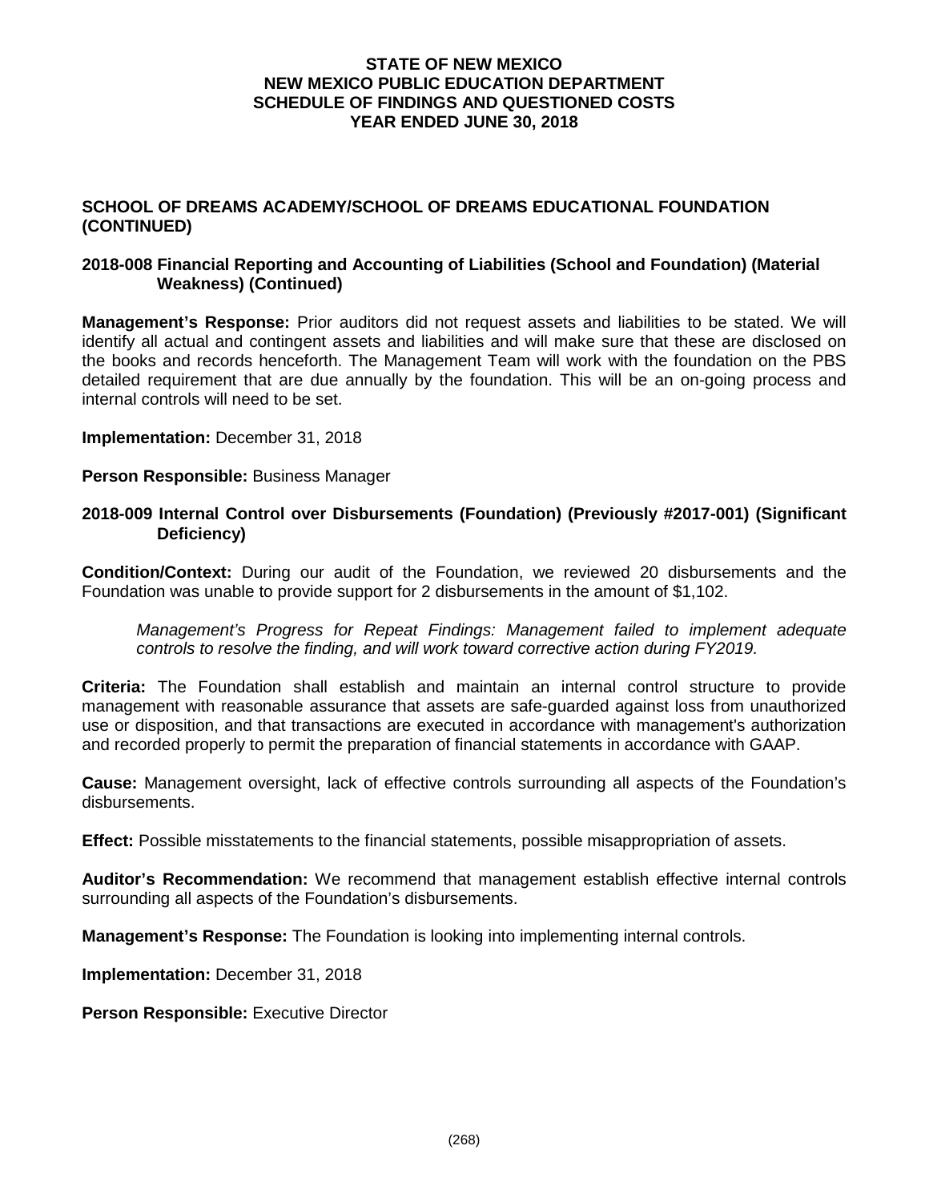**STATE OF NEW MEXICO**
**NEW MEXICO PUBLIC EDUCATION DEPARTMENT**
**SCHEDULE OF FINDINGS AND QUESTIONED COSTS**
**YEAR ENDED JUNE 30, 2018**

## SCHOOL OF DREAMS ACADEMY/SCHOOL OF DREAMS EDUCATIONAL FOUNDATION (CONTINUED)

### 2018-008 Financial Reporting and Accounting of Liabilities (School and Foundation) (Material Weakness) (Continued)

**Management's Response:** Prior auditors did not request assets and liabilities to be stated. We will identify all actual and contingent assets and liabilities and will make sure that these are disclosed on the books and records henceforth. The Management Team will work with the foundation on the PBS detailed requirement that are due annually by the foundation. This will be an on-going process and internal controls will need to be set.

**Implementation:** December 31, 2018

**Person Responsible:** Business Manager

### 2018-009 Internal Control over Disbursements (Foundation) (Previously #2017-001) (Significant Deficiency)

**Condition/Context:** During our audit of the Foundation, we reviewed 20 disbursements and the Foundation was unable to provide support for 2 disbursements in the amount of $1,102.

*Management's Progress for Repeat Findings: Management failed to implement adequate controls to resolve the finding, and will work toward corrective action during FY2019.*

**Criteria:** The Foundation shall establish and maintain an internal control structure to provide management with reasonable assurance that assets are safe-guarded against loss from unauthorized use or disposition, and that transactions are executed in accordance with management's authorization and recorded properly to permit the preparation of financial statements in accordance with GAAP.

**Cause:** Management oversight, lack of effective controls surrounding all aspects of the Foundation's disbursements.

**Effect:** Possible misstatements to the financial statements, possible misappropriation of assets.

**Auditor's Recommendation:** We recommend that management establish effective internal controls surrounding all aspects of the Foundation's disbursements.

**Management's Response:** The Foundation is looking into implementing internal controls.

**Implementation:** December 31, 2018

**Person Responsible:** Executive Director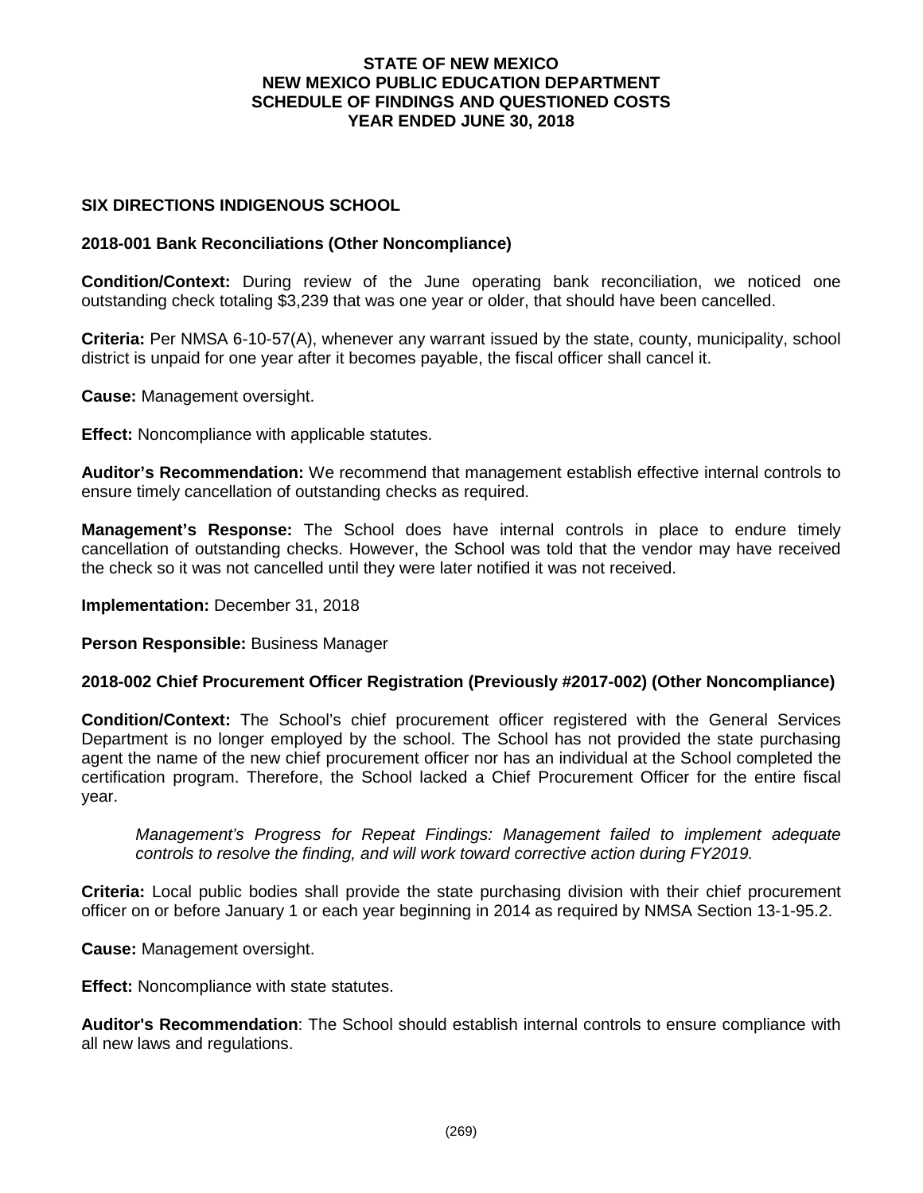**STATE OF NEW MEXICO**
**NEW MEXICO PUBLIC EDUCATION DEPARTMENT**
**SCHEDULE OF FINDINGS AND QUESTIONED COSTS**
**YEAR ENDED JUNE 30, 2018**

## SIX DIRECTIONS INDIGENOUS SCHOOL

### 2018-001 Bank Reconciliations (Other Noncompliance)

**Condition/Context:** During review of the June operating bank reconciliation, we noticed one outstanding check totaling $3,239 that was one year or older, that should have been cancelled.

**Criteria:** Per NMSA 6-10-57(A), whenever any warrant issued by the state, county, municipality, school district is unpaid for one year after it becomes payable, the fiscal officer shall cancel it.

**Cause:** Management oversight.

**Effect:** Noncompliance with applicable statutes.

**Auditor's Recommendation:** We recommend that management establish effective internal controls to ensure timely cancellation of outstanding checks as required.

**Management's Response:** The School does have internal controls in place to endure timely cancellation of outstanding checks. However, the School was told that the vendor may have received the check so it was not cancelled until they were later notified it was not received.

**Implementation:** December 31, 2018

**Person Responsible:** Business Manager

### 2018-002 Chief Procurement Officer Registration (Previously #2017-002) (Other Noncompliance)

**Condition/Context:** The School's chief procurement officer registered with the General Services Department is no longer employed by the school. The School has not provided the state purchasing agent the name of the new chief procurement officer nor has an individual at the School completed the certification program. Therefore, the School lacked a Chief Procurement Officer for the entire fiscal year.

> *Management's Progress for Repeat Findings: Management failed to implement adequate controls to resolve the finding, and will work toward corrective action during FY2019.*

**Criteria:** Local public bodies shall provide the state purchasing division with their chief procurement officer on or before January 1 or each year beginning in 2014 as required by NMSA Section 13-1-95.2.

**Cause:** Management oversight.

**Effect:** Noncompliance with state statutes.

**Auditor's Recommendation**: The School should establish internal controls to ensure compliance with all new laws and regulations.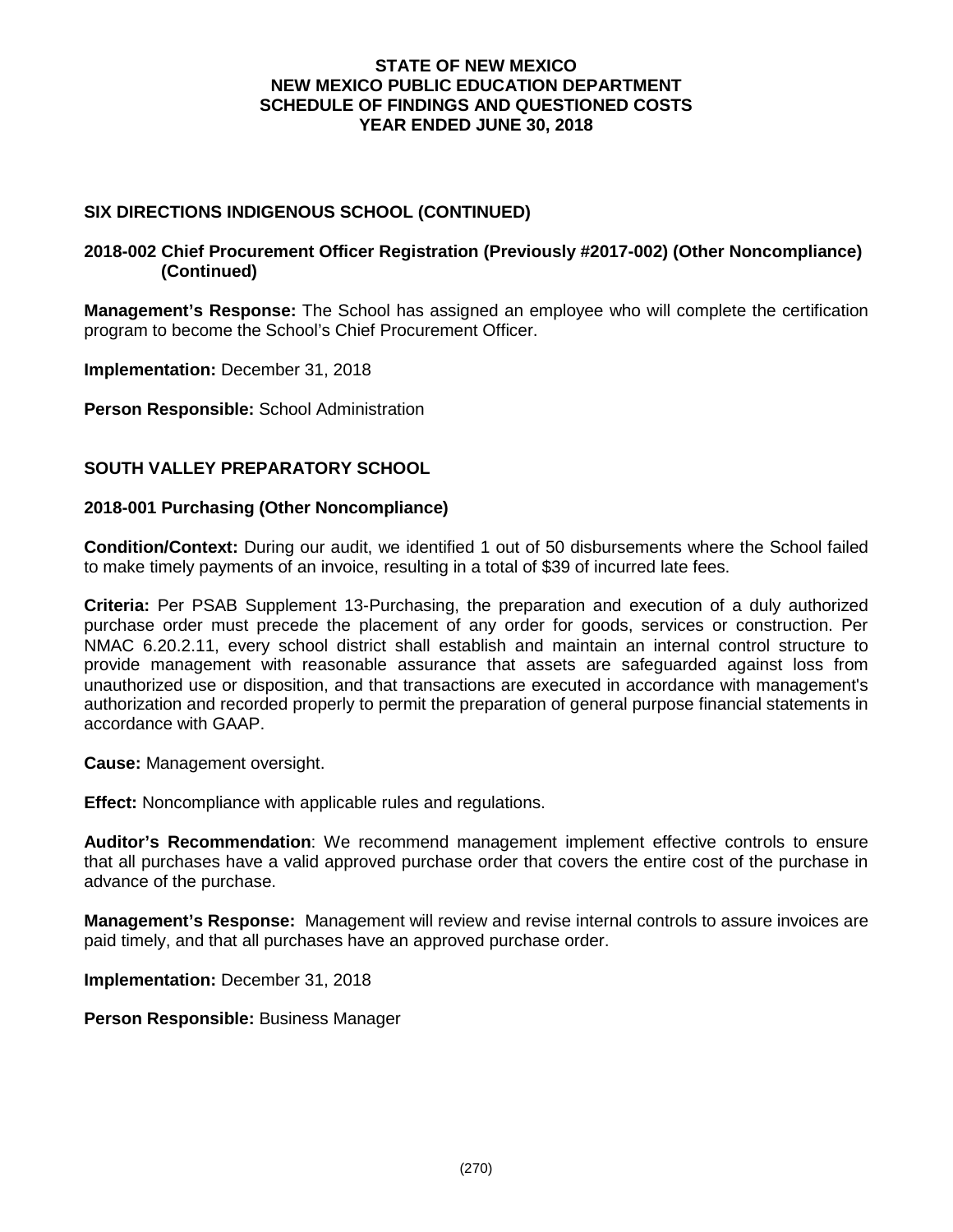## SIX DIRECTIONS INDIGENOUS SCHOOL (CONTINUED)

### 2018-002 Chief Procurement Officer Registration (Previously #2017-002) (Other Noncompliance) (Continued)

**Management's Response:** The School has assigned an employee who will complete the certification program to become the School's Chief Procurement Officer.

**Implementation:** December 31, 2018

**Person Responsible:** School Administration

## SOUTH VALLEY PREPARATORY SCHOOL

### 2018-001 Purchasing (Other Noncompliance)

**Condition/Context:** During our audit, we identified 1 out of 50 disbursements where the School failed to make timely payments of an invoice, resulting in a total of $39 of incurred late fees.

**Criteria:** Per PSAB Supplement 13-Purchasing, the preparation and execution of a duly authorized purchase order must precede the placement of any order for goods, services or construction. Per NMAC 6.20.2.11, every school district shall establish and maintain an internal control structure to provide management with reasonable assurance that assets are safeguarded against loss from unauthorized use or disposition, and that transactions are executed in accordance with management's authorization and recorded properly to permit the preparation of general purpose financial statements in accordance with GAAP.

**Cause:** Management oversight.

**Effect:** Noncompliance with applicable rules and regulations.

**Auditor's Recommendation**: We recommend management implement effective controls to ensure that all purchases have a valid approved purchase order that covers the entire cost of the purchase in advance of the purchase.

**Management's Response:** Management will review and revise internal controls to assure invoices are paid timely, and that all purchases have an approved purchase order.

**Implementation:** December 31, 2018

**Person Responsible:** Business Manager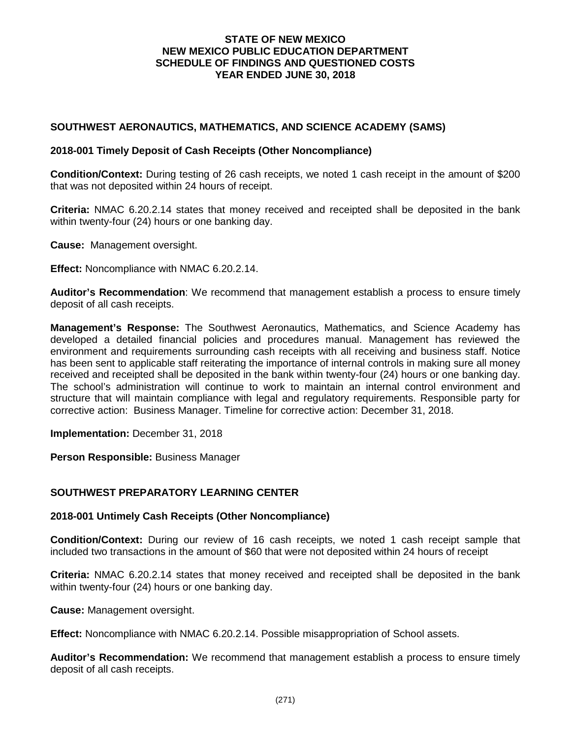STATE OF NEW MEXICO
NEW MEXICO PUBLIC EDUCATION DEPARTMENT
SCHEDULE OF FINDINGS AND QUESTIONED COSTS
YEAR ENDED JUNE 30, 2018

## SOUTHWEST AERONAUTICS, MATHEMATICS, AND SCIENCE ACADEMY (SAMS)

### 2018-001 Timely Deposit of Cash Receipts (Other Noncompliance)

**Condition/Context:** During testing of 26 cash receipts, we noted 1 cash receipt in the amount of $200 that was not deposited within 24 hours of receipt.

**Criteria:** NMAC 6.20.2.14 states that money received and receipted shall be deposited in the bank within twenty-four (24) hours or one banking day.

**Cause:** Management oversight.

**Effect:** Noncompliance with NMAC 6.20.2.14.

**Auditor's Recommendation**: We recommend that management establish a process to ensure timely deposit of all cash receipts.

**Management's Response:** The Southwest Aeronautics, Mathematics, and Science Academy has developed a detailed financial policies and procedures manual. Management has reviewed the environment and requirements surrounding cash receipts with all receiving and business staff. Notice has been sent to applicable staff reiterating the importance of internal controls in making sure all money received and receipted shall be deposited in the bank within twenty-four (24) hours or one banking day. The school's administration will continue to work to maintain an internal control environment and structure that will maintain compliance with legal and regulatory requirements. Responsible party for corrective action: Business Manager. Timeline for corrective action: December 31, 2018.

**Implementation:** December 31, 2018

**Person Responsible:** Business Manager

## SOUTHWEST PREPARATORY LEARNING CENTER

### 2018-001 Untimely Cash Receipts (Other Noncompliance)

**Condition/Context:** During our review of 16 cash receipts, we noted 1 cash receipt sample that included two transactions in the amount of $60 that were not deposited within 24 hours of receipt

**Criteria:** NMAC 6.20.2.14 states that money received and receipted shall be deposited in the bank within twenty-four (24) hours or one banking day.

**Cause:** Management oversight.

**Effect:** Noncompliance with NMAC 6.20.2.14. Possible misappropriation of School assets.

**Auditor's Recommendation:** We recommend that management establish a process to ensure timely deposit of all cash receipts.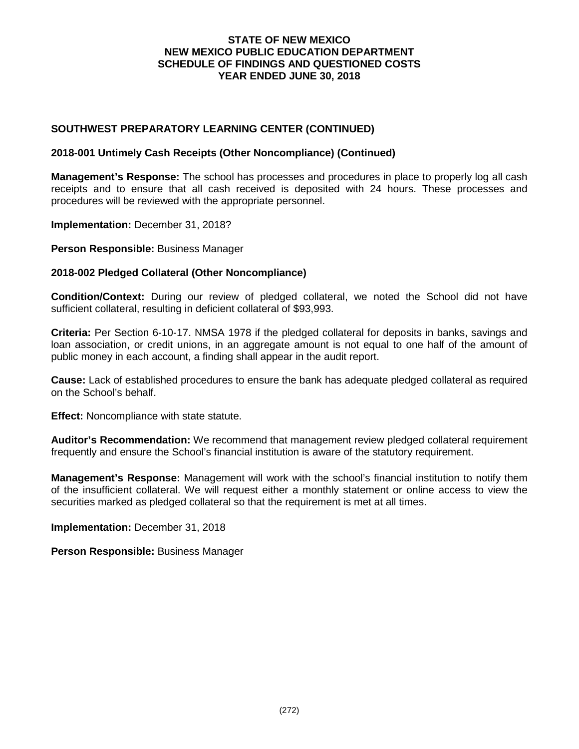## STATE OF NEW MEXICO
## NEW MEXICO PUBLIC EDUCATION DEPARTMENT
## SCHEDULE OF FINDINGS AND QUESTIONED COSTS
## YEAR ENDED JUNE 30, 2018

### SOUTHWEST PREPARATORY LEARNING CENTER (CONTINUED)

#### 2018-001 Untimely Cash Receipts (Other Noncompliance) (Continued)

**Management's Response:** The school has processes and procedures in place to properly log all cash receipts and to ensure that all cash received is deposited with 24 hours. These processes and procedures will be reviewed with the appropriate personnel.

**Implementation:** December 31, 2018?

**Person Responsible:** Business Manager

#### 2018-002 Pledged Collateral (Other Noncompliance)

**Condition/Context:** During our review of pledged collateral, we noted the School did not have sufficient collateral, resulting in deficient collateral of $93,993.

**Criteria:** Per Section 6-10-17. NMSA 1978 if the pledged collateral for deposits in banks, savings and loan association, or credit unions, in an aggregate amount is not equal to one half of the amount of public money in each account, a finding shall appear in the audit report.

**Cause:** Lack of established procedures to ensure the bank has adequate pledged collateral as required on the School's behalf.

**Effect:** Noncompliance with state statute.

**Auditor's Recommendation:** We recommend that management review pledged collateral requirement frequently and ensure the School's financial institution is aware of the statutory requirement.

**Management's Response:** Management will work with the school's financial institution to notify them of the insufficient collateral. We will request either a monthly statement or online access to view the securities marked as pledged collateral so that the requirement is met at all times.

**Implementation:** December 31, 2018

**Person Responsible:** Business Manager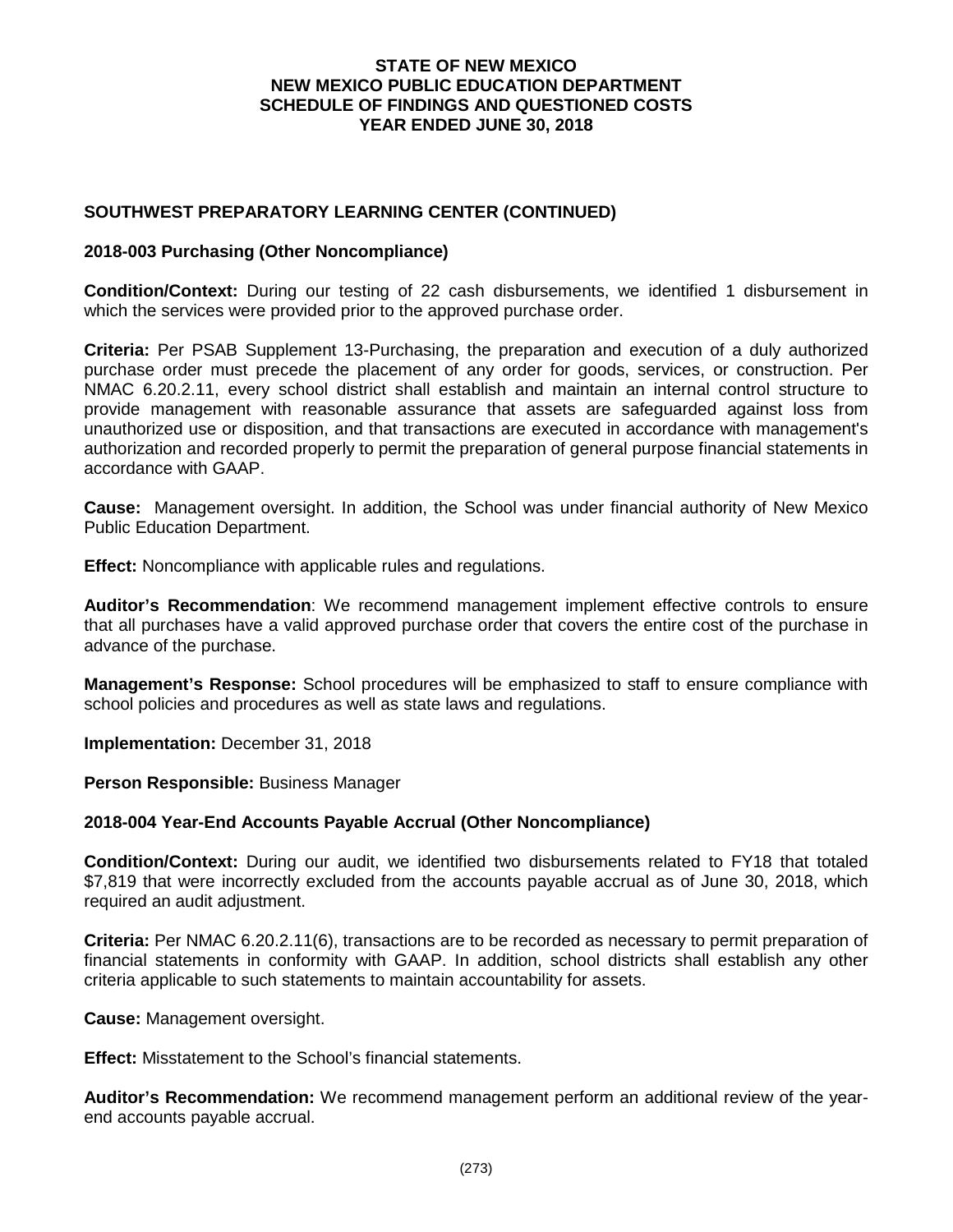# STATE OF NEW MEXICO
# NEW MEXICO PUBLIC EDUCATION DEPARTMENT
# SCHEDULE OF FINDINGS AND QUESTIONED COSTS
# YEAR ENDED JUNE 30, 2018

## SOUTHWEST PREPARATORY LEARNING CENTER (CONTINUED)

### 2018-003 Purchasing (Other Noncompliance)

**Condition/Context:** During our testing of 22 cash disbursements, we identified 1 disbursement in which the services were provided prior to the approved purchase order.

**Criteria:** Per PSAB Supplement 13-Purchasing, the preparation and execution of a duly authorized purchase order must precede the placement of any order for goods, services, or construction. Per NMAC 6.20.2.11, every school district shall establish and maintain an internal control structure to provide management with reasonable assurance that assets are safeguarded against loss from unauthorized use or disposition, and that transactions are executed in accordance with management's authorization and recorded properly to permit the preparation of general purpose financial statements in accordance with GAAP.

**Cause:** Management oversight. In addition, the School was under financial authority of New Mexico Public Education Department.

**Effect:** Noncompliance with applicable rules and regulations.

**Auditor's Recommendation**: We recommend management implement effective controls to ensure that all purchases have a valid approved purchase order that covers the entire cost of the purchase in advance of the purchase.

**Management's Response:** School procedures will be emphasized to staff to ensure compliance with school policies and procedures as well as state laws and regulations.

**Implementation:** December 31, 2018

**Person Responsible:** Business Manager

### 2018-004 Year-End Accounts Payable Accrual (Other Noncompliance)

**Condition/Context:** During our audit, we identified two disbursements related to FY18 that totaled $7,819 that were incorrectly excluded from the accounts payable accrual as of June 30, 2018, which required an audit adjustment.

**Criteria:** Per NMAC 6.20.2.11(6), transactions are to be recorded as necessary to permit preparation of financial statements in conformity with GAAP. In addition, school districts shall establish any other criteria applicable to such statements to maintain accountability for assets.

**Cause:** Management oversight.

**Effect:** Misstatement to the School's financial statements.

**Auditor's Recommendation:** We recommend management perform an additional review of the year-end accounts payable accrual.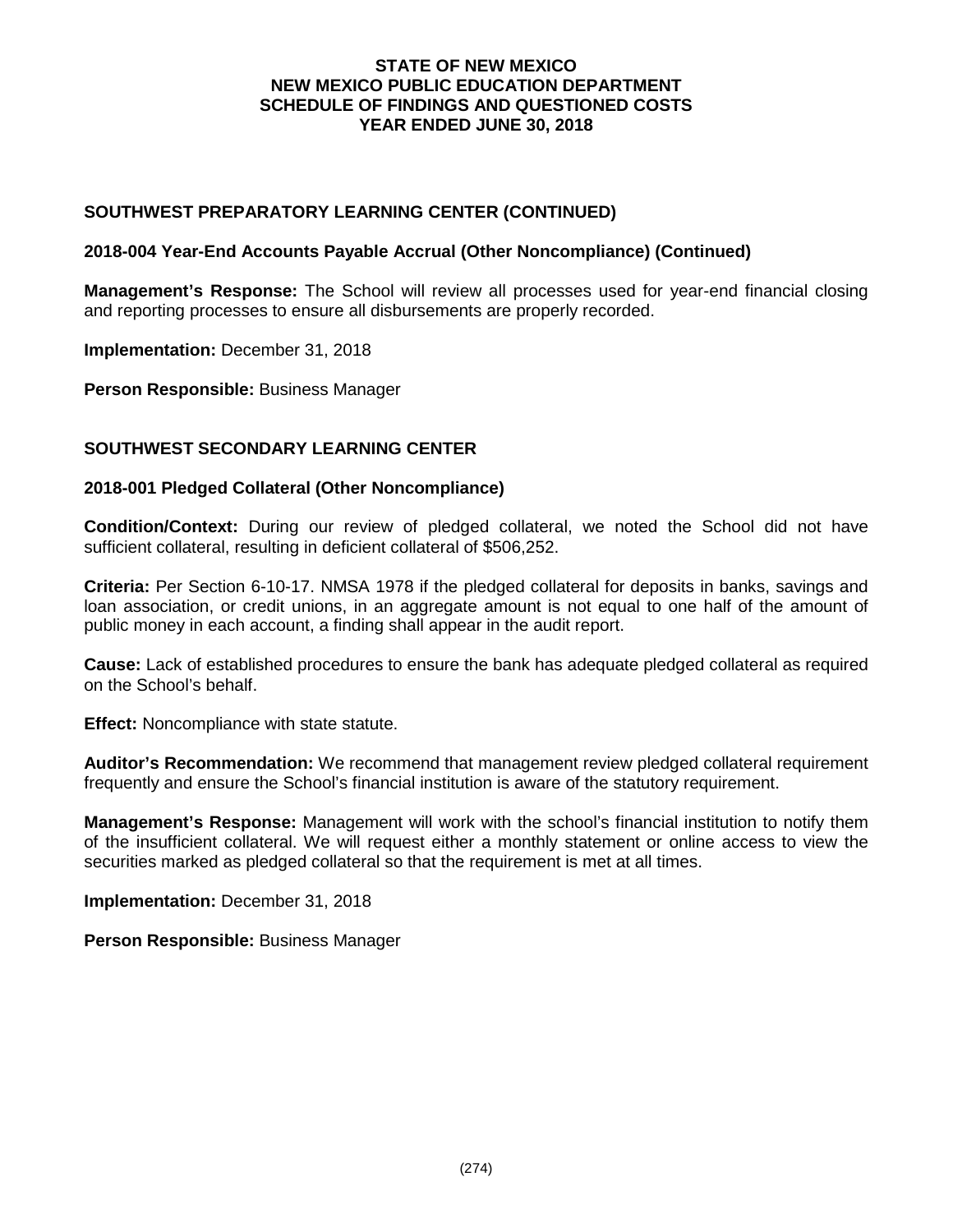## SOUTHWEST PREPARATORY LEARNING CENTER (CONTINUED)

### 2018-004 Year-End Accounts Payable Accrual (Other Noncompliance) (Continued)

**Management's Response:** The School will review all processes used for year-end financial closing and reporting processes to ensure all disbursements are properly recorded.

**Implementation:** December 31, 2018

**Person Responsible:** Business Manager

## SOUTHWEST SECONDARY LEARNING CENTER

### 2018-001 Pledged Collateral (Other Noncompliance)

**Condition/Context:** During our review of pledged collateral, we noted the School did not have sufficient collateral, resulting in deficient collateral of $506,252.

**Criteria:** Per Section 6-10-17. NMSA 1978 if the pledged collateral for deposits in banks, savings and loan association, or credit unions, in an aggregate amount is not equal to one half of the amount of public money in each account, a finding shall appear in the audit report.

**Cause:** Lack of established procedures to ensure the bank has adequate pledged collateral as required on the School's behalf.

**Effect:** Noncompliance with state statute.

**Auditor's Recommendation:** We recommend that management review pledged collateral requirement frequently and ensure the School's financial institution is aware of the statutory requirement.

**Management's Response:** Management will work with the school's financial institution to notify them of the insufficient collateral. We will request either a monthly statement or online access to view the securities marked as pledged collateral so that the requirement is met at all times.

**Implementation:** December 31, 2018

**Person Responsible:** Business Manager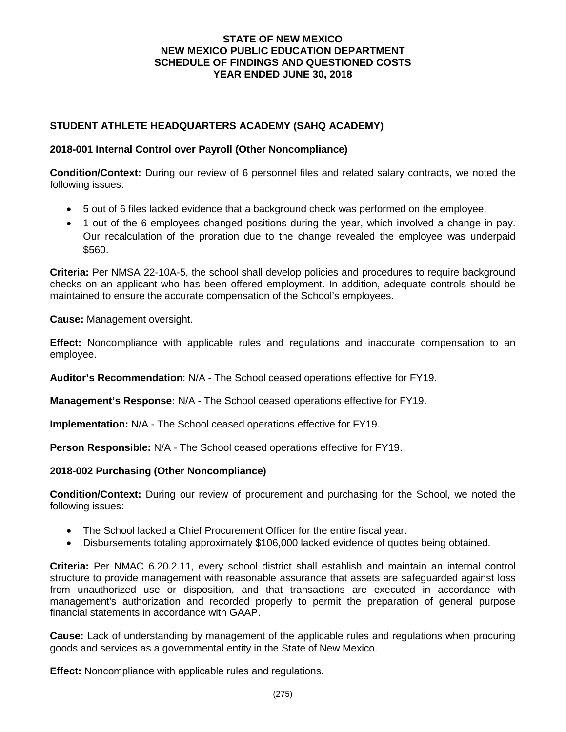# STATE OF NEW MEXICO
# NEW MEXICO PUBLIC EDUCATION DEPARTMENT
# SCHEDULE OF FINDINGS AND QUESTIONED COSTS
# YEAR ENDED JUNE 30, 2018

## STUDENT ATHLETE HEADQUARTERS ACADEMY (SAHQ ACADEMY)

### 2018-001 Internal Control over Payroll (Other Noncompliance)

**Condition/Context:** During our review of 6 personnel files and related salary contracts, we noted the following issues:

- 5 out of 6 files lacked evidence that a background check was performed on the employee.
- 1 out of the 6 employees changed positions during the year, which involved a change in pay. Our recalculation of the proration due to the change revealed the employee was underpaid $560.

**Criteria:** Per NMSA 22-10A-5, the school shall develop policies and procedures to require background checks on an applicant who has been offered employment. In addition, adequate controls should be maintained to ensure the accurate compensation of the School's employees.

**Cause:** Management oversight.

**Effect:** Noncompliance with applicable rules and regulations and inaccurate compensation to an employee.

**Auditor's Recommendation**: N/A - The School ceased operations effective for FY19.

**Management's Response:** N/A - The School ceased operations effective for FY19.

**Implementation:** N/A - The School ceased operations effective for FY19.

**Person Responsible:** N/A - The School ceased operations effective for FY19.

### 2018-002 Purchasing (Other Noncompliance)

**Condition/Context:** During our review of procurement and purchasing for the School, we noted the following issues:

- The School lacked a Chief Procurement Officer for the entire fiscal year.
- Disbursements totaling approximately $106,000 lacked evidence of quotes being obtained.

**Criteria:** Per NMAC 6.20.2.11, every school district shall establish and maintain an internal control structure to provide management with reasonable assurance that assets are safeguarded against loss from unauthorized use or disposition, and that transactions are executed in accordance with management's authorization and recorded properly to permit the preparation of general purpose financial statements in accordance with GAAP.

**Cause:** Lack of understanding by management of the applicable rules and regulations when procuring goods and services as a governmental entity in the State of New Mexico.

**Effect:** Noncompliance with applicable rules and regulations.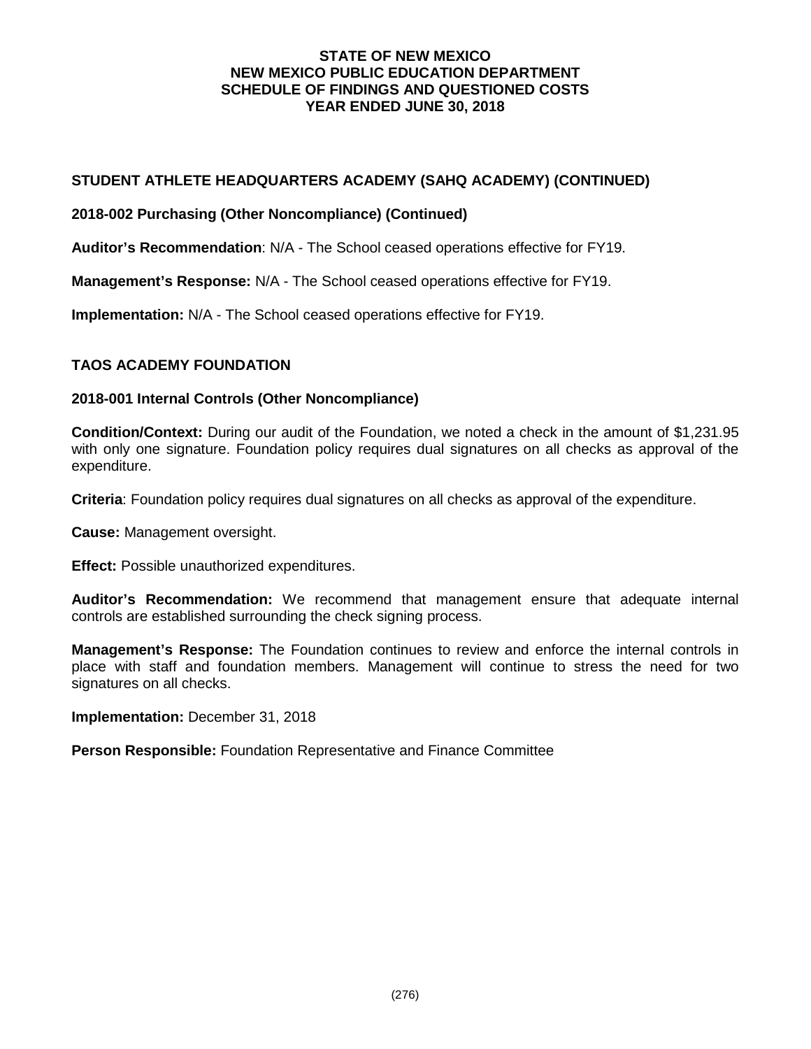**STUDENT ATHLETE HEADQUARTERS ACADEMY (SAHQ ACADEMY) (CONTINUED)**

**2018-002 Purchasing (Other Noncompliance) (Continued)**

**Auditor's Recommendation**: N/A - The School ceased operations effective for FY19.

**Management's Response:** N/A - The School ceased operations effective for FY19.

**Implementation:** N/A - The School ceased operations effective for FY19.

**TAOS ACADEMY FOUNDATION**

**2018-001 Internal Controls (Other Noncompliance)**

**Condition/Context:** During our audit of the Foundation, we noted a check in the amount of $1,231.95 with only one signature. Foundation policy requires dual signatures on all checks as approval of the expenditure.

**Criteria**: Foundation policy requires dual signatures on all checks as approval of the expenditure.

**Cause:** Management oversight.

**Effect:** Possible unauthorized expenditures.

**Auditor's Recommendation:** We recommend that management ensure that adequate internal controls are established surrounding the check signing process.

**Management's Response:** The Foundation continues to review and enforce the internal controls in place with staff and foundation members. Management will continue to stress the need for two signatures on all checks.

**Implementation:** December 31, 2018

**Person Responsible:** Foundation Representative and Finance Committee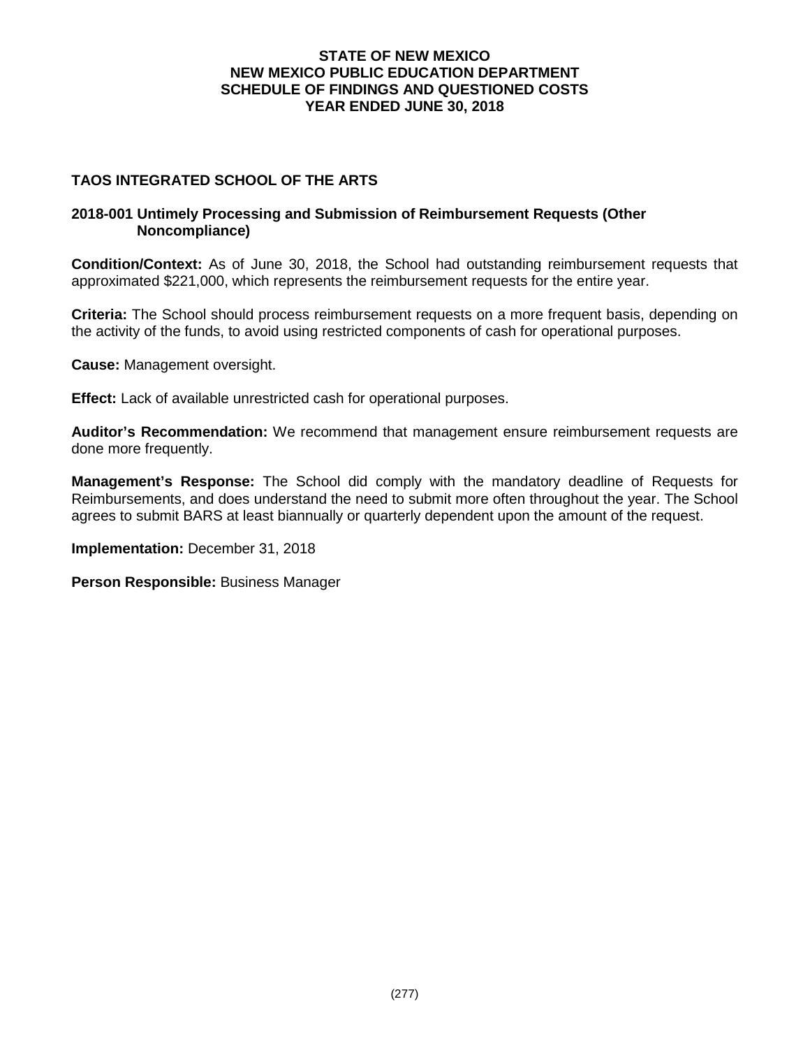# STATE OF NEW MEXICO
# NEW MEXICO PUBLIC EDUCATION DEPARTMENT
# SCHEDULE OF FINDINGS AND QUESTIONED COSTS
# YEAR ENDED JUNE 30, 2018

## TAOS INTEGRATED SCHOOL OF THE ARTS

### 2018-001 Untimely Processing and Submission of Reimbursement Requests (Other Noncompliance)

**Condition/Context:** As of June 30, 2018, the School had outstanding reimbursement requests that approximated $221,000, which represents the reimbursement requests for the entire year.

**Criteria:** The School should process reimbursement requests on a more frequent basis, depending on the activity of the funds, to avoid using restricted components of cash for operational purposes.

**Cause:** Management oversight.

**Effect:** Lack of available unrestricted cash for operational purposes.

**Auditor's Recommendation:** We recommend that management ensure reimbursement requests are done more frequently.

**Management's Response:** The School did comply with the mandatory deadline of Requests for Reimbursements, and does understand the need to submit more often throughout the year. The School agrees to submit BARS at least biannually or quarterly dependent upon the amount of the request.

**Implementation:** December 31, 2018

**Person Responsible:** Business Manager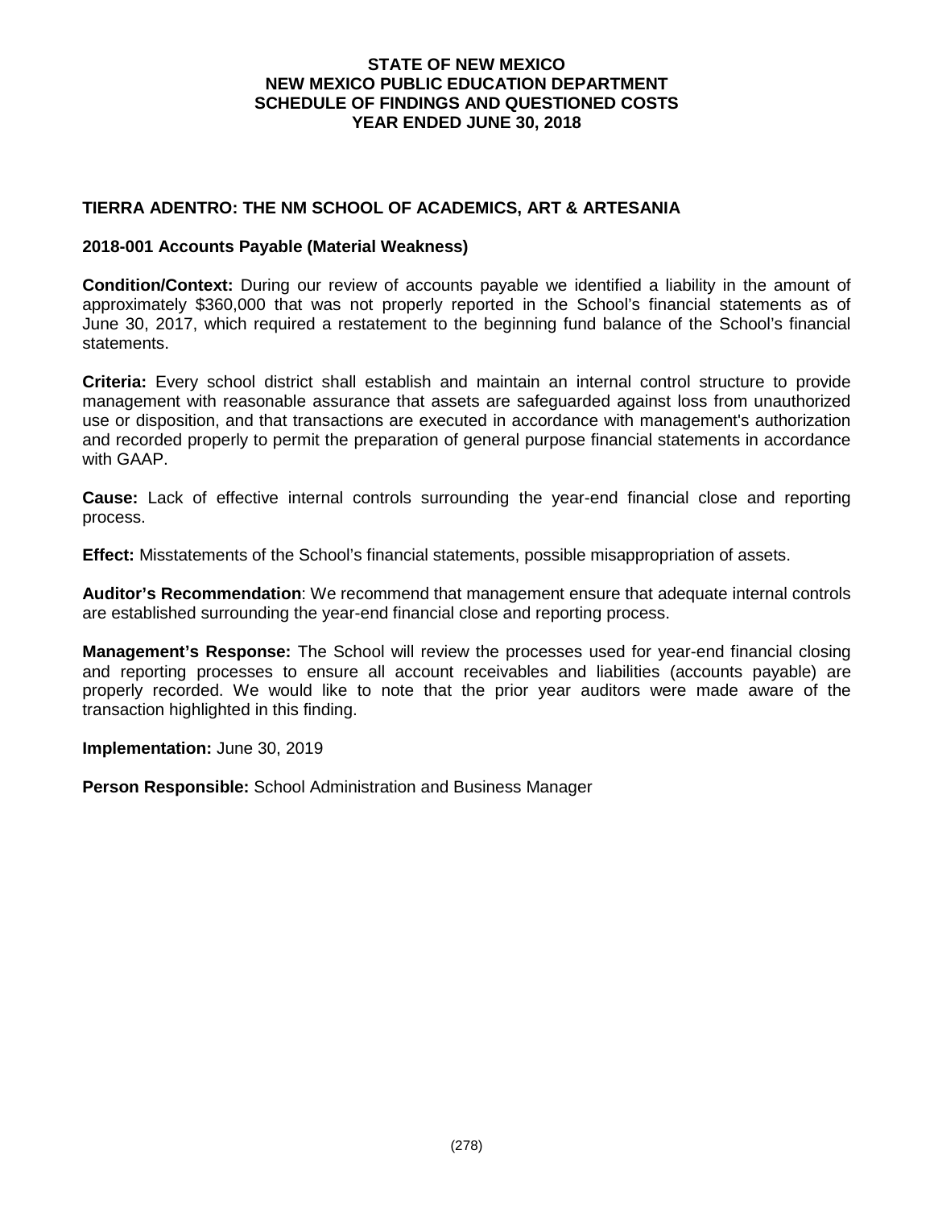**STATE OF NEW MEXICO**
**NEW MEXICO PUBLIC EDUCATION DEPARTMENT**
**SCHEDULE OF FINDINGS AND QUESTIONED COSTS**
**YEAR ENDED JUNE 30, 2018**

## TIERRA ADENTRO: THE NM SCHOOL OF ACADEMICS, ART & ARTESANIA

### 2018-001 Accounts Payable (Material Weakness)

**Condition/Context:** During our review of accounts payable we identified a liability in the amount of approximately $360,000 that was not properly reported in the School's financial statements as of June 30, 2017, which required a restatement to the beginning fund balance of the School's financial statements.

**Criteria:** Every school district shall establish and maintain an internal control structure to provide management with reasonable assurance that assets are safeguarded against loss from unauthorized use or disposition, and that transactions are executed in accordance with management's authorization and recorded properly to permit the preparation of general purpose financial statements in accordance with GAAP.

**Cause:** Lack of effective internal controls surrounding the year-end financial close and reporting process.

**Effect:** Misstatements of the School's financial statements, possible misappropriation of assets.

**Auditor's Recommendation**: We recommend that management ensure that adequate internal controls are established surrounding the year-end financial close and reporting process.

**Management's Response:** The School will review the processes used for year-end financial closing and reporting processes to ensure all account receivables and liabilities (accounts payable) are properly recorded. We would like to note that the prior year auditors were made aware of the transaction highlighted in this finding.

**Implementation:** June 30, 2019

**Person Responsible:** School Administration and Business Manager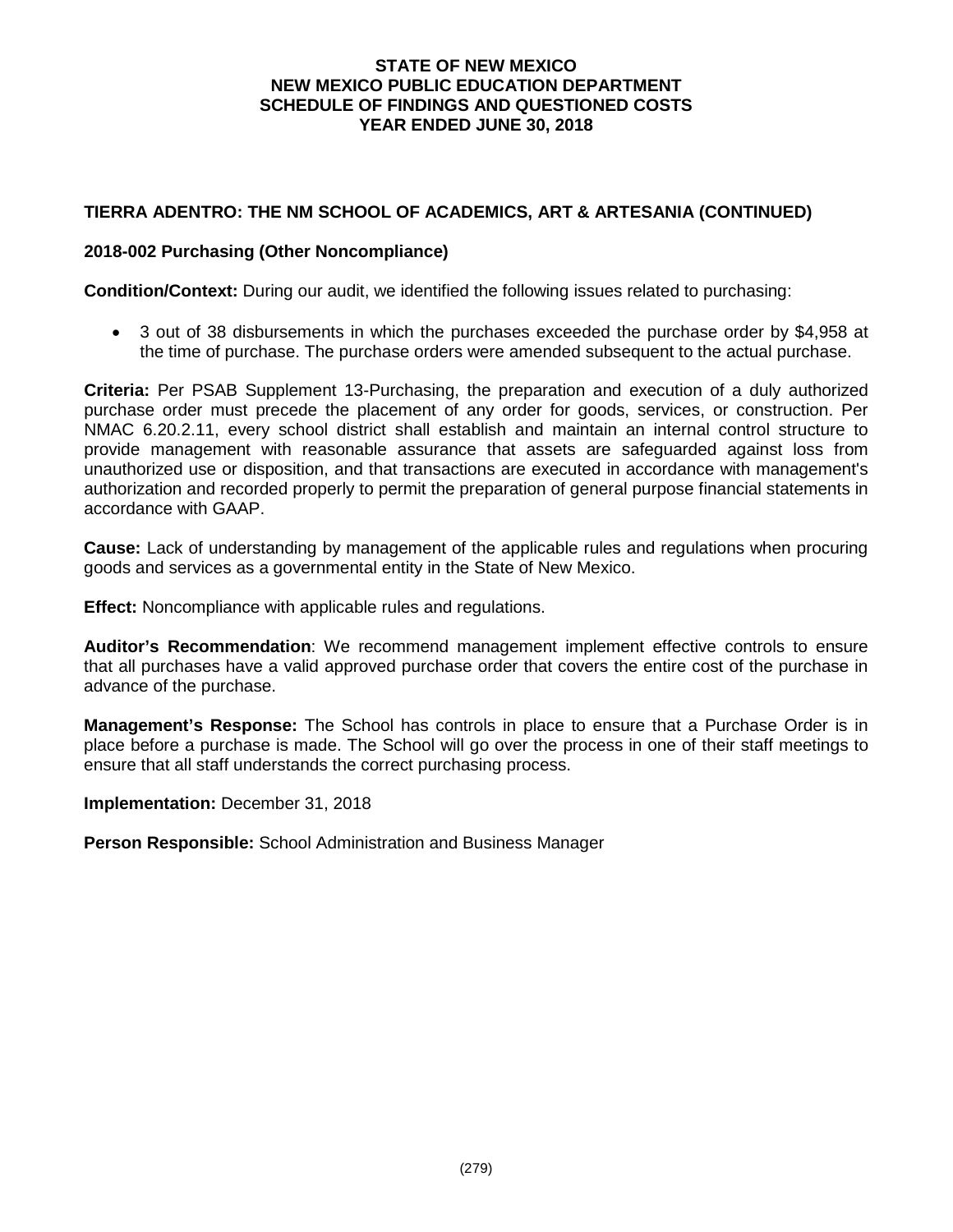# STATE OF NEW MEXICO
# NEW MEXICO PUBLIC EDUCATION DEPARTMENT
# SCHEDULE OF FINDINGS AND QUESTIONED COSTS
# YEAR ENDED JUNE 30, 2018

## TIERRA ADENTRO: THE NM SCHOOL OF ACADEMICS, ART & ARTESANIA (CONTINUED)

### 2018-002 Purchasing (Other Noncompliance)

**Condition/Context:** During our audit, we identified the following issues related to purchasing:

- 3 out of 38 disbursements in which the purchases exceeded the purchase order by $4,958 at the time of purchase. The purchase orders were amended subsequent to the actual purchase.

**Criteria:** Per PSAB Supplement 13-Purchasing, the preparation and execution of a duly authorized purchase order must precede the placement of any order for goods, services, or construction. Per NMAC 6.20.2.11, every school district shall establish and maintain an internal control structure to provide management with reasonable assurance that assets are safeguarded against loss from unauthorized use or disposition, and that transactions are executed in accordance with management's authorization and recorded properly to permit the preparation of general purpose financial statements in accordance with GAAP.

**Cause:** Lack of understanding by management of the applicable rules and regulations when procuring goods and services as a governmental entity in the State of New Mexico.

**Effect:** Noncompliance with applicable rules and regulations.

**Auditor's Recommendation**: We recommend management implement effective controls to ensure that all purchases have a valid approved purchase order that covers the entire cost of the purchase in advance of the purchase.

**Management's Response:** The School has controls in place to ensure that a Purchase Order is in place before a purchase is made. The School will go over the process in one of their staff meetings to ensure that all staff understands the correct purchasing process.

**Implementation:** December 31, 2018

**Person Responsible:** School Administration and Business Manager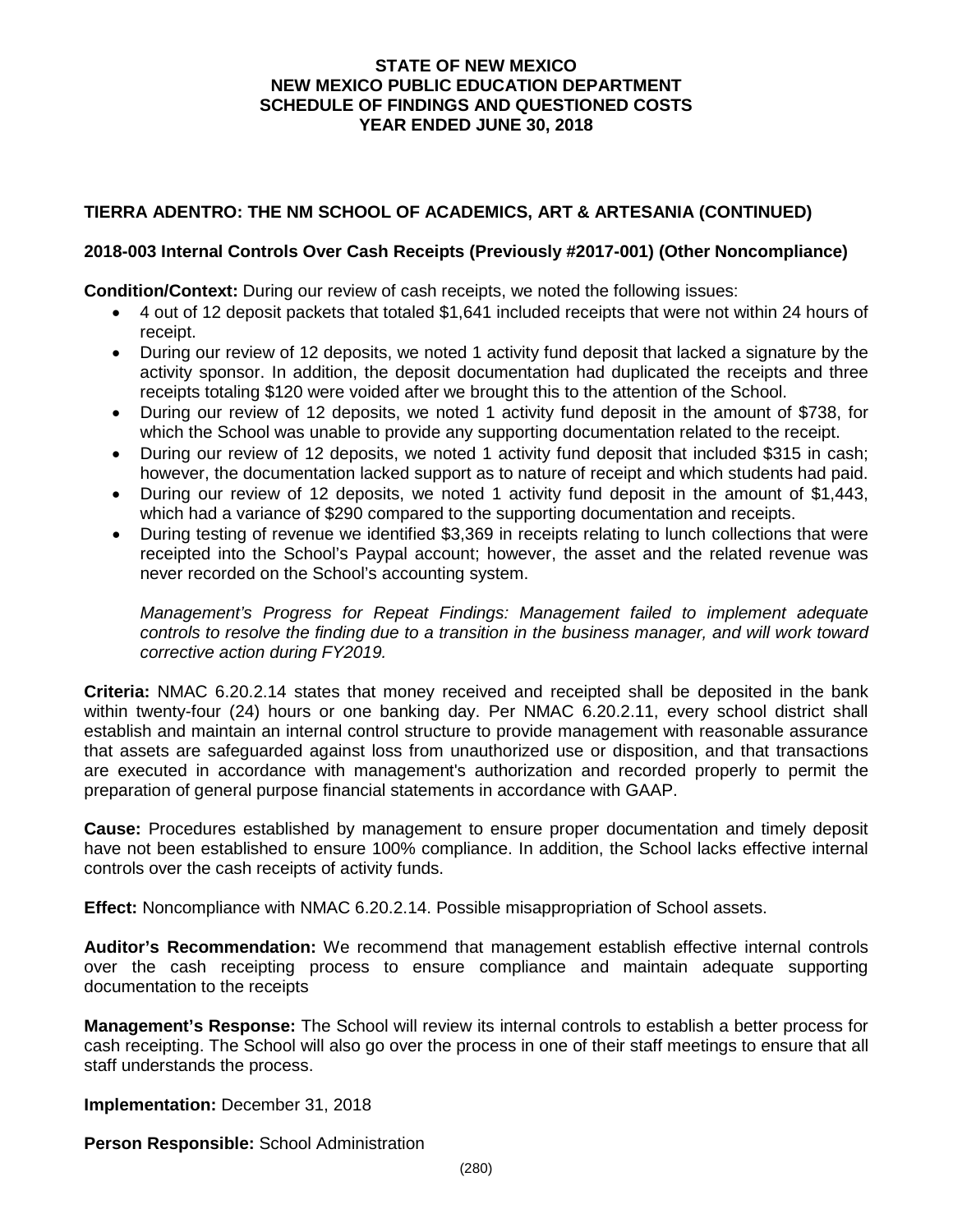**STATE OF NEW MEXICO**
**NEW MEXICO PUBLIC EDUCATION DEPARTMENT**
**SCHEDULE OF FINDINGS AND QUESTIONED COSTS**
**YEAR ENDED JUNE 30, 2018**

**TIERRA ADENTRO: THE NM SCHOOL OF ACADEMICS, ART & ARTESANIA (CONTINUED)**

**2018-003 Internal Controls Over Cash Receipts (Previously #2017-001) (Other Noncompliance)**

**Condition/Context:** During our review of cash receipts, we noted the following issues:

- 4 out of 12 deposit packets that totaled $1,641 included receipts that were not within 24 hours of receipt.
- During our review of 12 deposits, we noted 1 activity fund deposit that lacked a signature by the activity sponsor. In addition, the deposit documentation had duplicated the receipts and three receipts totaling $120 were voided after we brought this to the attention of the School.
- During our review of 12 deposits, we noted 1 activity fund deposit in the amount of $738, for which the School was unable to provide any supporting documentation related to the receipt.
- During our review of 12 deposits, we noted 1 activity fund deposit that included $315 in cash; however, the documentation lacked support as to nature of receipt and which students had paid.
- During our review of 12 deposits, we noted 1 activity fund deposit in the amount of $1,443, which had a variance of $290 compared to the supporting documentation and receipts.
- During testing of revenue we identified $3,369 in receipts relating to lunch collections that were receipted into the School's Paypal account; however, the asset and the related revenue was never recorded on the School's accounting system.

*Management's Progress for Repeat Findings: Management failed to implement adequate controls to resolve the finding due to a transition in the business manager, and will work toward corrective action during FY2019.*

**Criteria:** NMAC 6.20.2.14 states that money received and receipted shall be deposited in the bank within twenty-four (24) hours or one banking day. Per NMAC 6.20.2.11, every school district shall establish and maintain an internal control structure to provide management with reasonable assurance that assets are safeguarded against loss from unauthorized use or disposition, and that transactions are executed in accordance with management's authorization and recorded properly to permit the preparation of general purpose financial statements in accordance with GAAP.

**Cause:** Procedures established by management to ensure proper documentation and timely deposit have not been established to ensure 100% compliance. In addition, the School lacks effective internal controls over the cash receipts of activity funds.

**Effect:** Noncompliance with NMAC 6.20.2.14. Possible misappropriation of School assets.

**Auditor's Recommendation:** We recommend that management establish effective internal controls over the cash receipting process to ensure compliance and maintain adequate supporting documentation to the receipts

**Management's Response:** The School will review its internal controls to establish a better process for cash receipting. The School will also go over the process in one of their staff meetings to ensure that all staff understands the process.

**Implementation:** December 31, 2018

**Person Responsible:** School Administration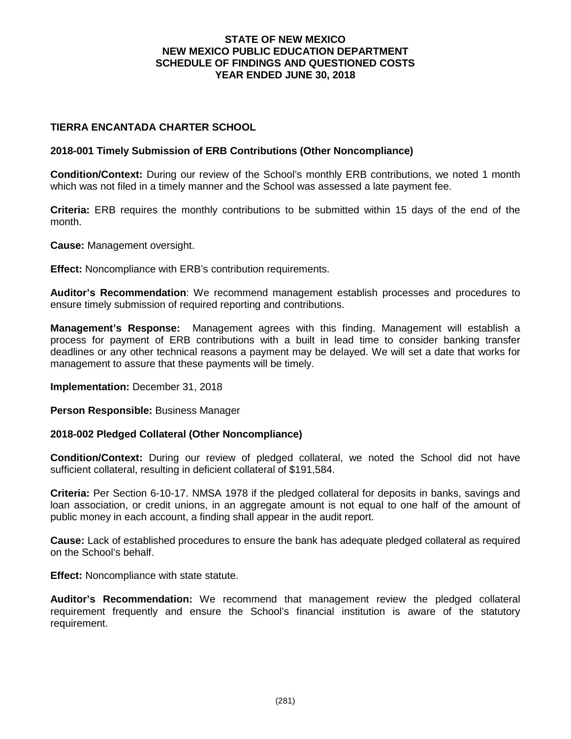# STATE OF NEW MEXICO
# NEW MEXICO PUBLIC EDUCATION DEPARTMENT
# SCHEDULE OF FINDINGS AND QUESTIONED COSTS
# YEAR ENDED JUNE 30, 2018

## TIERRA ENCANTADA CHARTER SCHOOL

### 2018-001 Timely Submission of ERB Contributions (Other Noncompliance)

**Condition/Context:** During our review of the School's monthly ERB contributions, we noted 1 month which was not filed in a timely manner and the School was assessed a late payment fee.

**Criteria:** ERB requires the monthly contributions to be submitted within 15 days of the end of the month.

**Cause:** Management oversight.

**Effect:** Noncompliance with ERB's contribution requirements.

**Auditor's Recommendation**: We recommend management establish processes and procedures to ensure timely submission of required reporting and contributions.

**Management's Response:** Management agrees with this finding. Management will establish a process for payment of ERB contributions with a built in lead time to consider banking transfer deadlines or any other technical reasons a payment may be delayed. We will set a date that works for management to assure that these payments will be timely.

**Implementation:** December 31, 2018

**Person Responsible:** Business Manager

### 2018-002 Pledged Collateral (Other Noncompliance)

**Condition/Context:** During our review of pledged collateral, we noted the School did not have sufficient collateral, resulting in deficient collateral of $191,584.

**Criteria:** Per Section 6-10-17. NMSA 1978 if the pledged collateral for deposits in banks, savings and loan association, or credit unions, in an aggregate amount is not equal to one half of the amount of public money in each account, a finding shall appear in the audit report.

**Cause:** Lack of established procedures to ensure the bank has adequate pledged collateral as required on the School's behalf.

**Effect:** Noncompliance with state statute.

**Auditor's Recommendation:** We recommend that management review the pledged collateral requirement frequently and ensure the School's financial institution is aware of the statutory requirement.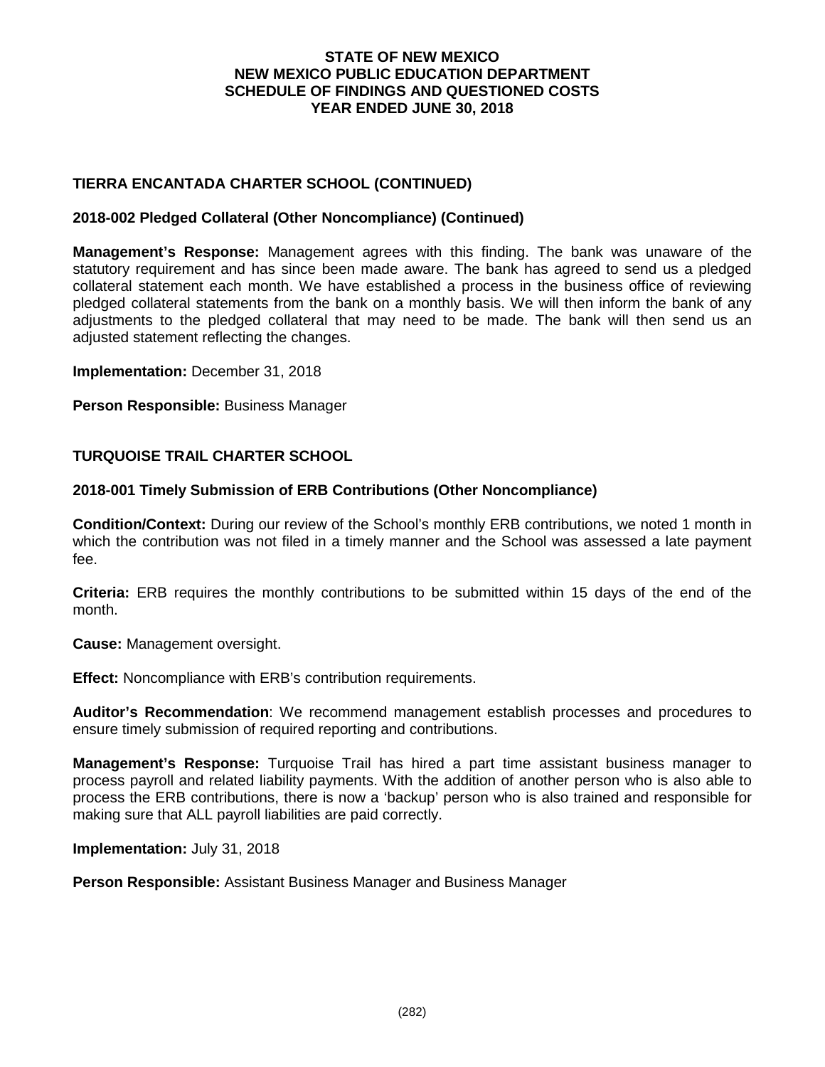# STATE OF NEW MEXICO
# NEW MEXICO PUBLIC EDUCATION DEPARTMENT
# SCHEDULE OF FINDINGS AND QUESTIONED COSTS
# YEAR ENDED JUNE 30, 2018

## TIERRA ENCANTADA CHARTER SCHOOL (CONTINUED)

### 2018-002 Pledged Collateral (Other Noncompliance) (Continued)

**Management's Response:** Management agrees with this finding. The bank was unaware of the statutory requirement and has since been made aware. The bank has agreed to send us a pledged collateral statement each month. We have established a process in the business office of reviewing pledged collateral statements from the bank on a monthly basis. We will then inform the bank of any adjustments to the pledged collateral that may need to be made. The bank will then send us an adjusted statement reflecting the changes.

**Implementation:** December 31, 2018

**Person Responsible:** Business Manager

## TURQUOISE TRAIL CHARTER SCHOOL

### 2018-001 Timely Submission of ERB Contributions (Other Noncompliance)

**Condition/Context:** During our review of the School's monthly ERB contributions, we noted 1 month in which the contribution was not filed in a timely manner and the School was assessed a late payment fee.

**Criteria:** ERB requires the monthly contributions to be submitted within 15 days of the end of the month.

**Cause:** Management oversight.

**Effect:** Noncompliance with ERB's contribution requirements.

**Auditor's Recommendation**: We recommend management establish processes and procedures to ensure timely submission of required reporting and contributions.

**Management's Response:** Turquoise Trail has hired a part time assistant business manager to process payroll and related liability payments. With the addition of another person who is also able to process the ERB contributions, there is now a 'backup' person who is also trained and responsible for making sure that ALL payroll liabilities are paid correctly.

**Implementation:** July 31, 2018

**Person Responsible:** Assistant Business Manager and Business Manager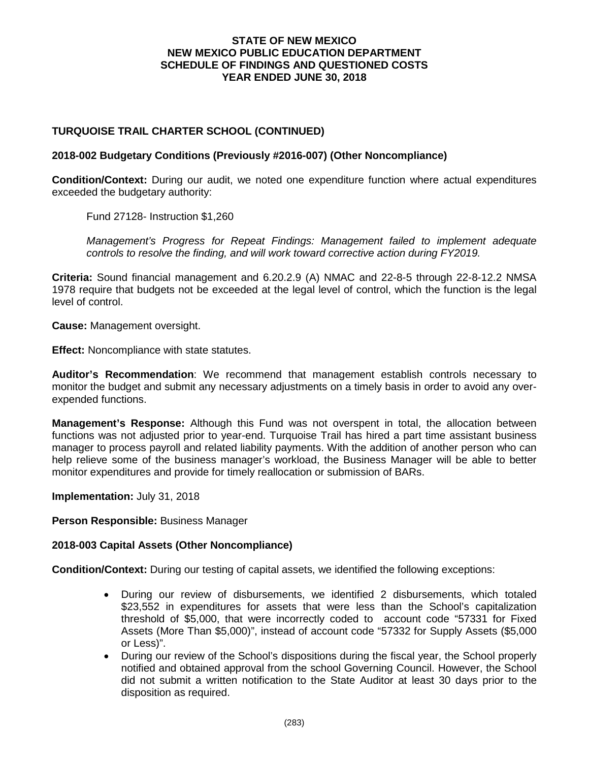# STATE OF NEW MEXICO
# NEW MEXICO PUBLIC EDUCATION DEPARTMENT
# SCHEDULE OF FINDINGS AND QUESTIONED COSTS
# YEAR ENDED JUNE 30, 2018

## TURQUOISE TRAIL CHARTER SCHOOL (CONTINUED)

### 2018-002 Budgetary Conditions (Previously #2016-007) (Other Noncompliance)

**Condition/Context:** During our audit, we noted one expenditure function where actual expenditures exceeded the budgetary authority:

Fund 27128- Instruction $1,260

*Management's Progress for Repeat Findings: Management failed to implement adequate controls to resolve the finding, and will work toward corrective action during FY2019.*

**Criteria:** Sound financial management and 6.20.2.9 (A) NMAC and 22-8-5 through 22-8-12.2 NMSA 1978 require that budgets not be exceeded at the legal level of control, which the function is the legal level of control.

**Cause:** Management oversight.

**Effect:** Noncompliance with state statutes.

**Auditor's Recommendation**: We recommend that management establish controls necessary to monitor the budget and submit any necessary adjustments on a timely basis in order to avoid any over-expended functions.

**Management's Response:** Although this Fund was not overspent in total, the allocation between functions was not adjusted prior to year-end. Turquoise Trail has hired a part time assistant business manager to process payroll and related liability payments. With the addition of another person who can help relieve some of the business manager's workload, the Business Manager will be able to better monitor expenditures and provide for timely reallocation or submission of BARs.

**Implementation:** July 31, 2018

**Person Responsible:** Business Manager

### 2018-003 Capital Assets (Other Noncompliance)

**Condition/Context:** During our testing of capital assets, we identified the following exceptions:

- During our review of disbursements, we identified 2 disbursements, which totaled $23,552 in expenditures for assets that were less than the School's capitalization threshold of $5,000, that were incorrectly coded to account code "57331 for Fixed Assets (More Than $5,000)", instead of account code "57332 for Supply Assets ($5,000 or Less)".
- During our review of the School's dispositions during the fiscal year, the School properly notified and obtained approval from the school Governing Council. However, the School did not submit a written notification to the State Auditor at least 30 days prior to the disposition as required.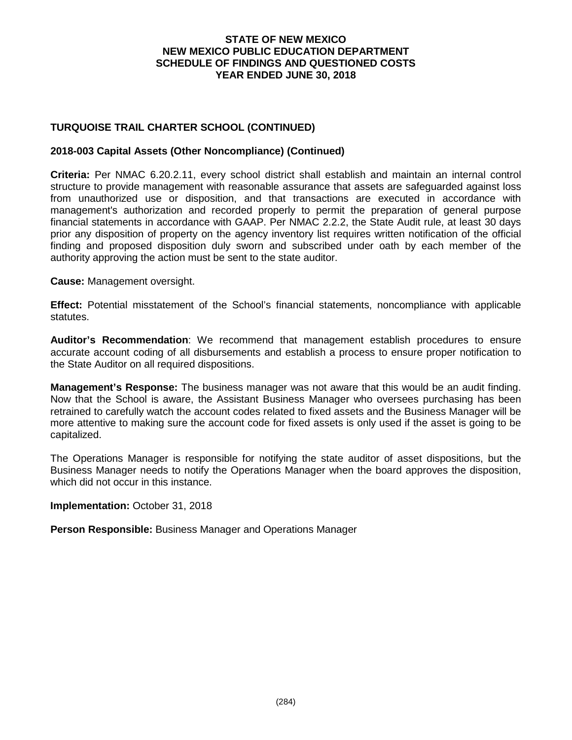**STATE OF NEW MEXICO**
**NEW MEXICO PUBLIC EDUCATION DEPARTMENT**
**SCHEDULE OF FINDINGS AND QUESTIONED COSTS**
**YEAR ENDED JUNE 30, 2018**

## TURQUOISE TRAIL CHARTER SCHOOL (CONTINUED)

### 2018-003 Capital Assets (Other Noncompliance) (Continued)

**Criteria:** Per NMAC 6.20.2.11, every school district shall establish and maintain an internal control structure to provide management with reasonable assurance that assets are safeguarded against loss from unauthorized use or disposition, and that transactions are executed in accordance with management's authorization and recorded properly to permit the preparation of general purpose financial statements in accordance with GAAP. Per NMAC 2.2.2, the State Audit rule, at least 30 days prior any disposition of property on the agency inventory list requires written notification of the official finding and proposed disposition duly sworn and subscribed under oath by each member of the authority approving the action must be sent to the state auditor.

**Cause:** Management oversight.

**Effect:** Potential misstatement of the School's financial statements, noncompliance with applicable statutes.

**Auditor's Recommendation**: We recommend that management establish procedures to ensure accurate account coding of all disbursements and establish a process to ensure proper notification to the State Auditor on all required dispositions.

**Management's Response:** The business manager was not aware that this would be an audit finding. Now that the School is aware, the Assistant Business Manager who oversees purchasing has been retrained to carefully watch the account codes related to fixed assets and the Business Manager will be more attentive to making sure the account code for fixed assets is only used if the asset is going to be capitalized.

The Operations Manager is responsible for notifying the state auditor of asset dispositions, but the Business Manager needs to notify the Operations Manager when the board approves the disposition, which did not occur in this instance.

**Implementation:** October 31, 2018

**Person Responsible:** Business Manager and Operations Manager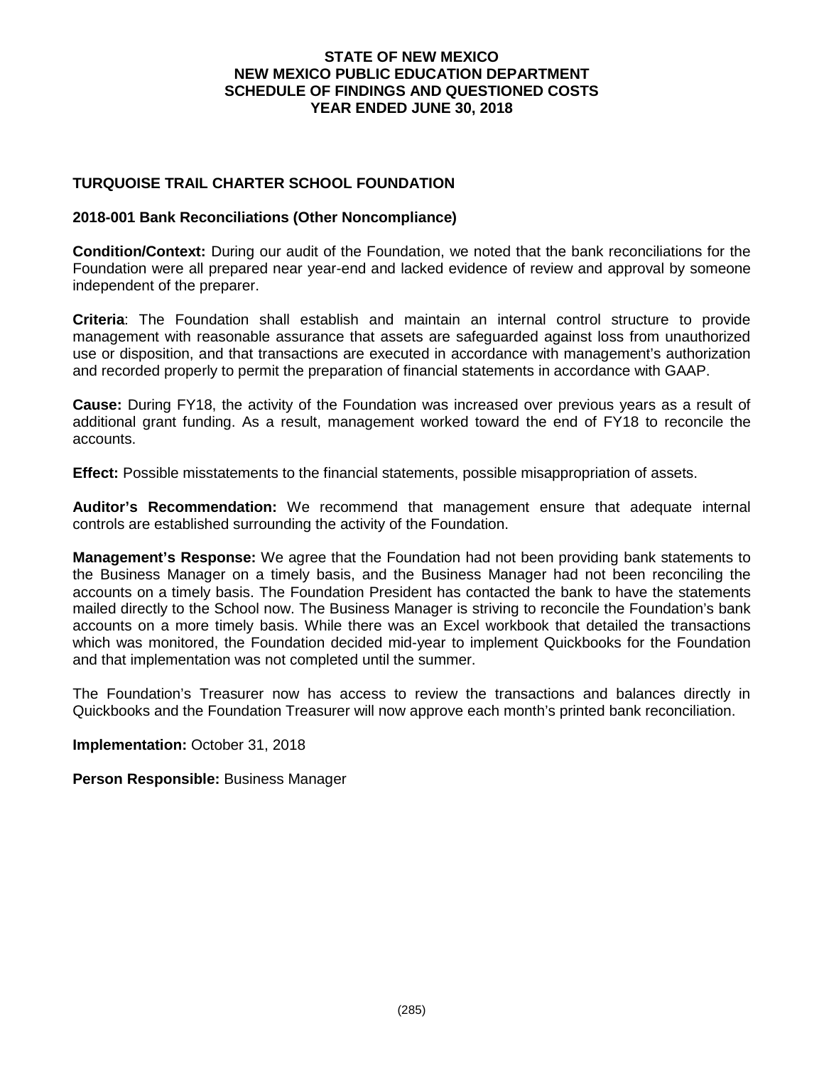# STATE OF NEW MEXICO
# NEW MEXICO PUBLIC EDUCATION DEPARTMENT
# SCHEDULE OF FINDINGS AND QUESTIONED COSTS
# YEAR ENDED JUNE 30, 2018

## TURQUOISE TRAIL CHARTER SCHOOL FOUNDATION

### 2018-001 Bank Reconciliations (Other Noncompliance)

**Condition/Context:** During our audit of the Foundation, we noted that the bank reconciliations for the Foundation were all prepared near year-end and lacked evidence of review and approval by someone independent of the preparer.

**Criteria**: The Foundation shall establish and maintain an internal control structure to provide management with reasonable assurance that assets are safeguarded against loss from unauthorized use or disposition, and that transactions are executed in accordance with management's authorization and recorded properly to permit the preparation of financial statements in accordance with GAAP.

**Cause:** During FY18, the activity of the Foundation was increased over previous years as a result of additional grant funding. As a result, management worked toward the end of FY18 to reconcile the accounts.

**Effect:** Possible misstatements to the financial statements, possible misappropriation of assets.

**Auditor's Recommendation:** We recommend that management ensure that adequate internal controls are established surrounding the activity of the Foundation.

**Management's Response:** We agree that the Foundation had not been providing bank statements to the Business Manager on a timely basis, and the Business Manager had not been reconciling the accounts on a timely basis. The Foundation President has contacted the bank to have the statements mailed directly to the School now. The Business Manager is striving to reconcile the Foundation's bank accounts on a more timely basis. While there was an Excel workbook that detailed the transactions which was monitored, the Foundation decided mid-year to implement Quickbooks for the Foundation and that implementation was not completed until the summer.

The Foundation's Treasurer now has access to review the transactions and balances directly in Quickbooks and the Foundation Treasurer will now approve each month's printed bank reconciliation.

**Implementation:** October 31, 2018

**Person Responsible:** Business Manager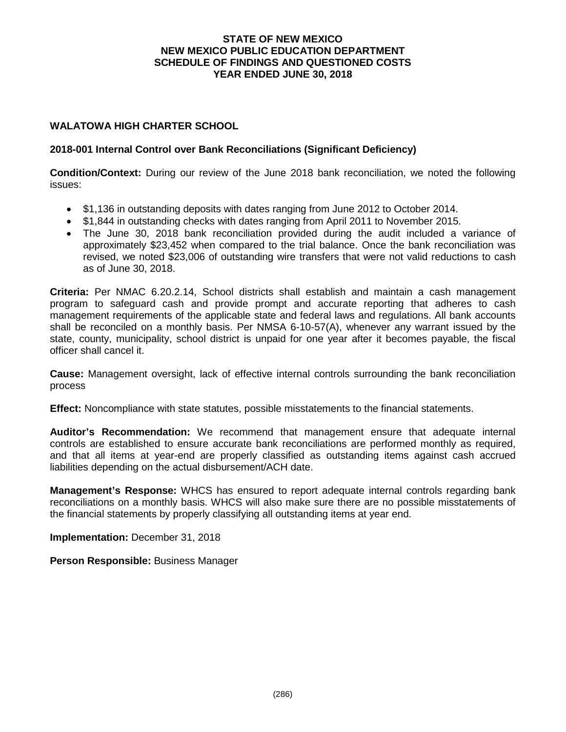# STATE OF NEW MEXICO
# NEW MEXICO PUBLIC EDUCATION DEPARTMENT
# SCHEDULE OF FINDINGS AND QUESTIONED COSTS
# YEAR ENDED JUNE 30, 2018

## WALATOWA HIGH CHARTER SCHOOL

### 2018-001 Internal Control over Bank Reconciliations (Significant Deficiency)

**Condition/Context:** During our review of the June 2018 bank reconciliation, we noted the following issues:

- $1,136 in outstanding deposits with dates ranging from June 2012 to October 2014.
- $1,844 in outstanding checks with dates ranging from April 2011 to November 2015.
- The June 30, 2018 bank reconciliation provided during the audit included a variance of approximately $23,452 when compared to the trial balance. Once the bank reconciliation was revised, we noted $23,006 of outstanding wire transfers that were not valid reductions to cash as of June 30, 2018.

**Criteria:** Per NMAC 6.20.2.14, School districts shall establish and maintain a cash management program to safeguard cash and provide prompt and accurate reporting that adheres to cash management requirements of the applicable state and federal laws and regulations. All bank accounts shall be reconciled on a monthly basis. Per NMSA 6-10-57(A), whenever any warrant issued by the state, county, municipality, school district is unpaid for one year after it becomes payable, the fiscal officer shall cancel it.

**Cause:** Management oversight, lack of effective internal controls surrounding the bank reconciliation process

**Effect:** Noncompliance with state statutes, possible misstatements to the financial statements.

**Auditor's Recommendation:** We recommend that management ensure that adequate internal controls are established to ensure accurate bank reconciliations are performed monthly as required, and that all items at year-end are properly classified as outstanding items against cash accrued liabilities depending on the actual disbursement/ACH date.

**Management's Response:** WHCS has ensured to report adequate internal controls regarding bank reconciliations on a monthly basis. WHCS will also make sure there are no possible misstatements of the financial statements by properly classifying all outstanding items at year end.

**Implementation:** December 31, 2018

**Person Responsible:** Business Manager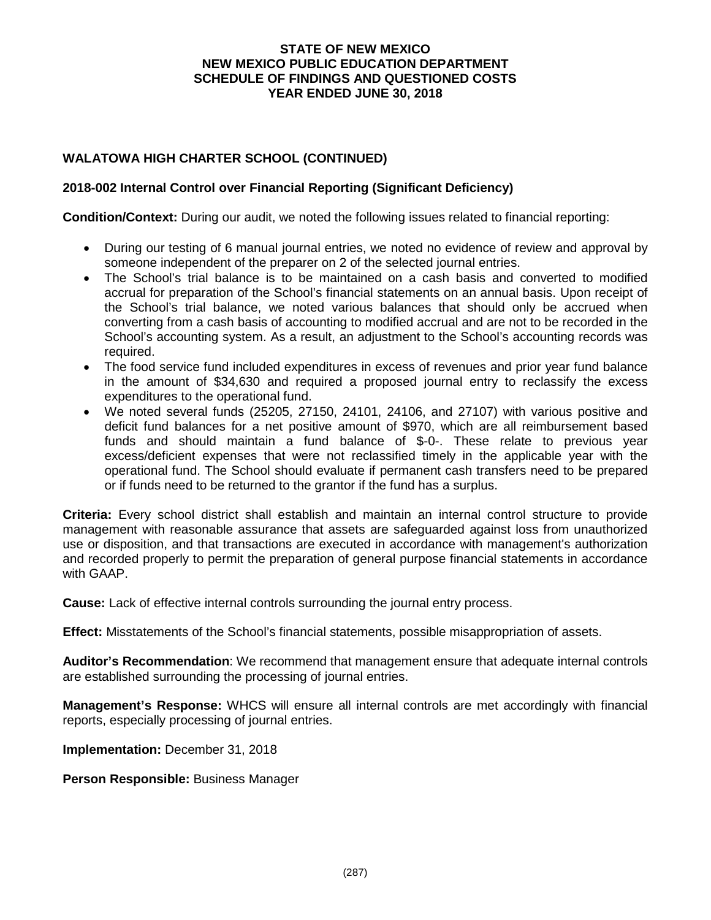**STATE OF NEW MEXICO**
**NEW MEXICO PUBLIC EDUCATION DEPARTMENT**
**SCHEDULE OF FINDINGS AND QUESTIONED COSTS**
**YEAR ENDED JUNE 30, 2018**

## WALATOWA HIGH CHARTER SCHOOL (CONTINUED)

### 2018-002 Internal Control over Financial Reporting (Significant Deficiency)

**Condition/Context:** During our audit, we noted the following issues related to financial reporting:

- During our testing of 6 manual journal entries, we noted no evidence of review and approval by someone independent of the preparer on 2 of the selected journal entries.
- The School's trial balance is to be maintained on a cash basis and converted to modified accrual for preparation of the School's financial statements on an annual basis. Upon receipt of the School's trial balance, we noted various balances that should only be accrued when converting from a cash basis of accounting to modified accrual and are not to be recorded in the School's accounting system. As a result, an adjustment to the School's accounting records was required.
- The food service fund included expenditures in excess of revenues and prior year fund balance in the amount of $34,630 and required a proposed journal entry to reclassify the excess expenditures to the operational fund.
- We noted several funds (25205, 27150, 24101, 24106, and 27107) with various positive and deficit fund balances for a net positive amount of $970, which are all reimbursement based funds and should maintain a fund balance of $-0-. These relate to previous year excess/deficient expenses that were not reclassified timely in the applicable year with the operational fund. The School should evaluate if permanent cash transfers need to be prepared or if funds need to be returned to the grantor if the fund has a surplus.

**Criteria:** Every school district shall establish and maintain an internal control structure to provide management with reasonable assurance that assets are safeguarded against loss from unauthorized use or disposition, and that transactions are executed in accordance with management's authorization and recorded properly to permit the preparation of general purpose financial statements in accordance with GAAP.

**Cause:** Lack of effective internal controls surrounding the journal entry process.

**Effect:** Misstatements of the School's financial statements, possible misappropriation of assets.

**Auditor's Recommendation**: We recommend that management ensure that adequate internal controls are established surrounding the processing of journal entries.

**Management's Response:** WHCS will ensure all internal controls are met accordingly with financial reports, especially processing of journal entries.

**Implementation:** December 31, 2018

**Person Responsible:** Business Manager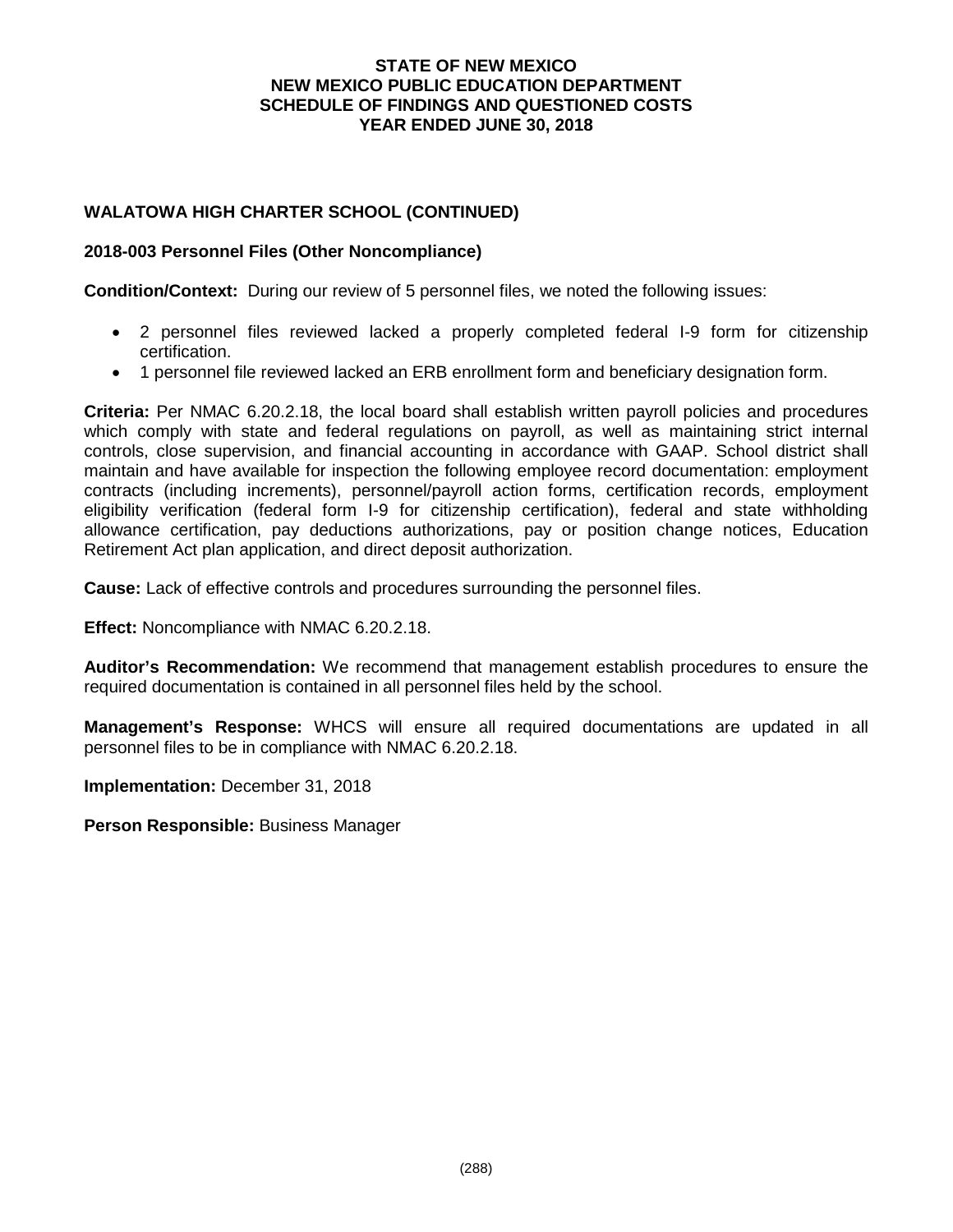## WALATOWA HIGH CHARTER SCHOOL (CONTINUED)

### 2018-003 Personnel Files (Other Noncompliance)

**Condition/Context:** During our review of 5 personnel files, we noted the following issues:

- 2 personnel files reviewed lacked a properly completed federal I-9 form for citizenship certification.
- 1 personnel file reviewed lacked an ERB enrollment form and beneficiary designation form.

**Criteria:** Per NMAC 6.20.2.18, the local board shall establish written payroll policies and procedures which comply with state and federal regulations on payroll, as well as maintaining strict internal controls, close supervision, and financial accounting in accordance with GAAP. School district shall maintain and have available for inspection the following employee record documentation: employment contracts (including increments), personnel/payroll action forms, certification records, employment eligibility verification (federal form I-9 for citizenship certification), federal and state withholding allowance certification, pay deductions authorizations, pay or position change notices, Education Retirement Act plan application, and direct deposit authorization.

**Cause:** Lack of effective controls and procedures surrounding the personnel files.

**Effect:** Noncompliance with NMAC 6.20.2.18.

**Auditor's Recommendation:** We recommend that management establish procedures to ensure the required documentation is contained in all personnel files held by the school.

**Management's Response:** WHCS will ensure all required documentations are updated in all personnel files to be in compliance with NMAC 6.20.2.18.

**Implementation:** December 31, 2018

**Person Responsible:** Business Manager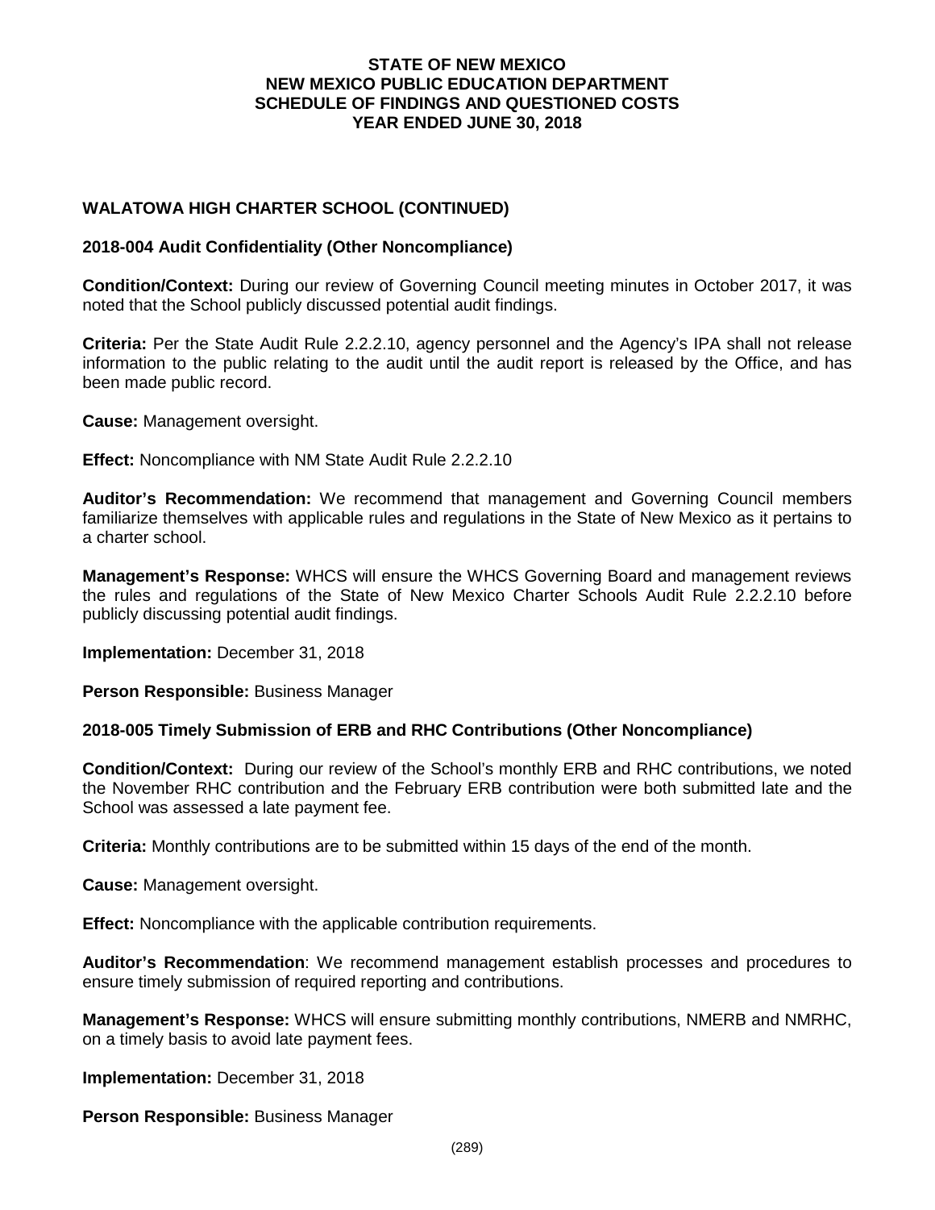**STATE OF NEW MEXICO**
**NEW MEXICO PUBLIC EDUCATION DEPARTMENT**
**SCHEDULE OF FINDINGS AND QUESTIONED COSTS**
**YEAR ENDED JUNE 30, 2018**

## WALATOWA HIGH CHARTER SCHOOL (CONTINUED)

### 2018-004 Audit Confidentiality (Other Noncompliance)

**Condition/Context:** During our review of Governing Council meeting minutes in October 2017, it was noted that the School publicly discussed potential audit findings.

**Criteria:** Per the State Audit Rule 2.2.2.10, agency personnel and the Agency's IPA shall not release information to the public relating to the audit until the audit report is released by the Office, and has been made public record.

**Cause:** Management oversight.

**Effect:** Noncompliance with NM State Audit Rule 2.2.2.10

**Auditor's Recommendation:** We recommend that management and Governing Council members familiarize themselves with applicable rules and regulations in the State of New Mexico as it pertains to a charter school.

**Management's Response:** WHCS will ensure the WHCS Governing Board and management reviews the rules and regulations of the State of New Mexico Charter Schools Audit Rule 2.2.2.10 before publicly discussing potential audit findings.

**Implementation:** December 31, 2018

**Person Responsible:** Business Manager

### 2018-005 Timely Submission of ERB and RHC Contributions (Other Noncompliance)

**Condition/Context:** During our review of the School's monthly ERB and RHC contributions, we noted the November RHC contribution and the February ERB contribution were both submitted late and the School was assessed a late payment fee.

**Criteria:** Monthly contributions are to be submitted within 15 days of the end of the month.

**Cause:** Management oversight.

**Effect:** Noncompliance with the applicable contribution requirements.

**Auditor's Recommendation**: We recommend management establish processes and procedures to ensure timely submission of required reporting and contributions.

**Management's Response:** WHCS will ensure submitting monthly contributions, NMERB and NMRHC, on a timely basis to avoid late payment fees.

**Implementation:** December 31, 2018

**Person Responsible:** Business Manager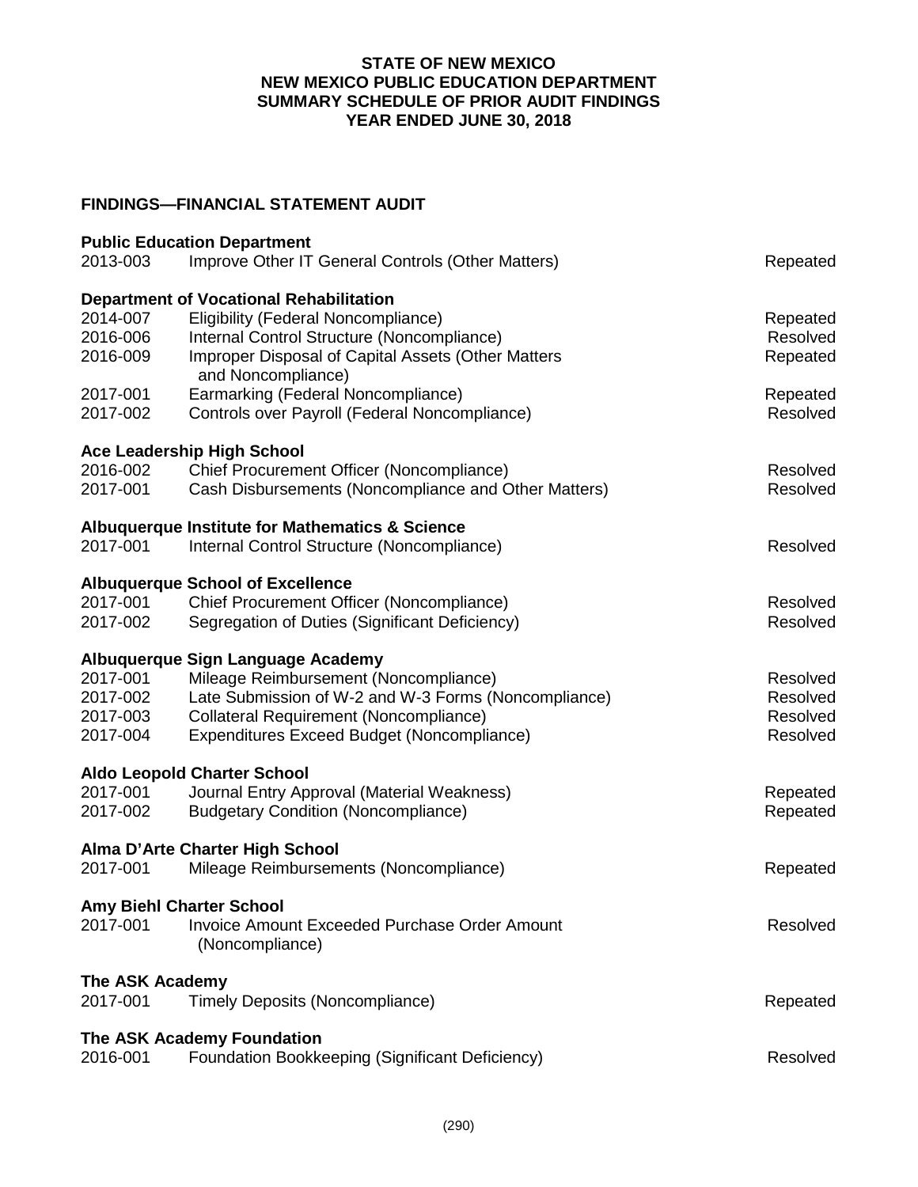**STATE OF NEW MEXICO**
**NEW MEXICO PUBLIC EDUCATION DEPARTMENT**
**SUMMARY SCHEDULE OF PRIOR AUDIT FINDINGS**
**YEAR ENDED JUNE 30, 2018**

## FINDINGS—FINANCIAL STATEMENT AUDIT

**Public Education Department**

| | | |
|---|---|---|
| 2013-003 | Improve Other IT General Controls (Other Matters) | Repeated |

**Department of Vocational Rehabilitation**

| | | |
|---|---|---|
| 2014-007 | Eligibility (Federal Noncompliance) | Repeated |
| 2016-006 | Internal Control Structure (Noncompliance) | Resolved |
| 2016-009 | Improper Disposal of Capital Assets (Other Matters and Noncompliance) | Repeated |
| 2017-001 | Earmarking (Federal Noncompliance) | Repeated |
| 2017-002 | Controls over Payroll (Federal Noncompliance) | Resolved |

**Ace Leadership High School**

| | | |
|---|---|---|
| 2016-002 | Chief Procurement Officer (Noncompliance) | Resolved |
| 2017-001 | Cash Disbursements (Noncompliance and Other Matters) | Resolved |

**Albuquerque Institute for Mathematics & Science**

| | | |
|---|---|---|
| 2017-001 | Internal Control Structure (Noncompliance) | Resolved |

**Albuquerque School of Excellence**

| | | |
|---|---|---|
| 2017-001 | Chief Procurement Officer (Noncompliance) | Resolved |
| 2017-002 | Segregation of Duties (Significant Deficiency) | Resolved |

**Albuquerque Sign Language Academy**

| | | |
|---|---|---|
| 2017-001 | Mileage Reimbursement (Noncompliance) | Resolved |
| 2017-002 | Late Submission of W-2 and W-3 Forms (Noncompliance) | Resolved |
| 2017-003 | Collateral Requirement (Noncompliance) | Resolved |
| 2017-004 | Expenditures Exceed Budget (Noncompliance) | Resolved |

**Aldo Leopold Charter School**

| | | |
|---|---|---|
| 2017-001 | Journal Entry Approval (Material Weakness) | Repeated |
| 2017-002 | Budgetary Condition (Noncompliance) | Repeated |

**Alma D'Arte Charter High School**

| | | |
|---|---|---|
| 2017-001 | Mileage Reimbursements (Noncompliance) | Repeated |

**Amy Biehl Charter School**

| | | |
|---|---|---|
| 2017-001 | Invoice Amount Exceeded Purchase Order Amount (Noncompliance) | Resolved |

**The ASK Academy**

| | | |
|---|---|---|
| 2017-001 | Timely Deposits (Noncompliance) | Repeated |

**The ASK Academy Foundation**

| | | |
|---|---|---|
| 2016-001 | Foundation Bookkeeping (Significant Deficiency) | Resolved |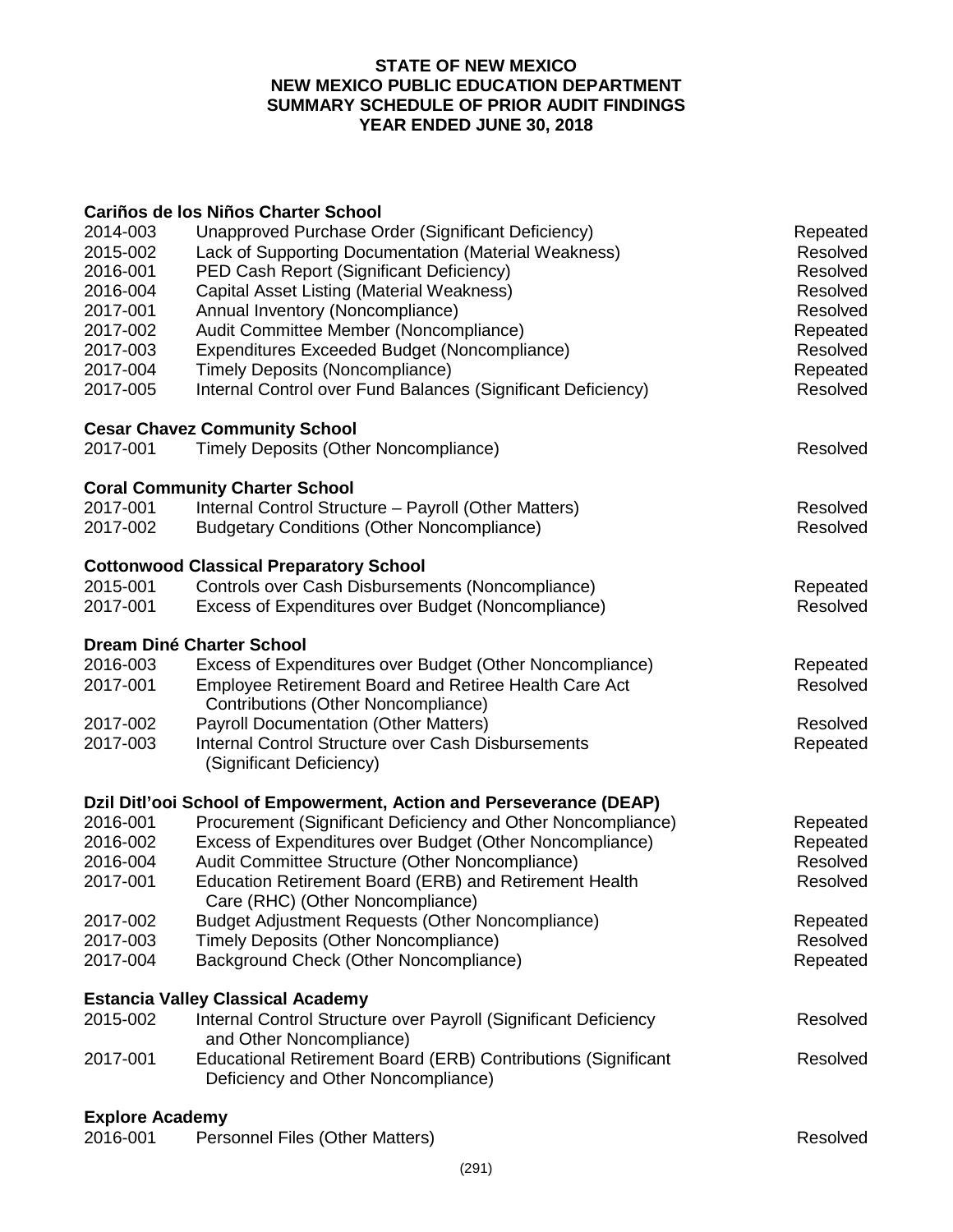# STATE OF NEW MEXICO
## NEW MEXICO PUBLIC EDUCATION DEPARTMENT
## SUMMARY SCHEDULE OF PRIOR AUDIT FINDINGS
## YEAR ENDED JUNE 30, 2018

**Cariños de los Niños Charter School**

| | | |
|---|---|---|
| 2014-003 | Unapproved Purchase Order (Significant Deficiency) | Repeated |
| 2015-002 | Lack of Supporting Documentation (Material Weakness) | Resolved |
| 2016-001 | PED Cash Report (Significant Deficiency) | Resolved |
| 2016-004 | Capital Asset Listing (Material Weakness) | Resolved |
| 2017-001 | Annual Inventory (Noncompliance) | Resolved |
| 2017-002 | Audit Committee Member (Noncompliance) | Repeated |
| 2017-003 | Expenditures Exceeded Budget (Noncompliance) | Resolved |
| 2017-004 | Timely Deposits (Noncompliance) | Repeated |
| 2017-005 | Internal Control over Fund Balances (Significant Deficiency) | Resolved |

**Cesar Chavez Community School**

| | | |
|---|---|---|
| 2017-001 | Timely Deposits (Other Noncompliance) | Resolved |

**Coral Community Charter School**

| | | |
|---|---|---|
| 2017-001 | Internal Control Structure – Payroll (Other Matters) | Resolved |
| 2017-002 | Budgetary Conditions (Other Noncompliance) | Resolved |

**Cottonwood Classical Preparatory School**

| | | |
|---|---|---|
| 2015-001 | Controls over Cash Disbursements (Noncompliance) | Repeated |
| 2017-001 | Excess of Expenditures over Budget (Noncompliance) | Resolved |

**Dream Diné Charter School**

| | | |
|---|---|---|
| 2016-003 | Excess of Expenditures over Budget (Other Noncompliance) | Repeated |
| 2017-001 | Employee Retirement Board and Retiree Health Care Act Contributions (Other Noncompliance) | Resolved |
| 2017-002 | Payroll Documentation (Other Matters) | Resolved |
| 2017-003 | Internal Control Structure over Cash Disbursements (Significant Deficiency) | Repeated |

**Dzil Ditl'ooi School of Empowerment, Action and Perseverance (DEAP)**

| | | |
|---|---|---|
| 2016-001 | Procurement (Significant Deficiency and Other Noncompliance) | Repeated |
| 2016-002 | Excess of Expenditures over Budget (Other Noncompliance) | Repeated |
| 2016-004 | Audit Committee Structure (Other Noncompliance) | Resolved |
| 2017-001 | Education Retirement Board (ERB) and Retirement Health Care (RHC) (Other Noncompliance) | Resolved |
| 2017-002 | Budget Adjustment Requests (Other Noncompliance) | Repeated |
| 2017-003 | Timely Deposits (Other Noncompliance) | Resolved |
| 2017-004 | Background Check (Other Noncompliance) | Repeated |

**Estancia Valley Classical Academy**

| | | |
|---|---|---|
| 2015-002 | Internal Control Structure over Payroll (Significant Deficiency and Other Noncompliance) | Resolved |
| 2017-001 | Educational Retirement Board (ERB) Contributions (Significant Deficiency and Other Noncompliance) | Resolved |

**Explore Academy**

| | | |
|---|---|---|
| 2016-001 | Personnel Files (Other Matters) | Resolved |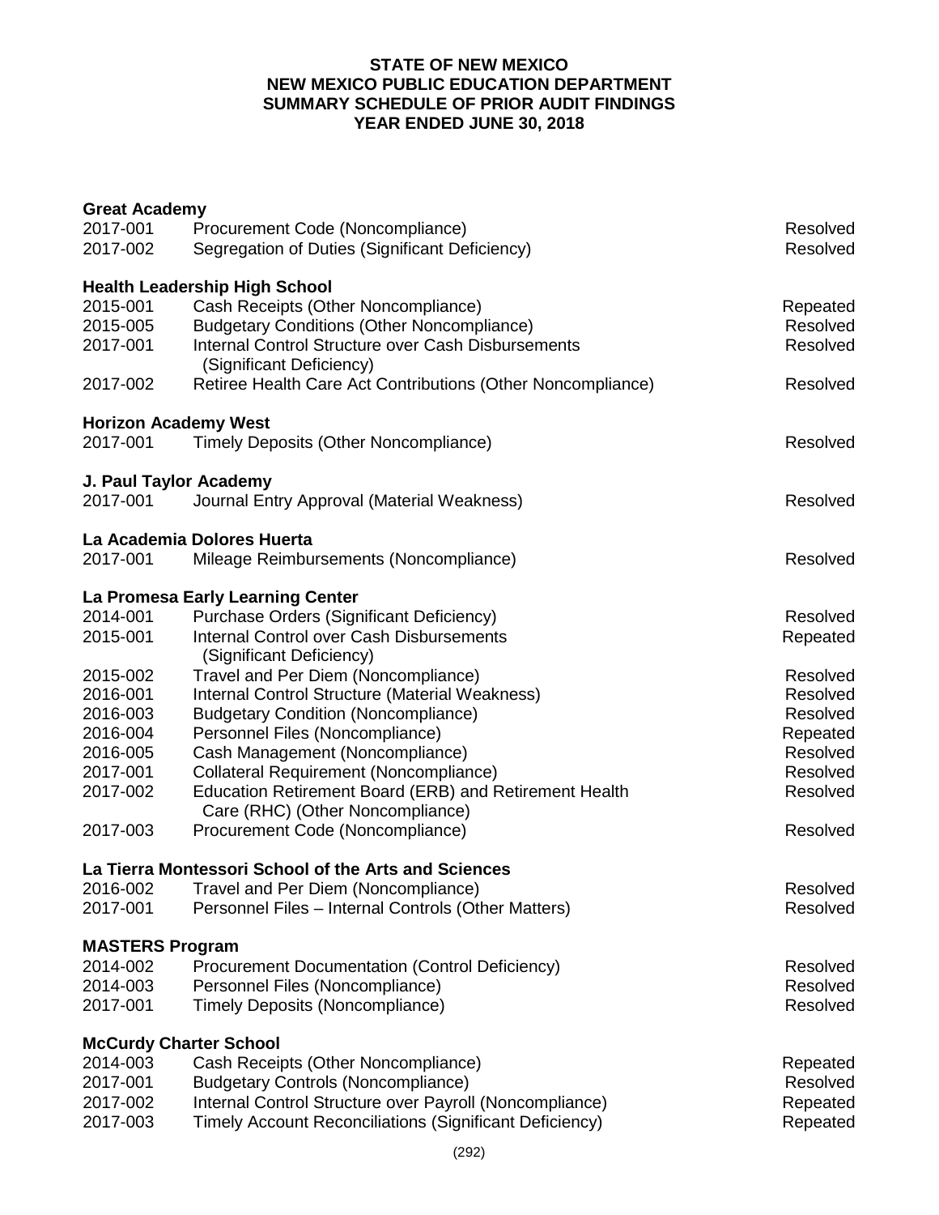**STATE OF NEW MEXICO**
**NEW MEXICO PUBLIC EDUCATION DEPARTMENT**
**SUMMARY SCHEDULE OF PRIOR AUDIT FINDINGS**
**YEAR ENDED JUNE 30, 2018**

**Great Academy**

| | | |
|---|---|---|
| 2017-001 | Procurement Code (Noncompliance) | Resolved |
| 2017-002 | Segregation of Duties (Significant Deficiency) | Resolved |

**Health Leadership High School**

| | | |
|---|---|---|
| 2015-001 | Cash Receipts (Other Noncompliance) | Repeated |
| 2015-005 | Budgetary Conditions (Other Noncompliance) | Resolved |
| 2017-001 | Internal Control Structure over Cash Disbursements (Significant Deficiency) | Resolved |
| 2017-002 | Retiree Health Care Act Contributions (Other Noncompliance) | Resolved |

**Horizon Academy West**

| | | |
|---|---|---|
| 2017-001 | Timely Deposits (Other Noncompliance) | Resolved |

**J. Paul Taylor Academy**

| | | |
|---|---|---|
| 2017-001 | Journal Entry Approval (Material Weakness) | Resolved |

**La Academia Dolores Huerta**

| | | |
|---|---|---|
| 2017-001 | Mileage Reimbursements (Noncompliance) | Resolved |

**La Promesa Early Learning Center**

| | | |
|---|---|---|
| 2014-001 | Purchase Orders (Significant Deficiency) | Resolved |
| 2015-001 | Internal Control over Cash Disbursements (Significant Deficiency) | Repeated |
| 2015-002 | Travel and Per Diem (Noncompliance) | Resolved |
| 2016-001 | Internal Control Structure (Material Weakness) | Resolved |
| 2016-003 | Budgetary Condition (Noncompliance) | Resolved |
| 2016-004 | Personnel Files (Noncompliance) | Repeated |
| 2016-005 | Cash Management (Noncompliance) | Resolved |
| 2017-001 | Collateral Requirement (Noncompliance) | Resolved |
| 2017-002 | Education Retirement Board (ERB) and Retirement Health Care (RHC) (Other Noncompliance) | Resolved |
| 2017-003 | Procurement Code (Noncompliance) | Resolved |

**La Tierra Montessori School of the Arts and Sciences**

| | | |
|---|---|---|
| 2016-002 | Travel and Per Diem (Noncompliance) | Resolved |
| 2017-001 | Personnel Files – Internal Controls (Other Matters) | Resolved |

**MASTERS Program**

| | | |
|---|---|---|
| 2014-002 | Procurement Documentation (Control Deficiency) | Resolved |
| 2014-003 | Personnel Files (Noncompliance) | Resolved |
| 2017-001 | Timely Deposits (Noncompliance) | Resolved |

**McCurdy Charter School**

| | | |
|---|---|---|
| 2014-003 | Cash Receipts (Other Noncompliance) | Repeated |
| 2017-001 | Budgetary Controls (Noncompliance) | Resolved |
| 2017-002 | Internal Control Structure over Payroll (Noncompliance) | Repeated |
| 2017-003 | Timely Account Reconciliations (Significant Deficiency) | Repeated |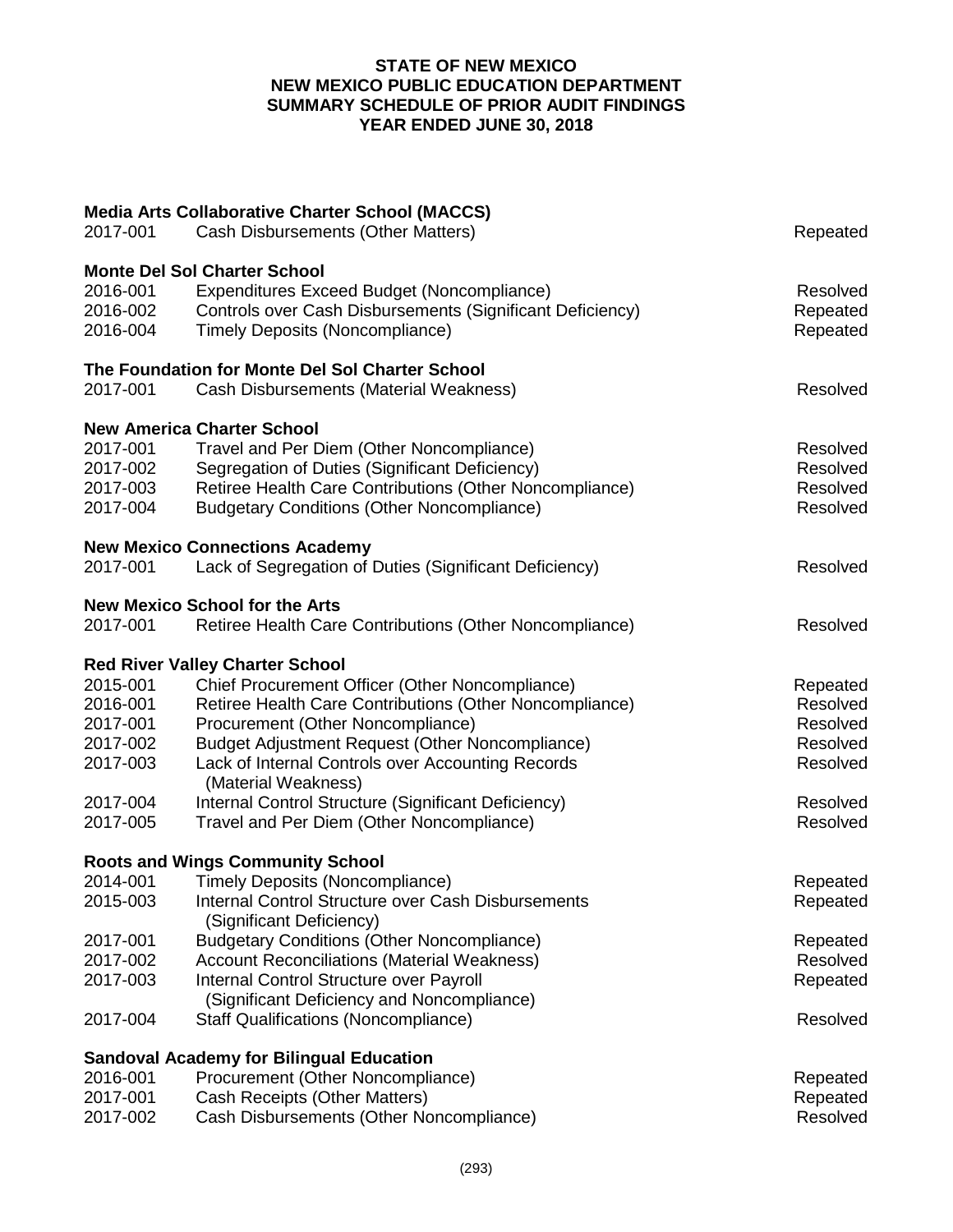**STATE OF NEW MEXICO**
**NEW MEXICO PUBLIC EDUCATION DEPARTMENT**
**SUMMARY SCHEDULE OF PRIOR AUDIT FINDINGS**
**YEAR ENDED JUNE 30, 2018**

**Media Arts Collaborative Charter School (MACCS)**

| | | |
|---|---|---|
| 2017-001 | Cash Disbursements (Other Matters) | Repeated |

**Monte Del Sol Charter School**

| | | |
|---|---|---|
| 2016-001 | Expenditures Exceed Budget (Noncompliance) | Resolved |
| 2016-002 | Controls over Cash Disbursements (Significant Deficiency) | Repeated |
| 2016-004 | Timely Deposits (Noncompliance) | Repeated |

**The Foundation for Monte Del Sol Charter School**

| | | |
|---|---|---|
| 2017-001 | Cash Disbursements (Material Weakness) | Resolved |

**New America Charter School**

| | | |
|---|---|---|
| 2017-001 | Travel and Per Diem (Other Noncompliance) | Resolved |
| 2017-002 | Segregation of Duties (Significant Deficiency) | Resolved |
| 2017-003 | Retiree Health Care Contributions (Other Noncompliance) | Resolved |
| 2017-004 | Budgetary Conditions (Other Noncompliance) | Resolved |

**New Mexico Connections Academy**

| | | |
|---|---|---|
| 2017-001 | Lack of Segregation of Duties (Significant Deficiency) | Resolved |

**New Mexico School for the Arts**

| | | |
|---|---|---|
| 2017-001 | Retiree Health Care Contributions (Other Noncompliance) | Resolved |

**Red River Valley Charter School**

| | | |
|---|---|---|
| 2015-001 | Chief Procurement Officer (Other Noncompliance) | Repeated |
| 2016-001 | Retiree Health Care Contributions (Other Noncompliance) | Resolved |
| 2017-001 | Procurement (Other Noncompliance) | Resolved |
| 2017-002 | Budget Adjustment Request (Other Noncompliance) | Resolved |
| 2017-003 | Lack of Internal Controls over Accounting Records (Material Weakness) | Resolved |
| 2017-004 | Internal Control Structure (Significant Deficiency) | Resolved |
| 2017-005 | Travel and Per Diem (Other Noncompliance) | Resolved |

**Roots and Wings Community School**

| | | |
|---|---|---|
| 2014-001 | Timely Deposits (Noncompliance) | Repeated |
| 2015-003 | Internal Control Structure over Cash Disbursements (Significant Deficiency) | Repeated |
| 2017-001 | Budgetary Conditions (Other Noncompliance) | Repeated |
| 2017-002 | Account Reconciliations (Material Weakness) | Resolved |
| 2017-003 | Internal Control Structure over Payroll (Significant Deficiency and Noncompliance) | Repeated |
| 2017-004 | Staff Qualifications (Noncompliance) | Resolved |

**Sandoval Academy for Bilingual Education**

| | | |
|---|---|---|
| 2016-001 | Procurement (Other Noncompliance) | Repeated |
| 2017-001 | Cash Receipts (Other Matters) | Repeated |
| 2017-002 | Cash Disbursements (Other Noncompliance) | Resolved |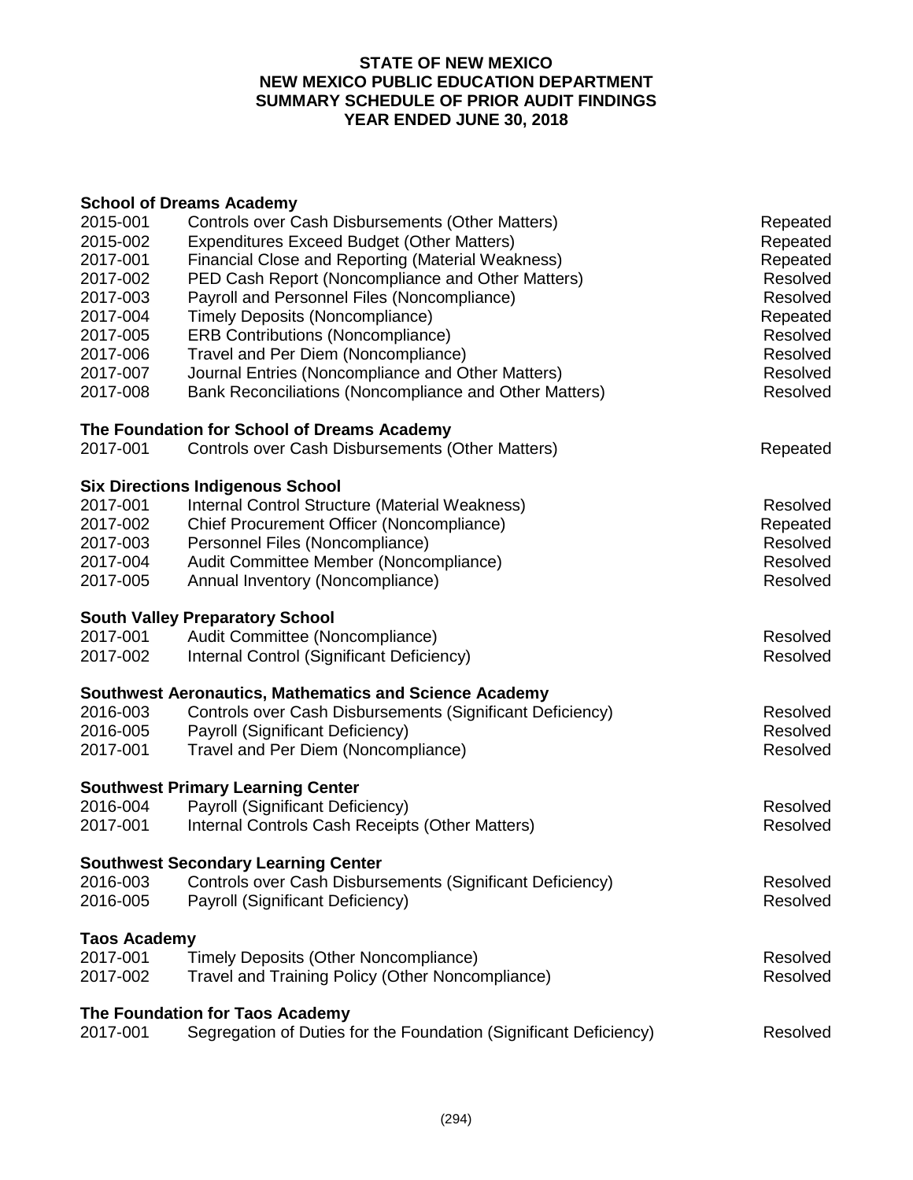**STATE OF NEW MEXICO**
**NEW MEXICO PUBLIC EDUCATION DEPARTMENT**
**SUMMARY SCHEDULE OF PRIOR AUDIT FINDINGS**
**YEAR ENDED JUNE 30, 2018**

**School of Dreams Academy**

| | | |
|---|---|---|
| 2015-001 | Controls over Cash Disbursements (Other Matters) | Repeated |
| 2015-002 | Expenditures Exceed Budget (Other Matters) | Repeated |
| 2017-001 | Financial Close and Reporting (Material Weakness) | Repeated |
| 2017-002 | PED Cash Report (Noncompliance and Other Matters) | Resolved |
| 2017-003 | Payroll and Personnel Files (Noncompliance) | Resolved |
| 2017-004 | Timely Deposits (Noncompliance) | Repeated |
| 2017-005 | ERB Contributions (Noncompliance) | Resolved |
| 2017-006 | Travel and Per Diem (Noncompliance) | Resolved |
| 2017-007 | Journal Entries (Noncompliance and Other Matters) | Resolved |
| 2017-008 | Bank Reconciliations (Noncompliance and Other Matters) | Resolved |

**The Foundation for School of Dreams Academy**

| | | |
|---|---|---|
| 2017-001 | Controls over Cash Disbursements (Other Matters) | Repeated |

**Six Directions Indigenous School**

| | | |
|---|---|---|
| 2017-001 | Internal Control Structure (Material Weakness) | Resolved |
| 2017-002 | Chief Procurement Officer (Noncompliance) | Repeated |
| 2017-003 | Personnel Files (Noncompliance) | Resolved |
| 2017-004 | Audit Committee Member (Noncompliance) | Resolved |
| 2017-005 | Annual Inventory (Noncompliance) | Resolved |

**South Valley Preparatory School**

| | | |
|---|---|---|
| 2017-001 | Audit Committee (Noncompliance) | Resolved |
| 2017-002 | Internal Control (Significant Deficiency) | Resolved |

**Southwest Aeronautics, Mathematics and Science Academy**

| | | |
|---|---|---|
| 2016-003 | Controls over Cash Disbursements (Significant Deficiency) | Resolved |
| 2016-005 | Payroll (Significant Deficiency) | Resolved |
| 2017-001 | Travel and Per Diem (Noncompliance) | Resolved |

**Southwest Primary Learning Center**

| | | |
|---|---|---|
| 2016-004 | Payroll (Significant Deficiency) | Resolved |
| 2017-001 | Internal Controls Cash Receipts (Other Matters) | Resolved |

**Southwest Secondary Learning Center**

| | | |
|---|---|---|
| 2016-003 | Controls over Cash Disbursements (Significant Deficiency) | Resolved |
| 2016-005 | Payroll (Significant Deficiency) | Resolved |

**Taos Academy**

| | | |
|---|---|---|
| 2017-001 | Timely Deposits (Other Noncompliance) | Resolved |
| 2017-002 | Travel and Training Policy (Other Noncompliance) | Resolved |

**The Foundation for Taos Academy**

| | | |
|---|---|---|
| 2017-001 | Segregation of Duties for the Foundation (Significant Deficiency) | Resolved |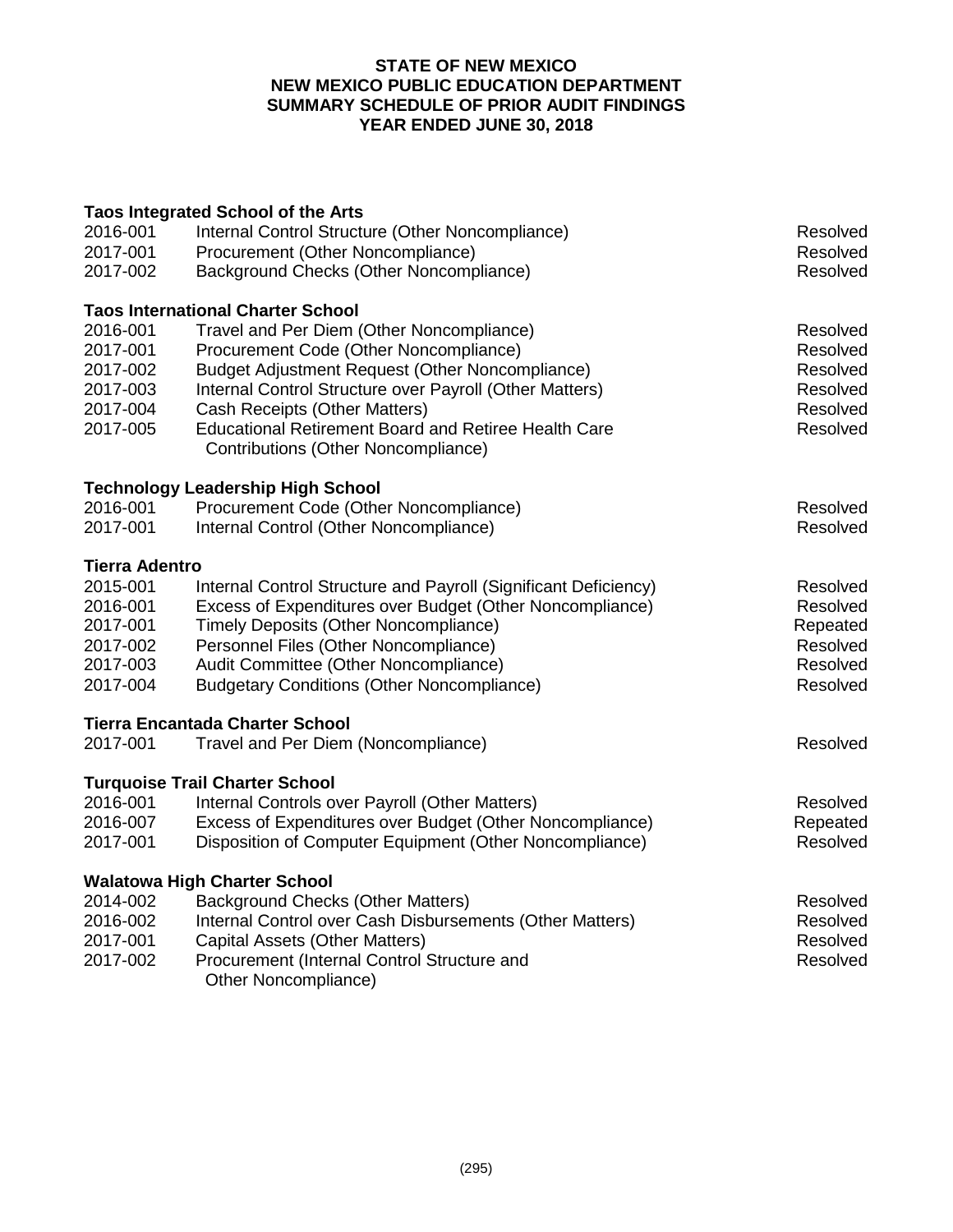**STATE OF NEW MEXICO**
**NEW MEXICO PUBLIC EDUCATION DEPARTMENT**
**SUMMARY SCHEDULE OF PRIOR AUDIT FINDINGS**
**YEAR ENDED JUNE 30, 2018**

**Taos Integrated School of the Arts**

| | | |
|---|---|---|
| 2016-001 | Internal Control Structure (Other Noncompliance) | Resolved |
| 2017-001 | Procurement (Other Noncompliance) | Resolved |
| 2017-002 | Background Checks (Other Noncompliance) | Resolved |

**Taos International Charter School**

| | | |
|---|---|---|
| 2016-001 | Travel and Per Diem (Other Noncompliance) | Resolved |
| 2017-001 | Procurement Code (Other Noncompliance) | Resolved |
| 2017-002 | Budget Adjustment Request (Other Noncompliance) | Resolved |
| 2017-003 | Internal Control Structure over Payroll (Other Matters) | Resolved |
| 2017-004 | Cash Receipts (Other Matters) | Resolved |
| 2017-005 | Educational Retirement Board and Retiree Health Care Contributions (Other Noncompliance) | Resolved |

**Technology Leadership High School**

| | | |
|---|---|---|
| 2016-001 | Procurement Code (Other Noncompliance) | Resolved |
| 2017-001 | Internal Control (Other Noncompliance) | Resolved |

**Tierra Adentro**

| | | |
|---|---|---|
| 2015-001 | Internal Control Structure and Payroll (Significant Deficiency) | Resolved |
| 2016-001 | Excess of Expenditures over Budget (Other Noncompliance) | Resolved |
| 2017-001 | Timely Deposits (Other Noncompliance) | Repeated |
| 2017-002 | Personnel Files (Other Noncompliance) | Resolved |
| 2017-003 | Audit Committee (Other Noncompliance) | Resolved |
| 2017-004 | Budgetary Conditions (Other Noncompliance) | Resolved |

**Tierra Encantada Charter School**

| | | |
|---|---|---|
| 2017-001 | Travel and Per Diem (Noncompliance) | Resolved |

**Turquoise Trail Charter School**

| | | |
|---|---|---|
| 2016-001 | Internal Controls over Payroll (Other Matters) | Resolved |
| 2016-007 | Excess of Expenditures over Budget (Other Noncompliance) | Repeated |
| 2017-001 | Disposition of Computer Equipment (Other Noncompliance) | Resolved |

**Walatowa High Charter School**

| | | |
|---|---|---|
| 2014-002 | Background Checks (Other Matters) | Resolved |
| 2016-002 | Internal Control over Cash Disbursements (Other Matters) | Resolved |
| 2017-001 | Capital Assets (Other Matters) | Resolved |
| 2017-002 | Procurement (Internal Control Structure and Other Noncompliance) | Resolved |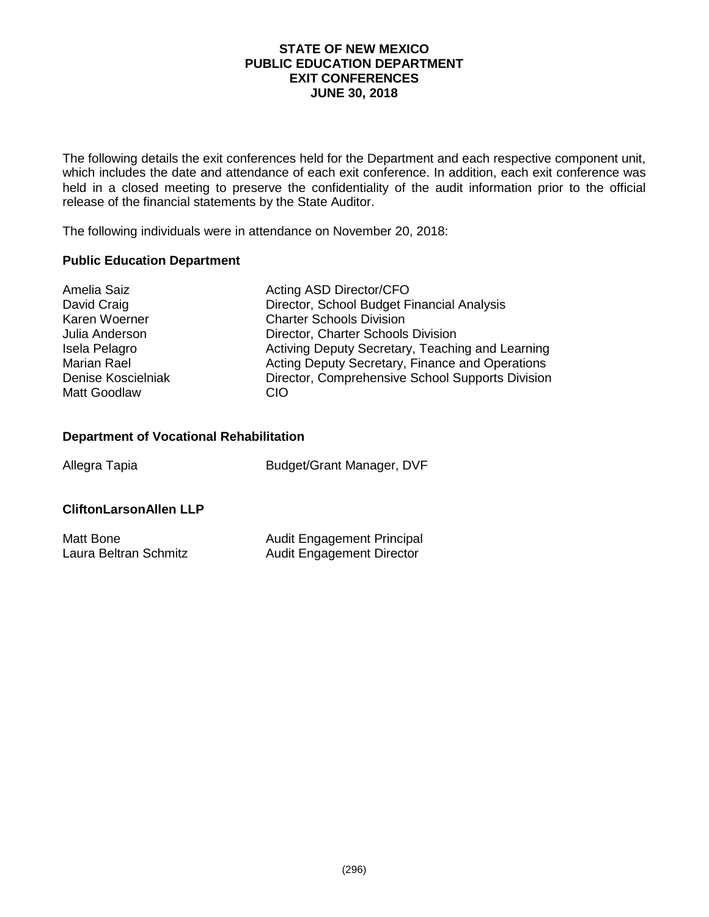# STATE OF NEW MEXICO
# PUBLIC EDUCATION DEPARTMENT
# EXIT CONFERENCES
# JUNE 30, 2018

The following details the exit conferences held for the Department and each respective component unit, which includes the date and attendance of each exit conference. In addition, each exit conference was held in a closed meeting to preserve the confidentiality of the audit information prior to the official release of the financial statements by the State Auditor.

The following individuals were in attendance on November 20, 2018:

**Public Education Department**

| | |
|---|---|
| Amelia Saiz | Acting ASD Director/CFO |
| David Craig | Director, School Budget Financial Analysis |
| Karen Woerner | Charter Schools Division |
| Julia Anderson | Director, Charter Schools Division |
| Isela Pelagro | Activing Deputy Secretary, Teaching and Learning |
| Marian Rael | Acting Deputy Secretary, Finance and Operations |
| Denise Koscielniak | Director, Comprehensive School Supports Division |
| Matt Goodlaw | CIO |

**Department of Vocational Rehabilitation**

| | |
|---|---|
| Allegra Tapia | Budget/Grant Manager, DVF |

**CliftonLarsonAllen LLP**

| | |
|---|---|
| Matt Bone | Audit Engagement Principal |
| Laura Beltran Schmitz | Audit Engagement Director |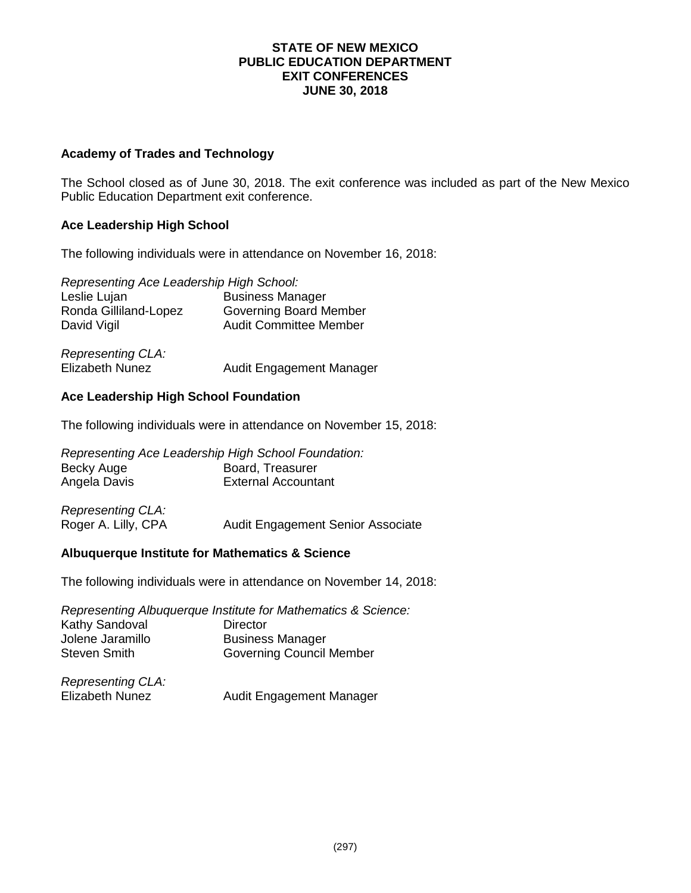**STATE OF NEW MEXICO**
**PUBLIC EDUCATION DEPARTMENT**
**EXIT CONFERENCES**
**JUNE 30, 2018**

### Academy of Trades and Technology

The School closed as of June 30, 2018. The exit conference was included as part of the New Mexico Public Education Department exit conference.

### Ace Leadership High School

The following individuals were in attendance on November 16, 2018:

*Representing Ace Leadership High School:*

| | |
|---|---|
| Leslie Lujan | Business Manager |
| Ronda Gilliland-Lopez | Governing Board Member |
| David Vigil | Audit Committee Member |

*Representing CLA:*

| | |
|---|---|
| Elizabeth Nunez | Audit Engagement Manager |

### Ace Leadership High School Foundation

The following individuals were in attendance on November 15, 2018:

*Representing Ace Leadership High School Foundation:*

| | |
|---|---|
| Becky Auge | Board, Treasurer |
| Angela Davis | External Accountant |

*Representing CLA:*

| | |
|---|---|
| Roger A. Lilly, CPA | Audit Engagement Senior Associate |

### Albuquerque Institute for Mathematics & Science

The following individuals were in attendance on November 14, 2018:

*Representing Albuquerque Institute for Mathematics & Science:*

| | |
|---|---|
| Kathy Sandoval | Director |
| Jolene Jaramillo | Business Manager |
| Steven Smith | Governing Council Member |

*Representing CLA:*

| | |
|---|---|
| Elizabeth Nunez | Audit Engagement Manager |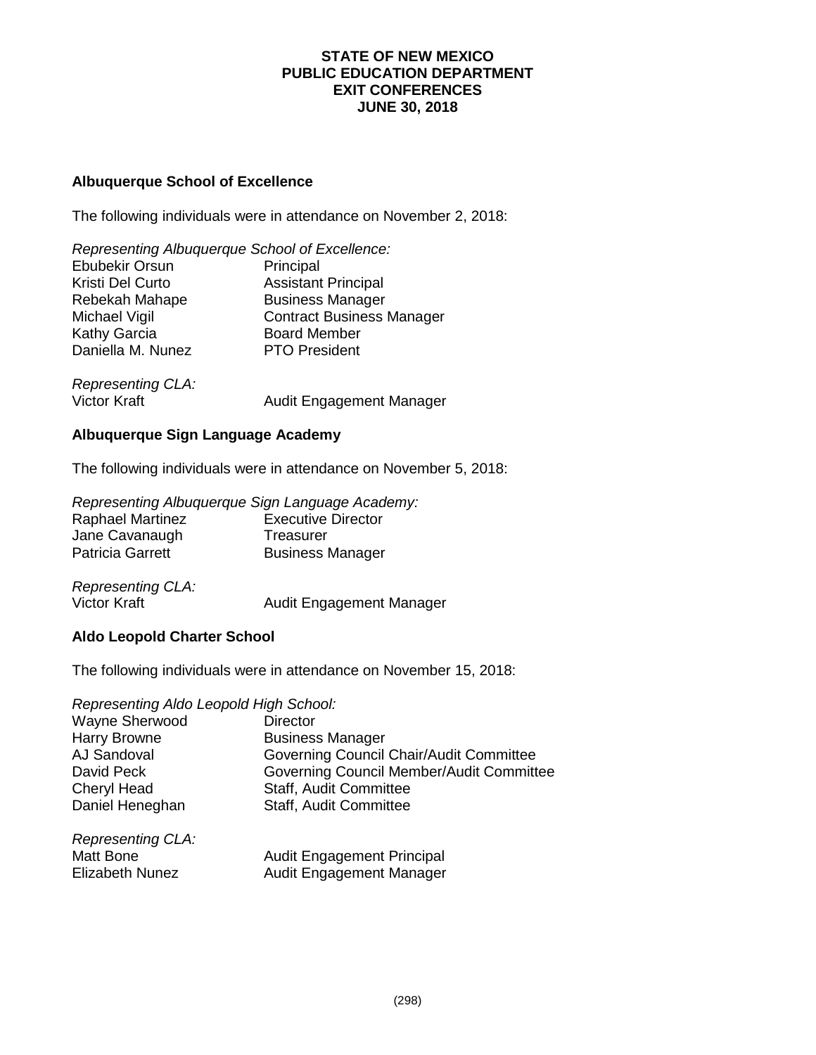**STATE OF NEW MEXICO**
**PUBLIC EDUCATION DEPARTMENT**
**EXIT CONFERENCES**
**JUNE 30, 2018**

### Albuquerque School of Excellence

The following individuals were in attendance on November 2, 2018:

*Representing Albuquerque School of Excellence:*

| | |
|---|---|
| Ebubekir Orsun | Principal |
| Kristi Del Curto | Assistant Principal |
| Rebekah Mahape | Business Manager |
| Michael Vigil | Contract Business Manager |
| Kathy Garcia | Board Member |
| Daniella M. Nunez | PTO President |

*Representing CLA:*

| | |
|---|---|
| Victor Kraft | Audit Engagement Manager |

### Albuquerque Sign Language Academy

The following individuals were in attendance on November 5, 2018:

*Representing Albuquerque Sign Language Academy:*

| | |
|---|---|
| Raphael Martinez | Executive Director |
| Jane Cavanaugh | Treasurer |
| Patricia Garrett | Business Manager |

*Representing CLA:*

| | |
|---|---|
| Victor Kraft | Audit Engagement Manager |

### Aldo Leopold Charter School

The following individuals were in attendance on November 15, 2018:

*Representing Aldo Leopold High School:*

| | |
|---|---|
| Wayne Sherwood | Director |
| Harry Browne | Business Manager |
| AJ Sandoval | Governing Council Chair/Audit Committee |
| David Peck | Governing Council Member/Audit Committee |
| Cheryl Head | Staff, Audit Committee |
| Daniel Heneghan | Staff, Audit Committee |

*Representing CLA:*

| | |
|---|---|
| Matt Bone | Audit Engagement Principal |
| Elizabeth Nunez | Audit Engagement Manager |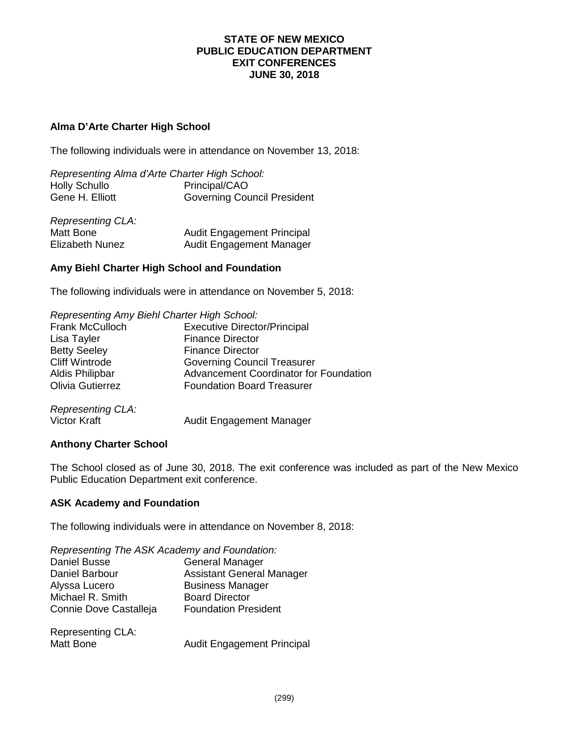**STATE OF NEW MEXICO**
**PUBLIC EDUCATION DEPARTMENT**
**EXIT CONFERENCES**
**JUNE 30, 2018**

### Alma D'Arte Charter High School

The following individuals were in attendance on November 13, 2018:

*Representing Alma d'Arte Charter High School:*

| | |
|---|---|
| Holly Schullo | Principal/CAO |
| Gene H. Elliott | Governing Council President |

*Representing CLA:*

| | |
|---|---|
| Matt Bone | Audit Engagement Principal |
| Elizabeth Nunez | Audit Engagement Manager |

### Amy Biehl Charter High School and Foundation

The following individuals were in attendance on November 5, 2018:

*Representing Amy Biehl Charter High School:*

| | |
|---|---|
| Frank McCulloch | Executive Director/Principal |
| Lisa Tayler | Finance Director |
| Betty Seeley | Finance Director |
| Cliff Wintrode | Governing Council Treasurer |
| Aldis Philipbar | Advancement Coordinator for Foundation |
| Olivia Gutierrez | Foundation Board Treasurer |

*Representing CLA:*

| | |
|---|---|
| Victor Kraft | Audit Engagement Manager |

### Anthony Charter School

The School closed as of June 30, 2018. The exit conference was included as part of the New Mexico Public Education Department exit conference.

### ASK Academy and Foundation

The following individuals were in attendance on November 8, 2018:

*Representing The ASK Academy and Foundation:*

| | |
|---|---|
| Daniel Busse | General Manager |
| Daniel Barbour | Assistant General Manager |
| Alyssa Lucero | Business Manager |
| Michael R. Smith | Board Director |
| Connie Dove Castalleja | Foundation President |

Representing CLA:

| | |
|---|---|
| Matt Bone | Audit Engagement Principal |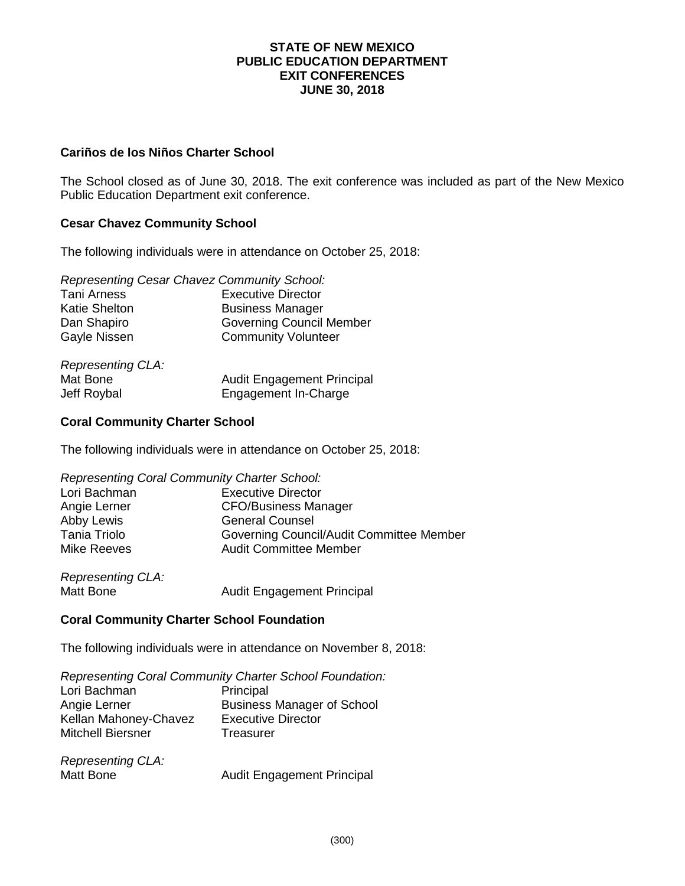# STATE OF NEW MEXICO
# PUBLIC EDUCATION DEPARTMENT
# EXIT CONFERENCES
# JUNE 30, 2018

### Cariños de los Niños Charter School

The School closed as of June 30, 2018. The exit conference was included as part of the New Mexico Public Education Department exit conference.

### Cesar Chavez Community School

The following individuals were in attendance on October 25, 2018:

*Representing Cesar Chavez Community School:*

| | |
|---|---|
| Tani Arness | Executive Director |
| Katie Shelton | Business Manager |
| Dan Shapiro | Governing Council Member |
| Gayle Nissen | Community Volunteer |

*Representing CLA:*

| | |
|---|---|
| Mat Bone | Audit Engagement Principal |
| Jeff Roybal | Engagement In-Charge |

### Coral Community Charter School

The following individuals were in attendance on October 25, 2018:

*Representing Coral Community Charter School:*

| | |
|---|---|
| Lori Bachman | Executive Director |
| Angie Lerner | CFO/Business Manager |
| Abby Lewis | General Counsel |
| Tania Triolo | Governing Council/Audit Committee Member |
| Mike Reeves | Audit Committee Member |

*Representing CLA:*

| | |
|---|---|
| Matt Bone | Audit Engagement Principal |

### Coral Community Charter School Foundation

The following individuals were in attendance on November 8, 2018:

*Representing Coral Community Charter School Foundation:*

| | |
|---|---|
| Lori Bachman | Principal |
| Angie Lerner | Business Manager of School |
| Kellan Mahoney-Chavez | Executive Director |
| Mitchell Biersner | Treasurer |

*Representing CLA:*

| | |
|---|---|
| Matt Bone | Audit Engagement Principal |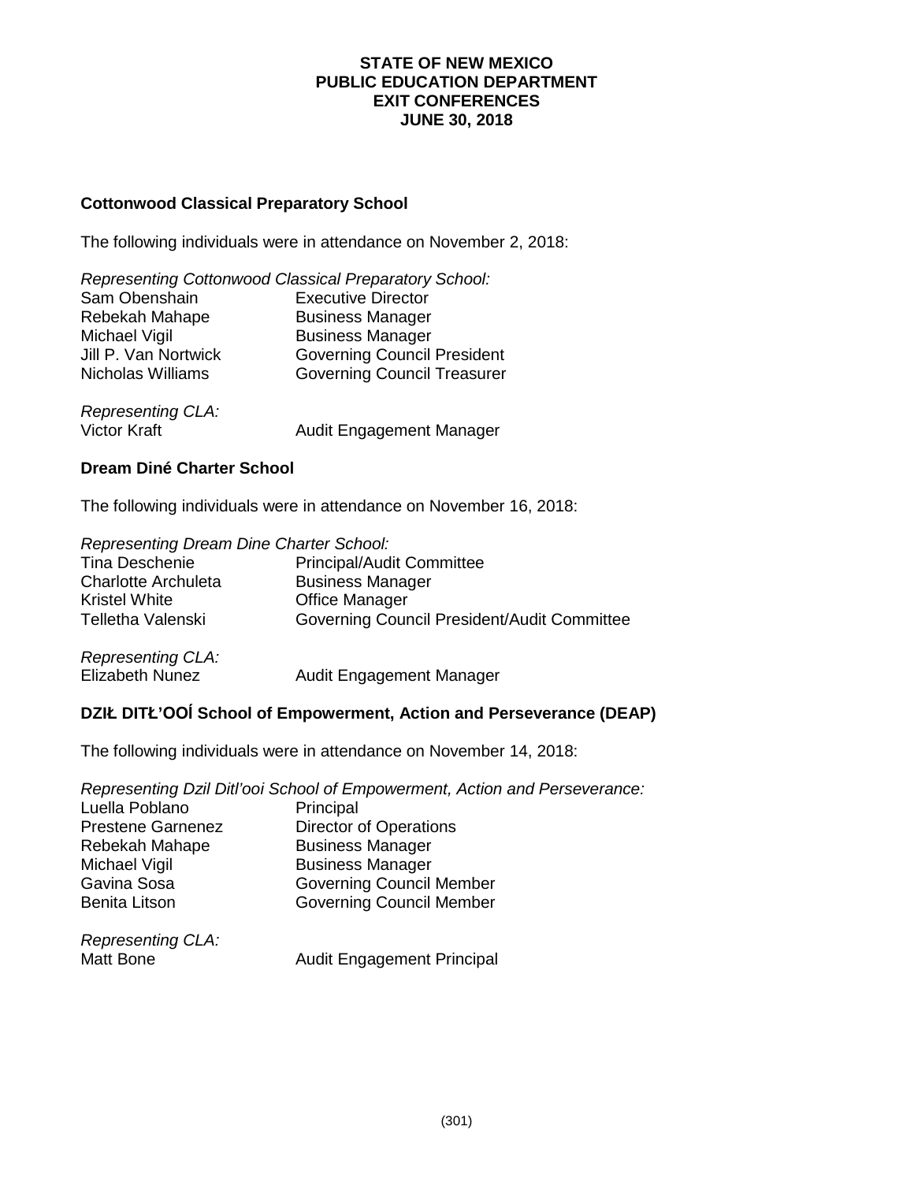**STATE OF NEW MEXICO**
**PUBLIC EDUCATION DEPARTMENT**
**EXIT CONFERENCES**
**JUNE 30, 2018**

### Cottonwood Classical Preparatory School

The following individuals were in attendance on November 2, 2018:

*Representing Cottonwood Classical Preparatory School:*

| | |
|---|---|
| Sam Obenshain | Executive Director |
| Rebekah Mahape | Business Manager |
| Michael Vigil | Business Manager |
| Jill P. Van Nortwick | Governing Council President |
| Nicholas Williams | Governing Council Treasurer |

*Representing CLA:*

| | |
|---|---|
| Victor Kraft | Audit Engagement Manager |

### Dream Diné Charter School

The following individuals were in attendance on November 16, 2018:

*Representing Dream Dine Charter School:*

| | |
|---|---|
| Tina Deschenie | Principal/Audit Committee |
| Charlotte Archuleta | Business Manager |
| Kristel White | Office Manager |
| Telletha Valenski | Governing Council President/Audit Committee |

*Representing CLA:*

| | |
|---|---|
| Elizabeth Nunez | Audit Engagement Manager |

### DZIŁ DITŁ'OOÍ School of Empowerment, Action and Perseverance (DEAP)

The following individuals were in attendance on November 14, 2018:

*Representing Dzil Ditl'ooi School of Empowerment, Action and Perseverance:*

| | |
|---|---|
| Luella Poblano | Principal |
| Prestene Garnenez | Director of Operations |
| Rebekah Mahape | Business Manager |
| Michael Vigil | Business Manager |
| Gavina Sosa | Governing Council Member |
| Benita Litson | Governing Council Member |

*Representing CLA:*

| | |
|---|---|
| Matt Bone | Audit Engagement Principal |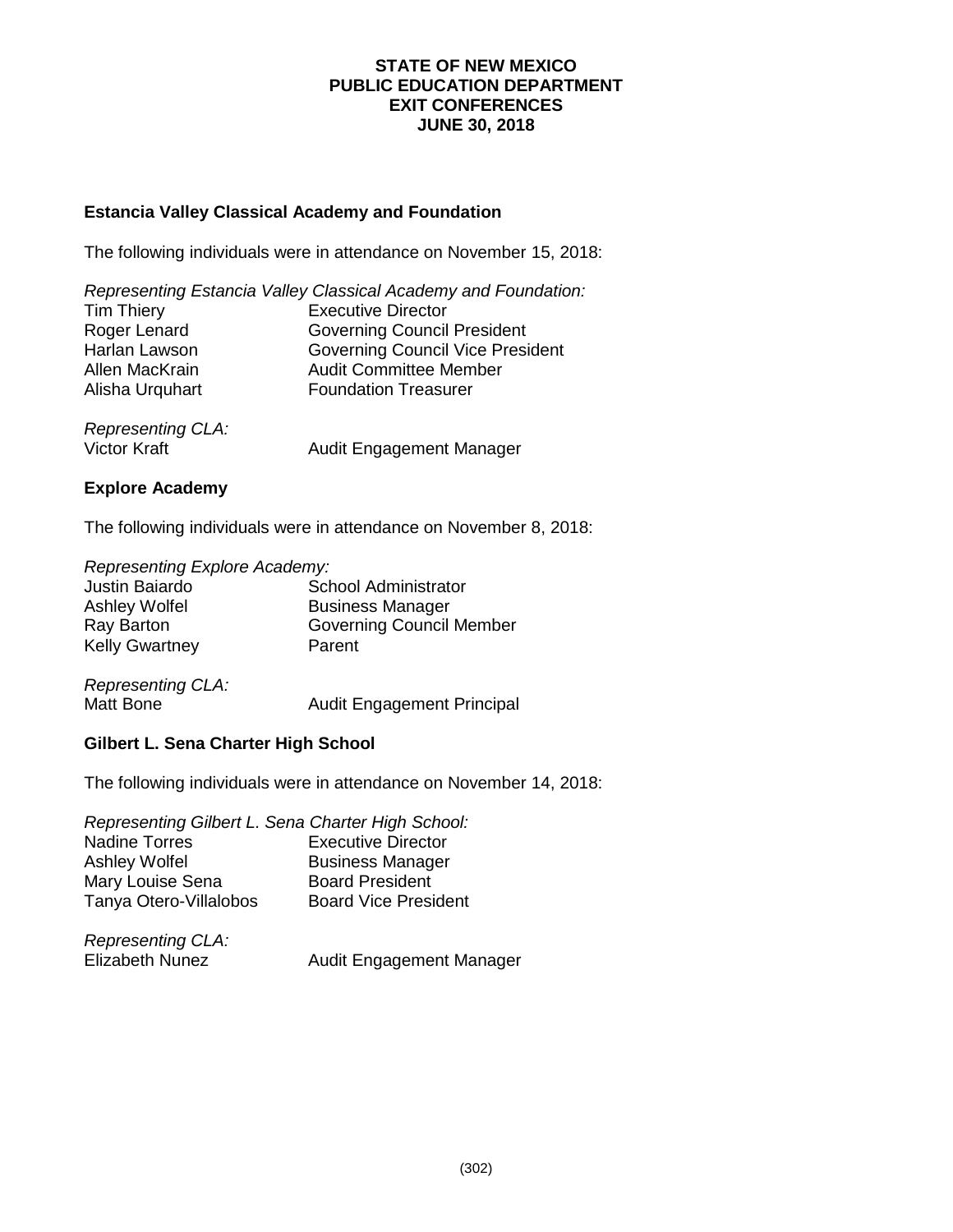**STATE OF NEW MEXICO**
**PUBLIC EDUCATION DEPARTMENT**
**EXIT CONFERENCES**
**JUNE 30, 2018**

### Estancia Valley Classical Academy and Foundation

The following individuals were in attendance on November 15, 2018:

*Representing Estancia Valley Classical Academy and Foundation:*

| | |
|---|---|
| Tim Thiery | Executive Director |
| Roger Lenard | Governing Council President |
| Harlan Lawson | Governing Council Vice President |
| Allen MacKrain | Audit Committee Member |
| Alisha Urquhart | Foundation Treasurer |

*Representing CLA:*

| | |
|---|---|
| Victor Kraft | Audit Engagement Manager |

### Explore Academy

The following individuals were in attendance on November 8, 2018:

*Representing Explore Academy:*

| | |
|---|---|
| Justin Baiardo | School Administrator |
| Ashley Wolfel | Business Manager |
| Ray Barton | Governing Council Member |
| Kelly Gwartney | Parent |

*Representing CLA:*

| | |
|---|---|
| Matt Bone | Audit Engagement Principal |

### Gilbert L. Sena Charter High School

The following individuals were in attendance on November 14, 2018:

*Representing Gilbert L. Sena Charter High School:*

| | |
|---|---|
| Nadine Torres | Executive Director |
| Ashley Wolfel | Business Manager |
| Mary Louise Sena | Board President |
| Tanya Otero-Villalobos | Board Vice President |

*Representing CLA:*

| | |
|---|---|
| Elizabeth Nunez | Audit Engagement Manager |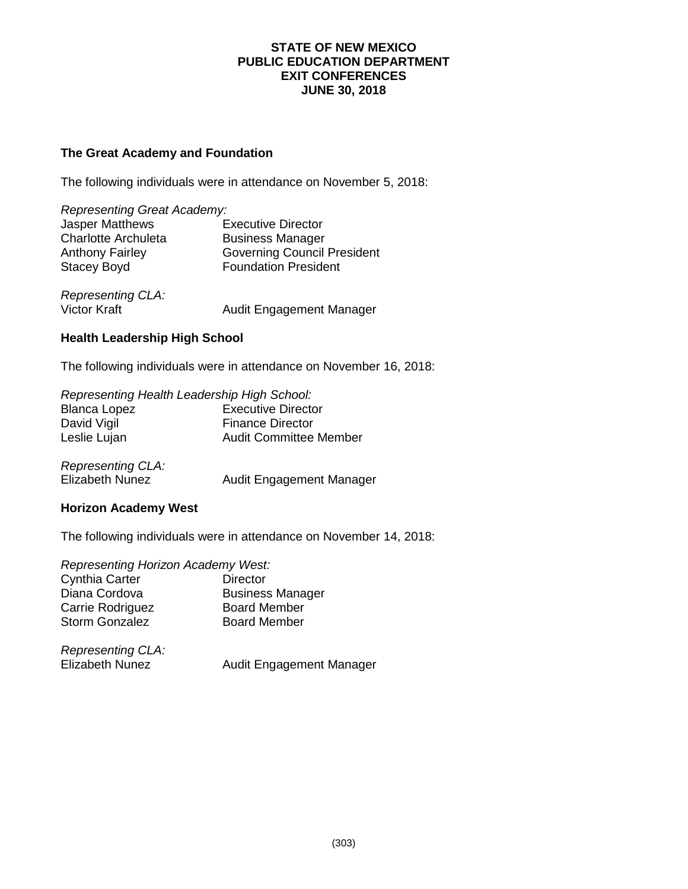**STATE OF NEW MEXICO**
**PUBLIC EDUCATION DEPARTMENT**
**EXIT CONFERENCES**
**JUNE 30, 2018**

### The Great Academy and Foundation

The following individuals were in attendance on November 5, 2018:

*Representing Great Academy:*

| | |
|---|---|
| Jasper Matthews | Executive Director |
| Charlotte Archuleta | Business Manager |
| Anthony Fairley | Governing Council President |
| Stacey Boyd | Foundation President |

*Representing CLA:*

| | |
|---|---|
| Victor Kraft | Audit Engagement Manager |

### Health Leadership High School

The following individuals were in attendance on November 16, 2018:

*Representing Health Leadership High School:*

| | |
|---|---|
| Blanca Lopez | Executive Director |
| David Vigil | Finance Director |
| Leslie Lujan | Audit Committee Member |

*Representing CLA:*

| | |
|---|---|
| Elizabeth Nunez | Audit Engagement Manager |

### Horizon Academy West

The following individuals were in attendance on November 14, 2018:

*Representing Horizon Academy West:*

| | |
|---|---|
| Cynthia Carter | Director |
| Diana Cordova | Business Manager |
| Carrie Rodriguez | Board Member |
| Storm Gonzalez | Board Member |

*Representing CLA:*

| | |
|---|---|
| Elizabeth Nunez | Audit Engagement Manager |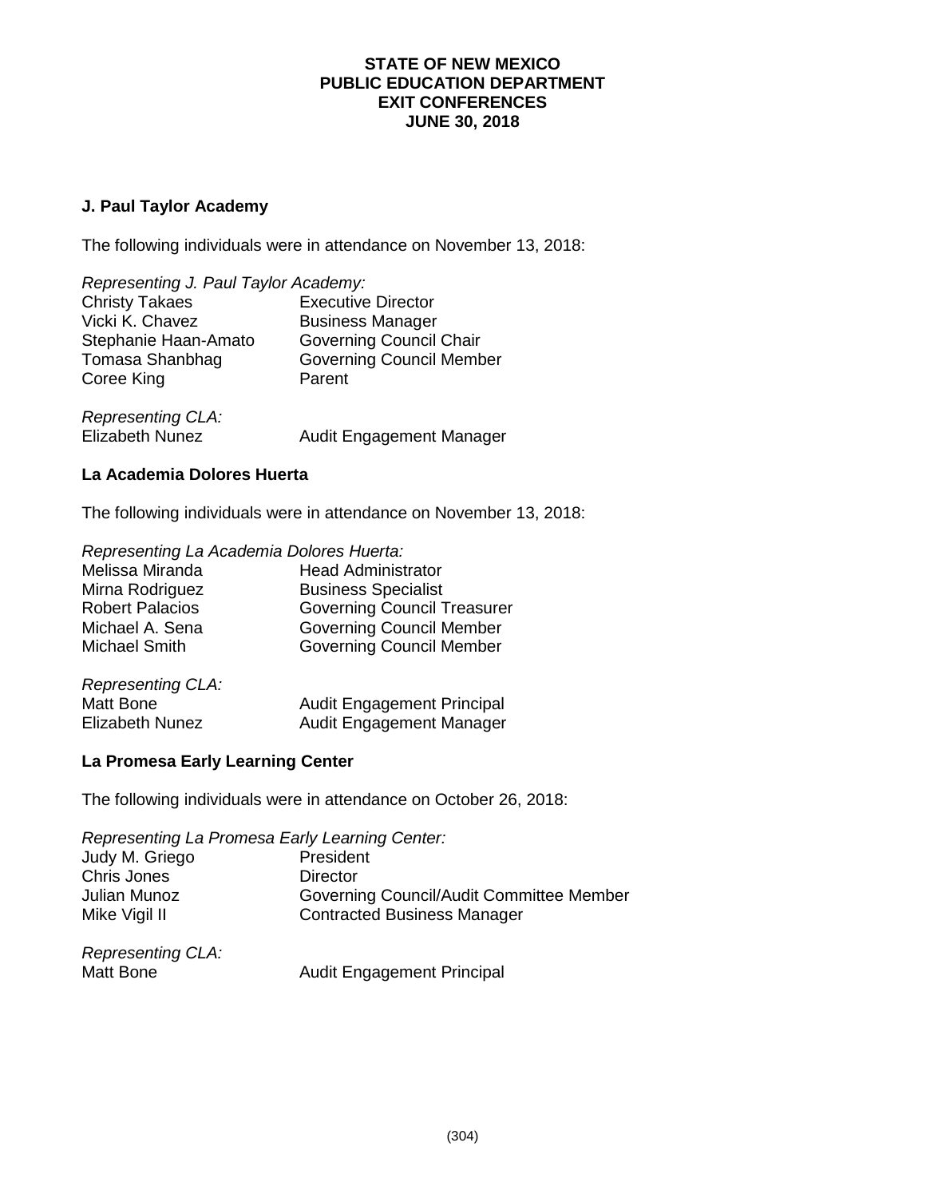**STATE OF NEW MEXICO**
**PUBLIC EDUCATION DEPARTMENT**
**EXIT CONFERENCES**
**JUNE 30, 2018**

## J. Paul Taylor Academy

The following individuals were in attendance on November 13, 2018:

*Representing J. Paul Taylor Academy:*

| | |
|---|---|
| Christy Takaes | Executive Director |
| Vicki K. Chavez | Business Manager |
| Stephanie Haan-Amato | Governing Council Chair |
| Tomasa Shanbhag | Governing Council Member |
| Coree King | Parent |

*Representing CLA:*

| | |
|---|---|
| Elizabeth Nunez | Audit Engagement Manager |

## La Academia Dolores Huerta

The following individuals were in attendance on November 13, 2018:

*Representing La Academia Dolores Huerta:*

| | |
|---|---|
| Melissa Miranda | Head Administrator |
| Mirna Rodriguez | Business Specialist |
| Robert Palacios | Governing Council Treasurer |
| Michael A. Sena | Governing Council Member |
| Michael Smith | Governing Council Member |

*Representing CLA:*

| | |
|---|---|
| Matt Bone | Audit Engagement Principal |
| Elizabeth Nunez | Audit Engagement Manager |

## La Promesa Early Learning Center

The following individuals were in attendance on October 26, 2018:

*Representing La Promesa Early Learning Center:*

| | |
|---|---|
| Judy M. Griego | President |
| Chris Jones | Director |
| Julian Munoz | Governing Council/Audit Committee Member |
| Mike Vigil II | Contracted Business Manager |

*Representing CLA:*

| | |
|---|---|
| Matt Bone | Audit Engagement Principal |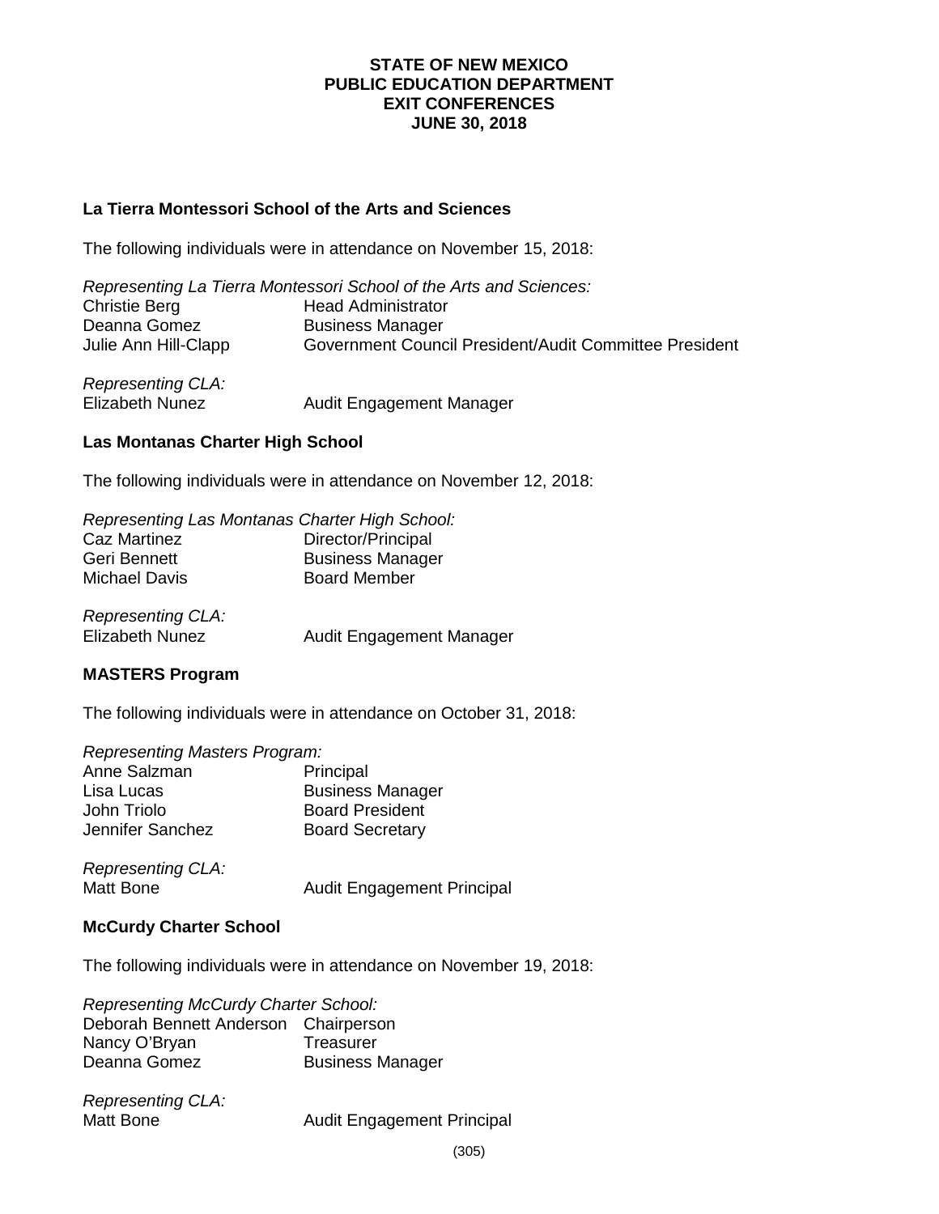**STATE OF NEW MEXICO**
**PUBLIC EDUCATION DEPARTMENT**
**EXIT CONFERENCES**
**JUNE 30, 2018**

### La Tierra Montessori School of the Arts and Sciences

The following individuals were in attendance on November 15, 2018:

*Representing La Tierra Montessori School of the Arts and Sciences:*

| | |
|---|---|
| Christie Berg | Head Administrator |
| Deanna Gomez | Business Manager |
| Julie Ann Hill-Clapp | Government Council President/Audit Committee President |

*Representing CLA:*

| | |
|---|---|
| Elizabeth Nunez | Audit Engagement Manager |

### Las Montanas Charter High School

The following individuals were in attendance on November 12, 2018:

*Representing Las Montanas Charter High School:*

| | |
|---|---|
| Caz Martinez | Director/Principal |
| Geri Bennett | Business Manager |
| Michael Davis | Board Member |

*Representing CLA:*

| | |
|---|---|
| Elizabeth Nunez | Audit Engagement Manager |

### MASTERS Program

The following individuals were in attendance on October 31, 2018:

*Representing Masters Program:*

| | |
|---|---|
| Anne Salzman | Principal |
| Lisa Lucas | Business Manager |
| John Triolo | Board President |
| Jennifer Sanchez | Board Secretary |

*Representing CLA:*

| | |
|---|---|
| Matt Bone | Audit Engagement Principal |

### McCurdy Charter School

The following individuals were in attendance on November 19, 2018:

*Representing McCurdy Charter School:*

| | |
|---|---|
| Deborah Bennett Anderson | Chairperson |
| Nancy O'Bryan | Treasurer |
| Deanna Gomez | Business Manager |

*Representing CLA:*

| | |
|---|---|
| Matt Bone | Audit Engagement Principal |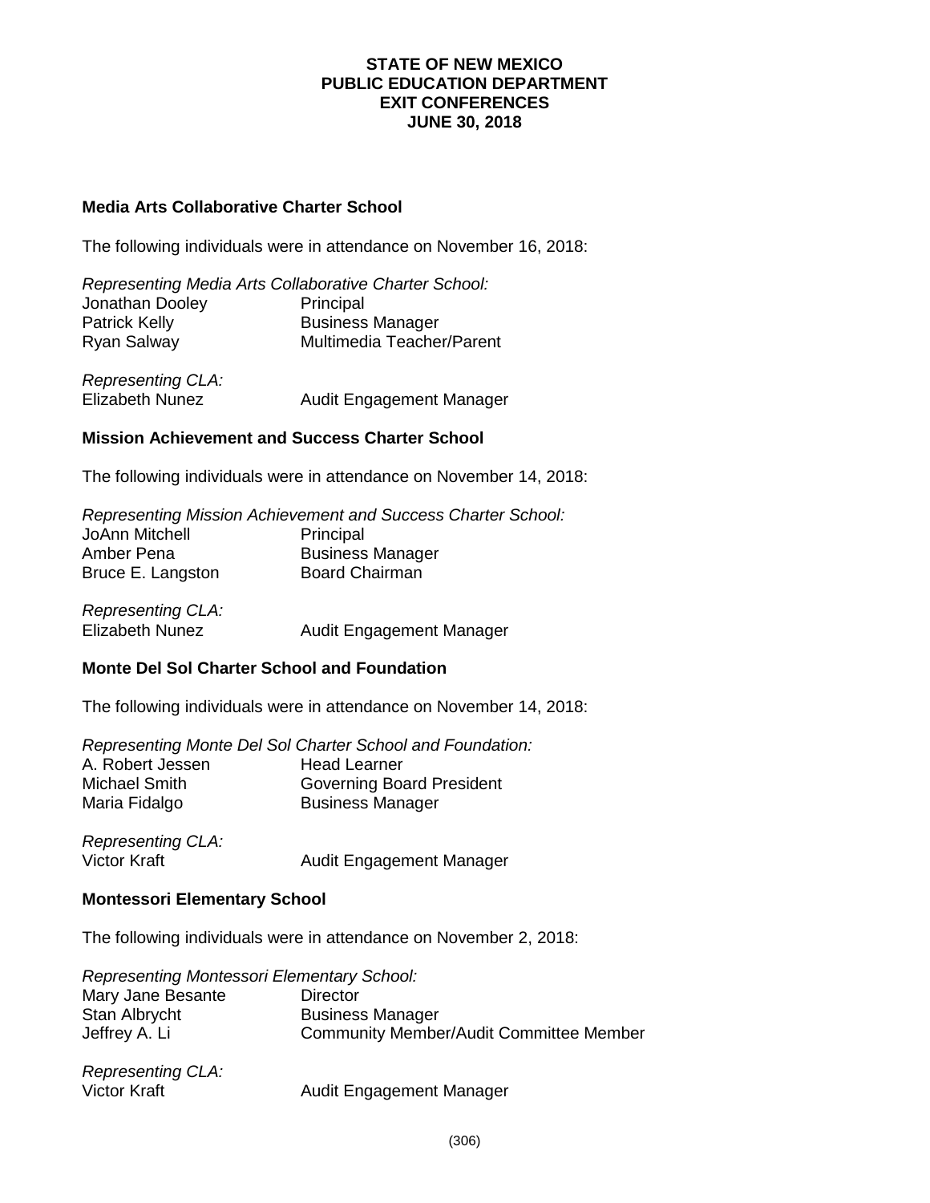**STATE OF NEW MEXICO**
**PUBLIC EDUCATION DEPARTMENT**
**EXIT CONFERENCES**
**JUNE 30, 2018**

### Media Arts Collaborative Charter School

The following individuals were in attendance on November 16, 2018:

*Representing Media Arts Collaborative Charter School:*

| | |
|---|---|
| Jonathan Dooley | Principal |
| Patrick Kelly | Business Manager |
| Ryan Salway | Multimedia Teacher/Parent |

*Representing CLA:*

| | |
|---|---|
| Elizabeth Nunez | Audit Engagement Manager |

### Mission Achievement and Success Charter School

The following individuals were in attendance on November 14, 2018:

*Representing Mission Achievement and Success Charter School:*

| | |
|---|---|
| JoAnn Mitchell | Principal |
| Amber Pena | Business Manager |
| Bruce E. Langston | Board Chairman |

*Representing CLA:*

| | |
|---|---|
| Elizabeth Nunez | Audit Engagement Manager |

### Monte Del Sol Charter School and Foundation

The following individuals were in attendance on November 14, 2018:

*Representing Monte Del Sol Charter School and Foundation:*

| | |
|---|---|
| A. Robert Jessen | Head Learner |
| Michael Smith | Governing Board President |
| Maria Fidalgo | Business Manager |

*Representing CLA:*

| | |
|---|---|
| Victor Kraft | Audit Engagement Manager |

### Montessori Elementary School

The following individuals were in attendance on November 2, 2018:

*Representing Montessori Elementary School:*

| | |
|---|---|
| Mary Jane Besante | Director |
| Stan Albrycht | Business Manager |
| Jeffrey A. Li | Community Member/Audit Committee Member |

*Representing CLA:*

| | |
|---|---|
| Victor Kraft | Audit Engagement Manager |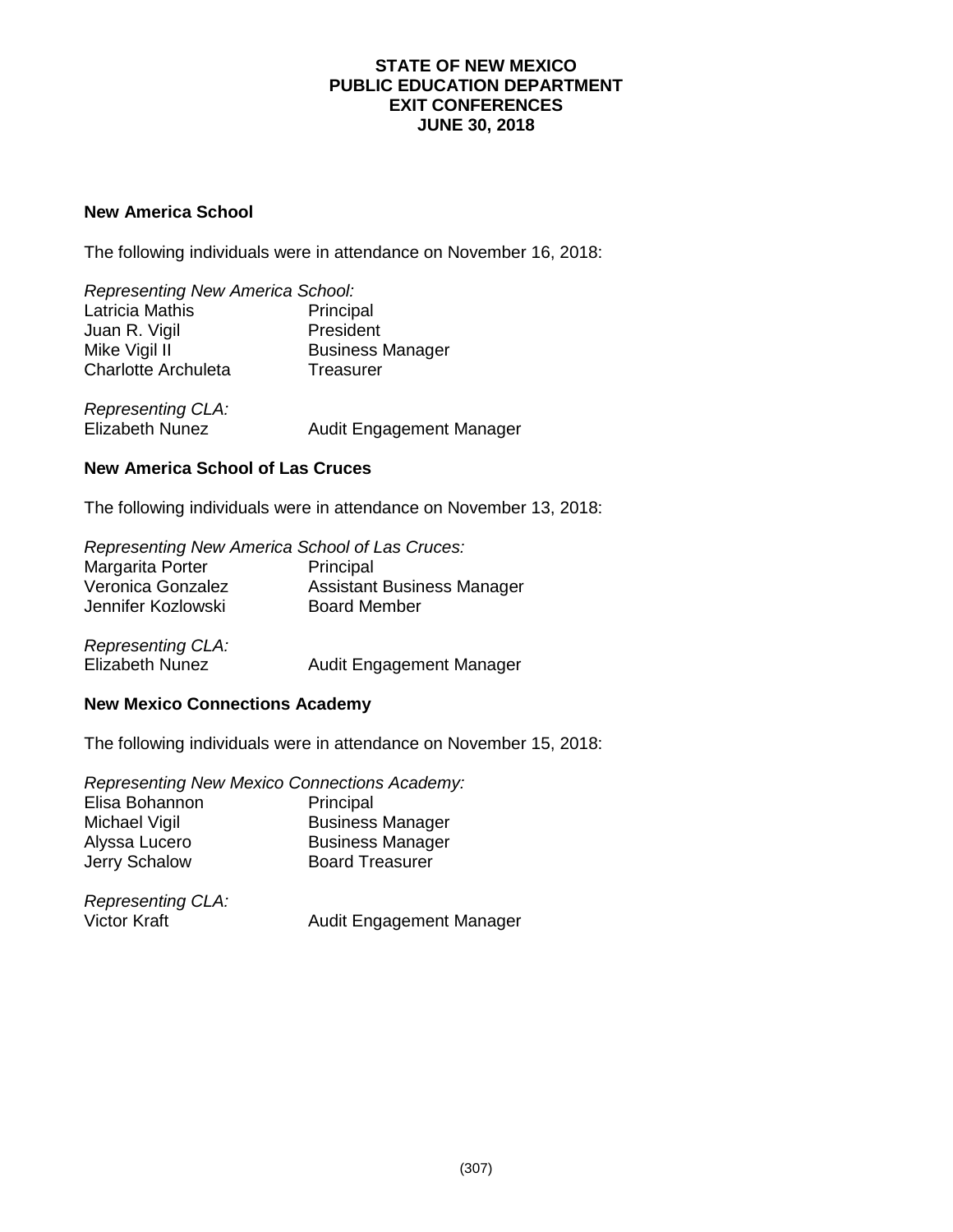# STATE OF NEW MEXICO
# PUBLIC EDUCATION DEPARTMENT
# EXIT CONFERENCES
# JUNE 30, 2018

**New America School**

The following individuals were in attendance on November 16, 2018:

*Representing New America School:*

| | |
|---|---|
| Latricia Mathis | Principal |
| Juan R. Vigil | President |
| Mike Vigil II | Business Manager |
| Charlotte Archuleta | Treasurer |

*Representing CLA:*

| | |
|---|---|
| Elizabeth Nunez | Audit Engagement Manager |

**New America School of Las Cruces**

The following individuals were in attendance on November 13, 2018:

*Representing New America School of Las Cruces:*

| | |
|---|---|
| Margarita Porter | Principal |
| Veronica Gonzalez | Assistant Business Manager |
| Jennifer Kozlowski | Board Member |

*Representing CLA:*

| | |
|---|---|
| Elizabeth Nunez | Audit Engagement Manager |

**New Mexico Connections Academy**

The following individuals were in attendance on November 15, 2018:

*Representing New Mexico Connections Academy:*

| | |
|---|---|
| Elisa Bohannon | Principal |
| Michael Vigil | Business Manager |
| Alyssa Lucero | Business Manager |
| Jerry Schalow | Board Treasurer |

*Representing CLA:*

| | |
|---|---|
| Victor Kraft | Audit Engagement Manager |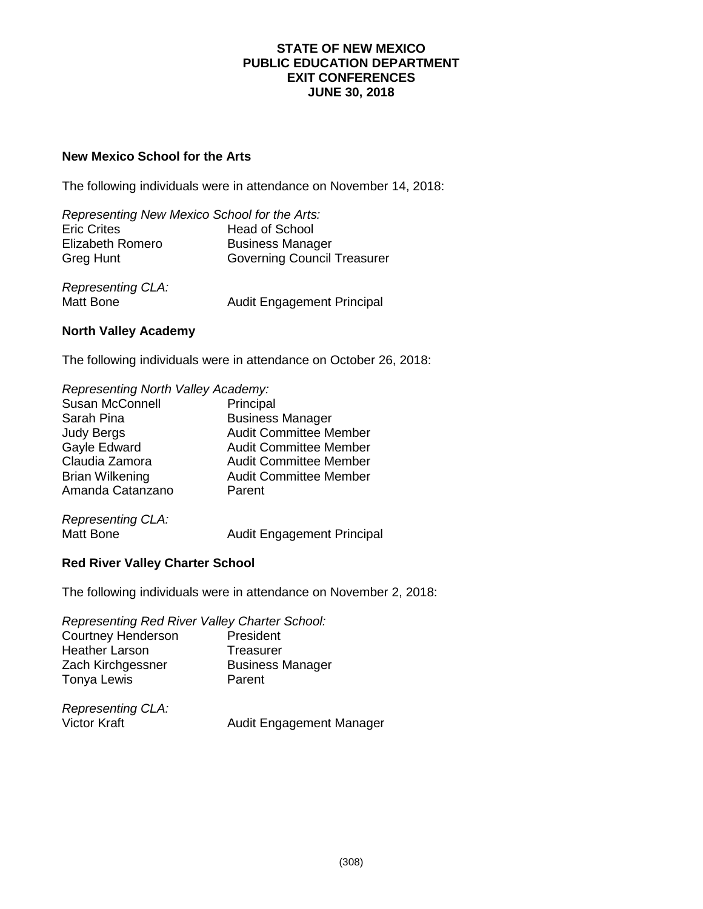**STATE OF NEW MEXICO**
**PUBLIC EDUCATION DEPARTMENT**
**EXIT CONFERENCES**
**JUNE 30, 2018**

### New Mexico School for the Arts

The following individuals were in attendance on November 14, 2018:

*Representing New Mexico School for the Arts:*

| | |
|---|---|
| Eric Crites | Head of School |
| Elizabeth Romero | Business Manager |
| Greg Hunt | Governing Council Treasurer |

*Representing CLA:*

| | |
|---|---|
| Matt Bone | Audit Engagement Principal |

### North Valley Academy

The following individuals were in attendance on October 26, 2018:

*Representing North Valley Academy:*

| | |
|---|---|
| Susan McConnell | Principal |
| Sarah Pina | Business Manager |
| Judy Bergs | Audit Committee Member |
| Gayle Edward | Audit Committee Member |
| Claudia Zamora | Audit Committee Member |
| Brian Wilkening | Audit Committee Member |
| Amanda Catanzano | Parent |

*Representing CLA:*

| | |
|---|---|
| Matt Bone | Audit Engagement Principal |

### Red River Valley Charter School

The following individuals were in attendance on November 2, 2018:

*Representing Red River Valley Charter School:*

| | |
|---|---|
| Courtney Henderson | President |
| Heather Larson | Treasurer |
| Zach Kirchgessner | Business Manager |
| Tonya Lewis | Parent |

*Representing CLA:*

| | |
|---|---|
| Victor Kraft | Audit Engagement Manager |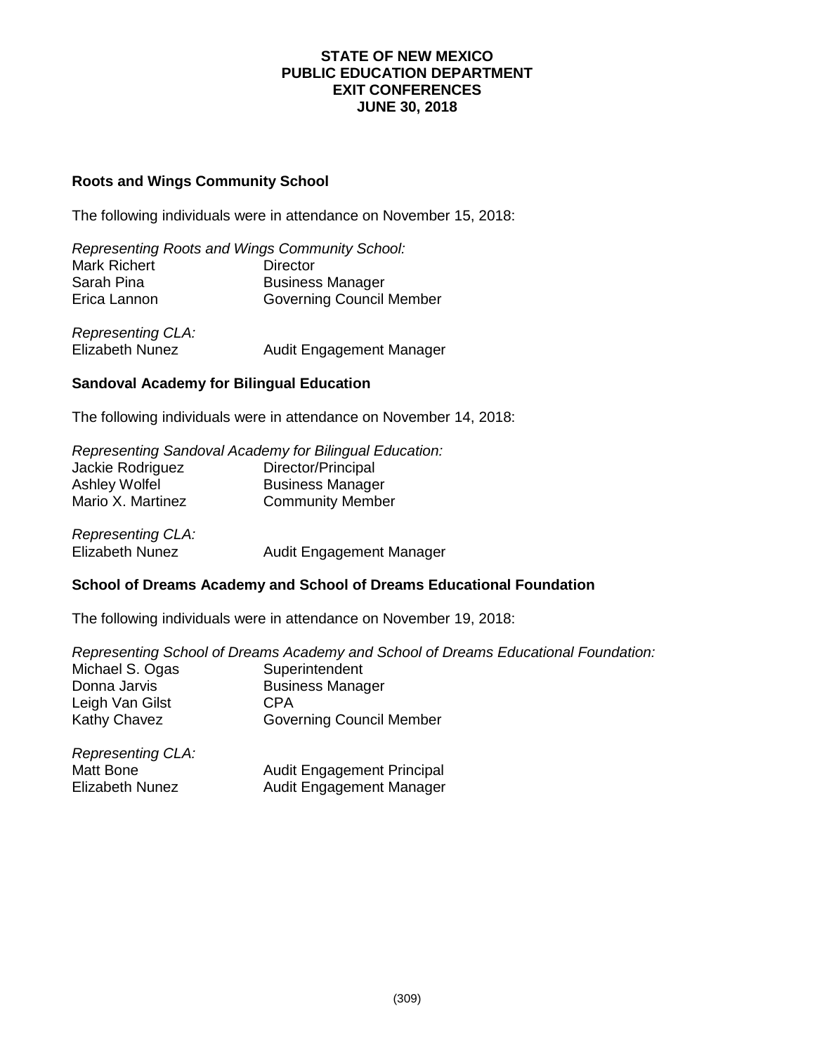**STATE OF NEW MEXICO**
**PUBLIC EDUCATION DEPARTMENT**
**EXIT CONFERENCES**
**JUNE 30, 2018**

### Roots and Wings Community School

The following individuals were in attendance on November 15, 2018:

*Representing Roots and Wings Community School:*

| | |
|---|---|
| Mark Richert | Director |
| Sarah Pina | Business Manager |
| Erica Lannon | Governing Council Member |

*Representing CLA:*

| | |
|---|---|
| Elizabeth Nunez | Audit Engagement Manager |

### Sandoval Academy for Bilingual Education

The following individuals were in attendance on November 14, 2018:

*Representing Sandoval Academy for Bilingual Education:*

| | |
|---|---|
| Jackie Rodriguez | Director/Principal |
| Ashley Wolfel | Business Manager |
| Mario X. Martinez | Community Member |

*Representing CLA:*

| | |
|---|---|
| Elizabeth Nunez | Audit Engagement Manager |

### School of Dreams Academy and School of Dreams Educational Foundation

The following individuals were in attendance on November 19, 2018:

*Representing School of Dreams Academy and School of Dreams Educational Foundation:*

| | |
|---|---|
| Michael S. Ogas | Superintendent |
| Donna Jarvis | Business Manager |
| Leigh Van Gilst | CPA |
| Kathy Chavez | Governing Council Member |

*Representing CLA:*

| | |
|---|---|
| Matt Bone | Audit Engagement Principal |
| Elizabeth Nunez | Audit Engagement Manager |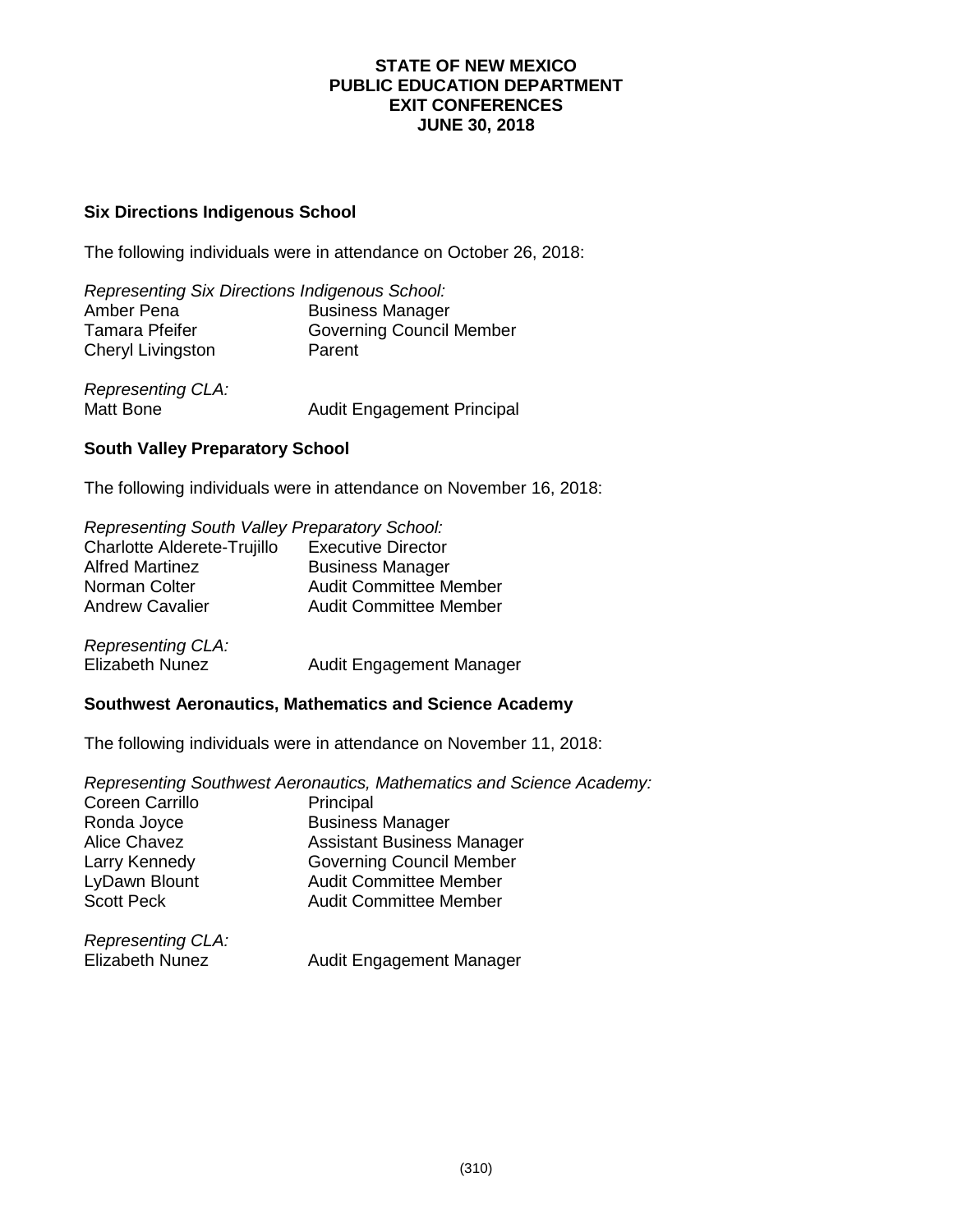**STATE OF NEW MEXICO**
**PUBLIC EDUCATION DEPARTMENT**
**EXIT CONFERENCES**
**JUNE 30, 2018**

### Six Directions Indigenous School

The following individuals were in attendance on October 26, 2018:

*Representing Six Directions Indigenous School:*

| | |
|---|---|
| Amber Pena | Business Manager |
| Tamara Pfeifer | Governing Council Member |
| Cheryl Livingston | Parent |

*Representing CLA:*

| | |
|---|---|
| Matt Bone | Audit Engagement Principal |

### South Valley Preparatory School

The following individuals were in attendance on November 16, 2018:

*Representing South Valley Preparatory School:*

| | |
|---|---|
| Charlotte Alderete-Trujillo | Executive Director |
| Alfred Martinez | Business Manager |
| Norman Colter | Audit Committee Member |
| Andrew Cavalier | Audit Committee Member |

*Representing CLA:*

| | |
|---|---|
| Elizabeth Nunez | Audit Engagement Manager |

### Southwest Aeronautics, Mathematics and Science Academy

The following individuals were in attendance on November 11, 2018:

*Representing Southwest Aeronautics, Mathematics and Science Academy:*

| | |
|---|---|
| Coreen Carrillo | Principal |
| Ronda Joyce | Business Manager |
| Alice Chavez | Assistant Business Manager |
| Larry Kennedy | Governing Council Member |
| LyDawn Blount | Audit Committee Member |
| Scott Peck | Audit Committee Member |

*Representing CLA:*

| | |
|---|---|
| Elizabeth Nunez | Audit Engagement Manager |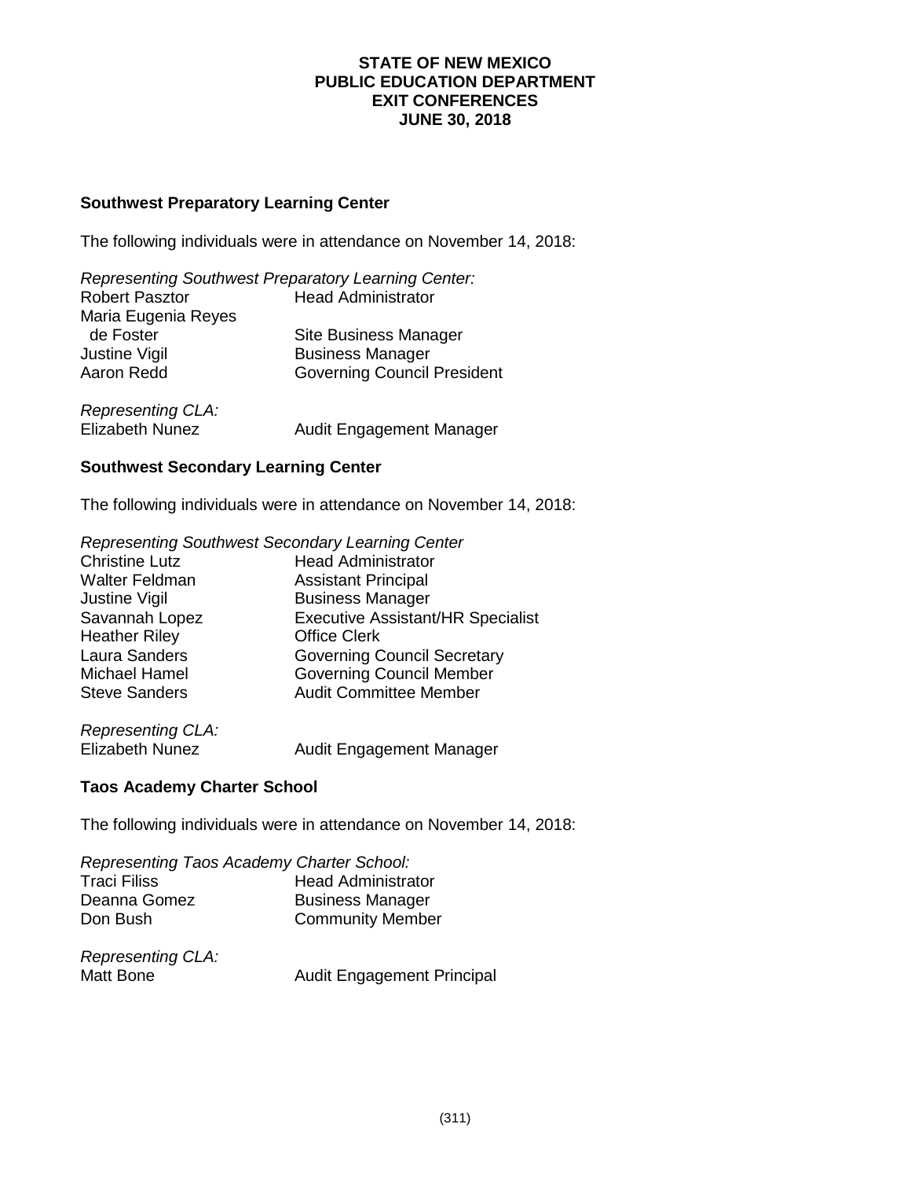# STATE OF NEW MEXICO
# PUBLIC EDUCATION DEPARTMENT
# EXIT CONFERENCES
# JUNE 30, 2018

### Southwest Preparatory Learning Center

The following individuals were in attendance on November 14, 2018:

*Representing Southwest Preparatory Learning Center:*

| | |
|---|---|
| Robert Pasztor | Head Administrator |
| Maria Eugenia Reyes de Foster | Site Business Manager |
| Justine Vigil | Business Manager |
| Aaron Redd | Governing Council President |

*Representing CLA:*

| | |
|---|---|
| Elizabeth Nunez | Audit Engagement Manager |

### Southwest Secondary Learning Center

The following individuals were in attendance on November 14, 2018:

*Representing Southwest Secondary Learning Center*

| | |
|---|---|
| Christine Lutz | Head Administrator |
| Walter Feldman | Assistant Principal |
| Justine Vigil | Business Manager |
| Savannah Lopez | Executive Assistant/HR Specialist |
| Heather Riley | Office Clerk |
| Laura Sanders | Governing Council Secretary |
| Michael Hamel | Governing Council Member |
| Steve Sanders | Audit Committee Member |

*Representing CLA:*

| | |
|---|---|
| Elizabeth Nunez | Audit Engagement Manager |

### Taos Academy Charter School

The following individuals were in attendance on November 14, 2018:

*Representing Taos Academy Charter School:*

| | |
|---|---|
| Traci Filiss | Head Administrator |
| Deanna Gomez | Business Manager |
| Don Bush | Community Member |

*Representing CLA:*

| | |
|---|---|
| Matt Bone | Audit Engagement Principal |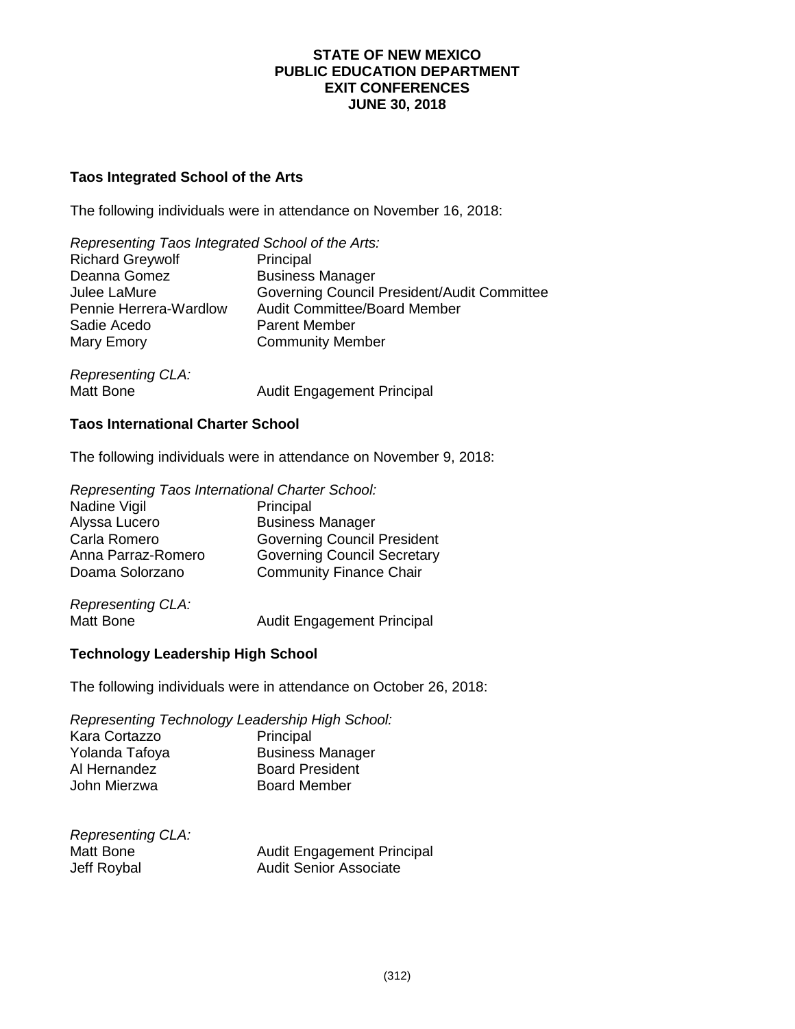# STATE OF NEW MEXICO
# PUBLIC EDUCATION DEPARTMENT
# EXIT CONFERENCES
# JUNE 30, 2018

### Taos Integrated School of the Arts

The following individuals were in attendance on November 16, 2018:

*Representing Taos Integrated School of the Arts:*

| | |
|---|---|
| Richard Greywolf | Principal |
| Deanna Gomez | Business Manager |
| Julee LaMure | Governing Council President/Audit Committee |
| Pennie Herrera-Wardlow | Audit Committee/Board Member |
| Sadie Acedo | Parent Member |
| Mary Emory | Community Member |

*Representing CLA:*

| | |
|---|---|
| Matt Bone | Audit Engagement Principal |

### Taos International Charter School

The following individuals were in attendance on November 9, 2018:

*Representing Taos International Charter School:*

| | |
|---|---|
| Nadine Vigil | Principal |
| Alyssa Lucero | Business Manager |
| Carla Romero | Governing Council President |
| Anna Parraz-Romero | Governing Council Secretary |
| Doama Solorzano | Community Finance Chair |

*Representing CLA:*

| | |
|---|---|
| Matt Bone | Audit Engagement Principal |

### Technology Leadership High School

The following individuals were in attendance on October 26, 2018:

*Representing Technology Leadership High School:*

| | |
|---|---|
| Kara Cortazzo | Principal |
| Yolanda Tafoya | Business Manager |
| Al Hernandez | Board President |
| John Mierzwa | Board Member |

*Representing CLA:*

| | |
|---|---|
| Matt Bone | Audit Engagement Principal |
| Jeff Roybal | Audit Senior Associate |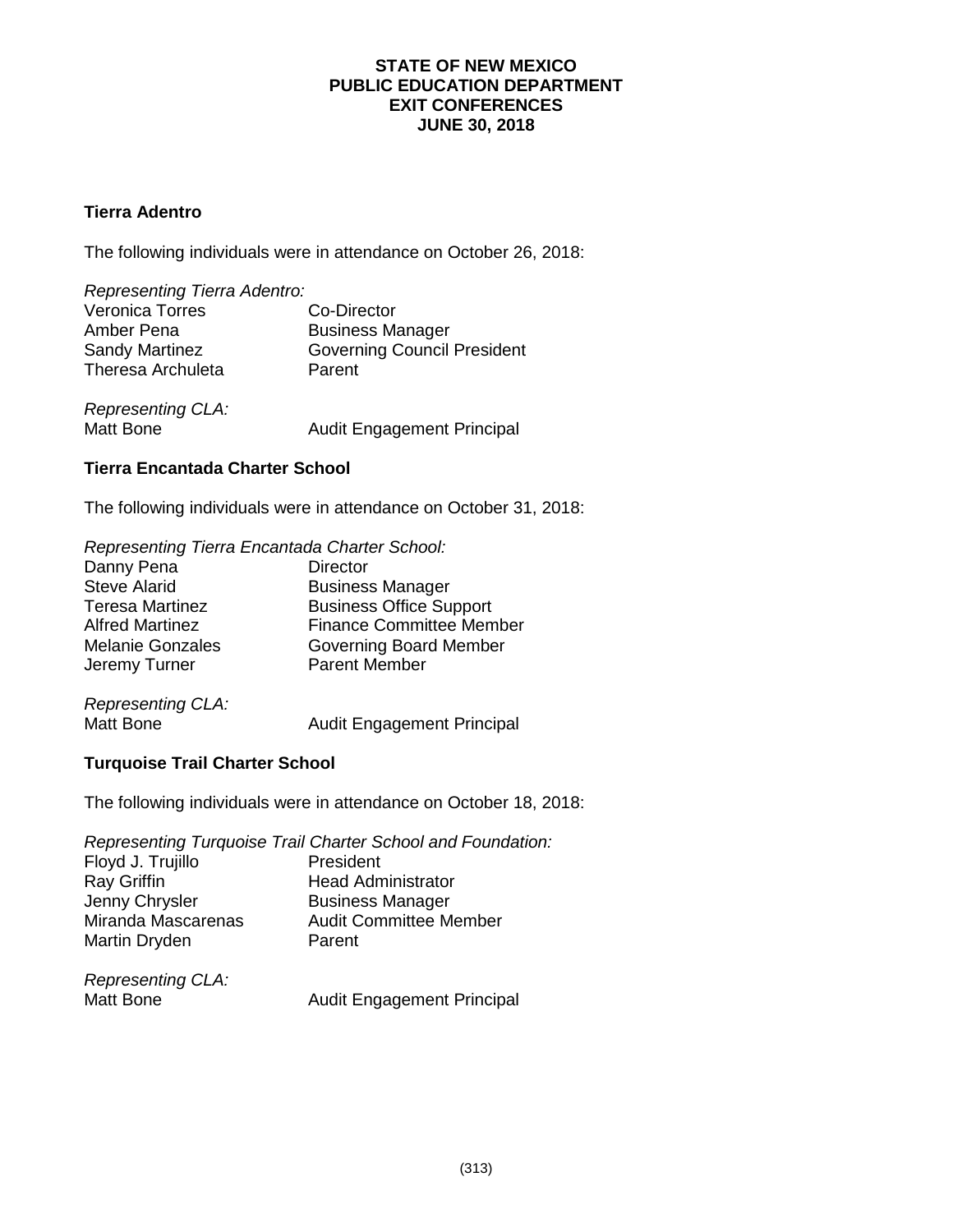**STATE OF NEW MEXICO**
**PUBLIC EDUCATION DEPARTMENT**
**EXIT CONFERENCES**
**JUNE 30, 2018**

### Tierra Adentro

The following individuals were in attendance on October 26, 2018:

*Representing Tierra Adentro:*

| | |
|---|---|
| Veronica Torres | Co-Director |
| Amber Pena | Business Manager |
| Sandy Martinez | Governing Council President |
| Theresa Archuleta | Parent |

*Representing CLA:*

| | |
|---|---|
| Matt Bone | Audit Engagement Principal |

### Tierra Encantada Charter School

The following individuals were in attendance on October 31, 2018:

*Representing Tierra Encantada Charter School:*

| | |
|---|---|
| Danny Pena | Director |
| Steve Alarid | Business Manager |
| Teresa Martinez | Business Office Support |
| Alfred Martinez | Finance Committee Member |
| Melanie Gonzales | Governing Board Member |
| Jeremy Turner | Parent Member |

*Representing CLA:*

| | |
|---|---|
| Matt Bone | Audit Engagement Principal |

### Turquoise Trail Charter School

The following individuals were in attendance on October 18, 2018:

*Representing Turquoise Trail Charter School and Foundation:*

| | |
|---|---|
| Floyd J. Trujillo | President |
| Ray Griffin | Head Administrator |
| Jenny Chrysler | Business Manager |
| Miranda Mascarenas | Audit Committee Member |
| Martin Dryden | Parent |

*Representing CLA:*

| | |
|---|---|
| Matt Bone | Audit Engagement Principal |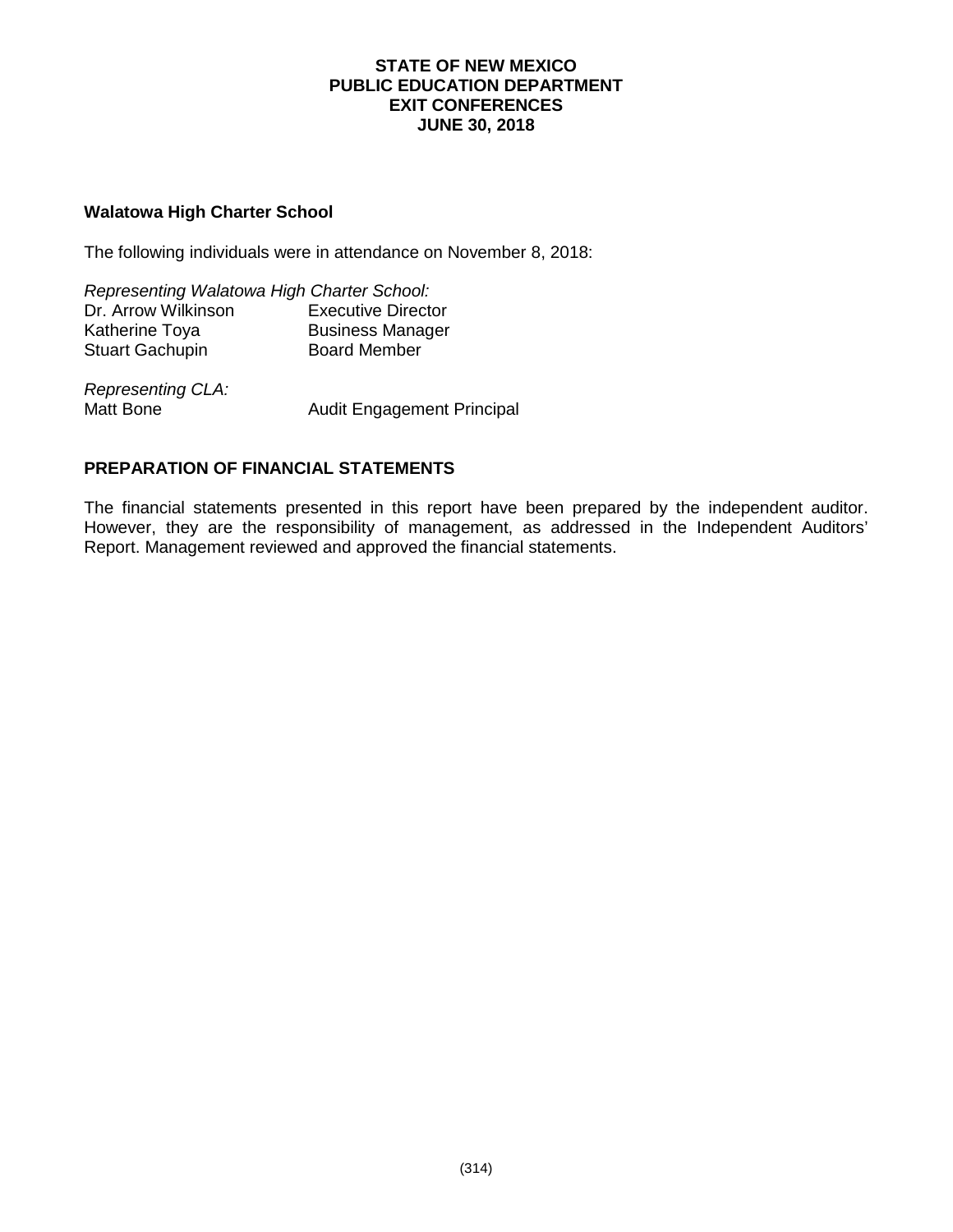**STATE OF NEW MEXICO**
**PUBLIC EDUCATION DEPARTMENT**
**EXIT CONFERENCES**
**JUNE 30, 2018**

## Walatowa High Charter School

The following individuals were in attendance on November 8, 2018:

*Representing Walatowa High Charter School:*

| | |
|---|---|
| Dr. Arrow Wilkinson | Executive Director |
| Katherine Toya | Business Manager |
| Stuart Gachupin | Board Member |

*Representing CLA:*

| | |
|---|---|
| Matt Bone | Audit Engagement Principal |

## PREPARATION OF FINANCIAL STATEMENTS

The financial statements presented in this report have been prepared by the independent auditor. However, they are the responsibility of management, as addressed in the Independent Auditors' Report. Management reviewed and approved the financial statements.